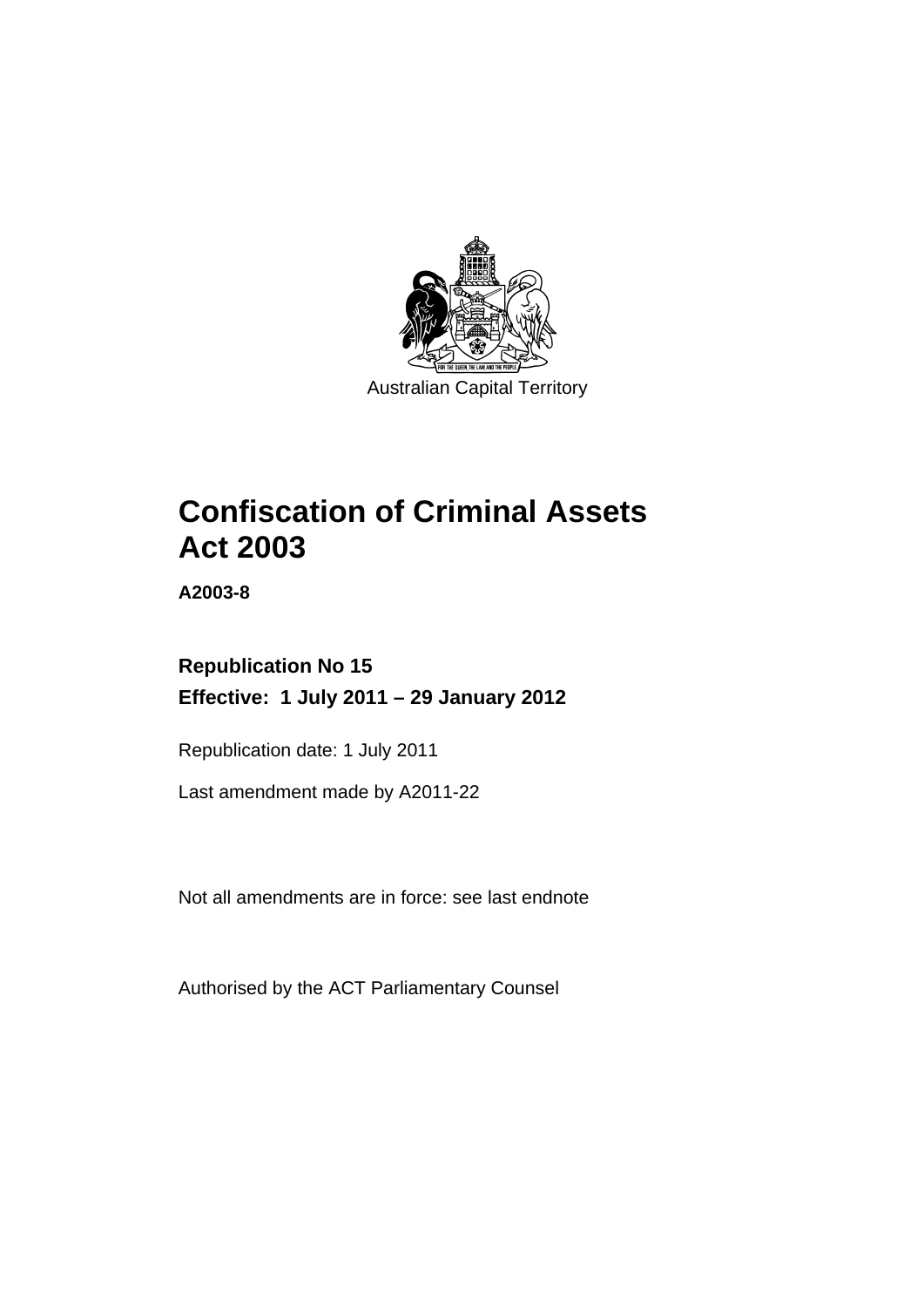Australian Capital Territory

# Confiscation of Criminal Assets Act 2003

**A2003-8**

## Republication No 15

**Effective: 1 July 2011 – 29 January 2012**

Republication date: 1 July 2011

Last amendment made by A2011-22

Not all amendments are in force: see last endnote

Authorised by the ACT Parliamentary Counsel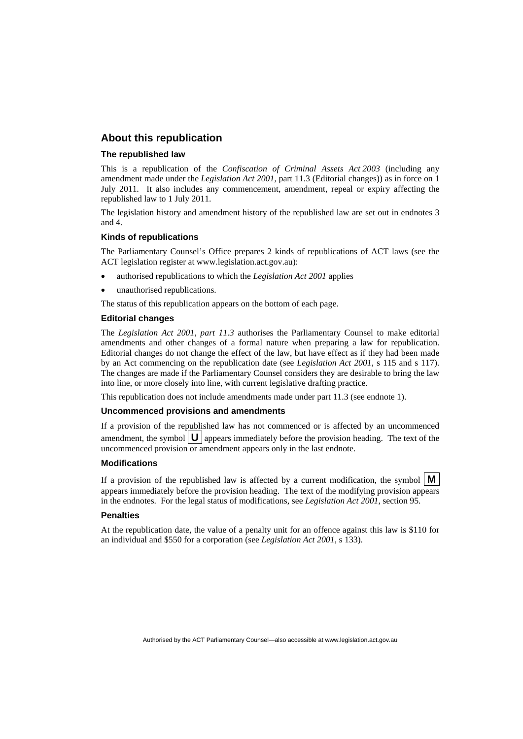## About this republication

### The republished law

This is a republication of the *Confiscation of Criminal Assets Act 2003* (including any amendment made under the *Legislation Act 2001*, part 11.3 (Editorial changes)) as in force on 1 July 2011. It also includes any commencement, amendment, repeal or expiry affecting the republished law to 1 July 2011.

The legislation history and amendment history of the republished law are set out in endnotes 3 and 4.

### Kinds of republications

The Parliamentary Counsel's Office prepares 2 kinds of republications of ACT laws (see the ACT legislation register at www.legislation.act.gov.au):

- authorised republications to which the *Legislation Act 2001* applies
- unauthorised republications.

The status of this republication appears on the bottom of each page.

### Editorial changes

The *Legislation Act 2001, part 11.3* authorises the Parliamentary Counsel to make editorial amendments and other changes of a formal nature when preparing a law for republication. Editorial changes do not change the effect of the law, but have effect as if they had been made by an Act commencing on the republication date (see *Legislation Act 2001*, s 115 and s 117). The changes are made if the Parliamentary Counsel considers they are desirable to bring the law into line, or more closely into line, with current legislative drafting practice.

This republication does not include amendments made under part 11.3 (see endnote 1).

### Uncommenced provisions and amendments

If a provision of the republished law has not commenced or is affected by an uncommenced amendment, the symbol **U** appears immediately before the provision heading. The text of the uncommenced provision or amendment appears only in the last endnote.

### Modifications

If a provision of the republished law is affected by a current modification, the symbol **M** appears immediately before the provision heading. The text of the modifying provision appears in the endnotes. For the legal status of modifications, see *Legislation Act 2001*, section 95.

### Penalties

At the republication date, the value of a penalty unit for an offence against this law is $110 for an individual and $550 for a corporation (see *Legislation Act 2001*, s 133).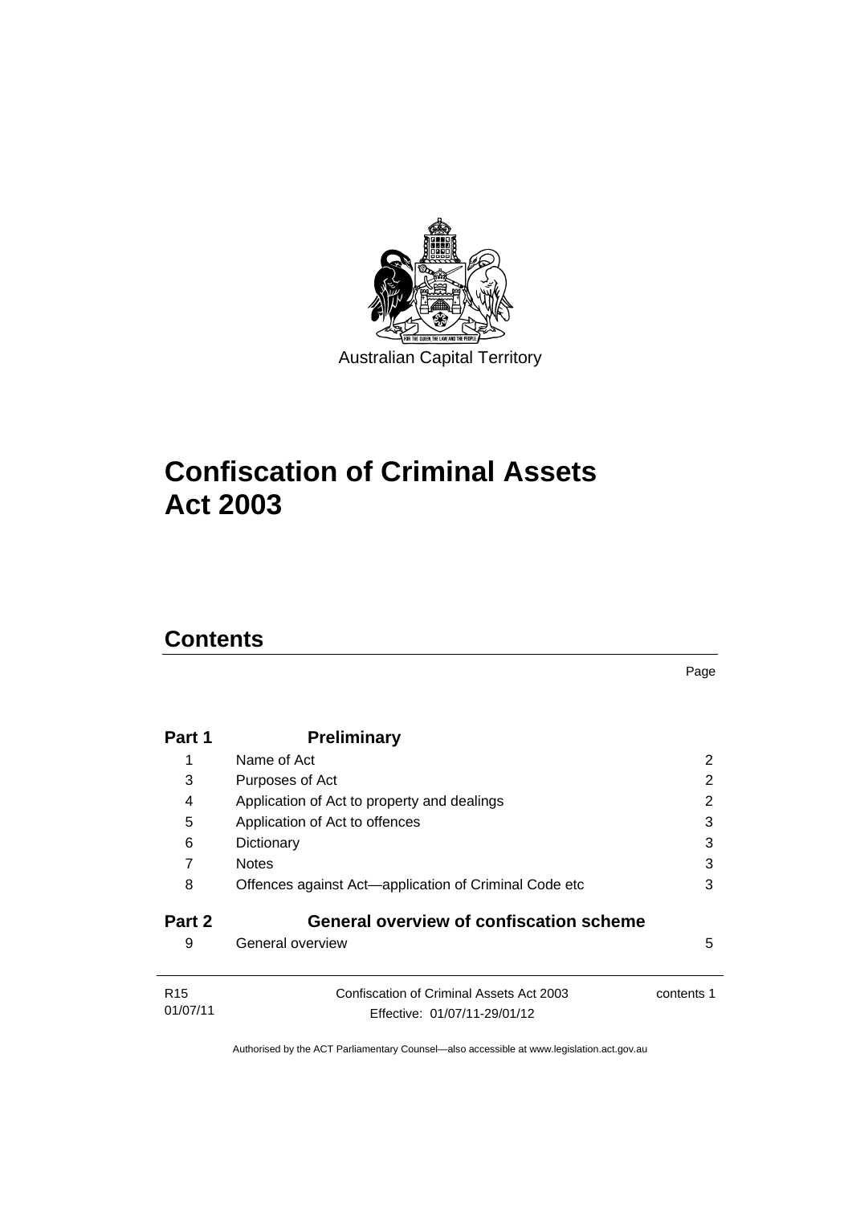Australian Capital Territory

# Confiscation of Criminal Assets Act 2003

## Contents

| | | Page |
|---|---|---|
| **Part 1** | **Preliminary** | |
| 1 | Name of Act | 2 |
| 3 | Purposes of Act | 2 |
| 4 | Application of Act to property and dealings | 2 |
| 5 | Application of Act to offences | 3 |
| 6 | Dictionary | 3 |
| 7 | Notes | 3 |
| 8 | Offences against Act—application of Criminal Code etc | 3 |
| **Part 2** | **General overview of confiscation scheme** | |
| 9 | General overview | 5 |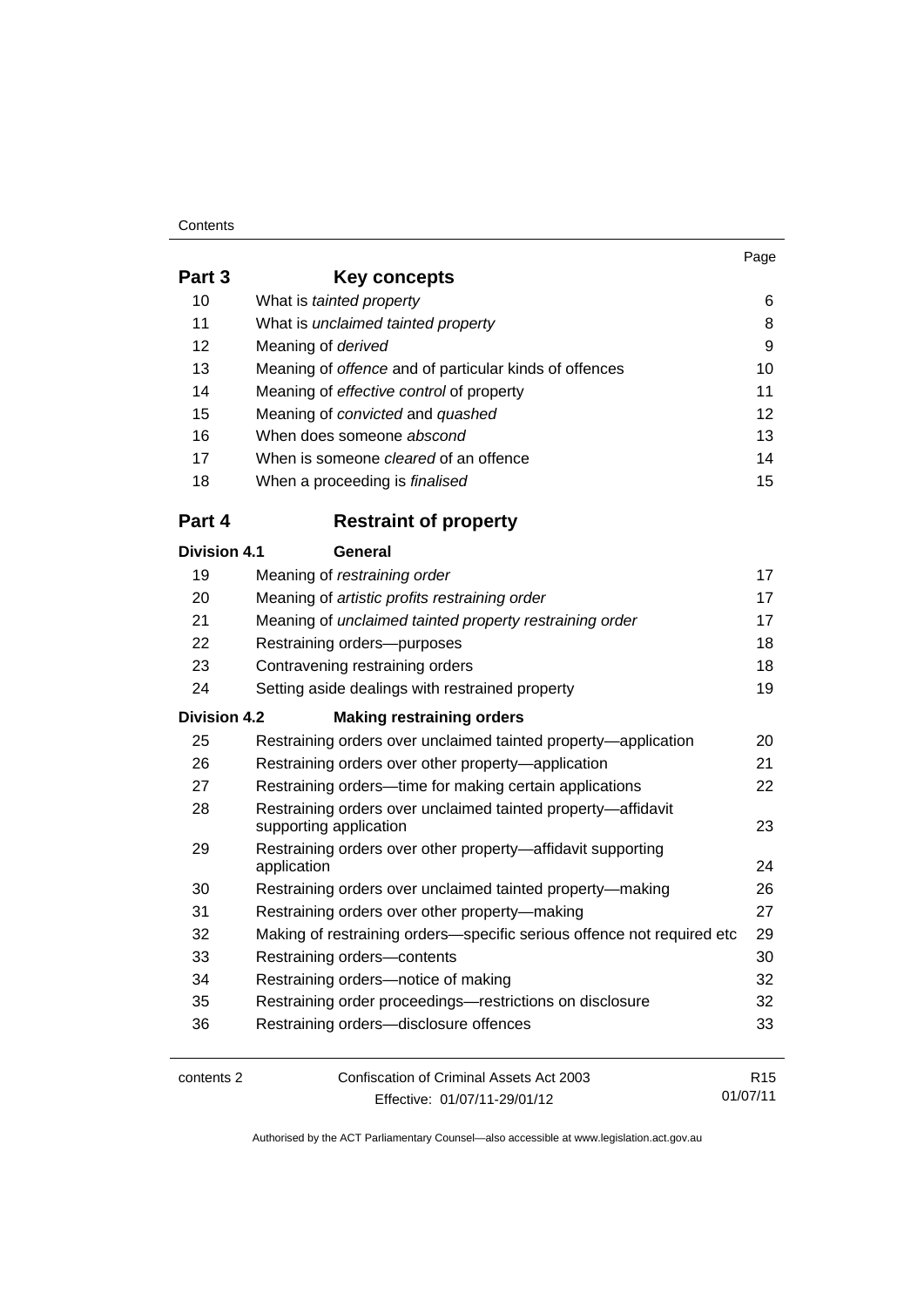| | | Page |
|---|---|---|
| **Part 3** | **Key concepts** | |
| 10 | What is *tainted property* | 6 |
| 11 | What is *unclaimed tainted property* | 8 |
| 12 | Meaning of *derived* | 9 |
| 13 | Meaning of *offence* and of particular kinds of offences | 10 |
| 14 | Meaning of *effective control* of property | 11 |
| 15 | Meaning of *convicted* and *quashed* | 12 |
| 16 | When does someone *abscond* | 13 |
| 17 | When is someone *cleared* of an offence | 14 |
| 18 | When a proceeding is *finalised* | 15 |
| **Part 4** | **Restraint of property** | |
| **Division 4.1** | **General** | |
| 19 | Meaning of *restraining order* | 17 |
| 20 | Meaning of *artistic profits restraining order* | 17 |
| 21 | Meaning of *unclaimed tainted property restraining order* | 17 |
| 22 | Restraining orders—purposes | 18 |
| 23 | Contravening restraining orders | 18 |
| 24 | Setting aside dealings with restrained property | 19 |
| **Division 4.2** | **Making restraining orders** | |
| 25 | Restraining orders over unclaimed tainted property—application | 20 |
| 26 | Restraining orders over other property—application | 21 |
| 27 | Restraining orders—time for making certain applications | 22 |
| 28 | Restraining orders over unclaimed tainted property—affidavit supporting application | 23 |
| 29 | Restraining orders over other property—affidavit supporting application | 24 |
| 30 | Restraining orders over unclaimed tainted property—making | 26 |
| 31 | Restraining orders over other property—making | 27 |
| 32 | Making of restraining orders—specific serious offence not required etc | 29 |
| 33 | Restraining orders—contents | 30 |
| 34 | Restraining orders—notice of making | 32 |
| 35 | Restraining order proceedings—restrictions on disclosure | 32 |
| 36 | Restraining orders—disclosure offences | 33 |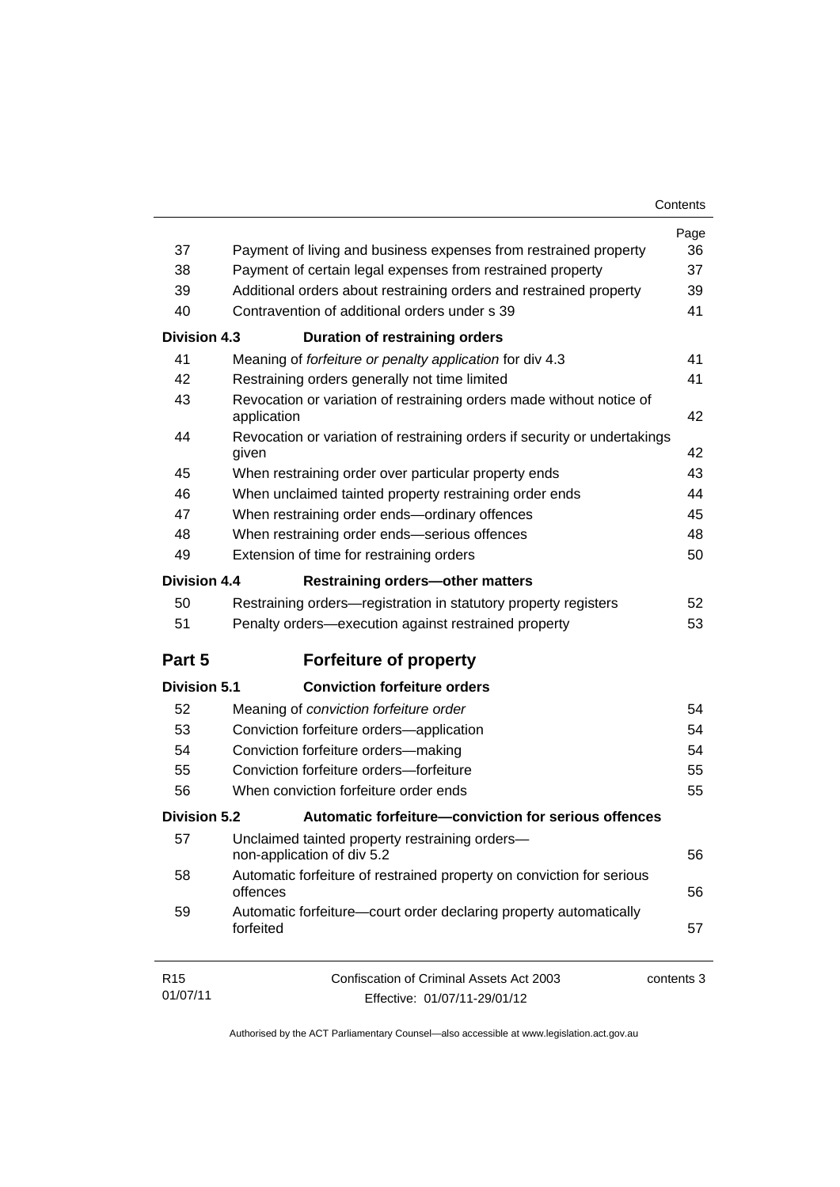| | | Page |
|---|---|---|
| 37 | Payment of living and business expenses from restrained property | 36 |
| 38 | Payment of certain legal expenses from restrained property | 37 |
| 39 | Additional orders about restraining orders and restrained property | 39 |
| 40 | Contravention of additional orders under s 39 | 41 |
| **Division 4.3** | **Duration of restraining orders** | |
| 41 | Meaning of *forfeiture or penalty application* for div 4.3 | 41 |
| 42 | Restraining orders generally not time limited | 41 |
| 43 | Revocation or variation of restraining orders made without notice of application | 42 |
| 44 | Revocation or variation of restraining orders if security or undertakings given | 42 |
| 45 | When restraining order over particular property ends | 43 |
| 46 | When unclaimed tainted property restraining order ends | 44 |
| 47 | When restraining order ends—ordinary offences | 45 |
| 48 | When restraining order ends—serious offences | 48 |
| 49 | Extension of time for restraining orders | 50 |
| **Division 4.4** | **Restraining orders—other matters** | |
| 50 | Restraining orders—registration in statutory property registers | 52 |
| 51 | Penalty orders—execution against restrained property | 53 |
| **Part 5** | **Forfeiture of property** | |
| **Division 5.1** | **Conviction forfeiture orders** | |
| 52 | Meaning of *conviction forfeiture order* | 54 |
| 53 | Conviction forfeiture orders—application | 54 |
| 54 | Conviction forfeiture orders—making | 54 |
| 55 | Conviction forfeiture orders—forfeiture | 55 |
| 56 | When conviction forfeiture order ends | 55 |
| **Division 5.2** | **Automatic forfeiture—conviction for serious offences** | |
| 57 | Unclaimed tainted property restraining orders—non-application of div 5.2 | 56 |
| 58 | Automatic forfeiture of restrained property on conviction for serious offences | 56 |
| 59 | Automatic forfeiture—court order declaring property automatically forfeited | 57 |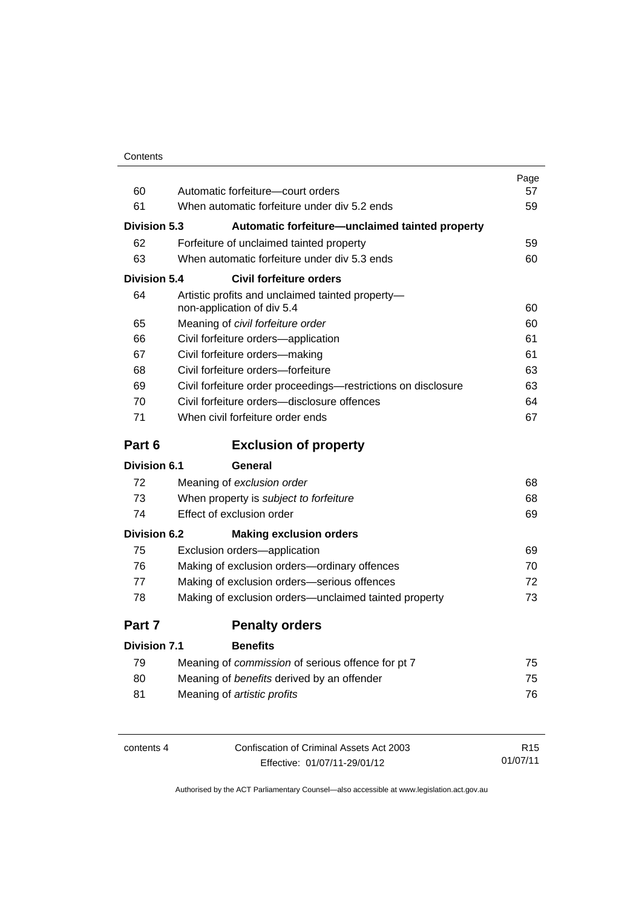| | | Page |
|---|---|---|
| 60 | Automatic forfeiture—court orders | 57 |
| 61 | When automatic forfeiture under div 5.2 ends | 59 |
| **Division 5.3** | **Automatic forfeiture—unclaimed tainted property** | |
| 62 | Forfeiture of unclaimed tainted property | 59 |
| 63 | When automatic forfeiture under div 5.3 ends | 60 |
| **Division 5.4** | **Civil forfeiture orders** | |
| 64 | Artistic profits and unclaimed tainted property—non-application of div 5.4 | 60 |
| 65 | Meaning of *civil forfeiture order* | 60 |
| 66 | Civil forfeiture orders—application | 61 |
| 67 | Civil forfeiture orders—making | 61 |
| 68 | Civil forfeiture orders—forfeiture | 63 |
| 69 | Civil forfeiture order proceedings—restrictions on disclosure | 63 |
| 70 | Civil forfeiture orders—disclosure offences | 64 |
| 71 | When civil forfeiture order ends | 67 |
| **Part 6** | **Exclusion of property** | |
| **Division 6.1** | **General** | |
| 72 | Meaning of *exclusion order* | 68 |
| 73 | When property is *subject to forfeiture* | 68 |
| 74 | Effect of exclusion order | 69 |
| **Division 6.2** | **Making exclusion orders** | |
| 75 | Exclusion orders—application | 69 |
| 76 | Making of exclusion orders—ordinary offences | 70 |
| 77 | Making of exclusion orders—serious offences | 72 |
| 78 | Making of exclusion orders—unclaimed tainted property | 73 |
| **Part 7** | **Penalty orders** | |
| **Division 7.1** | **Benefits** | |
| 79 | Meaning of *commission* of serious offence for pt 7 | 75 |
| 80 | Meaning of *benefits* derived by an offender | 75 |
| 81 | Meaning of *artistic profits* | 76 |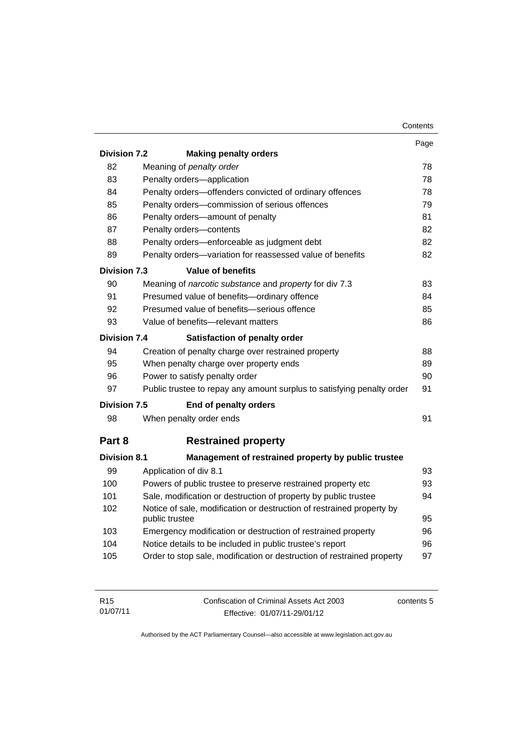| | | Page |
|---|---|---|
| **Division 7.2** | **Making penalty orders** | |
| 82 | Meaning of *penalty order* | 78 |
| 83 | Penalty orders—application | 78 |
| 84 | Penalty orders—offenders convicted of ordinary offences | 78 |
| 85 | Penalty orders—commission of serious offences | 79 |
| 86 | Penalty orders—amount of penalty | 81 |
| 87 | Penalty orders—contents | 82 |
| 88 | Penalty orders—enforceable as judgment debt | 82 |
| 89 | Penalty orders—variation for reassessed value of benefits | 82 |
| **Division 7.3** | **Value of benefits** | |
| 90 | Meaning of *narcotic substance* and *property* for div 7.3 | 83 |
| 91 | Presumed value of benefits—ordinary offence | 84 |
| 92 | Presumed value of benefits—serious offence | 85 |
| 93 | Value of benefits—relevant matters | 86 |
| **Division 7.4** | **Satisfaction of penalty order** | |
| 94 | Creation of penalty charge over restrained property | 88 |
| 95 | When penalty charge over property ends | 89 |
| 96 | Power to satisfy penalty order | 90 |
| 97 | Public trustee to repay any amount surplus to satisfying penalty order | 91 |
| **Division 7.5** | **End of penalty orders** | |
| 98 | When penalty order ends | 91 |
| **Part 8** | **Restrained property** | |
| **Division 8.1** | **Management of restrained property by public trustee** | |
| 99 | Application of div 8.1 | 93 |
| 100 | Powers of public trustee to preserve restrained property etc | 93 |
| 101 | Sale, modification or destruction of property by public trustee | 94 |
| 102 | Notice of sale, modification or destruction of restrained property by public trustee | 95 |
| 103 | Emergency modification or destruction of restrained property | 96 |
| 104 | Notice details to be included in public trustee's report | 96 |
| 105 | Order to stop sale, modification or destruction of restrained property | 97 |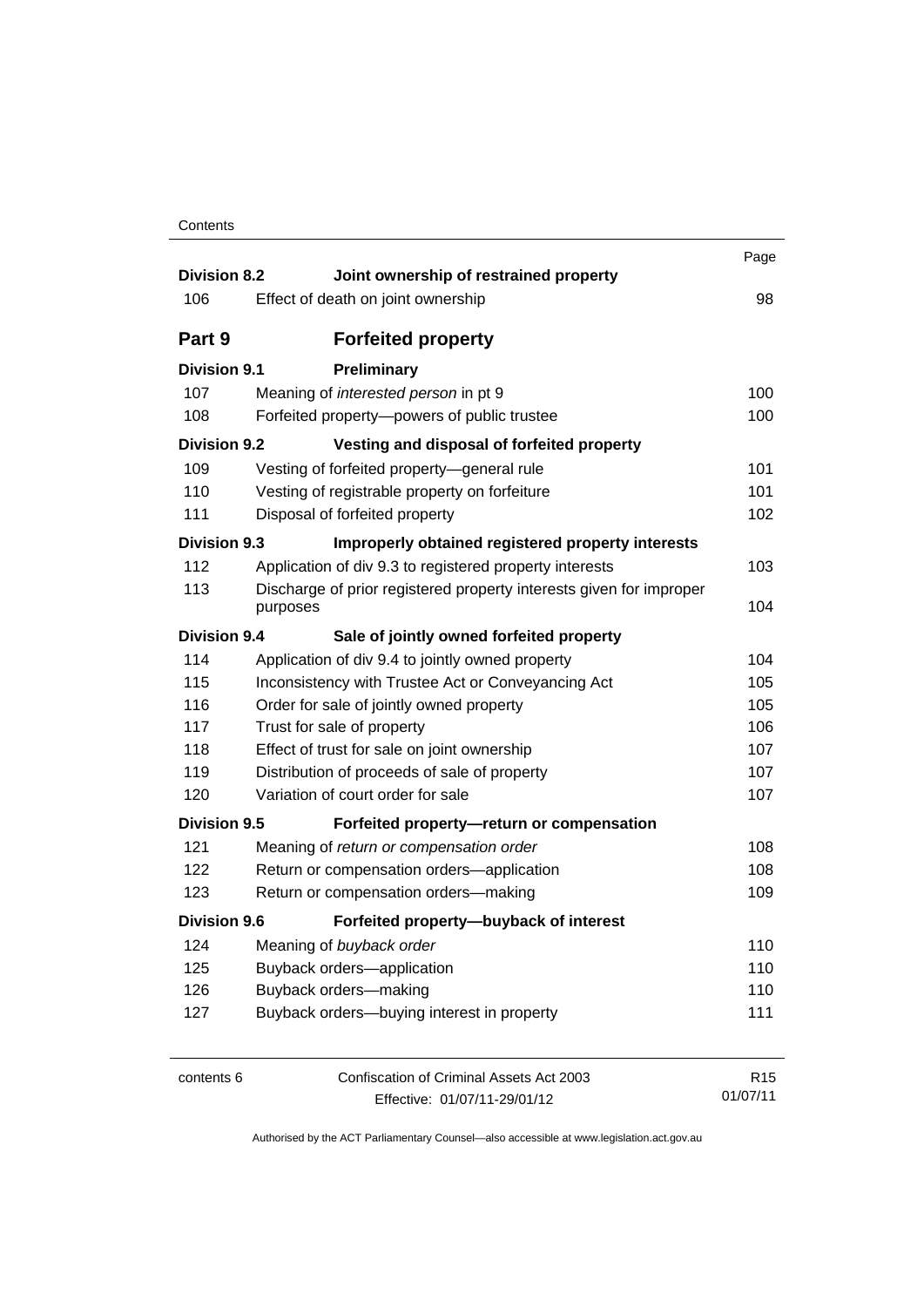| | | Page |
|---|---|---|
| **Division 8.2** | **Joint ownership of restrained property** | |
| 106 | Effect of death on joint ownership | 98 |
| **Part 9** | **Forfeited property** | |
| **Division 9.1** | **Preliminary** | |
| 107 | Meaning of *interested person* in pt 9 | 100 |
| 108 | Forfeited property—powers of public trustee | 100 |
| **Division 9.2** | **Vesting and disposal of forfeited property** | |
| 109 | Vesting of forfeited property—general rule | 101 |
| 110 | Vesting of registrable property on forfeiture | 101 |
| 111 | Disposal of forfeited property | 102 |
| **Division 9.3** | **Improperly obtained registered property interests** | |
| 112 | Application of div 9.3 to registered property interests | 103 |
| 113 | Discharge of prior registered property interests given for improper purposes | 104 |
| **Division 9.4** | **Sale of jointly owned forfeited property** | |
| 114 | Application of div 9.4 to jointly owned property | 104 |
| 115 | Inconsistency with Trustee Act or Conveyancing Act | 105 |
| 116 | Order for sale of jointly owned property | 105 |
| 117 | Trust for sale of property | 106 |
| 118 | Effect of trust for sale on joint ownership | 107 |
| 119 | Distribution of proceeds of sale of property | 107 |
| 120 | Variation of court order for sale | 107 |
| **Division 9.5** | **Forfeited property—return or compensation** | |
| 121 | Meaning of *return or compensation order* | 108 |
| 122 | Return or compensation orders—application | 108 |
| 123 | Return or compensation orders—making | 109 |
| **Division 9.6** | **Forfeited property—buyback of interest** | |
| 124 | Meaning of *buyback order* | 110 |
| 125 | Buyback orders—application | 110 |
| 126 | Buyback orders—making | 110 |
| 127 | Buyback orders—buying interest in property | 111 |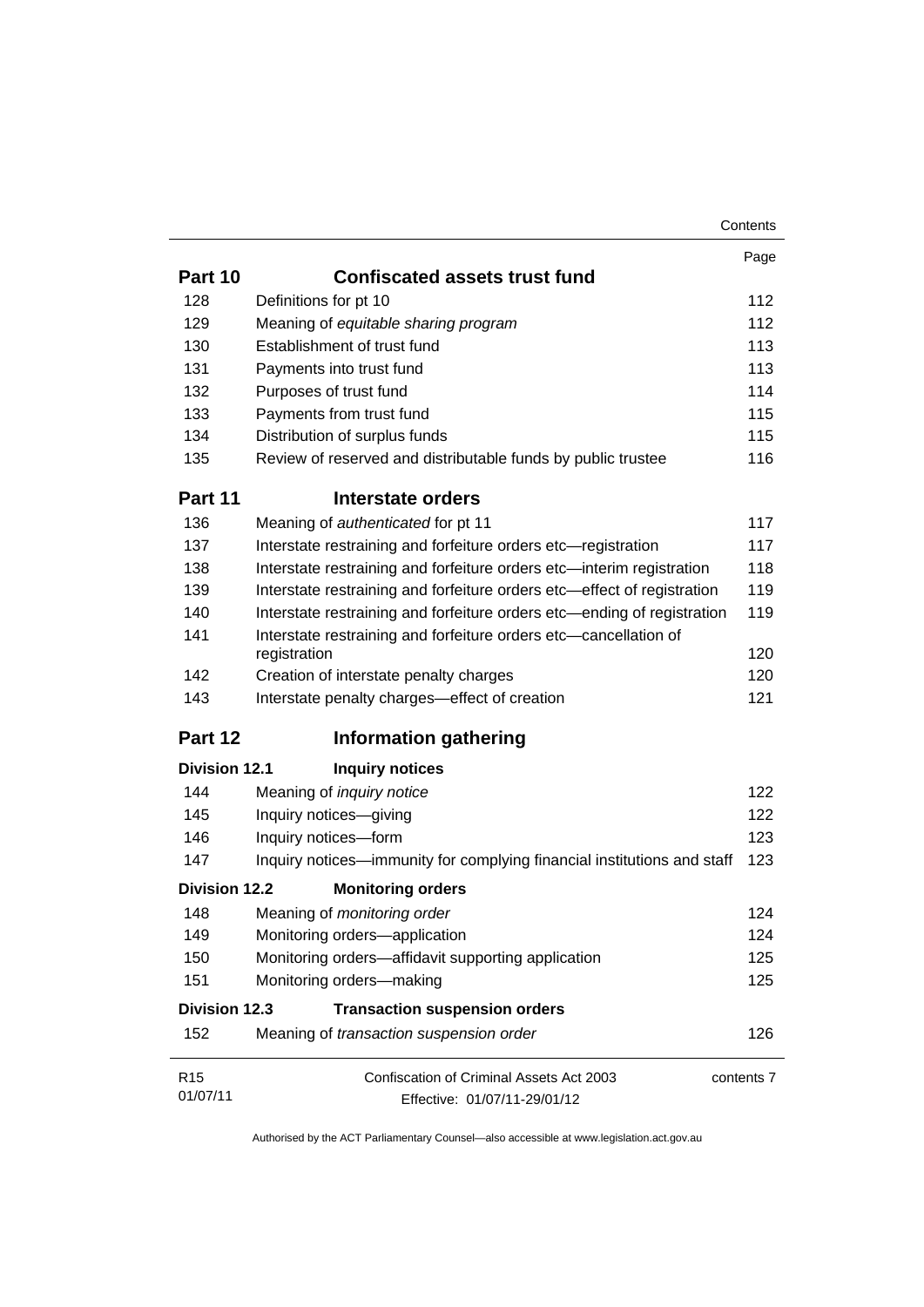| | | Page |
|---|---|---|
| **Part 10** | **Confiscated assets trust fund** | |
| 128 | Definitions for pt 10 | 112 |
| 129 | Meaning of *equitable sharing program* | 112 |
| 130 | Establishment of trust fund | 113 |
| 131 | Payments into trust fund | 113 |
| 132 | Purposes of trust fund | 114 |
| 133 | Payments from trust fund | 115 |
| 134 | Distribution of surplus funds | 115 |
| 135 | Review of reserved and distributable funds by public trustee | 116 |
| **Part 11** | **Interstate orders** | |
| 136 | Meaning of *authenticated* for pt 11 | 117 |
| 137 | Interstate restraining and forfeiture orders etc—registration | 117 |
| 138 | Interstate restraining and forfeiture orders etc—interim registration | 118 |
| 139 | Interstate restraining and forfeiture orders etc—effect of registration | 119 |
| 140 | Interstate restraining and forfeiture orders etc—ending of registration | 119 |
| 141 | Interstate restraining and forfeiture orders etc—cancellation of registration | 120 |
| 142 | Creation of interstate penalty charges | 120 |
| 143 | Interstate penalty charges—effect of creation | 121 |
| **Part 12** | **Information gathering** | |
| **Division 12.1** | **Inquiry notices** | |
| 144 | Meaning of *inquiry notice* | 122 |
| 145 | Inquiry notices—giving | 122 |
| 146 | Inquiry notices—form | 123 |
| 147 | Inquiry notices—immunity for complying financial institutions and staff | 123 |
| **Division 12.2** | **Monitoring orders** | |
| 148 | Meaning of *monitoring order* | 124 |
| 149 | Monitoring orders—application | 124 |
| 150 | Monitoring orders—affidavit supporting application | 125 |
| 151 | Monitoring orders—making | 125 |
| **Division 12.3** | **Transaction suspension orders** | |
| 152 | Meaning of *transaction suspension order* | 126 |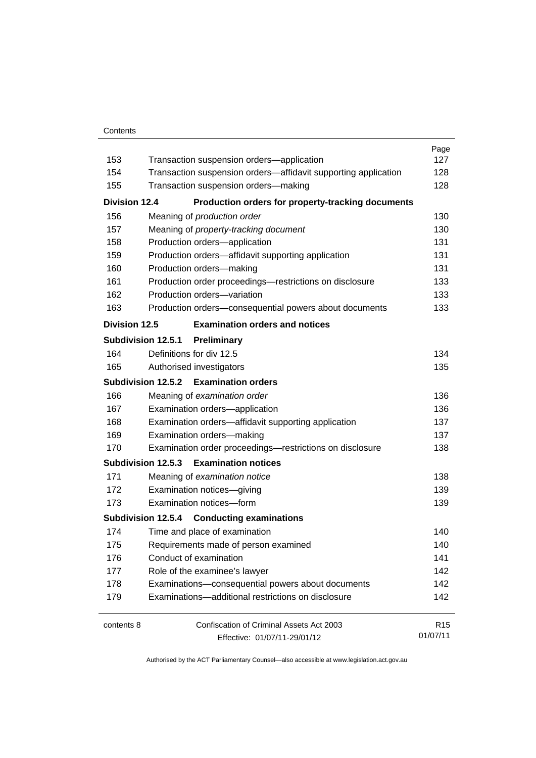| | | Page |
|---|---|---|
| 153 | Transaction suspension orders—application | 127 |
| 154 | Transaction suspension orders—affidavit supporting application | 128 |
| 155 | Transaction suspension orders—making | 128 |
| **Division 12.4** | **Production orders for property-tracking documents** | |
| 156 | Meaning of *production order* | 130 |
| 157 | Meaning of *property-tracking document* | 130 |
| 158 | Production orders—application | 131 |
| 159 | Production orders—affidavit supporting application | 131 |
| 160 | Production orders—making | 131 |
| 161 | Production order proceedings—restrictions on disclosure | 133 |
| 162 | Production orders—variation | 133 |
| 163 | Production orders—consequential powers about documents | 133 |
| **Division 12.5** | **Examination orders and notices** | |
| **Subdivision 12.5.1** | **Preliminary** | |
| 164 | Definitions for div 12.5 | 134 |
| 165 | Authorised investigators | 135 |
| **Subdivision 12.5.2** | **Examination orders** | |
| 166 | Meaning of *examination order* | 136 |
| 167 | Examination orders—application | 136 |
| 168 | Examination orders—affidavit supporting application | 137 |
| 169 | Examination orders—making | 137 |
| 170 | Examination order proceedings—restrictions on disclosure | 138 |
| **Subdivision 12.5.3** | **Examination notices** | |
| 171 | Meaning of *examination notice* | 138 |
| 172 | Examination notices—giving | 139 |
| 173 | Examination notices—form | 139 |
| **Subdivision 12.5.4** | **Conducting examinations** | |
| 174 | Time and place of examination | 140 |
| 175 | Requirements made of person examined | 140 |
| 176 | Conduct of examination | 141 |
| 177 | Role of the examinee's lawyer | 142 |
| 178 | Examinations—consequential powers about documents | 142 |
| 179 | Examinations—additional restrictions on disclosure | 142 |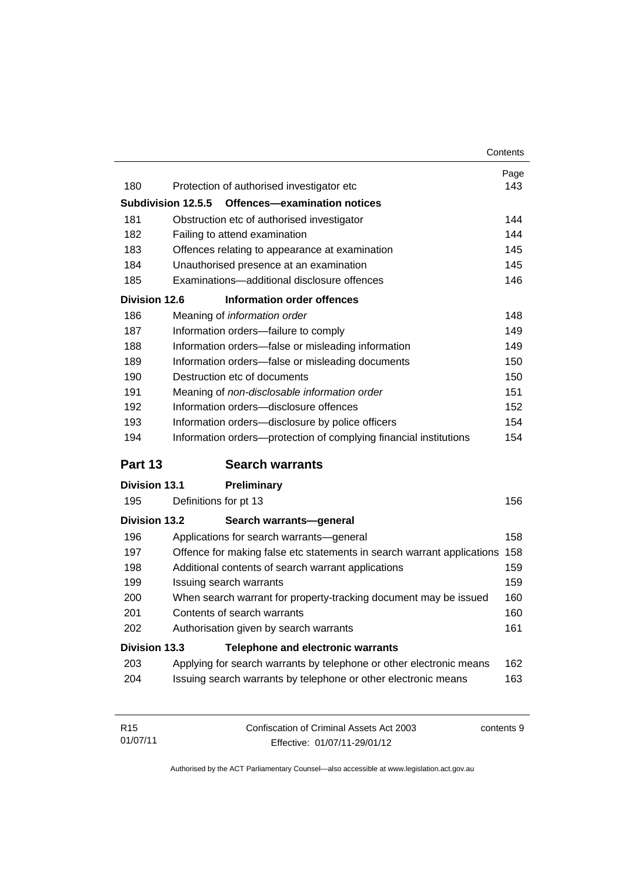| | | Page |
|---|---|---|
| 180 | Protection of authorised investigator etc | 143 |
| **Subdivision 12.5.5** | **Offences—examination notices** | |
| 181 | Obstruction etc of authorised investigator | 144 |
| 182 | Failing to attend examination | 144 |
| 183 | Offences relating to appearance at examination | 145 |
| 184 | Unauthorised presence at an examination | 145 |
| 185 | Examinations—additional disclosure offences | 146 |
| **Division 12.6** | **Information order offences** | |
| 186 | Meaning of *information order* | 148 |
| 187 | Information orders—failure to comply | 149 |
| 188 | Information orders—false or misleading information | 149 |
| 189 | Information orders—false or misleading documents | 150 |
| 190 | Destruction etc of documents | 150 |
| 191 | Meaning of *non-disclosable information order* | 151 |
| 192 | Information orders—disclosure offences | 152 |
| 193 | Information orders—disclosure by police officers | 154 |
| 194 | Information orders—protection of complying financial institutions | 154 |
| **Part 13** | **Search warrants** | |
| **Division 13.1** | **Preliminary** | |
| 195 | Definitions for pt 13 | 156 |
| **Division 13.2** | **Search warrants—general** | |
| 196 | Applications for search warrants—general | 158 |
| 197 | Offence for making false etc statements in search warrant applications | 158 |
| 198 | Additional contents of search warrant applications | 159 |
| 199 | Issuing search warrants | 159 |
| 200 | When search warrant for property-tracking document may be issued | 160 |
| 201 | Contents of search warrants | 160 |
| 202 | Authorisation given by search warrants | 161 |
| **Division 13.3** | **Telephone and electronic warrants** | |
| 203 | Applying for search warrants by telephone or other electronic means | 162 |
| 204 | Issuing search warrants by telephone or other electronic means | 163 |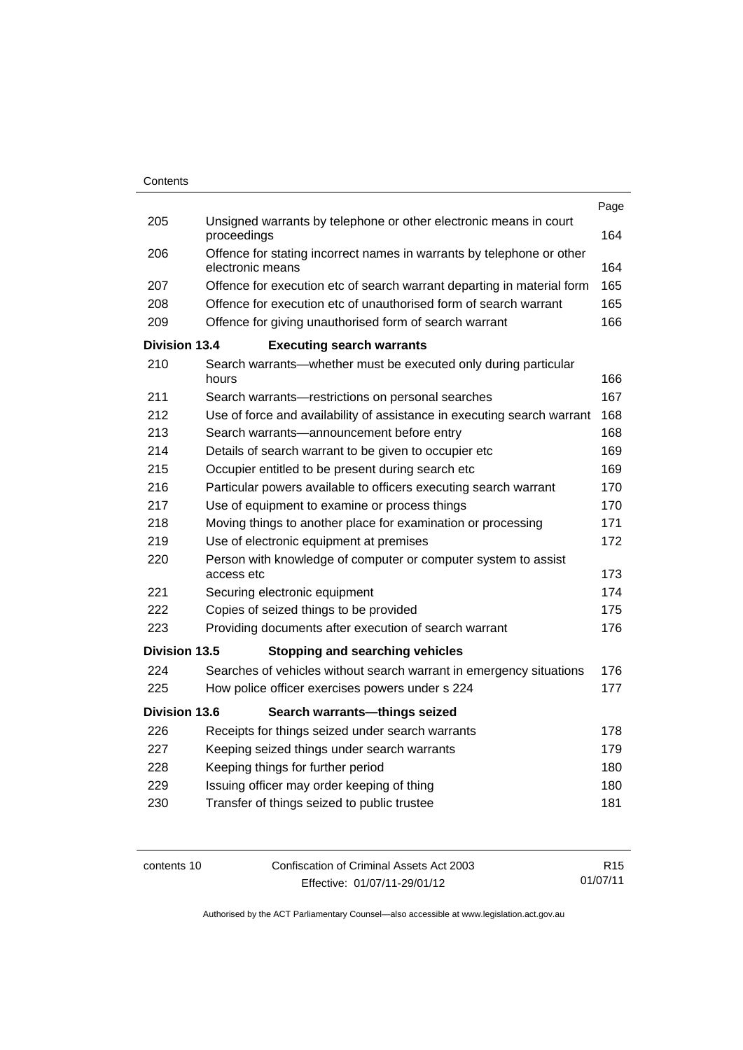| | | Page |
|---|---|---|
| 205 | Unsigned warrants by telephone or other electronic means in court proceedings | 164 |
| 206 | Offence for stating incorrect names in warrants by telephone or other electronic means | 164 |
| 207 | Offence for execution etc of search warrant departing in material form | 165 |
| 208 | Offence for execution etc of unauthorised form of search warrant | 165 |
| 209 | Offence for giving unauthorised form of search warrant | 166 |
| **Division 13.4** | **Executing search warrants** | |
| 210 | Search warrants—whether must be executed only during particular hours | 166 |
| 211 | Search warrants—restrictions on personal searches | 167 |
| 212 | Use of force and availability of assistance in executing search warrant | 168 |
| 213 | Search warrants—announcement before entry | 168 |
| 214 | Details of search warrant to be given to occupier etc | 169 |
| 215 | Occupier entitled to be present during search etc | 169 |
| 216 | Particular powers available to officers executing search warrant | 170 |
| 217 | Use of equipment to examine or process things | 170 |
| 218 | Moving things to another place for examination or processing | 171 |
| 219 | Use of electronic equipment at premises | 172 |
| 220 | Person with knowledge of computer or computer system to assist access etc | 173 |
| 221 | Securing electronic equipment | 174 |
| 222 | Copies of seized things to be provided | 175 |
| 223 | Providing documents after execution of search warrant | 176 |
| **Division 13.5** | **Stopping and searching vehicles** | |
| 224 | Searches of vehicles without search warrant in emergency situations | 176 |
| 225 | How police officer exercises powers under s 224 | 177 |
| **Division 13.6** | **Search warrants—things seized** | |
| 226 | Receipts for things seized under search warrants | 178 |
| 227 | Keeping seized things under search warrants | 179 |
| 228 | Keeping things for further period | 180 |
| 229 | Issuing officer may order keeping of thing | 180 |
| 230 | Transfer of things seized to public trustee | 181 |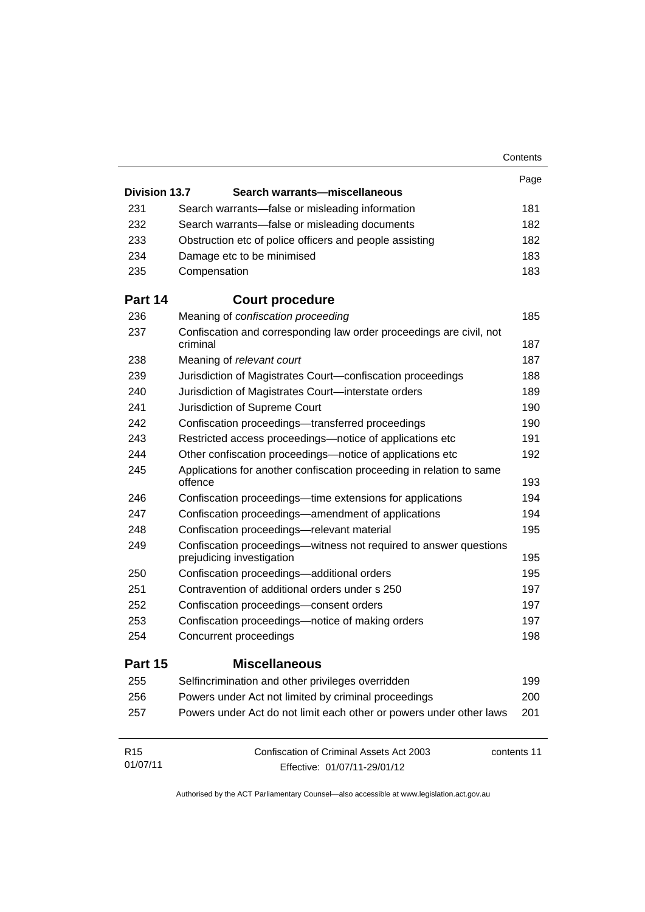| | | Page |
|---|---|---|
| **Division 13.7** | **Search warrants—miscellaneous** | |
| 231 | Search warrants—false or misleading information | 181 |
| 232 | Search warrants—false or misleading documents | 182 |
| 233 | Obstruction etc of police officers and people assisting | 182 |
| 234 | Damage etc to be minimised | 183 |
| 235 | Compensation | 183 |
| **Part 14** | **Court procedure** | |
| 236 | Meaning of *confiscation proceeding* | 185 |
| 237 | Confiscation and corresponding law order proceedings are civil, not criminal | 187 |
| 238 | Meaning of *relevant court* | 187 |
| 239 | Jurisdiction of Magistrates Court—confiscation proceedings | 188 |
| 240 | Jurisdiction of Magistrates Court—interstate orders | 189 |
| 241 | Jurisdiction of Supreme Court | 190 |
| 242 | Confiscation proceedings—transferred proceedings | 190 |
| 243 | Restricted access proceedings—notice of applications etc | 191 |
| 244 | Other confiscation proceedings—notice of applications etc | 192 |
| 245 | Applications for another confiscation proceeding in relation to same offence | 193 |
| 246 | Confiscation proceedings—time extensions for applications | 194 |
| 247 | Confiscation proceedings—amendment of applications | 194 |
| 248 | Confiscation proceedings—relevant material | 195 |
| 249 | Confiscation proceedings—witness not required to answer questions prejudicing investigation | 195 |
| 250 | Confiscation proceedings—additional orders | 195 |
| 251 | Contravention of additional orders under s 250 | 197 |
| 252 | Confiscation proceedings—consent orders | 197 |
| 253 | Confiscation proceedings—notice of making orders | 197 |
| 254 | Concurrent proceedings | 198 |
| **Part 15** | **Miscellaneous** | |
| 255 | Selfincrimination and other privileges overridden | 199 |
| 256 | Powers under Act not limited by criminal proceedings | 200 |
| 257 | Powers under Act do not limit each other or powers under other laws | 201 |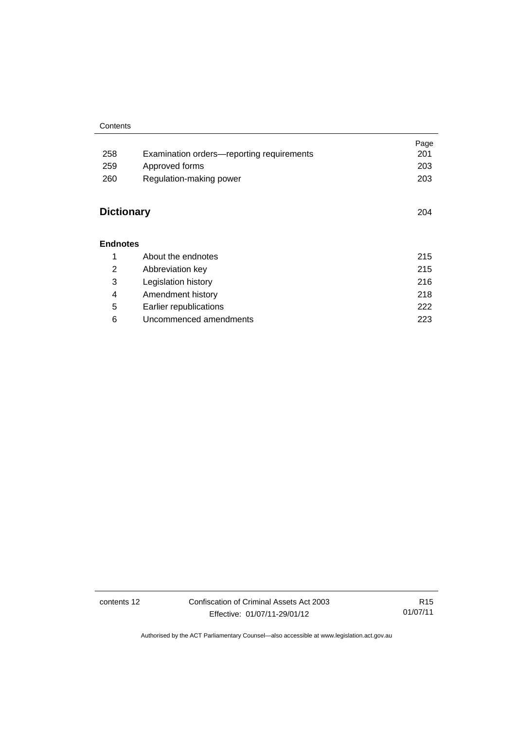| | | Page |
|---|---|---|
| 258 | Examination orders—reporting requirements | 201 |
| 259 | Approved forms | 203 |
| 260 | Regulation-making power | 203 |

## Dictionary 204

### Endnotes

| | | |
|---|---|---|
| 1 | About the endnotes | 215 |
| 2 | Abbreviation key | 215 |
| 3 | Legislation history | 216 |
| 4 | Amendment history | 218 |
| 5 | Earlier republications | 222 |
| 6 | Uncommenced amendments | 223 |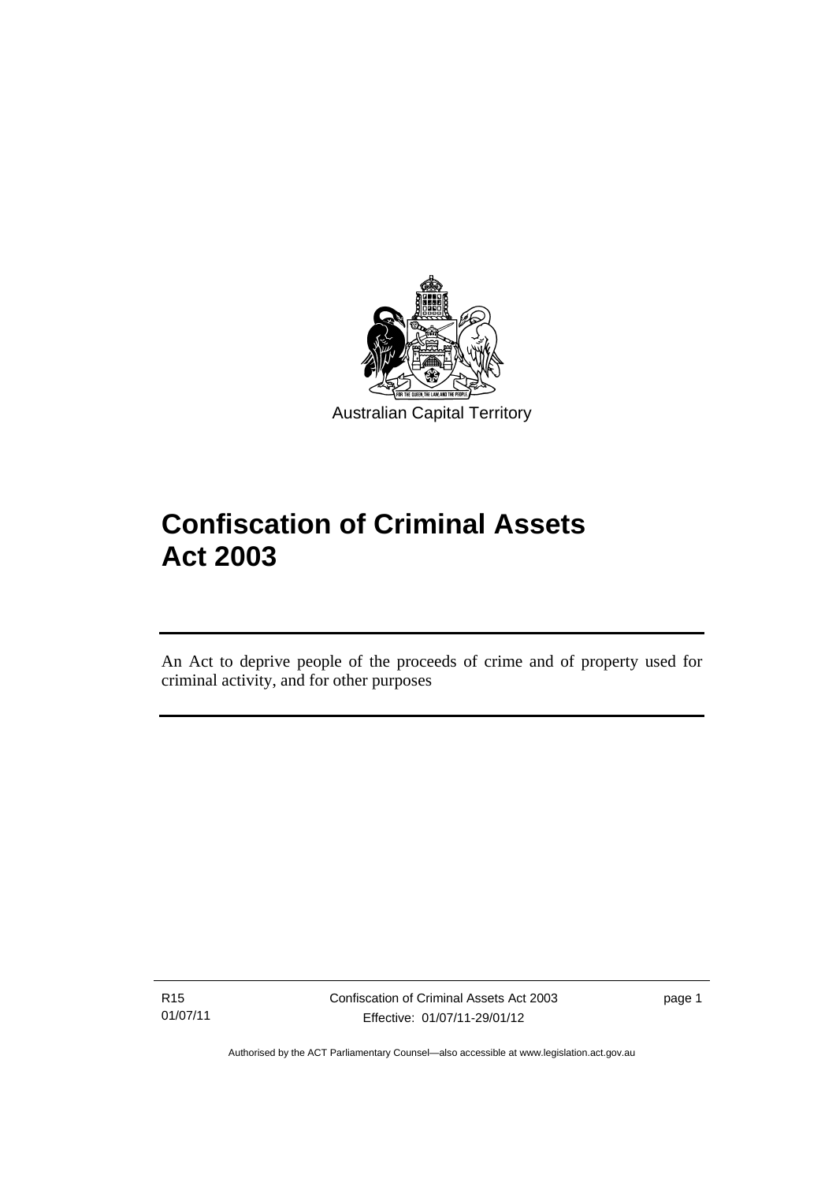Australian Capital Territory

# Confiscation of Criminal Assets Act 2003

An Act to deprive people of the proceeds of crime and of property used for criminal activity, and for other purposes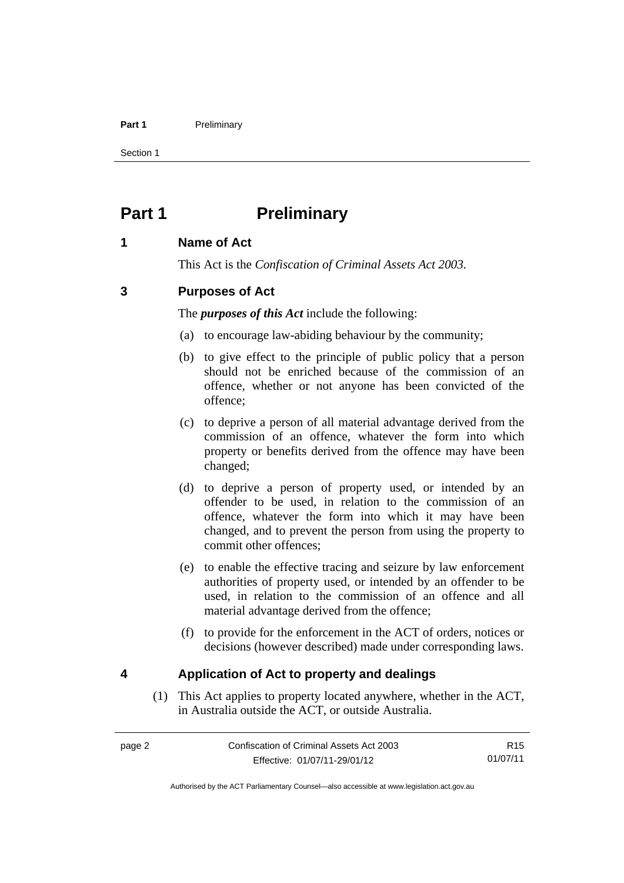# Part 1 Preliminary

## 1 Name of Act

This Act is the *Confiscation of Criminal Assets Act 2003*.

## 3 Purposes of Act

The ***purposes of this Act*** include the following:

(a) to encourage law-abiding behaviour by the community;

(b) to give effect to the principle of public policy that a person should not be enriched because of the commission of an offence, whether or not anyone has been convicted of the offence;

(c) to deprive a person of all material advantage derived from the commission of an offence, whatever the form into which property or benefits derived from the offence may have been changed;

(d) to deprive a person of property used, or intended by an offender to be used, in relation to the commission of an offence, whatever the form into which it may have been changed, and to prevent the person from using the property to commit other offences;

(e) to enable the effective tracing and seizure by law enforcement authorities of property used, or intended by an offender to be used, in relation to the commission of an offence and all material advantage derived from the offence;

(f) to provide for the enforcement in the ACT of orders, notices or decisions (however described) made under corresponding laws.

## 4 Application of Act to property and dealings

(1) This Act applies to property located anywhere, whether in the ACT, in Australia outside the ACT, or outside Australia.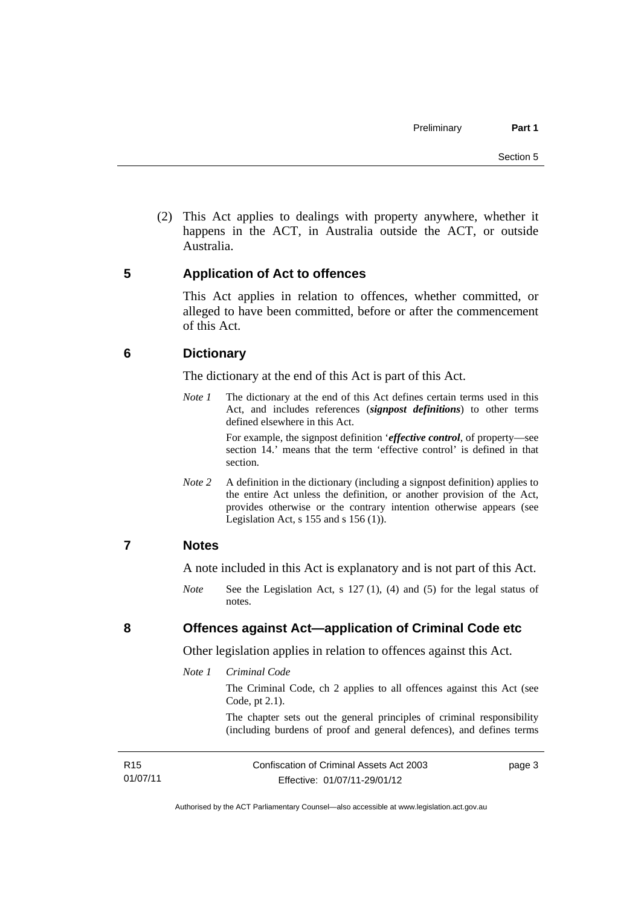(2) This Act applies to dealings with property anywhere, whether it happens in the ACT, in Australia outside the ACT, or outside Australia.

## 5 Application of Act to offences

This Act applies in relation to offences, whether committed, or alleged to have been committed, before or after the commencement of this Act.

## 6 Dictionary

The dictionary at the end of this Act is part of this Act.

*Note 1* The dictionary at the end of this Act defines certain terms used in this Act, and includes references (***signpost definitions***) to other terms defined elsewhere in this Act.

For example, the signpost definition '***effective control***, of property—see section 14.' means that the term 'effective control' is defined in that section.

*Note 2* A definition in the dictionary (including a signpost definition) applies to the entire Act unless the definition, or another provision of the Act, provides otherwise or the contrary intention otherwise appears (see Legislation Act, s 155 and s 156 (1)).

## 7 Notes

A note included in this Act is explanatory and is not part of this Act.

*Note* See the Legislation Act, s 127 (1), (4) and (5) for the legal status of notes.

## 8 Offences against Act—application of Criminal Code etc

Other legislation applies in relation to offences against this Act.

*Note 1* *Criminal Code*

The Criminal Code, ch 2 applies to all offences against this Act (see Code, pt 2.1).

The chapter sets out the general principles of criminal responsibility (including burdens of proof and general defences), and defines terms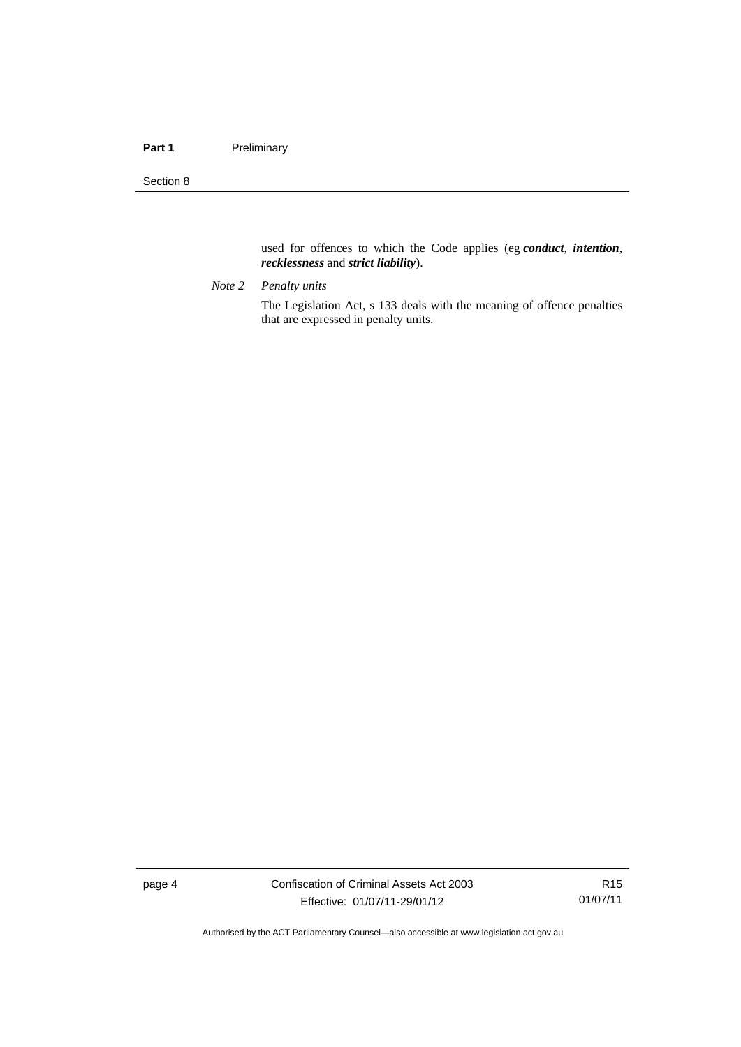used for offences to which the Code applies (eg ***conduct***, ***intention***, ***recklessness*** and ***strict liability***).

*Note 2* *Penalty units*

The Legislation Act, s 133 deals with the meaning of offence penalties that are expressed in penalty units.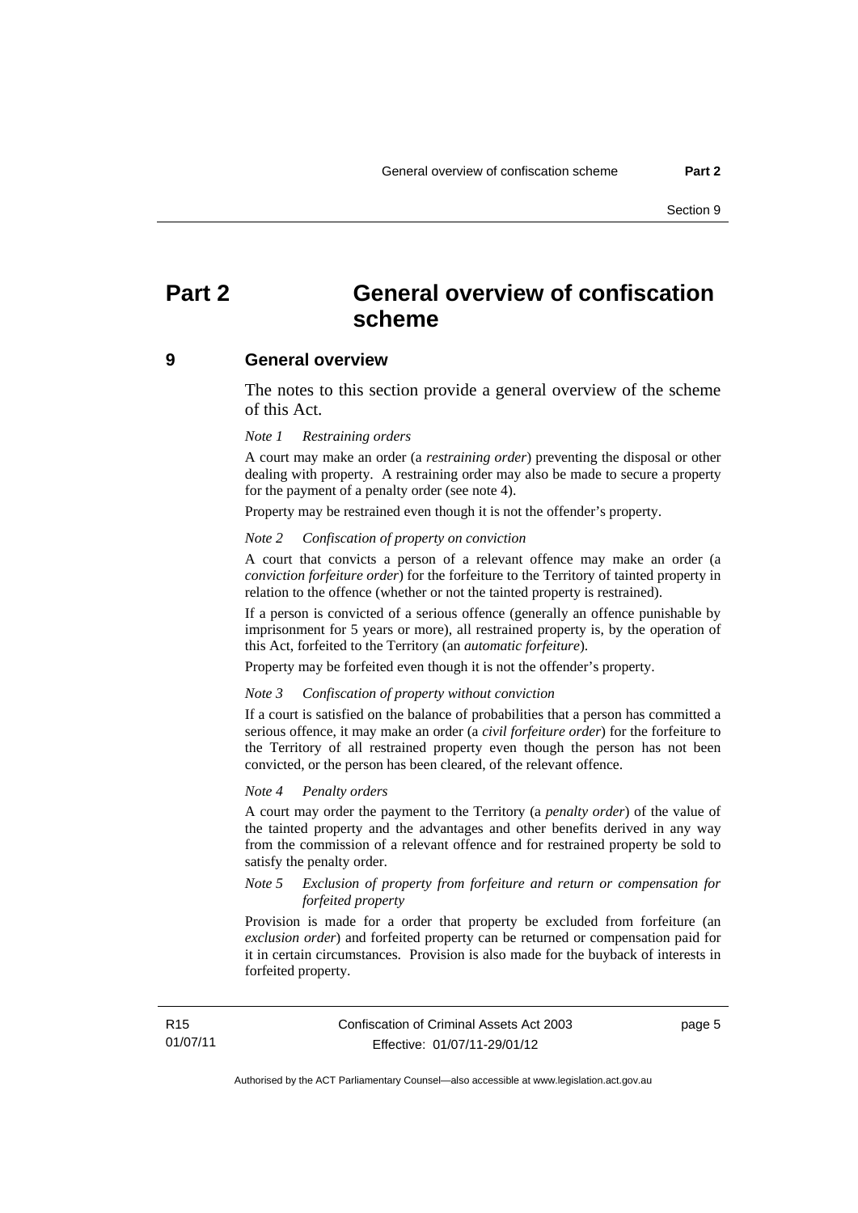# Part 2 General overview of confiscation scheme

## 9 General overview

The notes to this section provide a general overview of the scheme of this Act.

*Note 1 Restraining orders*

A court may make an order (a ***restraining order***) preventing the disposal or other dealing with property. A restraining order may also be made to secure a property for the payment of a penalty order (see note 4).

Property may be restrained even though it is not the offender's property.

*Note 2 Confiscation of property on conviction*

A court that convicts a person of a relevant offence may make an order (a ***conviction forfeiture order***) for the forfeiture to the Territory of tainted property in relation to the offence (whether or not the tainted property is restrained).

If a person is convicted of a serious offence (generally an offence punishable by imprisonment for 5 years or more), all restrained property is, by the operation of this Act, forfeited to the Territory (an ***automatic forfeiture***).

Property may be forfeited even though it is not the offender's property.

*Note 3 Confiscation of property without conviction*

If a court is satisfied on the balance of probabilities that a person has committed a serious offence, it may make an order (a ***civil forfeiture order***) for the forfeiture to the Territory of all restrained property even though the person has not been convicted, or the person has been cleared, of the relevant offence.

*Note 4 Penalty orders*

A court may order the payment to the Territory (a ***penalty order***) of the value of the tainted property and the advantages and other benefits derived in any way from the commission of a relevant offence and for restrained property be sold to satisfy the penalty order.

*Note 5 Exclusion of property from forfeiture and return or compensation for forfeited property*

Provision is made for a order that property be excluded from forfeiture (an ***exclusion order***) and forfeited property can be returned or compensation paid for it in certain circumstances. Provision is also made for the buyback of interests in forfeited property.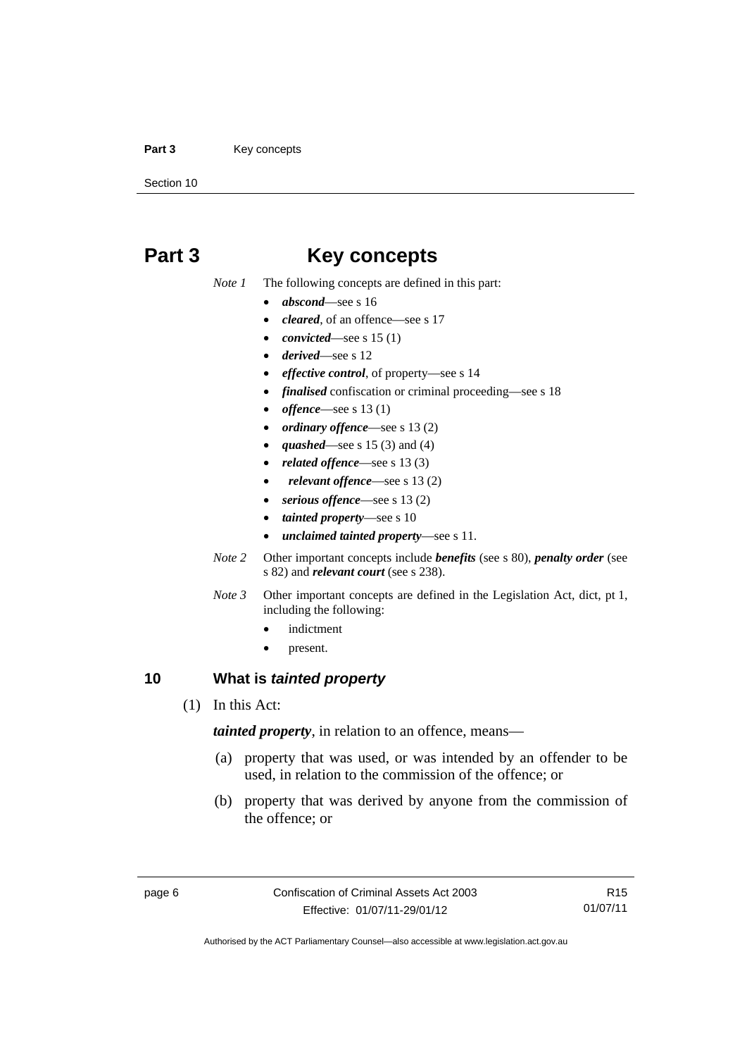# Part 3 Key concepts

*Note 1* The following concepts are defined in this part:

- ***abscond***—see s 16
- ***cleared***, of an offence—see s 17
- ***convicted***—see s 15 (1)
- ***derived***—see s 12
- ***effective control***, of property—see s 14
- ***finalised*** confiscation or criminal proceeding—see s 18
- ***offence***—see s 13 (1)
- ***ordinary offence***—see s 13 (2)
- ***quashed***—see s 15 (3) and (4)
- ***related offence***—see s 13 (3)
- ***relevant offence***—see s 13 (2)
- ***serious offence***—see s 13 (2)
- ***tainted property***—see s 10
- ***unclaimed tainted property***—see s 11.

*Note 2* Other important concepts include ***benefits*** (see s 80), ***penalty order*** (see s 82) and ***relevant court*** (see s 238).

*Note 3* Other important concepts are defined in the Legislation Act, dict, pt 1, including the following:

- indictment
- present.

## 10 What is *tainted property*

(1) In this Act:

***tainted property***, in relation to an offence, means—

(a) property that was used, or was intended by an offender to be used, in relation to the commission of the offence; or

(b) property that was derived by anyone from the commission of the offence; or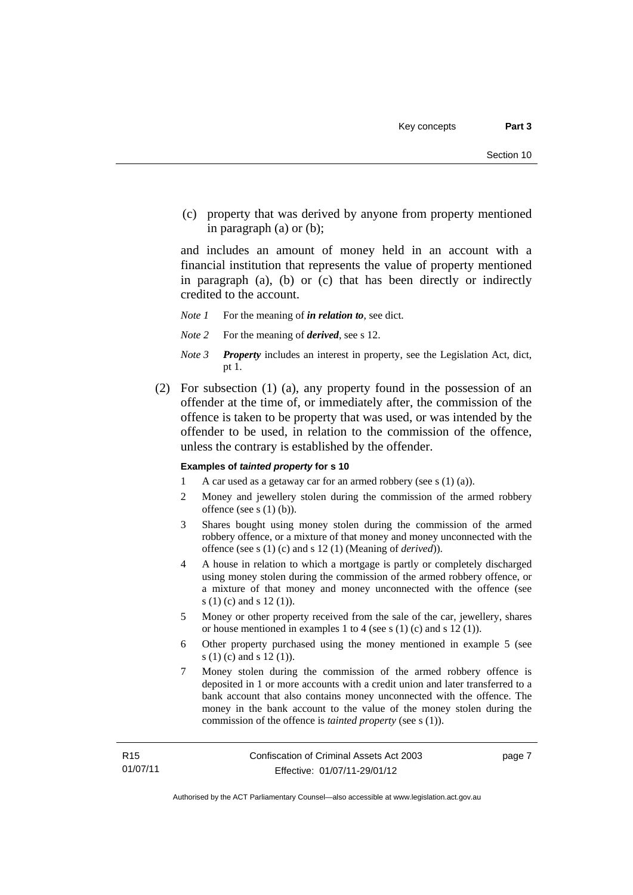(c) property that was derived by anyone from property mentioned in paragraph (a) or (b);

and includes an amount of money held in an account with a financial institution that represents the value of property mentioned in paragraph (a), (b) or (c) that has been directly or indirectly credited to the account.

*Note 1* For the meaning of ***in relation to***, see dict.

*Note 2* For the meaning of ***derived***, see s 12.

*Note 3* ***Property*** includes an interest in property, see the Legislation Act, dict, pt 1.

(2) For subsection (1) (a), any property found in the possession of an offender at the time of, or immediately after, the commission of the offence is taken to be property that was used, or was intended by the offender to be used, in relation to the commission of the offence, unless the contrary is established by the offender.

**Examples of *tainted property* for s 10**

1 A car used as a getaway car for an armed robbery (see s (1) (a)).

2 Money and jewellery stolen during the commission of the armed robbery offence (see s (1) (b)).

3 Shares bought using money stolen during the commission of the armed robbery offence, or a mixture of that money and money unconnected with the offence (see s (1) (c) and s 12 (1) (Meaning of *derived*)).

4 A house in relation to which a mortgage is partly or completely discharged using money stolen during the commission of the armed robbery offence, or a mixture of that money and money unconnected with the offence (see s (1) (c) and s 12 (1)).

5 Money or other property received from the sale of the car, jewellery, shares or house mentioned in examples 1 to 4 (see s (1) (c) and s 12 (1)).

6 Other property purchased using the money mentioned in example 5 (see s (1) (c) and s 12 (1)).

7 Money stolen during the commission of the armed robbery offence is deposited in 1 or more accounts with a credit union and later transferred to a bank account that also contains money unconnected with the offence. The money in the bank account to the value of the money stolen during the commission of the offence is *tainted property* (see s (1)).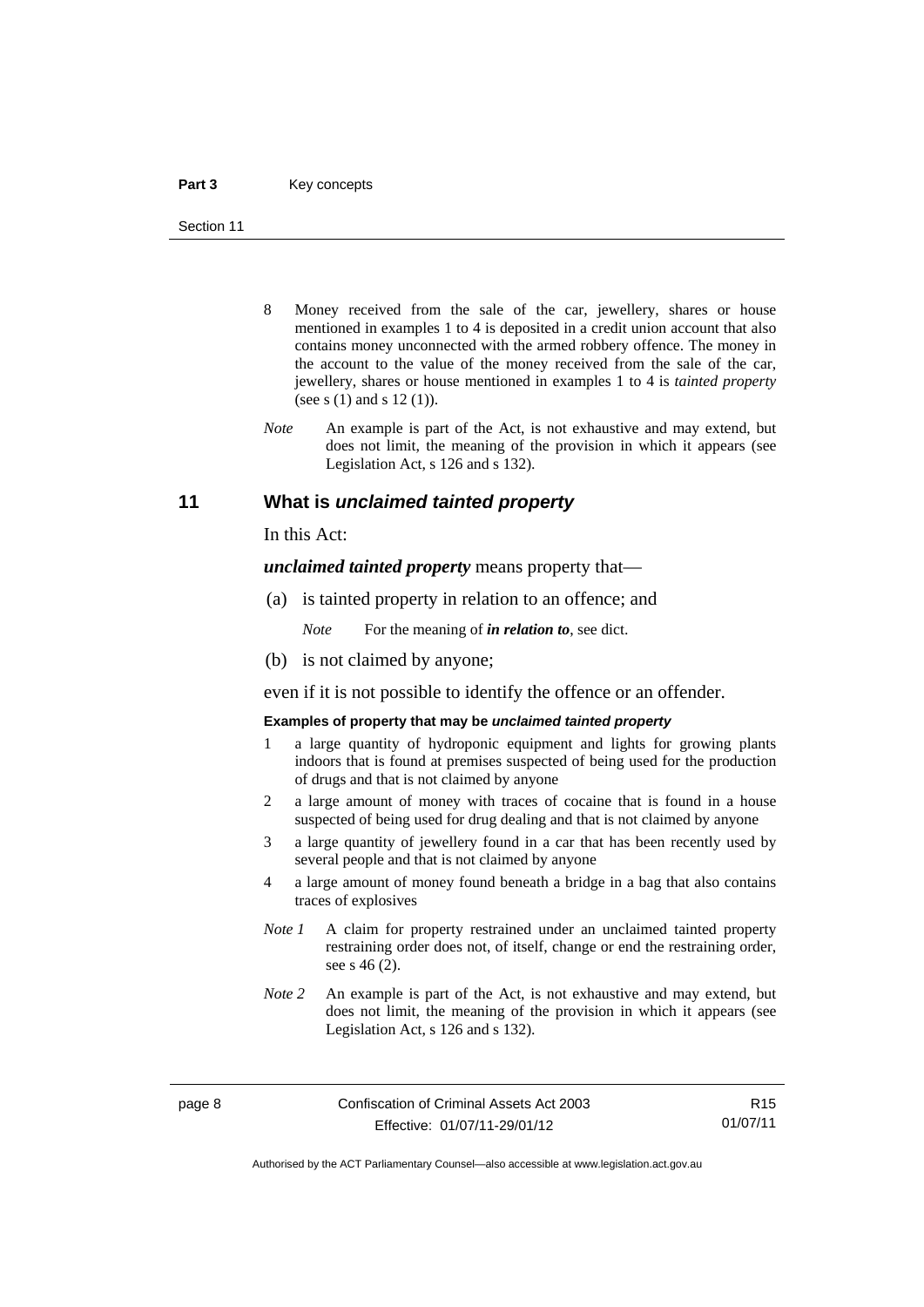8 Money received from the sale of the car, jewellery, shares or house mentioned in examples 1 to 4 is deposited in a credit union account that also contains money unconnected with the armed robbery offence. The money in the account to the value of the money received from the sale of the car, jewellery, shares or house mentioned in examples 1 to 4 is *tainted property* (see s (1) and s 12 (1)).

*Note* An example is part of the Act, is not exhaustive and may extend, but does not limit, the meaning of the provision in which it appears (see Legislation Act, s 126 and s 132).

## 11 What is *unclaimed tainted property*

In this Act:

***unclaimed tainted property*** means property that—

(a) is tainted property in relation to an offence; and

*Note* For the meaning of ***in relation to***, see dict.

(b) is not claimed by anyone;

even if it is not possible to identify the offence or an offender.

**Examples of property that may be *unclaimed tainted property***

1 a large quantity of hydroponic equipment and lights for growing plants indoors that is found at premises suspected of being used for the production of drugs and that is not claimed by anyone

2 a large amount of money with traces of cocaine that is found in a house suspected of being used for drug dealing and that is not claimed by anyone

3 a large quantity of jewellery found in a car that has been recently used by several people and that is not claimed by anyone

4 a large amount of money found beneath a bridge in a bag that also contains traces of explosives

*Note 1* A claim for property restrained under an unclaimed tainted property restraining order does not, of itself, change or end the restraining order, see s 46 (2).

*Note 2* An example is part of the Act, is not exhaustive and may extend, but does not limit, the meaning of the provision in which it appears (see Legislation Act, s 126 and s 132).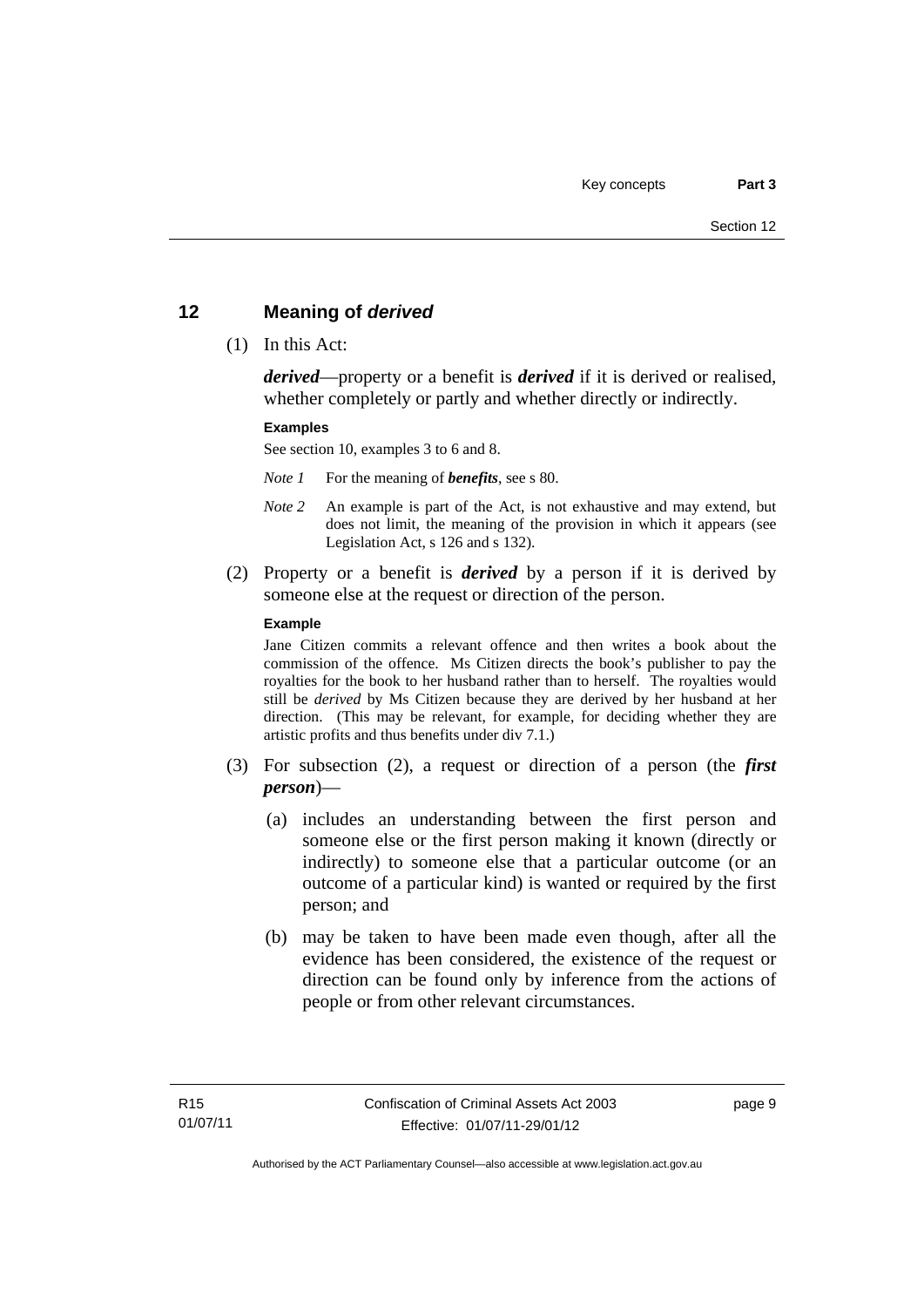## 12 Meaning of *derived*

(1) In this Act:

***derived***—property or a benefit is ***derived*** if it is derived or realised, whether completely or partly and whether directly or indirectly.

**Examples**

See section 10, examples 3 to 6 and 8.

*Note 1* For the meaning of ***benefits***, see s 80.

*Note 2* An example is part of the Act, is not exhaustive and may extend, but does not limit, the meaning of the provision in which it appears (see Legislation Act, s 126 and s 132).

(2) Property or a benefit is ***derived*** by a person if it is derived by someone else at the request or direction of the person.

**Example**

Jane Citizen commits a relevant offence and then writes a book about the commission of the offence. Ms Citizen directs the book's publisher to pay the royalties for the book to her husband rather than to herself. The royalties would still be *derived* by Ms Citizen because they are derived by her husband at her direction. (This may be relevant, for example, for deciding whether they are artistic profits and thus benefits under div 7.1.)

(3) For subsection (2), a request or direction of a person (the ***first person***)—

(a) includes an understanding between the first person and someone else or the first person making it known (directly or indirectly) to someone else that a particular outcome (or an outcome of a particular kind) is wanted or required by the first person; and

(b) may be taken to have been made even though, after all the evidence has been considered, the existence of the request or direction can be found only by inference from the actions of people or from other relevant circumstances.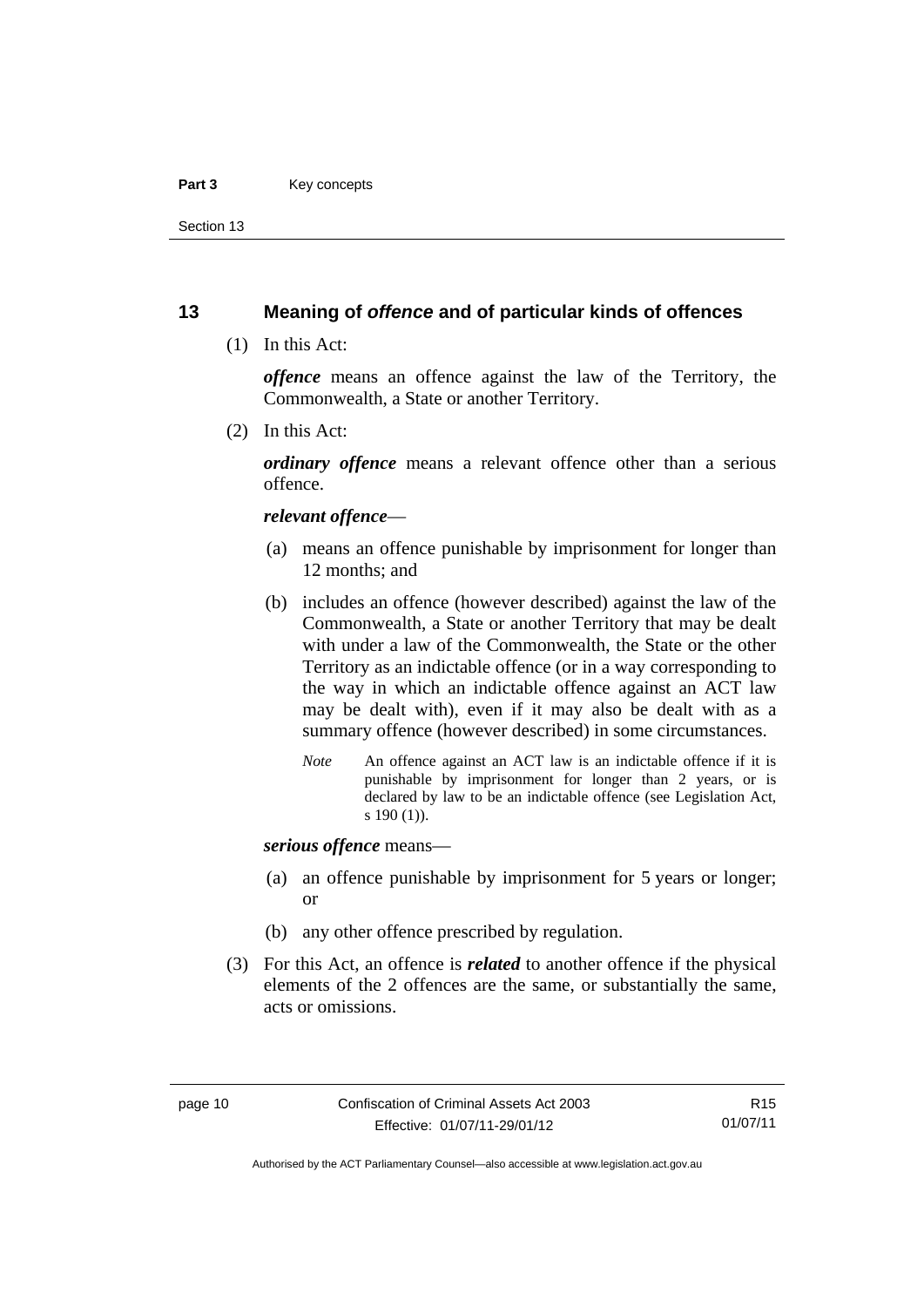## 13 Meaning of *offence* and of particular kinds of offences

(1) In this Act:

***offence*** means an offence against the law of the Territory, the Commonwealth, a State or another Territory.

(2) In this Act:

***ordinary offence*** means a relevant offence other than a serious offence.

***relevant offence***—

(a) means an offence punishable by imprisonment for longer than 12 months; and

(b) includes an offence (however described) against the law of the Commonwealth, a State or another Territory that may be dealt with under a law of the Commonwealth, the State or the other Territory as an indictable offence (or in a way corresponding to the way in which an indictable offence against an ACT law may be dealt with), even if it may also be dealt with as a summary offence (however described) in some circumstances.

*Note* An offence against an ACT law is an indictable offence if it is punishable by imprisonment for longer than 2 years, or is declared by law to be an indictable offence (see Legislation Act, s 190 (1)).

***serious offence*** means—

(a) an offence punishable by imprisonment for 5 years or longer; or

(b) any other offence prescribed by regulation.

(3) For this Act, an offence is ***related*** to another offence if the physical elements of the 2 offences are the same, or substantially the same, acts or omissions.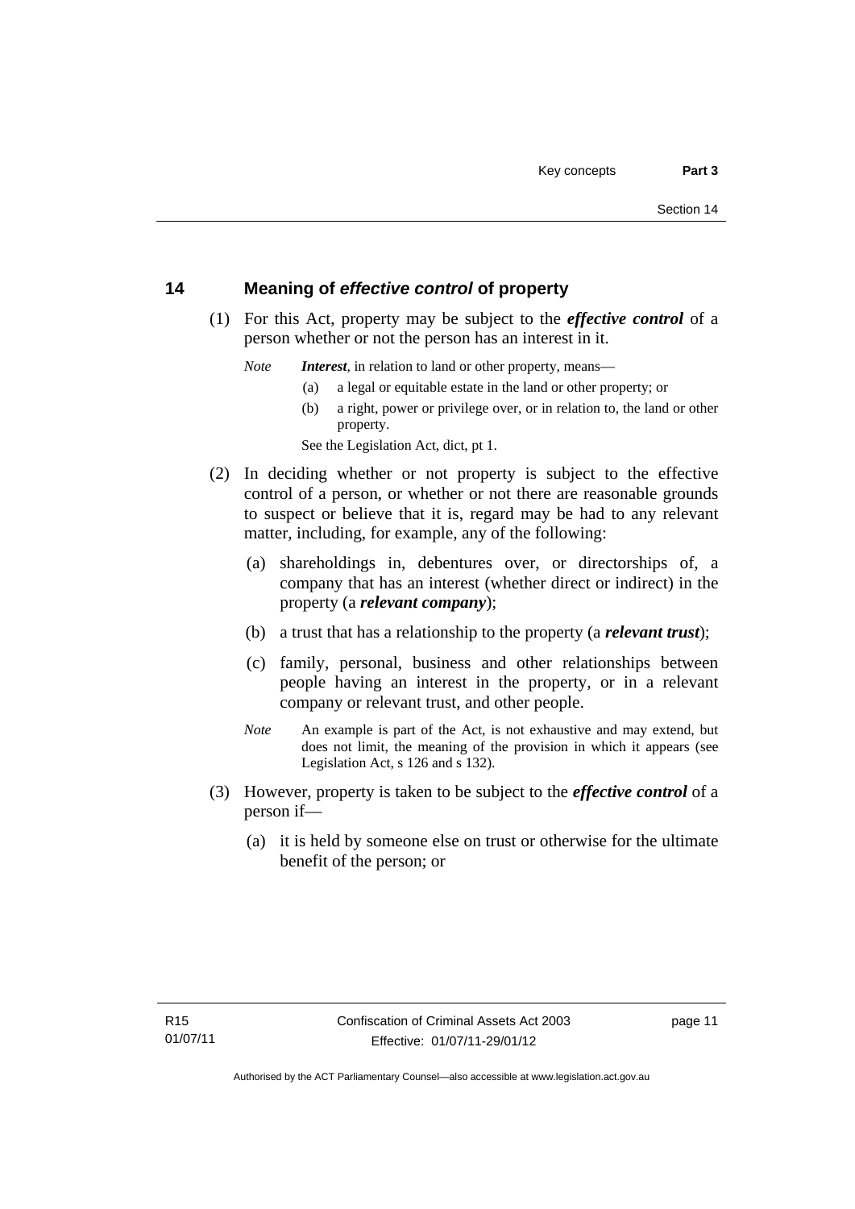## 14 Meaning of *effective control* of property

(1) For this Act, property may be subject to the ***effective control*** of a person whether or not the person has an interest in it.

*Note* ***Interest***, in relation to land or other property, means—

(a) a legal or equitable estate in the land or other property; or

(b) a right, power or privilege over, or in relation to, the land or other property.

See the Legislation Act, dict, pt 1.

(2) In deciding whether or not property is subject to the effective control of a person, or whether or not there are reasonable grounds to suspect or believe that it is, regard may be had to any relevant matter, including, for example, any of the following:

(a) shareholdings in, debentures over, or directorships of, a company that has an interest (whether direct or indirect) in the property (a ***relevant company***);

(b) a trust that has a relationship to the property (a ***relevant trust***);

(c) family, personal, business and other relationships between people having an interest in the property, or in a relevant company or relevant trust, and other people.

*Note* An example is part of the Act, is not exhaustive and may extend, but does not limit, the meaning of the provision in which it appears (see Legislation Act, s 126 and s 132).

(3) However, property is taken to be subject to the ***effective control*** of a person if—

(a) it is held by someone else on trust or otherwise for the ultimate benefit of the person; or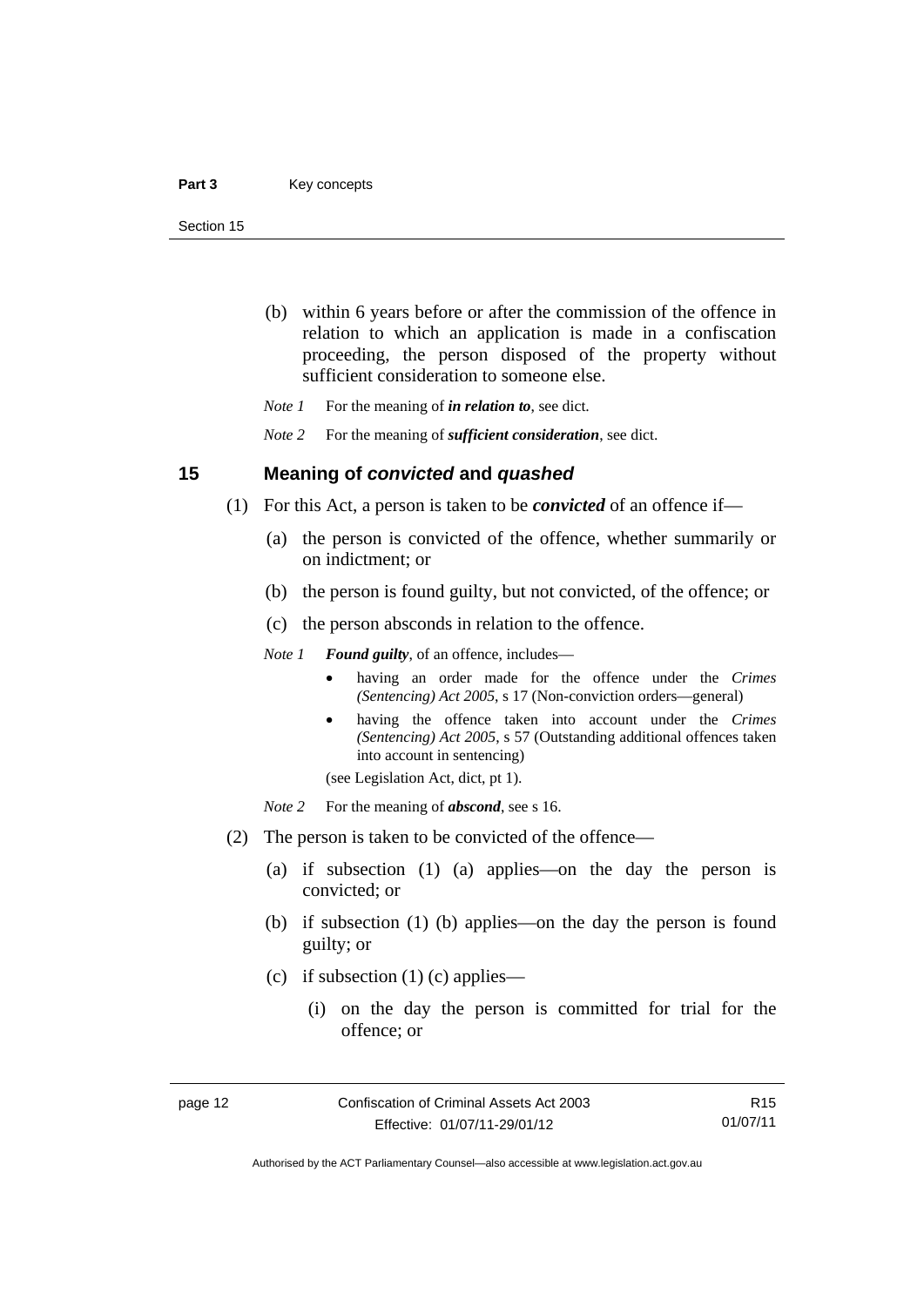(b) within 6 years before or after the commission of the offence in relation to which an application is made in a confiscation proceeding, the person disposed of the property without sufficient consideration to someone else.

*Note 1* For the meaning of ***in relation to***, see dict.

*Note 2* For the meaning of ***sufficient consideration***, see dict.

## 15 Meaning of *convicted* and *quashed*

(1) For this Act, a person is taken to be ***convicted*** of an offence if—

(a) the person is convicted of the offence, whether summarily or on indictment; or

(b) the person is found guilty, but not convicted, of the offence; or

(c) the person absconds in relation to the offence.

*Note 1* ***Found guilty***, of an offence, includes—

- having an order made for the offence under the *Crimes (Sentencing) Act 2005*, s 17 (Non-conviction orders—general)
- having the offence taken into account under the *Crimes (Sentencing) Act 2005*, s 57 (Outstanding additional offences taken into account in sentencing)

(see Legislation Act, dict, pt 1).

*Note 2* For the meaning of ***abscond***, see s 16.

(2) The person is taken to be convicted of the offence—

(a) if subsection (1) (a) applies—on the day the person is convicted; or

(b) if subsection (1) (b) applies—on the day the person is found guilty; or

(c) if subsection (1) (c) applies—

(i) on the day the person is committed for trial for the offence; or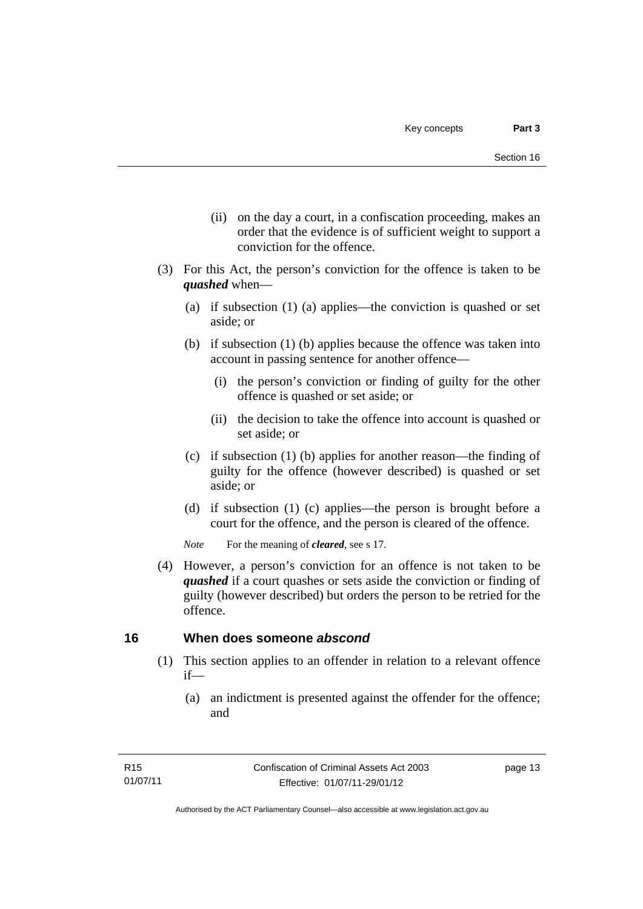(ii) on the day a court, in a confiscation proceeding, makes an order that the evidence is of sufficient weight to support a conviction for the offence.

(3) For this Act, the person's conviction for the offence is taken to be ***quashed*** when—

(a) if subsection (1) (a) applies—the conviction is quashed or set aside; or

(b) if subsection (1) (b) applies because the offence was taken into account in passing sentence for another offence—

(i) the person's conviction or finding of guilty for the other offence is quashed or set aside; or

(ii) the decision to take the offence into account is quashed or set aside; or

(c) if subsection (1) (b) applies for another reason—the finding of guilty for the offence (however described) is quashed or set aside; or

(d) if subsection (1) (c) applies—the person is brought before a court for the offence, and the person is cleared of the offence.

*Note* For the meaning of ***cleared***, see s 17.

(4) However, a person's conviction for an offence is not taken to be ***quashed*** if a court quashes or sets aside the conviction or finding of guilty (however described) but orders the person to be retried for the offence.

## 16 When does someone *abscond*

(1) This section applies to an offender in relation to a relevant offence if—

(a) an indictment is presented against the offender for the offence; and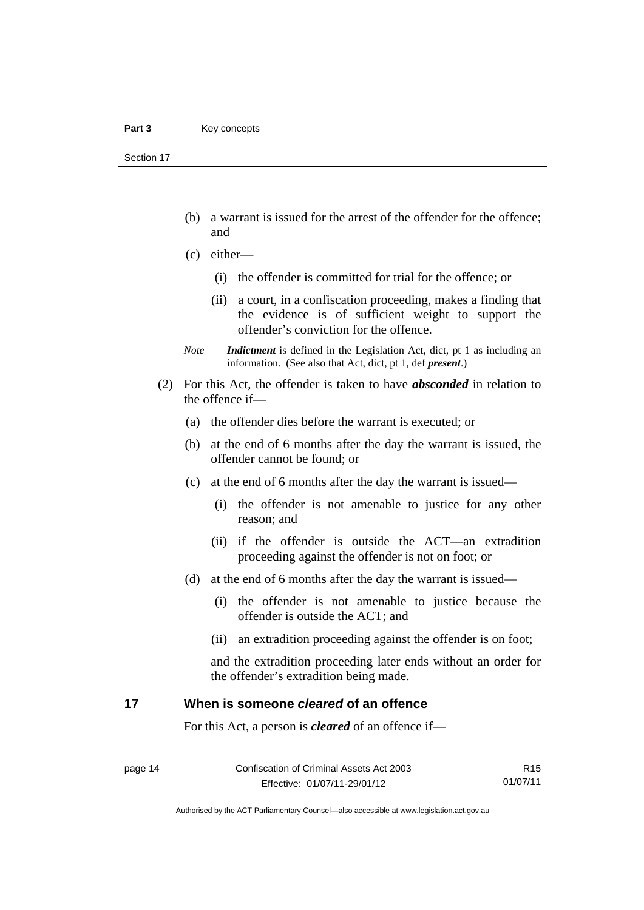(b) a warrant is issued for the arrest of the offender for the offence; and

(c) either—

   (i) the offender is committed for trial for the offence; or

   (ii) a court, in a confiscation proceeding, makes a finding that the evidence is of sufficient weight to support the offender's conviction for the offence.

*Note* ***Indictment*** is defined in the Legislation Act, dict, pt 1 as including an information. (See also that Act, dict, pt 1, def ***present***.)

(2) For this Act, the offender is taken to have ***absconded*** in relation to the offence if—

(a) the offender dies before the warrant is executed; or

(b) at the end of 6 months after the day the warrant is issued, the offender cannot be found; or

(c) at the end of 6 months after the day the warrant is issued—

   (i) the offender is not amenable to justice for any other reason; and

   (ii) if the offender is outside the ACT—an extradition proceeding against the offender is not on foot; or

(d) at the end of 6 months after the day the warrant is issued—

   (i) the offender is not amenable to justice because the offender is outside the ACT; and

   (ii) an extradition proceeding against the offender is on foot;

and the extradition proceeding later ends without an order for the offender's extradition being made.

## 17 When is someone *cleared* of an offence

For this Act, a person is ***cleared*** of an offence if—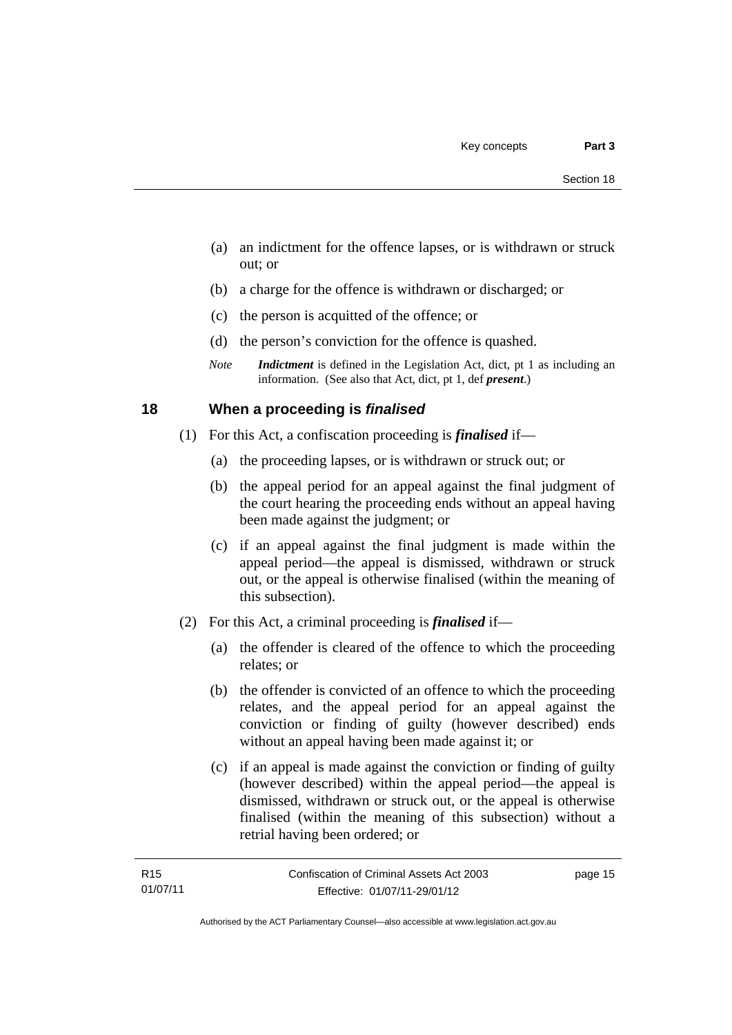(a) an indictment for the offence lapses, or is withdrawn or struck out; or

(b) a charge for the offence is withdrawn or discharged; or

(c) the person is acquitted of the offence; or

(d) the person's conviction for the offence is quashed.

*Note* ***Indictment*** is defined in the Legislation Act, dict, pt 1 as including an information. (See also that Act, dict, pt 1, def ***present***.)

## 18 When a proceeding is *finalised*

(1) For this Act, a confiscation proceeding is ***finalised*** if—

(a) the proceeding lapses, or is withdrawn or struck out; or

(b) the appeal period for an appeal against the final judgment of the court hearing the proceeding ends without an appeal having been made against the judgment; or

(c) if an appeal against the final judgment is made within the appeal period—the appeal is dismissed, withdrawn or struck out, or the appeal is otherwise finalised (within the meaning of this subsection).

(2) For this Act, a criminal proceeding is ***finalised*** if—

(a) the offender is cleared of the offence to which the proceeding relates; or

(b) the offender is convicted of an offence to which the proceeding relates, and the appeal period for an appeal against the conviction or finding of guilty (however described) ends without an appeal having been made against it; or

(c) if an appeal is made against the conviction or finding of guilty (however described) within the appeal period—the appeal is dismissed, withdrawn or struck out, or the appeal is otherwise finalised (within the meaning of this subsection) without a retrial having been ordered; or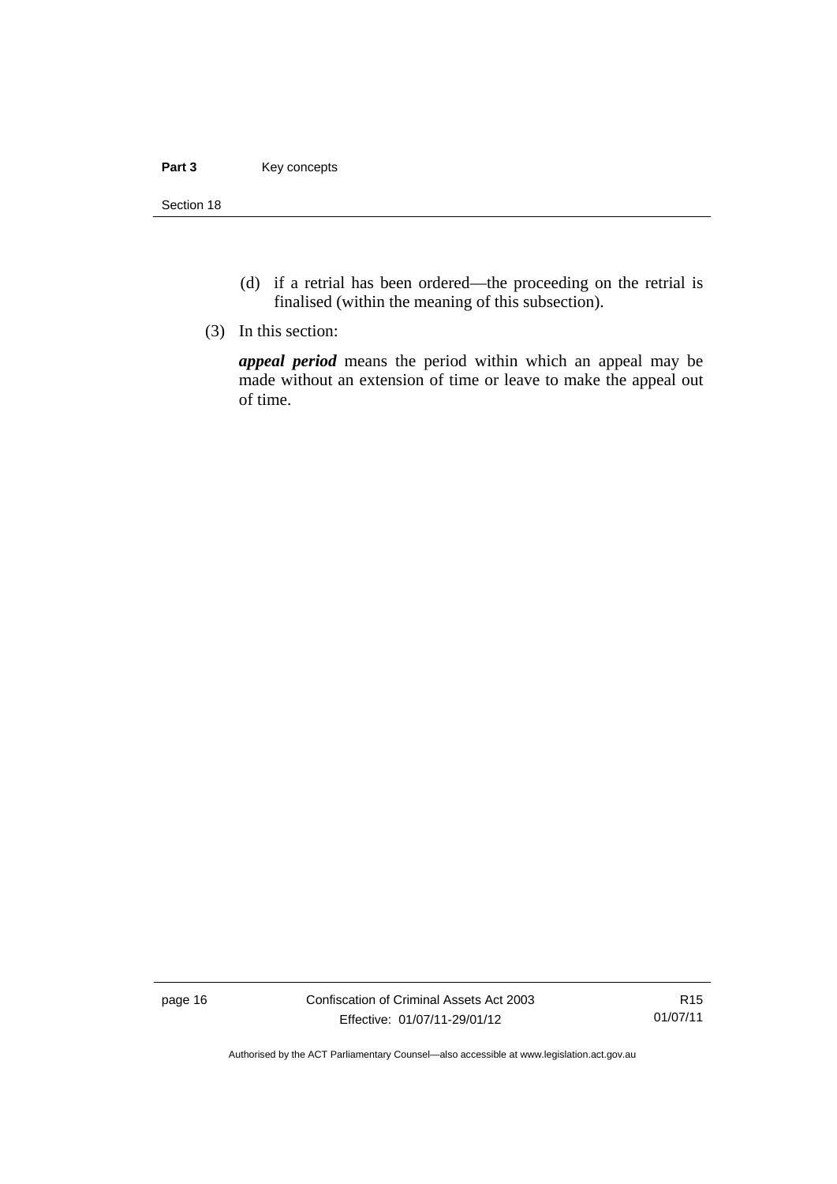(d) if a retrial has been ordered—the proceeding on the retrial is finalised (within the meaning of this subsection).

(3) In this section:

***appeal period*** means the period within which an appeal may be made without an extension of time or leave to make the appeal out of time.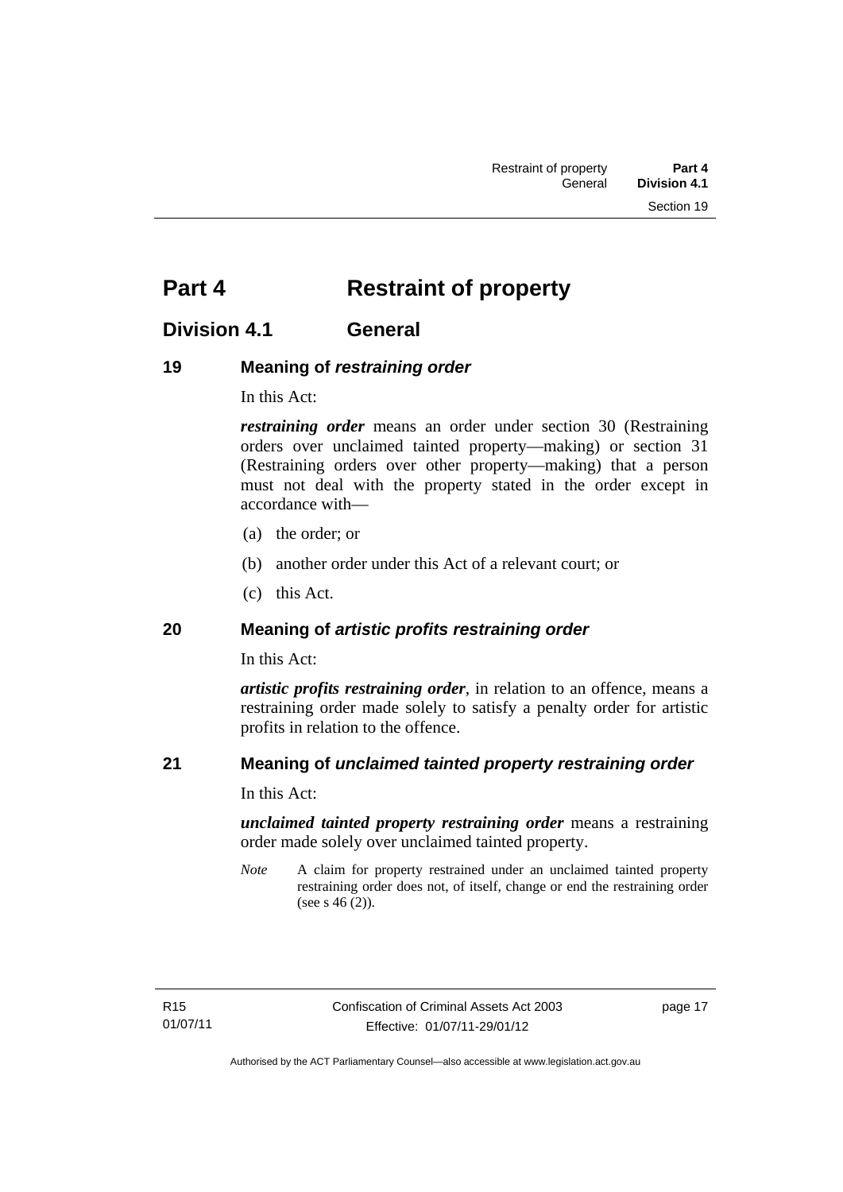# Part 4 Restraint of property

## Division 4.1 General

### 19 Meaning of *restraining order*

In this Act:

***restraining order*** means an order under section 30 (Restraining orders over unclaimed tainted property—making) or section 31 (Restraining orders over other property—making) that a person must not deal with the property stated in the order except in accordance with—

(a) the order; or

(b) another order under this Act of a relevant court; or

(c) this Act.

### 20 Meaning of *artistic profits restraining order*

In this Act:

***artistic profits restraining order***, in relation to an offence, means a restraining order made solely to satisfy a penalty order for artistic profits in relation to the offence.

### 21 Meaning of *unclaimed tainted property restraining order*

In this Act:

***unclaimed tainted property restraining order*** means a restraining order made solely over unclaimed tainted property.

*Note* A claim for property restrained under an unclaimed tainted property restraining order does not, of itself, change or end the restraining order (see s 46 (2)).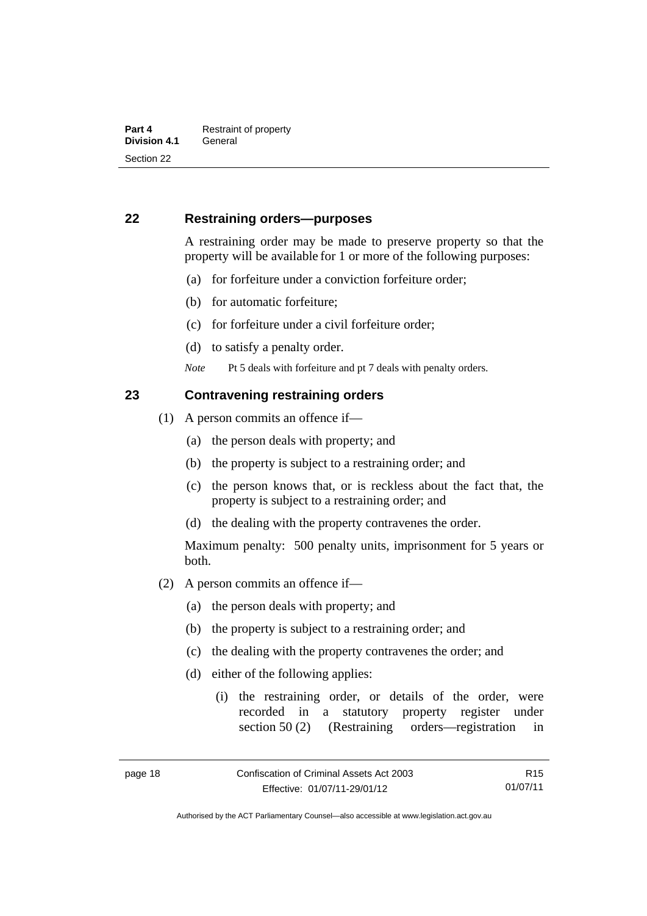## 22 Restraining orders—purposes

A restraining order may be made to preserve property so that the property will be available for 1 or more of the following purposes:

(a) for forfeiture under a conviction forfeiture order;

(b) for automatic forfeiture;

(c) for forfeiture under a civil forfeiture order;

(d) to satisfy a penalty order.

*Note* Pt 5 deals with forfeiture and pt 7 deals with penalty orders.

## 23 Contravening restraining orders

(1) A person commits an offence if—

(a) the person deals with property; and

(b) the property is subject to a restraining order; and

(c) the person knows that, or is reckless about the fact that, the property is subject to a restraining order; and

(d) the dealing with the property contravenes the order.

Maximum penalty: 500 penalty units, imprisonment for 5 years or both.

(2) A person commits an offence if—

(a) the person deals with property; and

(b) the property is subject to a restraining order; and

(c) the dealing with the property contravenes the order; and

(d) either of the following applies:

(i) the restraining order, or details of the order, were recorded in a statutory property register under section 50 (2) (Restraining orders—registration in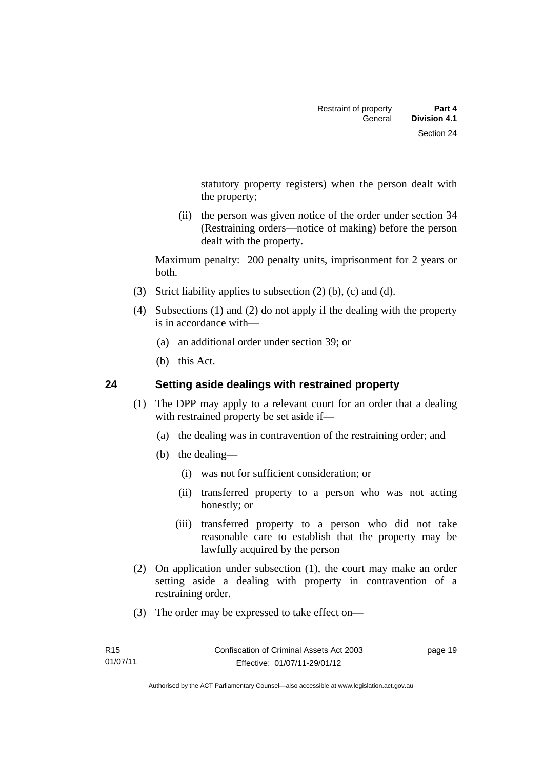statutory property registers) when the person dealt with the property;

(ii) the person was given notice of the order under section 34 (Restraining orders—notice of making) before the person dealt with the property.

Maximum penalty: 200 penalty units, imprisonment for 2 years or both.

(3) Strict liability applies to subsection (2) (b), (c) and (d).

(4) Subsections (1) and (2) do not apply if the dealing with the property is in accordance with—

(a) an additional order under section 39; or

(b) this Act.

## 24 Setting aside dealings with restrained property

(1) The DPP may apply to a relevant court for an order that a dealing with restrained property be set aside if—

(a) the dealing was in contravention of the restraining order; and

(b) the dealing—

(i) was not for sufficient consideration; or

(ii) transferred property to a person who was not acting honestly; or

(iii) transferred property to a person who did not take reasonable care to establish that the property may be lawfully acquired by the person

(2) On application under subsection (1), the court may make an order setting aside a dealing with property in contravention of a restraining order.

(3) The order may be expressed to take effect on—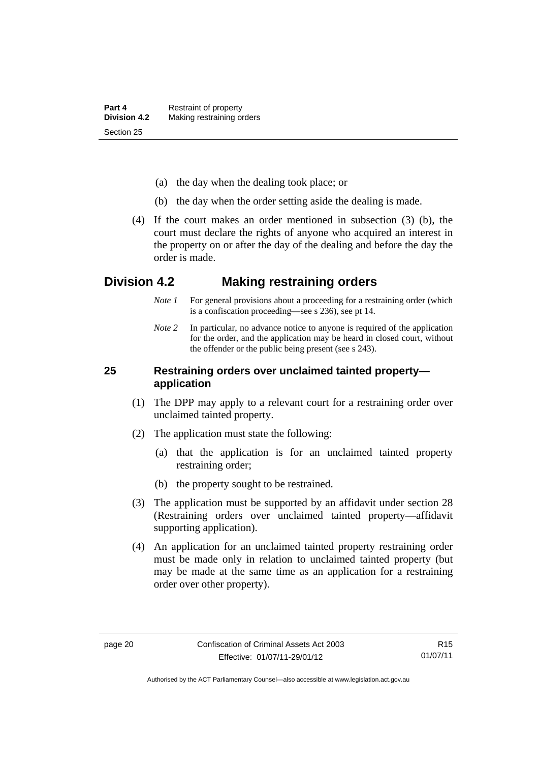(a) the day when the dealing took place; or

(b) the day when the order setting aside the dealing is made.

(4) If the court makes an order mentioned in subsection (3) (b), the court must declare the rights of anyone who acquired an interest in the property on or after the day of the dealing and before the day the order is made.

## Division 4.2 Making restraining orders

*Note 1* For general provisions about a proceeding for a restraining order (which is a confiscation proceeding—see s 236), see pt 14.

*Note 2* In particular, no advance notice to anyone is required of the application for the order, and the application may be heard in closed court, without the offender or the public being present (see s 243).

### 25 Restraining orders over unclaimed tainted property—application

(1) The DPP may apply to a relevant court for a restraining order over unclaimed tainted property.

(2) The application must state the following:

(a) that the application is for an unclaimed tainted property restraining order;

(b) the property sought to be restrained.

(3) The application must be supported by an affidavit under section 28 (Restraining orders over unclaimed tainted property—affidavit supporting application).

(4) An application for an unclaimed tainted property restraining order must be made only in relation to unclaimed tainted property (but may be made at the same time as an application for a restraining order over other property).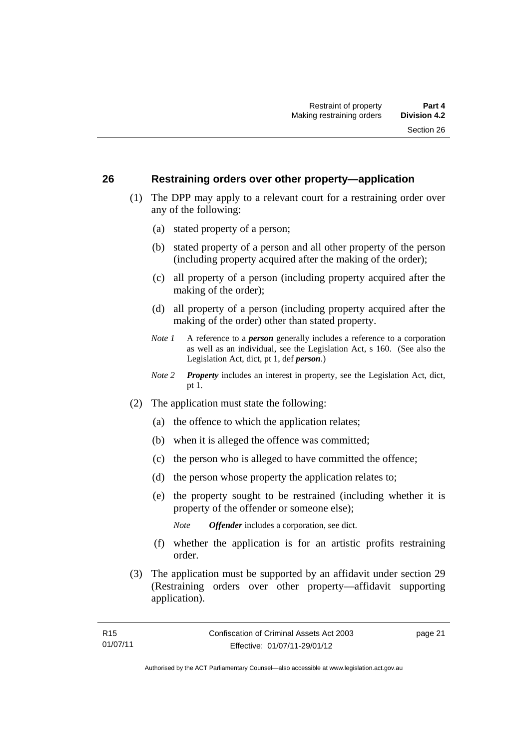## 26 Restraining orders over other property—application

(1) The DPP may apply to a relevant court for a restraining order over any of the following:

   (a) stated property of a person;

   (b) stated property of a person and all other property of the person (including property acquired after the making of the order);

   (c) all property of a person (including property acquired after the making of the order);

   (d) all property of a person (including property acquired after the making of the order) other than stated property.

   *Note 1* A reference to a ***person*** generally includes a reference to a corporation as well as an individual, see the Legislation Act, s 160. (See also the Legislation Act, dict, pt 1, def ***person***.)

   *Note 2* ***Property*** includes an interest in property, see the Legislation Act, dict, pt 1.

(2) The application must state the following:

   (a) the offence to which the application relates;

   (b) when it is alleged the offence was committed;

   (c) the person who is alleged to have committed the offence;

   (d) the person whose property the application relates to;

   (e) the property sought to be restrained (including whether it is property of the offender or someone else);

   *Note* ***Offender*** includes a corporation, see dict.

   (f) whether the application is for an artistic profits restraining order.

(3) The application must be supported by an affidavit under section 29 (Restraining orders over other property—affidavit supporting application).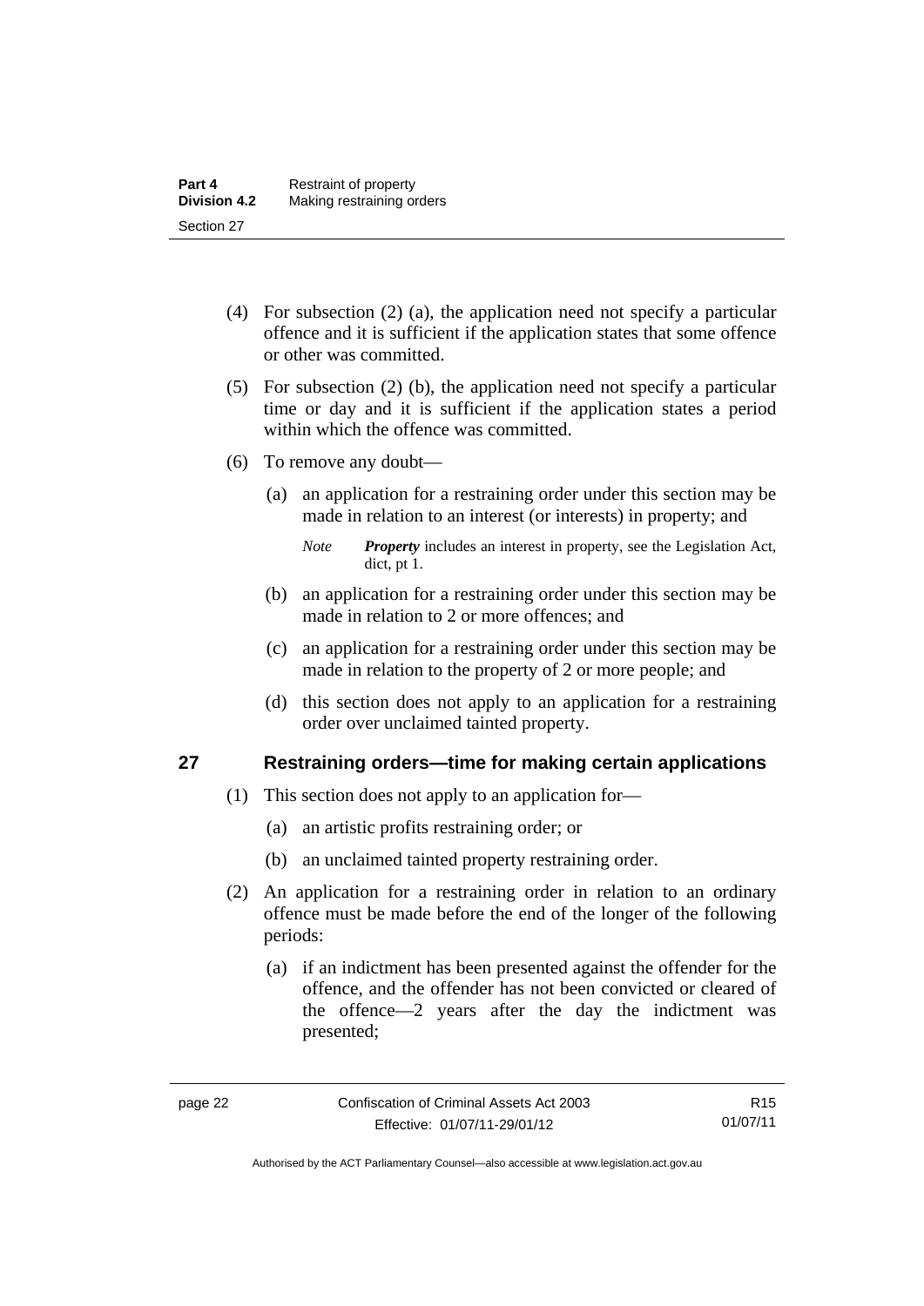(4) For subsection (2) (a), the application need not specify a particular offence and it is sufficient if the application states that some offence or other was committed.

(5) For subsection (2) (b), the application need not specify a particular time or day and it is sufficient if the application states a period within which the offence was committed.

(6) To remove any doubt—

(a) an application for a restraining order under this section may be made in relation to an interest (or interests) in property; and

*Note* ***Property*** includes an interest in property, see the Legislation Act, dict, pt 1.

(b) an application for a restraining order under this section may be made in relation to 2 or more offences; and

(c) an application for a restraining order under this section may be made in relation to the property of 2 or more people; and

(d) this section does not apply to an application for a restraining order over unclaimed tainted property.

## 27 Restraining orders—time for making certain applications

(1) This section does not apply to an application for—

(a) an artistic profits restraining order; or

(b) an unclaimed tainted property restraining order.

(2) An application for a restraining order in relation to an ordinary offence must be made before the end of the longer of the following periods:

(a) if an indictment has been presented against the offender for the offence, and the offender has not been convicted or cleared of the offence—2 years after the day the indictment was presented;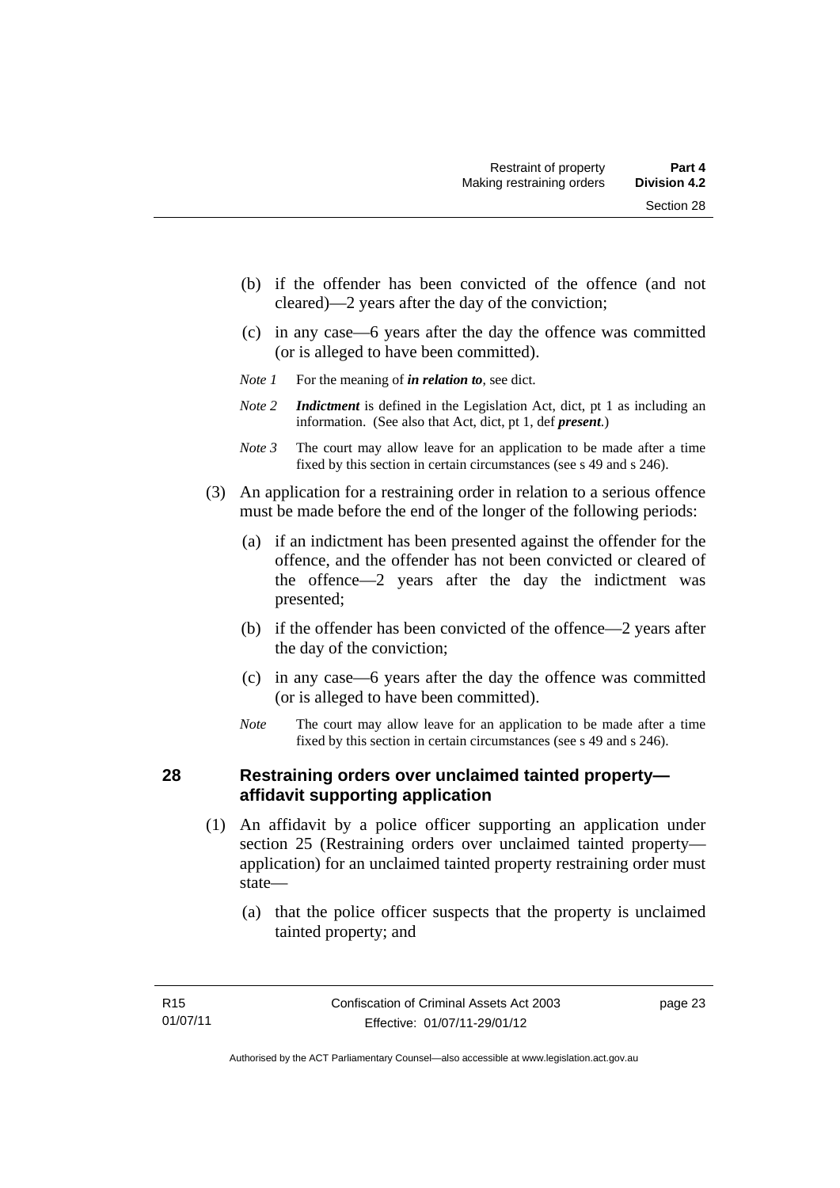(b) if the offender has been convicted of the offence (and not cleared)—2 years after the day of the conviction;

(c) in any case—6 years after the day the offence was committed (or is alleged to have been committed).

*Note 1* For the meaning of ***in relation to***, see dict.

*Note 2* ***Indictment*** is defined in the Legislation Act, dict, pt 1 as including an information. (See also that Act, dict, pt 1, def ***present***.)

*Note 3* The court may allow leave for an application to be made after a time fixed by this section in certain circumstances (see s 49 and s 246).

(3) An application for a restraining order in relation to a serious offence must be made before the end of the longer of the following periods:

(a) if an indictment has been presented against the offender for the offence, and the offender has not been convicted or cleared of the offence—2 years after the day the indictment was presented;

(b) if the offender has been convicted of the offence—2 years after the day of the conviction;

(c) in any case—6 years after the day the offence was committed (or is alleged to have been committed).

*Note* The court may allow leave for an application to be made after a time fixed by this section in certain circumstances (see s 49 and s 246).

## 28 Restraining orders over unclaimed tainted property—affidavit supporting application

(1) An affidavit by a police officer supporting an application under section 25 (Restraining orders over unclaimed tainted property—application) for an unclaimed tainted property restraining order must state—

(a) that the police officer suspects that the property is unclaimed tainted property; and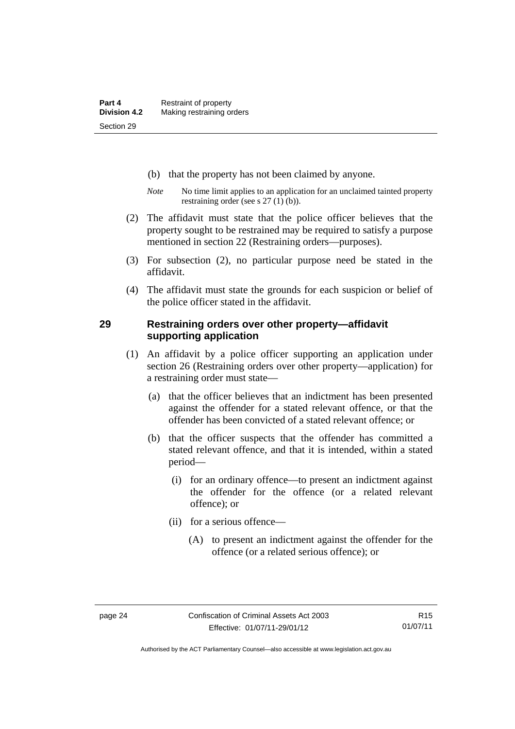(b) that the property has not been claimed by anyone.

*Note* No time limit applies to an application for an unclaimed tainted property restraining order (see s 27 (1) (b)).

(2) The affidavit must state that the police officer believes that the property sought to be restrained may be required to satisfy a purpose mentioned in section 22 (Restraining orders—purposes).

(3) For subsection (2), no particular purpose need be stated in the affidavit.

(4) The affidavit must state the grounds for each suspicion or belief of the police officer stated in the affidavit.

## 29 Restraining orders over other property—affidavit supporting application

(1) An affidavit by a police officer supporting an application under section 26 (Restraining orders over other property—application) for a restraining order must state—

(a) that the officer believes that an indictment has been presented against the offender for a stated relevant offence, or that the offender has been convicted of a stated relevant offence; or

(b) that the officer suspects that the offender has committed a stated relevant offence, and that it is intended, within a stated period—

(i) for an ordinary offence—to present an indictment against the offender for the offence (or a related relevant offence); or

(ii) for a serious offence—

(A) to present an indictment against the offender for the offence (or a related serious offence); or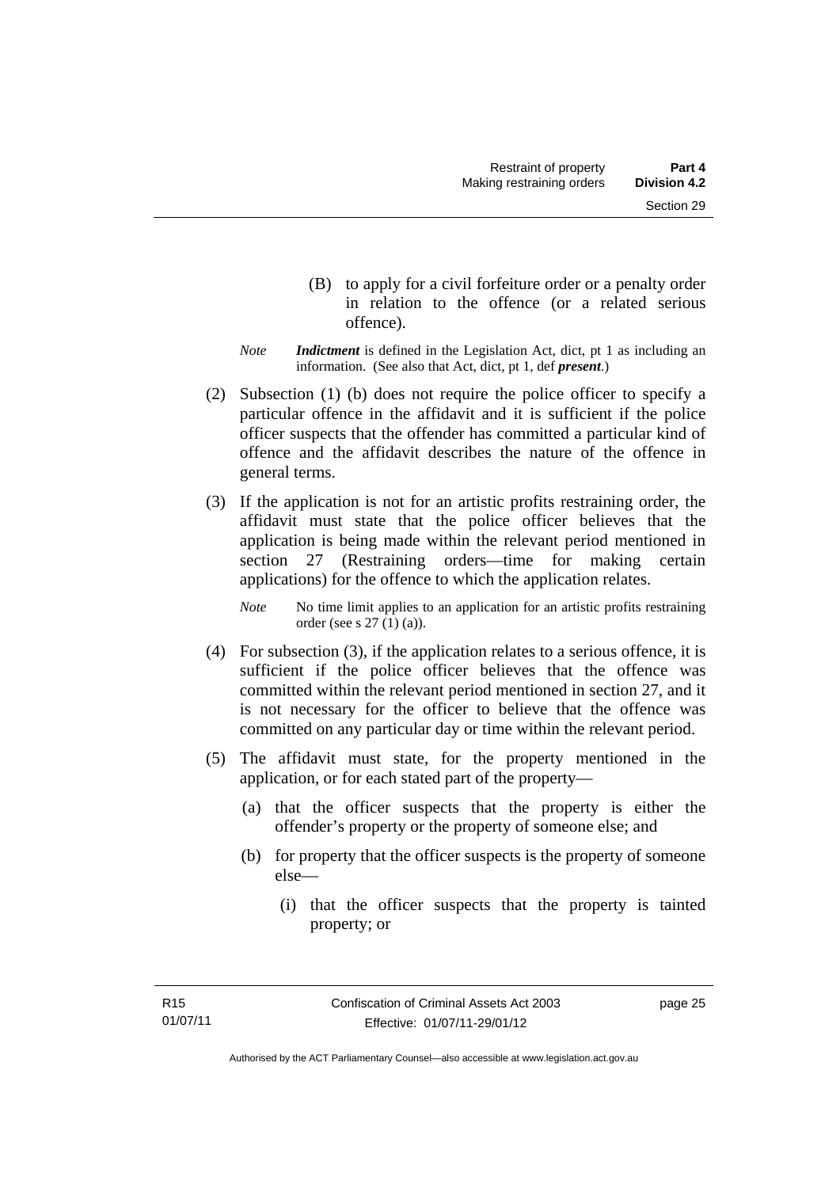(B) to apply for a civil forfeiture order or a penalty order in relation to the offence (or a related serious offence).

*Note* ***Indictment*** is defined in the Legislation Act, dict, pt 1 as including an information. (See also that Act, dict, pt 1, def ***present***.)

(2) Subsection (1) (b) does not require the police officer to specify a particular offence in the affidavit and it is sufficient if the police officer suspects that the offender has committed a particular kind of offence and the affidavit describes the nature of the offence in general terms.

(3) If the application is not for an artistic profits restraining order, the affidavit must state that the police officer believes that the application is being made within the relevant period mentioned in section 27 (Restraining orders—time for making certain applications) for the offence to which the application relates.

*Note* No time limit applies to an application for an artistic profits restraining order (see s 27 (1) (a)).

(4) For subsection (3), if the application relates to a serious offence, it is sufficient if the police officer believes that the offence was committed within the relevant period mentioned in section 27, and it is not necessary for the officer to believe that the offence was committed on any particular day or time within the relevant period.

(5) The affidavit must state, for the property mentioned in the application, or for each stated part of the property—

(a) that the officer suspects that the property is either the offender's property or the property of someone else; and

(b) for property that the officer suspects is the property of someone else—

(i) that the officer suspects that the property is tainted property; or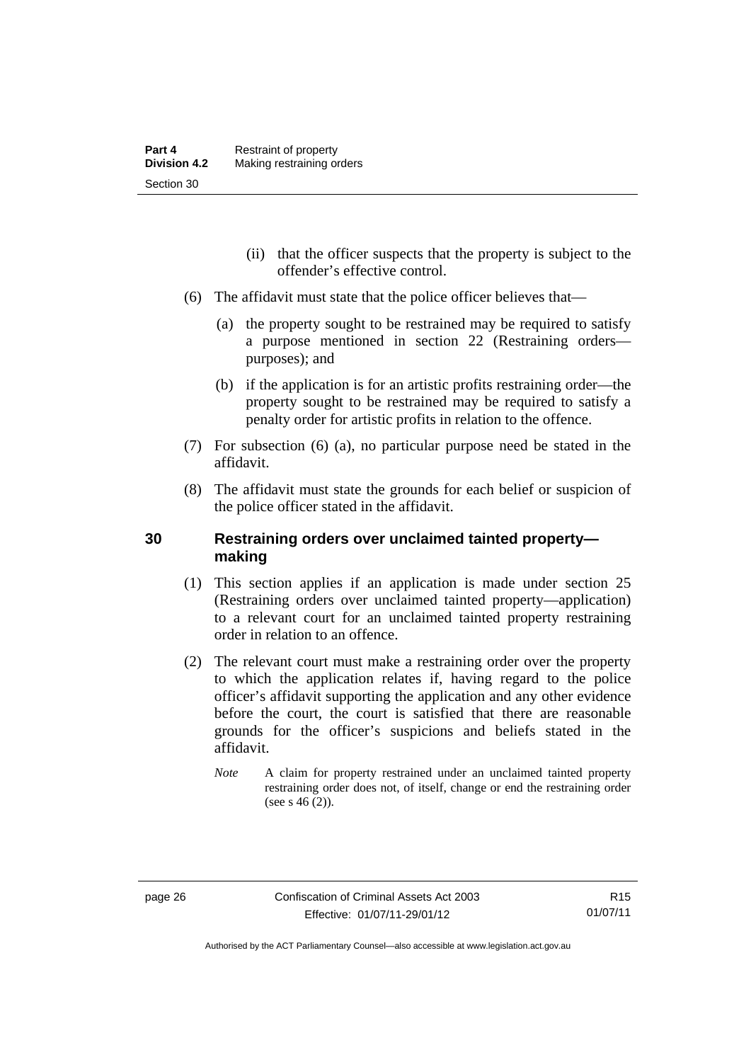(ii) that the officer suspects that the property is subject to the offender's effective control.

(6) The affidavit must state that the police officer believes that—

(a) the property sought to be restrained may be required to satisfy a purpose mentioned in section 22 (Restraining orders—purposes); and

(b) if the application is for an artistic profits restraining order—the property sought to be restrained may be required to satisfy a penalty order for artistic profits in relation to the offence.

(7) For subsection (6) (a), no particular purpose need be stated in the affidavit.

(8) The affidavit must state the grounds for each belief or suspicion of the police officer stated in the affidavit.

## 30 Restraining orders over unclaimed tainted property—making

(1) This section applies if an application is made under section 25 (Restraining orders over unclaimed tainted property—application) to a relevant court for an unclaimed tainted property restraining order in relation to an offence.

(2) The relevant court must make a restraining order over the property to which the application relates if, having regard to the police officer's affidavit supporting the application and any other evidence before the court, the court is satisfied that there are reasonable grounds for the officer's suspicions and beliefs stated in the affidavit.

*Note* A claim for property restrained under an unclaimed tainted property restraining order does not, of itself, change or end the restraining order (see s 46 (2)).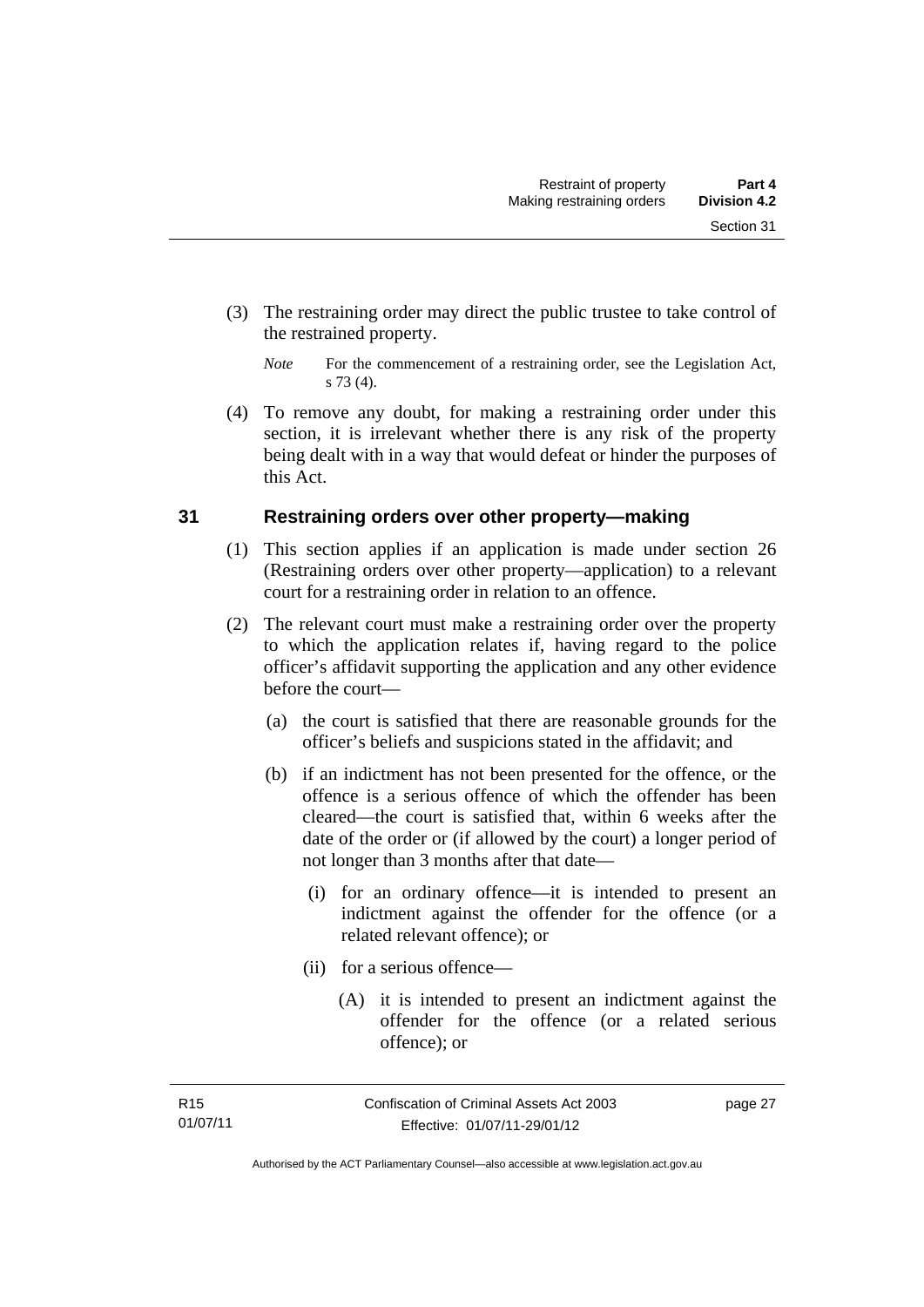(3) The restraining order may direct the public trustee to take control of the restrained property.

*Note* For the commencement of a restraining order, see the Legislation Act, s 73 (4).

(4) To remove any doubt, for making a restraining order under this section, it is irrelevant whether there is any risk of the property being dealt with in a way that would defeat or hinder the purposes of this Act.

## 31 Restraining orders over other property—making

(1) This section applies if an application is made under section 26 (Restraining orders over other property—application) to a relevant court for a restraining order in relation to an offence.

(2) The relevant court must make a restraining order over the property to which the application relates if, having regard to the police officer's affidavit supporting the application and any other evidence before the court—

(a) the court is satisfied that there are reasonable grounds for the officer's beliefs and suspicions stated in the affidavit; and

(b) if an indictment has not been presented for the offence, or the offence is a serious offence of which the offender has been cleared—the court is satisfied that, within 6 weeks after the date of the order or (if allowed by the court) a longer period of not longer than 3 months after that date—

(i) for an ordinary offence—it is intended to present an indictment against the offender for the offence (or a related relevant offence); or

(ii) for a serious offence—

(A) it is intended to present an indictment against the offender for the offence (or a related serious offence); or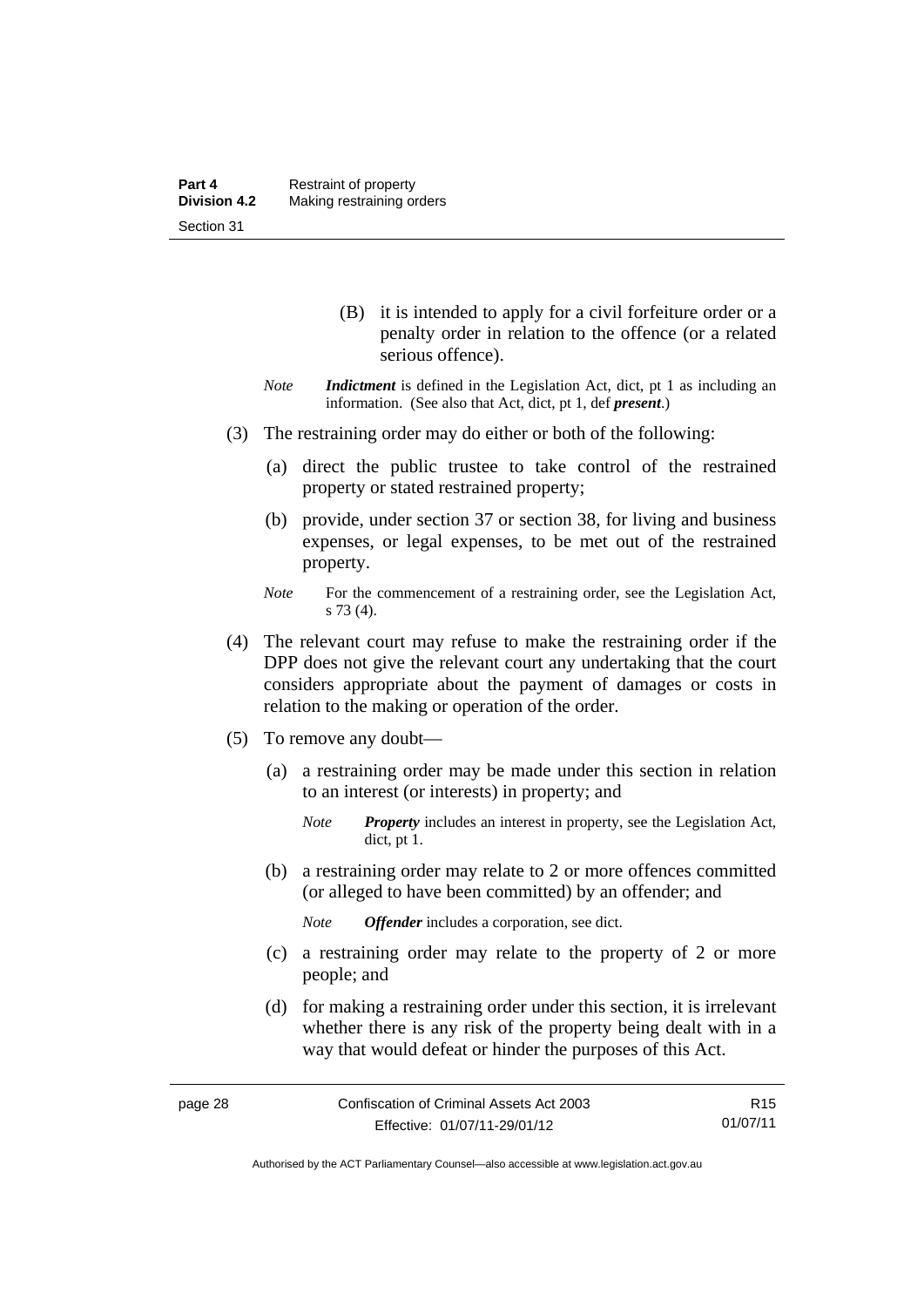(B) it is intended to apply for a civil forfeiture order or a penalty order in relation to the offence (or a related serious offence).

*Note* ***Indictment*** is defined in the Legislation Act, dict, pt 1 as including an information. (See also that Act, dict, pt 1, def ***present***.)

(3) The restraining order may do either or both of the following:

(a) direct the public trustee to take control of the restrained property or stated restrained property;

(b) provide, under section 37 or section 38, for living and business expenses, or legal expenses, to be met out of the restrained property.

*Note* For the commencement of a restraining order, see the Legislation Act, s 73 (4).

(4) The relevant court may refuse to make the restraining order if the DPP does not give the relevant court any undertaking that the court considers appropriate about the payment of damages or costs in relation to the making or operation of the order.

(5) To remove any doubt—

(a) a restraining order may be made under this section in relation to an interest (or interests) in property; and

*Note* ***Property*** includes an interest in property, see the Legislation Act, dict, pt 1.

(b) a restraining order may relate to 2 or more offences committed (or alleged to have been committed) by an offender; and

*Note* ***Offender*** includes a corporation, see dict.

(c) a restraining order may relate to the property of 2 or more people; and

(d) for making a restraining order under this section, it is irrelevant whether there is any risk of the property being dealt with in a way that would defeat or hinder the purposes of this Act.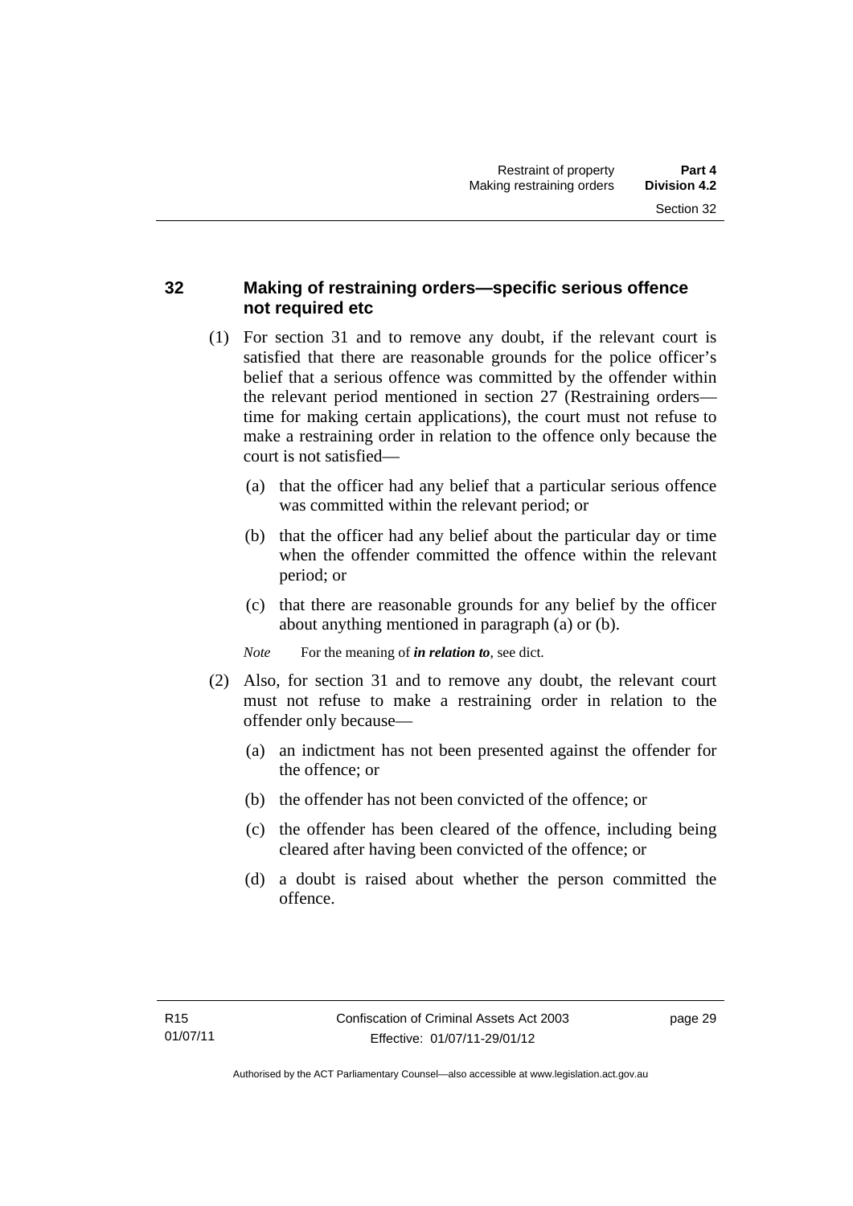## 32 Making of restraining orders—specific serious offence not required etc

(1) For section 31 and to remove any doubt, if the relevant court is satisfied that there are reasonable grounds for the police officer's belief that a serious offence was committed by the offender within the relevant period mentioned in section 27 (Restraining orders—time for making certain applications), the court must not refuse to make a restraining order in relation to the offence only because the court is not satisfied—

(a) that the officer had any belief that a particular serious offence was committed within the relevant period; or

(b) that the officer had any belief about the particular day or time when the offender committed the offence within the relevant period; or

(c) that there are reasonable grounds for any belief by the officer about anything mentioned in paragraph (a) or (b).

*Note* For the meaning of ***in relation to***, see dict.

(2) Also, for section 31 and to remove any doubt, the relevant court must not refuse to make a restraining order in relation to the offender only because—

(a) an indictment has not been presented against the offender for the offence; or

(b) the offender has not been convicted of the offence; or

(c) the offender has been cleared of the offence, including being cleared after having been convicted of the offence; or

(d) a doubt is raised about whether the person committed the offence.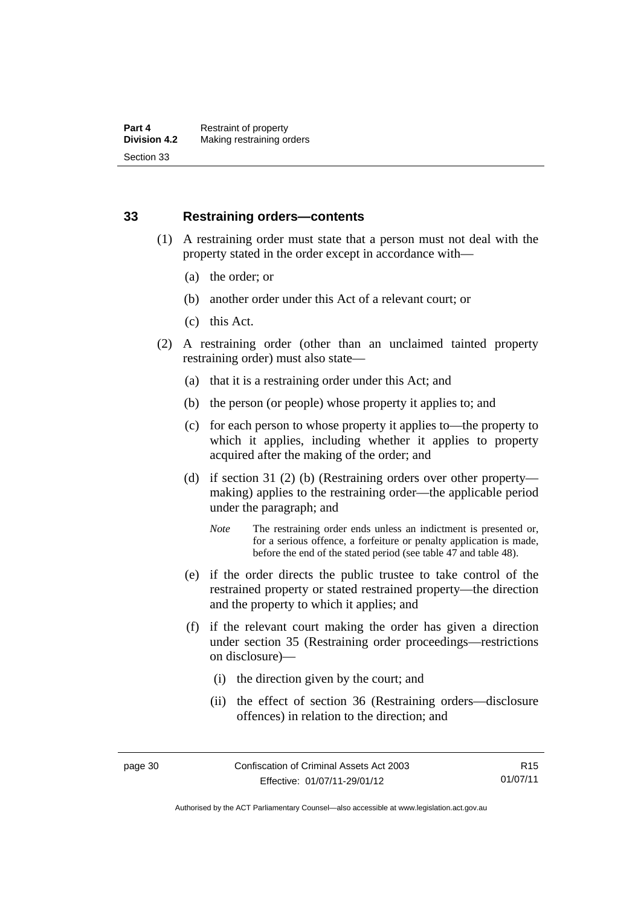## 33 Restraining orders—contents

(1) A restraining order must state that a person must not deal with the property stated in the order except in accordance with—

(a) the order; or

(b) another order under this Act of a relevant court; or

(c) this Act.

(2) A restraining order (other than an unclaimed tainted property restraining order) must also state—

(a) that it is a restraining order under this Act; and

(b) the person (or people) whose property it applies to; and

(c) for each person to whose property it applies to—the property to which it applies, including whether it applies to property acquired after the making of the order; and

(d) if section 31 (2) (b) (Restraining orders over other property—making) applies to the restraining order—the applicable period under the paragraph; and

*Note* The restraining order ends unless an indictment is presented or, for a serious offence, a forfeiture or penalty application is made, before the end of the stated period (see table 47 and table 48).

(e) if the order directs the public trustee to take control of the restrained property or stated restrained property—the direction and the property to which it applies; and

(f) if the relevant court making the order has given a direction under section 35 (Restraining order proceedings—restrictions on disclosure)—

(i) the direction given by the court; and

(ii) the effect of section 36 (Restraining orders—disclosure offences) in relation to the direction; and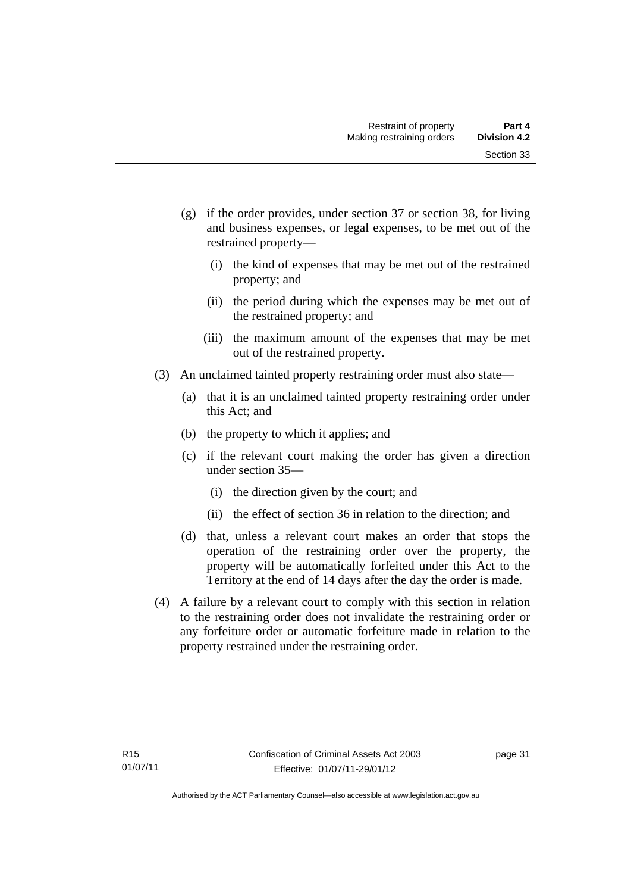(g) if the order provides, under section 37 or section 38, for living and business expenses, or legal expenses, to be met out of the restrained property—

   (i) the kind of expenses that may be met out of the restrained property; and

   (ii) the period during which the expenses may be met out of the restrained property; and

   (iii) the maximum amount of the expenses that may be met out of the restrained property.

(3) An unclaimed tainted property restraining order must also state—

   (a) that it is an unclaimed tainted property restraining order under this Act; and

   (b) the property to which it applies; and

   (c) if the relevant court making the order has given a direction under section 35—

      (i) the direction given by the court; and

      (ii) the effect of section 36 in relation to the direction; and

   (d) that, unless a relevant court makes an order that stops the operation of the restraining order over the property, the property will be automatically forfeited under this Act to the Territory at the end of 14 days after the day the order is made.

(4) A failure by a relevant court to comply with this section in relation to the restraining order does not invalidate the restraining order or any forfeiture order or automatic forfeiture made in relation to the property restrained under the restraining order.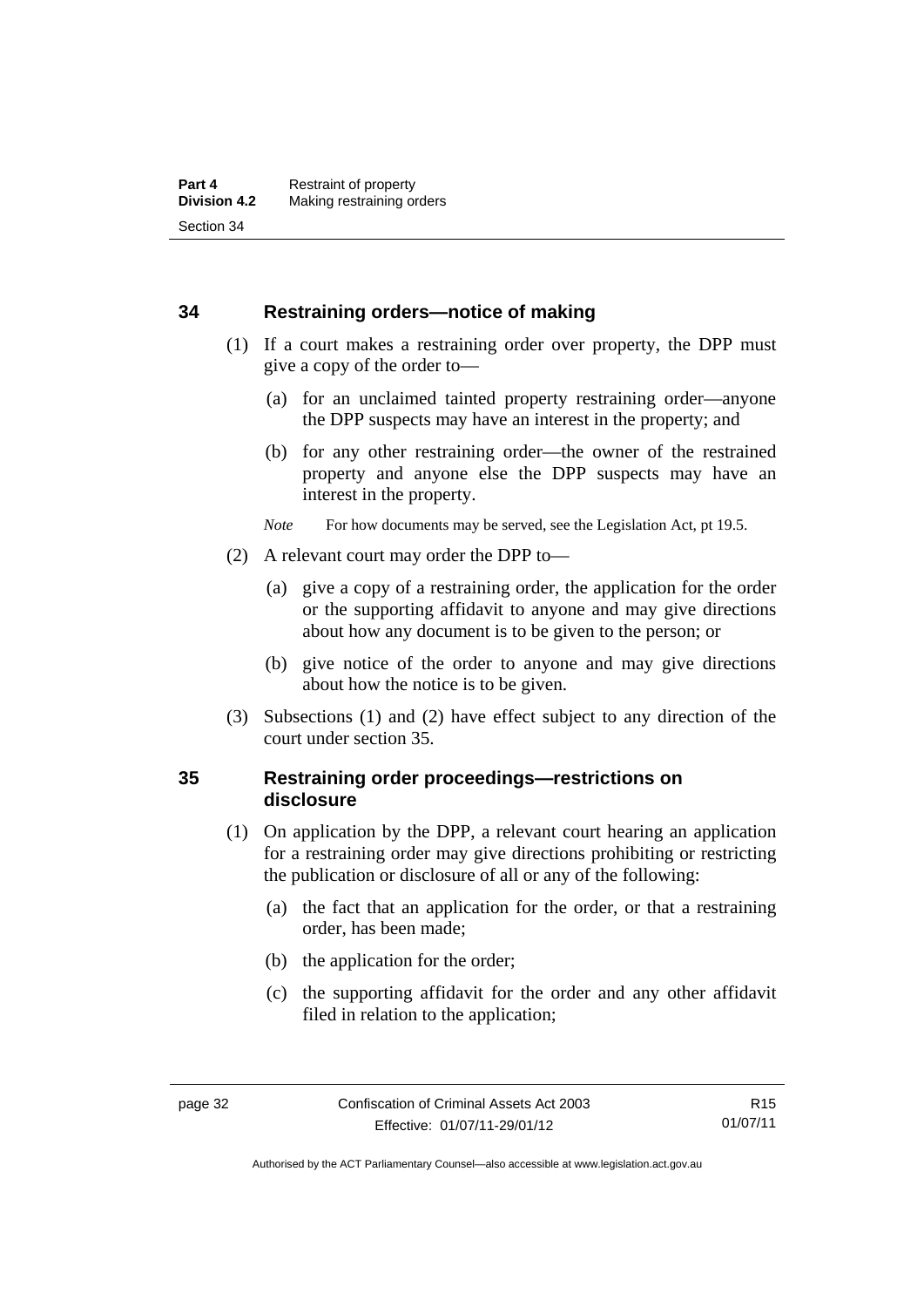## 34 Restraining orders—notice of making

(1) If a court makes a restraining order over property, the DPP must give a copy of the order to—

(a) for an unclaimed tainted property restraining order—anyone the DPP suspects may have an interest in the property; and

(b) for any other restraining order—the owner of the restrained property and anyone else the DPP suspects may have an interest in the property.

*Note* For how documents may be served, see the Legislation Act, pt 19.5.

(2) A relevant court may order the DPP to—

(a) give a copy of a restraining order, the application for the order or the supporting affidavit to anyone and may give directions about how any document is to be given to the person; or

(b) give notice of the order to anyone and may give directions about how the notice is to be given.

(3) Subsections (1) and (2) have effect subject to any direction of the court under section 35.

## 35 Restraining order proceedings—restrictions on disclosure

(1) On application by the DPP, a relevant court hearing an application for a restraining order may give directions prohibiting or restricting the publication or disclosure of all or any of the following:

(a) the fact that an application for the order, or that a restraining order, has been made;

(b) the application for the order;

(c) the supporting affidavit for the order and any other affidavit filed in relation to the application;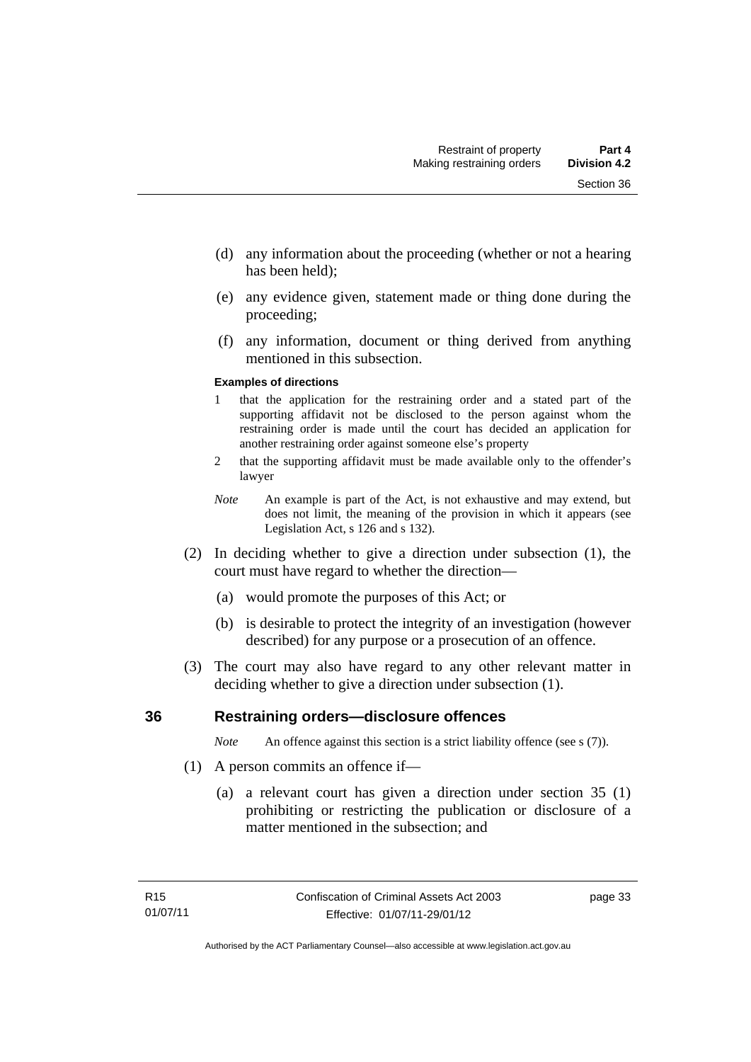(d) any information about the proceeding (whether or not a hearing has been held);

(e) any evidence given, statement made or thing done during the proceeding;

(f) any information, document or thing derived from anything mentioned in this subsection.

**Examples of directions**

1 that the application for the restraining order and a stated part of the supporting affidavit not be disclosed to the person against whom the restraining order is made until the court has decided an application for another restraining order against someone else's property

2 that the supporting affidavit must be made available only to the offender's lawyer

*Note* An example is part of the Act, is not exhaustive and may extend, but does not limit, the meaning of the provision in which it appears (see Legislation Act, s 126 and s 132).

(2) In deciding whether to give a direction under subsection (1), the court must have regard to whether the direction—

(a) would promote the purposes of this Act; or

(b) is desirable to protect the integrity of an investigation (however described) for any purpose or a prosecution of an offence.

(3) The court may also have regard to any other relevant matter in deciding whether to give a direction under subsection (1).

## 36 Restraining orders—disclosure offences

*Note* An offence against this section is a strict liability offence (see s (7)).

(1) A person commits an offence if—

(a) a relevant court has given a direction under section 35 (1) prohibiting or restricting the publication or disclosure of a matter mentioned in the subsection; and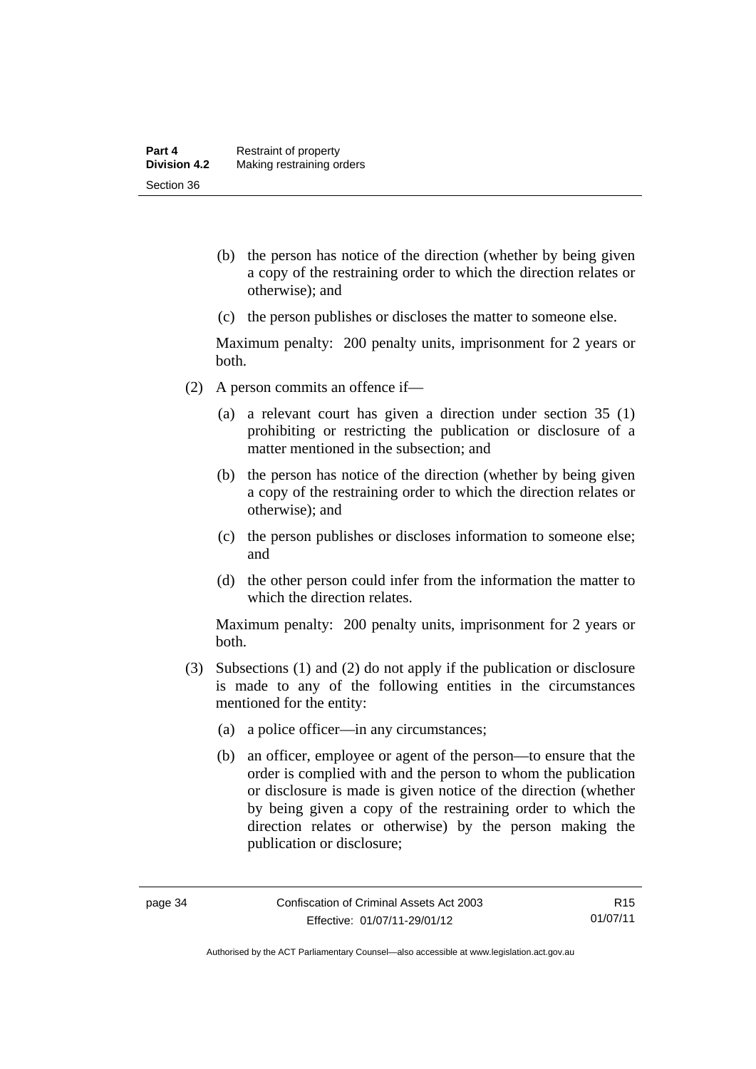(b) the person has notice of the direction (whether by being given a copy of the restraining order to which the direction relates or otherwise); and

(c) the person publishes or discloses the matter to someone else.

Maximum penalty: 200 penalty units, imprisonment for 2 years or both.

(2) A person commits an offence if—

(a) a relevant court has given a direction under section 35 (1) prohibiting or restricting the publication or disclosure of a matter mentioned in the subsection; and

(b) the person has notice of the direction (whether by being given a copy of the restraining order to which the direction relates or otherwise); and

(c) the person publishes or discloses information to someone else; and

(d) the other person could infer from the information the matter to which the direction relates.

Maximum penalty: 200 penalty units, imprisonment for 2 years or both.

(3) Subsections (1) and (2) do not apply if the publication or disclosure is made to any of the following entities in the circumstances mentioned for the entity:

(a) a police officer—in any circumstances;

(b) an officer, employee or agent of the person—to ensure that the order is complied with and the person to whom the publication or disclosure is made is given notice of the direction (whether by being given a copy of the restraining order to which the direction relates or otherwise) by the person making the publication or disclosure;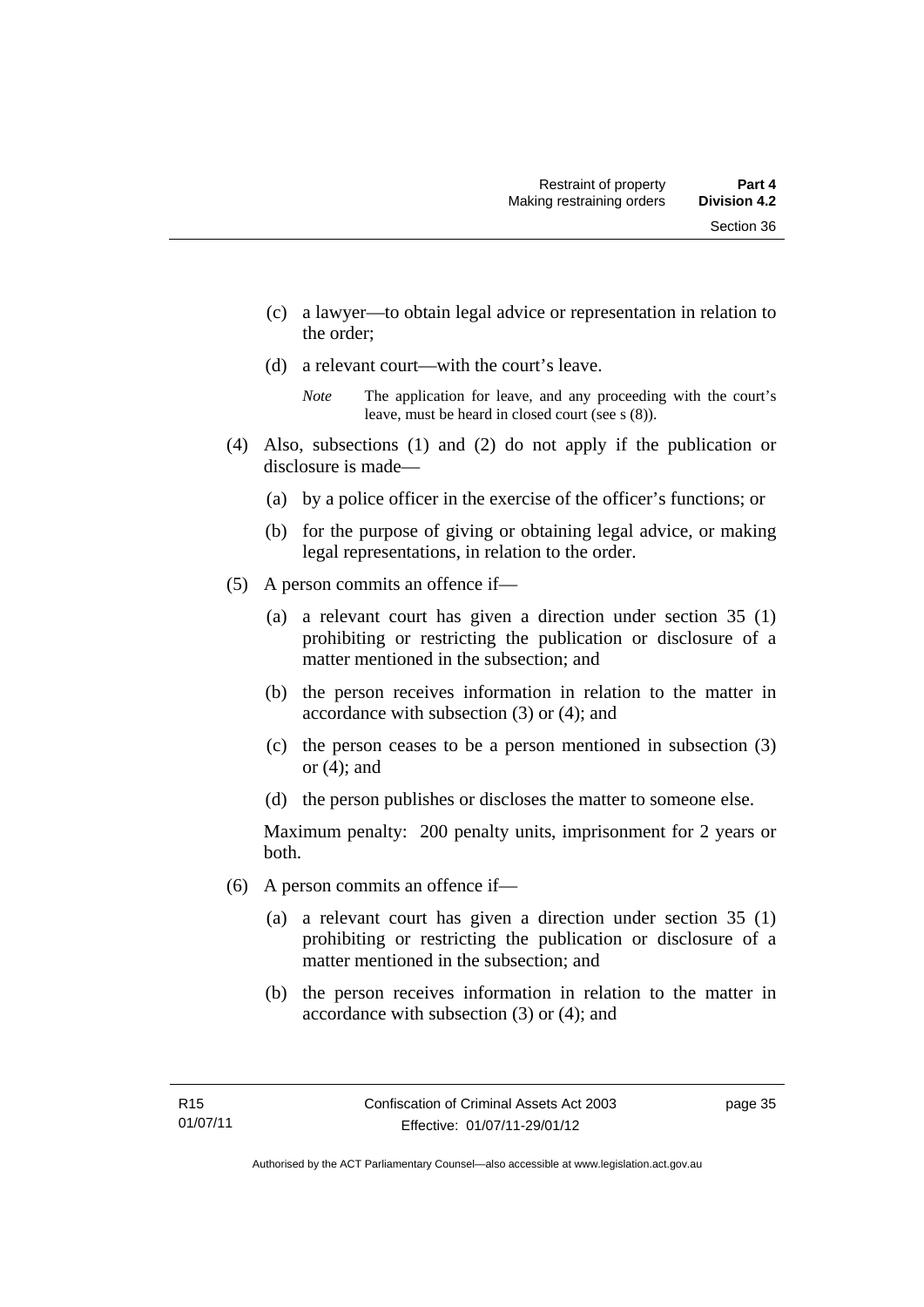(c) a lawyer—to obtain legal advice or representation in relation to the order;

(d) a relevant court—with the court's leave.

*Note* The application for leave, and any proceeding with the court's leave, must be heard in closed court (see s (8)).

(4) Also, subsections (1) and (2) do not apply if the publication or disclosure is made—

(a) by a police officer in the exercise of the officer's functions; or

(b) for the purpose of giving or obtaining legal advice, or making legal representations, in relation to the order.

(5) A person commits an offence if—

(a) a relevant court has given a direction under section 35 (1) prohibiting or restricting the publication or disclosure of a matter mentioned in the subsection; and

(b) the person receives information in relation to the matter in accordance with subsection (3) or (4); and

(c) the person ceases to be a person mentioned in subsection (3) or (4); and

(d) the person publishes or discloses the matter to someone else.

Maximum penalty: 200 penalty units, imprisonment for 2 years or both.

(6) A person commits an offence if—

(a) a relevant court has given a direction under section 35 (1) prohibiting or restricting the publication or disclosure of a matter mentioned in the subsection; and

(b) the person receives information in relation to the matter in accordance with subsection (3) or (4); and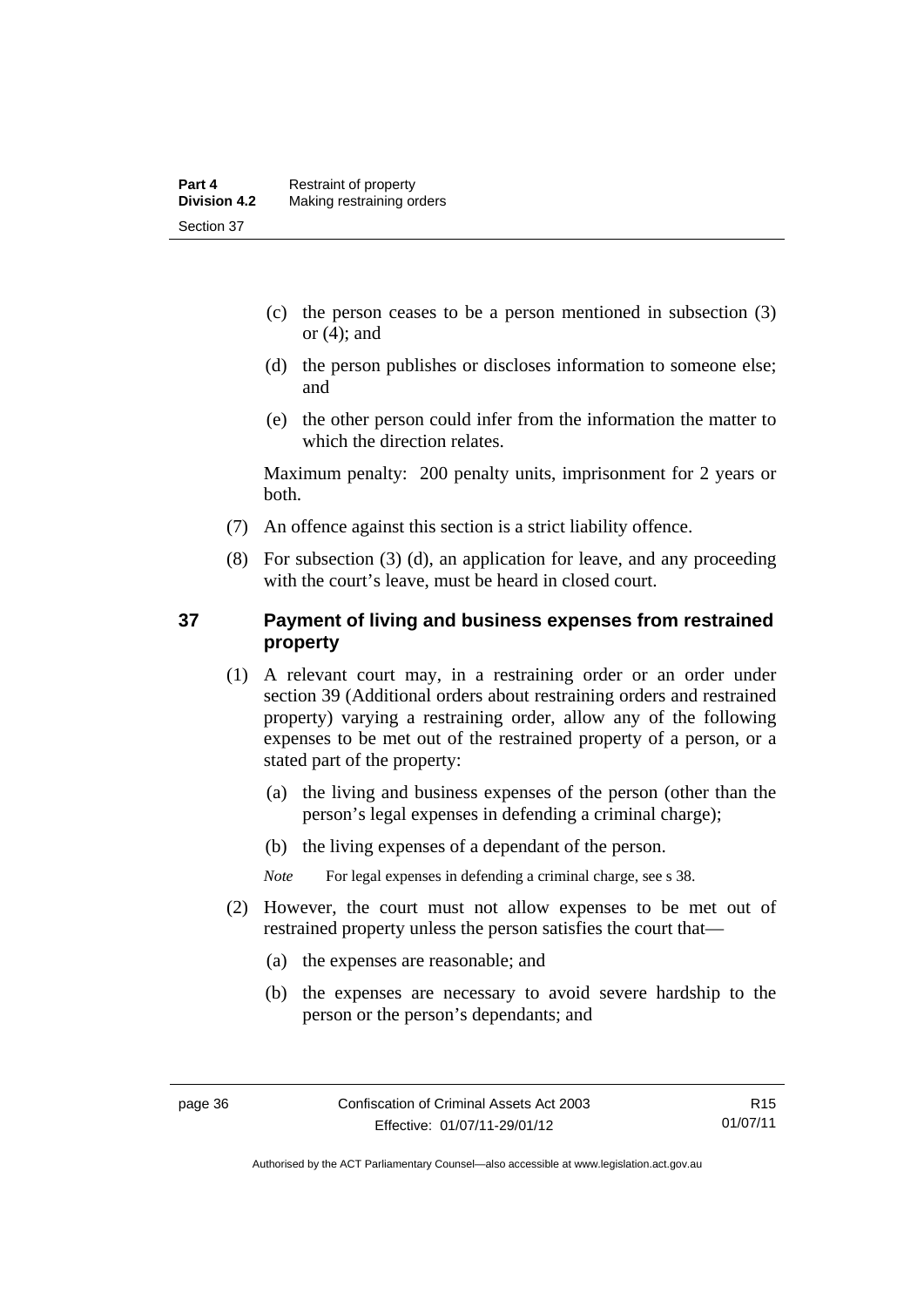(c) the person ceases to be a person mentioned in subsection (3) or (4); and

(d) the person publishes or discloses information to someone else; and

(e) the other person could infer from the information the matter to which the direction relates.

Maximum penalty: 200 penalty units, imprisonment for 2 years or both.

(7) An offence against this section is a strict liability offence.

(8) For subsection (3) (d), an application for leave, and any proceeding with the court's leave, must be heard in closed court.

## 37 Payment of living and business expenses from restrained property

(1) A relevant court may, in a restraining order or an order under section 39 (Additional orders about restraining orders and restrained property) varying a restraining order, allow any of the following expenses to be met out of the restrained property of a person, or a stated part of the property:

(a) the living and business expenses of the person (other than the person's legal expenses in defending a criminal charge);

(b) the living expenses of a dependant of the person.

*Note* For legal expenses in defending a criminal charge, see s 38.

(2) However, the court must not allow expenses to be met out of restrained property unless the person satisfies the court that—

(a) the expenses are reasonable; and

(b) the expenses are necessary to avoid severe hardship to the person or the person's dependants; and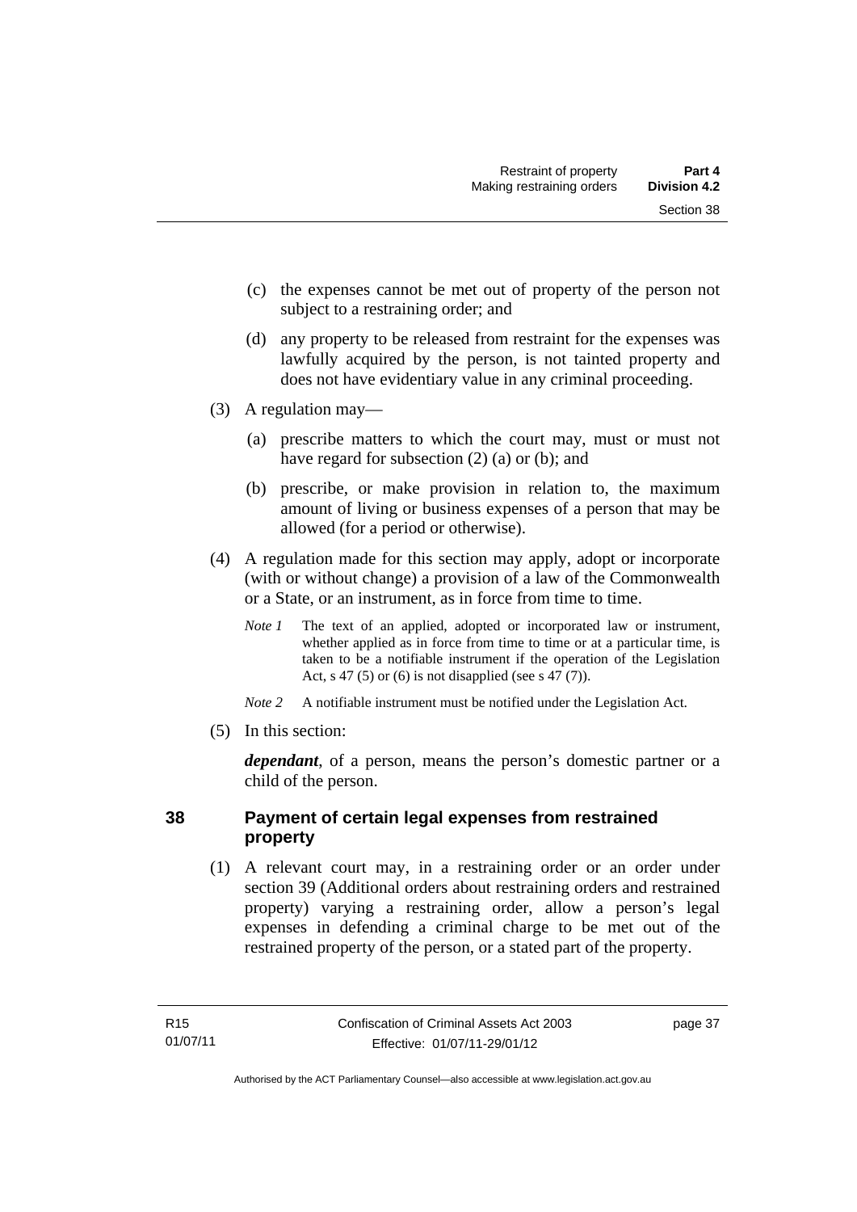(c) the expenses cannot be met out of property of the person not subject to a restraining order; and

(d) any property to be released from restraint for the expenses was lawfully acquired by the person, is not tainted property and does not have evidentiary value in any criminal proceeding.

(3) A regulation may—

(a) prescribe matters to which the court may, must or must not have regard for subsection (2) (a) or (b); and

(b) prescribe, or make provision in relation to, the maximum amount of living or business expenses of a person that may be allowed (for a period or otherwise).

(4) A regulation made for this section may apply, adopt or incorporate (with or without change) a provision of a law of the Commonwealth or a State, or an instrument, as in force from time to time.

*Note 1* The text of an applied, adopted or incorporated law or instrument, whether applied as in force from time to time or at a particular time, is taken to be a notifiable instrument if the operation of the Legislation Act, s 47 (5) or (6) is not disapplied (see s 47 (7)).

*Note 2* A notifiable instrument must be notified under the Legislation Act.

(5) In this section:

***dependant***, of a person, means the person's domestic partner or a child of the person.

## 38 Payment of certain legal expenses from restrained property

(1) A relevant court may, in a restraining order or an order under section 39 (Additional orders about restraining orders and restrained property) varying a restraining order, allow a person's legal expenses in defending a criminal charge to be met out of the restrained property of the person, or a stated part of the property.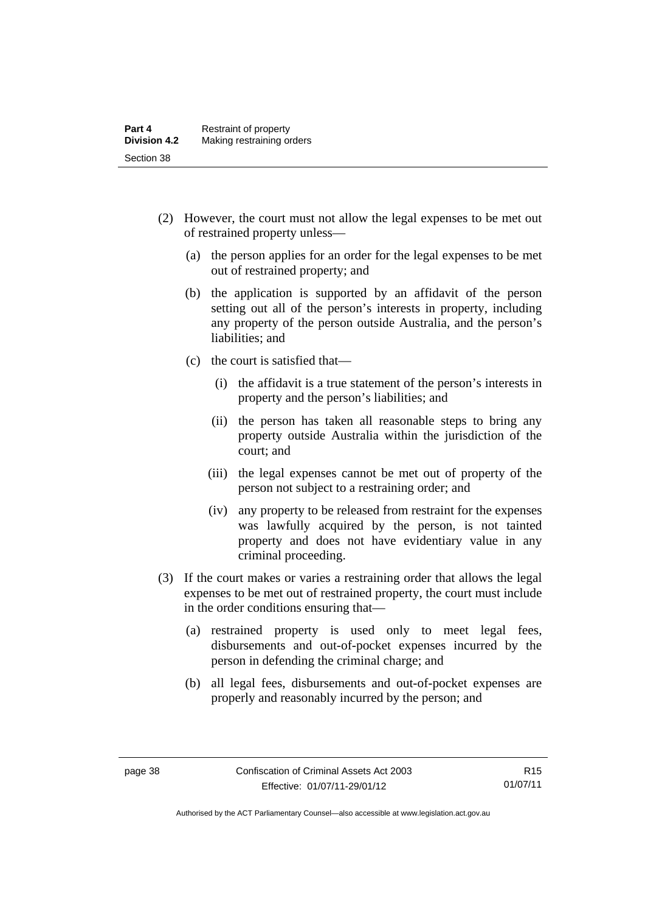(2) However, the court must not allow the legal expenses to be met out of restrained property unless—

(a) the person applies for an order for the legal expenses to be met out of restrained property; and

(b) the application is supported by an affidavit of the person setting out all of the person's interests in property, including any property of the person outside Australia, and the person's liabilities; and

(c) the court is satisfied that—

(i) the affidavit is a true statement of the person's interests in property and the person's liabilities; and

(ii) the person has taken all reasonable steps to bring any property outside Australia within the jurisdiction of the court; and

(iii) the legal expenses cannot be met out of property of the person not subject to a restraining order; and

(iv) any property to be released from restraint for the expenses was lawfully acquired by the person, is not tainted property and does not have evidentiary value in any criminal proceeding.

(3) If the court makes or varies a restraining order that allows the legal expenses to be met out of restrained property, the court must include in the order conditions ensuring that—

(a) restrained property is used only to meet legal fees, disbursements and out-of-pocket expenses incurred by the person in defending the criminal charge; and

(b) all legal fees, disbursements and out-of-pocket expenses are properly and reasonably incurred by the person; and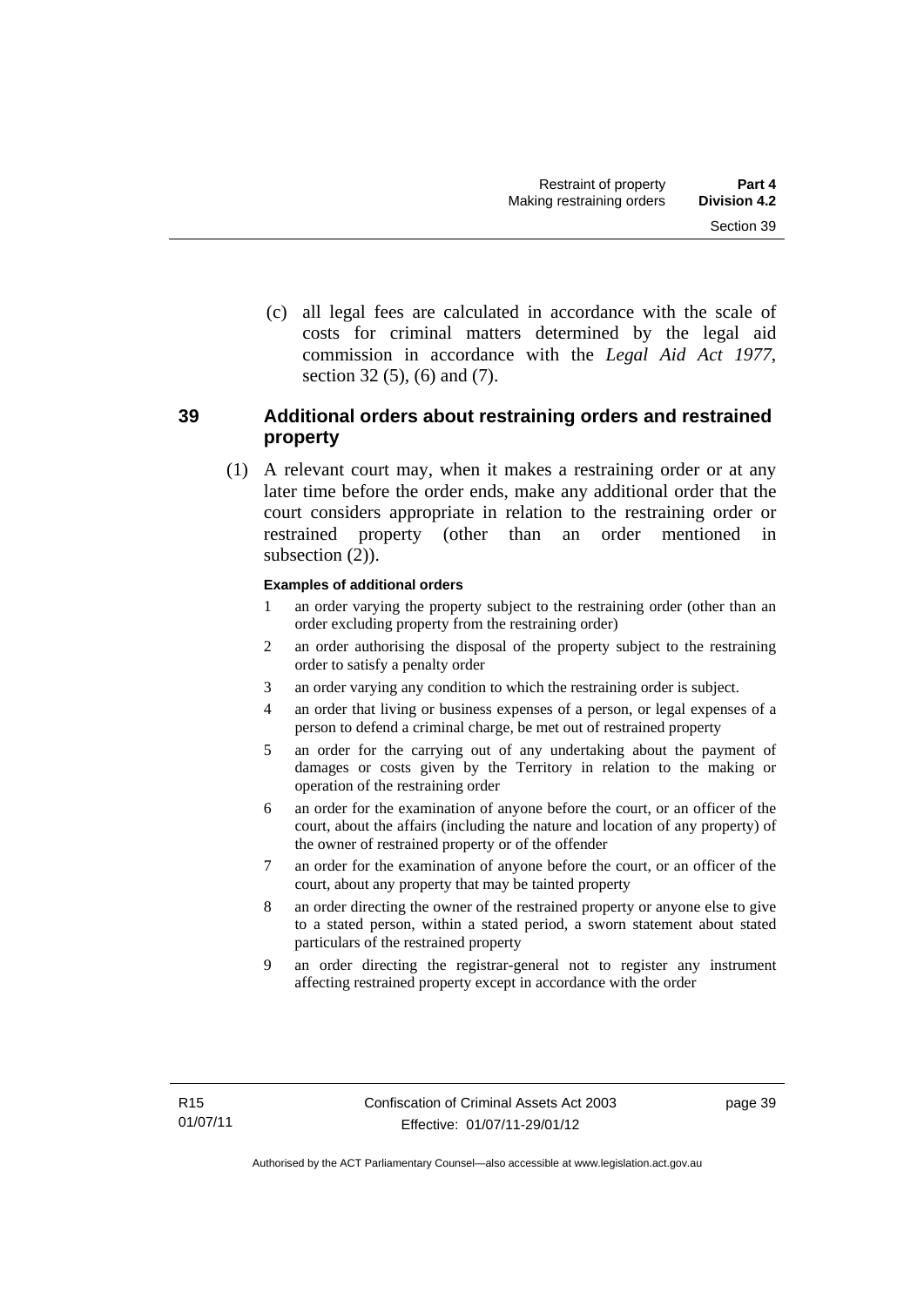(c) all legal fees are calculated in accordance with the scale of costs for criminal matters determined by the legal aid commission in accordance with the *Legal Aid Act 1977*, section 32 (5), (6) and (7).

## 39 Additional orders about restraining orders and restrained property

(1) A relevant court may, when it makes a restraining order or at any later time before the order ends, make any additional order that the court considers appropriate in relation to the restraining order or restrained property (other than an order mentioned in subsection (2)).

**Examples of additional orders**

1 an order varying the property subject to the restraining order (other than an order excluding property from the restraining order)

2 an order authorising the disposal of the property subject to the restraining order to satisfy a penalty order

3 an order varying any condition to which the restraining order is subject.

4 an order that living or business expenses of a person, or legal expenses of a person to defend a criminal charge, be met out of restrained property

5 an order for the carrying out of any undertaking about the payment of damages or costs given by the Territory in relation to the making or operation of the restraining order

6 an order for the examination of anyone before the court, or an officer of the court, about the affairs (including the nature and location of any property) of the owner of restrained property or of the offender

7 an order for the examination of anyone before the court, or an officer of the court, about any property that may be tainted property

8 an order directing the owner of the restrained property or anyone else to give to a stated person, within a stated period, a sworn statement about stated particulars of the restrained property

9 an order directing the registrar-general not to register any instrument affecting restrained property except in accordance with the order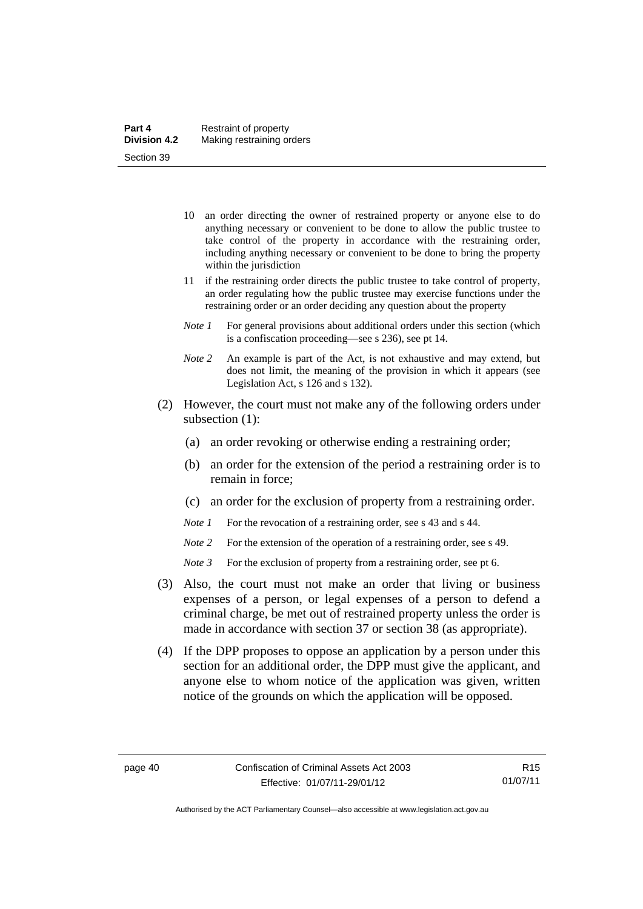10 an order directing the owner of restrained property or anyone else to do anything necessary or convenient to be done to allow the public trustee to take control of the property in accordance with the restraining order, including anything necessary or convenient to be done to bring the property within the jurisdiction

11 if the restraining order directs the public trustee to take control of property, an order regulating how the public trustee may exercise functions under the restraining order or an order deciding any question about the property

*Note 1* For general provisions about additional orders under this section (which is a confiscation proceeding—see s 236), see pt 14.

*Note 2* An example is part of the Act, is not exhaustive and may extend, but does not limit, the meaning of the provision in which it appears (see Legislation Act, s 126 and s 132).

(2) However, the court must not make any of the following orders under subsection (1):

(a) an order revoking or otherwise ending a restraining order;

(b) an order for the extension of the period a restraining order is to remain in force;

(c) an order for the exclusion of property from a restraining order.

*Note 1* For the revocation of a restraining order, see s 43 and s 44.

*Note 2* For the extension of the operation of a restraining order, see s 49.

*Note 3* For the exclusion of property from a restraining order, see pt 6.

(3) Also, the court must not make an order that living or business expenses of a person, or legal expenses of a person to defend a criminal charge, be met out of restrained property unless the order is made in accordance with section 37 or section 38 (as appropriate).

(4) If the DPP proposes to oppose an application by a person under this section for an additional order, the DPP must give the applicant, and anyone else to whom notice of the application was given, written notice of the grounds on which the application will be opposed.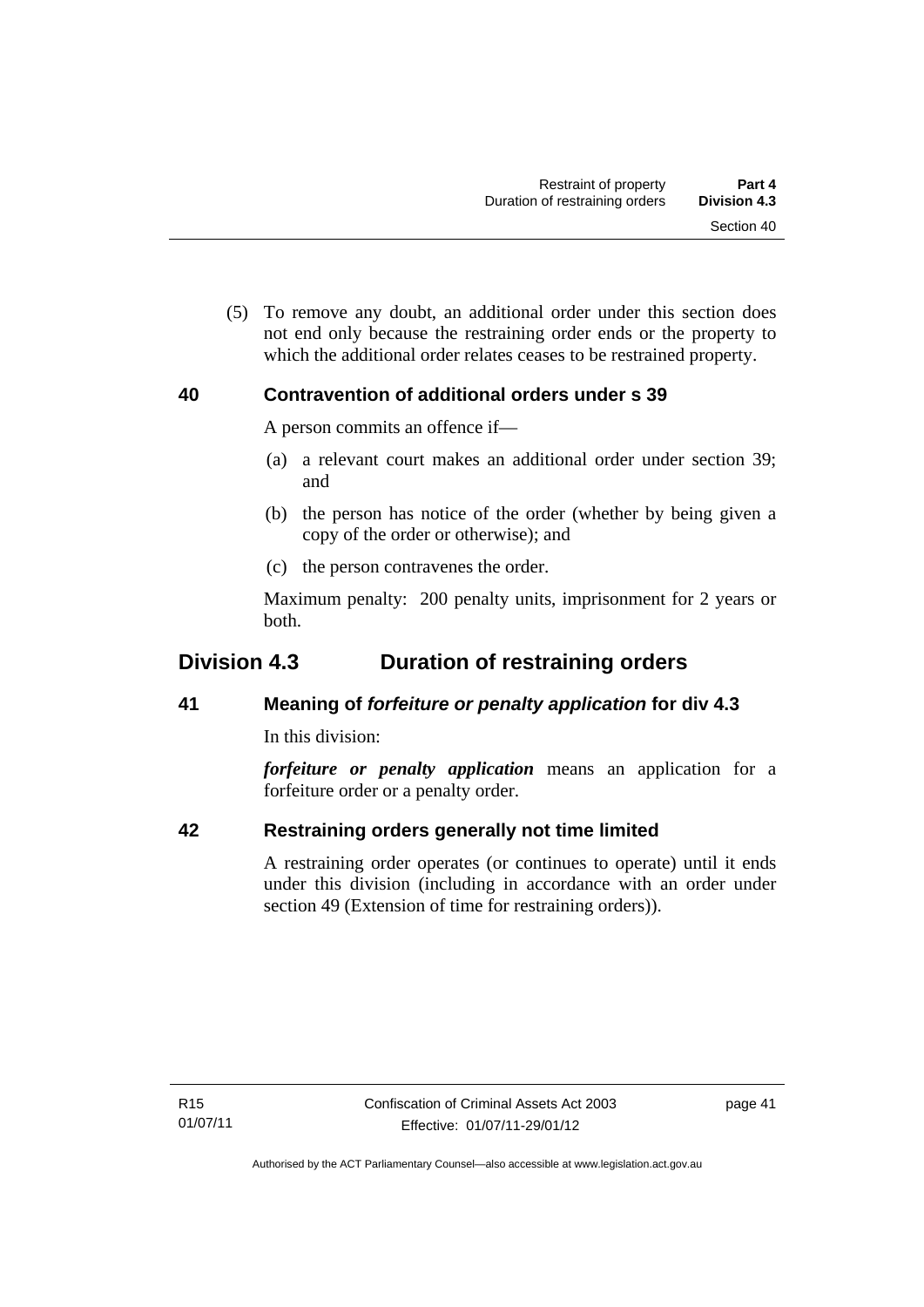(5) To remove any doubt, an additional order under this section does not end only because the restraining order ends or the property to which the additional order relates ceases to be restrained property.

### 40 Contravention of additional orders under s 39

A person commits an offence if—

(a) a relevant court makes an additional order under section 39; and

(b) the person has notice of the order (whether by being given a copy of the order or otherwise); and

(c) the person contravenes the order.

Maximum penalty: 200 penalty units, imprisonment for 2 years or both.

## Division 4.3 Duration of restraining orders

### 41 Meaning of *forfeiture or penalty application* for div 4.3

In this division:

***forfeiture or penalty application*** means an application for a forfeiture order or a penalty order.

### 42 Restraining orders generally not time limited

A restraining order operates (or continues to operate) until it ends under this division (including in accordance with an order under section 49 (Extension of time for restraining orders)).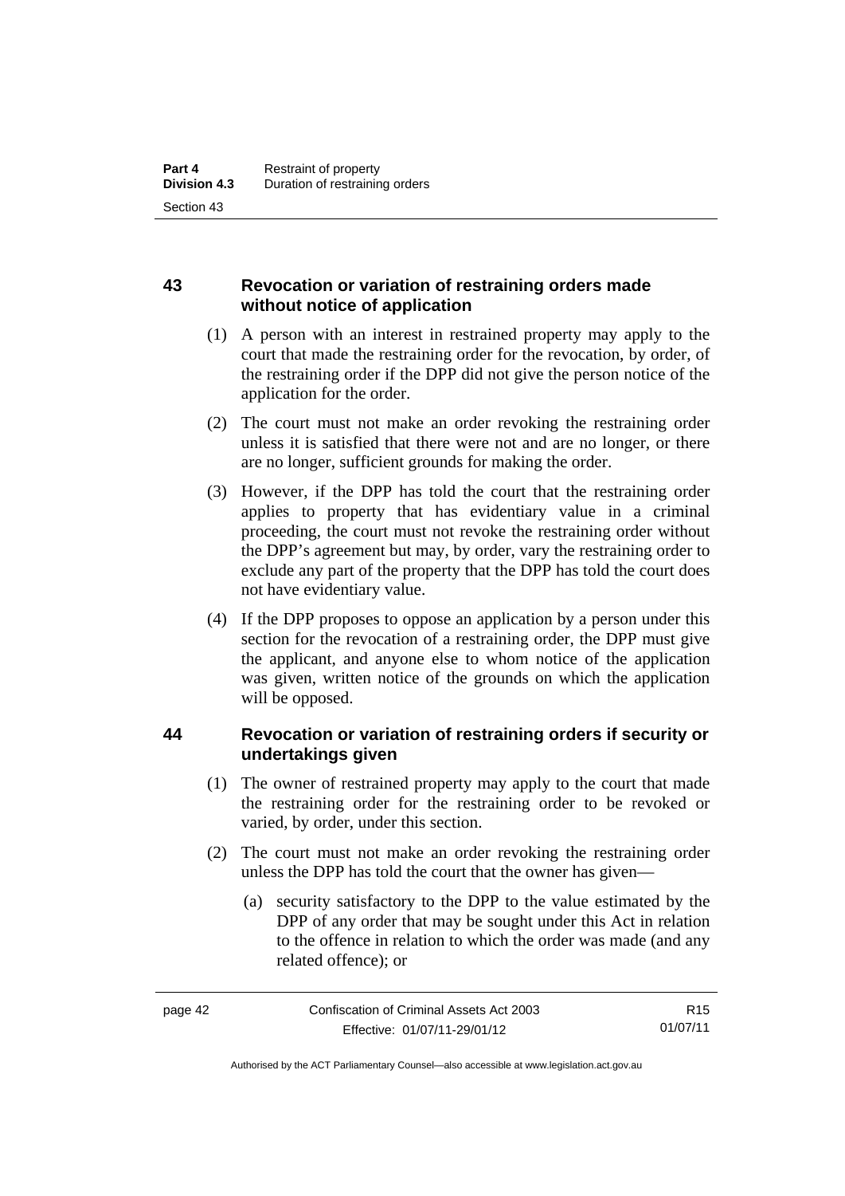## 43 Revocation or variation of restraining orders made without notice of application

(1) A person with an interest in restrained property may apply to the court that made the restraining order for the revocation, by order, of the restraining order if the DPP did not give the person notice of the application for the order.

(2) The court must not make an order revoking the restraining order unless it is satisfied that there were not and are no longer, or there are no longer, sufficient grounds for making the order.

(3) However, if the DPP has told the court that the restraining order applies to property that has evidentiary value in a criminal proceeding, the court must not revoke the restraining order without the DPP's agreement but may, by order, vary the restraining order to exclude any part of the property that the DPP has told the court does not have evidentiary value.

(4) If the DPP proposes to oppose an application by a person under this section for the revocation of a restraining order, the DPP must give the applicant, and anyone else to whom notice of the application was given, written notice of the grounds on which the application will be opposed.

## 44 Revocation or variation of restraining orders if security or undertakings given

(1) The owner of restrained property may apply to the court that made the restraining order for the restraining order to be revoked or varied, by order, under this section.

(2) The court must not make an order revoking the restraining order unless the DPP has told the court that the owner has given—

(a) security satisfactory to the DPP to the value estimated by the DPP of any order that may be sought under this Act in relation to the offence in relation to which the order was made (and any related offence); or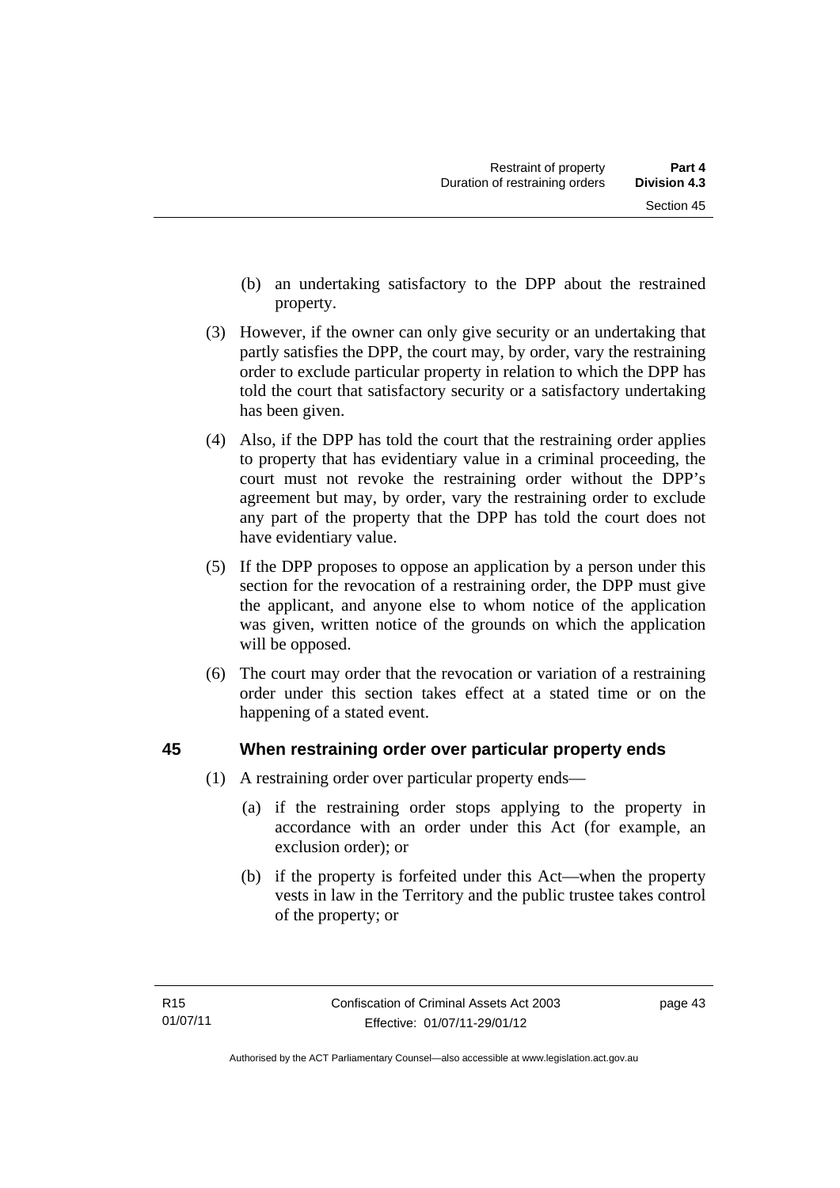(b) an undertaking satisfactory to the DPP about the restrained property.

(3) However, if the owner can only give security or an undertaking that partly satisfies the DPP, the court may, by order, vary the restraining order to exclude particular property in relation to which the DPP has told the court that satisfactory security or a satisfactory undertaking has been given.

(4) Also, if the DPP has told the court that the restraining order applies to property that has evidentiary value in a criminal proceeding, the court must not revoke the restraining order without the DPP's agreement but may, by order, vary the restraining order to exclude any part of the property that the DPP has told the court does not have evidentiary value.

(5) If the DPP proposes to oppose an application by a person under this section for the revocation of a restraining order, the DPP must give the applicant, and anyone else to whom notice of the application was given, written notice of the grounds on which the application will be opposed.

(6) The court may order that the revocation or variation of a restraining order under this section takes effect at a stated time or on the happening of a stated event.

## 45 When restraining order over particular property ends

(1) A restraining order over particular property ends—

(a) if the restraining order stops applying to the property in accordance with an order under this Act (for example, an exclusion order); or

(b) if the property is forfeited under this Act—when the property vests in law in the Territory and the public trustee takes control of the property; or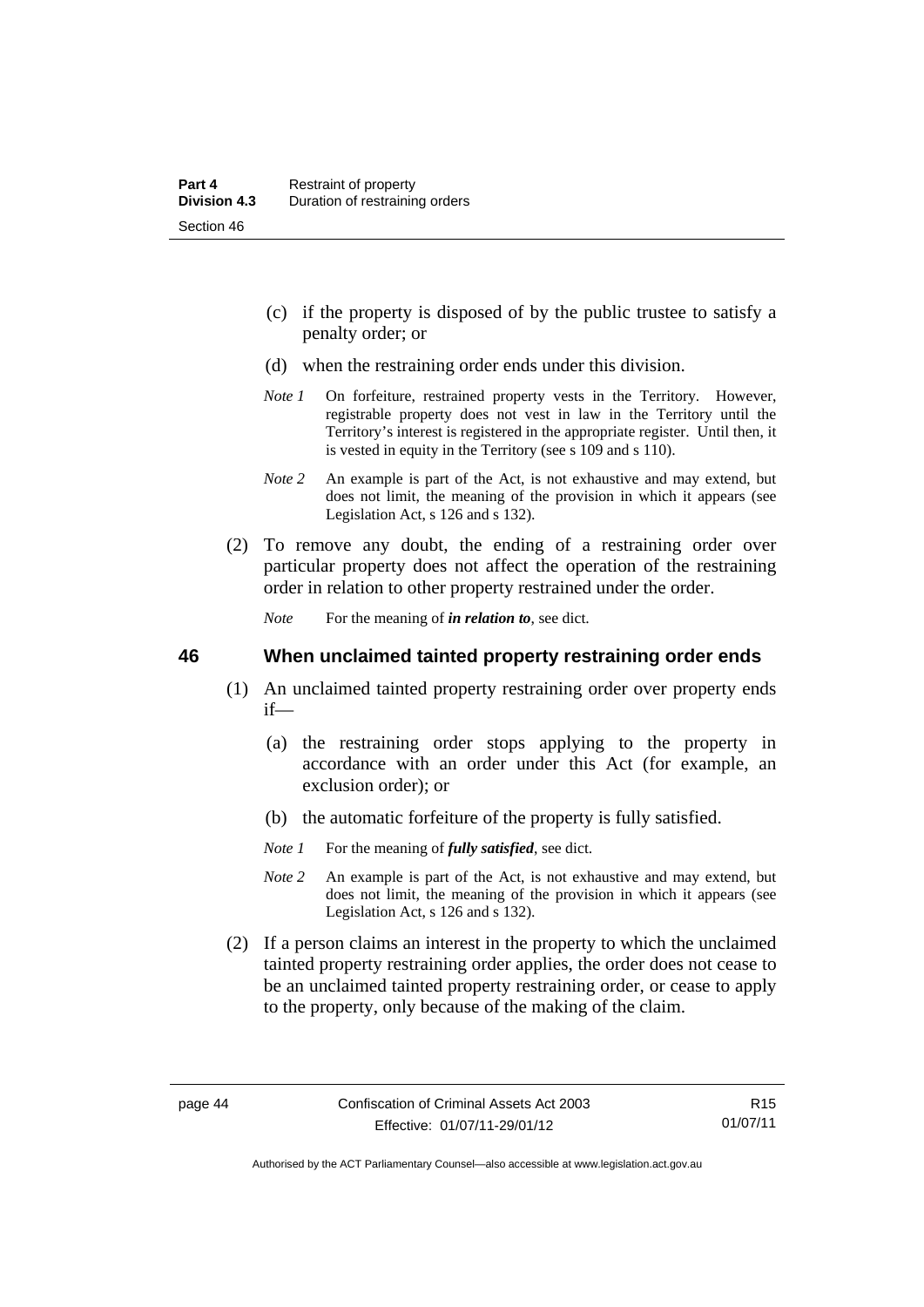(c) if the property is disposed of by the public trustee to satisfy a penalty order; or

(d) when the restraining order ends under this division.

*Note 1* On forfeiture, restrained property vests in the Territory. However, registrable property does not vest in law in the Territory until the Territory's interest is registered in the appropriate register. Until then, it is vested in equity in the Territory (see s 109 and s 110).

*Note 2* An example is part of the Act, is not exhaustive and may extend, but does not limit, the meaning of the provision in which it appears (see Legislation Act, s 126 and s 132).

(2) To remove any doubt, the ending of a restraining order over particular property does not affect the operation of the restraining order in relation to other property restrained under the order.

*Note* For the meaning of ***in relation to***, see dict.

## 46 When unclaimed tainted property restraining order ends

(1) An unclaimed tainted property restraining order over property ends if—

(a) the restraining order stops applying to the property in accordance with an order under this Act (for example, an exclusion order); or

(b) the automatic forfeiture of the property is fully satisfied.

*Note 1* For the meaning of ***fully satisfied***, see dict.

*Note 2* An example is part of the Act, is not exhaustive and may extend, but does not limit, the meaning of the provision in which it appears (see Legislation Act, s 126 and s 132).

(2) If a person claims an interest in the property to which the unclaimed tainted property restraining order applies, the order does not cease to be an unclaimed tainted property restraining order, or cease to apply to the property, only because of the making of the claim.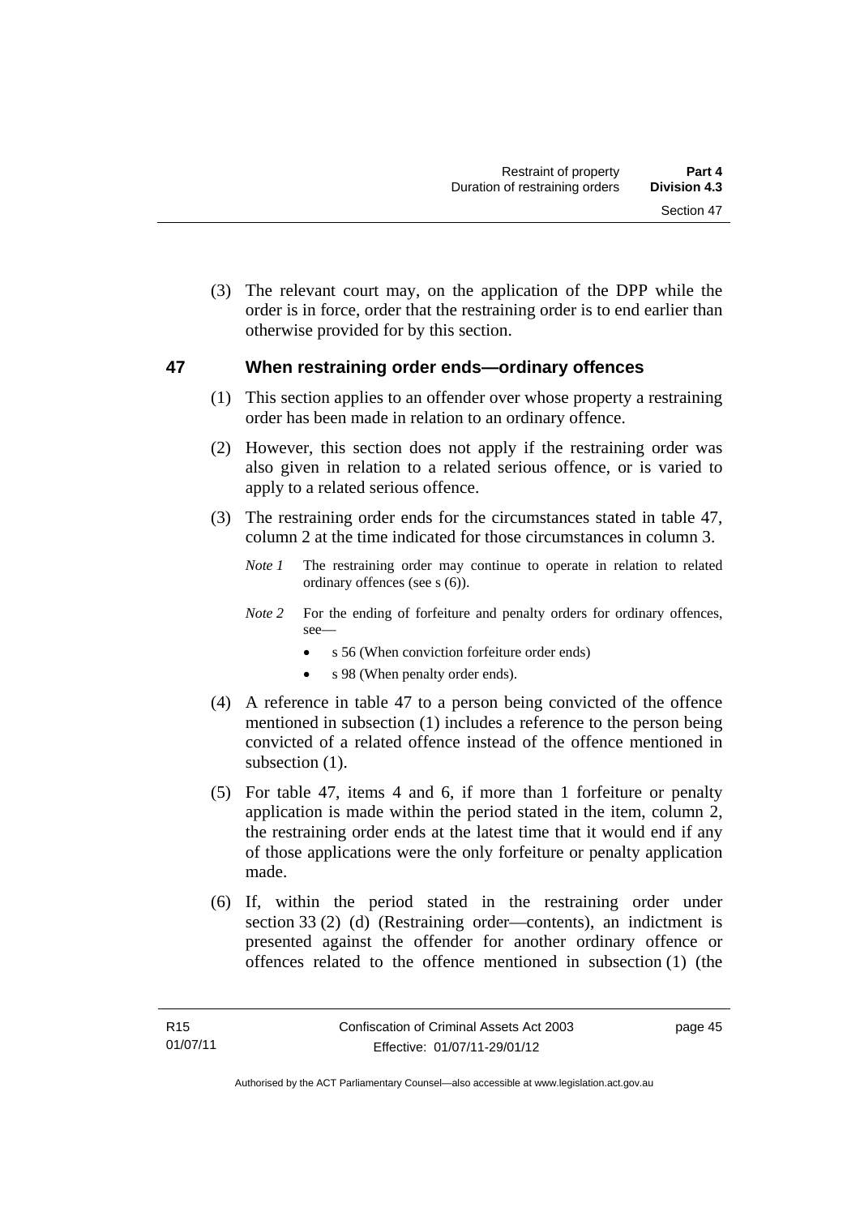(3) The relevant court may, on the application of the DPP while the order is in force, order that the restraining order is to end earlier than otherwise provided for by this section.

## 47 When restraining order ends—ordinary offences

(1) This section applies to an offender over whose property a restraining order has been made in relation to an ordinary offence.

(2) However, this section does not apply if the restraining order was also given in relation to a related serious offence, or is varied to apply to a related serious offence.

(3) The restraining order ends for the circumstances stated in table 47, column 2 at the time indicated for those circumstances in column 3.

*Note 1* The restraining order may continue to operate in relation to related ordinary offences (see s (6)).

*Note 2* For the ending of forfeiture and penalty orders for ordinary offences, see—

- s 56 (When conviction forfeiture order ends)
- s 98 (When penalty order ends).

(4) A reference in table 47 to a person being convicted of the offence mentioned in subsection (1) includes a reference to the person being convicted of a related offence instead of the offence mentioned in subsection (1).

(5) For table 47, items 4 and 6, if more than 1 forfeiture or penalty application is made within the period stated in the item, column 2, the restraining order ends at the latest time that it would end if any of those applications were the only forfeiture or penalty application made.

(6) If, within the period stated in the restraining order under section 33 (2) (d) (Restraining order—contents), an indictment is presented against the offender for another ordinary offence or offences related to the offence mentioned in subsection (1) (the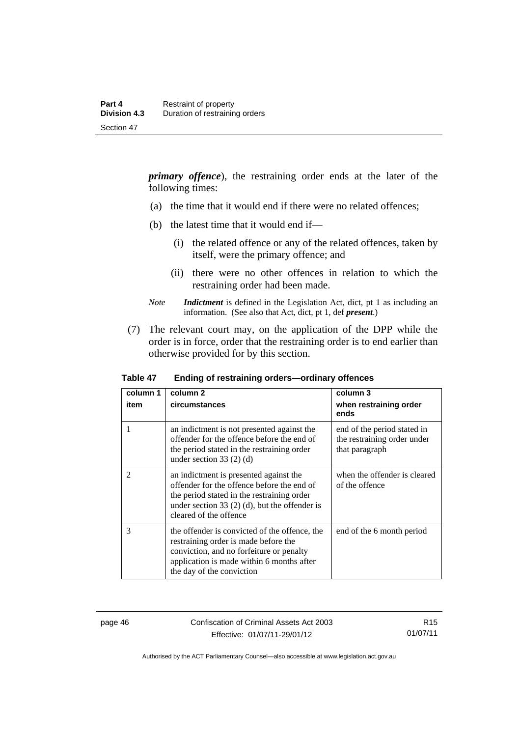***primary offence***), the restraining order ends at the later of the following times:

(a) the time that it would end if there were no related offences;

(b) the latest time that it would end if—

(i) the related offence or any of the related offences, taken by itself, were the primary offence; and

(ii) there were no other offences in relation to which the restraining order had been made.

*Note* ***Indictment*** is defined in the Legislation Act, dict, pt 1 as including an information. (See also that Act, dict, pt 1, def ***present***.)

(7) The relevant court may, on the application of the DPP while the order is in force, order that the restraining order is to end earlier than otherwise provided for by this section.

**Table 47 Ending of restraining orders—ordinary offences**

| column 1<br>item | column 2<br>circumstances | column 3<br>when restraining order ends |
|---|---|---|
| 1 | an indictment is not presented against the offender for the offence before the end of the period stated in the restraining order under section 33 (2) (d) | end of the period stated in the restraining order under that paragraph |
| 2 | an indictment is presented against the offender for the offence before the end of the period stated in the restraining order under section 33 (2) (d), but the offender is cleared of the offence | when the offender is cleared of the offence |
| 3 | the offender is convicted of the offence, the restraining order is made before the conviction, and no forfeiture or penalty application is made within 6 months after the day of the conviction | end of the 6 month period |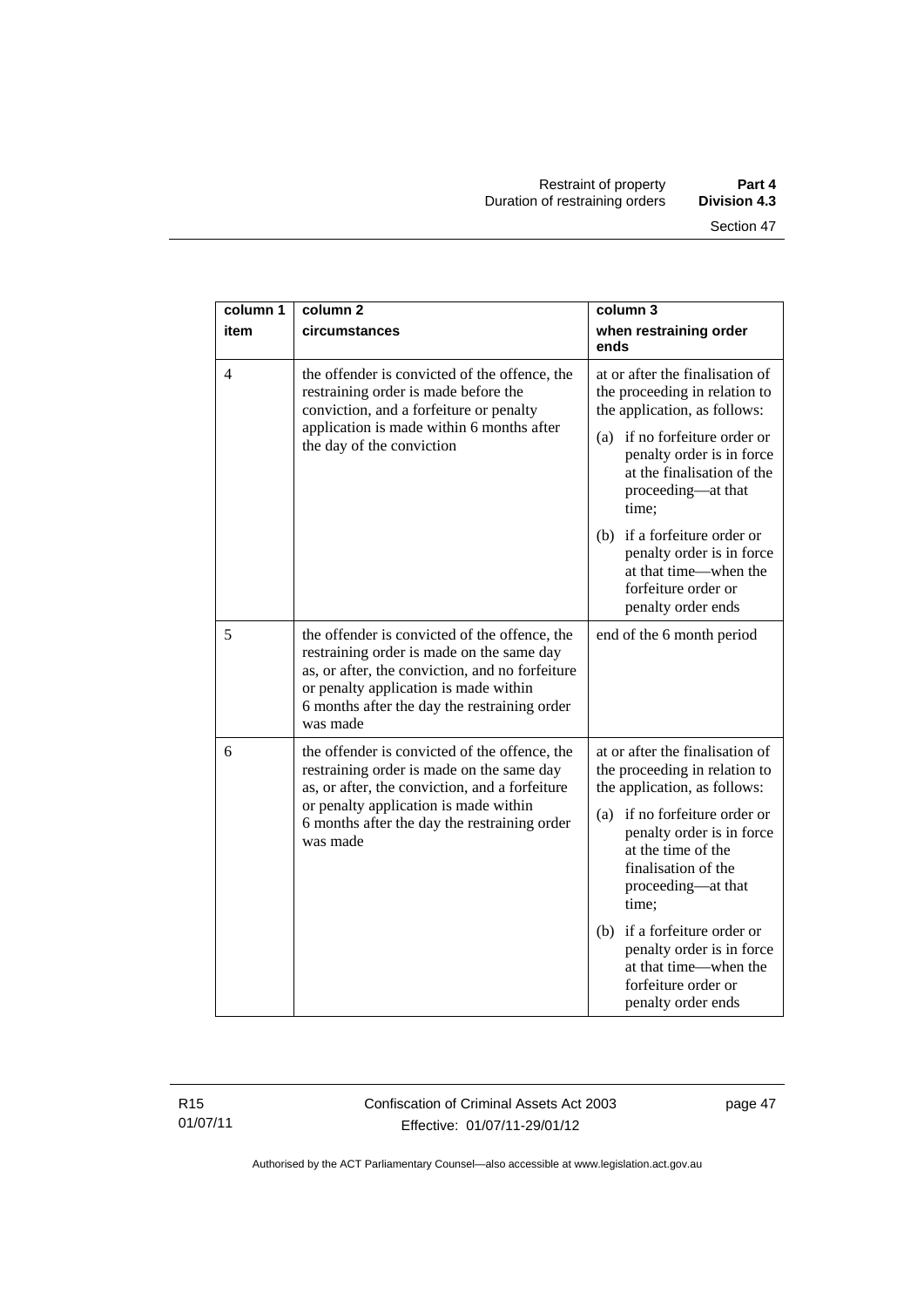| column 1 item | column 2 circumstances | column 3 when restraining order ends |
|---|---|---|
| 4 | the offender is convicted of the offence, the restraining order is made before the conviction, and a forfeiture or penalty application is made within 6 months after the day of the conviction | at or after the finalisation of the proceeding in relation to the application, as follows: (a) if no forfeiture order or penalty order is in force at the finalisation of the proceeding—at that time; (b) if a forfeiture order or penalty order is in force at that time—when the forfeiture order or penalty order ends |
| 5 | the offender is convicted of the offence, the restraining order is made on the same day as, or after, the conviction, and no forfeiture or penalty application is made within 6 months after the day the restraining order was made | end of the 6 month period |
| 6 | the offender is convicted of the offence, the restraining order is made on the same day as, or after, the conviction, and a forfeiture or penalty application is made within 6 months after the day the restraining order was made | at or after the finalisation of the proceeding in relation to the application, as follows: (a) if no forfeiture order or penalty order is in force at the time of the finalisation of the proceeding—at that time; (b) if a forfeiture order or penalty order is in force at that time—when the forfeiture order or penalty order ends |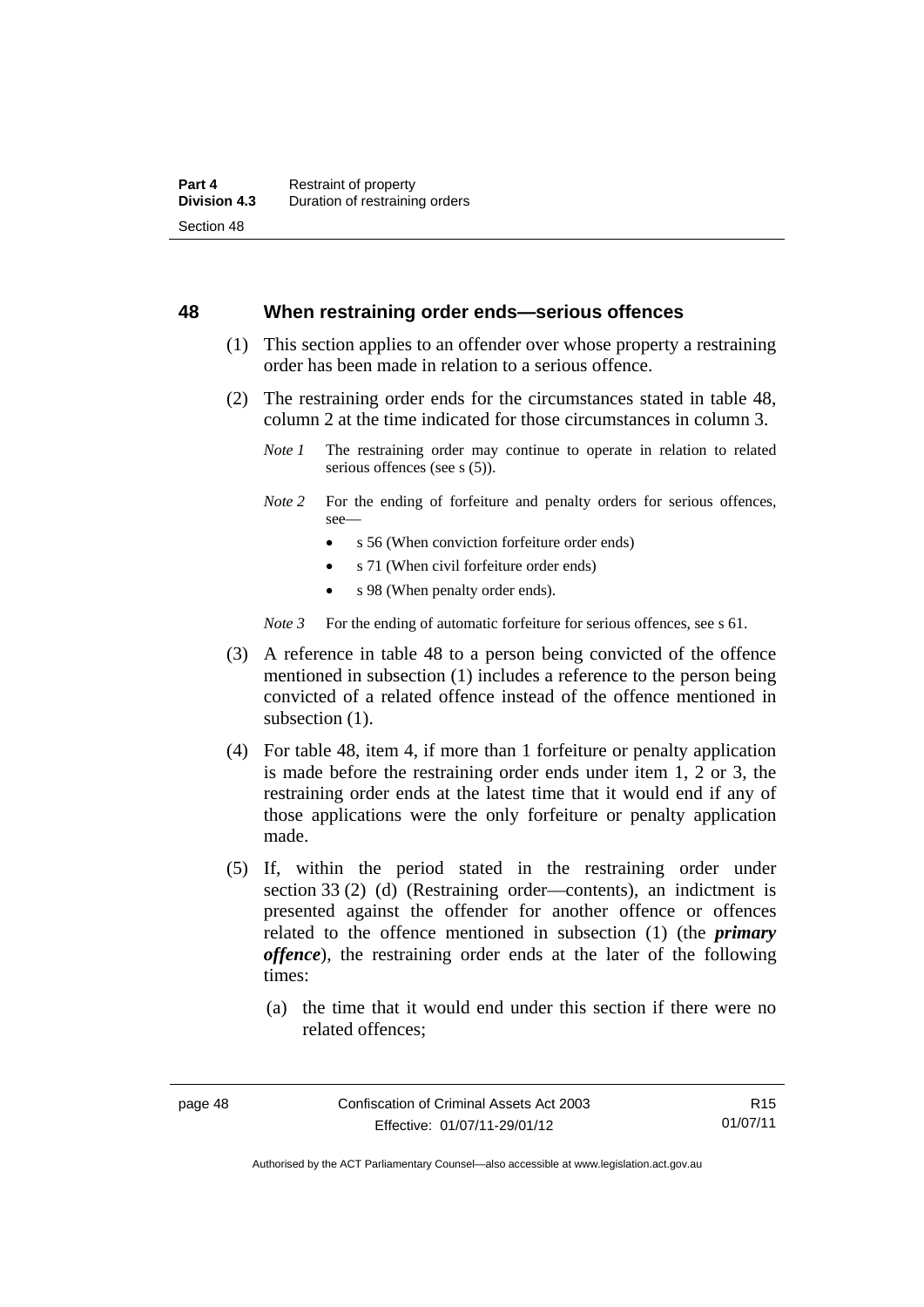## 48 When restraining order ends—serious offences

(1) This section applies to an offender over whose property a restraining order has been made in relation to a serious offence.

(2) The restraining order ends for the circumstances stated in table 48, column 2 at the time indicated for those circumstances in column 3.

*Note 1* The restraining order may continue to operate in relation to related serious offences (see s (5)).

*Note 2* For the ending of forfeiture and penalty orders for serious offences, see—

- s 56 (When conviction forfeiture order ends)
- s 71 (When civil forfeiture order ends)
- s 98 (When penalty order ends).

*Note 3* For the ending of automatic forfeiture for serious offences, see s 61.

(3) A reference in table 48 to a person being convicted of the offence mentioned in subsection (1) includes a reference to the person being convicted of a related offence instead of the offence mentioned in subsection (1).

(4) For table 48, item 4, if more than 1 forfeiture or penalty application is made before the restraining order ends under item 1, 2 or 3, the restraining order ends at the latest time that it would end if any of those applications were the only forfeiture or penalty application made.

(5) If, within the period stated in the restraining order under section 33 (2) (d) (Restraining order—contents), an indictment is presented against the offender for another offence or offences related to the offence mentioned in subsection (1) (the ***primary offence***), the restraining order ends at the later of the following times:

(a) the time that it would end under this section if there were no related offences;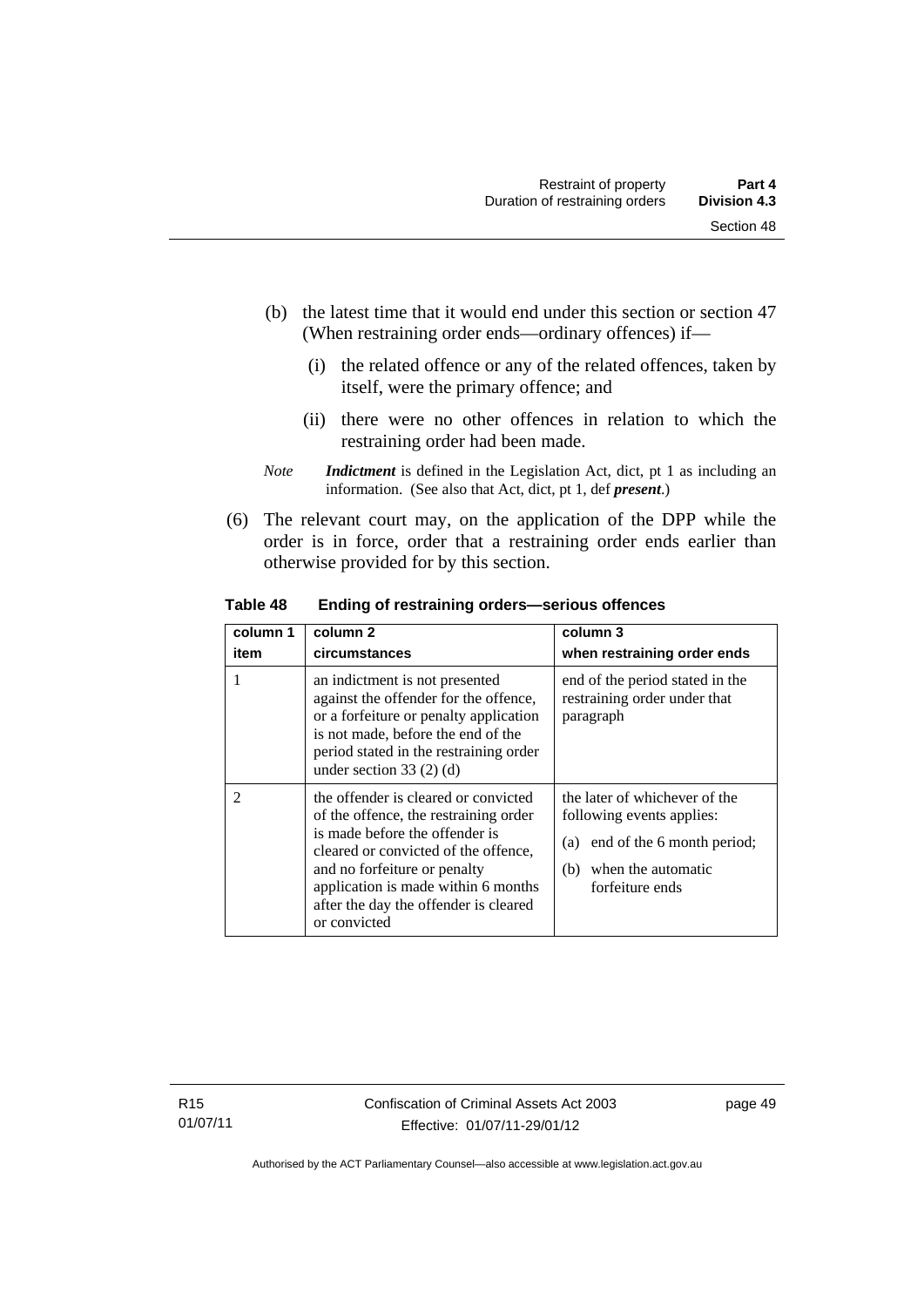(b) the latest time that it would end under this section or section 47 (When restraining order ends—ordinary offences) if—

  (i) the related offence or any of the related offences, taken by itself, were the primary offence; and

  (ii) there were no other offences in relation to which the restraining order had been made.

*Note* ***Indictment*** is defined in the Legislation Act, dict, pt 1 as including an information. (See also that Act, dict, pt 1, def ***present***.)

(6) The relevant court may, on the application of the DPP while the order is in force, order that a restraining order ends earlier than otherwise provided for by this section.

**Table 48 Ending of restraining orders—serious offences**

| column 1<br>item | column 2<br>circumstances | column 3<br>when restraining order ends |
|---|---|---|
| 1 | an indictment is not presented against the offender for the offence, or a forfeiture or penalty application is not made, before the end of the period stated in the restraining order under section 33 (2) (d) | end of the period stated in the restraining order under that paragraph |
| 2 | the offender is cleared or convicted of the offence, the restraining order is made before the offender is cleared or convicted of the offence, and no forfeiture or penalty application is made within 6 months after the day the offender is cleared or convicted | the later of whichever of the following events applies:<br>(a) end of the 6 month period;<br>(b) when the automatic forfeiture ends |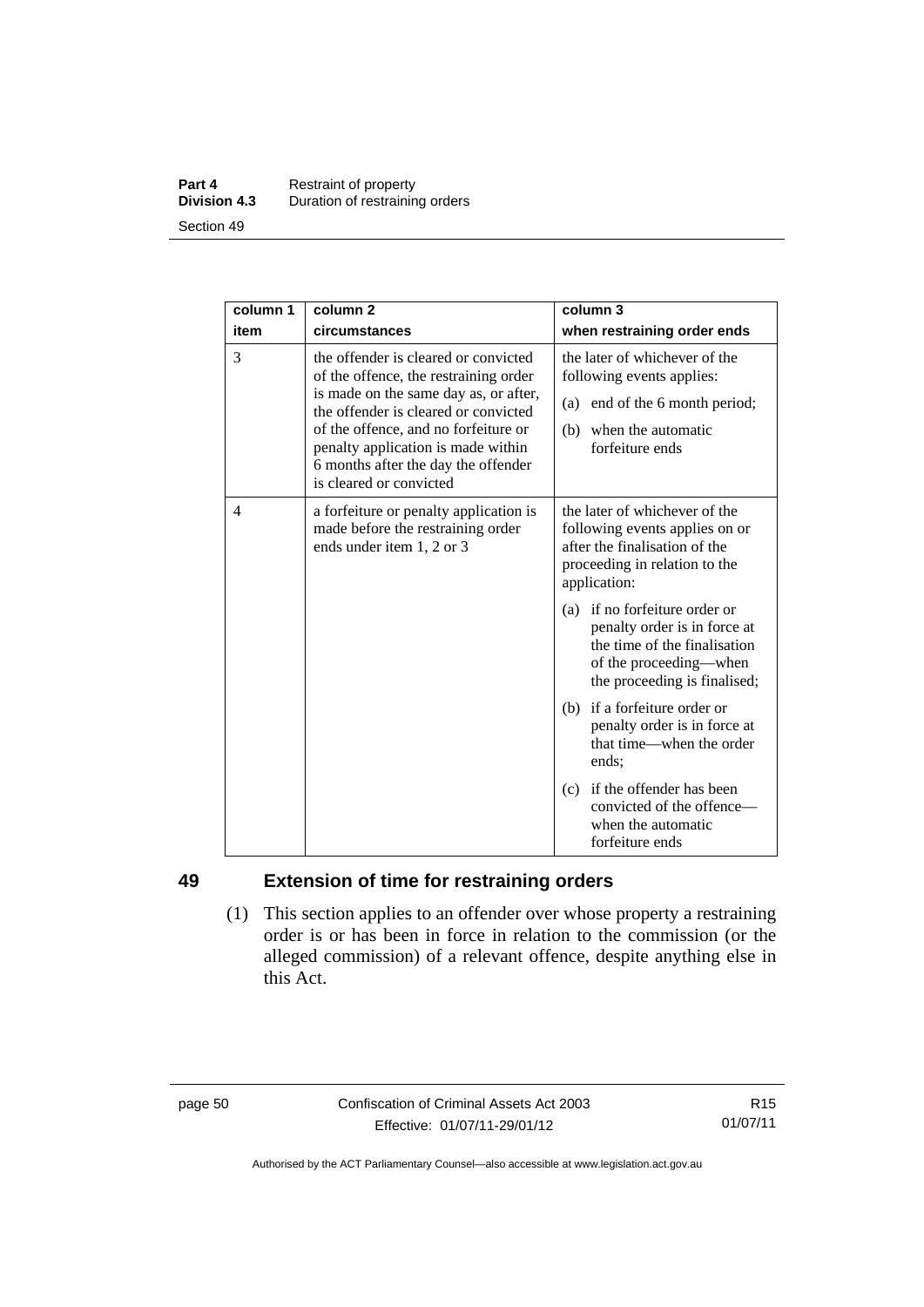| column 1 item | column 2 circumstances | column 3 when restraining order ends |
|---|---|---|
| 3 | the offender is cleared or convicted of the offence, the restraining order is made on the same day as, or after, the offender is cleared or convicted of the offence, and no forfeiture or penalty application is made within 6 months after the day the offender is cleared or convicted | the later of whichever of the following events applies:<br>(a) end of the 6 month period;<br>(b) when the automatic forfeiture ends |
| 4 | a forfeiture or penalty application is made before the restraining order ends under item 1, 2 or 3 | the later of whichever of the following events applies on or after the finalisation of the proceeding in relation to the application:<br>(a) if no forfeiture order or penalty order is in force at the time of the finalisation of the proceeding—when the proceeding is finalised;<br>(b) if a forfeiture order or penalty order is in force at that time—when the order ends;<br>(c) if the offender has been convicted of the offence—when the automatic forfeiture ends |

## 49 Extension of time for restraining orders

(1) This section applies to an offender over whose property a restraining order is or has been in force in relation to the commission (or the alleged commission) of a relevant offence, despite anything else in this Act.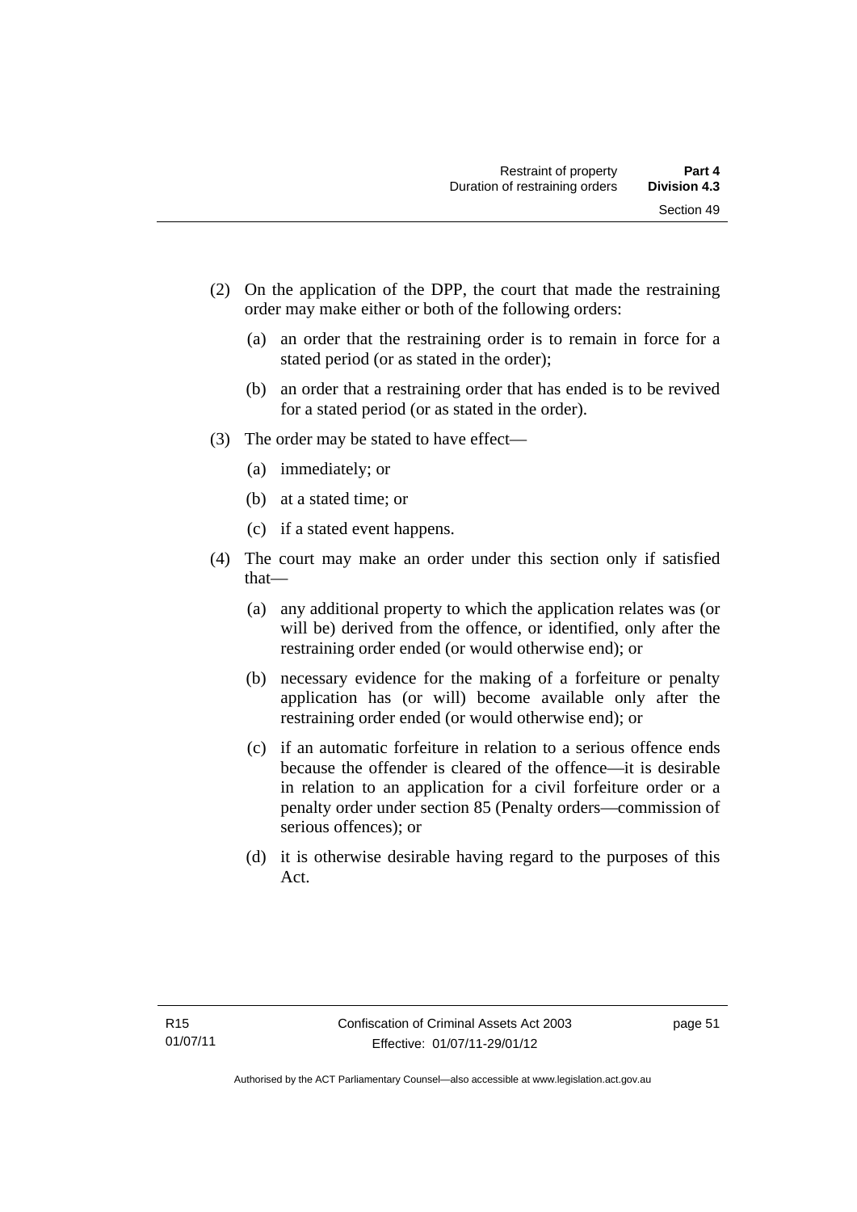(2) On the application of the DPP, the court that made the restraining order may make either or both of the following orders:

  (a) an order that the restraining order is to remain in force for a stated period (or as stated in the order);

  (b) an order that a restraining order that has ended is to be revived for a stated period (or as stated in the order).

(3) The order may be stated to have effect—

  (a) immediately; or

  (b) at a stated time; or

  (c) if a stated event happens.

(4) The court may make an order under this section only if satisfied that—

  (a) any additional property to which the application relates was (or will be) derived from the offence, or identified, only after the restraining order ended (or would otherwise end); or

  (b) necessary evidence for the making of a forfeiture or penalty application has (or will) become available only after the restraining order ended (or would otherwise end); or

  (c) if an automatic forfeiture in relation to a serious offence ends because the offender is cleared of the offence—it is desirable in relation to an application for a civil forfeiture order or a penalty order under section 85 (Penalty orders—commission of serious offences); or

  (d) it is otherwise desirable having regard to the purposes of this Act.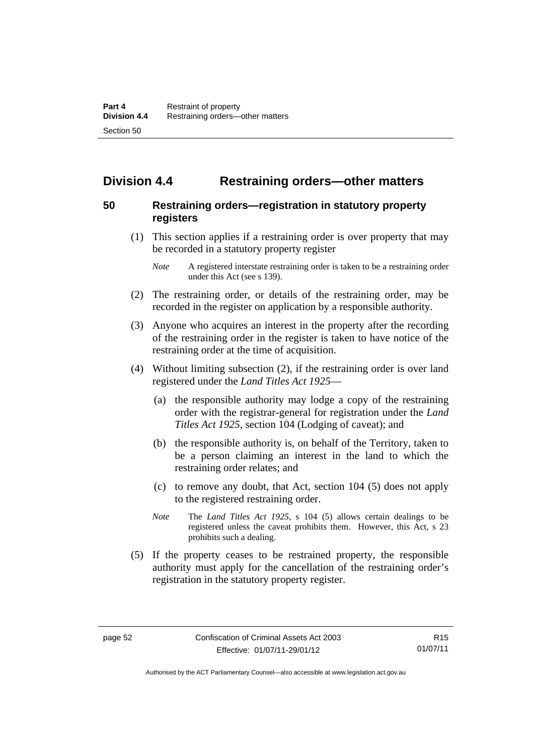## Division 4.4 Restraining orders—other matters

### 50 Restraining orders—registration in statutory property registers

(1) This section applies if a restraining order is over property that may be recorded in a statutory property register

*Note* A registered interstate restraining order is taken to be a restraining order under this Act (see s 139).

(2) The restraining order, or details of the restraining order, may be recorded in the register on application by a responsible authority.

(3) Anyone who acquires an interest in the property after the recording of the restraining order in the register is taken to have notice of the restraining order at the time of acquisition.

(4) Without limiting subsection (2), if the restraining order is over land registered under the *Land Titles Act 1925*—

(a) the responsible authority may lodge a copy of the restraining order with the registrar-general for registration under the *Land Titles Act 1925*, section 104 (Lodging of caveat); and

(b) the responsible authority is, on behalf of the Territory, taken to be a person claiming an interest in the land to which the restraining order relates; and

(c) to remove any doubt, that Act, section 104 (5) does not apply to the registered restraining order.

*Note* The *Land Titles Act 1925*, s 104 (5) allows certain dealings to be registered unless the caveat prohibits them. However, this Act, s 23 prohibits such a dealing.

(5) If the property ceases to be restrained property, the responsible authority must apply for the cancellation of the restraining order's registration in the statutory property register.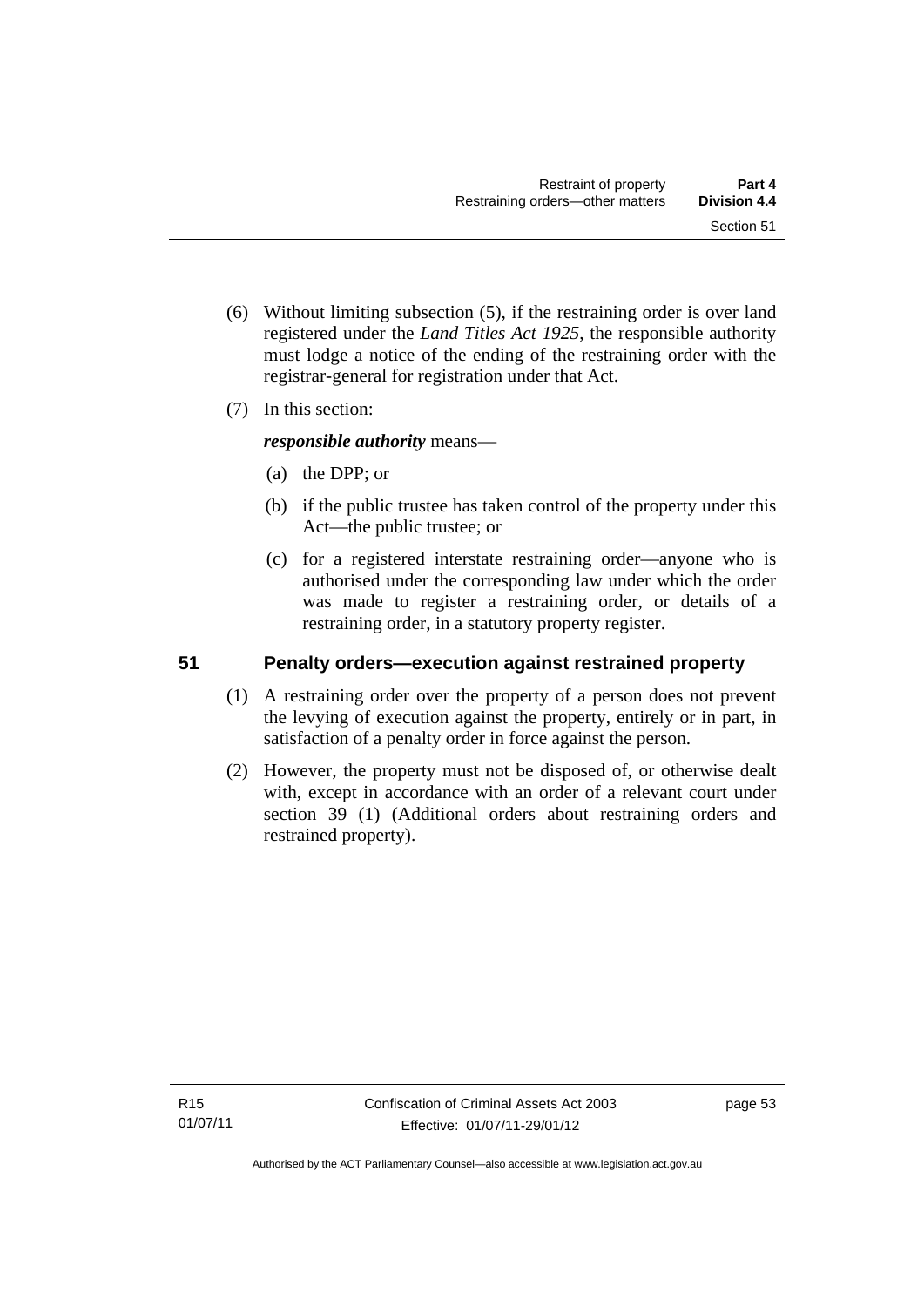(6) Without limiting subsection (5), if the restraining order is over land registered under the *Land Titles Act 1925*, the responsible authority must lodge a notice of the ending of the restraining order with the registrar-general for registration under that Act.

(7) In this section:

***responsible authority*** means—

(a) the DPP; or

(b) if the public trustee has taken control of the property under this Act—the public trustee; or

(c) for a registered interstate restraining order—anyone who is authorised under the corresponding law under which the order was made to register a restraining order, or details of a restraining order, in a statutory property register.

## 51 Penalty orders—execution against restrained property

(1) A restraining order over the property of a person does not prevent the levying of execution against the property, entirely or in part, in satisfaction of a penalty order in force against the person.

(2) However, the property must not be disposed of, or otherwise dealt with, except in accordance with an order of a relevant court under section 39 (1) (Additional orders about restraining orders and restrained property).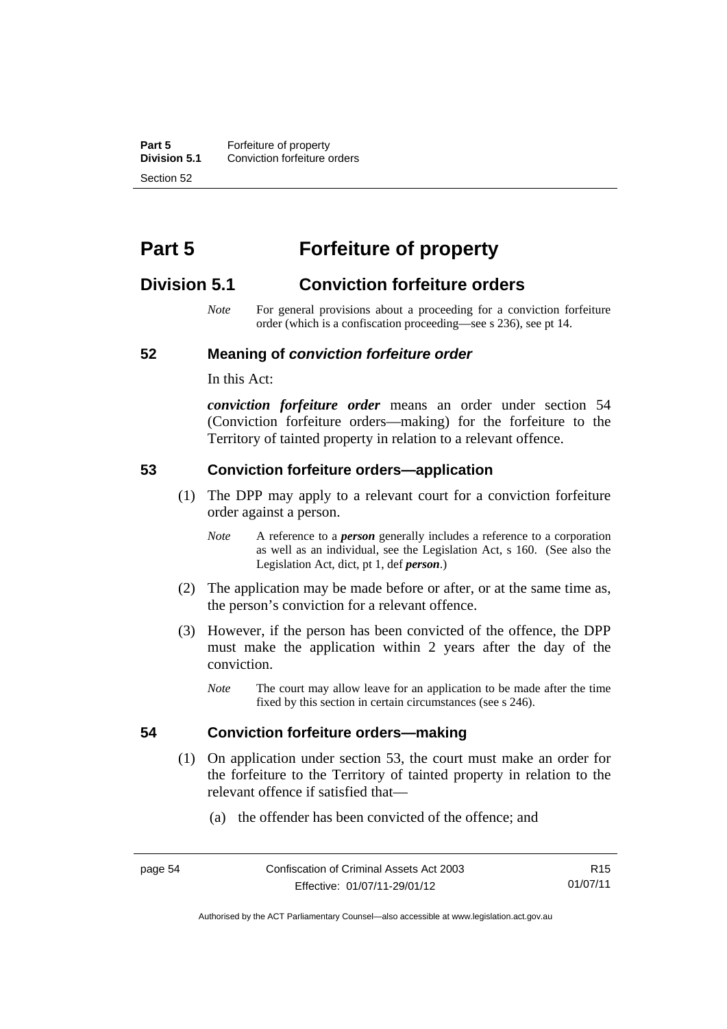# Part 5 Forfeiture of property

## Division 5.1 Conviction forfeiture orders

*Note* For general provisions about a proceeding for a conviction forfeiture order (which is a confiscation proceeding—see s 236), see pt 14.

### 52 Meaning of *conviction forfeiture order*

In this Act:

***conviction forfeiture order*** means an order under section 54 (Conviction forfeiture orders—making) for the forfeiture to the Territory of tainted property in relation to a relevant offence.

### 53 Conviction forfeiture orders—application

(1) The DPP may apply to a relevant court for a conviction forfeiture order against a person.

*Note* A reference to a ***person*** generally includes a reference to a corporation as well as an individual, see the Legislation Act, s 160. (See also the Legislation Act, dict, pt 1, def ***person***.)

(2) The application may be made before or after, or at the same time as, the person's conviction for a relevant offence.

(3) However, if the person has been convicted of the offence, the DPP must make the application within 2 years after the day of the conviction.

*Note* The court may allow leave for an application to be made after the time fixed by this section in certain circumstances (see s 246).

### 54 Conviction forfeiture orders—making

(1) On application under section 53, the court must make an order for the forfeiture to the Territory of tainted property in relation to the relevant offence if satisfied that—

(a) the offender has been convicted of the offence; and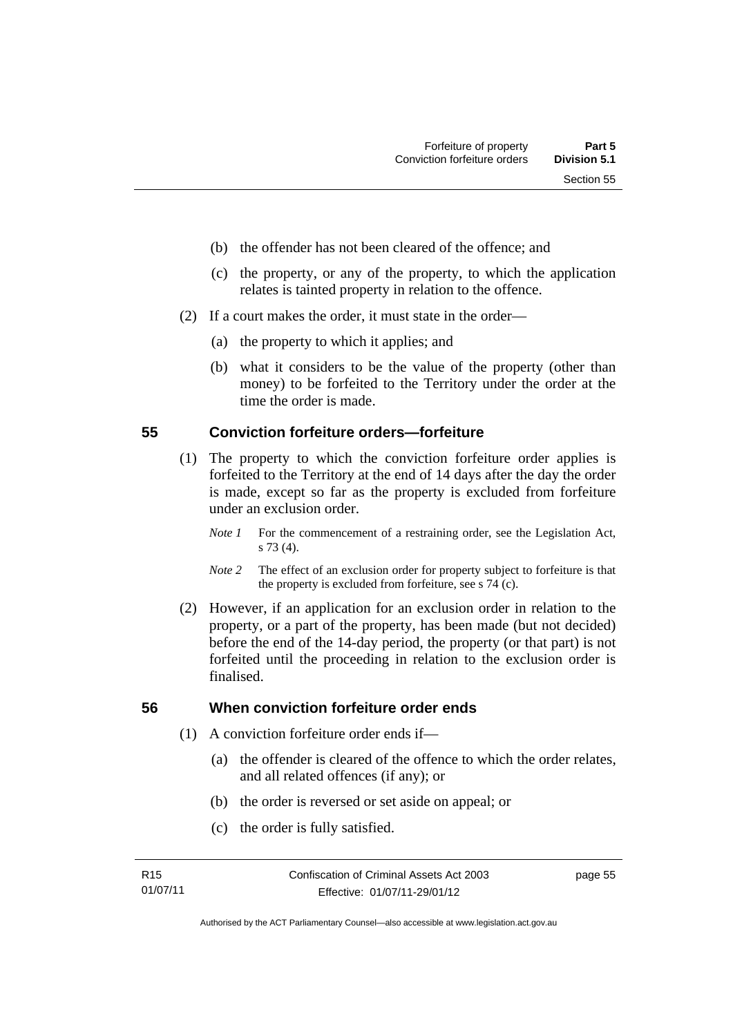(b) the offender has not been cleared of the offence; and

(c) the property, or any of the property, to which the application relates is tainted property in relation to the offence.

(2) If a court makes the order, it must state in the order—

(a) the property to which it applies; and

(b) what it considers to be the value of the property (other than money) to be forfeited to the Territory under the order at the time the order is made.

## 55 Conviction forfeiture orders—forfeiture

(1) The property to which the conviction forfeiture order applies is forfeited to the Territory at the end of 14 days after the day the order is made, except so far as the property is excluded from forfeiture under an exclusion order.

*Note 1* For the commencement of a restraining order, see the Legislation Act, s 73 (4).

*Note 2* The effect of an exclusion order for property subject to forfeiture is that the property is excluded from forfeiture, see s 74 (c).

(2) However, if an application for an exclusion order in relation to the property, or a part of the property, has been made (but not decided) before the end of the 14-day period, the property (or that part) is not forfeited until the proceeding in relation to the exclusion order is finalised.

## 56 When conviction forfeiture order ends

(1) A conviction forfeiture order ends if—

(a) the offender is cleared of the offence to which the order relates, and all related offences (if any); or

(b) the order is reversed or set aside on appeal; or

(c) the order is fully satisfied.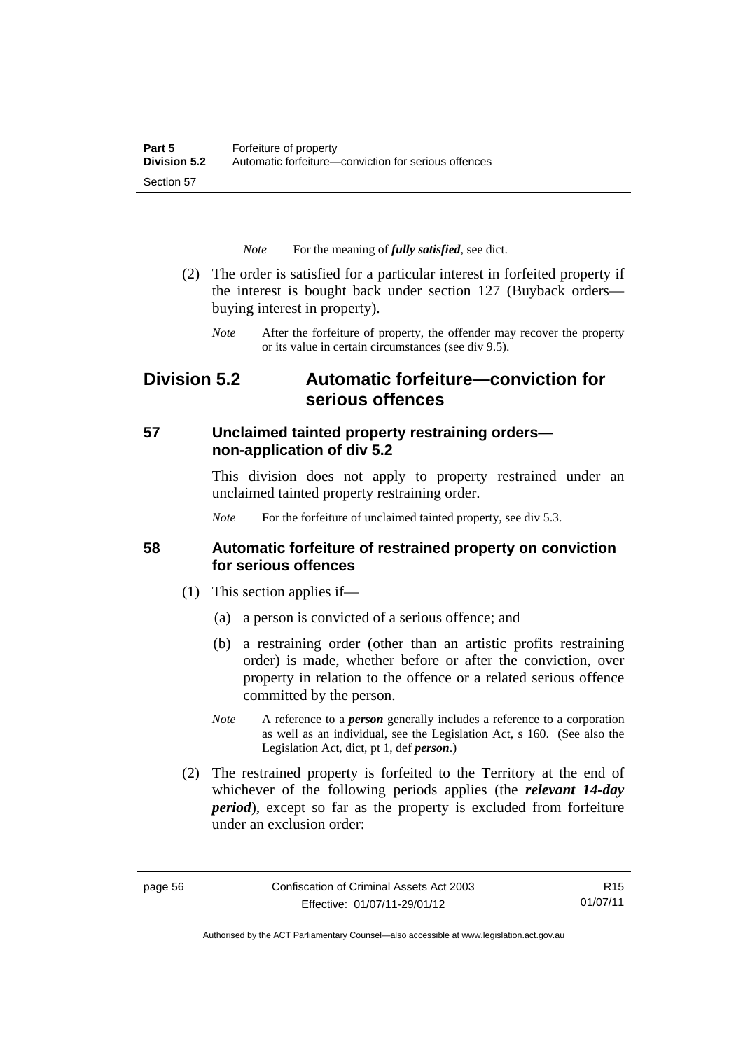*Note* For the meaning of ***fully satisfied***, see dict.

(2) The order is satisfied for a particular interest in forfeited property if the interest is bought back under section 127 (Buyback orders—buying interest in property).

*Note* After the forfeiture of property, the offender may recover the property or its value in certain circumstances (see div 9.5).

## Division 5.2 Automatic forfeiture—conviction for serious offences

### 57 Unclaimed tainted property restraining orders—non-application of div 5.2

This division does not apply to property restrained under an unclaimed tainted property restraining order.

*Note* For the forfeiture of unclaimed tainted property, see div 5.3.

### 58 Automatic forfeiture of restrained property on conviction for serious offences

(1) This section applies if—

(a) a person is convicted of a serious offence; and

(b) a restraining order (other than an artistic profits restraining order) is made, whether before or after the conviction, over property in relation to the offence or a related serious offence committed by the person.

*Note* A reference to a ***person*** generally includes a reference to a corporation as well as an individual, see the Legislation Act, s 160. (See also the Legislation Act, dict, pt 1, def ***person***.)

(2) The restrained property is forfeited to the Territory at the end of whichever of the following periods applies (the ***relevant 14-day period***), except so far as the property is excluded from forfeiture under an exclusion order: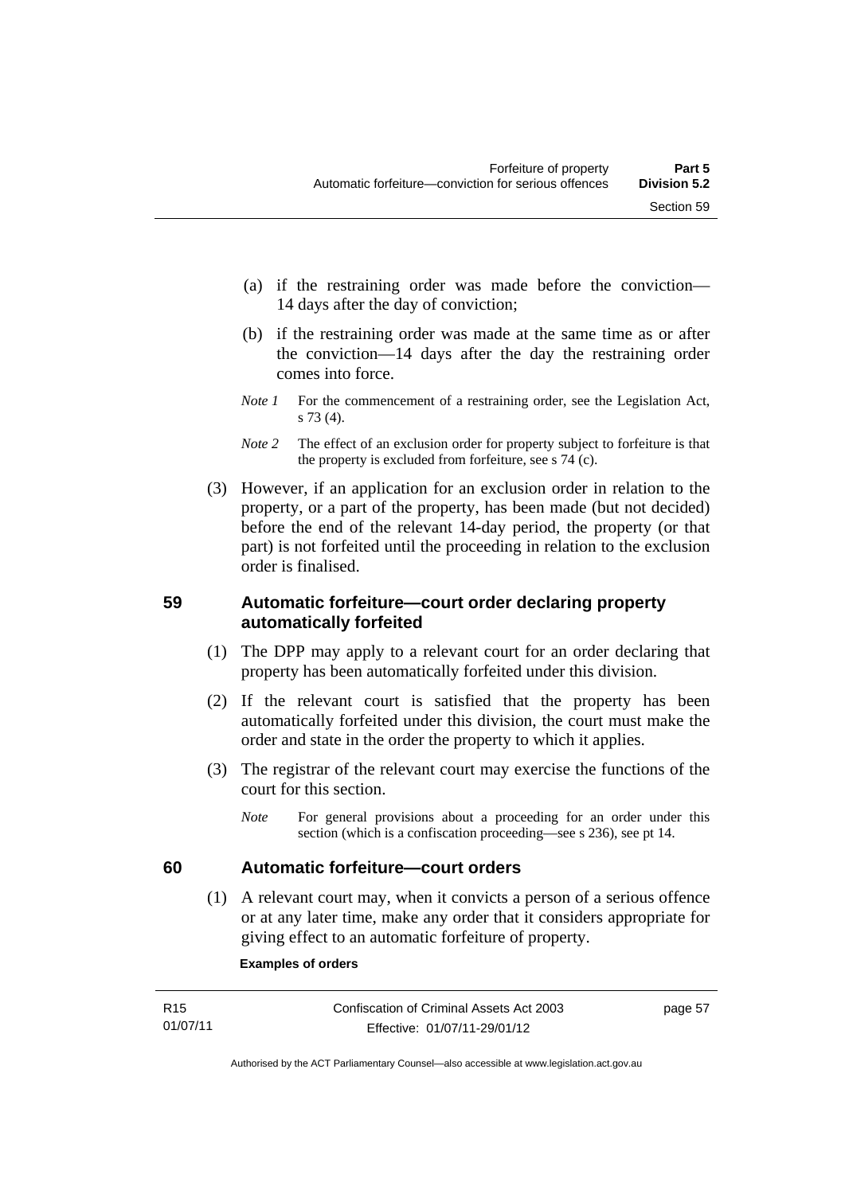(a) if the restraining order was made before the conviction—14 days after the day of conviction;

(b) if the restraining order was made at the same time as or after the conviction—14 days after the day the restraining order comes into force.

*Note 1* For the commencement of a restraining order, see the Legislation Act, s 73 (4).

*Note 2* The effect of an exclusion order for property subject to forfeiture is that the property is excluded from forfeiture, see s 74 (c).

(3) However, if an application for an exclusion order in relation to the property, or a part of the property, has been made (but not decided) before the end of the relevant 14-day period, the property (or that part) is not forfeited until the proceeding in relation to the exclusion order is finalised.

## 59 Automatic forfeiture—court order declaring property automatically forfeited

(1) The DPP may apply to a relevant court for an order declaring that property has been automatically forfeited under this division.

(2) If the relevant court is satisfied that the property has been automatically forfeited under this division, the court must make the order and state in the order the property to which it applies.

(3) The registrar of the relevant court may exercise the functions of the court for this section.

*Note* For general provisions about a proceeding for an order under this section (which is a confiscation proceeding—see s 236), see pt 14.

## 60 Automatic forfeiture—court orders

(1) A relevant court may, when it convicts a person of a serious offence or at any later time, make any order that it considers appropriate for giving effect to an automatic forfeiture of property.

**Examples of orders**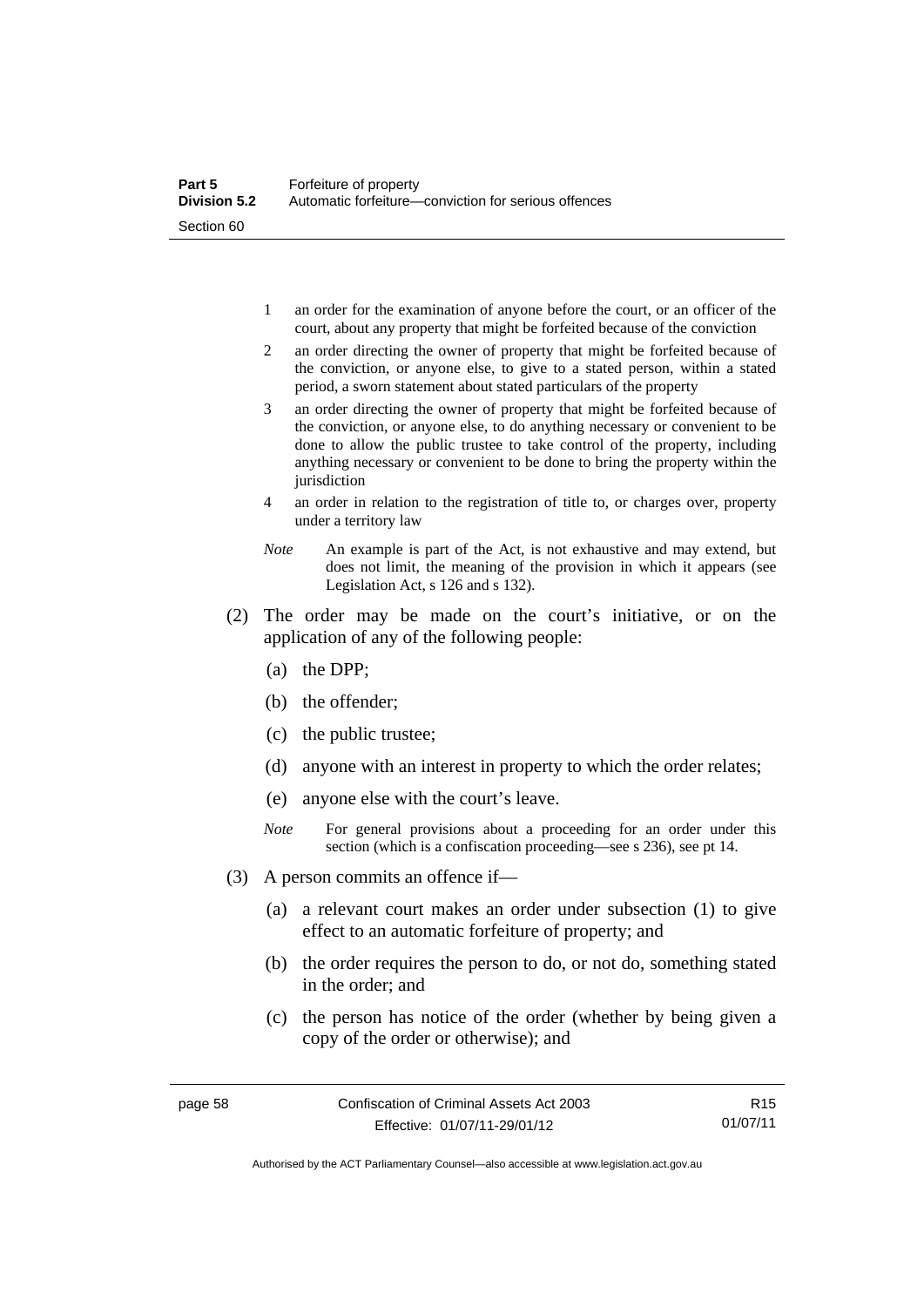1 an order for the examination of anyone before the court, or an officer of the court, about any property that might be forfeited because of the conviction

2 an order directing the owner of property that might be forfeited because of the conviction, or anyone else, to give to a stated person, within a stated period, a sworn statement about stated particulars of the property

3 an order directing the owner of property that might be forfeited because of the conviction, or anyone else, to do anything necessary or convenient to be done to allow the public trustee to take control of the property, including anything necessary or convenient to be done to bring the property within the jurisdiction

4 an order in relation to the registration of title to, or charges over, property under a territory law

*Note* An example is part of the Act, is not exhaustive and may extend, but does not limit, the meaning of the provision in which it appears (see Legislation Act, s 126 and s 132).

(2) The order may be made on the court's initiative, or on the application of any of the following people:

(a) the DPP;

(b) the offender;

(c) the public trustee;

(d) anyone with an interest in property to which the order relates;

(e) anyone else with the court's leave.

*Note* For general provisions about a proceeding for an order under this section (which is a confiscation proceeding—see s 236), see pt 14.

(3) A person commits an offence if—

(a) a relevant court makes an order under subsection (1) to give effect to an automatic forfeiture of property; and

(b) the order requires the person to do, or not do, something stated in the order; and

(c) the person has notice of the order (whether by being given a copy of the order or otherwise); and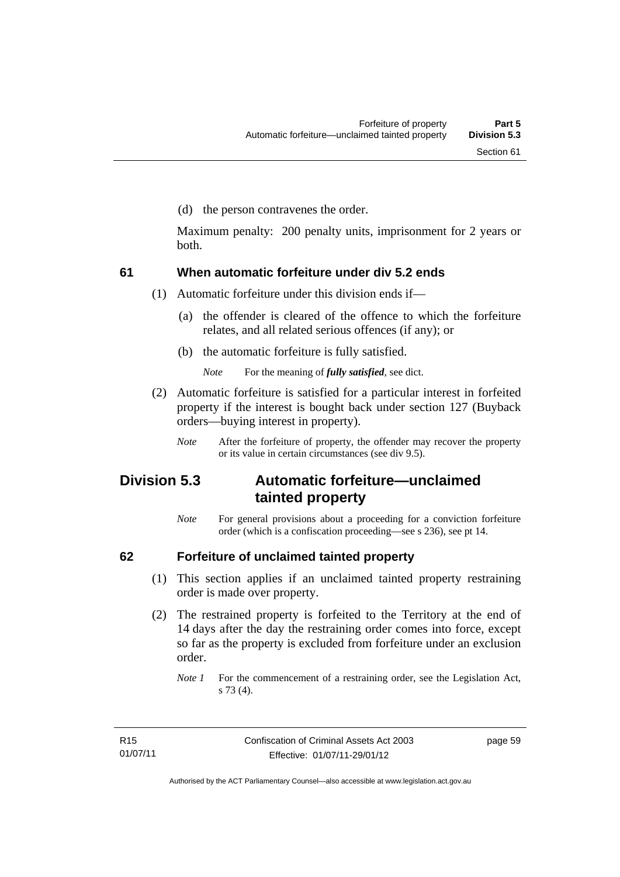(d) the person contravenes the order.

Maximum penalty: 200 penalty units, imprisonment for 2 years or both.

### 61 When automatic forfeiture under div 5.2 ends

(1) Automatic forfeiture under this division ends if—

(a) the offender is cleared of the offence to which the forfeiture relates, and all related serious offences (if any); or

(b) the automatic forfeiture is fully satisfied.

*Note* For the meaning of ***fully satisfied***, see dict.

(2) Automatic forfeiture is satisfied for a particular interest in forfeited property if the interest is bought back under section 127 (Buyback orders—buying interest in property).

*Note* After the forfeiture of property, the offender may recover the property or its value in certain circumstances (see div 9.5).

## Division 5.3 Automatic forfeiture—unclaimed tainted property

*Note* For general provisions about a proceeding for a conviction forfeiture order (which is a confiscation proceeding—see s 236), see pt 14.

### 62 Forfeiture of unclaimed tainted property

(1) This section applies if an unclaimed tainted property restraining order is made over property.

(2) The restrained property is forfeited to the Territory at the end of 14 days after the day the restraining order comes into force, except so far as the property is excluded from forfeiture under an exclusion order.

*Note 1* For the commencement of a restraining order, see the Legislation Act, s 73 (4).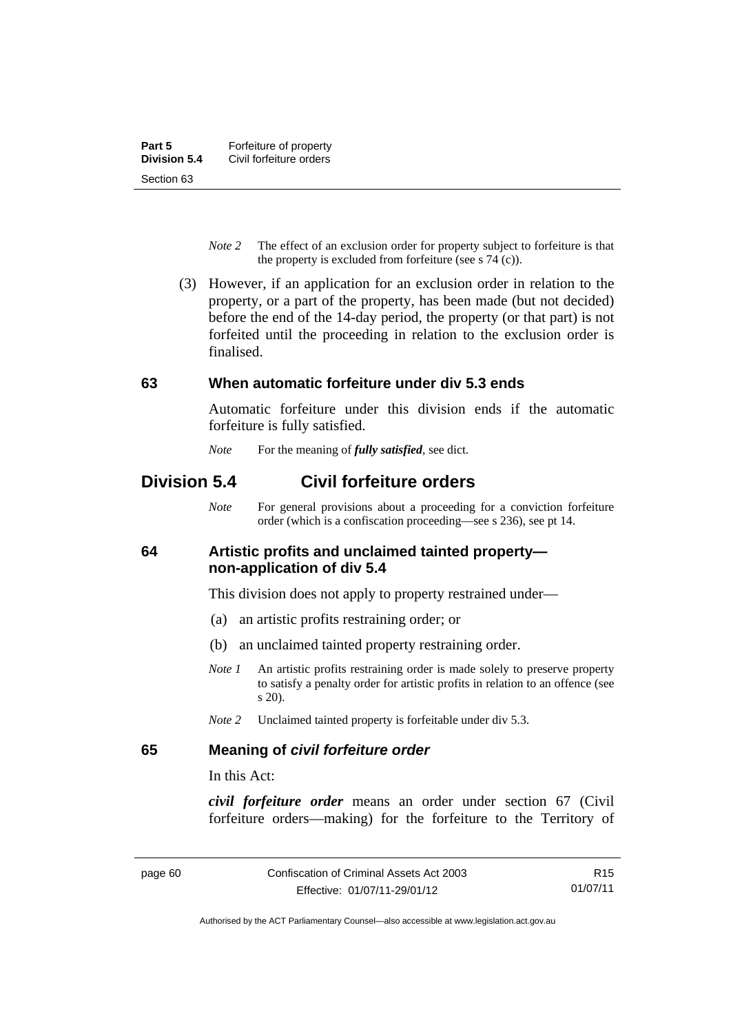*Note 2* The effect of an exclusion order for property subject to forfeiture is that the property is excluded from forfeiture (see s 74 (c)).

(3) However, if an application for an exclusion order in relation to the property, or a part of the property, has been made (but not decided) before the end of the 14-day period, the property (or that part) is not forfeited until the proceeding in relation to the exclusion order is finalised.

### 63 When automatic forfeiture under div 5.3 ends

Automatic forfeiture under this division ends if the automatic forfeiture is fully satisfied.

*Note* For the meaning of ***fully satisfied***, see dict.

## Division 5.4 Civil forfeiture orders

*Note* For general provisions about a proceeding for a conviction forfeiture order (which is a confiscation proceeding—see s 236), see pt 14.

### 64 Artistic profits and unclaimed tainted property—non-application of div 5.4

This division does not apply to property restrained under—

(a) an artistic profits restraining order; or

(b) an unclaimed tainted property restraining order.

*Note 1* An artistic profits restraining order is made solely to preserve property to satisfy a penalty order for artistic profits in relation to an offence (see s 20).

*Note 2* Unclaimed tainted property is forfeitable under div 5.3.

### 65 Meaning of *civil forfeiture order*

In this Act:

***civil forfeiture order*** means an order under section 67 (Civil forfeiture orders—making) for the forfeiture to the Territory of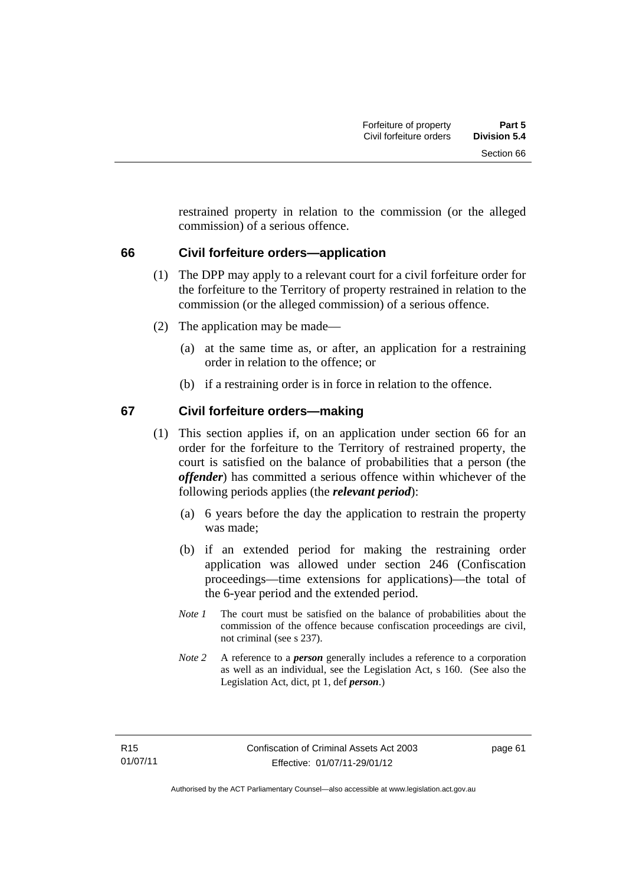restrained property in relation to the commission (or the alleged commission) of a serious offence.

## 66 Civil forfeiture orders—application

(1) The DPP may apply to a relevant court for a civil forfeiture order for the forfeiture to the Territory of property restrained in relation to the commission (or the alleged commission) of a serious offence.

(2) The application may be made—

(a) at the same time as, or after, an application for a restraining order in relation to the offence; or

(b) if a restraining order is in force in relation to the offence.

## 67 Civil forfeiture orders—making

(1) This section applies if, on an application under section 66 for an order for the forfeiture to the Territory of restrained property, the court is satisfied on the balance of probabilities that a person (the ***offender***) has committed a serious offence within whichever of the following periods applies (the ***relevant period***):

(a) 6 years before the day the application to restrain the property was made;

(b) if an extended period for making the restraining order application was allowed under section 246 (Confiscation proceedings—time extensions for applications)—the total of the 6-year period and the extended period.

*Note 1* The court must be satisfied on the balance of probabilities about the commission of the offence because confiscation proceedings are civil, not criminal (see s 237).

*Note 2* A reference to a ***person*** generally includes a reference to a corporation as well as an individual, see the Legislation Act, s 160. (See also the Legislation Act, dict, pt 1, def ***person***.)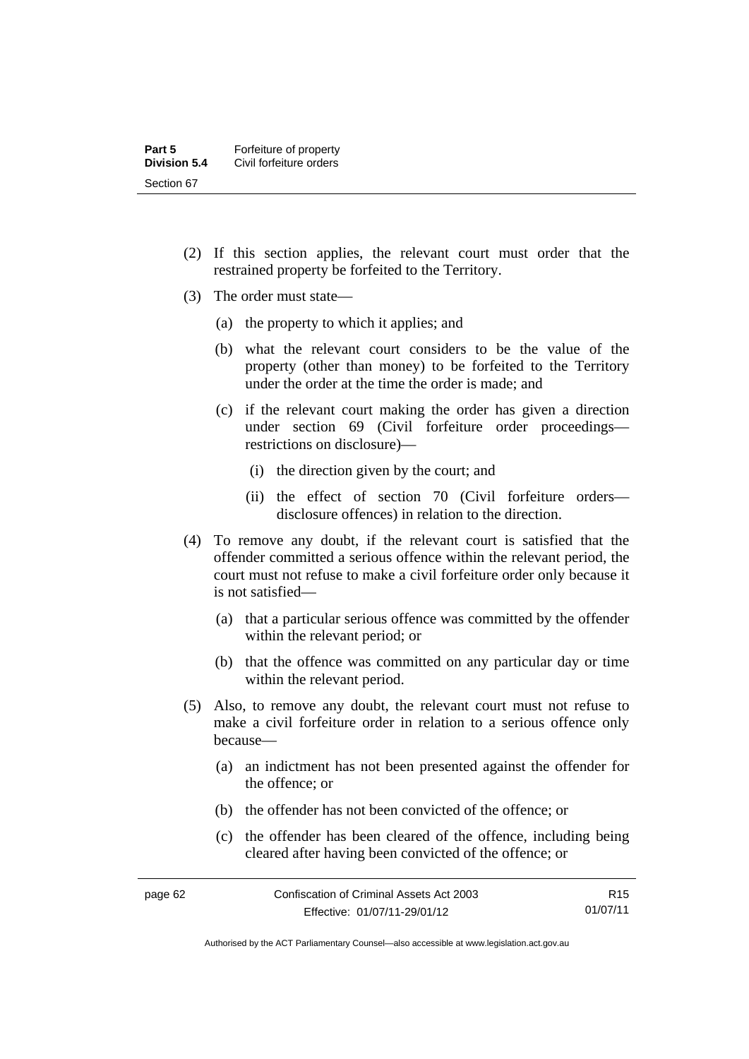(2) If this section applies, the relevant court must order that the restrained property be forfeited to the Territory.

(3) The order must state—

(a) the property to which it applies; and

(b) what the relevant court considers to be the value of the property (other than money) to be forfeited to the Territory under the order at the time the order is made; and

(c) if the relevant court making the order has given a direction under section 69 (Civil forfeiture order proceedings—restrictions on disclosure)—

(i) the direction given by the court; and

(ii) the effect of section 70 (Civil forfeiture orders—disclosure offences) in relation to the direction.

(4) To remove any doubt, if the relevant court is satisfied that the offender committed a serious offence within the relevant period, the court must not refuse to make a civil forfeiture order only because it is not satisfied—

(a) that a particular serious offence was committed by the offender within the relevant period; or

(b) that the offence was committed on any particular day or time within the relevant period.

(5) Also, to remove any doubt, the relevant court must not refuse to make a civil forfeiture order in relation to a serious offence only because—

(a) an indictment has not been presented against the offender for the offence; or

(b) the offender has not been convicted of the offence; or

(c) the offender has been cleared of the offence, including being cleared after having been convicted of the offence; or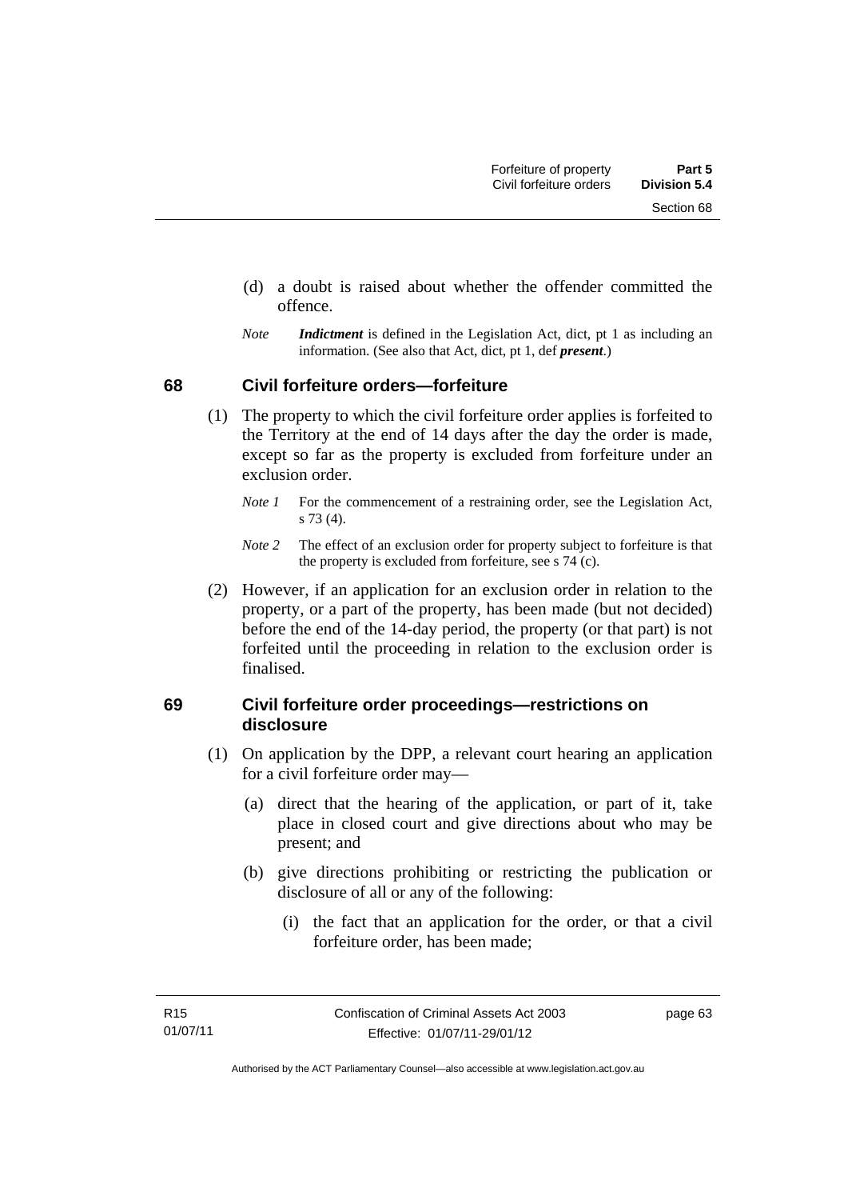(d) a doubt is raised about whether the offender committed the offence.

*Note* ***Indictment*** is defined in the Legislation Act, dict, pt 1 as including an information. (See also that Act, dict, pt 1, def ***present***.)

## 68 Civil forfeiture orders—forfeiture

(1) The property to which the civil forfeiture order applies is forfeited to the Territory at the end of 14 days after the day the order is made, except so far as the property is excluded from forfeiture under an exclusion order.

*Note 1* For the commencement of a restraining order, see the Legislation Act, s 73 (4).

*Note 2* The effect of an exclusion order for property subject to forfeiture is that the property is excluded from forfeiture, see s 74 (c).

(2) However, if an application for an exclusion order in relation to the property, or a part of the property, has been made (but not decided) before the end of the 14-day period, the property (or that part) is not forfeited until the proceeding in relation to the exclusion order is finalised.

## 69 Civil forfeiture order proceedings—restrictions on disclosure

(1) On application by the DPP, a relevant court hearing an application for a civil forfeiture order may—

(a) direct that the hearing of the application, or part of it, take place in closed court and give directions about who may be present; and

(b) give directions prohibiting or restricting the publication or disclosure of all or any of the following:

(i) the fact that an application for the order, or that a civil forfeiture order, has been made;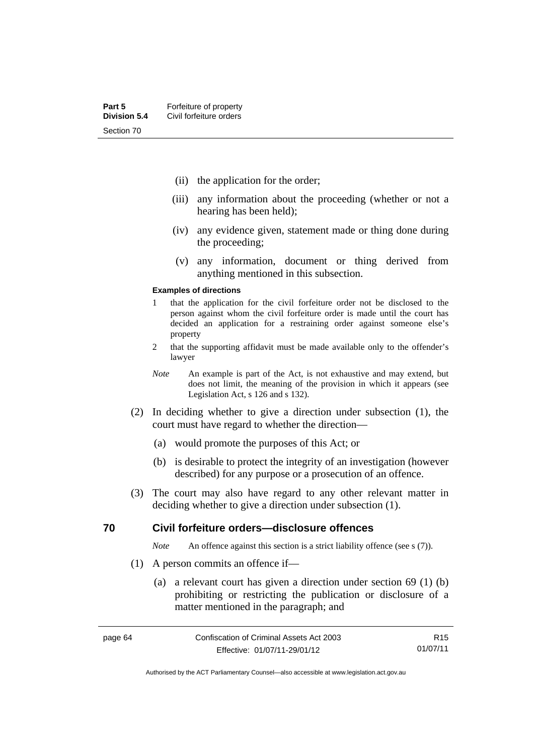(ii) the application for the order;

(iii) any information about the proceeding (whether or not a hearing has been held);

(iv) any evidence given, statement made or thing done during the proceeding;

(v) any information, document or thing derived from anything mentioned in this subsection.

**Examples of directions**

1 that the application for the civil forfeiture order not be disclosed to the person against whom the civil forfeiture order is made until the court has decided an application for a restraining order against someone else's property

2 that the supporting affidavit must be made available only to the offender's lawyer

*Note* An example is part of the Act, is not exhaustive and may extend, but does not limit, the meaning of the provision in which it appears (see Legislation Act, s 126 and s 132).

(2) In deciding whether to give a direction under subsection (1), the court must have regard to whether the direction—

(a) would promote the purposes of this Act; or

(b) is desirable to protect the integrity of an investigation (however described) for any purpose or a prosecution of an offence.

(3) The court may also have regard to any other relevant matter in deciding whether to give a direction under subsection (1).

## 70 Civil forfeiture orders—disclosure offences

*Note* An offence against this section is a strict liability offence (see s (7)).

(1) A person commits an offence if—

(a) a relevant court has given a direction under section 69 (1) (b) prohibiting or restricting the publication or disclosure of a matter mentioned in the paragraph; and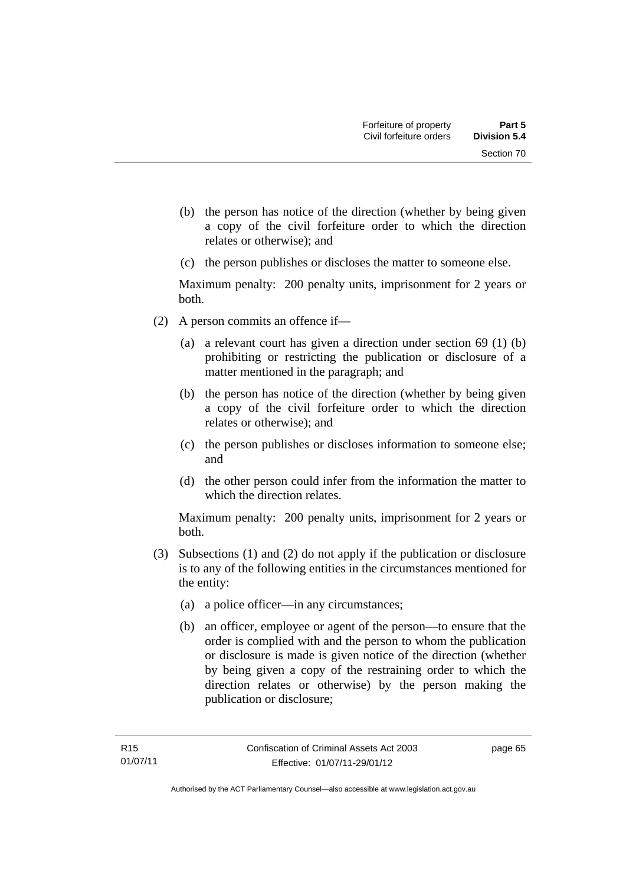(b) the person has notice of the direction (whether by being given a copy of the civil forfeiture order to which the direction relates or otherwise); and

(c) the person publishes or discloses the matter to someone else.

Maximum penalty: 200 penalty units, imprisonment for 2 years or both.

(2) A person commits an offence if—

(a) a relevant court has given a direction under section 69 (1) (b) prohibiting or restricting the publication or disclosure of a matter mentioned in the paragraph; and

(b) the person has notice of the direction (whether by being given a copy of the civil forfeiture order to which the direction relates or otherwise); and

(c) the person publishes or discloses information to someone else; and

(d) the other person could infer from the information the matter to which the direction relates.

Maximum penalty: 200 penalty units, imprisonment for 2 years or both.

(3) Subsections (1) and (2) do not apply if the publication or disclosure is to any of the following entities in the circumstances mentioned for the entity:

(a) a police officer—in any circumstances;

(b) an officer, employee or agent of the person—to ensure that the order is complied with and the person to whom the publication or disclosure is made is given notice of the direction (whether by being given a copy of the restraining order to which the direction relates or otherwise) by the person making the publication or disclosure;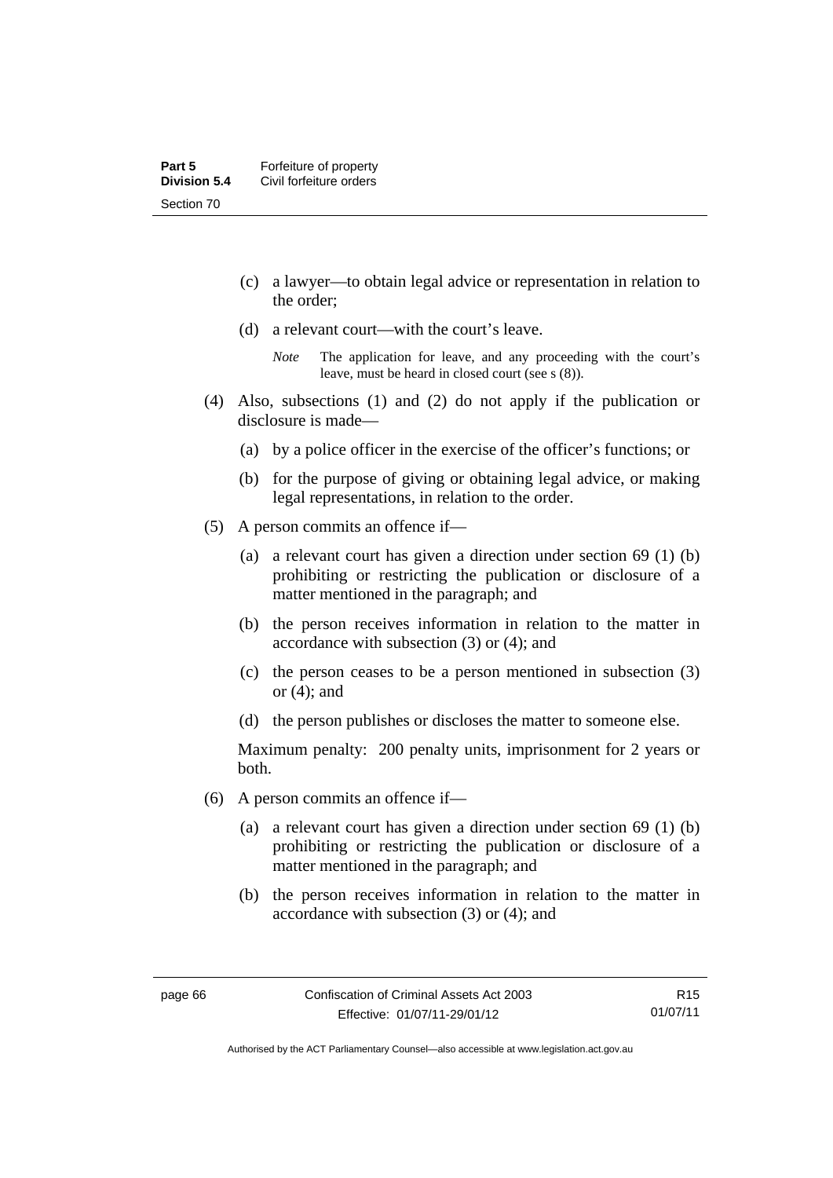(c) a lawyer—to obtain legal advice or representation in relation to the order;

(d) a relevant court—with the court's leave.

*Note* The application for leave, and any proceeding with the court's leave, must be heard in closed court (see s (8)).

(4) Also, subsections (1) and (2) do not apply if the publication or disclosure is made—

(a) by a police officer in the exercise of the officer's functions; or

(b) for the purpose of giving or obtaining legal advice, or making legal representations, in relation to the order.

(5) A person commits an offence if—

(a) a relevant court has given a direction under section 69 (1) (b) prohibiting or restricting the publication or disclosure of a matter mentioned in the paragraph; and

(b) the person receives information in relation to the matter in accordance with subsection (3) or (4); and

(c) the person ceases to be a person mentioned in subsection (3) or (4); and

(d) the person publishes or discloses the matter to someone else.

Maximum penalty: 200 penalty units, imprisonment for 2 years or both.

(6) A person commits an offence if—

(a) a relevant court has given a direction under section 69 (1) (b) prohibiting or restricting the publication or disclosure of a matter mentioned in the paragraph; and

(b) the person receives information in relation to the matter in accordance with subsection (3) or (4); and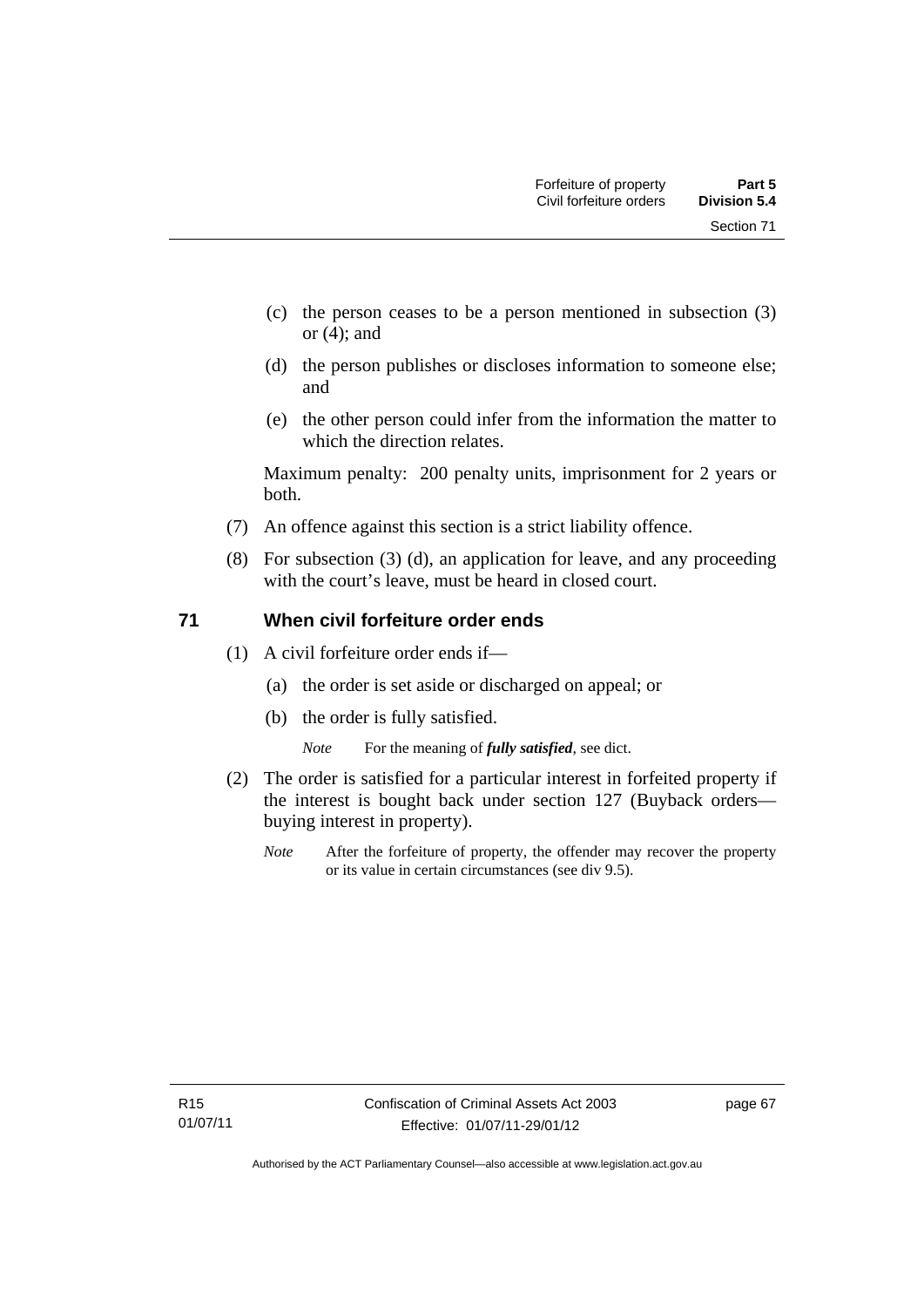(c) the person ceases to be a person mentioned in subsection (3) or (4); and

(d) the person publishes or discloses information to someone else; and

(e) the other person could infer from the information the matter to which the direction relates.

Maximum penalty: 200 penalty units, imprisonment for 2 years or both.

(7) An offence against this section is a strict liability offence.

(8) For subsection (3) (d), an application for leave, and any proceeding with the court's leave, must be heard in closed court.

## 71 When civil forfeiture order ends

(1) A civil forfeiture order ends if—

(a) the order is set aside or discharged on appeal; or

(b) the order is fully satisfied.

*Note* For the meaning of ***fully satisfied***, see dict.

(2) The order is satisfied for a particular interest in forfeited property if the interest is bought back under section 127 (Buyback orders—buying interest in property).

*Note* After the forfeiture of property, the offender may recover the property or its value in certain circumstances (see div 9.5).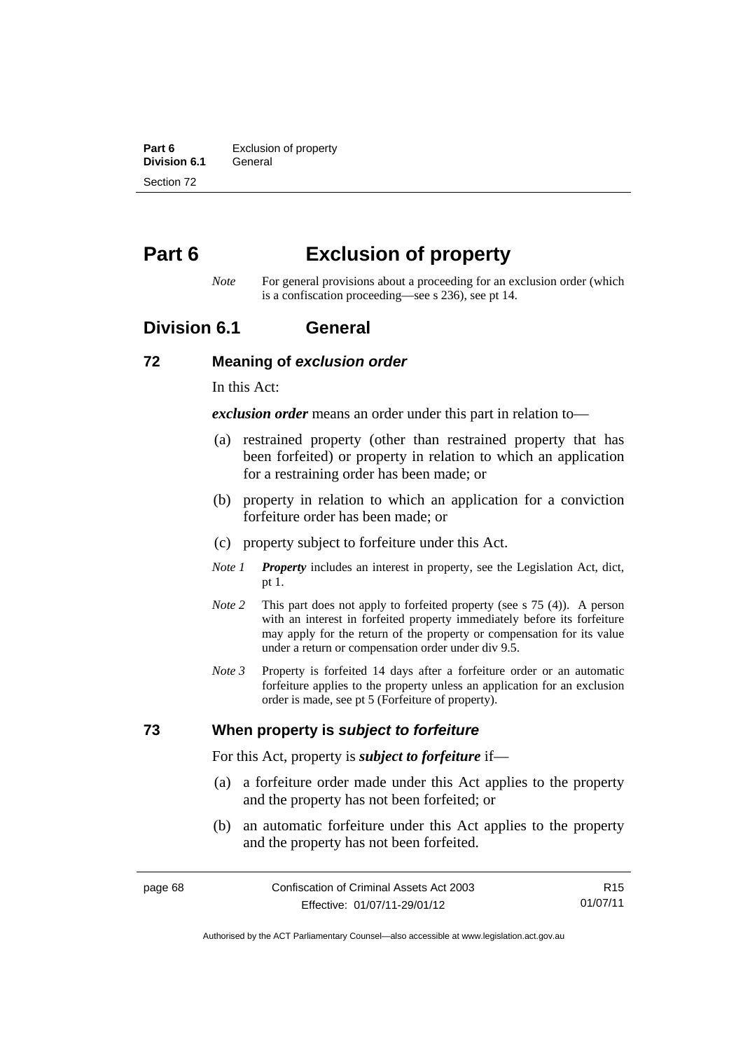# Part 6 Exclusion of property

*Note* For general provisions about a proceeding for an exclusion order (which is a confiscation proceeding—see s 236), see pt 14.

## Division 6.1 General

### 72 Meaning of *exclusion order*

In this Act:

***exclusion order*** means an order under this part in relation to—

(a) restrained property (other than restrained property that has been forfeited) or property in relation to which an application for a restraining order has been made; or

(b) property in relation to which an application for a conviction forfeiture order has been made; or

(c) property subject to forfeiture under this Act.

*Note 1* ***Property*** includes an interest in property, see the Legislation Act, dict, pt 1.

*Note 2* This part does not apply to forfeited property (see s 75 (4)). A person with an interest in forfeited property immediately before its forfeiture may apply for the return of the property or compensation for its value under a return or compensation order under div 9.5.

*Note 3* Property is forfeited 14 days after a forfeiture order or an automatic forfeiture applies to the property unless an application for an exclusion order is made, see pt 5 (Forfeiture of property).

### 73 When property is *subject to forfeiture*

For this Act, property is ***subject to forfeiture*** if—

(a) a forfeiture order made under this Act applies to the property and the property has not been forfeited; or

(b) an automatic forfeiture under this Act applies to the property and the property has not been forfeited.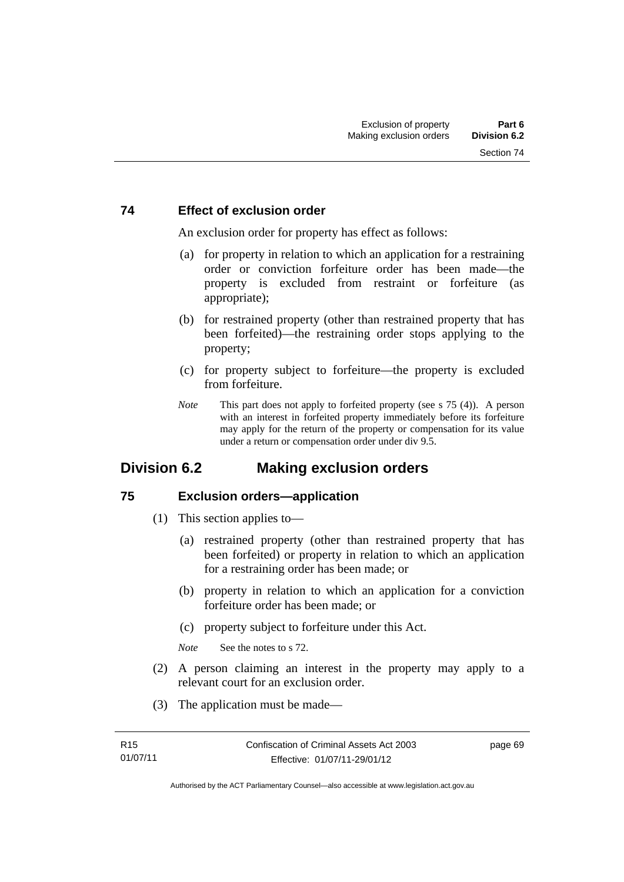### 74 Effect of exclusion order

An exclusion order for property has effect as follows:

(a) for property in relation to which an application for a restraining order or conviction forfeiture order has been made—the property is excluded from restraint or forfeiture (as appropriate);

(b) for restrained property (other than restrained property that has been forfeited)—the restraining order stops applying to the property;

(c) for property subject to forfeiture—the property is excluded from forfeiture.

*Note* This part does not apply to forfeited property (see s 75 (4)). A person with an interest in forfeited property immediately before its forfeiture may apply for the return of the property or compensation for its value under a return or compensation order under div 9.5.

## Division 6.2 Making exclusion orders

### 75 Exclusion orders—application

(1) This section applies to—

(a) restrained property (other than restrained property that has been forfeited) or property in relation to which an application for a restraining order has been made; or

(b) property in relation to which an application for a conviction forfeiture order has been made; or

(c) property subject to forfeiture under this Act.

*Note* See the notes to s 72.

(2) A person claiming an interest in the property may apply to a relevant court for an exclusion order.

(3) The application must be made—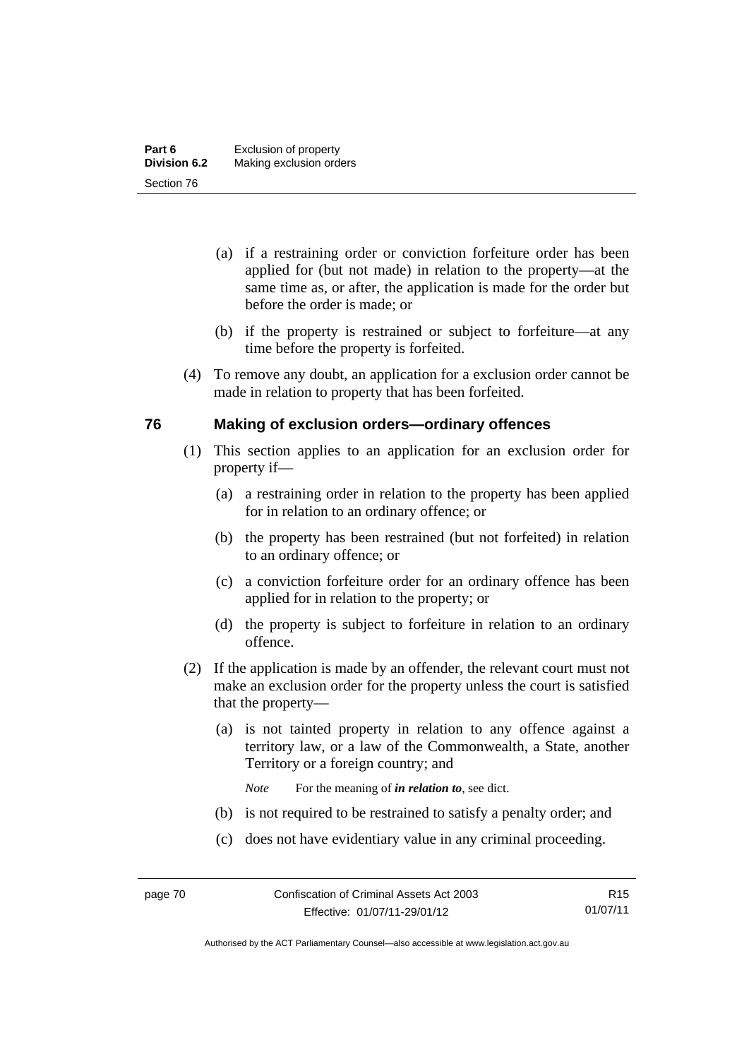(a) if a restraining order or conviction forfeiture order has been applied for (but not made) in relation to the property—at the same time as, or after, the application is made for the order but before the order is made; or

(b) if the property is restrained or subject to forfeiture—at any time before the property is forfeited.

(4) To remove any doubt, an application for a exclusion order cannot be made in relation to property that has been forfeited.

## 76 Making of exclusion orders—ordinary offences

(1) This section applies to an application for an exclusion order for property if—

(a) a restraining order in relation to the property has been applied for in relation to an ordinary offence; or

(b) the property has been restrained (but not forfeited) in relation to an ordinary offence; or

(c) a conviction forfeiture order for an ordinary offence has been applied for in relation to the property; or

(d) the property is subject to forfeiture in relation to an ordinary offence.

(2) If the application is made by an offender, the relevant court must not make an exclusion order for the property unless the court is satisfied that the property—

(a) is not tainted property in relation to any offence against a territory law, or a law of the Commonwealth, a State, another Territory or a foreign country; and

*Note* For the meaning of ***in relation to***, see dict.

(b) is not required to be restrained to satisfy a penalty order; and

(c) does not have evidentiary value in any criminal proceeding.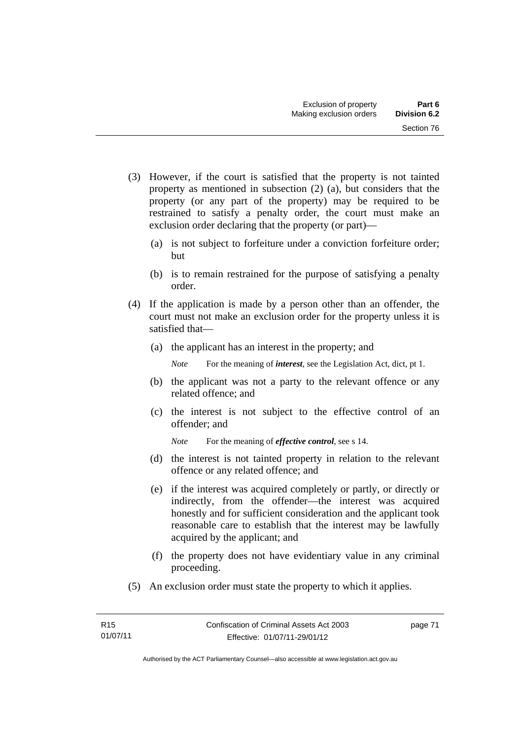(3) However, if the court is satisfied that the property is not tainted property as mentioned in subsection (2) (a), but considers that the property (or any part of the property) may be required to be restrained to satisfy a penalty order, the court must make an exclusion order declaring that the property (or part)—

(a) is not subject to forfeiture under a conviction forfeiture order; but

(b) is to remain restrained for the purpose of satisfying a penalty order.

(4) If the application is made by a person other than an offender, the court must not make an exclusion order for the property unless it is satisfied that—

(a) the applicant has an interest in the property; and

*Note* For the meaning of ***interest***, see the Legislation Act, dict, pt 1.

(b) the applicant was not a party to the relevant offence or any related offence; and

(c) the interest is not subject to the effective control of an offender; and

*Note* For the meaning of ***effective control***, see s 14.

(d) the interest is not tainted property in relation to the relevant offence or any related offence; and

(e) if the interest was acquired completely or partly, or directly or indirectly, from the offender—the interest was acquired honestly and for sufficient consideration and the applicant took reasonable care to establish that the interest may be lawfully acquired by the applicant; and

(f) the property does not have evidentiary value in any criminal proceeding.

(5) An exclusion order must state the property to which it applies.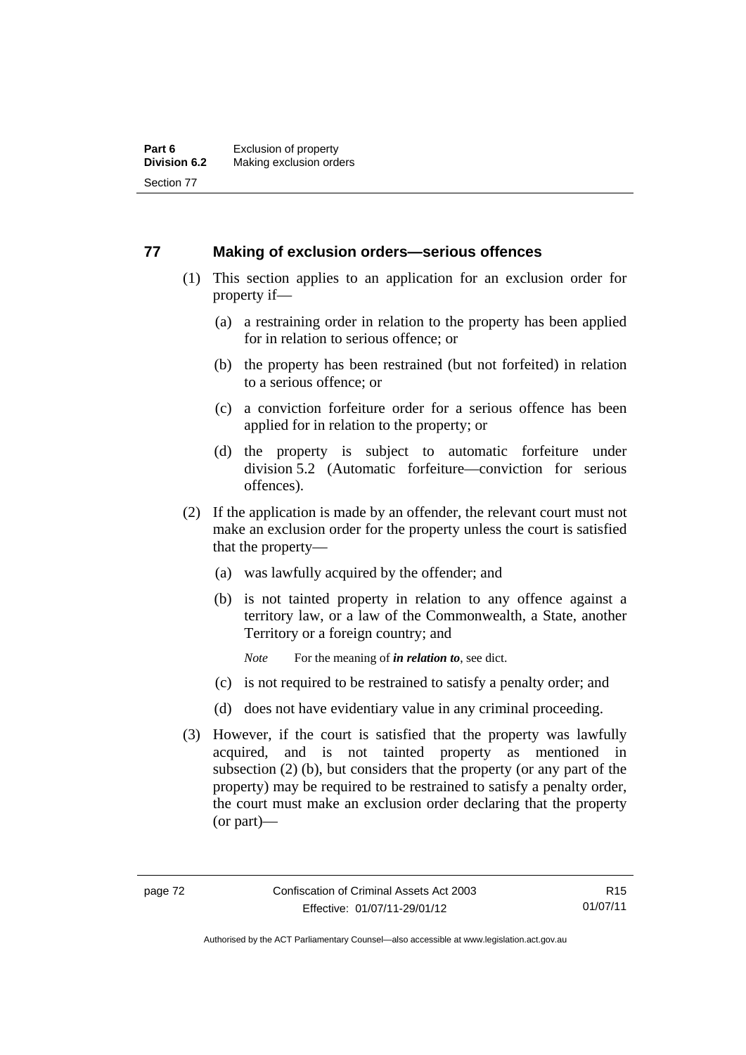## 77 Making of exclusion orders—serious offences

(1) This section applies to an application for an exclusion order for property if—

(a) a restraining order in relation to the property has been applied for in relation to serious offence; or

(b) the property has been restrained (but not forfeited) in relation to a serious offence; or

(c) a conviction forfeiture order for a serious offence has been applied for in relation to the property; or

(d) the property is subject to automatic forfeiture under division 5.2 (Automatic forfeiture—conviction for serious offences).

(2) If the application is made by an offender, the relevant court must not make an exclusion order for the property unless the court is satisfied that the property—

(a) was lawfully acquired by the offender; and

(b) is not tainted property in relation to any offence against a territory law, or a law of the Commonwealth, a State, another Territory or a foreign country; and

*Note* For the meaning of ***in relation to***, see dict.

(c) is not required to be restrained to satisfy a penalty order; and

(d) does not have evidentiary value in any criminal proceeding.

(3) However, if the court is satisfied that the property was lawfully acquired, and is not tainted property as mentioned in subsection (2) (b), but considers that the property (or any part of the property) may be required to be restrained to satisfy a penalty order, the court must make an exclusion order declaring that the property (or part)—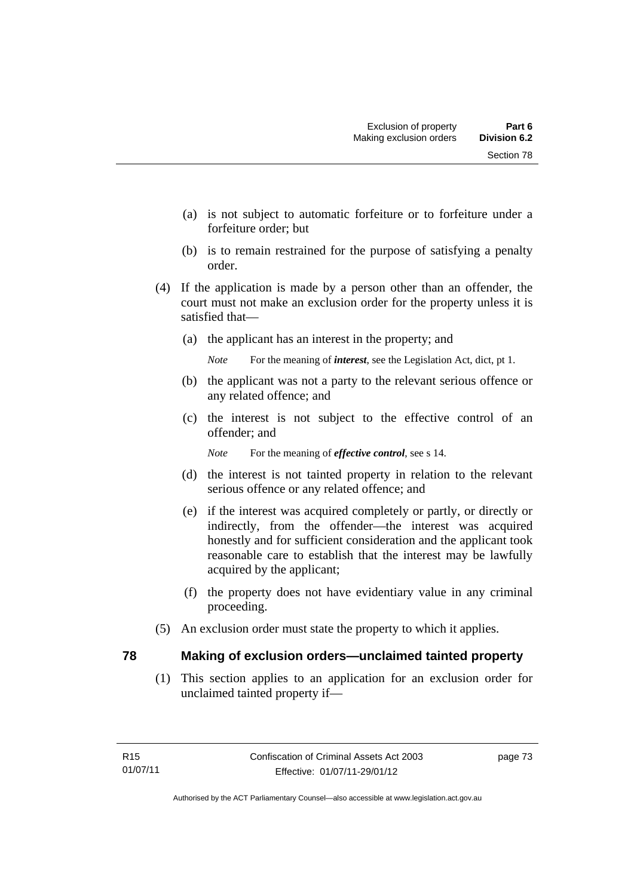(a) is not subject to automatic forfeiture or to forfeiture under a forfeiture order; but

(b) is to remain restrained for the purpose of satisfying a penalty order.

(4) If the application is made by a person other than an offender, the court must not make an exclusion order for the property unless it is satisfied that—

(a) the applicant has an interest in the property; and

*Note* For the meaning of ***interest***, see the Legislation Act, dict, pt 1.

(b) the applicant was not a party to the relevant serious offence or any related offence; and

(c) the interest is not subject to the effective control of an offender; and

*Note* For the meaning of ***effective control***, see s 14.

(d) the interest is not tainted property in relation to the relevant serious offence or any related offence; and

(e) if the interest was acquired completely or partly, or directly or indirectly, from the offender—the interest was acquired honestly and for sufficient consideration and the applicant took reasonable care to establish that the interest may be lawfully acquired by the applicant;

(f) the property does not have evidentiary value in any criminal proceeding.

(5) An exclusion order must state the property to which it applies.

## 78 Making of exclusion orders—unclaimed tainted property

(1) This section applies to an application for an exclusion order for unclaimed tainted property if—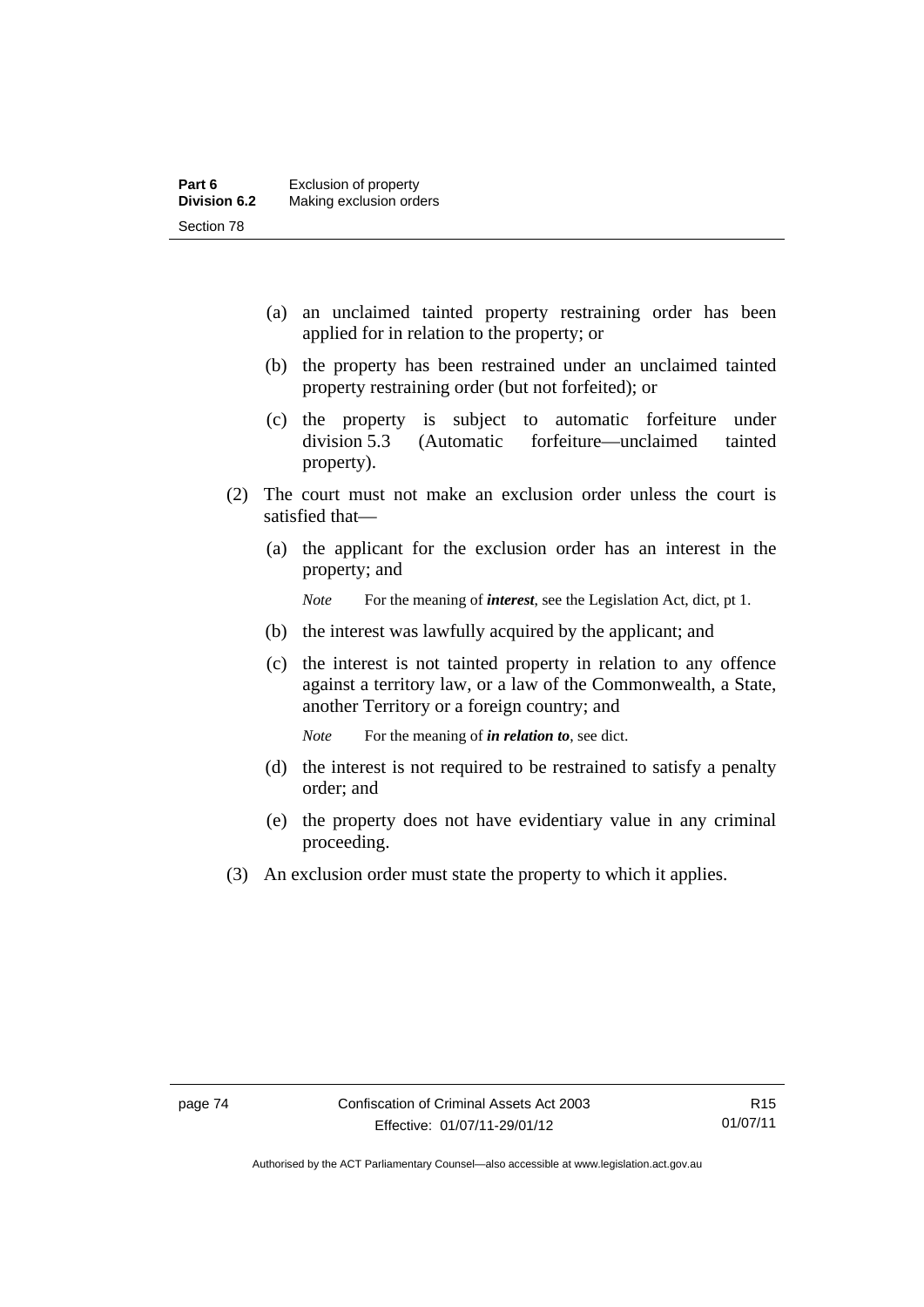(a) an unclaimed tainted property restraining order has been applied for in relation to the property; or

(b) the property has been restrained under an unclaimed tainted property restraining order (but not forfeited); or

(c) the property is subject to automatic forfeiture under division 5.3 (Automatic forfeiture—unclaimed tainted property).

(2) The court must not make an exclusion order unless the court is satisfied that—

(a) the applicant for the exclusion order has an interest in the property; and

*Note* For the meaning of ***interest***, see the Legislation Act, dict, pt 1.

(b) the interest was lawfully acquired by the applicant; and

(c) the interest is not tainted property in relation to any offence against a territory law, or a law of the Commonwealth, a State, another Territory or a foreign country; and

*Note* For the meaning of ***in relation to***, see dict.

(d) the interest is not required to be restrained to satisfy a penalty order; and

(e) the property does not have evidentiary value in any criminal proceeding.

(3) An exclusion order must state the property to which it applies.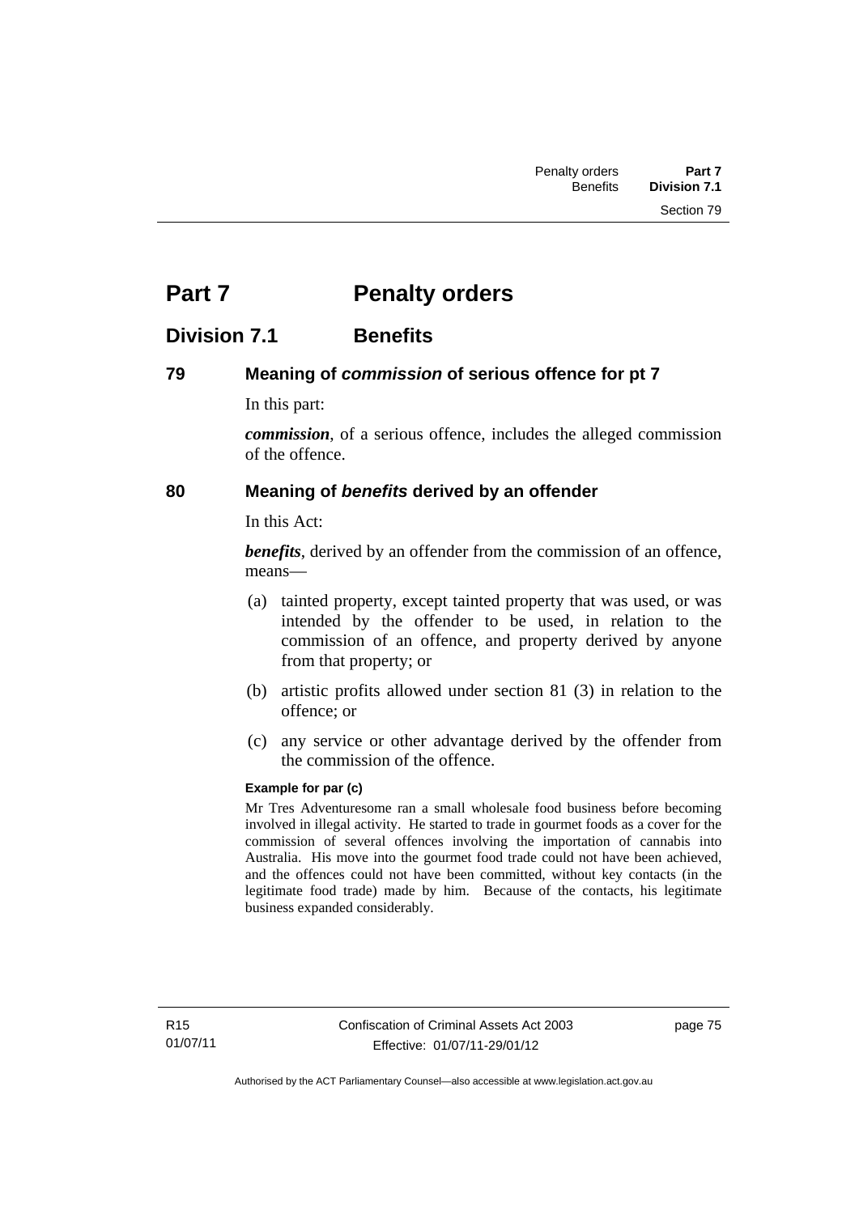# Part 7 Penalty orders

## Division 7.1 Benefits

### 79 Meaning of *commission* of serious offence for pt 7

In this part:

***commission***, of a serious offence, includes the alleged commission of the offence.

### 80 Meaning of *benefits* derived by an offender

In this Act:

***benefits***, derived by an offender from the commission of an offence, means—

(a) tainted property, except tainted property that was used, or was intended by the offender to be used, in relation to the commission of an offence, and property derived by anyone from that property; or

(b) artistic profits allowed under section 81 (3) in relation to the offence; or

(c) any service or other advantage derived by the offender from the commission of the offence.

**Example for par (c)**

Mr Tres Adventuresome ran a small wholesale food business before becoming involved in illegal activity. He started to trade in gourmet foods as a cover for the commission of several offences involving the importation of cannabis into Australia. His move into the gourmet food trade could not have been achieved, and the offences could not have been committed, without key contacts (in the legitimate food trade) made by him. Because of the contacts, his legitimate business expanded considerably.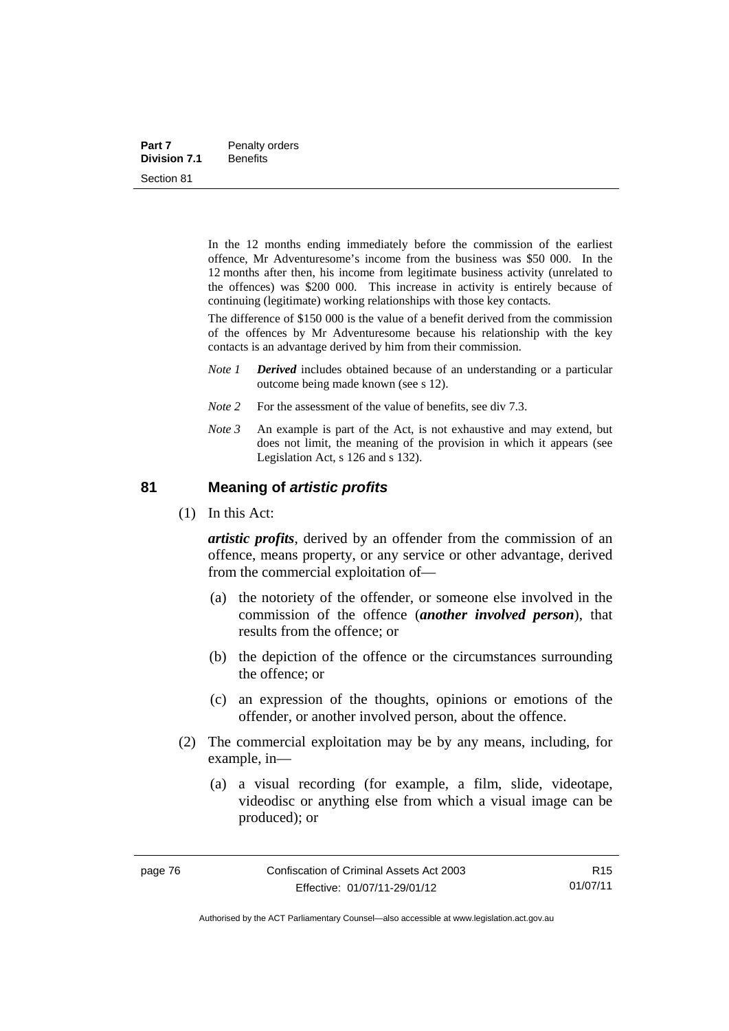In the 12 months ending immediately before the commission of the earliest offence, Mr Adventuresome's income from the business was $50 000. In the 12 months after then, his income from legitimate business activity (unrelated to the offences) was $200 000. This increase in activity is entirely because of continuing (legitimate) working relationships with those key contacts.

The difference of $150 000 is the value of a benefit derived from the commission of the offences by Mr Adventuresome because his relationship with the key contacts is an advantage derived by him from their commission.

*Note 1* ***Derived*** includes obtained because of an understanding or a particular outcome being made known (see s 12).

*Note 2* For the assessment of the value of benefits, see div 7.3.

*Note 3* An example is part of the Act, is not exhaustive and may extend, but does not limit, the meaning of the provision in which it appears (see Legislation Act, s 126 and s 132).

## 81 Meaning of *artistic profits*

(1) In this Act:

***artistic profits***, derived by an offender from the commission of an offence, means property, or any service or other advantage, derived from the commercial exploitation of—

(a) the notoriety of the offender, or someone else involved in the commission of the offence (***another involved person***), that results from the offence; or

(b) the depiction of the offence or the circumstances surrounding the offence; or

(c) an expression of the thoughts, opinions or emotions of the offender, or another involved person, about the offence.

(2) The commercial exploitation may be by any means, including, for example, in—

(a) a visual recording (for example, a film, slide, videotape, videodisc or anything else from which a visual image can be produced); or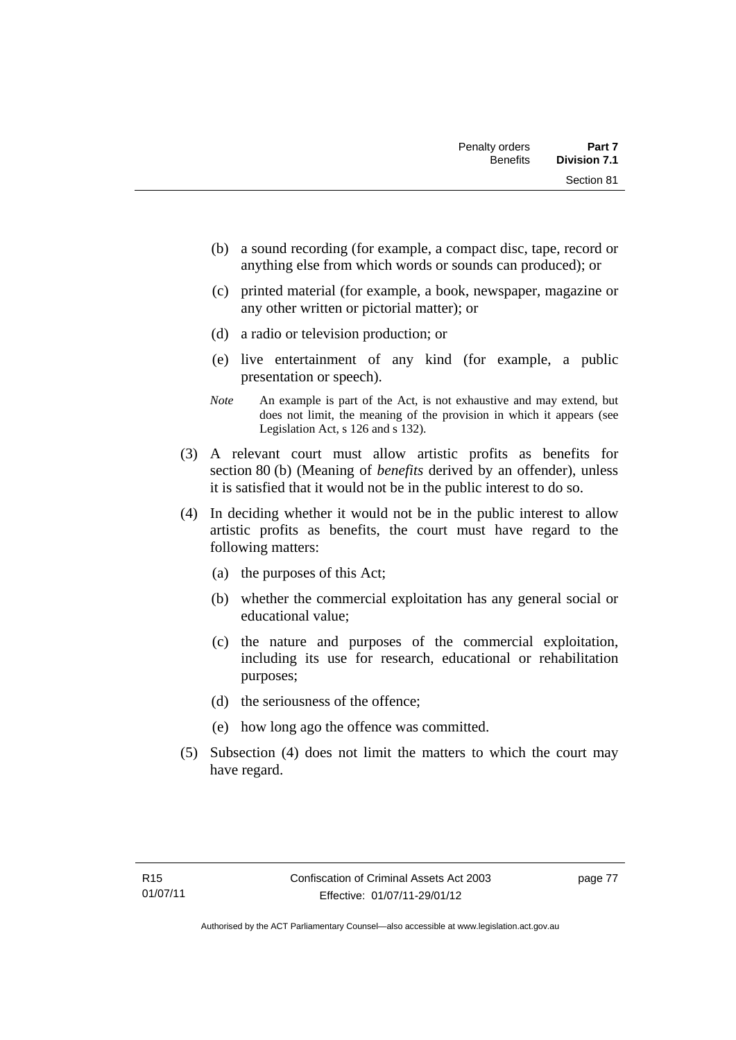(b) a sound recording (for example, a compact disc, tape, record or anything else from which words or sounds can produced); or

(c) printed material (for example, a book, newspaper, magazine or any other written or pictorial matter); or

(d) a radio or television production; or

(e) live entertainment of any kind (for example, a public presentation or speech).

*Note* An example is part of the Act, is not exhaustive and may extend, but does not limit, the meaning of the provision in which it appears (see Legislation Act, s 126 and s 132).

(3) A relevant court must allow artistic profits as benefits for section 80 (b) (Meaning of *benefits* derived by an offender), unless it is satisfied that it would not be in the public interest to do so.

(4) In deciding whether it would not be in the public interest to allow artistic profits as benefits, the court must have regard to the following matters:

(a) the purposes of this Act;

(b) whether the commercial exploitation has any general social or educational value;

(c) the nature and purposes of the commercial exploitation, including its use for research, educational or rehabilitation purposes;

(d) the seriousness of the offence;

(e) how long ago the offence was committed.

(5) Subsection (4) does not limit the matters to which the court may have regard.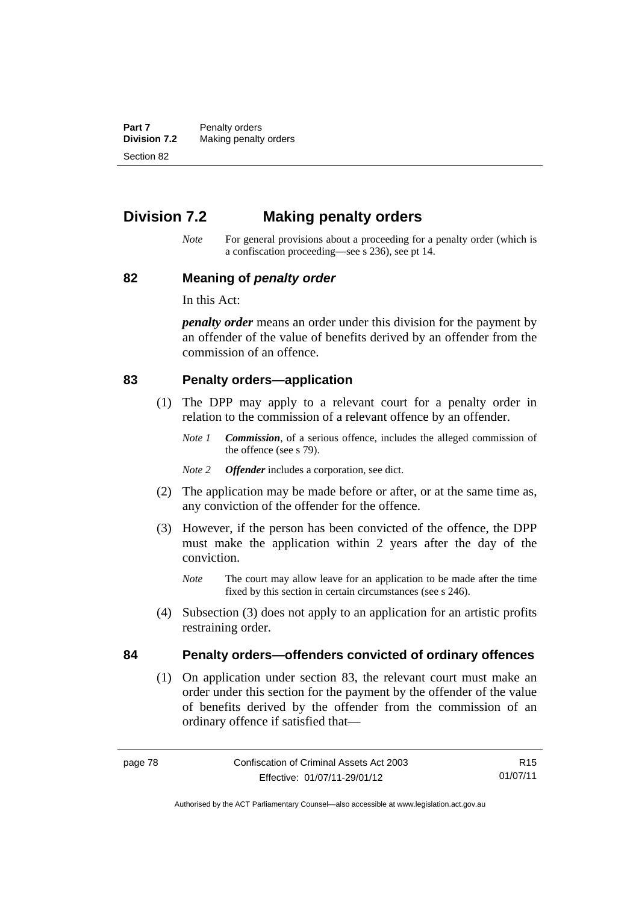## Division 7.2 Making penalty orders

*Note* For general provisions about a proceeding for a penalty order (which is a confiscation proceeding—see s 236), see pt 14.

### 82 Meaning of *penalty order*

In this Act:

***penalty order*** means an order under this division for the payment by an offender of the value of benefits derived by an offender from the commission of an offence.

### 83 Penalty orders—application

(1) The DPP may apply to a relevant court for a penalty order in relation to the commission of a relevant offence by an offender.

*Note 1* ***Commission***, of a serious offence, includes the alleged commission of the offence (see s 79).

*Note 2* ***Offender*** includes a corporation, see dict.

(2) The application may be made before or after, or at the same time as, any conviction of the offender for the offence.

(3) However, if the person has been convicted of the offence, the DPP must make the application within 2 years after the day of the conviction.

*Note* The court may allow leave for an application to be made after the time fixed by this section in certain circumstances (see s 246).

(4) Subsection (3) does not apply to an application for an artistic profits restraining order.

### 84 Penalty orders—offenders convicted of ordinary offences

(1) On application under section 83, the relevant court must make an order under this section for the payment by the offender of the value of benefits derived by the offender from the commission of an ordinary offence if satisfied that—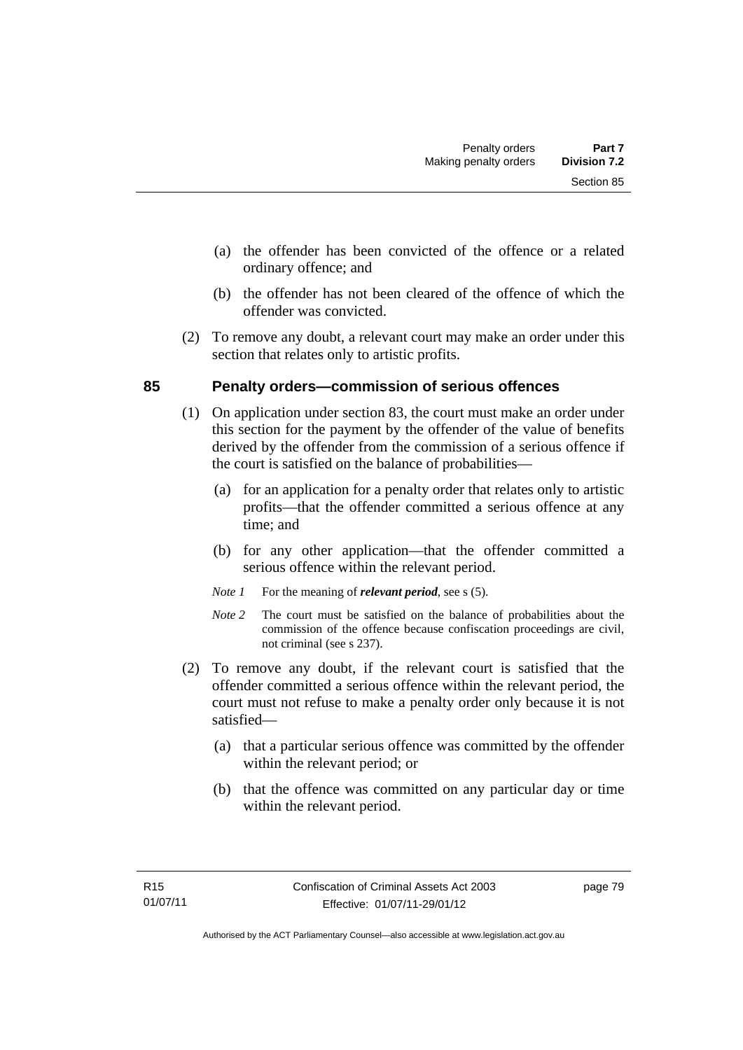(a) the offender has been convicted of the offence or a related ordinary offence; and

(b) the offender has not been cleared of the offence of which the offender was convicted.

(2) To remove any doubt, a relevant court may make an order under this section that relates only to artistic profits.

## 85 Penalty orders—commission of serious offences

(1) On application under section 83, the court must make an order under this section for the payment by the offender of the value of benefits derived by the offender from the commission of a serious offence if the court is satisfied on the balance of probabilities—

(a) for an application for a penalty order that relates only to artistic profits—that the offender committed a serious offence at any time; and

(b) for any other application—that the offender committed a serious offence within the relevant period.

*Note 1* For the meaning of ***relevant period***, see s (5).

*Note 2* The court must be satisfied on the balance of probabilities about the commission of the offence because confiscation proceedings are civil, not criminal (see s 237).

(2) To remove any doubt, if the relevant court is satisfied that the offender committed a serious offence within the relevant period, the court must not refuse to make a penalty order only because it is not satisfied—

(a) that a particular serious offence was committed by the offender within the relevant period; or

(b) that the offence was committed on any particular day or time within the relevant period.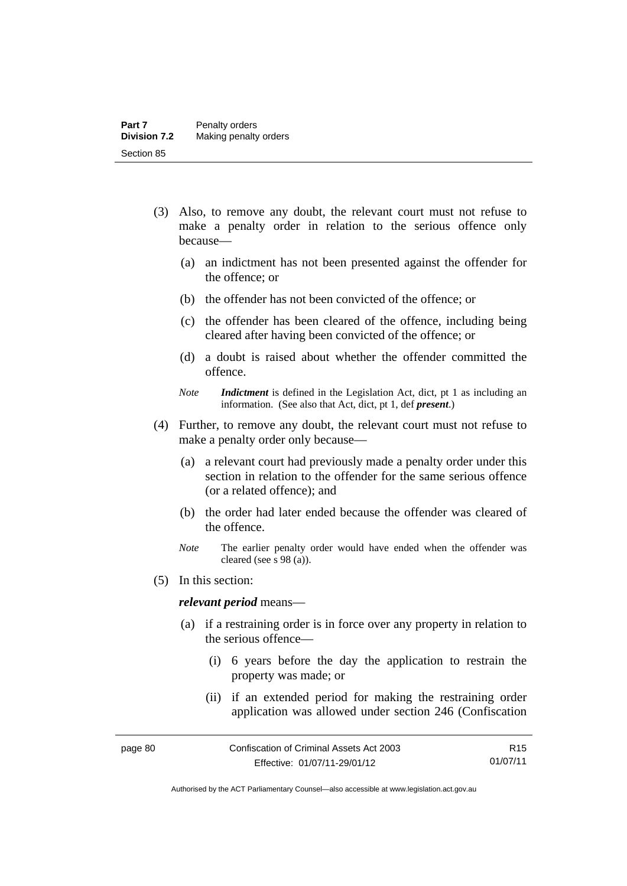(3) Also, to remove any doubt, the relevant court must not refuse to make a penalty order in relation to the serious offence only because—

  (a) an indictment has not been presented against the offender for the offence; or

  (b) the offender has not been convicted of the offence; or

  (c) the offender has been cleared of the offence, including being cleared after having been convicted of the offence; or

  (d) a doubt is raised about whether the offender committed the offence.

*Note* ***Indictment*** is defined in the Legislation Act, dict, pt 1 as including an information. (See also that Act, dict, pt 1, def ***present***.)

(4) Further, to remove any doubt, the relevant court must not refuse to make a penalty order only because—

  (a) a relevant court had previously made a penalty order under this section in relation to the offender for the same serious offence (or a related offence); and

  (b) the order had later ended because the offender was cleared of the offence.

*Note* The earlier penalty order would have ended when the offender was cleared (see s 98 (a)).

(5) In this section:

***relevant period*** means—

  (a) if a restraining order is in force over any property in relation to the serious offence—

    (i) 6 years before the day the application to restrain the property was made; or

    (ii) if an extended period for making the restraining order application was allowed under section 246 (Confiscation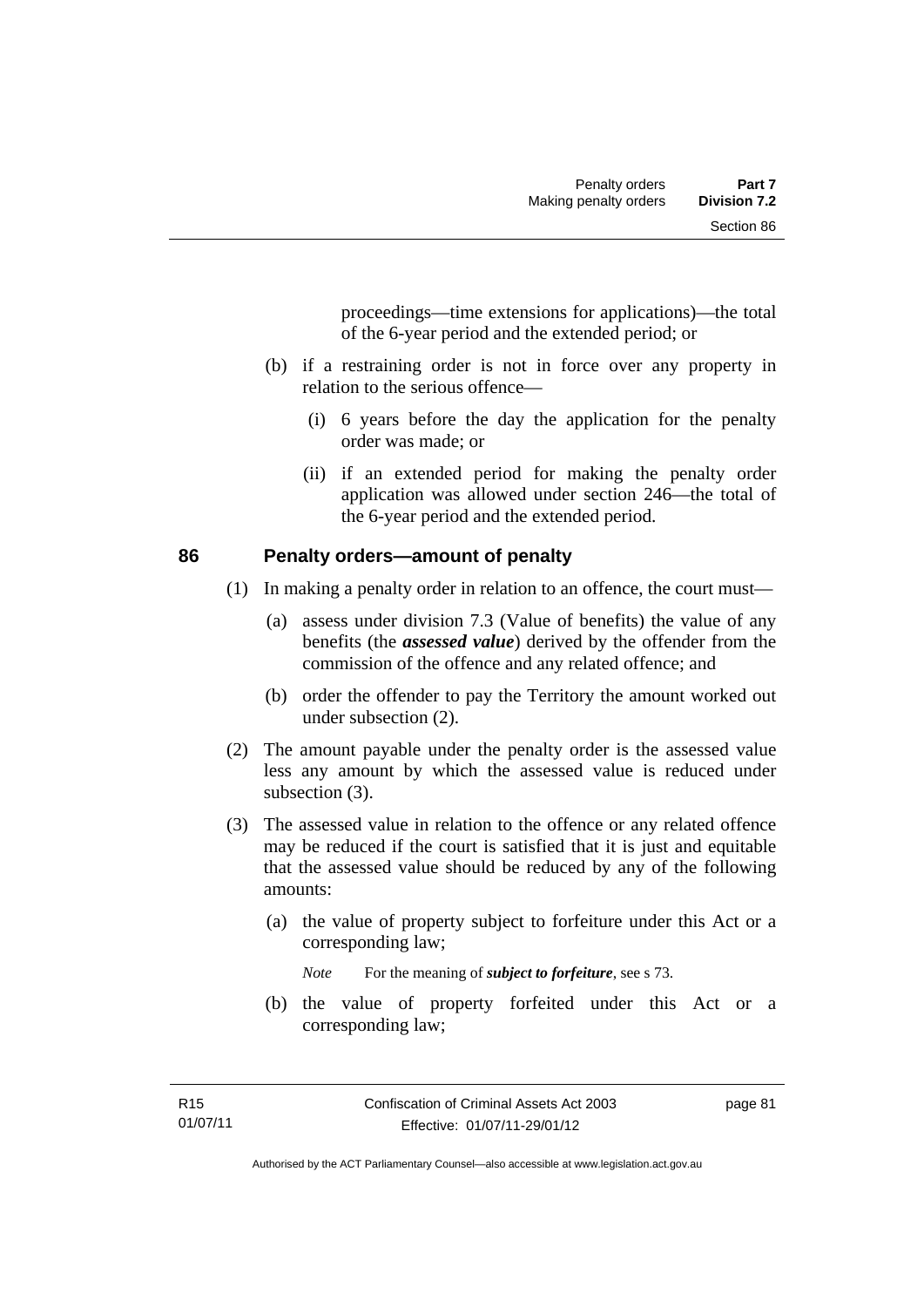proceedings—time extensions for applications)—the total of the 6-year period and the extended period; or

(b) if a restraining order is not in force over any property in relation to the serious offence—

(i) 6 years before the day the application for the penalty order was made; or

(ii) if an extended period for making the penalty order application was allowed under section 246—the total of the 6-year period and the extended period.

## 86 Penalty orders—amount of penalty

(1) In making a penalty order in relation to an offence, the court must—

(a) assess under division 7.3 (Value of benefits) the value of any benefits (the ***assessed value***) derived by the offender from the commission of the offence and any related offence; and

(b) order the offender to pay the Territory the amount worked out under subsection (2).

(2) The amount payable under the penalty order is the assessed value less any amount by which the assessed value is reduced under subsection (3).

(3) The assessed value in relation to the offence or any related offence may be reduced if the court is satisfied that it is just and equitable that the assessed value should be reduced by any of the following amounts:

(a) the value of property subject to forfeiture under this Act or a corresponding law;

*Note* For the meaning of ***subject to forfeiture***, see s 73.

(b) the value of property forfeited under this Act or a corresponding law;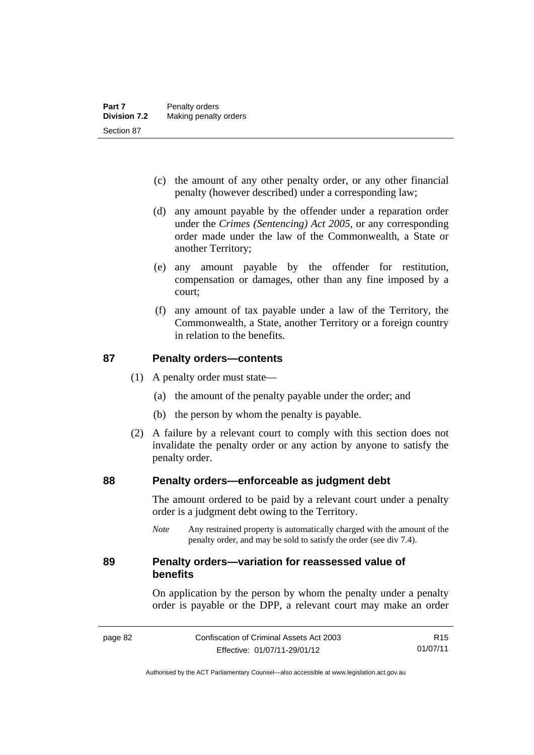(c) the amount of any other penalty order, or any other financial penalty (however described) under a corresponding law;

(d) any amount payable by the offender under a reparation order under the *Crimes (Sentencing) Act 2005*, or any corresponding order made under the law of the Commonwealth, a State or another Territory;

(e) any amount payable by the offender for restitution, compensation or damages, other than any fine imposed by a court;

(f) any amount of tax payable under a law of the Territory, the Commonwealth, a State, another Territory or a foreign country in relation to the benefits.

## 87 Penalty orders—contents

(1) A penalty order must state—

(a) the amount of the penalty payable under the order; and

(b) the person by whom the penalty is payable.

(2) A failure by a relevant court to comply with this section does not invalidate the penalty order or any action by anyone to satisfy the penalty order.

## 88 Penalty orders—enforceable as judgment debt

The amount ordered to be paid by a relevant court under a penalty order is a judgment debt owing to the Territory.

*Note* Any restrained property is automatically charged with the amount of the penalty order, and may be sold to satisfy the order (see div 7.4).

## 89 Penalty orders—variation for reassessed value of benefits

On application by the person by whom the penalty under a penalty order is payable or the DPP, a relevant court may make an order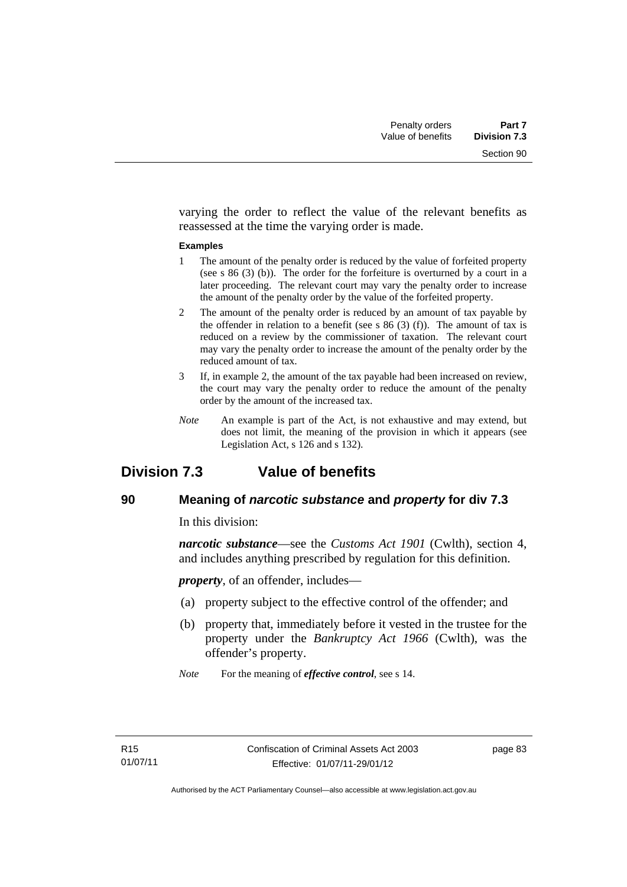varying the order to reflect the value of the relevant benefits as reassessed at the time the varying order is made.

**Examples**

1. The amount of the penalty order is reduced by the value of forfeited property (see s 86 (3) (b)). The order for the forfeiture is overturned by a court in a later proceeding. The relevant court may vary the penalty order to increase the amount of the penalty order by the value of the forfeited property.
2. The amount of the penalty order is reduced by an amount of tax payable by the offender in relation to a benefit (see s 86 (3) (f)). The amount of tax is reduced on a review by the commissioner of taxation. The relevant court may vary the penalty order to increase the amount of the penalty order by the reduced amount of tax.
3. If, in example 2, the amount of the tax payable had been increased on review, the court may vary the penalty order to reduce the amount of the penalty order by the amount of the increased tax.

*Note* An example is part of the Act, is not exhaustive and may extend, but does not limit, the meaning of the provision in which it appears (see Legislation Act, s 126 and s 132).

## Division 7.3 Value of benefits

### 90 Meaning of *narcotic substance* and *property* for div 7.3

In this division:

***narcotic substance***—see the *Customs Act 1901* (Cwlth), section 4, and includes anything prescribed by regulation for this definition.

***property***, of an offender, includes—

(a) property subject to the effective control of the offender; and

(b) property that, immediately before it vested in the trustee for the property under the *Bankruptcy Act 1966* (Cwlth), was the offender's property.

*Note* For the meaning of ***effective control***, see s 14.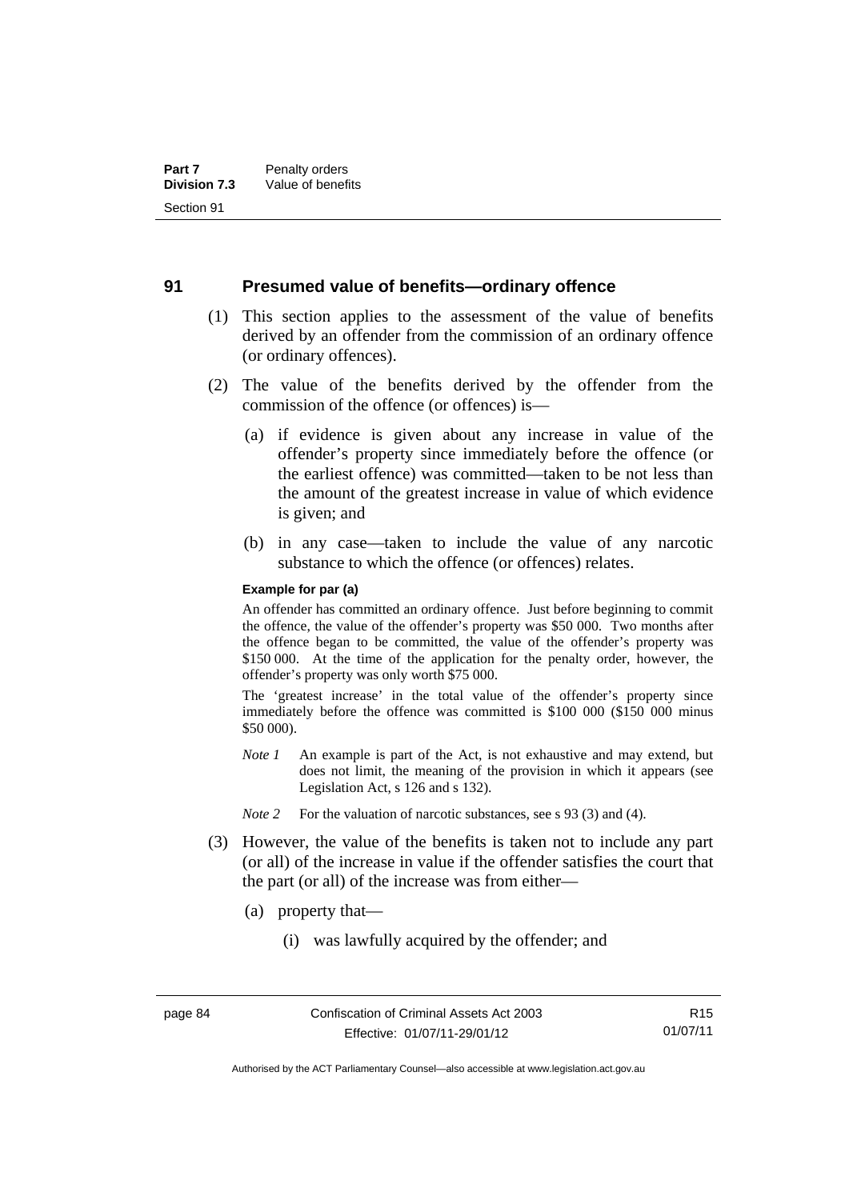## 91 Presumed value of benefits—ordinary offence

(1) This section applies to the assessment of the value of benefits derived by an offender from the commission of an ordinary offence (or ordinary offences).

(2) The value of the benefits derived by the offender from the commission of the offence (or offences) is—

(a) if evidence is given about any increase in value of the offender's property since immediately before the offence (or the earliest offence) was committed—taken to be not less than the amount of the greatest increase in value of which evidence is given; and

(b) in any case—taken to include the value of any narcotic substance to which the offence (or offences) relates.

**Example for par (a)**

An offender has committed an ordinary offence. Just before beginning to commit the offence, the value of the offender's property was $50 000. Two months after the offence began to be committed, the value of the offender's property was $150 000. At the time of the application for the penalty order, however, the offender's property was only worth $75 000.

The 'greatest increase' in the total value of the offender's property since immediately before the offence was committed is $100 000 ($150 000 minus $50 000).

*Note 1* An example is part of the Act, is not exhaustive and may extend, but does not limit, the meaning of the provision in which it appears (see Legislation Act, s 126 and s 132).

*Note 2* For the valuation of narcotic substances, see s 93 (3) and (4).

(3) However, the value of the benefits is taken not to include any part (or all) of the increase in value if the offender satisfies the court that the part (or all) of the increase was from either—

(a) property that—

(i) was lawfully acquired by the offender; and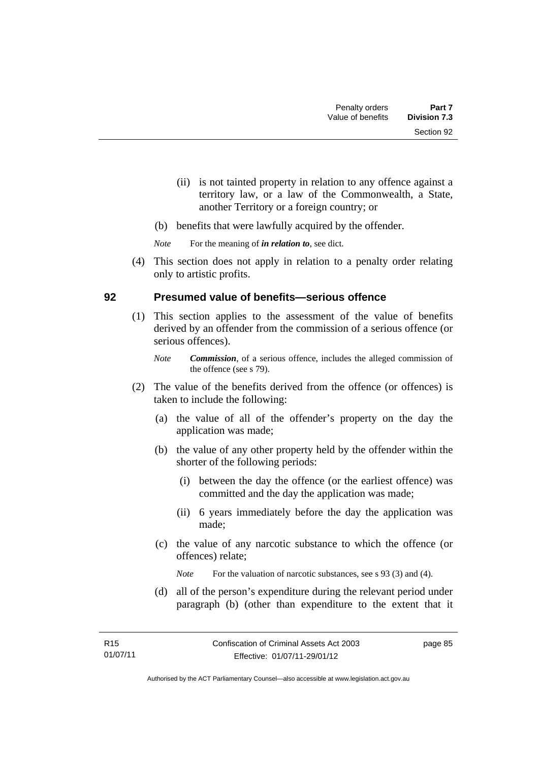(ii) is not tainted property in relation to any offence against a territory law, or a law of the Commonwealth, a State, another Territory or a foreign country; or

(b) benefits that were lawfully acquired by the offender.

*Note* For the meaning of ***in relation to***, see dict.

(4) This section does not apply in relation to a penalty order relating only to artistic profits.

## 92 Presumed value of benefits—serious offence

(1) This section applies to the assessment of the value of benefits derived by an offender from the commission of a serious offence (or serious offences).

*Note* ***Commission***, of a serious offence, includes the alleged commission of the offence (see s 79).

(2) The value of the benefits derived from the offence (or offences) is taken to include the following:

(a) the value of all of the offender's property on the day the application was made;

(b) the value of any other property held by the offender within the shorter of the following periods:

(i) between the day the offence (or the earliest offence) was committed and the day the application was made;

(ii) 6 years immediately before the day the application was made;

(c) the value of any narcotic substance to which the offence (or offences) relate;

*Note* For the valuation of narcotic substances, see s 93 (3) and (4).

(d) all of the person's expenditure during the relevant period under paragraph (b) (other than expenditure to the extent that it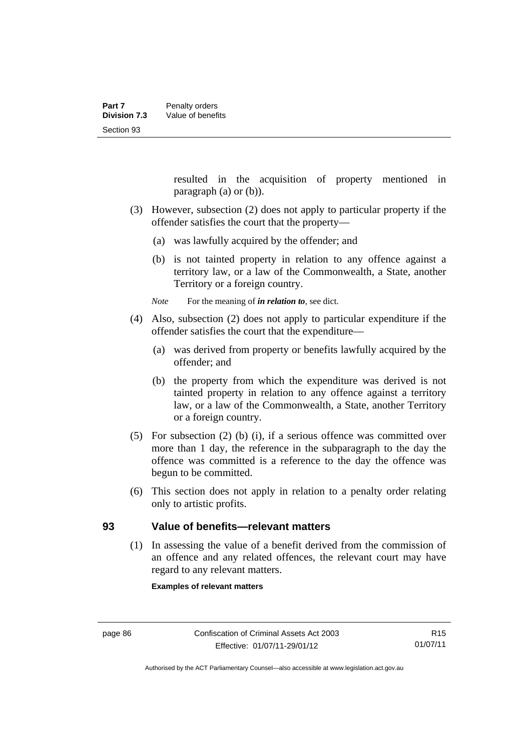resulted in the acquisition of property mentioned in paragraph (a) or (b)).

(3) However, subsection (2) does not apply to particular property if the offender satisfies the court that the property—

(a) was lawfully acquired by the offender; and

(b) is not tainted property in relation to any offence against a territory law, or a law of the Commonwealth, a State, another Territory or a foreign country.

*Note* For the meaning of ***in relation to***, see dict.

(4) Also, subsection (2) does not apply to particular expenditure if the offender satisfies the court that the expenditure—

(a) was derived from property or benefits lawfully acquired by the offender; and

(b) the property from which the expenditure was derived is not tainted property in relation to any offence against a territory law, or a law of the Commonwealth, a State, another Territory or a foreign country.

(5) For subsection (2) (b) (i), if a serious offence was committed over more than 1 day, the reference in the subparagraph to the day the offence was committed is a reference to the day the offence was begun to be committed.

(6) This section does not apply in relation to a penalty order relating only to artistic profits.

## 93 Value of benefits—relevant matters

(1) In assessing the value of a benefit derived from the commission of an offence and any related offences, the relevant court may have regard to any relevant matters.

**Examples of relevant matters**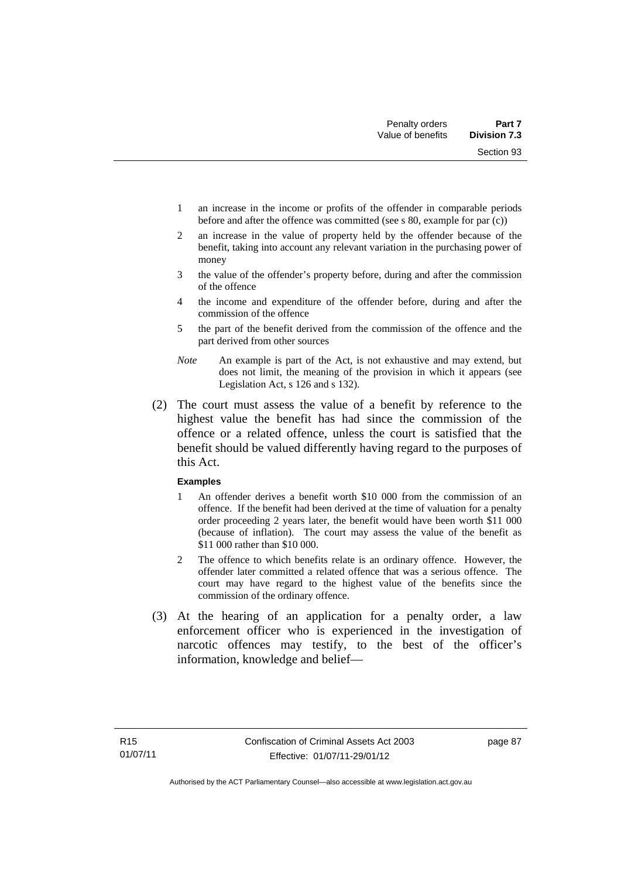1 an increase in the income or profits of the offender in comparable periods before and after the offence was committed (see s 80, example for par (c))

2 an increase in the value of property held by the offender because of the benefit, taking into account any relevant variation in the purchasing power of money

3 the value of the offender's property before, during and after the commission of the offence

4 the income and expenditure of the offender before, during and after the commission of the offence

5 the part of the benefit derived from the commission of the offence and the part derived from other sources

*Note* An example is part of the Act, is not exhaustive and may extend, but does not limit, the meaning of the provision in which it appears (see Legislation Act, s 126 and s 132).

(2) The court must assess the value of a benefit by reference to the highest value the benefit has had since the commission of the offence or a related offence, unless the court is satisfied that the benefit should be valued differently having regard to the purposes of this Act.

**Examples**

1 An offender derives a benefit worth $10 000 from the commission of an offence. If the benefit had been derived at the time of valuation for a penalty order proceeding 2 years later, the benefit would have been worth $11 000 (because of inflation). The court may assess the value of the benefit as $11 000 rather than $10 000.

2 The offence to which benefits relate is an ordinary offence. However, the offender later committed a related offence that was a serious offence. The court may have regard to the highest value of the benefits since the commission of the ordinary offence.

(3) At the hearing of an application for a penalty order, a law enforcement officer who is experienced in the investigation of narcotic offences may testify, to the best of the officer's information, knowledge and belief—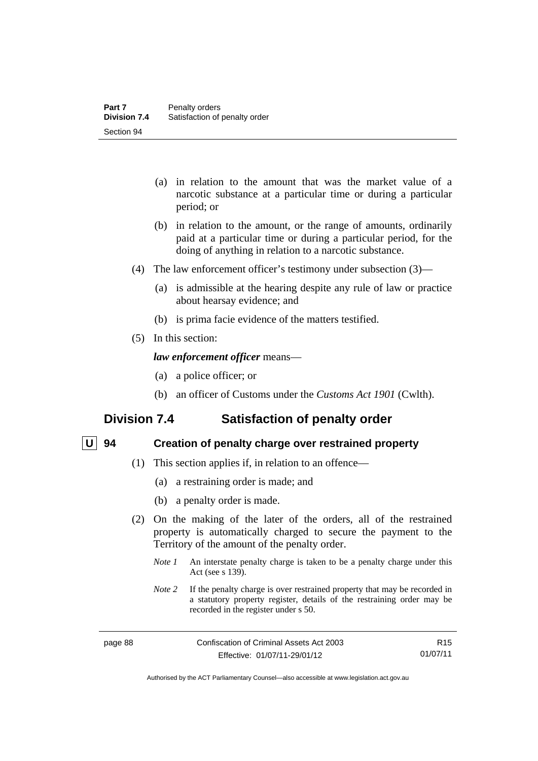(a) in relation to the amount that was the market value of a narcotic substance at a particular time or during a particular period; or

(b) in relation to the amount, or the range of amounts, ordinarily paid at a particular time or during a particular period, for the doing of anything in relation to a narcotic substance.

(4) The law enforcement officer's testimony under subsection (3)—

(a) is admissible at the hearing despite any rule of law or practice about hearsay evidence; and

(b) is prima facie evidence of the matters testified.

(5) In this section:

***law enforcement officer*** means—

(a) a police officer; or

(b) an officer of Customs under the *Customs Act 1901* (Cwlth).

## Division 7.4 Satisfaction of penalty order

### U 94 Creation of penalty charge over restrained property

(1) This section applies if, in relation to an offence—

(a) a restraining order is made; and

(b) a penalty order is made.

(2) On the making of the later of the orders, all of the restrained property is automatically charged to secure the payment to the Territory of the amount of the penalty order.

*Note 1* An interstate penalty charge is taken to be a penalty charge under this Act (see s 139).

*Note 2* If the penalty charge is over restrained property that may be recorded in a statutory property register, details of the restraining order may be recorded in the register under s 50.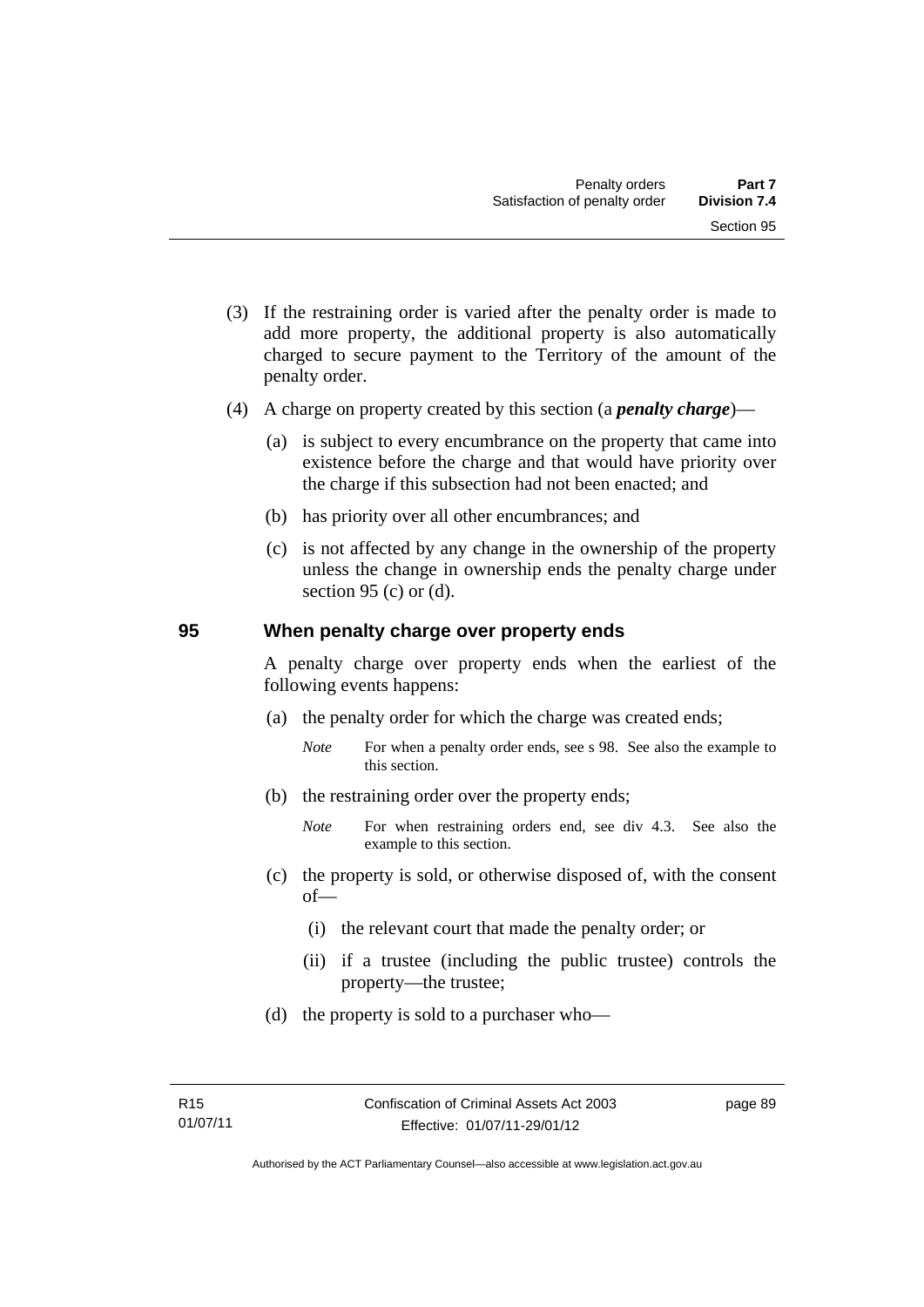(3) If the restraining order is varied after the penalty order is made to add more property, the additional property is also automatically charged to secure payment to the Territory of the amount of the penalty order.

(4) A charge on property created by this section (a ***penalty charge***)—

(a) is subject to every encumbrance on the property that came into existence before the charge and that would have priority over the charge if this subsection had not been enacted; and

(b) has priority over all other encumbrances; and

(c) is not affected by any change in the ownership of the property unless the change in ownership ends the penalty charge under section 95 (c) or (d).

## 95 When penalty charge over property ends

A penalty charge over property ends when the earliest of the following events happens:

(a) the penalty order for which the charge was created ends;

*Note* For when a penalty order ends, see s 98. See also the example to this section.

(b) the restraining order over the property ends;

*Note* For when restraining orders end, see div 4.3. See also the example to this section.

(c) the property is sold, or otherwise disposed of, with the consent of—

(i) the relevant court that made the penalty order; or

(ii) if a trustee (including the public trustee) controls the property—the trustee;

(d) the property is sold to a purchaser who—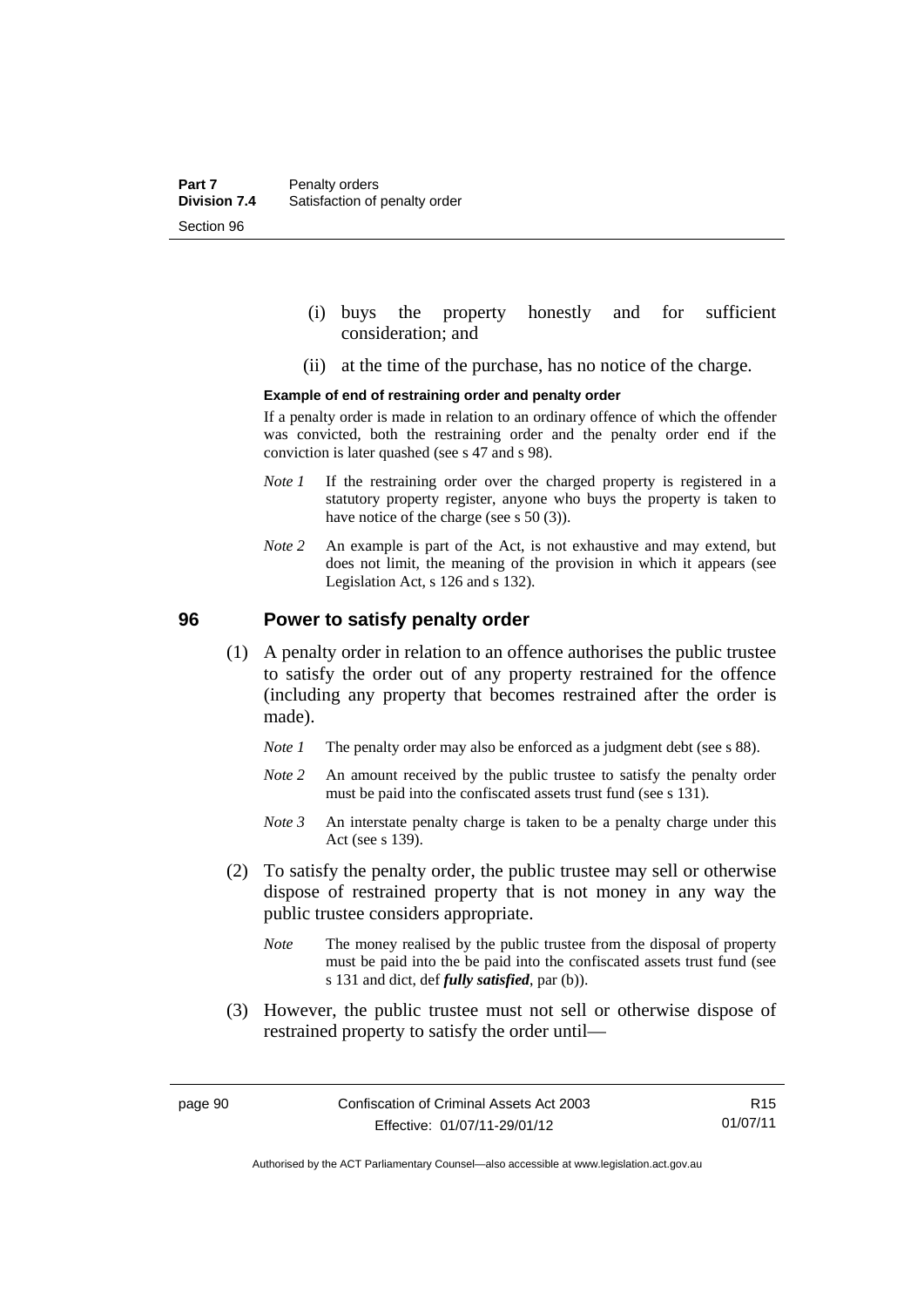(i) buys the property honestly and for sufficient consideration; and

(ii) at the time of the purchase, has no notice of the charge.

**Example of end of restraining order and penalty order**

If a penalty order is made in relation to an ordinary offence of which the offender was convicted, both the restraining order and the penalty order end if the conviction is later quashed (see s 47 and s 98).

*Note 1* If the restraining order over the charged property is registered in a statutory property register, anyone who buys the property is taken to have notice of the charge (see s 50 (3)).

*Note 2* An example is part of the Act, is not exhaustive and may extend, but does not limit, the meaning of the provision in which it appears (see Legislation Act, s 126 and s 132).

## 96 Power to satisfy penalty order

(1) A penalty order in relation to an offence authorises the public trustee to satisfy the order out of any property restrained for the offence (including any property that becomes restrained after the order is made).

*Note 1* The penalty order may also be enforced as a judgment debt (see s 88).

*Note 2* An amount received by the public trustee to satisfy the penalty order must be paid into the confiscated assets trust fund (see s 131).

*Note 3* An interstate penalty charge is taken to be a penalty charge under this Act (see s 139).

(2) To satisfy the penalty order, the public trustee may sell or otherwise dispose of restrained property that is not money in any way the public trustee considers appropriate.

*Note* The money realised by the public trustee from the disposal of property must be paid into the be paid into the confiscated assets trust fund (see s 131 and dict, def ***fully satisfied***, par (b)).

(3) However, the public trustee must not sell or otherwise dispose of restrained property to satisfy the order until—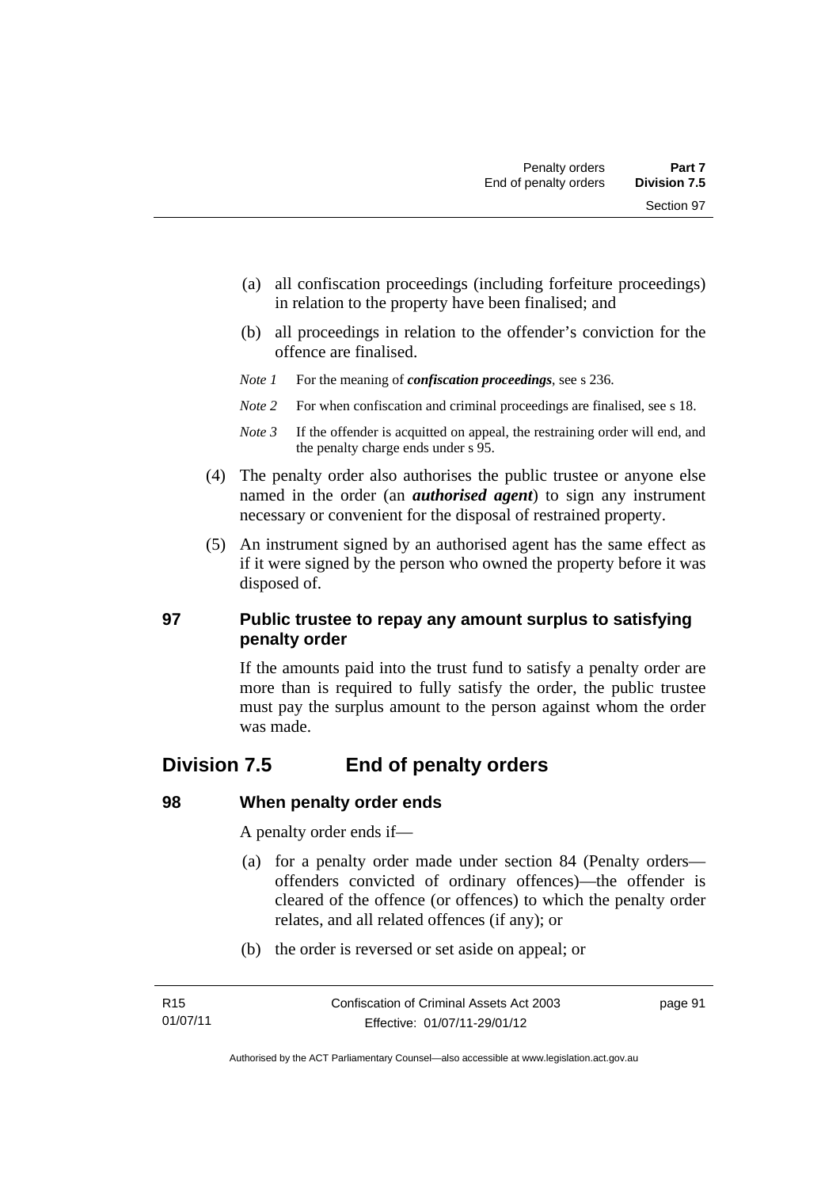(a) all confiscation proceedings (including forfeiture proceedings) in relation to the property have been finalised; and

(b) all proceedings in relation to the offender's conviction for the offence are finalised.

*Note 1* For the meaning of ***confiscation proceedings***, see s 236.

*Note 2* For when confiscation and criminal proceedings are finalised, see s 18.

*Note 3* If the offender is acquitted on appeal, the restraining order will end, and the penalty charge ends under s 95.

(4) The penalty order also authorises the public trustee or anyone else named in the order (an ***authorised agent***) to sign any instrument necessary or convenient for the disposal of restrained property.

(5) An instrument signed by an authorised agent has the same effect as if it were signed by the person who owned the property before it was disposed of.

### 97 Public trustee to repay any amount surplus to satisfying penalty order

If the amounts paid into the trust fund to satisfy a penalty order are more than is required to fully satisfy the order, the public trustee must pay the surplus amount to the person against whom the order was made.

## Division 7.5 End of penalty orders

### 98 When penalty order ends

A penalty order ends if—

(a) for a penalty order made under section 84 (Penalty orders—offenders convicted of ordinary offences)—the offender is cleared of the offence (or offences) to which the penalty order relates, and all related offences (if any); or

(b) the order is reversed or set aside on appeal; or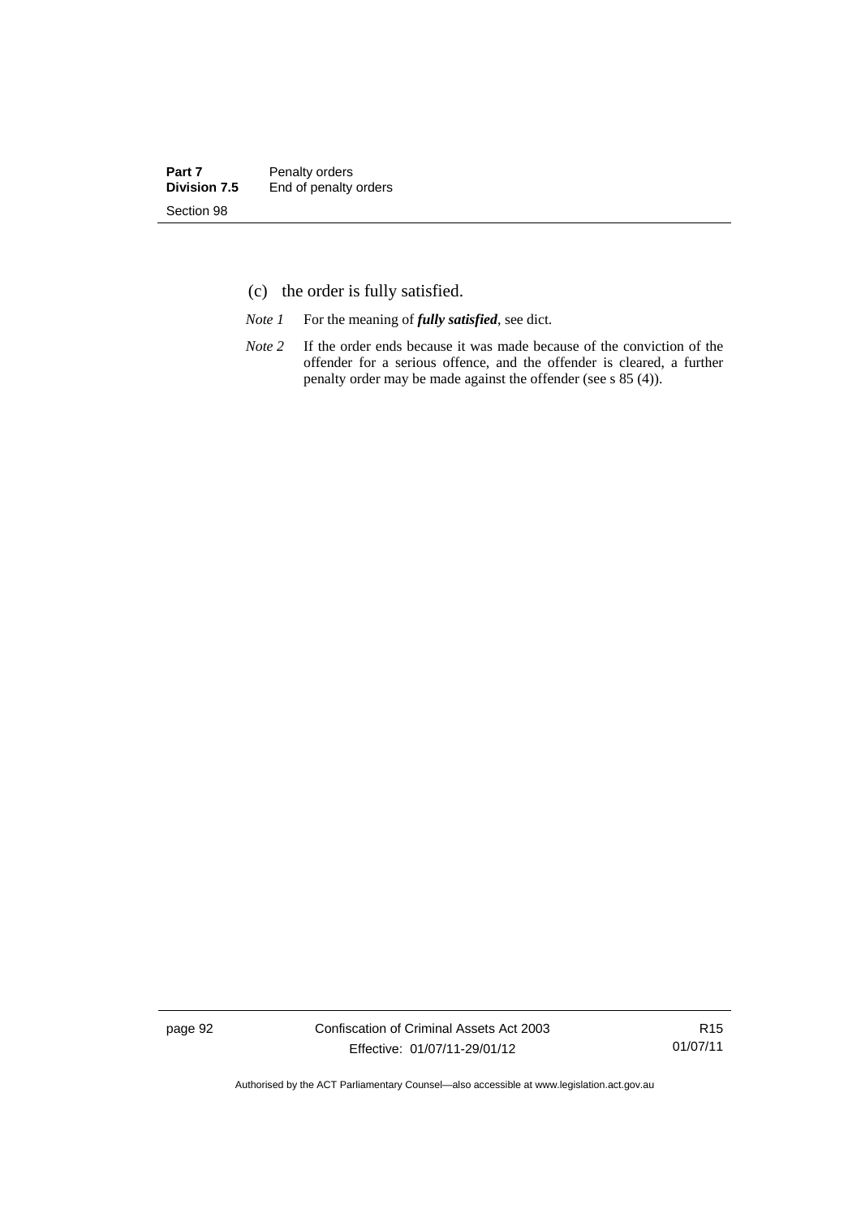(c) the order is fully satisfied.

*Note 1* For the meaning of ***fully satisfied***, see dict.

*Note 2* If the order ends because it was made because of the conviction of the offender for a serious offence, and the offender is cleared, a further penalty order may be made against the offender (see s 85 (4)).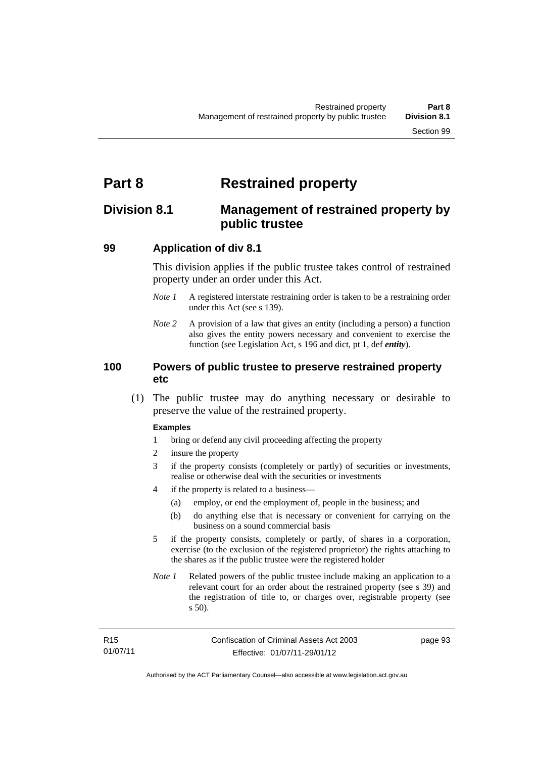# Part 8 Restrained property

## Division 8.1 Management of restrained property by public trustee

### 99 Application of div 8.1

This division applies if the public trustee takes control of restrained property under an order under this Act.

*Note 1* A registered interstate restraining order is taken to be a restraining order under this Act (see s 139).

*Note 2* A provision of a law that gives an entity (including a person) a function also gives the entity powers necessary and convenient to exercise the function (see Legislation Act, s 196 and dict, pt 1, def ***entity***).

### 100 Powers of public trustee to preserve restrained property etc

(1) The public trustee may do anything necessary or desirable to preserve the value of the restrained property.

**Examples**

1 bring or defend any civil proceeding affecting the property

2 insure the property

3 if the property consists (completely or partly) of securities or investments, realise or otherwise deal with the securities or investments

4 if the property is related to a business—

(a) employ, or end the employment of, people in the business; and

(b) do anything else that is necessary or convenient for carrying on the business on a sound commercial basis

5 if the property consists, completely or partly, of shares in a corporation, exercise (to the exclusion of the registered proprietor) the rights attaching to the shares as if the public trustee were the registered holder

*Note 1* Related powers of the public trustee include making an application to a relevant court for an order about the restrained property (see s 39) and the registration of title to, or charges over, registrable property (see s 50).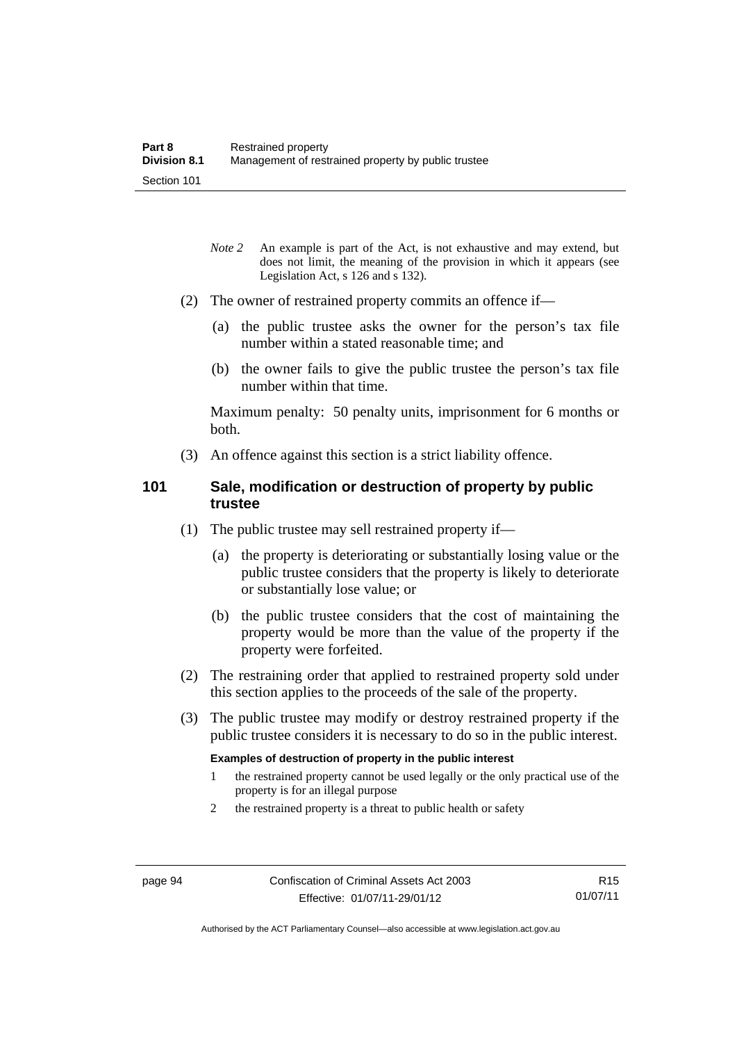*Note 2* An example is part of the Act, is not exhaustive and may extend, but does not limit, the meaning of the provision in which it appears (see Legislation Act, s 126 and s 132).

(2) The owner of restrained property commits an offence if—

(a) the public trustee asks the owner for the person's tax file number within a stated reasonable time; and

(b) the owner fails to give the public trustee the person's tax file number within that time.

Maximum penalty: 50 penalty units, imprisonment for 6 months or both.

(3) An offence against this section is a strict liability offence.

## 101 Sale, modification or destruction of property by public trustee

(1) The public trustee may sell restrained property if—

(a) the property is deteriorating or substantially losing value or the public trustee considers that the property is likely to deteriorate or substantially lose value; or

(b) the public trustee considers that the cost of maintaining the property would be more than the value of the property if the property were forfeited.

(2) The restraining order that applied to restrained property sold under this section applies to the proceeds of the sale of the property.

(3) The public trustee may modify or destroy restrained property if the public trustee considers it is necessary to do so in the public interest.

**Examples of destruction of property in the public interest**

1 the restrained property cannot be used legally or the only practical use of the property is for an illegal purpose

2 the restrained property is a threat to public health or safety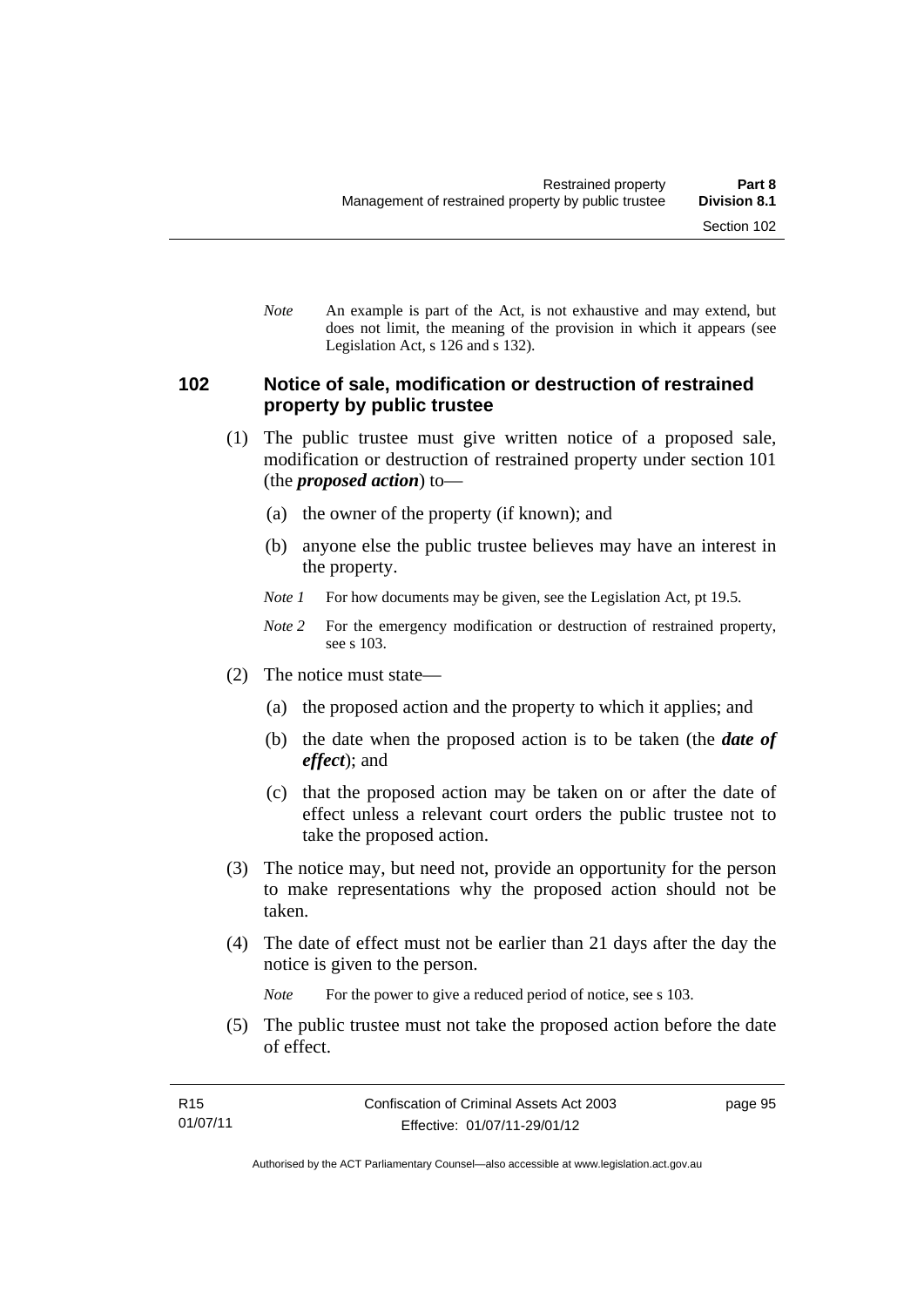*Note* An example is part of the Act, is not exhaustive and may extend, but does not limit, the meaning of the provision in which it appears (see Legislation Act, s 126 and s 132).

## 102 Notice of sale, modification or destruction of restrained property by public trustee

(1) The public trustee must give written notice of a proposed sale, modification or destruction of restrained property under section 101 (the ***proposed action***) to—

(a) the owner of the property (if known); and

(b) anyone else the public trustee believes may have an interest in the property.

*Note 1* For how documents may be given, see the Legislation Act, pt 19.5.

*Note 2* For the emergency modification or destruction of restrained property, see s 103.

(2) The notice must state—

(a) the proposed action and the property to which it applies; and

(b) the date when the proposed action is to be taken (the ***date of effect***); and

(c) that the proposed action may be taken on or after the date of effect unless a relevant court orders the public trustee not to take the proposed action.

(3) The notice may, but need not, provide an opportunity for the person to make representations why the proposed action should not be taken.

(4) The date of effect must not be earlier than 21 days after the day the notice is given to the person.

*Note* For the power to give a reduced period of notice, see s 103.

(5) The public trustee must not take the proposed action before the date of effect.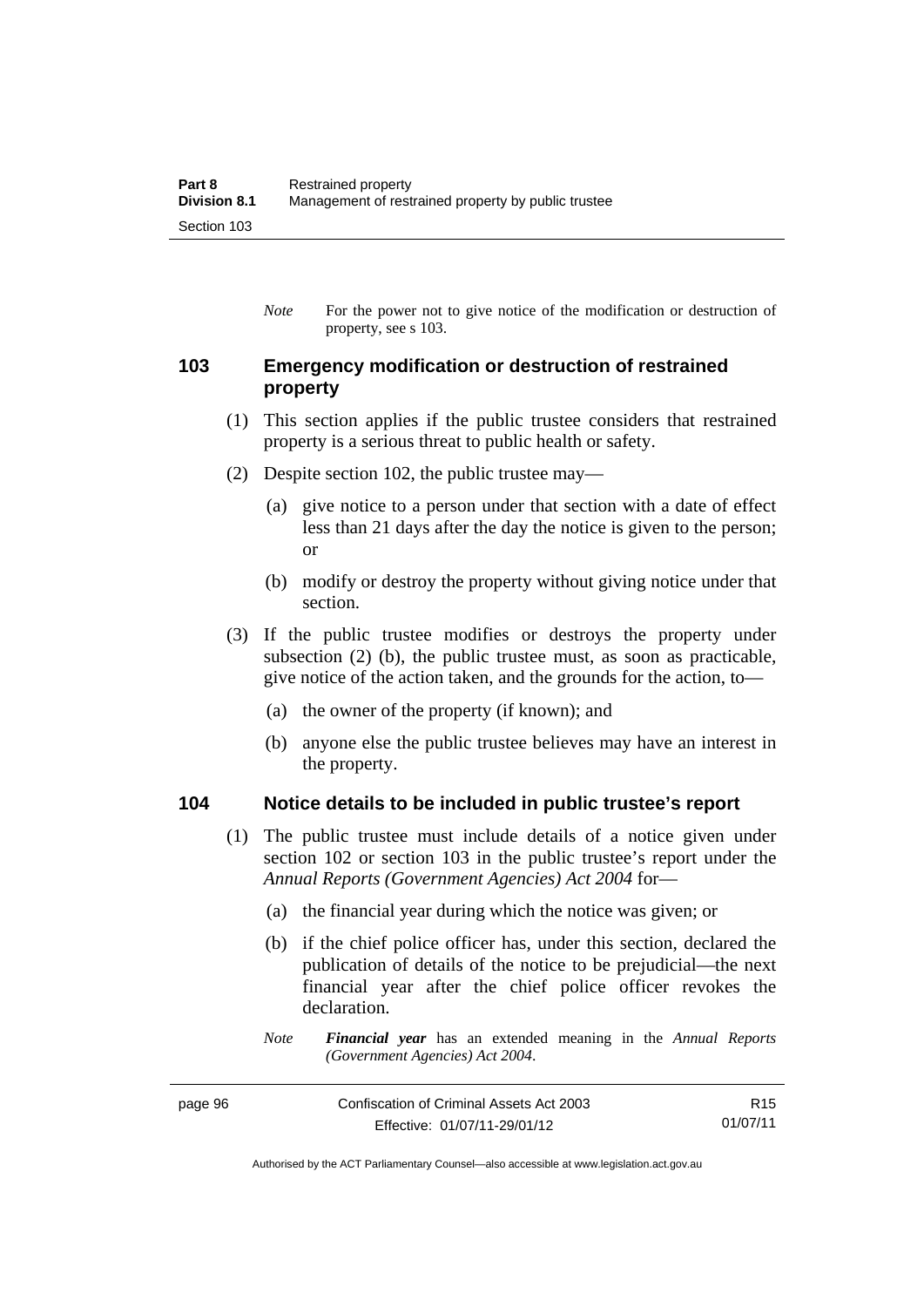*Note* For the power not to give notice of the modification or destruction of property, see s 103.

## 103 Emergency modification or destruction of restrained property

(1) This section applies if the public trustee considers that restrained property is a serious threat to public health or safety.

(2) Despite section 102, the public trustee may—

(a) give notice to a person under that section with a date of effect less than 21 days after the day the notice is given to the person; or

(b) modify or destroy the property without giving notice under that section.

(3) If the public trustee modifies or destroys the property under subsection (2) (b), the public trustee must, as soon as practicable, give notice of the action taken, and the grounds for the action, to—

(a) the owner of the property (if known); and

(b) anyone else the public trustee believes may have an interest in the property.

## 104 Notice details to be included in public trustee's report

(1) The public trustee must include details of a notice given under section 102 or section 103 in the public trustee's report under the *Annual Reports (Government Agencies) Act 2004* for—

(a) the financial year during which the notice was given; or

(b) if the chief police officer has, under this section, declared the publication of details of the notice to be prejudicial—the next financial year after the chief police officer revokes the declaration.

*Note* ***Financial year*** has an extended meaning in the *Annual Reports (Government Agencies) Act 2004*.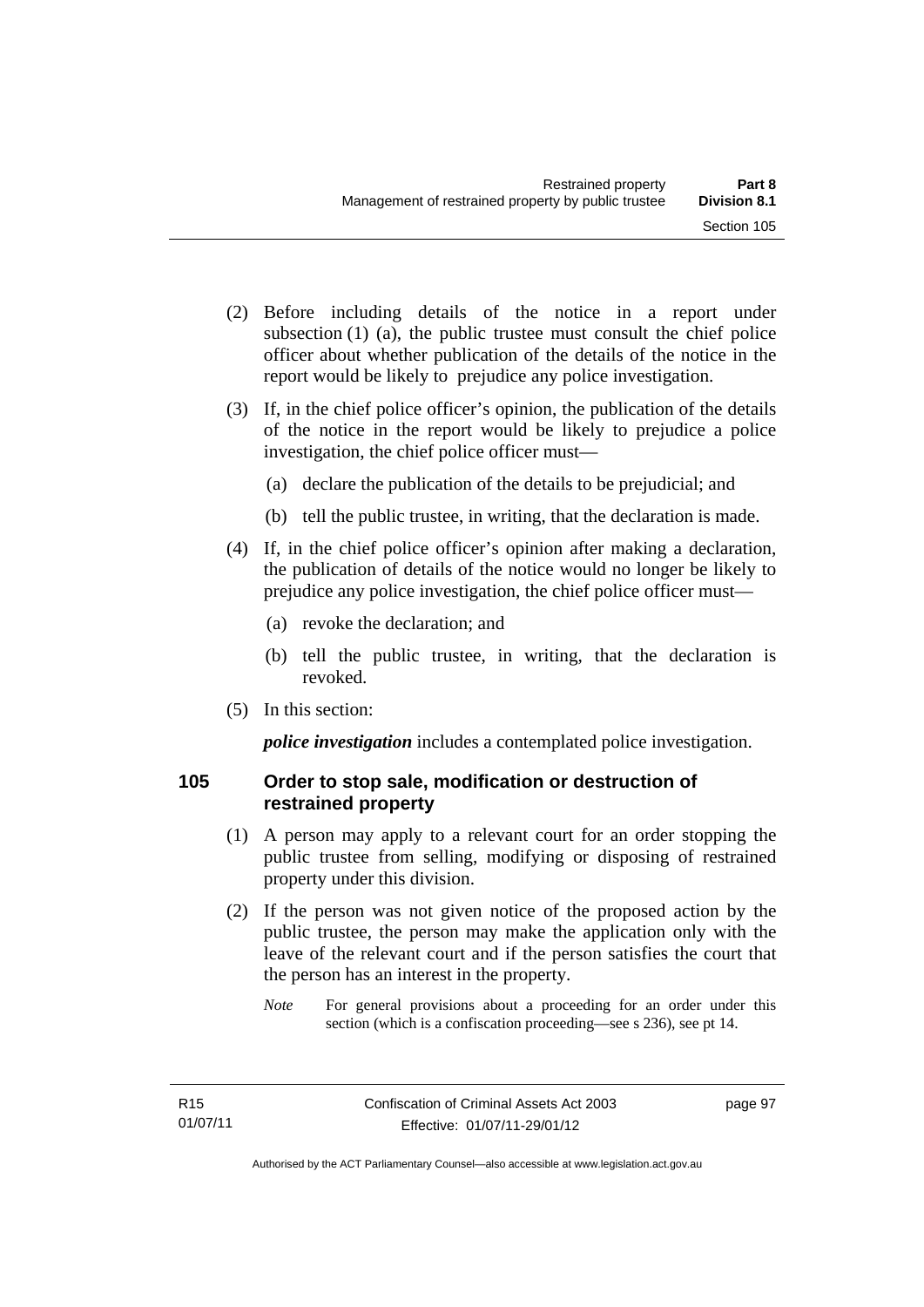(2) Before including details of the notice in a report under subsection (1) (a), the public trustee must consult the chief police officer about whether publication of the details of the notice in the report would be likely to prejudice any police investigation.

(3) If, in the chief police officer's opinion, the publication of the details of the notice in the report would be likely to prejudice a police investigation, the chief police officer must—

(a) declare the publication of the details to be prejudicial; and

(b) tell the public trustee, in writing, that the declaration is made.

(4) If, in the chief police officer's opinion after making a declaration, the publication of details of the notice would no longer be likely to prejudice any police investigation, the chief police officer must—

(a) revoke the declaration; and

(b) tell the public trustee, in writing, that the declaration is revoked.

(5) In this section:

***police investigation*** includes a contemplated police investigation.

### 105 Order to stop sale, modification or destruction of restrained property

(1) A person may apply to a relevant court for an order stopping the public trustee from selling, modifying or disposing of restrained property under this division.

(2) If the person was not given notice of the proposed action by the public trustee, the person may make the application only with the leave of the relevant court and if the person satisfies the court that the person has an interest in the property.

*Note* For general provisions about a proceeding for an order under this section (which is a confiscation proceeding—see s 236), see pt 14.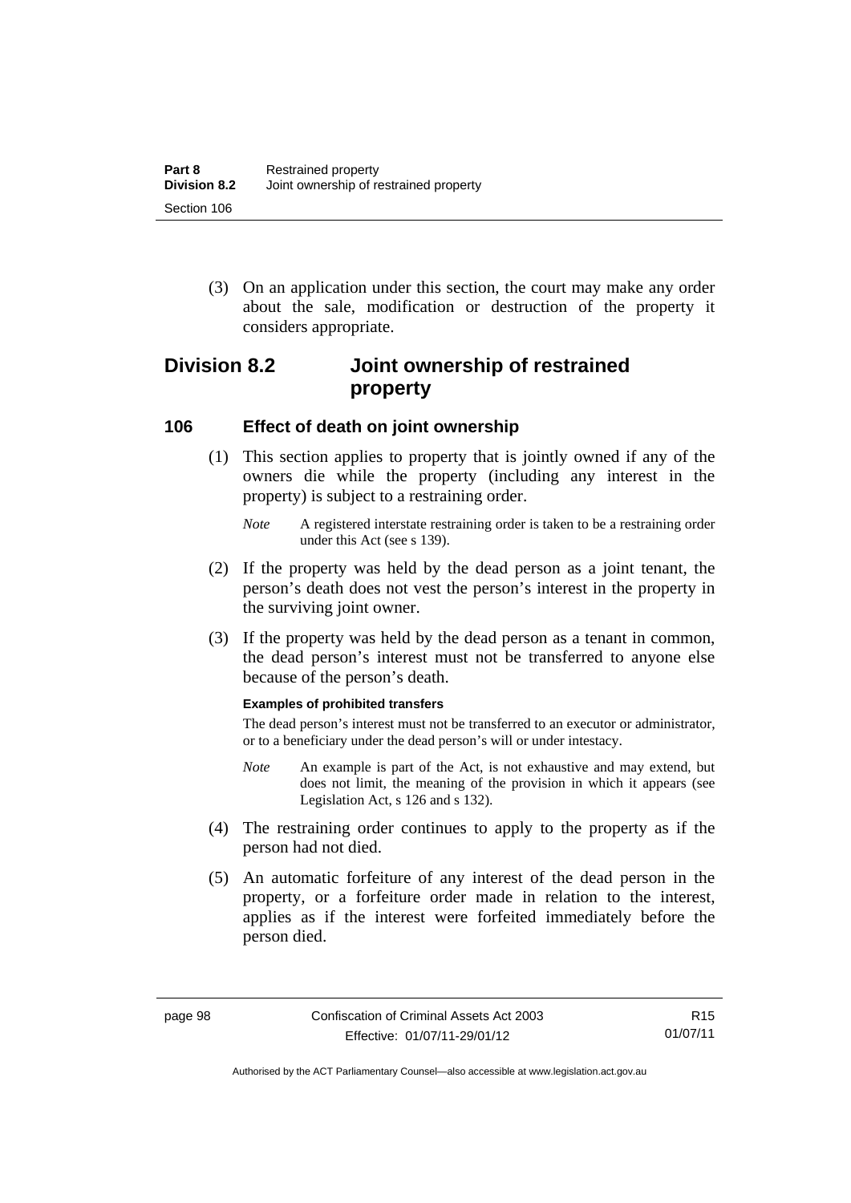(3) On an application under this section, the court may make any order about the sale, modification or destruction of the property it considers appropriate.

## Division 8.2 Joint ownership of restrained property

### 106 Effect of death on joint ownership

(1) This section applies to property that is jointly owned if any of the owners die while the property (including any interest in the property) is subject to a restraining order.

*Note* A registered interstate restraining order is taken to be a restraining order under this Act (see s 139).

(2) If the property was held by the dead person as a joint tenant, the person's death does not vest the person's interest in the property in the surviving joint owner.

(3) If the property was held by the dead person as a tenant in common, the dead person's interest must not be transferred to anyone else because of the person's death.

**Examples of prohibited transfers**

The dead person's interest must not be transferred to an executor or administrator, or to a beneficiary under the dead person's will or under intestacy.

*Note* An example is part of the Act, is not exhaustive and may extend, but does not limit, the meaning of the provision in which it appears (see Legislation Act, s 126 and s 132).

(4) The restraining order continues to apply to the property as if the person had not died.

(5) An automatic forfeiture of any interest of the dead person in the property, or a forfeiture order made in relation to the interest, applies as if the interest were forfeited immediately before the person died.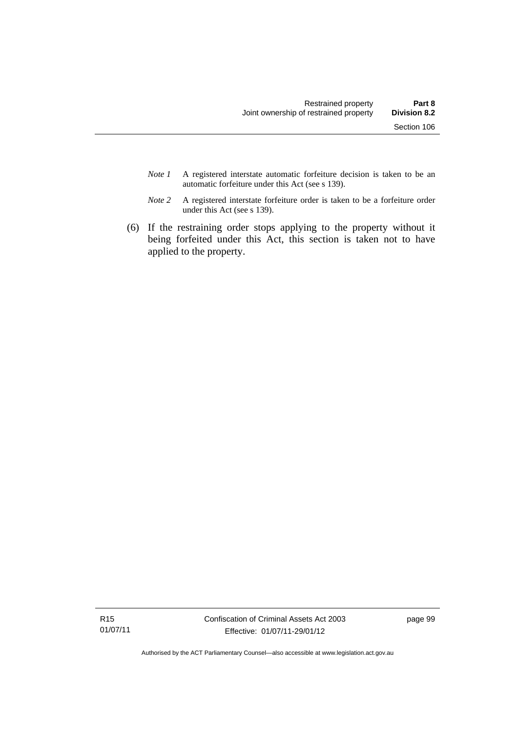*Note 1* A registered interstate automatic forfeiture decision is taken to be an automatic forfeiture under this Act (see s 139).

*Note 2* A registered interstate forfeiture order is taken to be a forfeiture order under this Act (see s 139).

(6) If the restraining order stops applying to the property without it being forfeited under this Act, this section is taken not to have applied to the property.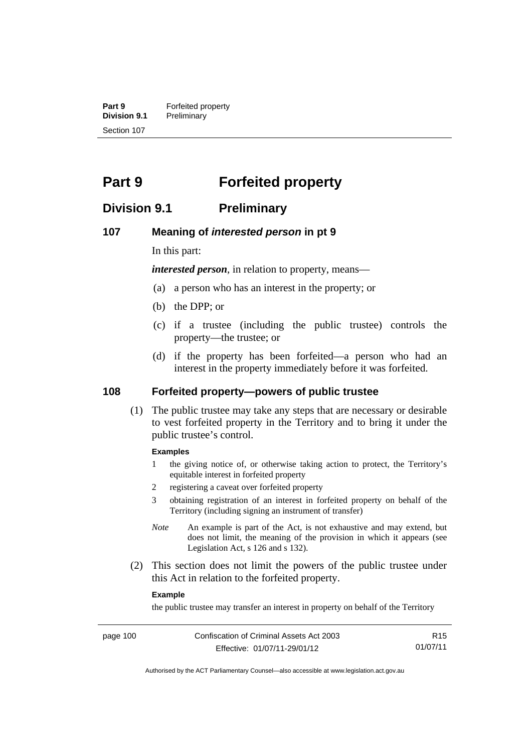# Part 9 Forfeited property

## Division 9.1 Preliminary

### 107 Meaning of *interested person* in pt 9

In this part:

***interested person***, in relation to property, means—

(a) a person who has an interest in the property; or

(b) the DPP; or

(c) if a trustee (including the public trustee) controls the property—the trustee; or

(d) if the property has been forfeited—a person who had an interest in the property immediately before it was forfeited.

### 108 Forfeited property—powers of public trustee

(1) The public trustee may take any steps that are necessary or desirable to vest forfeited property in the Territory and to bring it under the public trustee's control.

**Examples**

1 the giving notice of, or otherwise taking action to protect, the Territory's equitable interest in forfeited property

2 registering a caveat over forfeited property

3 obtaining registration of an interest in forfeited property on behalf of the Territory (including signing an instrument of transfer)

*Note* An example is part of the Act, is not exhaustive and may extend, but does not limit, the meaning of the provision in which it appears (see Legislation Act, s 126 and s 132).

(2) This section does not limit the powers of the public trustee under this Act in relation to the forfeited property.

**Example**

the public trustee may transfer an interest in property on behalf of the Territory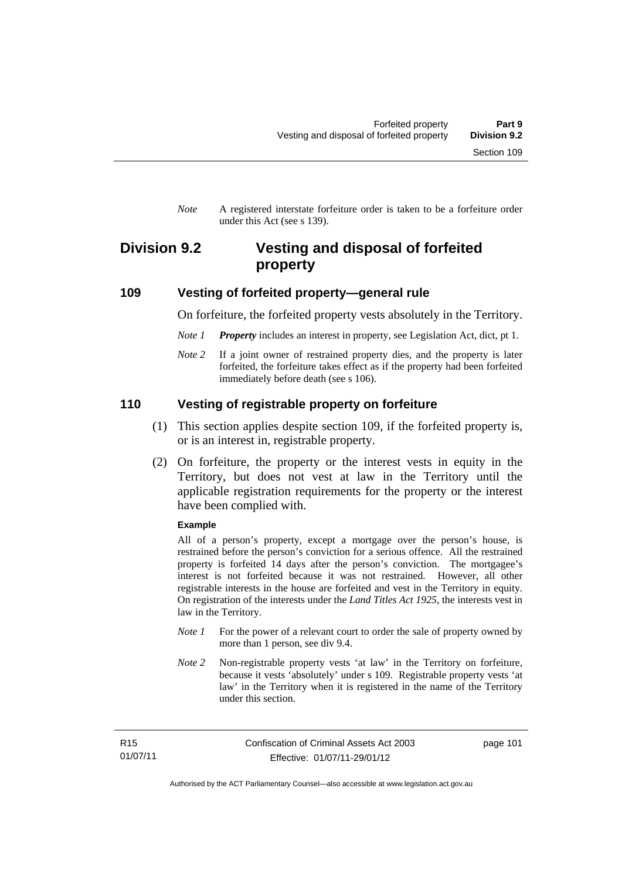*Note* A registered interstate forfeiture order is taken to be a forfeiture order under this Act (see s 139).

## Division 9.2 Vesting and disposal of forfeited property

### 109 Vesting of forfeited property—general rule

On forfeiture, the forfeited property vests absolutely in the Territory.

*Note 1* ***Property*** includes an interest in property, see Legislation Act, dict, pt 1.

*Note 2* If a joint owner of restrained property dies, and the property is later forfeited, the forfeiture takes effect as if the property had been forfeited immediately before death (see s 106).

### 110 Vesting of registrable property on forfeiture

(1) This section applies despite section 109, if the forfeited property is, or is an interest in, registrable property.

(2) On forfeiture, the property or the interest vests in equity in the Territory, but does not vest at law in the Territory until the applicable registration requirements for the property or the interest have been complied with.

**Example**

All of a person's property, except a mortgage over the person's house, is restrained before the person's conviction for a serious offence. All the restrained property is forfeited 14 days after the person's conviction. The mortgagee's interest is not forfeited because it was not restrained. However, all other registrable interests in the house are forfeited and vest in the Territory in equity. On registration of the interests under the *Land Titles Act 1925*, the interests vest in law in the Territory.

*Note 1* For the power of a relevant court to order the sale of property owned by more than 1 person, see div 9.4.

*Note 2* Non-registrable property vests 'at law' in the Territory on forfeiture, because it vests 'absolutely' under s 109. Registrable property vests 'at law' in the Territory when it is registered in the name of the Territory under this section.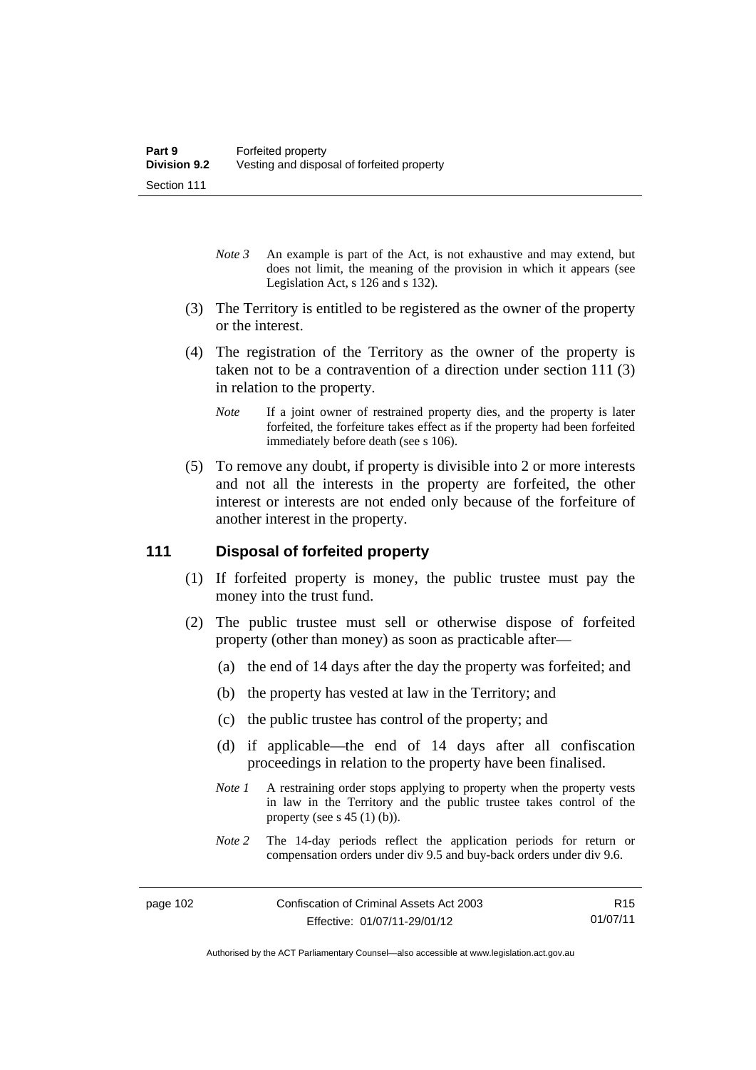*Note 3* An example is part of the Act, is not exhaustive and may extend, but does not limit, the meaning of the provision in which it appears (see Legislation Act, s 126 and s 132).

(3) The Territory is entitled to be registered as the owner of the property or the interest.

(4) The registration of the Territory as the owner of the property is taken not to be a contravention of a direction under section 111 (3) in relation to the property.

*Note* If a joint owner of restrained property dies, and the property is later forfeited, the forfeiture takes effect as if the property had been forfeited immediately before death (see s 106).

(5) To remove any doubt, if property is divisible into 2 or more interests and not all the interests in the property are forfeited, the other interest or interests are not ended only because of the forfeiture of another interest in the property.

## 111 Disposal of forfeited property

(1) If forfeited property is money, the public trustee must pay the money into the trust fund.

(2) The public trustee must sell or otherwise dispose of forfeited property (other than money) as soon as practicable after—

(a) the end of 14 days after the day the property was forfeited; and

(b) the property has vested at law in the Territory; and

(c) the public trustee has control of the property; and

(d) if applicable—the end of 14 days after all confiscation proceedings in relation to the property have been finalised.

*Note 1* A restraining order stops applying to property when the property vests in law in the Territory and the public trustee takes control of the property (see s 45 (1) (b)).

*Note 2* The 14-day periods reflect the application periods for return or compensation orders under div 9.5 and buy-back orders under div 9.6.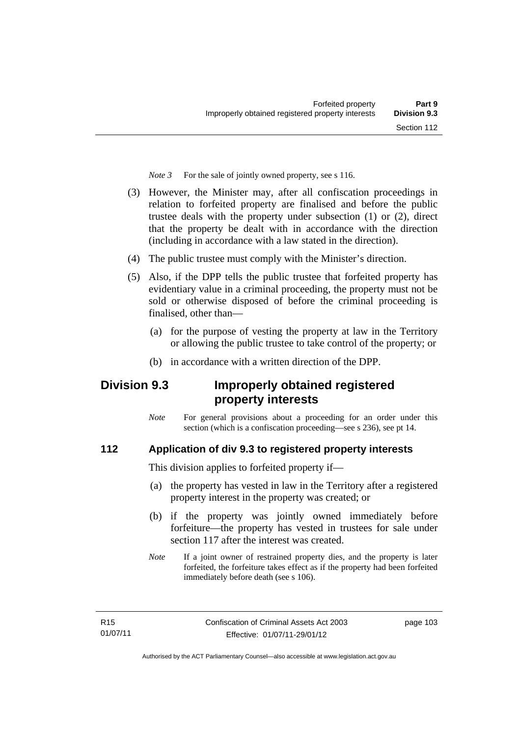*Note 3* For the sale of jointly owned property, see s 116.

(3) However, the Minister may, after all confiscation proceedings in relation to forfeited property are finalised and before the public trustee deals with the property under subsection (1) or (2), direct that the property be dealt with in accordance with the direction (including in accordance with a law stated in the direction).

(4) The public trustee must comply with the Minister's direction.

(5) Also, if the DPP tells the public trustee that forfeited property has evidentiary value in a criminal proceeding, the property must not be sold or otherwise disposed of before the criminal proceeding is finalised, other than—

(a) for the purpose of vesting the property at law in the Territory or allowing the public trustee to take control of the property; or

(b) in accordance with a written direction of the DPP.

## Division 9.3 Improperly obtained registered property interests

*Note* For general provisions about a proceeding for an order under this section (which is a confiscation proceeding—see s 236), see pt 14.

### 112 Application of div 9.3 to registered property interests

This division applies to forfeited property if—

(a) the property has vested in law in the Territory after a registered property interest in the property was created; or

(b) if the property was jointly owned immediately before forfeiture—the property has vested in trustees for sale under section 117 after the interest was created.

*Note* If a joint owner of restrained property dies, and the property is later forfeited, the forfeiture takes effect as if the property had been forfeited immediately before death (see s 106).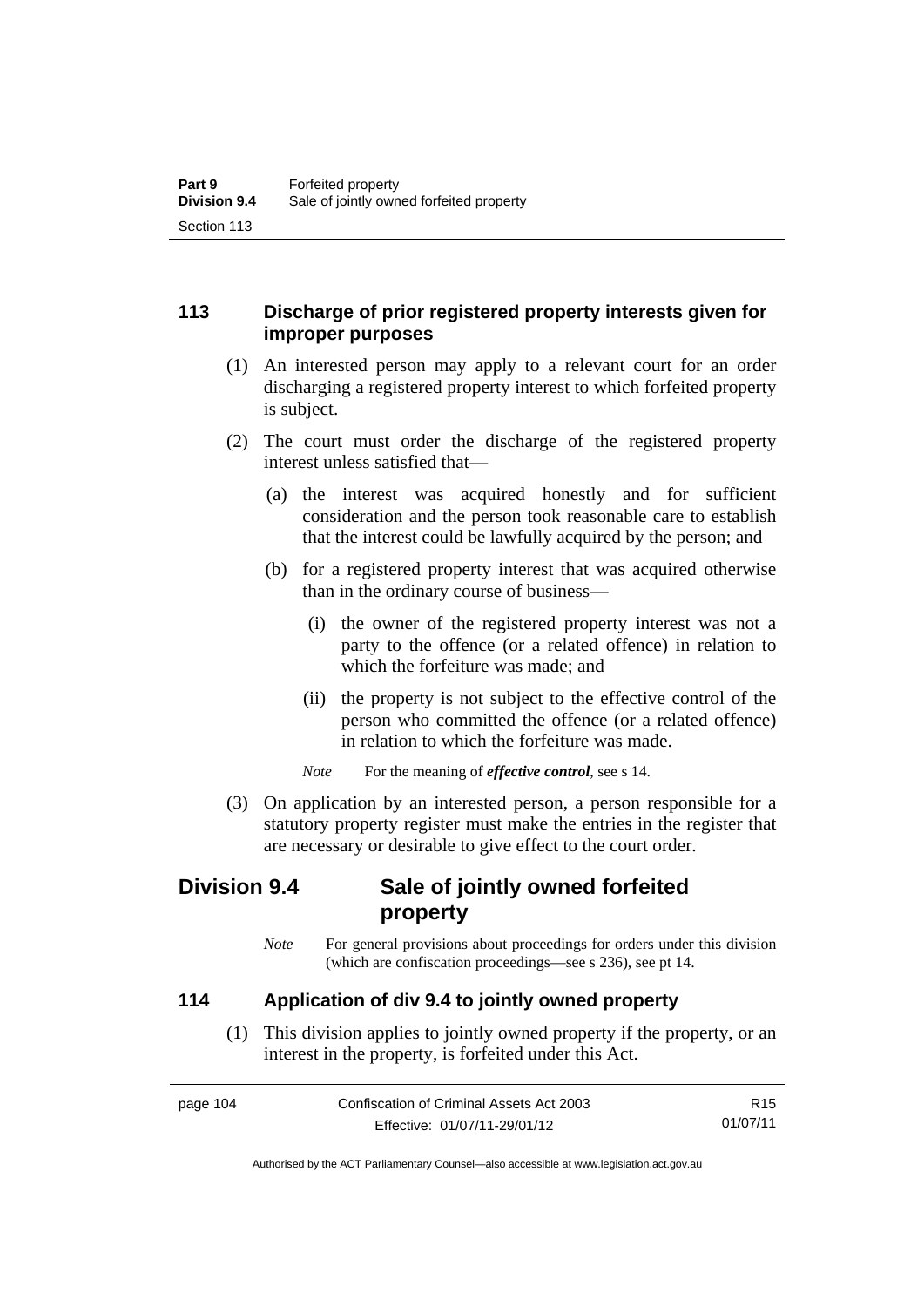## 113 Discharge of prior registered property interests given for improper purposes

(1) An interested person may apply to a relevant court for an order discharging a registered property interest to which forfeited property is subject.

(2) The court must order the discharge of the registered property interest unless satisfied that—

(a) the interest was acquired honestly and for sufficient consideration and the person took reasonable care to establish that the interest could be lawfully acquired by the person; and

(b) for a registered property interest that was acquired otherwise than in the ordinary course of business—

(i) the owner of the registered property interest was not a party to the offence (or a related offence) in relation to which the forfeiture was made; and

(ii) the property is not subject to the effective control of the person who committed the offence (or a related offence) in relation to which the forfeiture was made.

*Note* For the meaning of ***effective control***, see s 14.

(3) On application by an interested person, a person responsible for a statutory property register must make the entries in the register that are necessary or desirable to give effect to the court order.

# Division 9.4 Sale of jointly owned forfeited property

*Note* For general provisions about proceedings for orders under this division (which are confiscation proceedings—see s 236), see pt 14.

## 114 Application of div 9.4 to jointly owned property

(1) This division applies to jointly owned property if the property, or an interest in the property, is forfeited under this Act.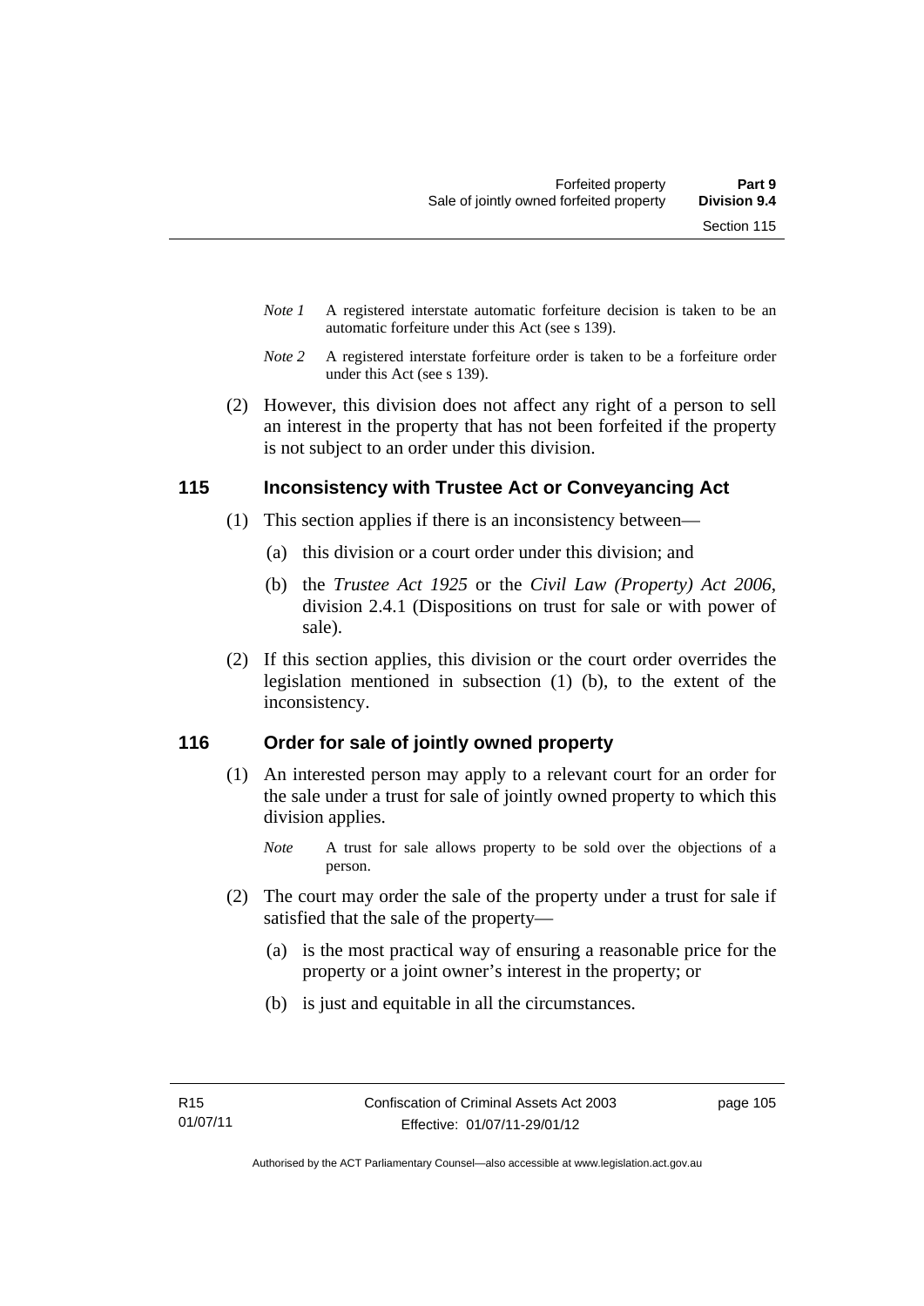*Note 1* A registered interstate automatic forfeiture decision is taken to be an automatic forfeiture under this Act (see s 139).

*Note 2* A registered interstate forfeiture order is taken to be a forfeiture order under this Act (see s 139).

(2) However, this division does not affect any right of a person to sell an interest in the property that has not been forfeited if the property is not subject to an order under this division.

## 115 Inconsistency with Trustee Act or Conveyancing Act

(1) This section applies if there is an inconsistency between—

(a) this division or a court order under this division; and

(b) the *Trustee Act 1925* or the *Civil Law (Property) Act 2006*, division 2.4.1 (Dispositions on trust for sale or with power of sale).

(2) If this section applies, this division or the court order overrides the legislation mentioned in subsection (1) (b), to the extent of the inconsistency.

## 116 Order for sale of jointly owned property

(1) An interested person may apply to a relevant court for an order for the sale under a trust for sale of jointly owned property to which this division applies.

*Note* A trust for sale allows property to be sold over the objections of a person.

(2) The court may order the sale of the property under a trust for sale if satisfied that the sale of the property—

(a) is the most practical way of ensuring a reasonable price for the property or a joint owner's interest in the property; or

(b) is just and equitable in all the circumstances.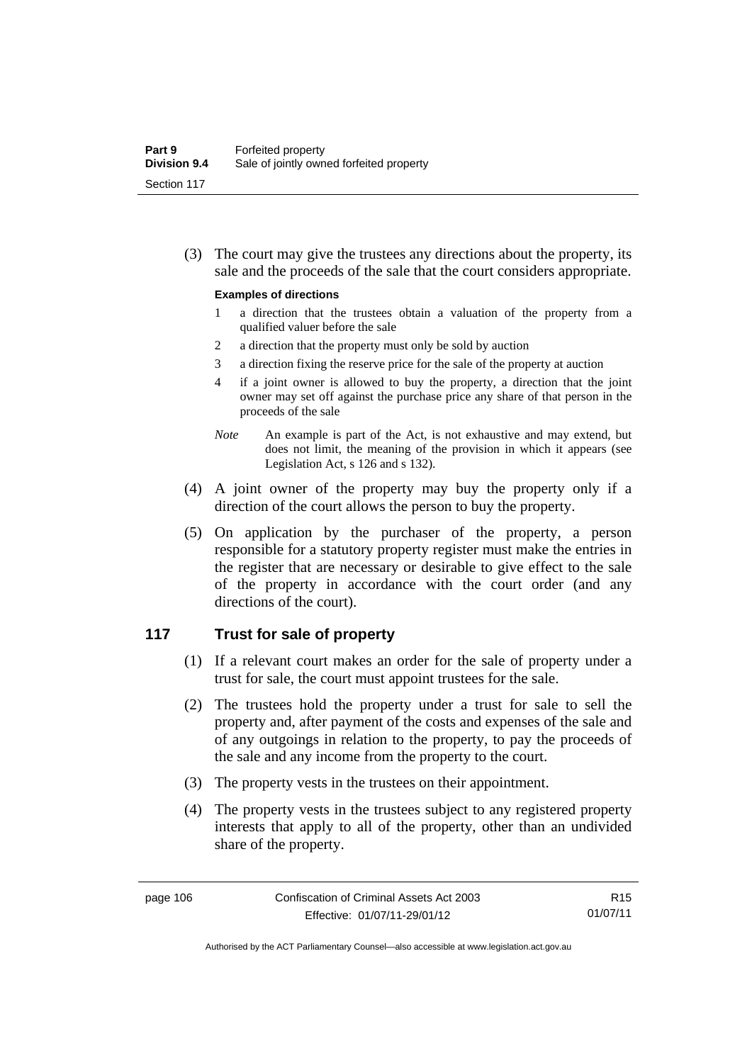(3) The court may give the trustees any directions about the property, its sale and the proceeds of the sale that the court considers appropriate.

**Examples of directions**

1. a direction that the trustees obtain a valuation of the property from a qualified valuer before the sale
2. a direction that the property must only be sold by auction
3. a direction fixing the reserve price for the sale of the property at auction
4. if a joint owner is allowed to buy the property, a direction that the joint owner may set off against the purchase price any share of that person in the proceeds of the sale

*Note* An example is part of the Act, is not exhaustive and may extend, but does not limit, the meaning of the provision in which it appears (see Legislation Act, s 126 and s 132).

(4) A joint owner of the property may buy the property only if a direction of the court allows the person to buy the property.

(5) On application by the purchaser of the property, a person responsible for a statutory property register must make the entries in the register that are necessary or desirable to give effect to the sale of the property in accordance with the court order (and any directions of the court).

## 117 Trust for sale of property

(1) If a relevant court makes an order for the sale of property under a trust for sale, the court must appoint trustees for the sale.

(2) The trustees hold the property under a trust for sale to sell the property and, after payment of the costs and expenses of the sale and of any outgoings in relation to the property, to pay the proceeds of the sale and any income from the property to the court.

(3) The property vests in the trustees on their appointment.

(4) The property vests in the trustees subject to any registered property interests that apply to all of the property, other than an undivided share of the property.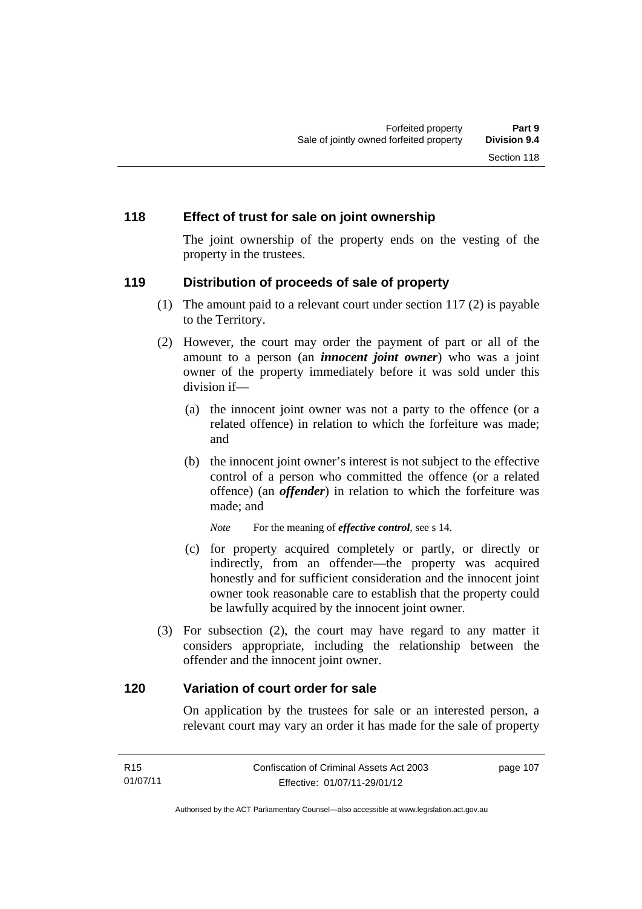## 118 Effect of trust for sale on joint ownership

The joint ownership of the property ends on the vesting of the property in the trustees.

## 119 Distribution of proceeds of sale of property

(1) The amount paid to a relevant court under section 117 (2) is payable to the Territory.

(2) However, the court may order the payment of part or all of the amount to a person (an ***innocent joint owner***) who was a joint owner of the property immediately before it was sold under this division if—

(a) the innocent joint owner was not a party to the offence (or a related offence) in relation to which the forfeiture was made; and

(b) the innocent joint owner's interest is not subject to the effective control of a person who committed the offence (or a related offence) (an ***offender***) in relation to which the forfeiture was made; and

*Note* For the meaning of ***effective control***, see s 14.

(c) for property acquired completely or partly, or directly or indirectly, from an offender—the property was acquired honestly and for sufficient consideration and the innocent joint owner took reasonable care to establish that the property could be lawfully acquired by the innocent joint owner.

(3) For subsection (2), the court may have regard to any matter it considers appropriate, including the relationship between the offender and the innocent joint owner.

## 120 Variation of court order for sale

On application by the trustees for sale or an interested person, a relevant court may vary an order it has made for the sale of property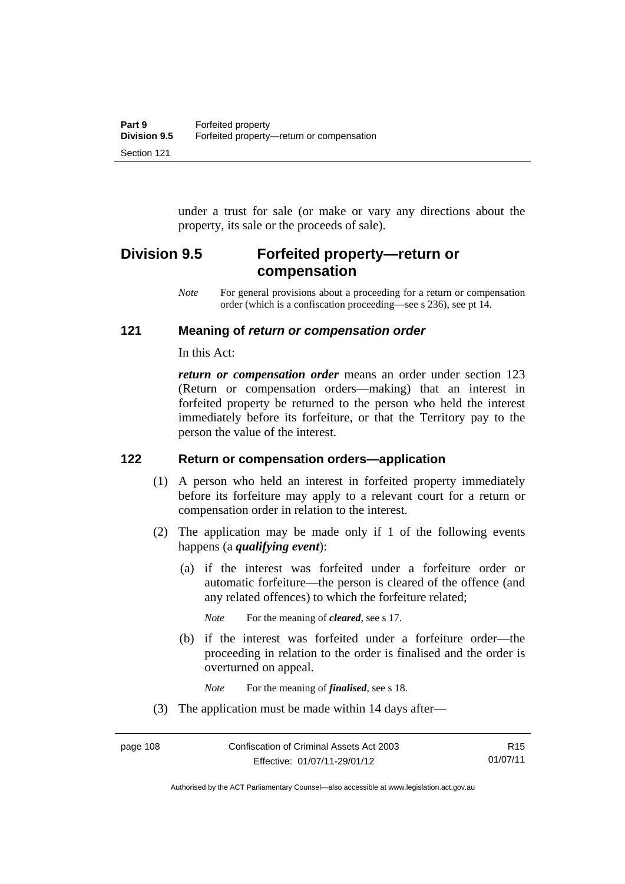under a trust for sale (or make or vary any directions about the property, its sale or the proceeds of sale).

## Division 9.5 Forfeited property—return or compensation

*Note* For general provisions about a proceeding for a return or compensation order (which is a confiscation proceeding—see s 236), see pt 14.

### 121 Meaning of *return or compensation order*

In this Act:

***return or compensation order*** means an order under section 123 (Return or compensation orders—making) that an interest in forfeited property be returned to the person who held the interest immediately before its forfeiture, or that the Territory pay to the person the value of the interest.

### 122 Return or compensation orders—application

(1) A person who held an interest in forfeited property immediately before its forfeiture may apply to a relevant court for a return or compensation order in relation to the interest.

(2) The application may be made only if 1 of the following events happens (a ***qualifying event***):

(a) if the interest was forfeited under a forfeiture order or automatic forfeiture—the person is cleared of the offence (and any related offences) to which the forfeiture related;

*Note* For the meaning of ***cleared***, see s 17.

(b) if the interest was forfeited under a forfeiture order—the proceeding in relation to the order is finalised and the order is overturned on appeal.

*Note* For the meaning of ***finalised***, see s 18.

(3) The application must be made within 14 days after—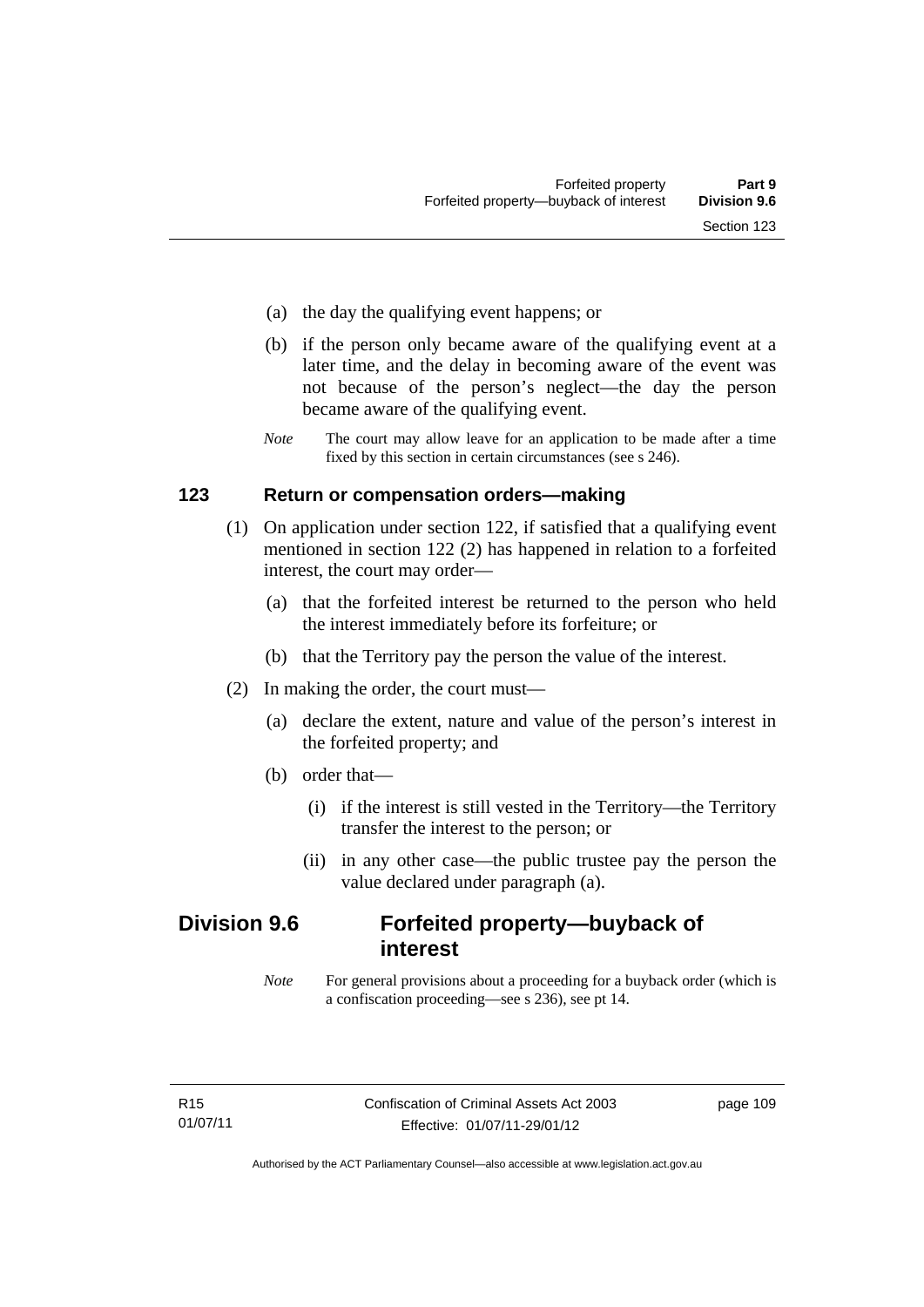(a) the day the qualifying event happens; or

(b) if the person only became aware of the qualifying event at a later time, and the delay in becoming aware of the event was not because of the person's neglect—the day the person became aware of the qualifying event.

*Note* The court may allow leave for an application to be made after a time fixed by this section in certain circumstances (see s 246).

### 123 Return or compensation orders—making

(1) On application under section 122, if satisfied that a qualifying event mentioned in section 122 (2) has happened in relation to a forfeited interest, the court may order—

(a) that the forfeited interest be returned to the person who held the interest immediately before its forfeiture; or

(b) that the Territory pay the person the value of the interest.

(2) In making the order, the court must—

(a) declare the extent, nature and value of the person's interest in the forfeited property; and

(b) order that—

(i) if the interest is still vested in the Territory—the Territory transfer the interest to the person; or

(ii) in any other case—the public trustee pay the person the value declared under paragraph (a).

## Division 9.6 Forfeited property—buyback of interest

*Note* For general provisions about a proceeding for a buyback order (which is a confiscation proceeding—see s 236), see pt 14.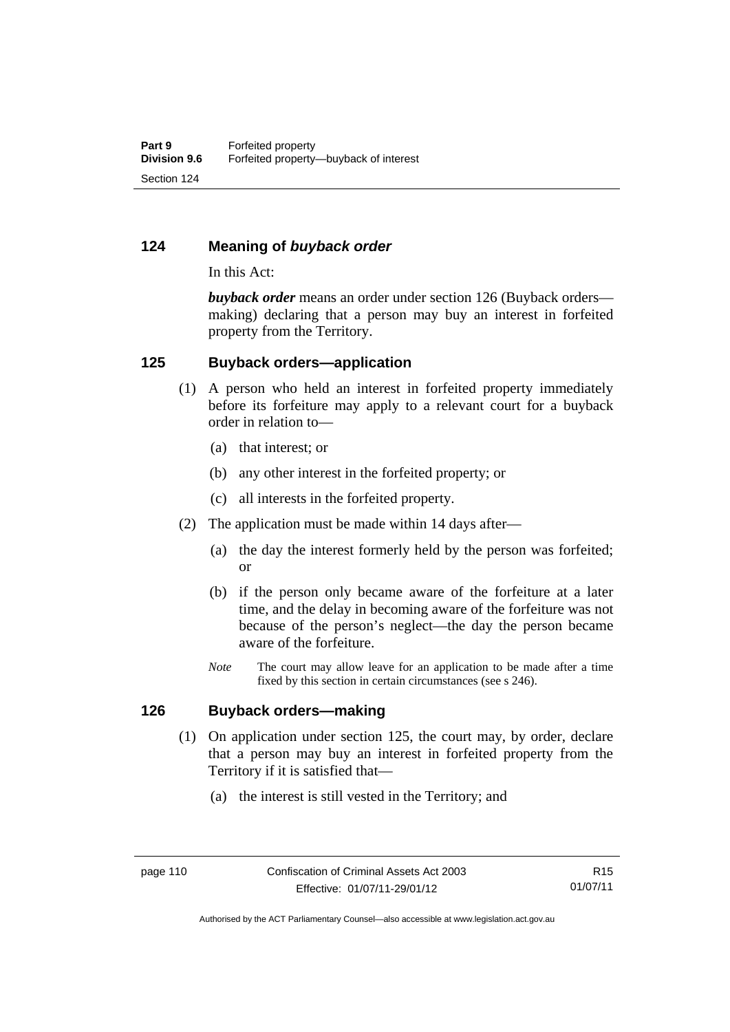## 124 Meaning of *buyback order*

In this Act:

***buyback order*** means an order under section 126 (Buyback orders—making) declaring that a person may buy an interest in forfeited property from the Territory.

## 125 Buyback orders—application

(1) A person who held an interest in forfeited property immediately before its forfeiture may apply to a relevant court for a buyback order in relation to—

(a) that interest; or

(b) any other interest in the forfeited property; or

(c) all interests in the forfeited property.

(2) The application must be made within 14 days after—

(a) the day the interest formerly held by the person was forfeited; or

(b) if the person only became aware of the forfeiture at a later time, and the delay in becoming aware of the forfeiture was not because of the person's neglect—the day the person became aware of the forfeiture.

*Note* The court may allow leave for an application to be made after a time fixed by this section in certain circumstances (see s 246).

## 126 Buyback orders—making

(1) On application under section 125, the court may, by order, declare that a person may buy an interest in forfeited property from the Territory if it is satisfied that—

(a) the interest is still vested in the Territory; and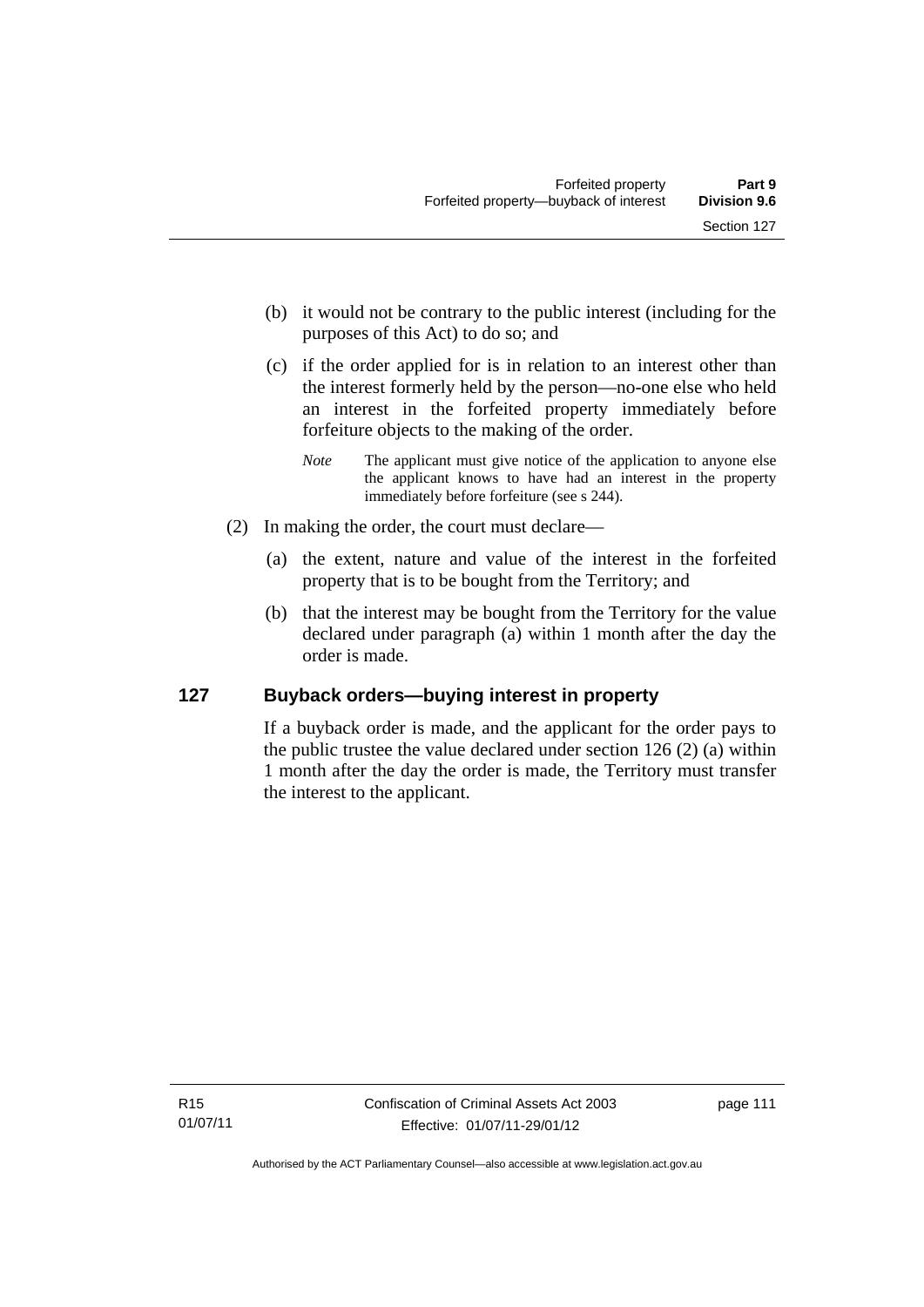(b) it would not be contrary to the public interest (including for the purposes of this Act) to do so; and

(c) if the order applied for is in relation to an interest other than the interest formerly held by the person—no-one else who held an interest in the forfeited property immediately before forfeiture objects to the making of the order.

*Note* The applicant must give notice of the application to anyone else the applicant knows to have had an interest in the property immediately before forfeiture (see s 244).

(2) In making the order, the court must declare—

(a) the extent, nature and value of the interest in the forfeited property that is to be bought from the Territory; and

(b) that the interest may be bought from the Territory for the value declared under paragraph (a) within 1 month after the day the order is made.

## 127 Buyback orders—buying interest in property

If a buyback order is made, and the applicant for the order pays to the public trustee the value declared under section 126 (2) (a) within 1 month after the day the order is made, the Territory must transfer the interest to the applicant.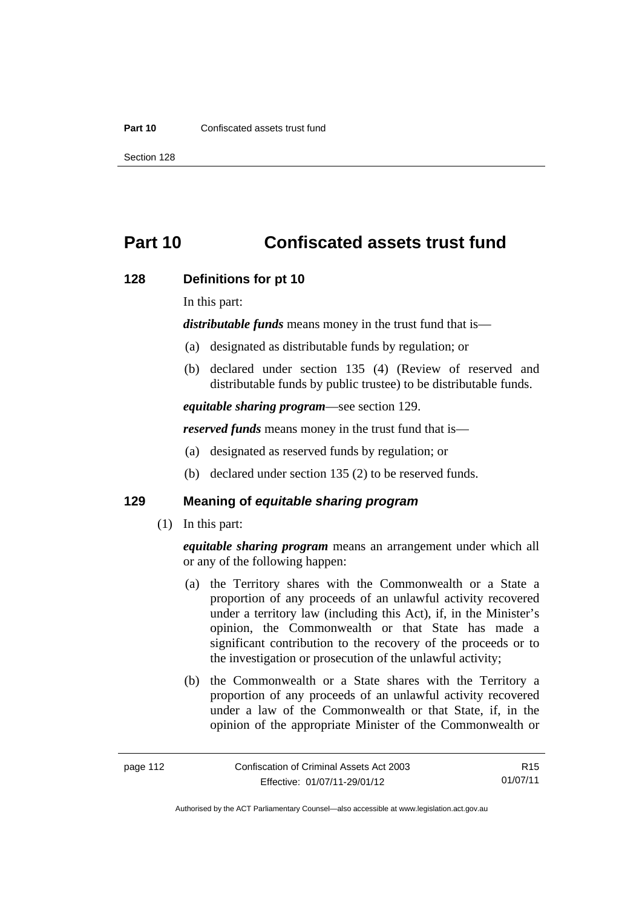# Part 10 Confiscated assets trust fund

## 128 Definitions for pt 10

In this part:

***distributable funds*** means money in the trust fund that is—

(a) designated as distributable funds by regulation; or

(b) declared under section 135 (4) (Review of reserved and distributable funds by public trustee) to be distributable funds.

***equitable sharing program***—see section 129.

***reserved funds*** means money in the trust fund that is—

(a) designated as reserved funds by regulation; or

(b) declared under section 135 (2) to be reserved funds.

## 129 Meaning of *equitable sharing program*

(1) In this part:

***equitable sharing program*** means an arrangement under which all or any of the following happen:

(a) the Territory shares with the Commonwealth or a State a proportion of any proceeds of an unlawful activity recovered under a territory law (including this Act), if, in the Minister's opinion, the Commonwealth or that State has made a significant contribution to the recovery of the proceeds or to the investigation or prosecution of the unlawful activity;

(b) the Commonwealth or a State shares with the Territory a proportion of any proceeds of an unlawful activity recovered under a law of the Commonwealth or that State, if, in the opinion of the appropriate Minister of the Commonwealth or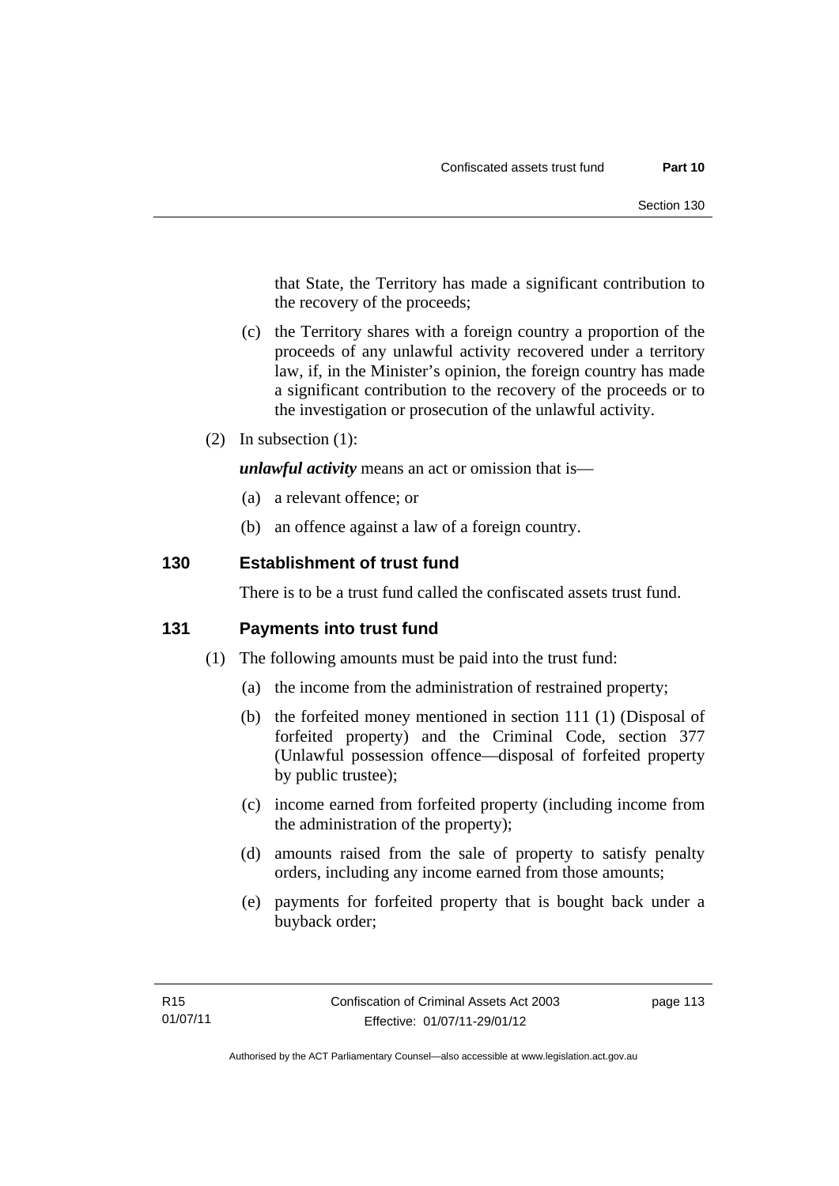that State, the Territory has made a significant contribution to the recovery of the proceeds;

(c) the Territory shares with a foreign country a proportion of the proceeds of any unlawful activity recovered under a territory law, if, in the Minister's opinion, the foreign country has made a significant contribution to the recovery of the proceeds or to the investigation or prosecution of the unlawful activity.

(2) In subsection (1):

***unlawful activity*** means an act or omission that is—

(a) a relevant offence; or

(b) an offence against a law of a foreign country.

## 130 Establishment of trust fund

There is to be a trust fund called the confiscated assets trust fund.

## 131 Payments into trust fund

(1) The following amounts must be paid into the trust fund:

(a) the income from the administration of restrained property;

(b) the forfeited money mentioned in section 111 (1) (Disposal of forfeited property) and the Criminal Code, section 377 (Unlawful possession offence—disposal of forfeited property by public trustee);

(c) income earned from forfeited property (including income from the administration of the property);

(d) amounts raised from the sale of property to satisfy penalty orders, including any income earned from those amounts;

(e) payments for forfeited property that is bought back under a buyback order;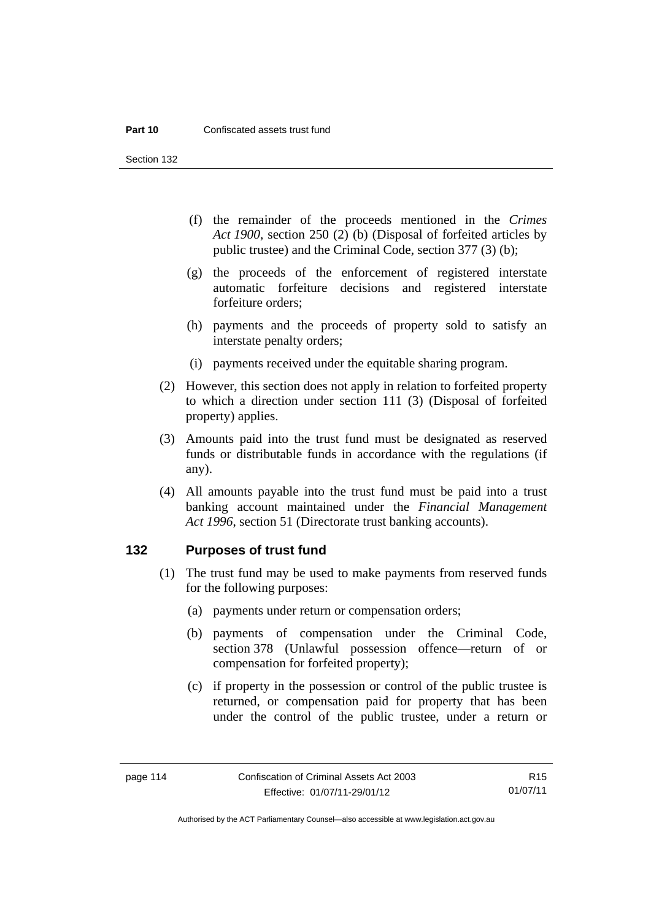(f) the remainder of the proceeds mentioned in the *Crimes Act 1900*, section 250 (2) (b) (Disposal of forfeited articles by public trustee) and the Criminal Code, section 377 (3) (b);

(g) the proceeds of the enforcement of registered interstate automatic forfeiture decisions and registered interstate forfeiture orders;

(h) payments and the proceeds of property sold to satisfy an interstate penalty orders;

(i) payments received under the equitable sharing program.

(2) However, this section does not apply in relation to forfeited property to which a direction under section 111 (3) (Disposal of forfeited property) applies.

(3) Amounts paid into the trust fund must be designated as reserved funds or distributable funds in accordance with the regulations (if any).

(4) All amounts payable into the trust fund must be paid into a trust banking account maintained under the *Financial Management Act 1996*, section 51 (Directorate trust banking accounts).

## 132 Purposes of trust fund

(1) The trust fund may be used to make payments from reserved funds for the following purposes:

(a) payments under return or compensation orders;

(b) payments of compensation under the Criminal Code, section 378 (Unlawful possession offence—return of or compensation for forfeited property);

(c) if property in the possession or control of the public trustee is returned, or compensation paid for property that has been under the control of the public trustee, under a return or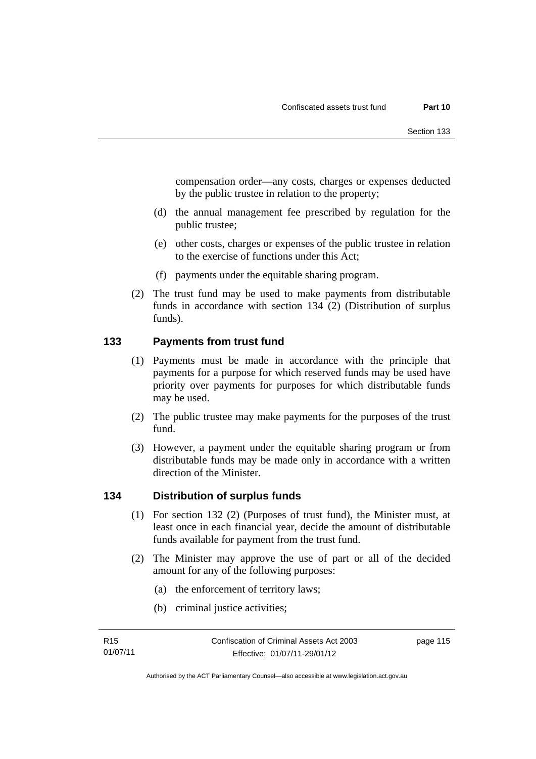compensation order—any costs, charges or expenses deducted by the public trustee in relation to the property;

(d) the annual management fee prescribed by regulation for the public trustee;

(e) other costs, charges or expenses of the public trustee in relation to the exercise of functions under this Act;

(f) payments under the equitable sharing program.

(2) The trust fund may be used to make payments from distributable funds in accordance with section 134 (2) (Distribution of surplus funds).

## 133 Payments from trust fund

(1) Payments must be made in accordance with the principle that payments for a purpose for which reserved funds may be used have priority over payments for purposes for which distributable funds may be used.

(2) The public trustee may make payments for the purposes of the trust fund.

(3) However, a payment under the equitable sharing program or from distributable funds may be made only in accordance with a written direction of the Minister.

## 134 Distribution of surplus funds

(1) For section 132 (2) (Purposes of trust fund), the Minister must, at least once in each financial year, decide the amount of distributable funds available for payment from the trust fund.

(2) The Minister may approve the use of part or all of the decided amount for any of the following purposes:

(a) the enforcement of territory laws;

(b) criminal justice activities;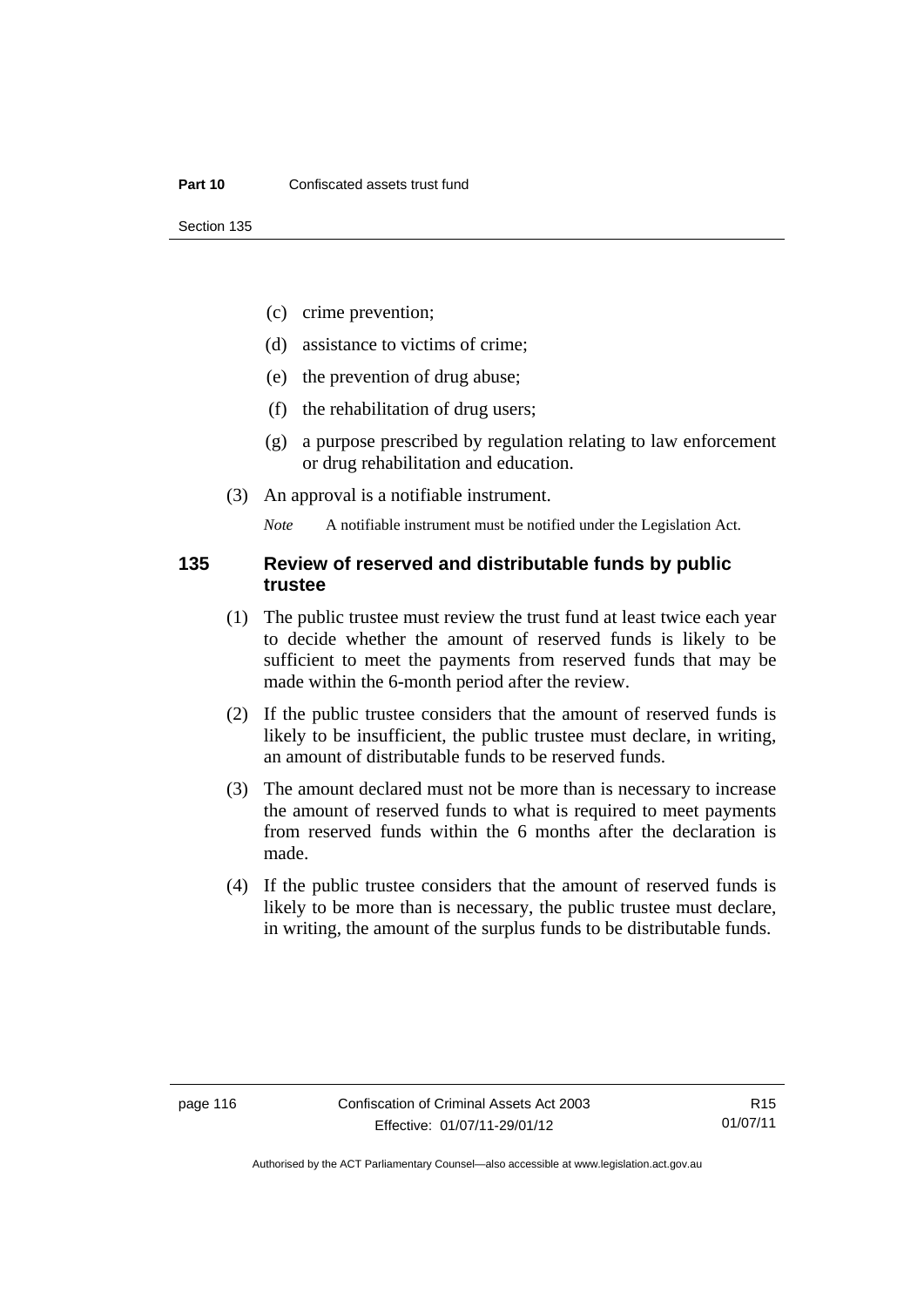(c) crime prevention;

(d) assistance to victims of crime;

(e) the prevention of drug abuse;

(f) the rehabilitation of drug users;

(g) a purpose prescribed by regulation relating to law enforcement or drug rehabilitation and education.

(3) An approval is a notifiable instrument.

*Note* A notifiable instrument must be notified under the Legislation Act.

### 135 Review of reserved and distributable funds by public trustee

(1) The public trustee must review the trust fund at least twice each year to decide whether the amount of reserved funds is likely to be sufficient to meet the payments from reserved funds that may be made within the 6-month period after the review.

(2) If the public trustee considers that the amount of reserved funds is likely to be insufficient, the public trustee must declare, in writing, an amount of distributable funds to be reserved funds.

(3) The amount declared must not be more than is necessary to increase the amount of reserved funds to what is required to meet payments from reserved funds within the 6 months after the declaration is made.

(4) If the public trustee considers that the amount of reserved funds is likely to be more than is necessary, the public trustee must declare, in writing, the amount of the surplus funds to be distributable funds.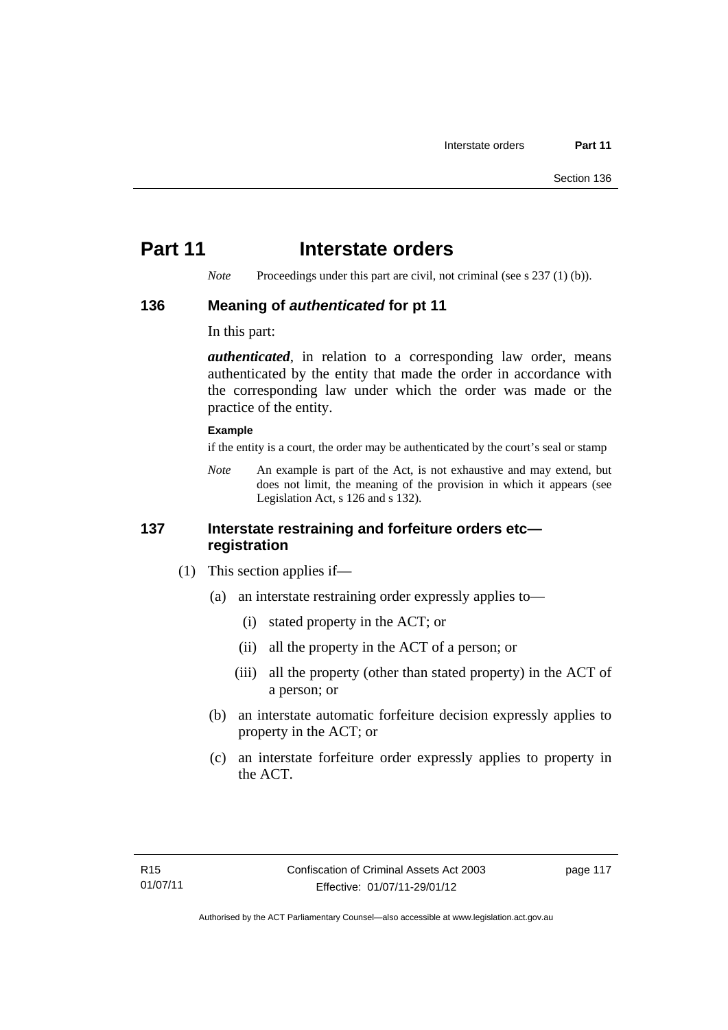# Part 11 Interstate orders

*Note* Proceedings under this part are civil, not criminal (see s 237 (1) (b)).

## 136 Meaning of *authenticated* for pt 11

In this part:

***authenticated***, in relation to a corresponding law order, means authenticated by the entity that made the order in accordance with the corresponding law under which the order was made or the practice of the entity.

**Example**

if the entity is a court, the order may be authenticated by the court's seal or stamp

*Note* An example is part of the Act, is not exhaustive and may extend, but does not limit, the meaning of the provision in which it appears (see Legislation Act, s 126 and s 132).

## 137 Interstate restraining and forfeiture orders etc—registration

(1) This section applies if—

(a) an interstate restraining order expressly applies to—

(i) stated property in the ACT; or

(ii) all the property in the ACT of a person; or

(iii) all the property (other than stated property) in the ACT of a person; or

(b) an interstate automatic forfeiture decision expressly applies to property in the ACT; or

(c) an interstate forfeiture order expressly applies to property in the ACT.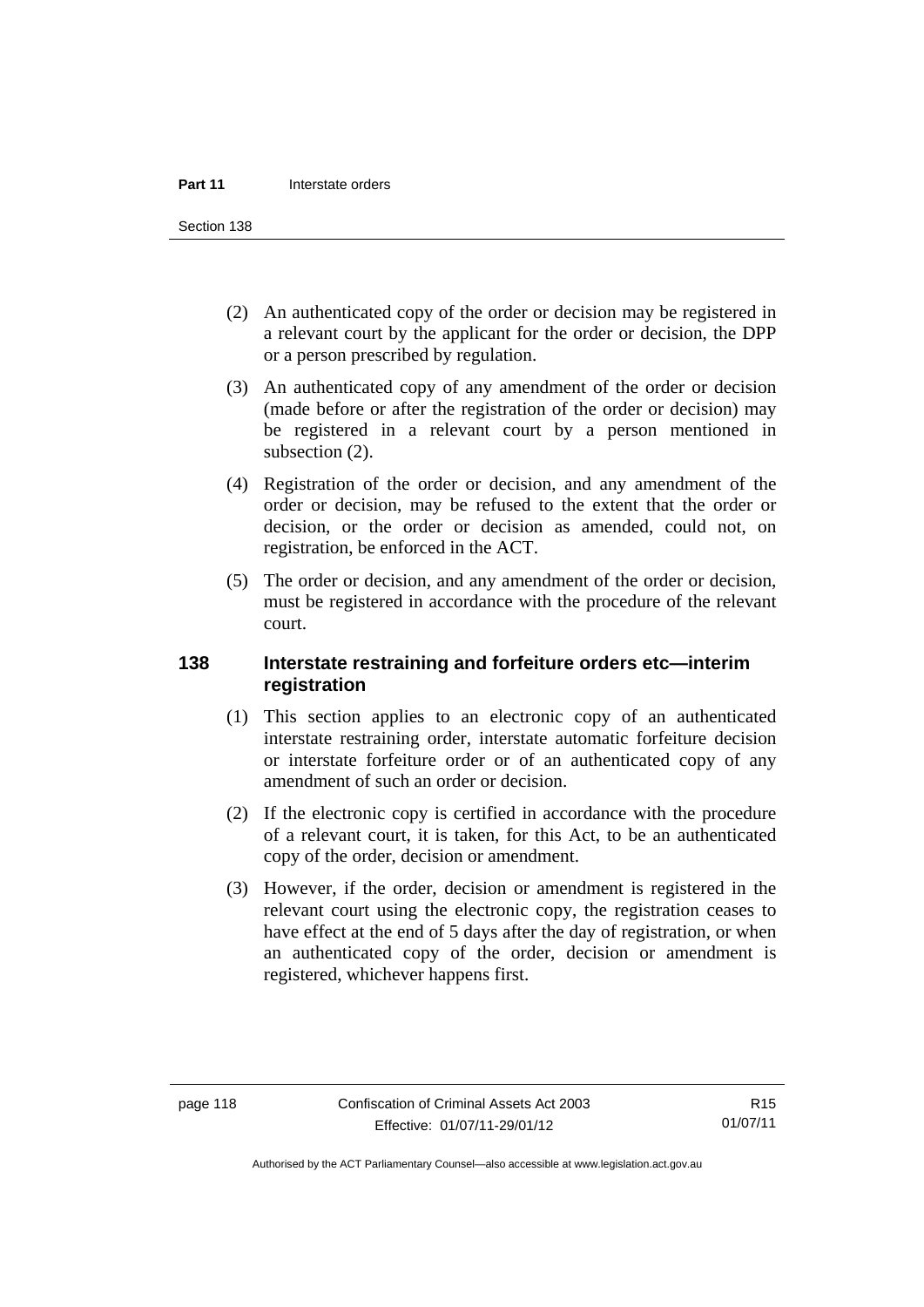(2) An authenticated copy of the order or decision may be registered in a relevant court by the applicant for the order or decision, the DPP or a person prescribed by regulation.

(3) An authenticated copy of any amendment of the order or decision (made before or after the registration of the order or decision) may be registered in a relevant court by a person mentioned in subsection (2).

(4) Registration of the order or decision, and any amendment of the order or decision, may be refused to the extent that the order or decision, or the order or decision as amended, could not, on registration, be enforced in the ACT.

(5) The order or decision, and any amendment of the order or decision, must be registered in accordance with the procedure of the relevant court.

## 138 Interstate restraining and forfeiture orders etc—interim registration

(1) This section applies to an electronic copy of an authenticated interstate restraining order, interstate automatic forfeiture decision or interstate forfeiture order or of an authenticated copy of any amendment of such an order or decision.

(2) If the electronic copy is certified in accordance with the procedure of a relevant court, it is taken, for this Act, to be an authenticated copy of the order, decision or amendment.

(3) However, if the order, decision or amendment is registered in the relevant court using the electronic copy, the registration ceases to have effect at the end of 5 days after the day of registration, or when an authenticated copy of the order, decision or amendment is registered, whichever happens first.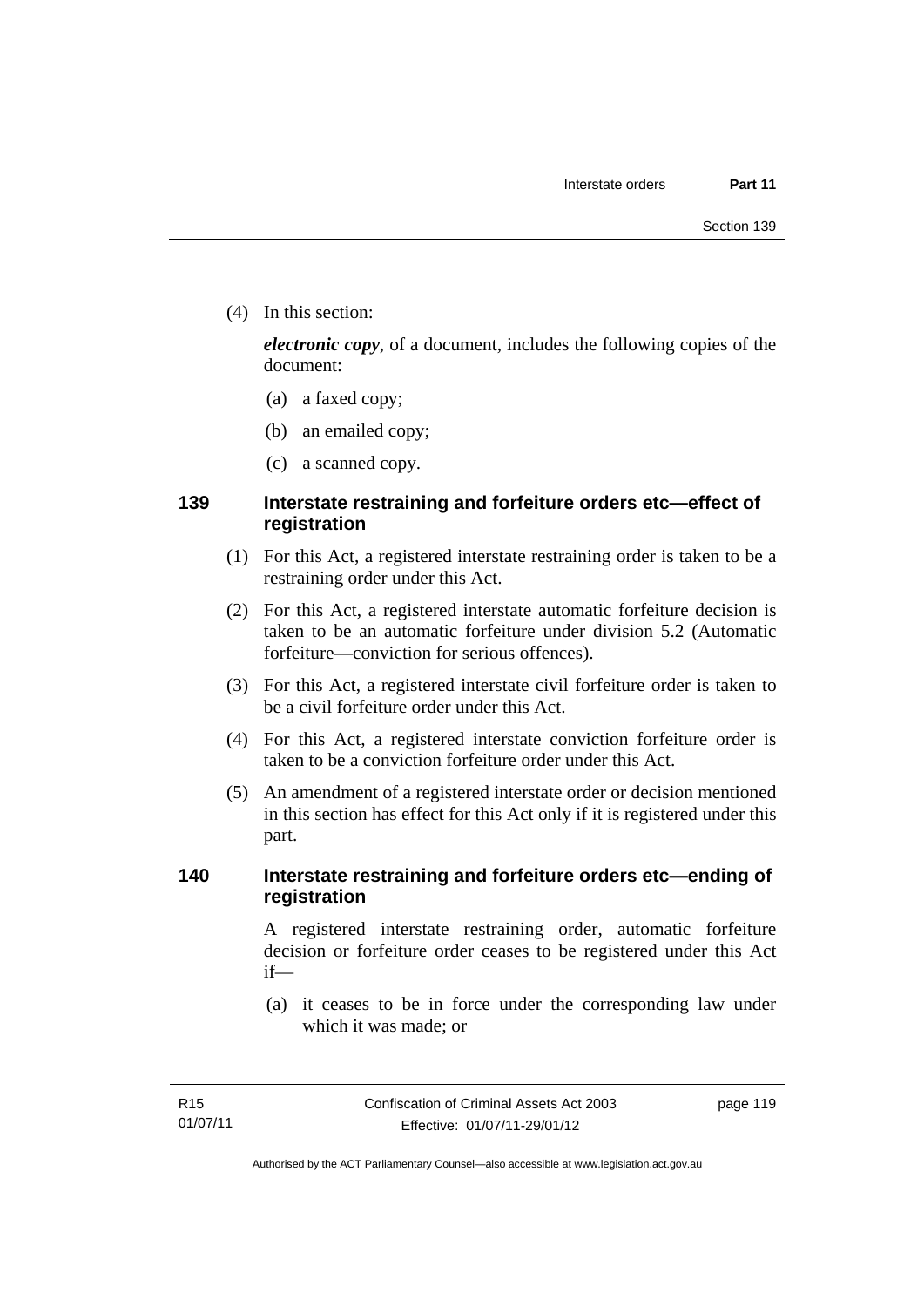(4) In this section:

***electronic copy***, of a document, includes the following copies of the document:

(a) a faxed copy;

(b) an emailed copy;

(c) a scanned copy.

## 139 Interstate restraining and forfeiture orders etc—effect of registration

(1) For this Act, a registered interstate restraining order is taken to be a restraining order under this Act.

(2) For this Act, a registered interstate automatic forfeiture decision is taken to be an automatic forfeiture under division 5.2 (Automatic forfeiture—conviction for serious offences).

(3) For this Act, a registered interstate civil forfeiture order is taken to be a civil forfeiture order under this Act.

(4) For this Act, a registered interstate conviction forfeiture order is taken to be a conviction forfeiture order under this Act.

(5) An amendment of a registered interstate order or decision mentioned in this section has effect for this Act only if it is registered under this part.

## 140 Interstate restraining and forfeiture orders etc—ending of registration

A registered interstate restraining order, automatic forfeiture decision or forfeiture order ceases to be registered under this Act if—

(a) it ceases to be in force under the corresponding law under which it was made; or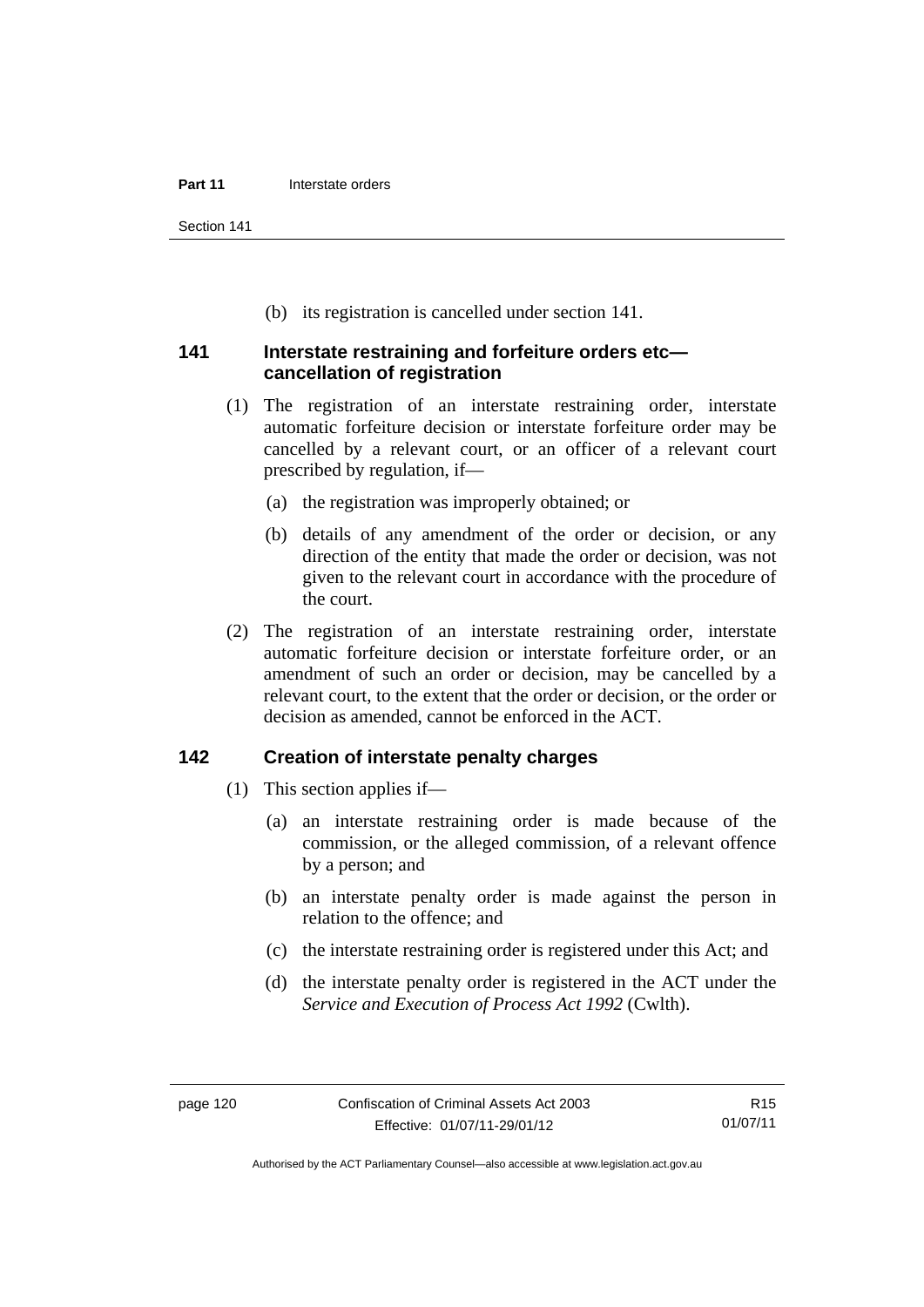(b) its registration is cancelled under section 141.

### 141 Interstate restraining and forfeiture orders etc—cancellation of registration

(1) The registration of an interstate restraining order, interstate automatic forfeiture decision or interstate forfeiture order may be cancelled by a relevant court, or an officer of a relevant court prescribed by regulation, if—

(a) the registration was improperly obtained; or

(b) details of any amendment of the order or decision, or any direction of the entity that made the order or decision, was not given to the relevant court in accordance with the procedure of the court.

(2) The registration of an interstate restraining order, interstate automatic forfeiture decision or interstate forfeiture order, or an amendment of such an order or decision, may be cancelled by a relevant court, to the extent that the order or decision, or the order or decision as amended, cannot be enforced in the ACT.

### 142 Creation of interstate penalty charges

(1) This section applies if—

(a) an interstate restraining order is made because of the commission, or the alleged commission, of a relevant offence by a person; and

(b) an interstate penalty order is made against the person in relation to the offence; and

(c) the interstate restraining order is registered under this Act; and

(d) the interstate penalty order is registered in the ACT under the *Service and Execution of Process Act 1992* (Cwlth).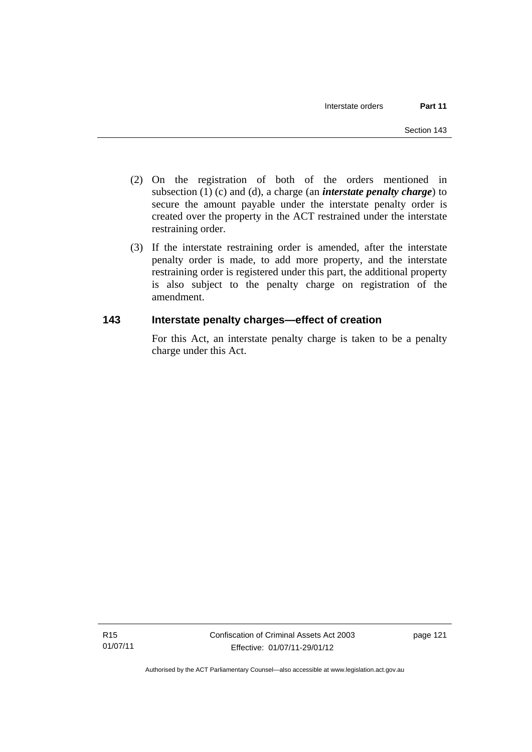(2) On the registration of both of the orders mentioned in subsection (1) (c) and (d), a charge (an ***interstate penalty charge***) to secure the amount payable under the interstate penalty order is created over the property in the ACT restrained under the interstate restraining order.

(3) If the interstate restraining order is amended, after the interstate penalty order is made, to add more property, and the interstate restraining order is registered under this part, the additional property is also subject to the penalty charge on registration of the amendment.

## 143 Interstate penalty charges—effect of creation

For this Act, an interstate penalty charge is taken to be a penalty charge under this Act.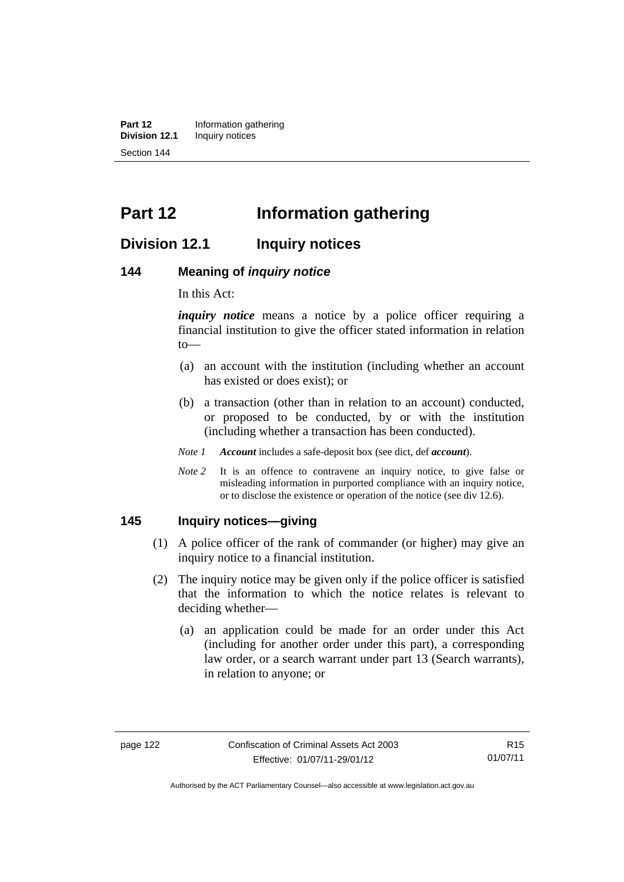# Part 12 Information gathering

## Division 12.1 Inquiry notices

### 144 Meaning of *inquiry notice*

In this Act:

***inquiry notice*** means a notice by a police officer requiring a financial institution to give the officer stated information in relation to—

(a) an account with the institution (including whether an account has existed or does exist); or

(b) a transaction (other than in relation to an account) conducted, or proposed to be conducted, by or with the institution (including whether a transaction has been conducted).

*Note 1* ***Account*** includes a safe-deposit box (see dict, def ***account***).

*Note 2* It is an offence to contravene an inquiry notice, to give false or misleading information in purported compliance with an inquiry notice, or to disclose the existence or operation of the notice (see div 12.6).

### 145 Inquiry notices—giving

(1) A police officer of the rank of commander (or higher) may give an inquiry notice to a financial institution.

(2) The inquiry notice may be given only if the police officer is satisfied that the information to which the notice relates is relevant to deciding whether—

(a) an application could be made for an order under this Act (including for another order under this part), a corresponding law order, or a search warrant under part 13 (Search warrants), in relation to anyone; or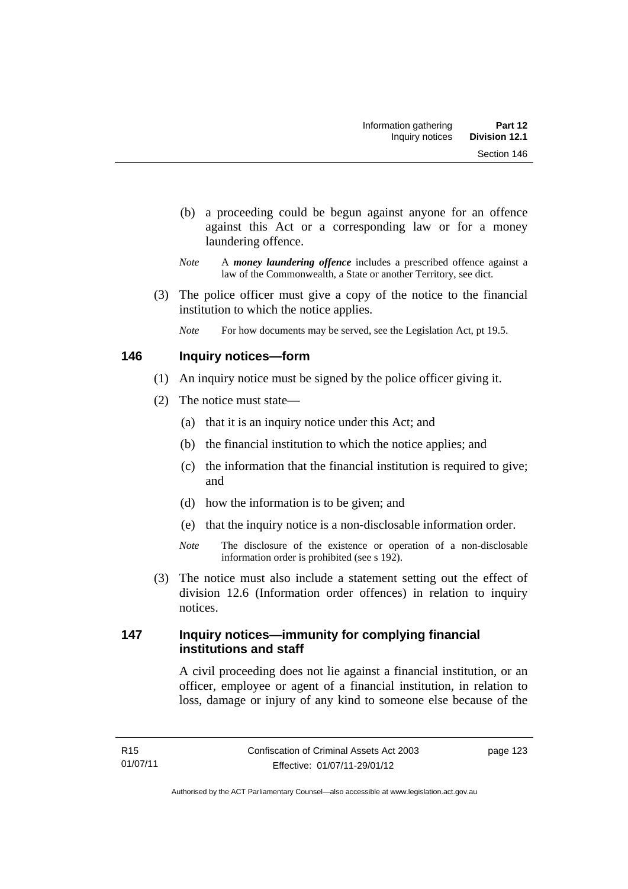(b) a proceeding could be begun against anyone for an offence against this Act or a corresponding law or for a money laundering offence.

*Note* A ***money laundering offence*** includes a prescribed offence against a law of the Commonwealth, a State or another Territory, see dict.

(3) The police officer must give a copy of the notice to the financial institution to which the notice applies.

*Note* For how documents may be served, see the Legislation Act, pt 19.5.

## 146 Inquiry notices—form

(1) An inquiry notice must be signed by the police officer giving it.

(2) The notice must state—

(a) that it is an inquiry notice under this Act; and

(b) the financial institution to which the notice applies; and

(c) the information that the financial institution is required to give; and

(d) how the information is to be given; and

(e) that the inquiry notice is a non-disclosable information order.

*Note* The disclosure of the existence or operation of a non-disclosable information order is prohibited (see s 192).

(3) The notice must also include a statement setting out the effect of division 12.6 (Information order offences) in relation to inquiry notices.

## 147 Inquiry notices—immunity for complying financial institutions and staff

A civil proceeding does not lie against a financial institution, or an officer, employee or agent of a financial institution, in relation to loss, damage or injury of any kind to someone else because of the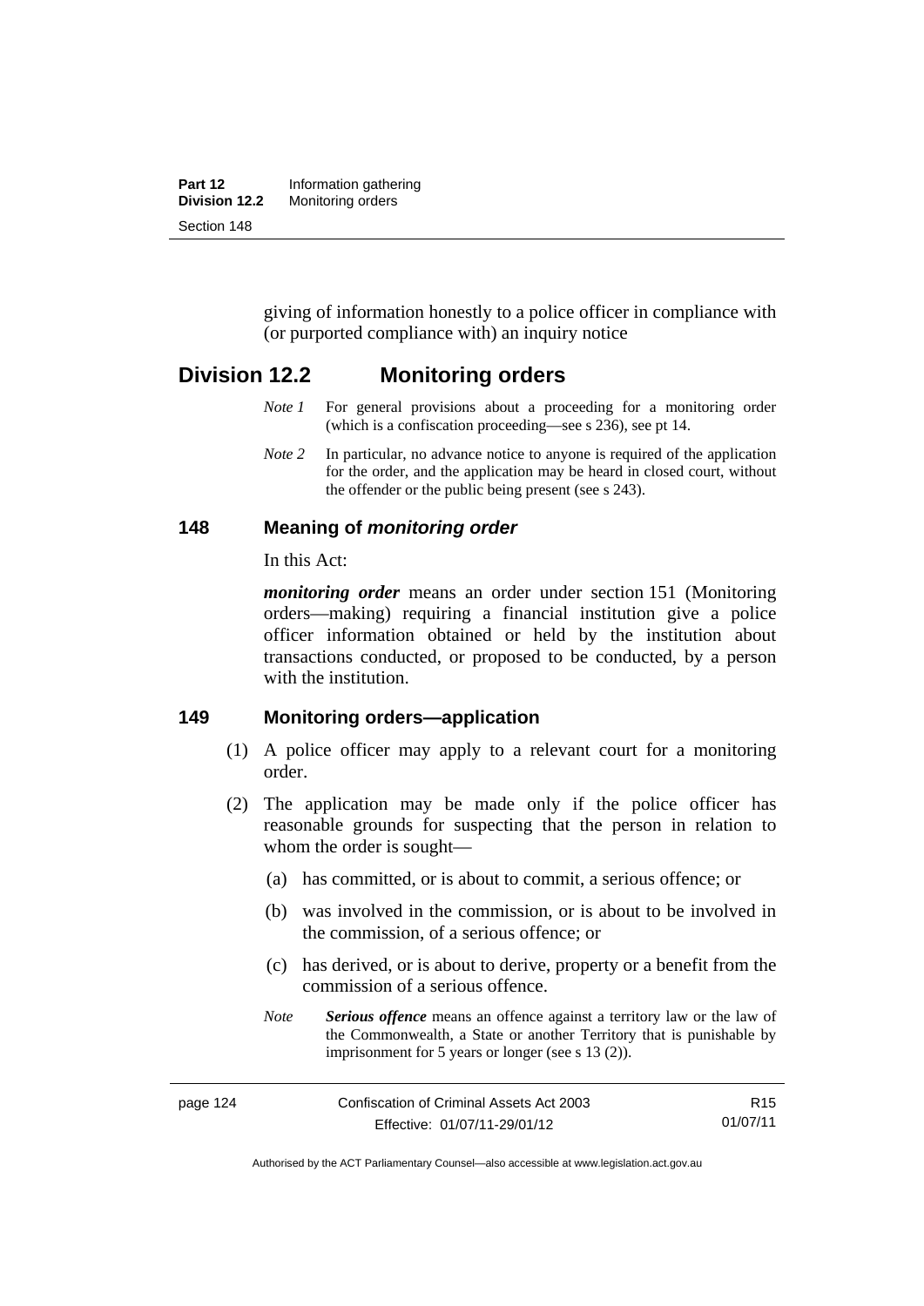giving of information honestly to a police officer in compliance with (or purported compliance with) an inquiry notice

## Division 12.2 Monitoring orders

*Note 1* For general provisions about a proceeding for a monitoring order (which is a confiscation proceeding—see s 236), see pt 14.

*Note 2* In particular, no advance notice to anyone is required of the application for the order, and the application may be heard in closed court, without the offender or the public being present (see s 243).

### 148 Meaning of *monitoring order*

In this Act:

***monitoring order*** means an order under section 151 (Monitoring orders—making) requiring a financial institution give a police officer information obtained or held by the institution about transactions conducted, or proposed to be conducted, by a person with the institution.

### 149 Monitoring orders—application

(1) A police officer may apply to a relevant court for a monitoring order.

(2) The application may be made only if the police officer has reasonable grounds for suspecting that the person in relation to whom the order is sought—

(a) has committed, or is about to commit, a serious offence; or

(b) was involved in the commission, or is about to be involved in the commission, of a serious offence; or

(c) has derived, or is about to derive, property or a benefit from the commission of a serious offence.

*Note* ***Serious offence*** means an offence against a territory law or the law of the Commonwealth, a State or another Territory that is punishable by imprisonment for 5 years or longer (see s 13 (2)).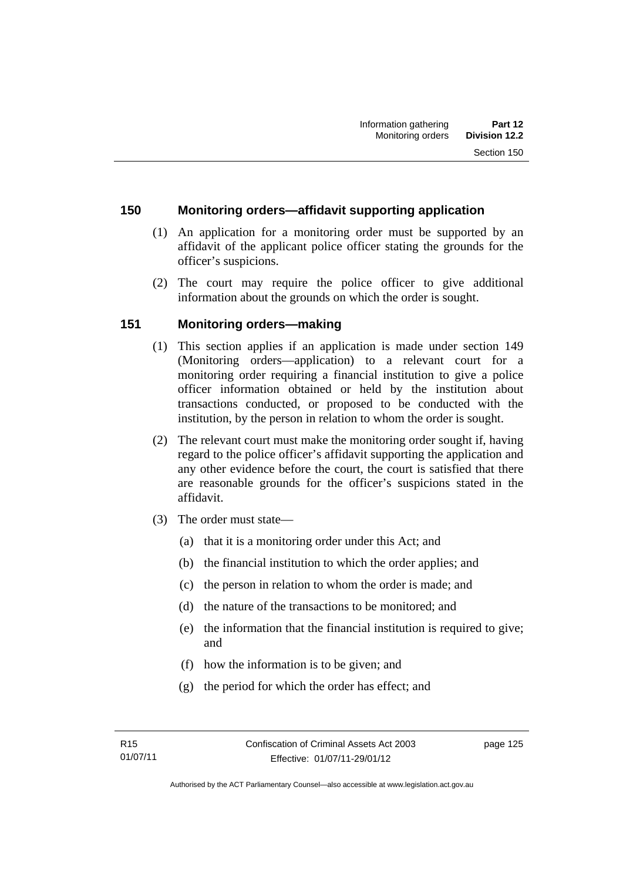## 150 Monitoring orders—affidavit supporting application

(1) An application for a monitoring order must be supported by an affidavit of the applicant police officer stating the grounds for the officer's suspicions.

(2) The court may require the police officer to give additional information about the grounds on which the order is sought.

## 151 Monitoring orders—making

(1) This section applies if an application is made under section 149 (Monitoring orders—application) to a relevant court for a monitoring order requiring a financial institution to give a police officer information obtained or held by the institution about transactions conducted, or proposed to be conducted with the institution, by the person in relation to whom the order is sought.

(2) The relevant court must make the monitoring order sought if, having regard to the police officer's affidavit supporting the application and any other evidence before the court, the court is satisfied that there are reasonable grounds for the officer's suspicions stated in the affidavit.

(3) The order must state—

(a) that it is a monitoring order under this Act; and

(b) the financial institution to which the order applies; and

(c) the person in relation to whom the order is made; and

(d) the nature of the transactions to be monitored; and

(e) the information that the financial institution is required to give; and

(f) how the information is to be given; and

(g) the period for which the order has effect; and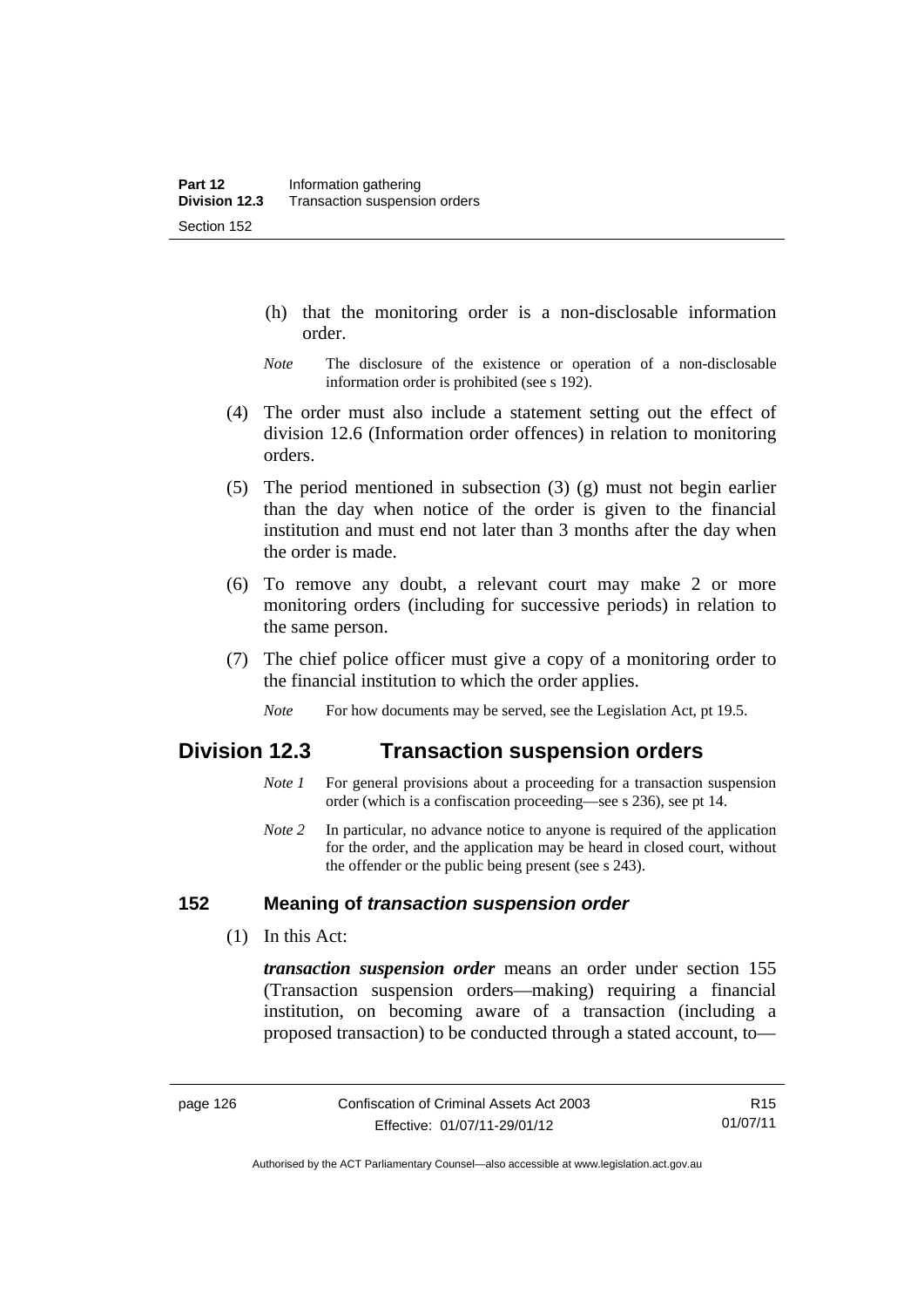(h) that the monitoring order is a non-disclosable information order.

*Note* The disclosure of the existence or operation of a non-disclosable information order is prohibited (see s 192).

(4) The order must also include a statement setting out the effect of division 12.6 (Information order offences) in relation to monitoring orders.

(5) The period mentioned in subsection (3) (g) must not begin earlier than the day when notice of the order is given to the financial institution and must end not later than 3 months after the day when the order is made.

(6) To remove any doubt, a relevant court may make 2 or more monitoring orders (including for successive periods) in relation to the same person.

(7) The chief police officer must give a copy of a monitoring order to the financial institution to which the order applies.

*Note* For how documents may be served, see the Legislation Act, pt 19.5.

## Division 12.3 Transaction suspension orders

*Note 1* For general provisions about a proceeding for a transaction suspension order (which is a confiscation proceeding—see s 236), see pt 14.

*Note 2* In particular, no advance notice to anyone is required of the application for the order, and the application may be heard in closed court, without the offender or the public being present (see s 243).

### 152 Meaning of *transaction suspension order*

(1) In this Act:

***transaction suspension order*** means an order under section 155 (Transaction suspension orders—making) requiring a financial institution, on becoming aware of a transaction (including a proposed transaction) to be conducted through a stated account, to—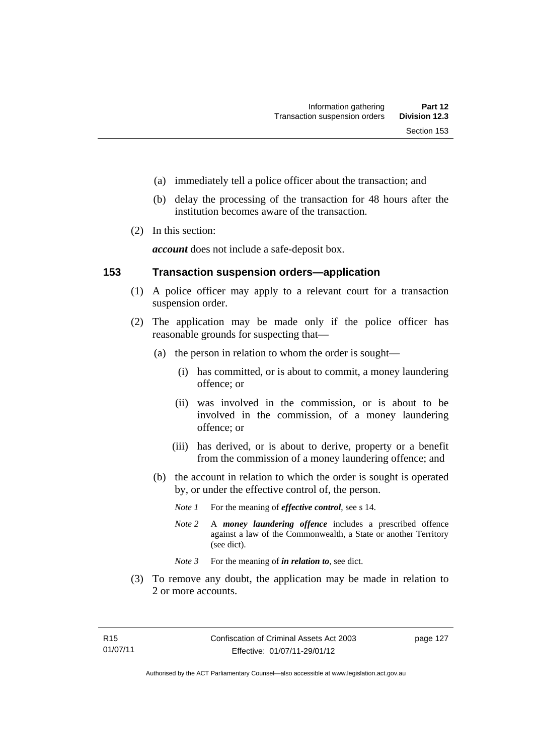(a) immediately tell a police officer about the transaction; and

(b) delay the processing of the transaction for 48 hours after the institution becomes aware of the transaction.

(2) In this section:

***account*** does not include a safe-deposit box.

## 153 Transaction suspension orders—application

(1) A police officer may apply to a relevant court for a transaction suspension order.

(2) The application may be made only if the police officer has reasonable grounds for suspecting that—

(a) the person in relation to whom the order is sought—

(i) has committed, or is about to commit, a money laundering offence; or

(ii) was involved in the commission, or is about to be involved in the commission, of a money laundering offence; or

(iii) has derived, or is about to derive, property or a benefit from the commission of a money laundering offence; and

(b) the account in relation to which the order is sought is operated by, or under the effective control of, the person.

*Note 1* For the meaning of ***effective control***, see s 14.

*Note 2* A ***money laundering offence*** includes a prescribed offence against a law of the Commonwealth, a State or another Territory (see dict).

*Note 3* For the meaning of ***in relation to***, see dict.

(3) To remove any doubt, the application may be made in relation to 2 or more accounts.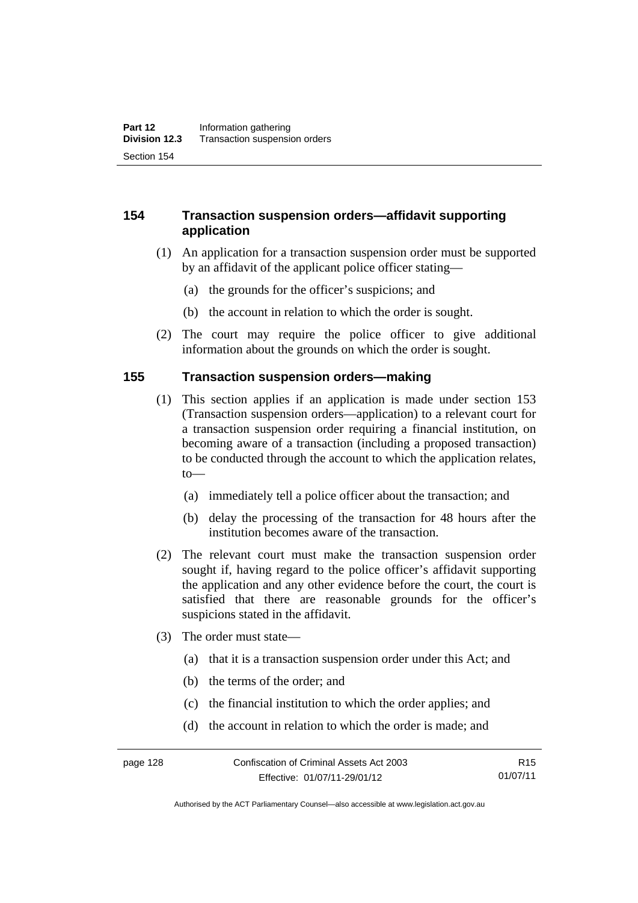## 154 Transaction suspension orders—affidavit supporting application

(1) An application for a transaction suspension order must be supported by an affidavit of the applicant police officer stating—

(a) the grounds for the officer's suspicions; and

(b) the account in relation to which the order is sought.

(2) The court may require the police officer to give additional information about the grounds on which the order is sought.

## 155 Transaction suspension orders—making

(1) This section applies if an application is made under section 153 (Transaction suspension orders—application) to a relevant court for a transaction suspension order requiring a financial institution, on becoming aware of a transaction (including a proposed transaction) to be conducted through the account to which the application relates, to—

(a) immediately tell a police officer about the transaction; and

(b) delay the processing of the transaction for 48 hours after the institution becomes aware of the transaction.

(2) The relevant court must make the transaction suspension order sought if, having regard to the police officer's affidavit supporting the application and any other evidence before the court, the court is satisfied that there are reasonable grounds for the officer's suspicions stated in the affidavit.

(3) The order must state—

(a) that it is a transaction suspension order under this Act; and

(b) the terms of the order; and

(c) the financial institution to which the order applies; and

(d) the account in relation to which the order is made; and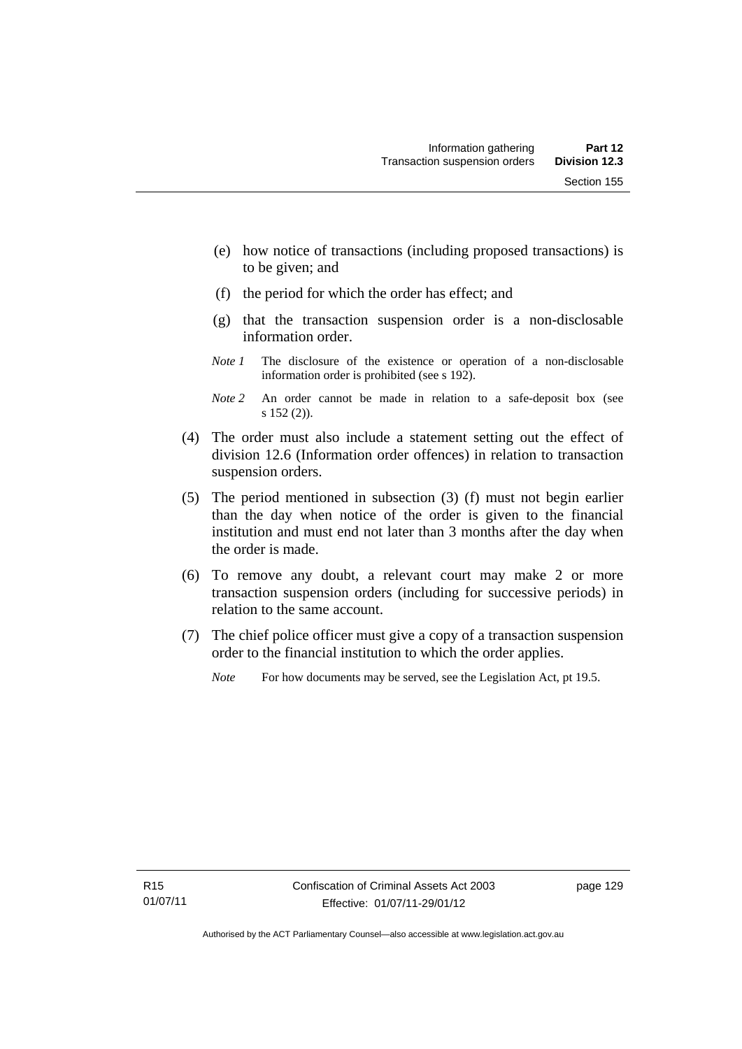(e) how notice of transactions (including proposed transactions) is to be given; and

(f) the period for which the order has effect; and

(g) that the transaction suspension order is a non-disclosable information order.

*Note 1* The disclosure of the existence or operation of a non-disclosable information order is prohibited (see s 192).

*Note 2* An order cannot be made in relation to a safe-deposit box (see s 152 (2)).

(4) The order must also include a statement setting out the effect of division 12.6 (Information order offences) in relation to transaction suspension orders.

(5) The period mentioned in subsection (3) (f) must not begin earlier than the day when notice of the order is given to the financial institution and must end not later than 3 months after the day when the order is made.

(6) To remove any doubt, a relevant court may make 2 or more transaction suspension orders (including for successive periods) in relation to the same account.

(7) The chief police officer must give a copy of a transaction suspension order to the financial institution to which the order applies.

*Note* For how documents may be served, see the Legislation Act, pt 19.5.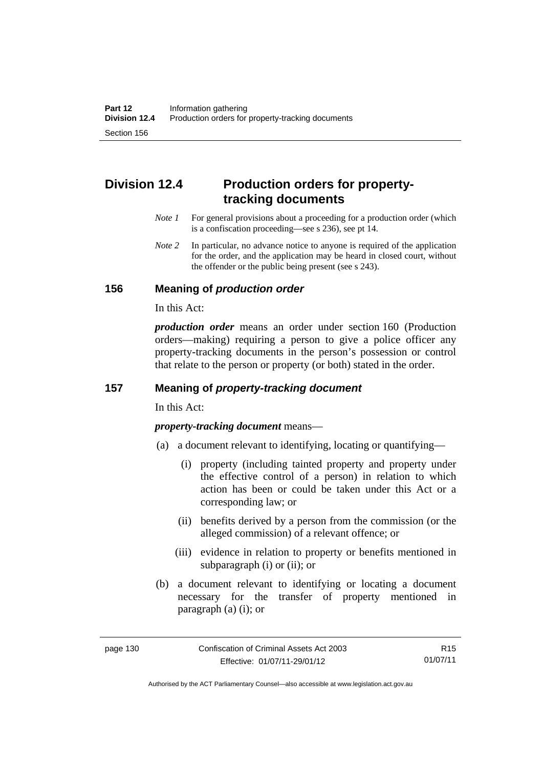# Division 12.4 Production orders for property-tracking documents

*Note 1* For general provisions about a proceeding for a production order (which is a confiscation proceeding—see s 236), see pt 14.

*Note 2* In particular, no advance notice to anyone is required of the application for the order, and the application may be heard in closed court, without the offender or the public being present (see s 243).

## 156 Meaning of *production order*

In this Act:

***production order*** means an order under section 160 (Production orders—making) requiring a person to give a police officer any property-tracking documents in the person's possession or control that relate to the person or property (or both) stated in the order.

## 157 Meaning of *property-tracking document*

In this Act:

***property-tracking document*** means—

(a) a document relevant to identifying, locating or quantifying—

(i) property (including tainted property and property under the effective control of a person) in relation to which action has been or could be taken under this Act or a corresponding law; or

(ii) benefits derived by a person from the commission (or the alleged commission) of a relevant offence; or

(iii) evidence in relation to property or benefits mentioned in subparagraph (i) or (ii); or

(b) a document relevant to identifying or locating a document necessary for the transfer of property mentioned in paragraph (a) (i); or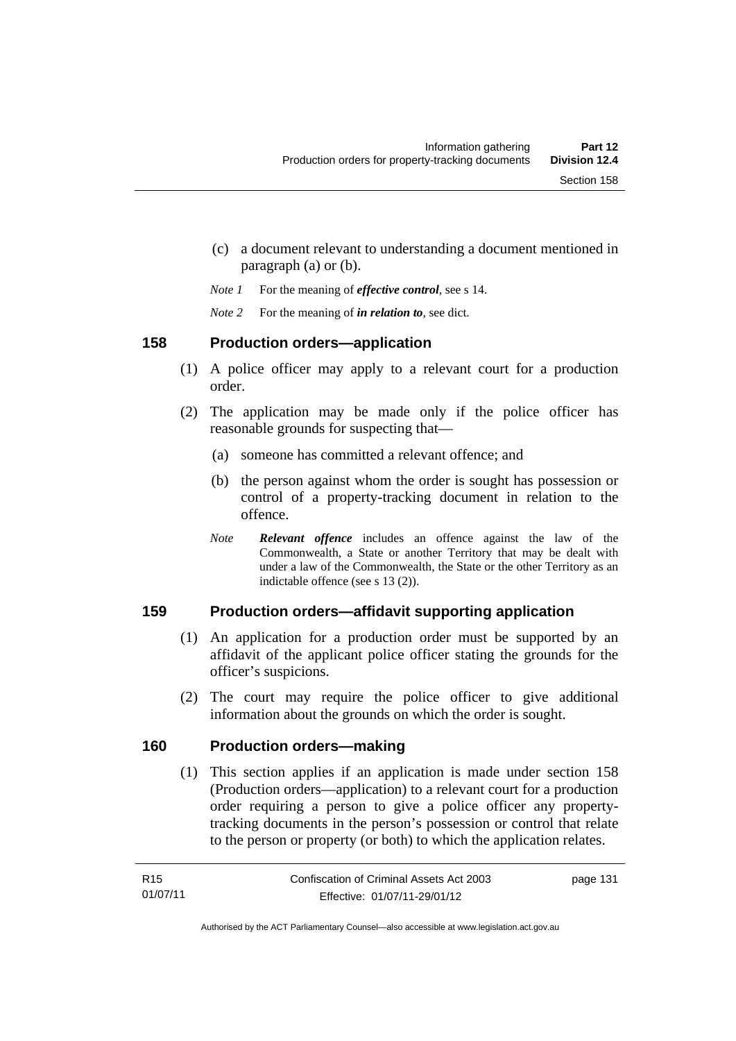(c) a document relevant to understanding a document mentioned in paragraph (a) or (b).

*Note 1* For the meaning of ***effective control***, see s 14.

*Note 2* For the meaning of ***in relation to***, see dict.

## 158 Production orders—application

(1) A police officer may apply to a relevant court for a production order.

(2) The application may be made only if the police officer has reasonable grounds for suspecting that—

(a) someone has committed a relevant offence; and

(b) the person against whom the order is sought has possession or control of a property-tracking document in relation to the offence.

*Note* ***Relevant offence*** includes an offence against the law of the Commonwealth, a State or another Territory that may be dealt with under a law of the Commonwealth, the State or the other Territory as an indictable offence (see s 13 (2)).

## 159 Production orders—affidavit supporting application

(1) An application for a production order must be supported by an affidavit of the applicant police officer stating the grounds for the officer's suspicions.

(2) The court may require the police officer to give additional information about the grounds on which the order is sought.

## 160 Production orders—making

(1) This section applies if an application is made under section 158 (Production orders—application) to a relevant court for a production order requiring a person to give a police officer any property-tracking documents in the person's possession or control that relate to the person or property (or both) to which the application relates.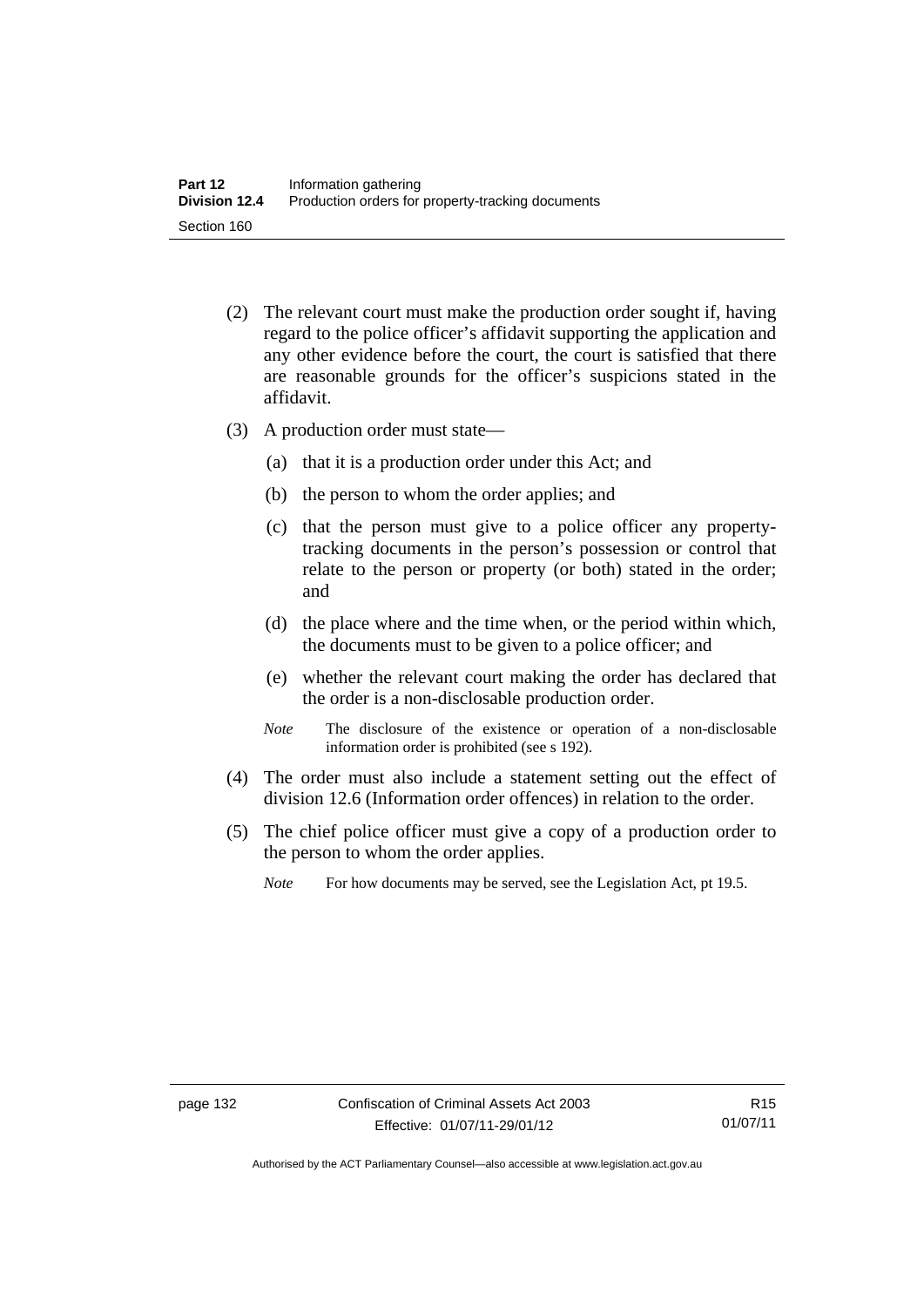(2) The relevant court must make the production order sought if, having regard to the police officer's affidavit supporting the application and any other evidence before the court, the court is satisfied that there are reasonable grounds for the officer's suspicions stated in the affidavit.

(3) A production order must state—

(a) that it is a production order under this Act; and

(b) the person to whom the order applies; and

(c) that the person must give to a police officer any property-tracking documents in the person's possession or control that relate to the person or property (or both) stated in the order; and

(d) the place where and the time when, or the period within which, the documents must to be given to a police officer; and

(e) whether the relevant court making the order has declared that the order is a non-disclosable production order.

*Note* The disclosure of the existence or operation of a non-disclosable information order is prohibited (see s 192).

(4) The order must also include a statement setting out the effect of division 12.6 (Information order offences) in relation to the order.

(5) The chief police officer must give a copy of a production order to the person to whom the order applies.

*Note* For how documents may be served, see the Legislation Act, pt 19.5.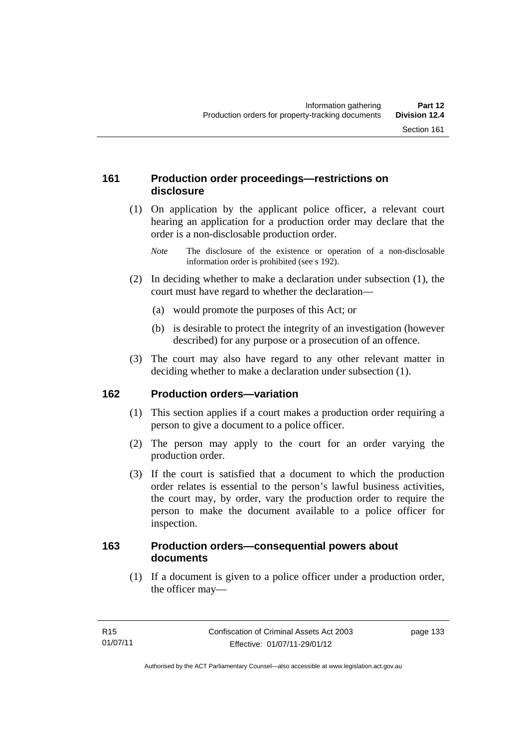## 161 Production order proceedings—restrictions on disclosure

(1) On application by the applicant police officer, a relevant court hearing an application for a production order may declare that the order is a non-disclosable production order.

*Note* The disclosure of the existence or operation of a non-disclosable information order is prohibited (see s 192).

(2) In deciding whether to make a declaration under subsection (1), the court must have regard to whether the declaration—

(a) would promote the purposes of this Act; or

(b) is desirable to protect the integrity of an investigation (however described) for any purpose or a prosecution of an offence.

(3) The court may also have regard to any other relevant matter in deciding whether to make a declaration under subsection (1).

## 162 Production orders—variation

(1) This section applies if a court makes a production order requiring a person to give a document to a police officer.

(2) The person may apply to the court for an order varying the production order.

(3) If the court is satisfied that a document to which the production order relates is essential to the person's lawful business activities, the court may, by order, vary the production order to require the person to make the document available to a police officer for inspection.

## 163 Production orders—consequential powers about documents

(1) If a document is given to a police officer under a production order, the officer may—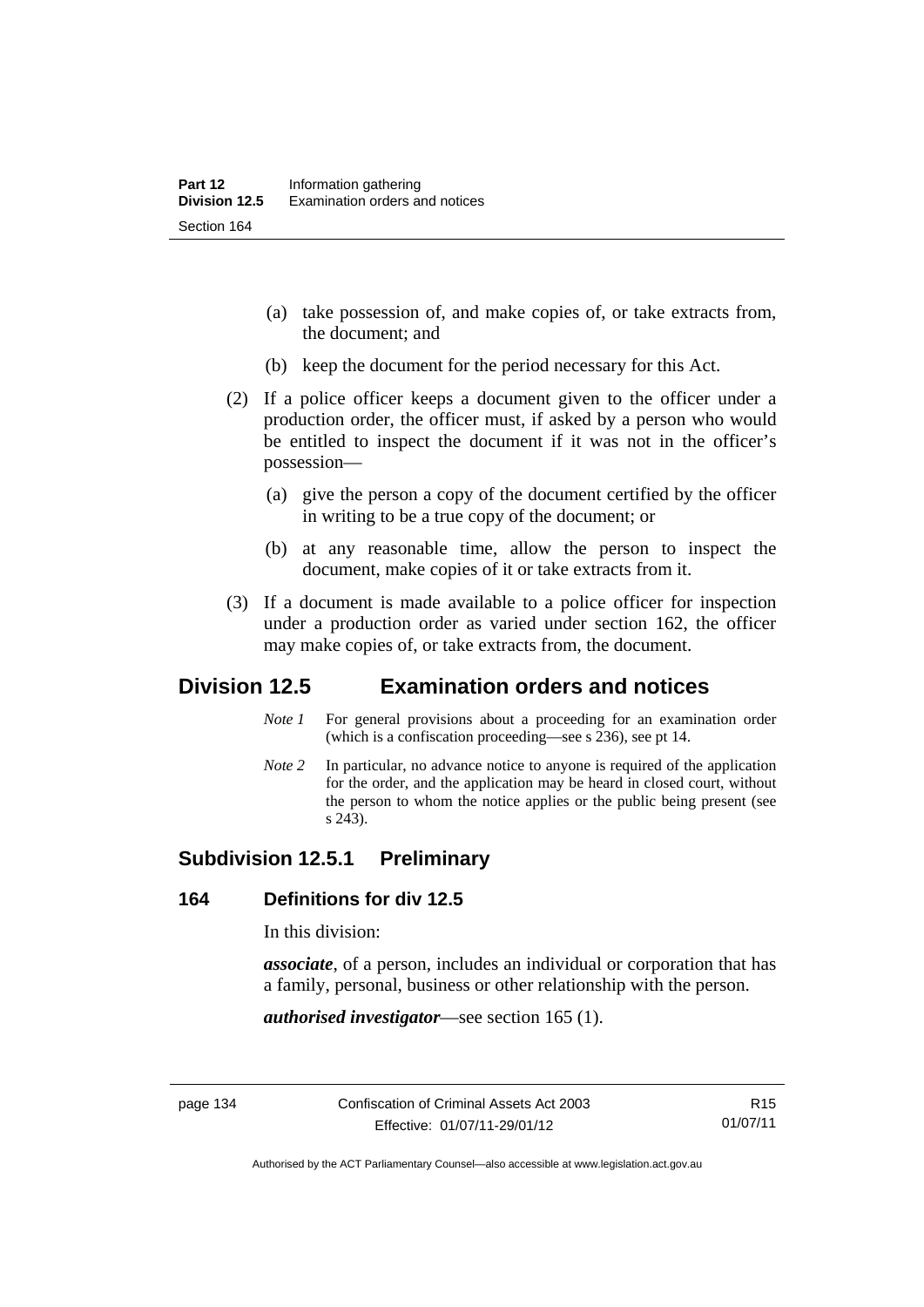(a) take possession of, and make copies of, or take extracts from, the document; and

(b) keep the document for the period necessary for this Act.

(2) If a police officer keeps a document given to the officer under a production order, the officer must, if asked by a person who would be entitled to inspect the document if it was not in the officer's possession—

(a) give the person a copy of the document certified by the officer in writing to be a true copy of the document; or

(b) at any reasonable time, allow the person to inspect the document, make copies of it or take extracts from it.

(3) If a document is made available to a police officer for inspection under a production order as varied under section 162, the officer may make copies of, or take extracts from, the document.

## Division 12.5 Examination orders and notices

*Note 1* For general provisions about a proceeding for an examination order (which is a confiscation proceeding—see s 236), see pt 14.

*Note 2* In particular, no advance notice to anyone is required of the application for the order, and the application may be heard in closed court, without the person to whom the notice applies or the public being present (see s 243).

### Subdivision 12.5.1 Preliminary

#### 164 Definitions for div 12.5

In this division:

***associate***, of a person, includes an individual or corporation that has a family, personal, business or other relationship with the person.

***authorised investigator***—see section 165 (1).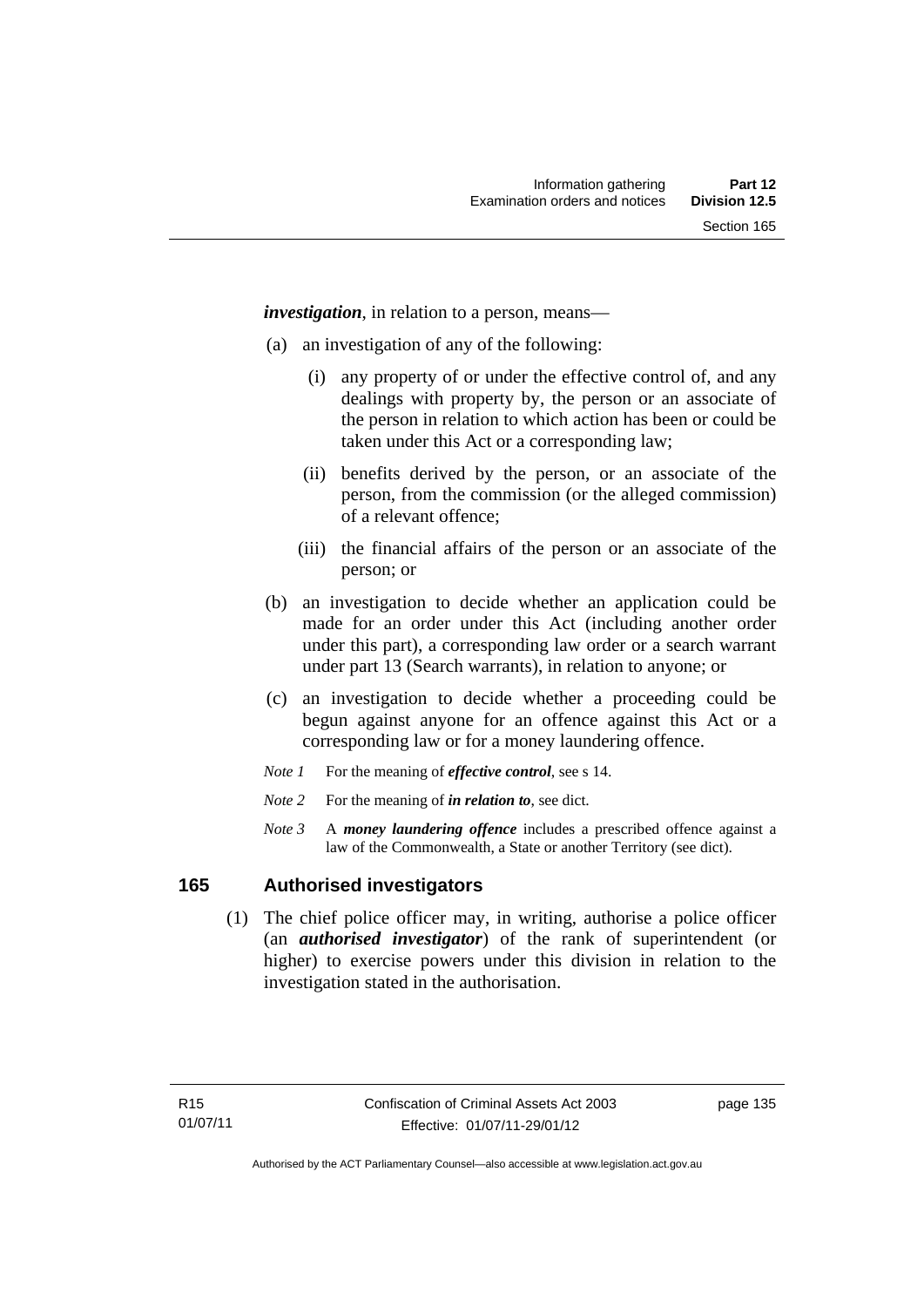***investigation***, in relation to a person, means—

(a) an investigation of any of the following:

(i) any property of or under the effective control of, and any dealings with property by, the person or an associate of the person in relation to which action has been or could be taken under this Act or a corresponding law;

(ii) benefits derived by the person, or an associate of the person, from the commission (or the alleged commission) of a relevant offence;

(iii) the financial affairs of the person or an associate of the person; or

(b) an investigation to decide whether an application could be made for an order under this Act (including another order under this part), a corresponding law order or a search warrant under part 13 (Search warrants), in relation to anyone; or

(c) an investigation to decide whether a proceeding could be begun against anyone for an offence against this Act or a corresponding law or for a money laundering offence.

*Note 1* For the meaning of ***effective control***, see s 14.

*Note 2* For the meaning of ***in relation to***, see dict.

*Note 3* A ***money laundering offence*** includes a prescribed offence against a law of the Commonwealth, a State or another Territory (see dict).

## 165 Authorised investigators

(1) The chief police officer may, in writing, authorise a police officer (an ***authorised investigator***) of the rank of superintendent (or higher) to exercise powers under this division in relation to the investigation stated in the authorisation.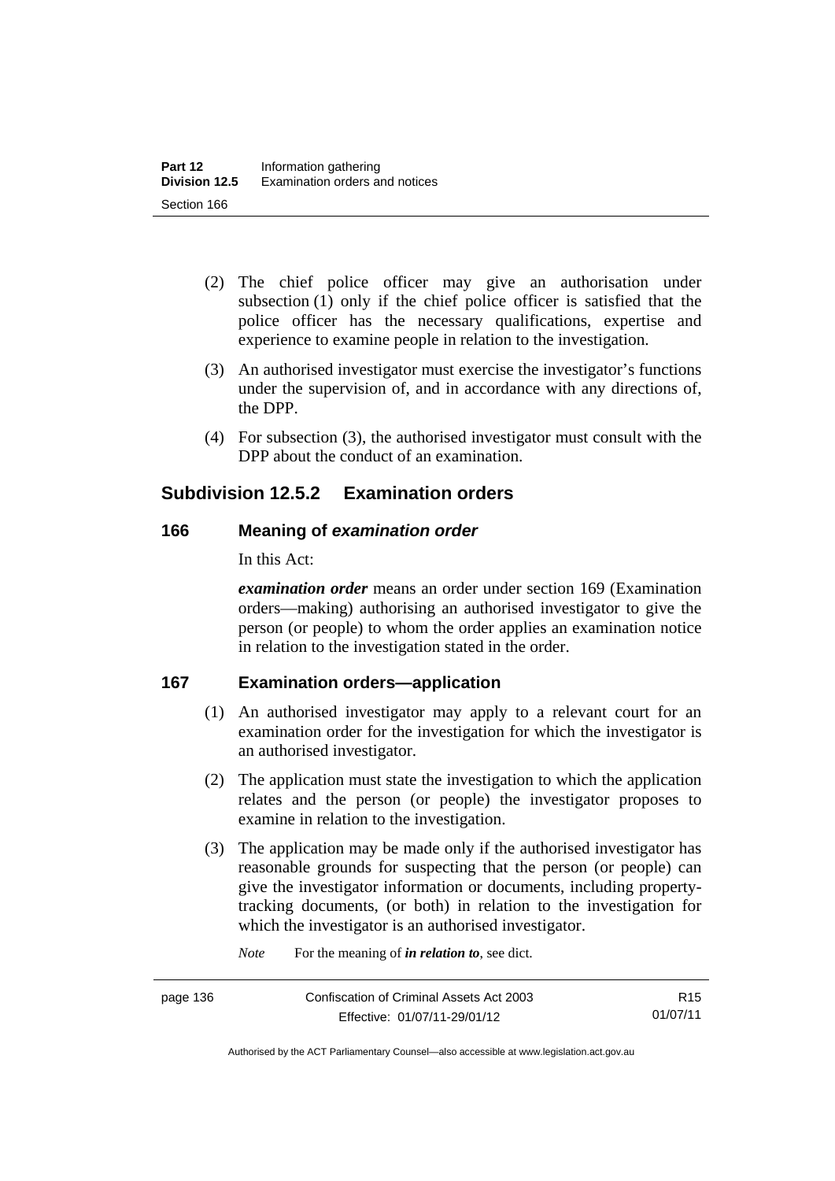(2) The chief police officer may give an authorisation under subsection (1) only if the chief police officer is satisfied that the police officer has the necessary qualifications, expertise and experience to examine people in relation to the investigation.

(3) An authorised investigator must exercise the investigator's functions under the supervision of, and in accordance with any directions of, the DPP.

(4) For subsection (3), the authorised investigator must consult with the DPP about the conduct of an examination.

## Subdivision 12.5.2 Examination orders

### 166 Meaning of *examination order*

In this Act:

***examination order*** means an order under section 169 (Examination orders—making) authorising an authorised investigator to give the person (or people) to whom the order applies an examination notice in relation to the investigation stated in the order.

### 167 Examination orders—application

(1) An authorised investigator may apply to a relevant court for an examination order for the investigation for which the investigator is an authorised investigator.

(2) The application must state the investigation to which the application relates and the person (or people) the investigator proposes to examine in relation to the investigation.

(3) The application may be made only if the authorised investigator has reasonable grounds for suspecting that the person (or people) can give the investigator information or documents, including property-tracking documents, (or both) in relation to the investigation for which the investigator is an authorised investigator.

*Note* For the meaning of ***in relation to***, see dict.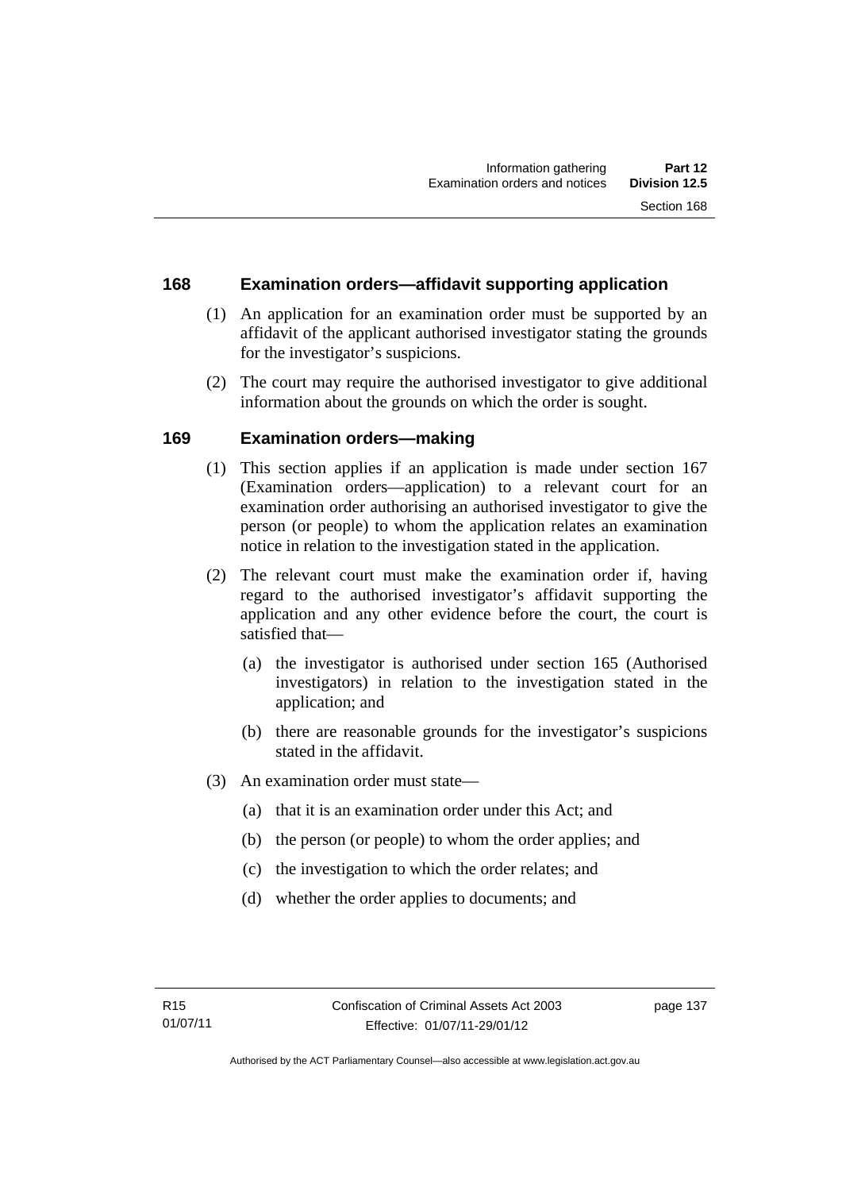## 168 Examination orders—affidavit supporting application

(1) An application for an examination order must be supported by an affidavit of the applicant authorised investigator stating the grounds for the investigator's suspicions.

(2) The court may require the authorised investigator to give additional information about the grounds on which the order is sought.

## 169 Examination orders—making

(1) This section applies if an application is made under section 167 (Examination orders—application) to a relevant court for an examination order authorising an authorised investigator to give the person (or people) to whom the application relates an examination notice in relation to the investigation stated in the application.

(2) The relevant court must make the examination order if, having regard to the authorised investigator's affidavit supporting the application and any other evidence before the court, the court is satisfied that—

- (a) the investigator is authorised under section 165 (Authorised investigators) in relation to the investigation stated in the application; and
- (b) there are reasonable grounds for the investigator's suspicions stated in the affidavit.

(3) An examination order must state—

- (a) that it is an examination order under this Act; and
- (b) the person (or people) to whom the order applies; and
- (c) the investigation to which the order relates; and
- (d) whether the order applies to documents; and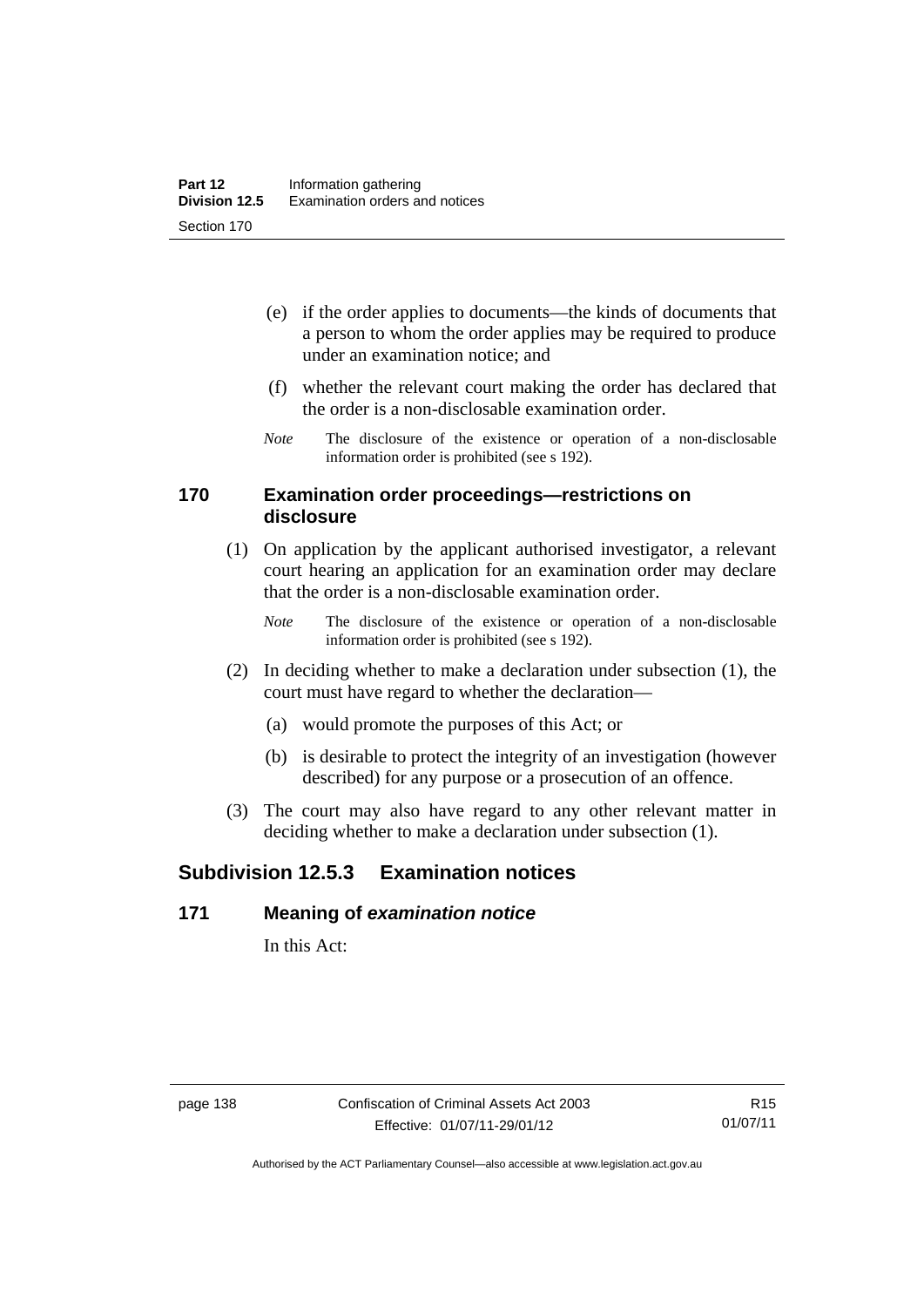(e) if the order applies to documents—the kinds of documents that a person to whom the order applies may be required to produce under an examination notice; and

(f) whether the relevant court making the order has declared that the order is a non-disclosable examination order.

*Note* The disclosure of the existence or operation of a non-disclosable information order is prohibited (see s 192).

### 170 Examination order proceedings—restrictions on disclosure

(1) On application by the applicant authorised investigator, a relevant court hearing an application for an examination order may declare that the order is a non-disclosable examination order.

*Note* The disclosure of the existence or operation of a non-disclosable information order is prohibited (see s 192).

(2) In deciding whether to make a declaration under subsection (1), the court must have regard to whether the declaration—

(a) would promote the purposes of this Act; or

(b) is desirable to protect the integrity of an investigation (however described) for any purpose or a prosecution of an offence.

(3) The court may also have regard to any other relevant matter in deciding whether to make a declaration under subsection (1).

## Subdivision 12.5.3 Examination notices

### 171 Meaning of *examination notice*

In this Act: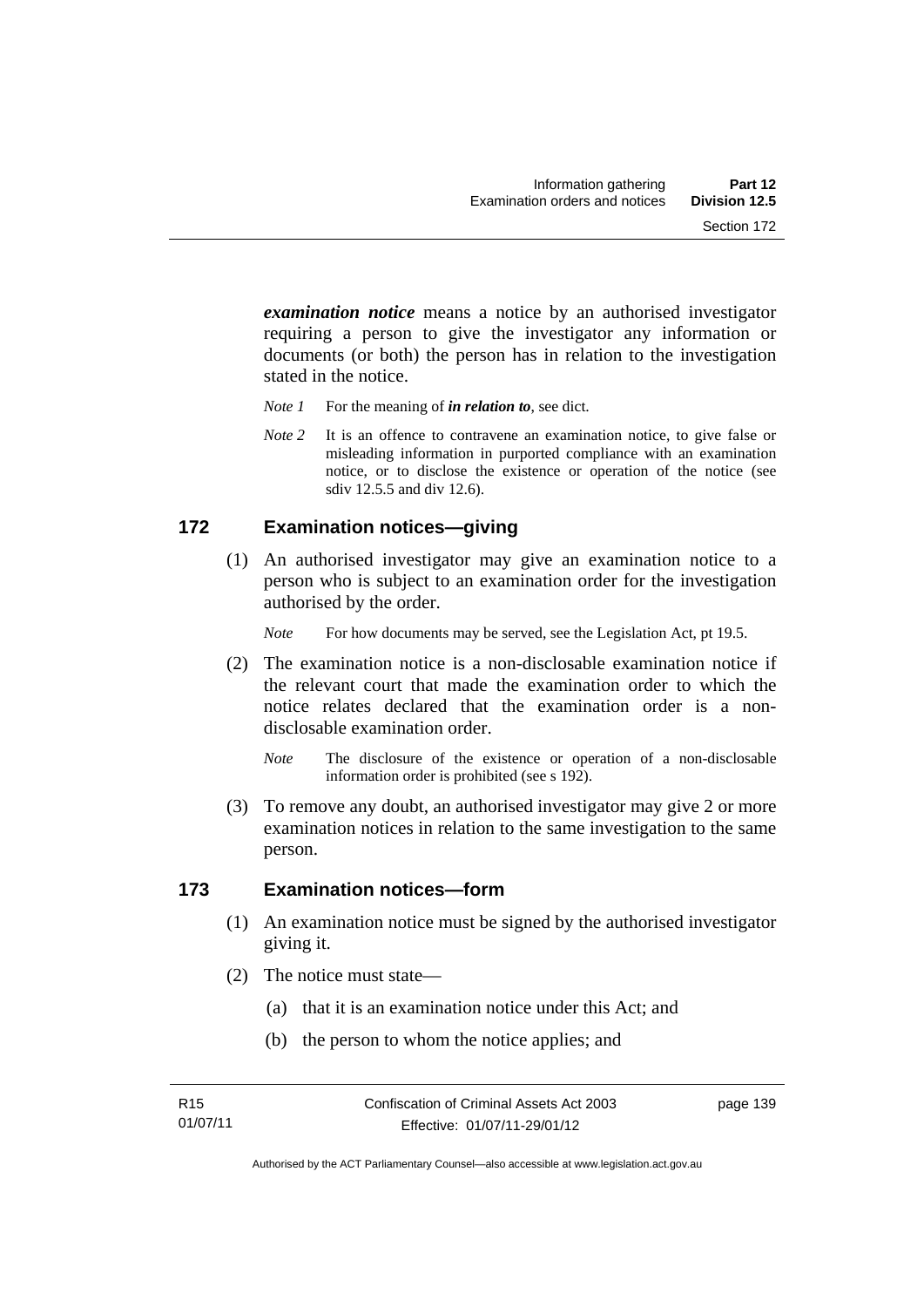***examination notice*** means a notice by an authorised investigator requiring a person to give the investigator any information or documents (or both) the person has in relation to the investigation stated in the notice.

*Note 1* For the meaning of ***in relation to***, see dict.

*Note 2* It is an offence to contravene an examination notice, to give false or misleading information in purported compliance with an examination notice, or to disclose the existence or operation of the notice (see sdiv 12.5.5 and div 12.6).

## 172 Examination notices—giving

(1) An authorised investigator may give an examination notice to a person who is subject to an examination order for the investigation authorised by the order.

*Note* For how documents may be served, see the Legislation Act, pt 19.5.

(2) The examination notice is a non-disclosable examination notice if the relevant court that made the examination order to which the notice relates declared that the examination order is a non-disclosable examination order.

*Note* The disclosure of the existence or operation of a non-disclosable information order is prohibited (see s 192).

(3) To remove any doubt, an authorised investigator may give 2 or more examination notices in relation to the same investigation to the same person.

## 173 Examination notices—form

(1) An examination notice must be signed by the authorised investigator giving it.

(2) The notice must state—

(a) that it is an examination notice under this Act; and

(b) the person to whom the notice applies; and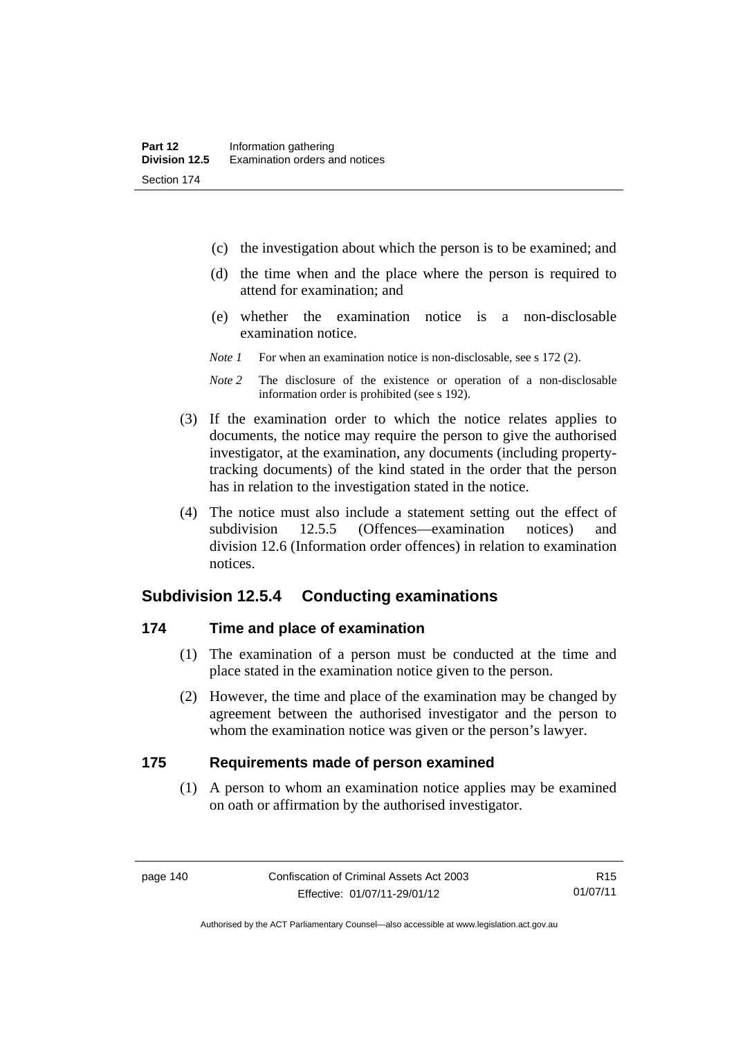(c) the investigation about which the person is to be examined; and

(d) the time when and the place where the person is required to attend for examination; and

(e) whether the examination notice is a non-disclosable examination notice.

*Note 1* For when an examination notice is non-disclosable, see s 172 (2).

*Note 2* The disclosure of the existence or operation of a non-disclosable information order is prohibited (see s 192).

(3) If the examination order to which the notice relates applies to documents, the notice may require the person to give the authorised investigator, at the examination, any documents (including property-tracking documents) of the kind stated in the order that the person has in relation to the investigation stated in the notice.

(4) The notice must also include a statement setting out the effect of subdivision 12.5.5 (Offences—examination notices) and division 12.6 (Information order offences) in relation to examination notices.

## Subdivision 12.5.4 Conducting examinations

### 174 Time and place of examination

(1) The examination of a person must be conducted at the time and place stated in the examination notice given to the person.

(2) However, the time and place of the examination may be changed by agreement between the authorised investigator and the person to whom the examination notice was given or the person's lawyer.

### 175 Requirements made of person examined

(1) A person to whom an examination notice applies may be examined on oath or affirmation by the authorised investigator.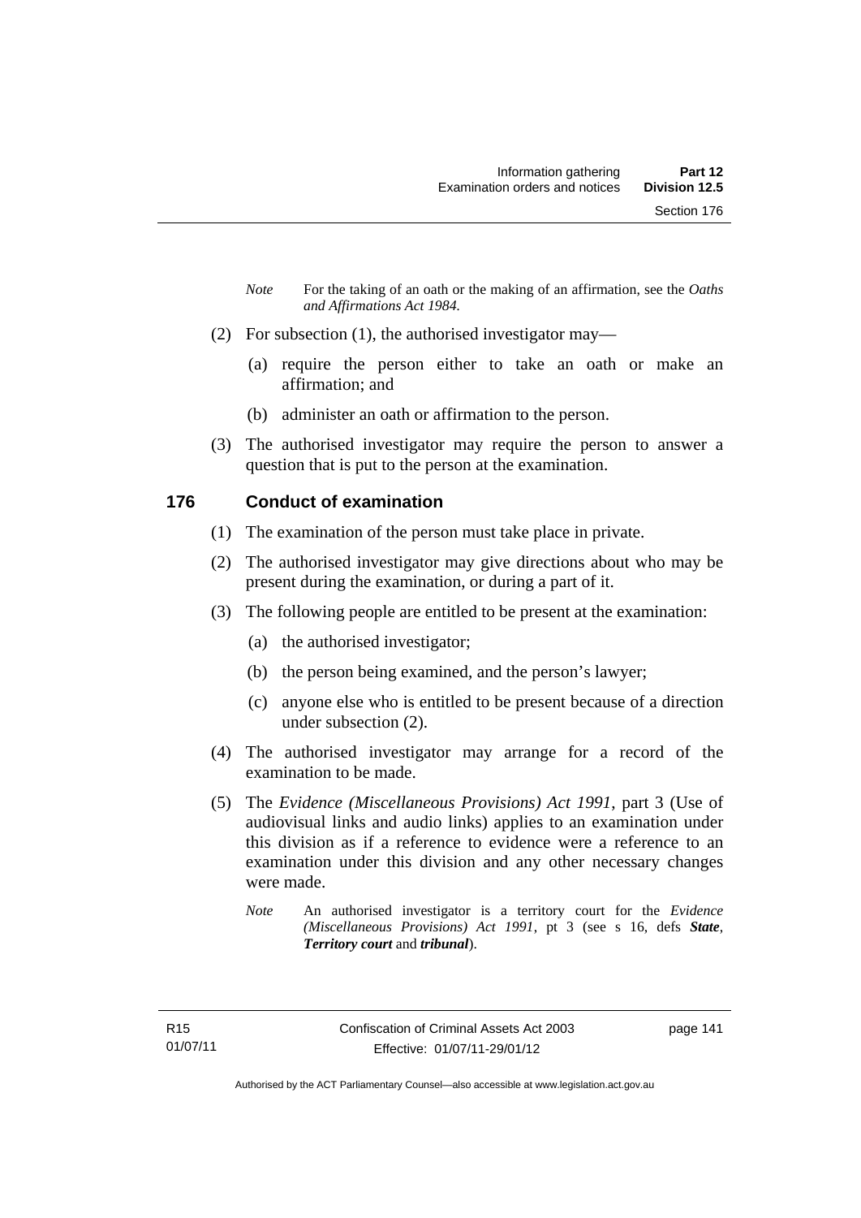*Note* For the taking of an oath or the making of an affirmation, see the *Oaths and Affirmations Act 1984.*

(2) For subsection (1), the authorised investigator may—

(a) require the person either to take an oath or make an affirmation; and

(b) administer an oath or affirmation to the person.

(3) The authorised investigator may require the person to answer a question that is put to the person at the examination.

### 176 Conduct of examination

(1) The examination of the person must take place in private.

(2) The authorised investigator may give directions about who may be present during the examination, or during a part of it.

(3) The following people are entitled to be present at the examination:

(a) the authorised investigator;

(b) the person being examined, and the person's lawyer;

(c) anyone else who is entitled to be present because of a direction under subsection (2).

(4) The authorised investigator may arrange for a record of the examination to be made.

(5) The *Evidence (Miscellaneous Provisions) Act 1991*, part 3 (Use of audiovisual links and audio links) applies to an examination under this division as if a reference to evidence were a reference to an examination under this division and any other necessary changes were made.

*Note* An authorised investigator is a territory court for the *Evidence (Miscellaneous Provisions) Act 1991*, pt 3 (see s 16, defs ***State***, ***Territory court*** and ***tribunal***).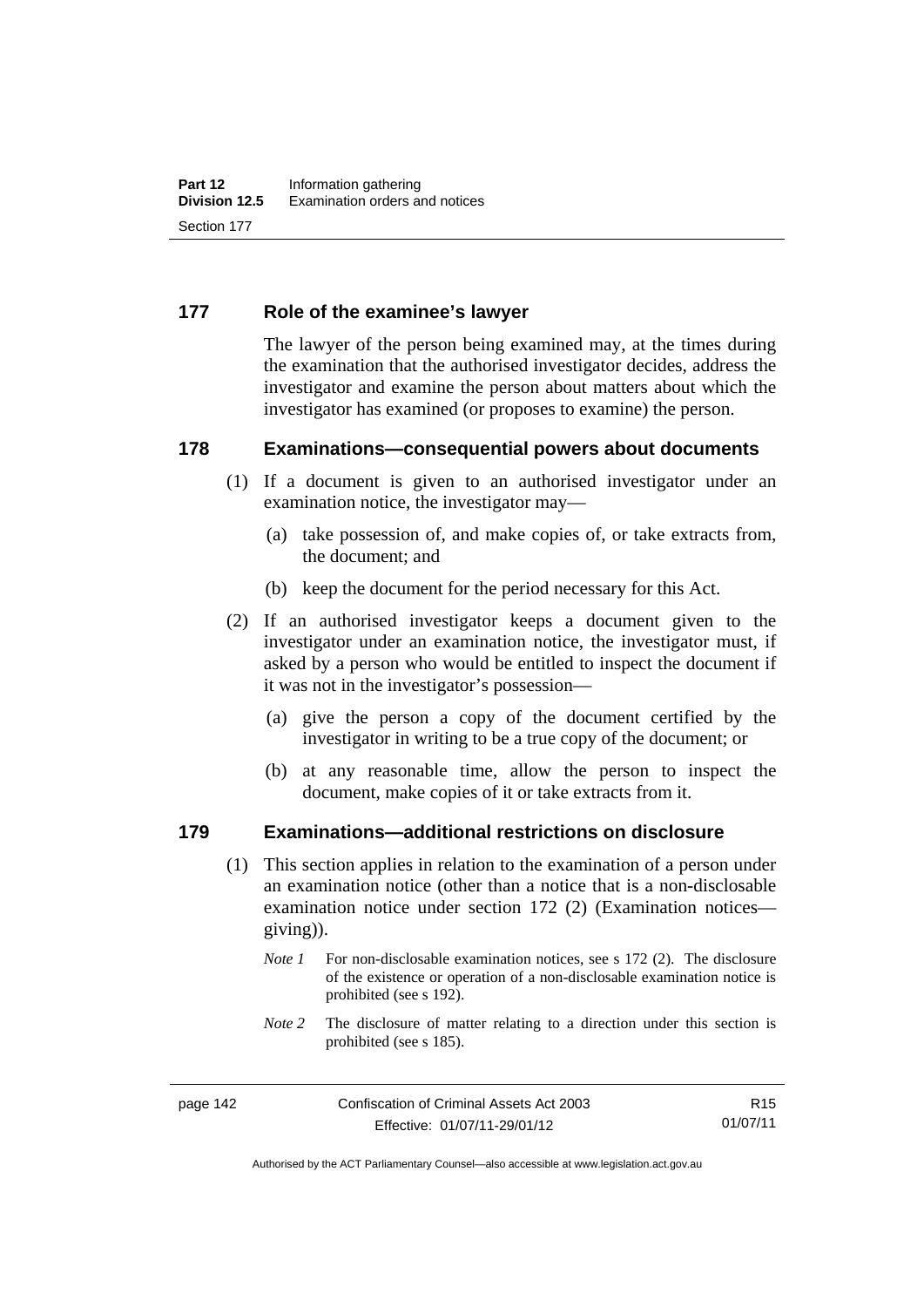## 177 Role of the examinee's lawyer

The lawyer of the person being examined may, at the times during the examination that the authorised investigator decides, address the investigator and examine the person about matters about which the investigator has examined (or proposes to examine) the person.

## 178 Examinations—consequential powers about documents

(1) If a document is given to an authorised investigator under an examination notice, the investigator may—

(a) take possession of, and make copies of, or take extracts from, the document; and

(b) keep the document for the period necessary for this Act.

(2) If an authorised investigator keeps a document given to the investigator under an examination notice, the investigator must, if asked by a person who would be entitled to inspect the document if it was not in the investigator's possession—

(a) give the person a copy of the document certified by the investigator in writing to be a true copy of the document; or

(b) at any reasonable time, allow the person to inspect the document, make copies of it or take extracts from it.

## 179 Examinations—additional restrictions on disclosure

(1) This section applies in relation to the examination of a person under an examination notice (other than a notice that is a non-disclosable examination notice under section 172 (2) (Examination notices—giving)).

*Note 1* For non-disclosable examination notices, see s 172 (2). The disclosure of the existence or operation of a non-disclosable examination notice is prohibited (see s 192).

*Note 2* The disclosure of matter relating to a direction under this section is prohibited (see s 185).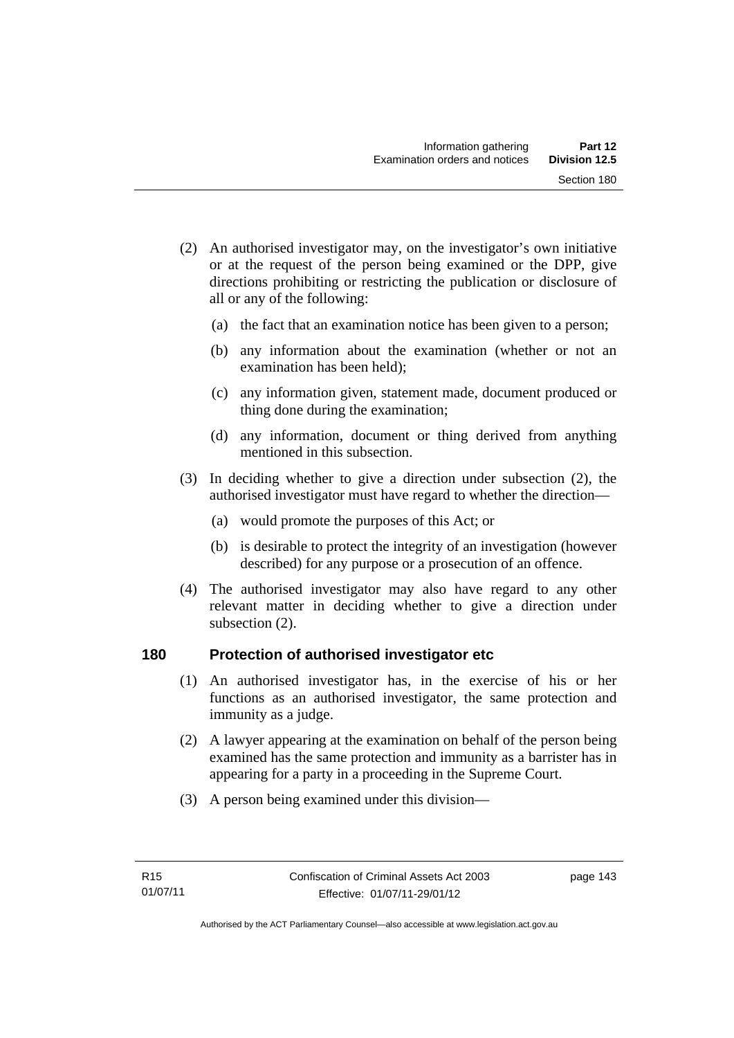(2) An authorised investigator may, on the investigator's own initiative or at the request of the person being examined or the DPP, give directions prohibiting or restricting the publication or disclosure of all or any of the following:

(a) the fact that an examination notice has been given to a person;

(b) any information about the examination (whether or not an examination has been held);

(c) any information given, statement made, document produced or thing done during the examination;

(d) any information, document or thing derived from anything mentioned in this subsection.

(3) In deciding whether to give a direction under subsection (2), the authorised investigator must have regard to whether the direction—

(a) would promote the purposes of this Act; or

(b) is desirable to protect the integrity of an investigation (however described) for any purpose or a prosecution of an offence.

(4) The authorised investigator may also have regard to any other relevant matter in deciding whether to give a direction under subsection (2).

## 180 Protection of authorised investigator etc

(1) An authorised investigator has, in the exercise of his or her functions as an authorised investigator, the same protection and immunity as a judge.

(2) A lawyer appearing at the examination on behalf of the person being examined has the same protection and immunity as a barrister has in appearing for a party in a proceeding in the Supreme Court.

(3) A person being examined under this division—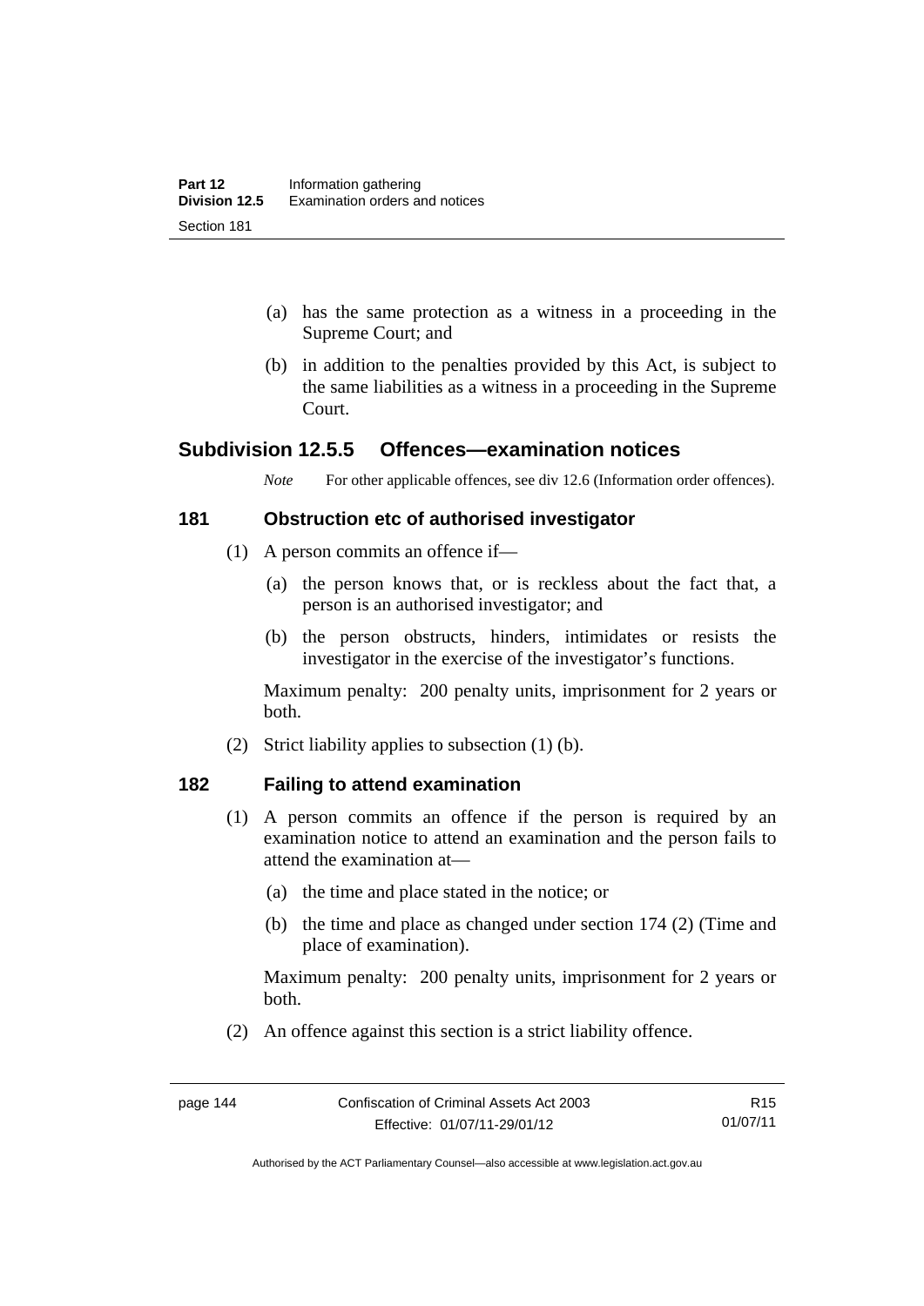(a) has the same protection as a witness in a proceeding in the Supreme Court; and

(b) in addition to the penalties provided by this Act, is subject to the same liabilities as a witness in a proceeding in the Supreme Court.

## Subdivision 12.5.5 Offences—examination notices

*Note* For other applicable offences, see div 12.6 (Information order offences).

### 181 Obstruction etc of authorised investigator

(1) A person commits an offence if—

(a) the person knows that, or is reckless about the fact that, a person is an authorised investigator; and

(b) the person obstructs, hinders, intimidates or resists the investigator in the exercise of the investigator's functions.

Maximum penalty: 200 penalty units, imprisonment for 2 years or both.

(2) Strict liability applies to subsection (1) (b).

### 182 Failing to attend examination

(1) A person commits an offence if the person is required by an examination notice to attend an examination and the person fails to attend the examination at—

(a) the time and place stated in the notice; or

(b) the time and place as changed under section 174 (2) (Time and place of examination).

Maximum penalty: 200 penalty units, imprisonment for 2 years or both.

(2) An offence against this section is a strict liability offence.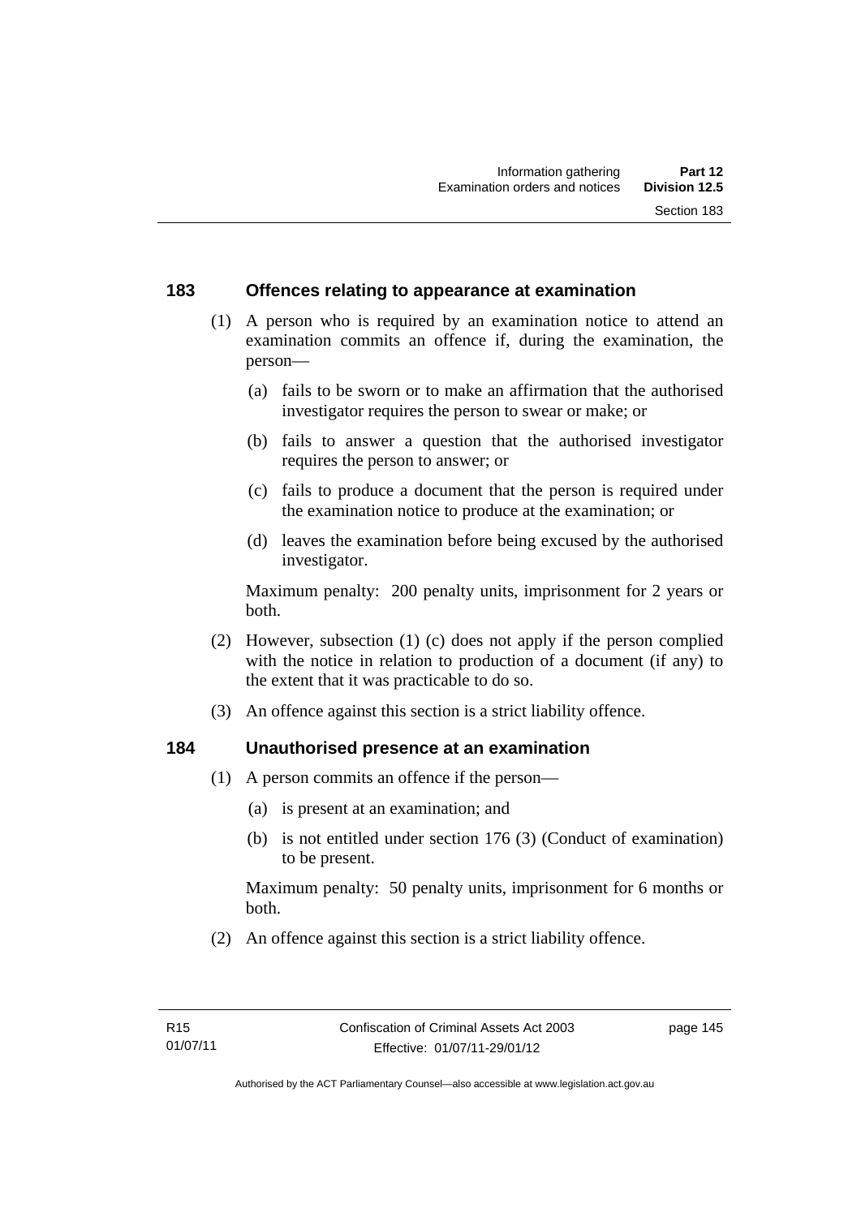## 183 Offences relating to appearance at examination

(1) A person who is required by an examination notice to attend an examination commits an offence if, during the examination, the person—

(a) fails to be sworn or to make an affirmation that the authorised investigator requires the person to swear or make; or

(b) fails to answer a question that the authorised investigator requires the person to answer; or

(c) fails to produce a document that the person is required under the examination notice to produce at the examination; or

(d) leaves the examination before being excused by the authorised investigator.

Maximum penalty: 200 penalty units, imprisonment for 2 years or both.

(2) However, subsection (1) (c) does not apply if the person complied with the notice in relation to production of a document (if any) to the extent that it was practicable to do so.

(3) An offence against this section is a strict liability offence.

## 184 Unauthorised presence at an examination

(1) A person commits an offence if the person—

(a) is present at an examination; and

(b) is not entitled under section 176 (3) (Conduct of examination) to be present.

Maximum penalty: 50 penalty units, imprisonment for 6 months or both.

(2) An offence against this section is a strict liability offence.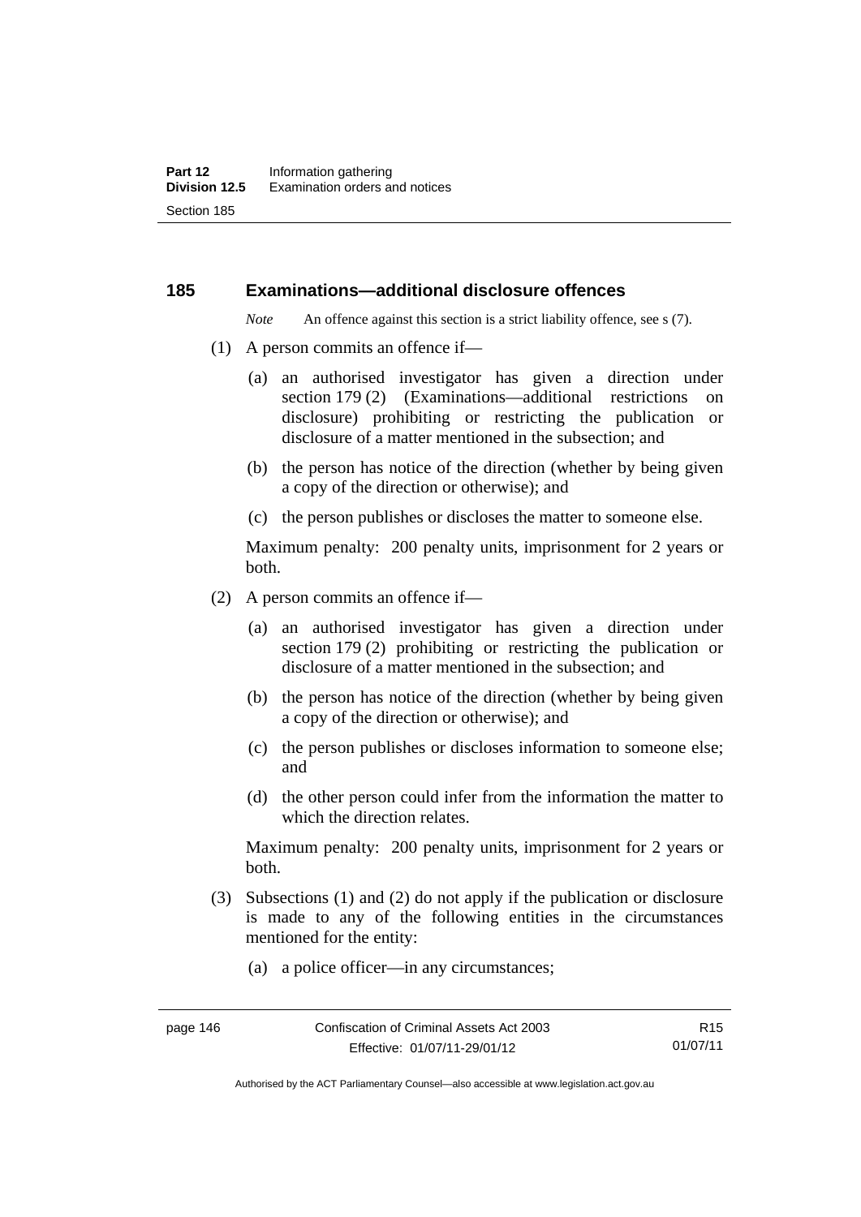## 185 Examinations—additional disclosure offences

*Note* An offence against this section is a strict liability offence, see s (7).

(1) A person commits an offence if—

(a) an authorised investigator has given a direction under section 179 (2) (Examinations—additional restrictions on disclosure) prohibiting or restricting the publication or disclosure of a matter mentioned in the subsection; and

(b) the person has notice of the direction (whether by being given a copy of the direction or otherwise); and

(c) the person publishes or discloses the matter to someone else.

Maximum penalty: 200 penalty units, imprisonment for 2 years or both.

(2) A person commits an offence if—

(a) an authorised investigator has given a direction under section 179 (2) prohibiting or restricting the publication or disclosure of a matter mentioned in the subsection; and

(b) the person has notice of the direction (whether by being given a copy of the direction or otherwise); and

(c) the person publishes or discloses information to someone else; and

(d) the other person could infer from the information the matter to which the direction relates.

Maximum penalty: 200 penalty units, imprisonment for 2 years or both.

(3) Subsections (1) and (2) do not apply if the publication or disclosure is made to any of the following entities in the circumstances mentioned for the entity:

(a) a police officer—in any circumstances;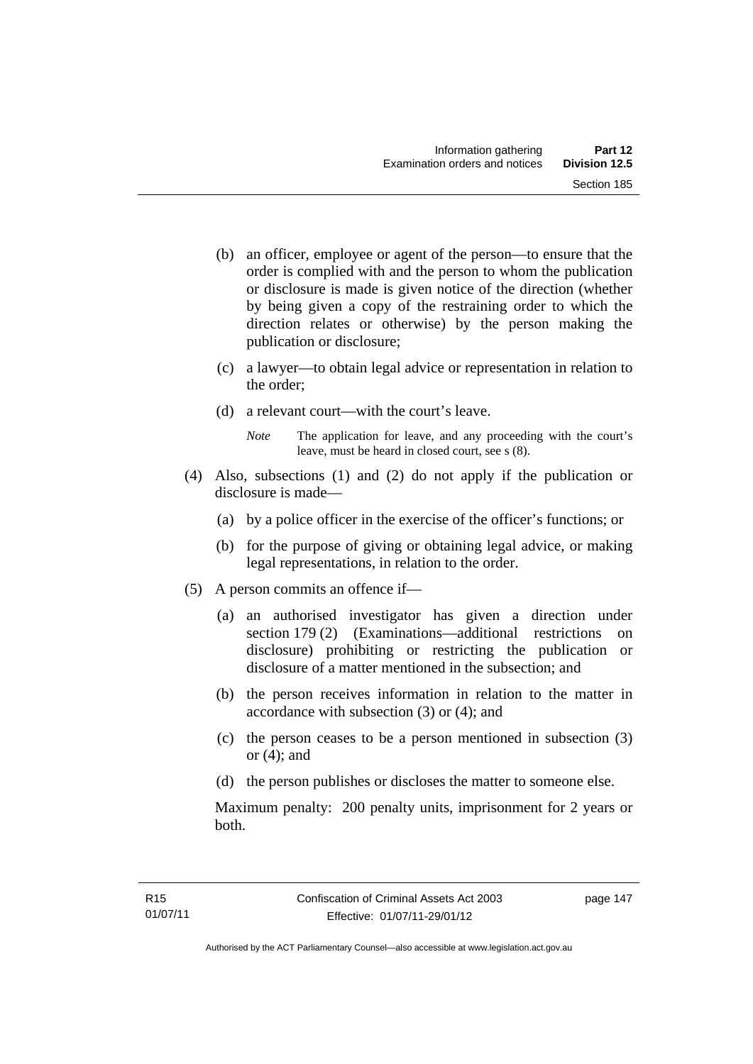(b) an officer, employee or agent of the person—to ensure that the order is complied with and the person to whom the publication or disclosure is made is given notice of the direction (whether by being given a copy of the restraining order to which the direction relates or otherwise) by the person making the publication or disclosure;

(c) a lawyer—to obtain legal advice or representation in relation to the order;

(d) a relevant court—with the court's leave.

*Note* The application for leave, and any proceeding with the court's leave, must be heard in closed court, see s (8).

(4) Also, subsections (1) and (2) do not apply if the publication or disclosure is made—

(a) by a police officer in the exercise of the officer's functions; or

(b) for the purpose of giving or obtaining legal advice, or making legal representations, in relation to the order.

(5) A person commits an offence if—

(a) an authorised investigator has given a direction under section 179 (2) (Examinations—additional restrictions on disclosure) prohibiting or restricting the publication or disclosure of a matter mentioned in the subsection; and

(b) the person receives information in relation to the matter in accordance with subsection (3) or (4); and

(c) the person ceases to be a person mentioned in subsection (3) or (4); and

(d) the person publishes or discloses the matter to someone else.

Maximum penalty: 200 penalty units, imprisonment for 2 years or both.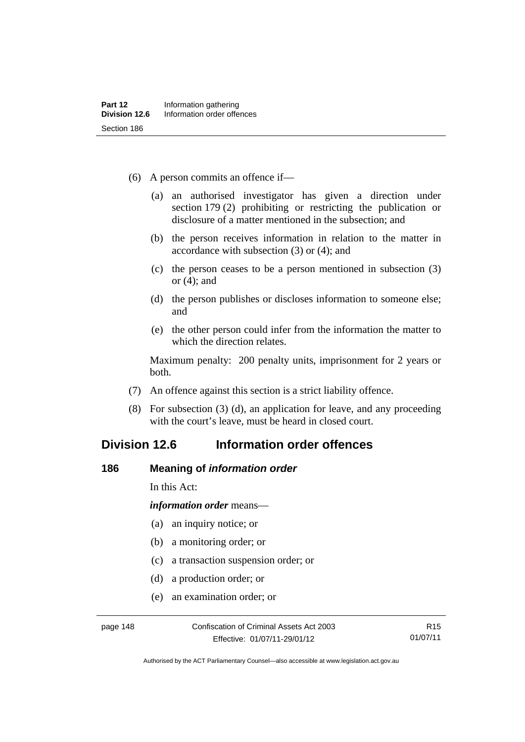(6) A person commits an offence if—

(a) an authorised investigator has given a direction under section 179 (2) prohibiting or restricting the publication or disclosure of a matter mentioned in the subsection; and

(b) the person receives information in relation to the matter in accordance with subsection (3) or (4); and

(c) the person ceases to be a person mentioned in subsection (3) or (4); and

(d) the person publishes or discloses information to someone else; and

(e) the other person could infer from the information the matter to which the direction relates.

Maximum penalty: 200 penalty units, imprisonment for 2 years or both.

(7) An offence against this section is a strict liability offence.

(8) For subsection (3) (d), an application for leave, and any proceeding with the court's leave, must be heard in closed court.

## Division 12.6 Information order offences

### 186 Meaning of *information order*

In this Act:

***information order*** means—

(a) an inquiry notice; or

(b) a monitoring order; or

(c) a transaction suspension order; or

(d) a production order; or

(e) an examination order; or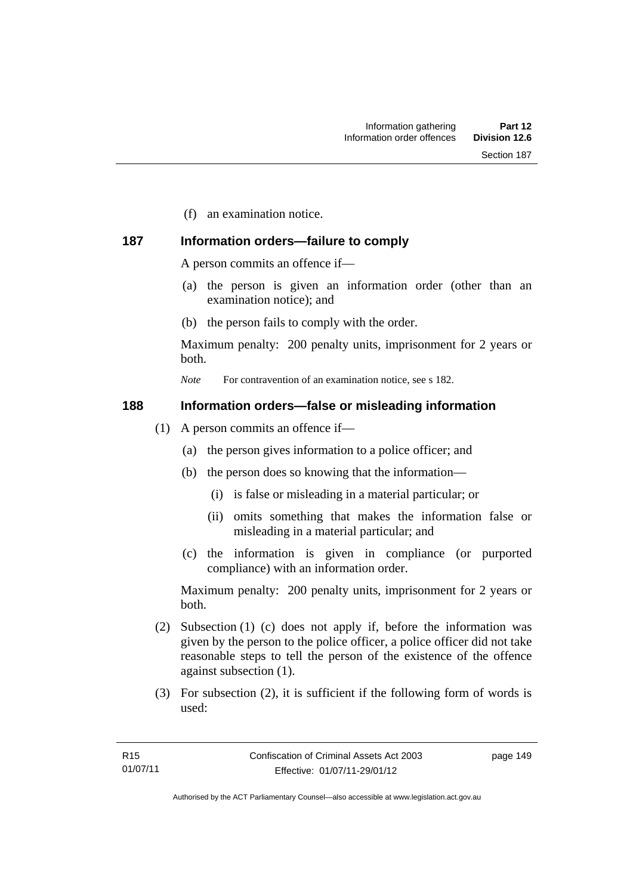(f) an examination notice.

### 187 Information orders—failure to comply

A person commits an offence if—

(a) the person is given an information order (other than an examination notice); and

(b) the person fails to comply with the order.

Maximum penalty: 200 penalty units, imprisonment for 2 years or both.

*Note* For contravention of an examination notice, see s 182.

### 188 Information orders—false or misleading information

(1) A person commits an offence if—

(a) the person gives information to a police officer; and

(b) the person does so knowing that the information—

(i) is false or misleading in a material particular; or

(ii) omits something that makes the information false or misleading in a material particular; and

(c) the information is given in compliance (or purported compliance) with an information order.

Maximum penalty: 200 penalty units, imprisonment for 2 years or both.

(2) Subsection (1) (c) does not apply if, before the information was given by the person to the police officer, a police officer did not take reasonable steps to tell the person of the existence of the offence against subsection (1).

(3) For subsection (2), it is sufficient if the following form of words is used: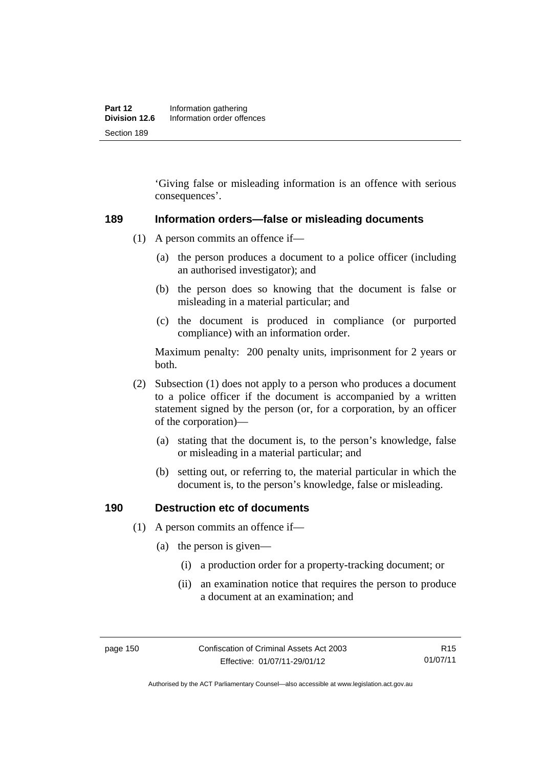'Giving false or misleading information is an offence with serious consequences'.

## 189 Information orders—false or misleading documents

(1) A person commits an offence if—

(a) the person produces a document to a police officer (including an authorised investigator); and

(b) the person does so knowing that the document is false or misleading in a material particular; and

(c) the document is produced in compliance (or purported compliance) with an information order.

Maximum penalty: 200 penalty units, imprisonment for 2 years or both.

(2) Subsection (1) does not apply to a person who produces a document to a police officer if the document is accompanied by a written statement signed by the person (or, for a corporation, by an officer of the corporation)—

(a) stating that the document is, to the person's knowledge, false or misleading in a material particular; and

(b) setting out, or referring to, the material particular in which the document is, to the person's knowledge, false or misleading.

## 190 Destruction etc of documents

(1) A person commits an offence if—

(a) the person is given—

(i) a production order for a property-tracking document; or

(ii) an examination notice that requires the person to produce a document at an examination; and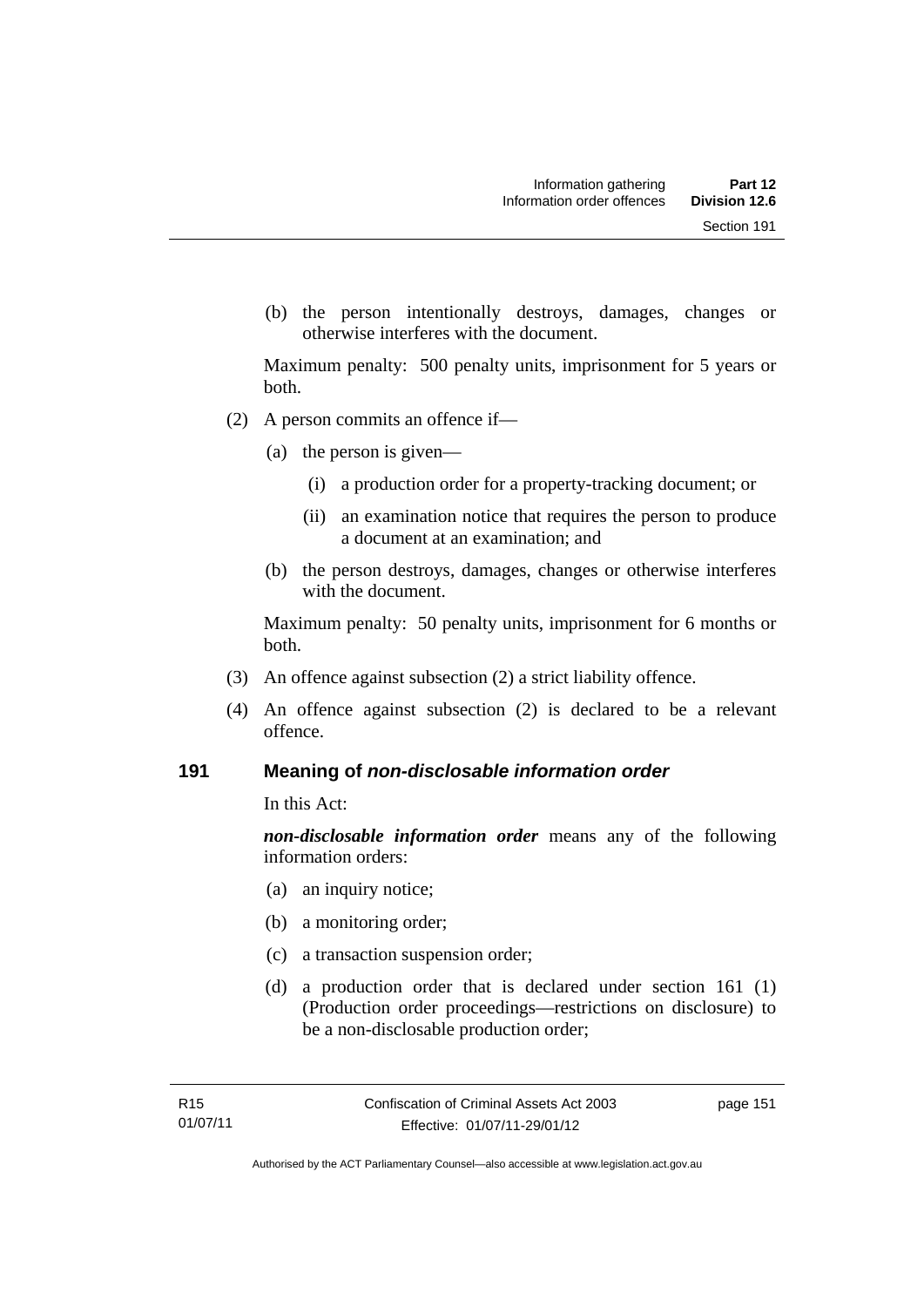(b) the person intentionally destroys, damages, changes or otherwise interferes with the document.

Maximum penalty: 500 penalty units, imprisonment for 5 years or both.

(2) A person commits an offence if—

(a) the person is given—

(i) a production order for a property-tracking document; or

(ii) an examination notice that requires the person to produce a document at an examination; and

(b) the person destroys, damages, changes or otherwise interferes with the document.

Maximum penalty: 50 penalty units, imprisonment for 6 months or both.

(3) An offence against subsection (2) a strict liability offence.

(4) An offence against subsection (2) is declared to be a relevant offence.

## 191 Meaning of *non-disclosable information order*

In this Act:

***non-disclosable information order*** means any of the following information orders:

(a) an inquiry notice;

(b) a monitoring order;

(c) a transaction suspension order;

(d) a production order that is declared under section 161 (1) (Production order proceedings—restrictions on disclosure) to be a non-disclosable production order;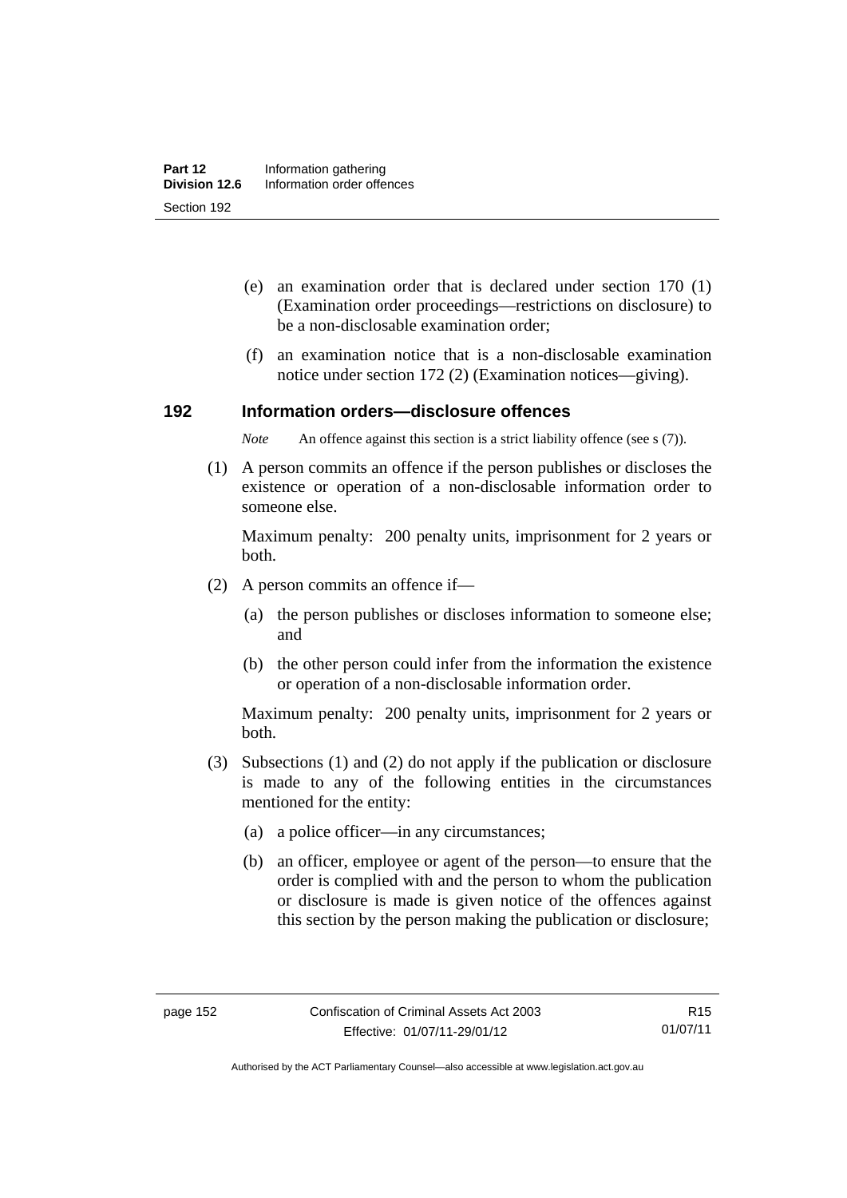(e) an examination order that is declared under section 170 (1) (Examination order proceedings—restrictions on disclosure) to be a non-disclosable examination order;

(f) an examination notice that is a non-disclosable examination notice under section 172 (2) (Examination notices—giving).

## 192 Information orders—disclosure offences

*Note* An offence against this section is a strict liability offence (see s (7)).

(1) A person commits an offence if the person publishes or discloses the existence or operation of a non-disclosable information order to someone else.

Maximum penalty: 200 penalty units, imprisonment for 2 years or both.

(2) A person commits an offence if—

(a) the person publishes or discloses information to someone else; and

(b) the other person could infer from the information the existence or operation of a non-disclosable information order.

Maximum penalty: 200 penalty units, imprisonment for 2 years or both.

(3) Subsections (1) and (2) do not apply if the publication or disclosure is made to any of the following entities in the circumstances mentioned for the entity:

(a) a police officer—in any circumstances;

(b) an officer, employee or agent of the person—to ensure that the order is complied with and the person to whom the publication or disclosure is made is given notice of the offences against this section by the person making the publication or disclosure;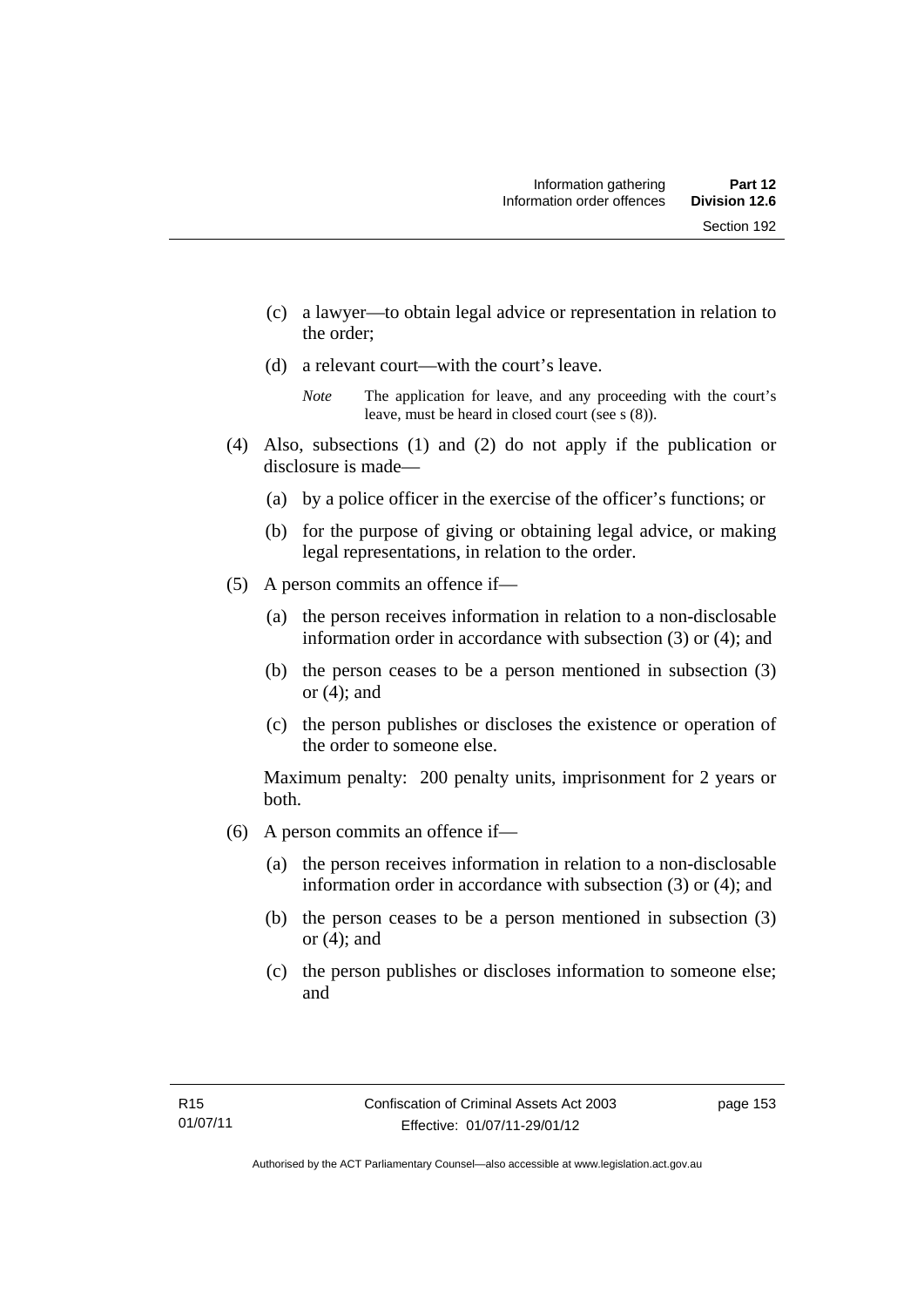(c) a lawyer—to obtain legal advice or representation in relation to the order;

(d) a relevant court—with the court's leave.

*Note* The application for leave, and any proceeding with the court's leave, must be heard in closed court (see s (8)).

(4) Also, subsections (1) and (2) do not apply if the publication or disclosure is made—

(a) by a police officer in the exercise of the officer's functions; or

(b) for the purpose of giving or obtaining legal advice, or making legal representations, in relation to the order.

(5) A person commits an offence if—

(a) the person receives information in relation to a non-disclosable information order in accordance with subsection (3) or (4); and

(b) the person ceases to be a person mentioned in subsection (3) or (4); and

(c) the person publishes or discloses the existence or operation of the order to someone else.

Maximum penalty: 200 penalty units, imprisonment for 2 years or both.

(6) A person commits an offence if—

(a) the person receives information in relation to a non-disclosable information order in accordance with subsection (3) or (4); and

(b) the person ceases to be a person mentioned in subsection (3) or (4); and

(c) the person publishes or discloses information to someone else; and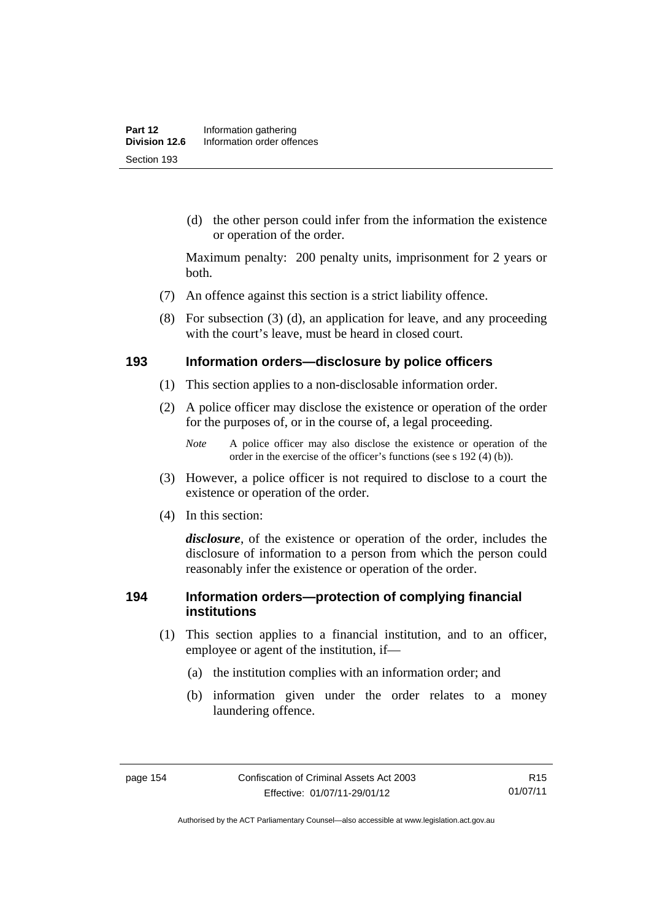(d) the other person could infer from the information the existence or operation of the order.

Maximum penalty: 200 penalty units, imprisonment for 2 years or both.

(7) An offence against this section is a strict liability offence.

(8) For subsection (3) (d), an application for leave, and any proceeding with the court's leave, must be heard in closed court.

## 193 Information orders—disclosure by police officers

(1) This section applies to a non-disclosable information order.

(2) A police officer may disclose the existence or operation of the order for the purposes of, or in the course of, a legal proceeding.

*Note* A police officer may also disclose the existence or operation of the order in the exercise of the officer's functions (see s 192 (4) (b)).

(3) However, a police officer is not required to disclose to a court the existence or operation of the order.

(4) In this section:

***disclosure***, of the existence or operation of the order, includes the disclosure of information to a person from which the person could reasonably infer the existence or operation of the order.

## 194 Information orders—protection of complying financial institutions

(1) This section applies to a financial institution, and to an officer, employee or agent of the institution, if—

(a) the institution complies with an information order; and

(b) information given under the order relates to a money laundering offence.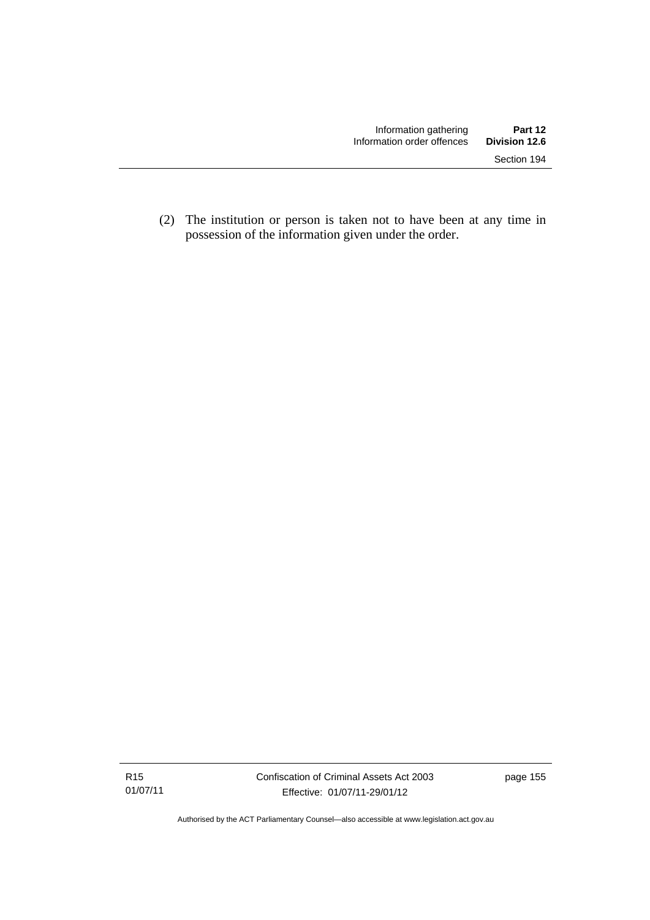(2) The institution or person is taken not to have been at any time in possession of the information given under the order.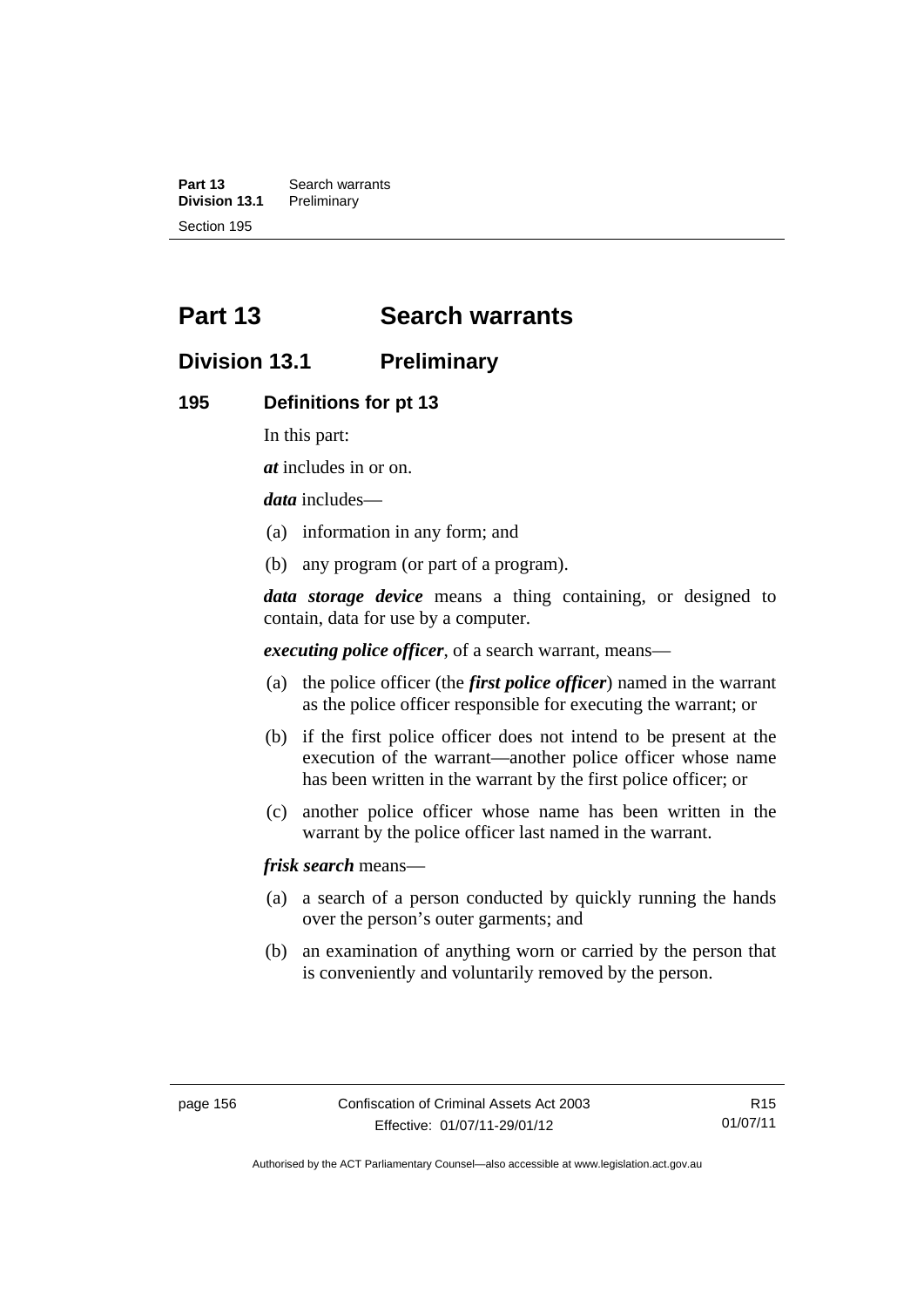# Part 13 Search warrants

## Division 13.1 Preliminary

### 195 Definitions for pt 13

In this part:

***at*** includes in or on.

***data*** includes—

(a) information in any form; and

(b) any program (or part of a program).

***data storage device*** means a thing containing, or designed to contain, data for use by a computer.

***executing police officer***, of a search warrant, means—

(a) the police officer (the ***first police officer***) named in the warrant as the police officer responsible for executing the warrant; or

(b) if the first police officer does not intend to be present at the execution of the warrant—another police officer whose name has been written in the warrant by the first police officer; or

(c) another police officer whose name has been written in the warrant by the police officer last named in the warrant.

***frisk search*** means—

(a) a search of a person conducted by quickly running the hands over the person's outer garments; and

(b) an examination of anything worn or carried by the person that is conveniently and voluntarily removed by the person.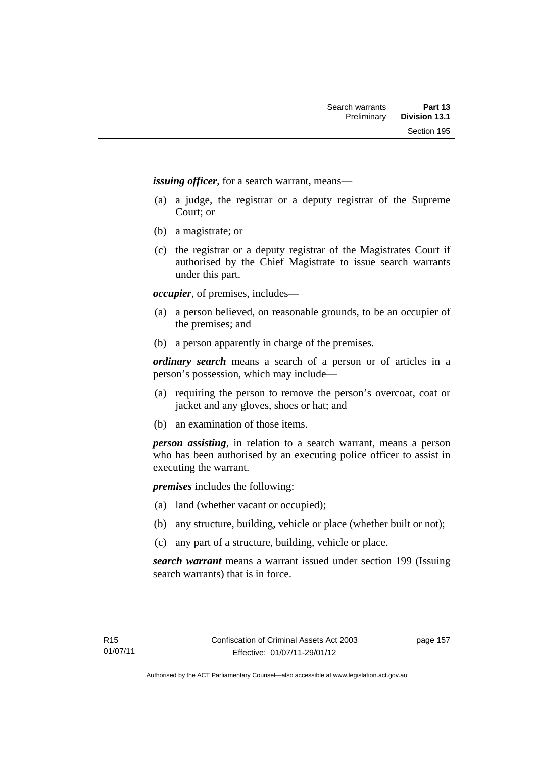***issuing officer***, for a search warrant, means—

(a) a judge, the registrar or a deputy registrar of the Supreme Court; or

(b) a magistrate; or

(c) the registrar or a deputy registrar of the Magistrates Court if authorised by the Chief Magistrate to issue search warrants under this part.

***occupier***, of premises, includes—

(a) a person believed, on reasonable grounds, to be an occupier of the premises; and

(b) a person apparently in charge of the premises.

***ordinary search*** means a search of a person or of articles in a person's possession, which may include—

(a) requiring the person to remove the person's overcoat, coat or jacket and any gloves, shoes or hat; and

(b) an examination of those items.

***person assisting***, in relation to a search warrant, means a person who has been authorised by an executing police officer to assist in executing the warrant.

***premises*** includes the following:

(a) land (whether vacant or occupied);

(b) any structure, building, vehicle or place (whether built or not);

(c) any part of a structure, building, vehicle or place.

***search warrant*** means a warrant issued under section 199 (Issuing search warrants) that is in force.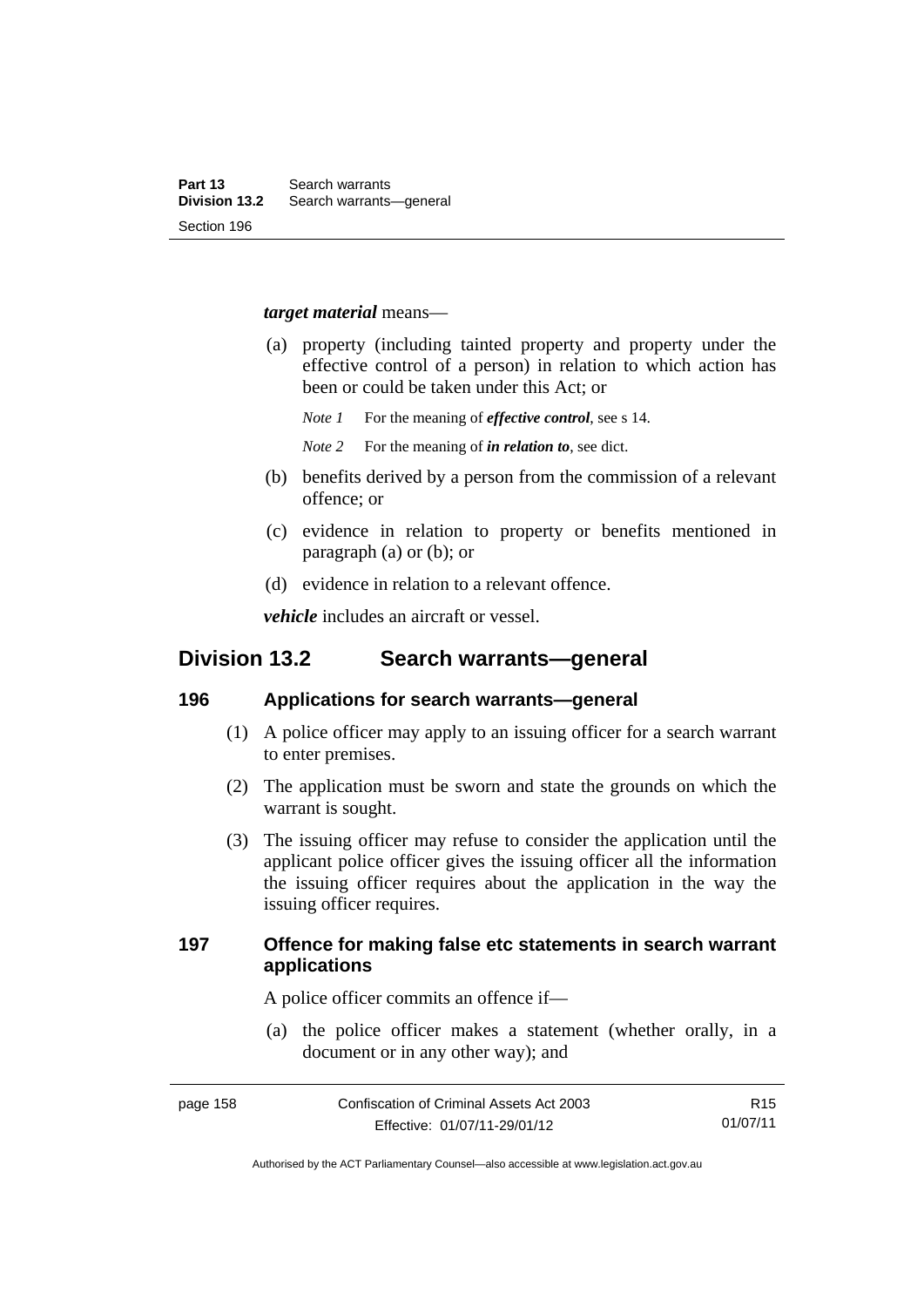***target material*** means—

(a) property (including tainted property and property under the effective control of a person) in relation to which action has been or could be taken under this Act; or

*Note 1* For the meaning of ***effective control***, see s 14.

*Note 2* For the meaning of ***in relation to***, see dict.

(b) benefits derived by a person from the commission of a relevant offence; or

(c) evidence in relation to property or benefits mentioned in paragraph (a) or (b); or

(d) evidence in relation to a relevant offence.

***vehicle*** includes an aircraft or vessel.

## Division 13.2 Search warrants—general

### 196 Applications for search warrants—general

(1) A police officer may apply to an issuing officer for a search warrant to enter premises.

(2) The application must be sworn and state the grounds on which the warrant is sought.

(3) The issuing officer may refuse to consider the application until the applicant police officer gives the issuing officer all the information the issuing officer requires about the application in the way the issuing officer requires.

### 197 Offence for making false etc statements in search warrant applications

A police officer commits an offence if—

(a) the police officer makes a statement (whether orally, in a document or in any other way); and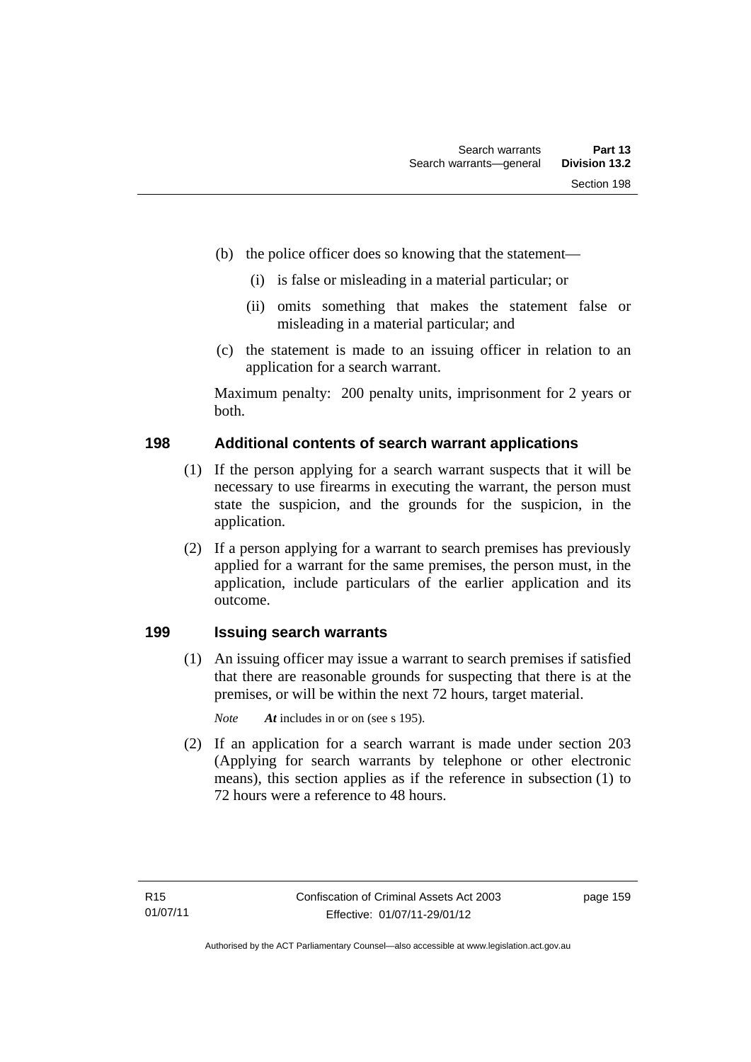(b) the police officer does so knowing that the statement—

(i) is false or misleading in a material particular; or

(ii) omits something that makes the statement false or misleading in a material particular; and

(c) the statement is made to an issuing officer in relation to an application for a search warrant.

Maximum penalty: 200 penalty units, imprisonment for 2 years or both.

## 198 Additional contents of search warrant applications

(1) If the person applying for a search warrant suspects that it will be necessary to use firearms in executing the warrant, the person must state the suspicion, and the grounds for the suspicion, in the application.

(2) If a person applying for a warrant to search premises has previously applied for a warrant for the same premises, the person must, in the application, include particulars of the earlier application and its outcome.

## 199 Issuing search warrants

(1) An issuing officer may issue a warrant to search premises if satisfied that there are reasonable grounds for suspecting that there is at the premises, or will be within the next 72 hours, target material.

*Note* ***At*** includes in or on (see s 195).

(2) If an application for a search warrant is made under section 203 (Applying for search warrants by telephone or other electronic means), this section applies as if the reference in subsection (1) to 72 hours were a reference to 48 hours.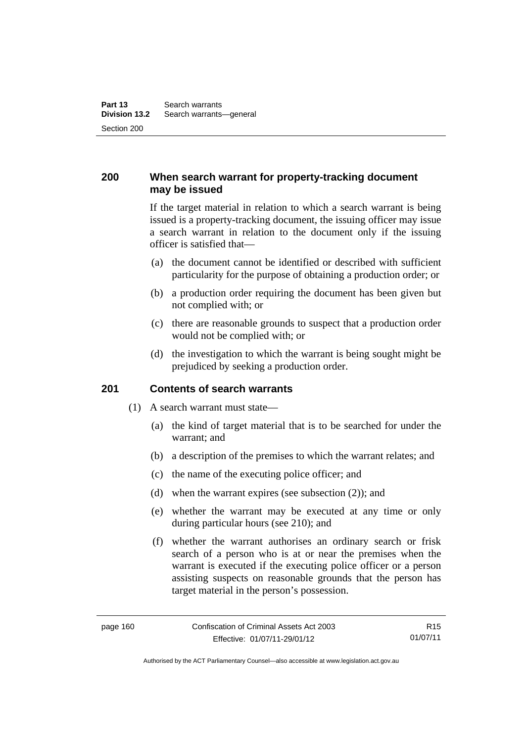## 200 When search warrant for property-tracking document may be issued

If the target material in relation to which a search warrant is being issued is a property-tracking document, the issuing officer may issue a search warrant in relation to the document only if the issuing officer is satisfied that—

(a) the document cannot be identified or described with sufficient particularity for the purpose of obtaining a production order; or

(b) a production order requiring the document has been given but not complied with; or

(c) there are reasonable grounds to suspect that a production order would not be complied with; or

(d) the investigation to which the warrant is being sought might be prejudiced by seeking a production order.

## 201 Contents of search warrants

(1) A search warrant must state—

(a) the kind of target material that is to be searched for under the warrant; and

(b) a description of the premises to which the warrant relates; and

(c) the name of the executing police officer; and

(d) when the warrant expires (see subsection (2)); and

(e) whether the warrant may be executed at any time or only during particular hours (see 210); and

(f) whether the warrant authorises an ordinary search or frisk search of a person who is at or near the premises when the warrant is executed if the executing police officer or a person assisting suspects on reasonable grounds that the person has target material in the person's possession.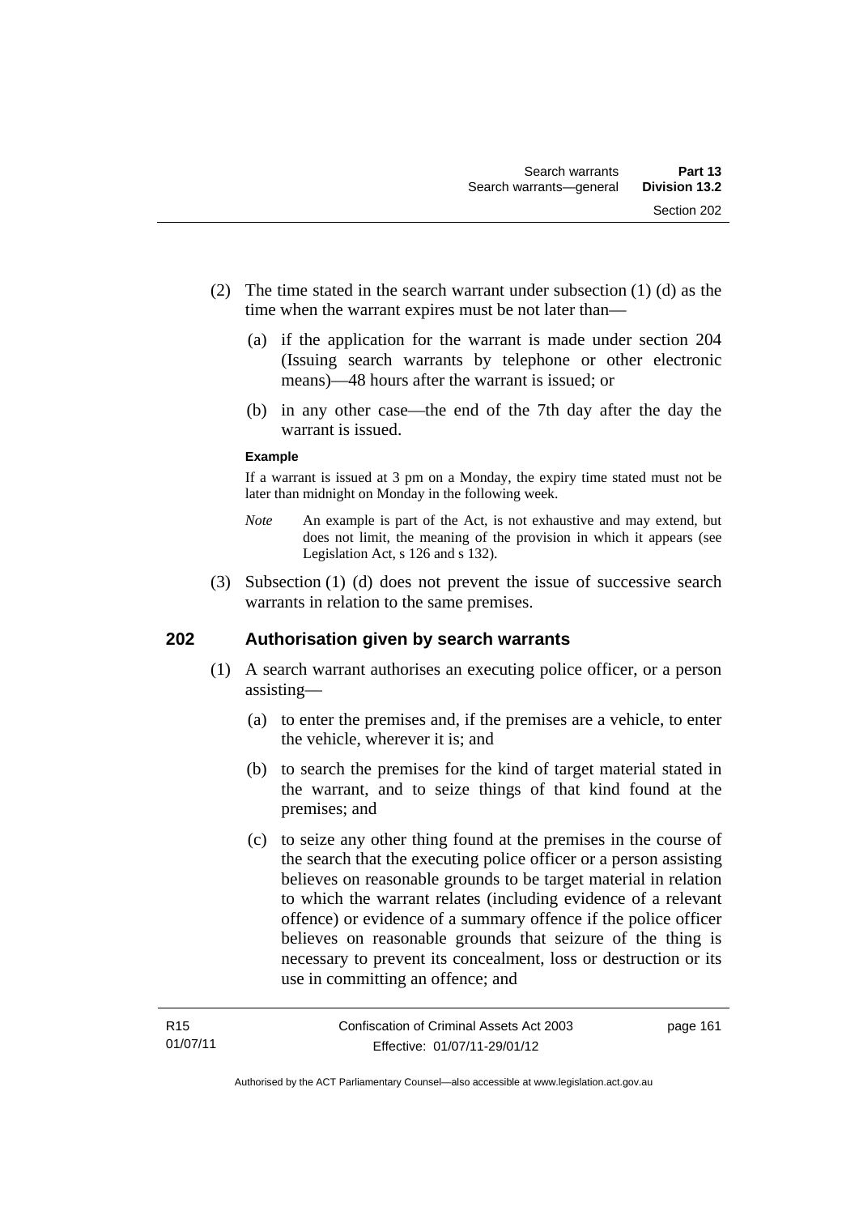(2) The time stated in the search warrant under subsection (1) (d) as the time when the warrant expires must be not later than—

(a) if the application for the warrant is made under section 204 (Issuing search warrants by telephone or other electronic means)—48 hours after the warrant is issued; or

(b) in any other case—the end of the 7th day after the day the warrant is issued.

**Example**

If a warrant is issued at 3 pm on a Monday, the expiry time stated must not be later than midnight on Monday in the following week.

*Note* An example is part of the Act, is not exhaustive and may extend, but does not limit, the meaning of the provision in which it appears (see Legislation Act, s 126 and s 132).

(3) Subsection (1) (d) does not prevent the issue of successive search warrants in relation to the same premises.

## 202 Authorisation given by search warrants

(1) A search warrant authorises an executing police officer, or a person assisting—

(a) to enter the premises and, if the premises are a vehicle, to enter the vehicle, wherever it is; and

(b) to search the premises for the kind of target material stated in the warrant, and to seize things of that kind found at the premises; and

(c) to seize any other thing found at the premises in the course of the search that the executing police officer or a person assisting believes on reasonable grounds to be target material in relation to which the warrant relates (including evidence of a relevant offence) or evidence of a summary offence if the police officer believes on reasonable grounds that seizure of the thing is necessary to prevent its concealment, loss or destruction or its use in committing an offence; and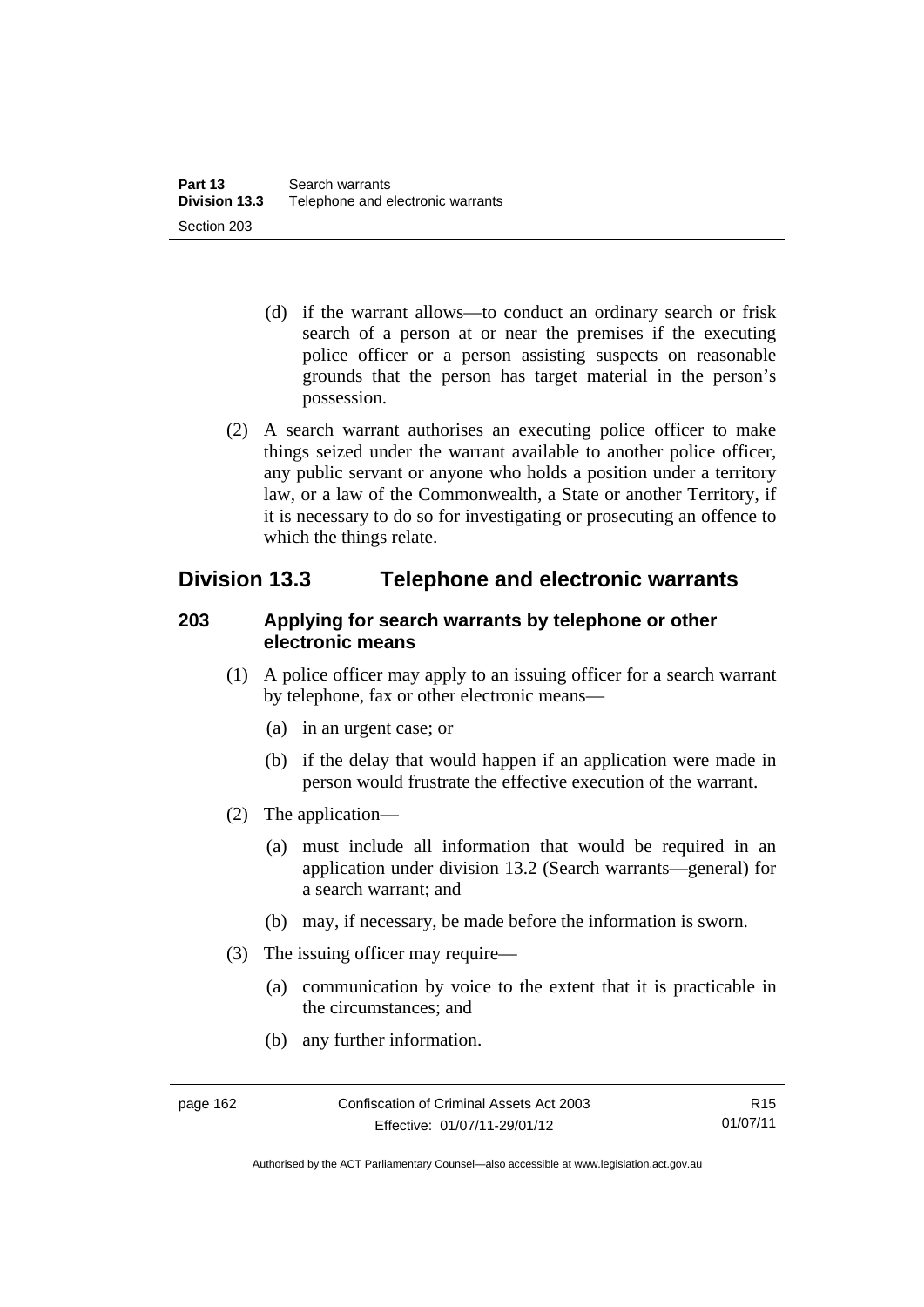(d) if the warrant allows—to conduct an ordinary search or frisk search of a person at or near the premises if the executing police officer or a person assisting suspects on reasonable grounds that the person has target material in the person's possession.

(2) A search warrant authorises an executing police officer to make things seized under the warrant available to another police officer, any public servant or anyone who holds a position under a territory law, or a law of the Commonwealth, a State or another Territory, if it is necessary to do so for investigating or prosecuting an offence to which the things relate.

## Division 13.3 Telephone and electronic warrants

### 203 Applying for search warrants by telephone or other electronic means

(1) A police officer may apply to an issuing officer for a search warrant by telephone, fax or other electronic means—

(a) in an urgent case; or

(b) if the delay that would happen if an application were made in person would frustrate the effective execution of the warrant.

(2) The application—

(a) must include all information that would be required in an application under division 13.2 (Search warrants—general) for a search warrant; and

(b) may, if necessary, be made before the information is sworn.

(3) The issuing officer may require—

(a) communication by voice to the extent that it is practicable in the circumstances; and

(b) any further information.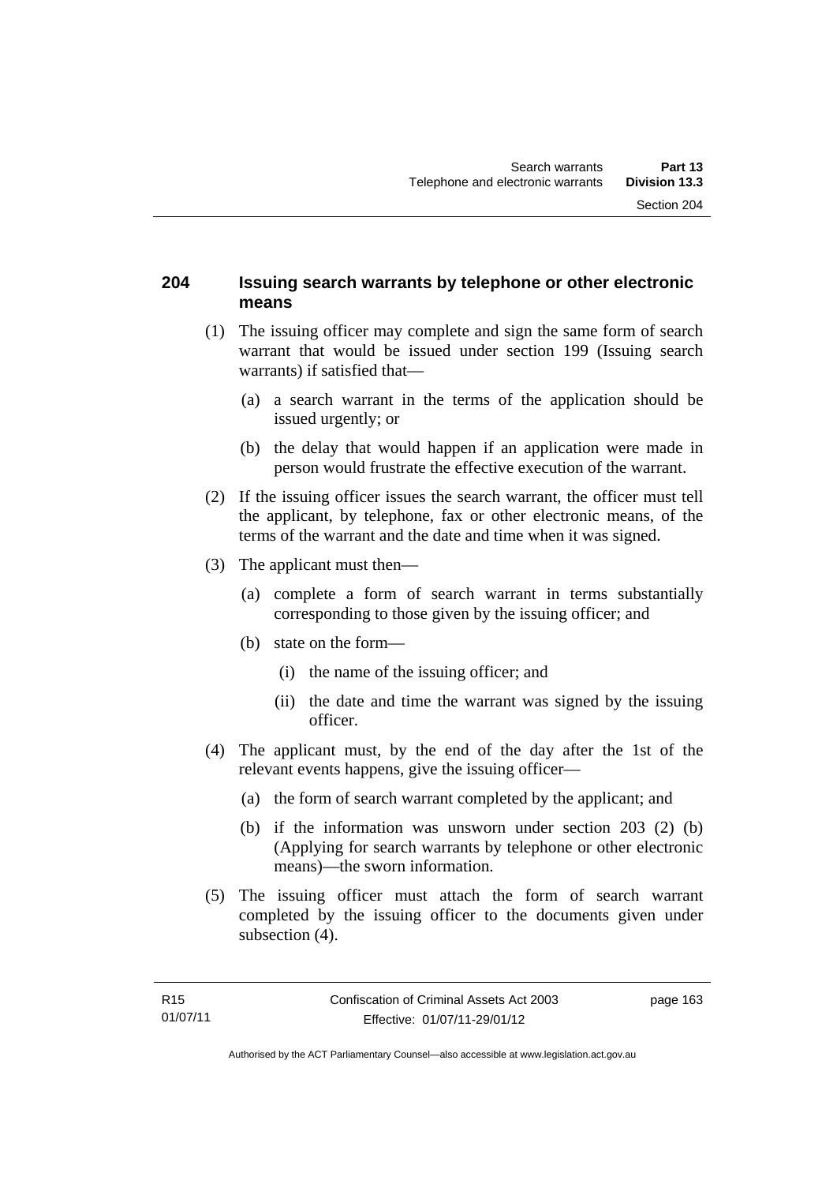### 204 Issuing search warrants by telephone or other electronic means

(1) The issuing officer may complete and sign the same form of search warrant that would be issued under section 199 (Issuing search warrants) if satisfied that—

- (a) a search warrant in the terms of the application should be issued urgently; or
- (b) the delay that would happen if an application were made in person would frustrate the effective execution of the warrant.

(2) If the issuing officer issues the search warrant, the officer must tell the applicant, by telephone, fax or other electronic means, of the terms of the warrant and the date and time when it was signed.

(3) The applicant must then—

- (a) complete a form of search warrant in terms substantially corresponding to those given by the issuing officer; and
- (b) state on the form—
  - (i) the name of the issuing officer; and
  - (ii) the date and time the warrant was signed by the issuing officer.

(4) The applicant must, by the end of the day after the 1st of the relevant events happens, give the issuing officer—

- (a) the form of search warrant completed by the applicant; and
- (b) if the information was unsworn under section 203 (2) (b) (Applying for search warrants by telephone or other electronic means)—the sworn information.

(5) The issuing officer must attach the form of search warrant completed by the issuing officer to the documents given under subsection (4).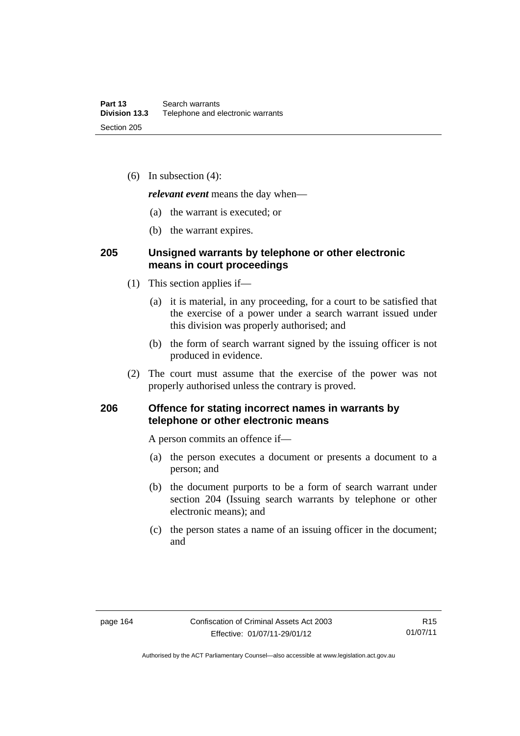(6) In subsection (4):

***relevant event*** means the day when—

(a) the warrant is executed; or

(b) the warrant expires.

## 205 Unsigned warrants by telephone or other electronic means in court proceedings

(1) This section applies if—

(a) it is material, in any proceeding, for a court to be satisfied that the exercise of a power under a search warrant issued under this division was properly authorised; and

(b) the form of search warrant signed by the issuing officer is not produced in evidence.

(2) The court must assume that the exercise of the power was not properly authorised unless the contrary is proved.

## 206 Offence for stating incorrect names in warrants by telephone or other electronic means

A person commits an offence if—

(a) the person executes a document or presents a document to a person; and

(b) the document purports to be a form of search warrant under section 204 (Issuing search warrants by telephone or other electronic means); and

(c) the person states a name of an issuing officer in the document; and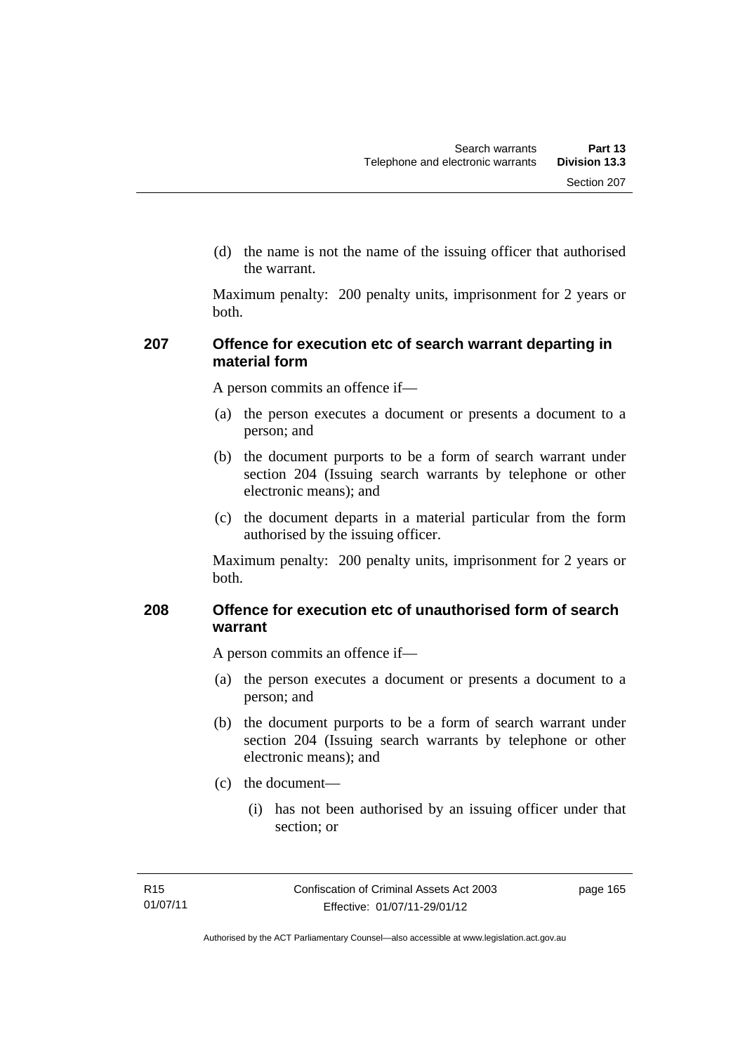(d) the name is not the name of the issuing officer that authorised the warrant.

Maximum penalty: 200 penalty units, imprisonment for 2 years or both.

## 207 Offence for execution etc of search warrant departing in material form

A person commits an offence if—

(a) the person executes a document or presents a document to a person; and

(b) the document purports to be a form of search warrant under section 204 (Issuing search warrants by telephone or other electronic means); and

(c) the document departs in a material particular from the form authorised by the issuing officer.

Maximum penalty: 200 penalty units, imprisonment for 2 years or both.

## 208 Offence for execution etc of unauthorised form of search warrant

A person commits an offence if—

(a) the person executes a document or presents a document to a person; and

(b) the document purports to be a form of search warrant under section 204 (Issuing search warrants by telephone or other electronic means); and

(c) the document—

(i) has not been authorised by an issuing officer under that section; or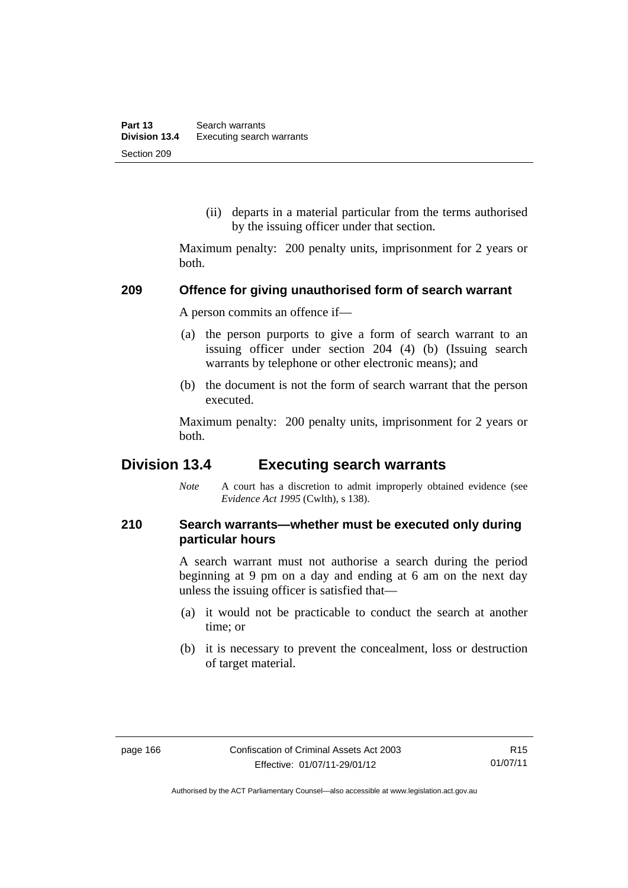(ii) departs in a material particular from the terms authorised by the issuing officer under that section.

Maximum penalty: 200 penalty units, imprisonment for 2 years or both.

### 209 Offence for giving unauthorised form of search warrant

A person commits an offence if—

(a) the person purports to give a form of search warrant to an issuing officer under section 204 (4) (b) (Issuing search warrants by telephone or other electronic means); and

(b) the document is not the form of search warrant that the person executed.

Maximum penalty: 200 penalty units, imprisonment for 2 years or both.

## Division 13.4 Executing search warrants

*Note* A court has a discretion to admit improperly obtained evidence (see *Evidence Act 1995* (Cwlth), s 138).

### 210 Search warrants—whether must be executed only during particular hours

A search warrant must not authorise a search during the period beginning at 9 pm on a day and ending at 6 am on the next day unless the issuing officer is satisfied that—

(a) it would not be practicable to conduct the search at another time; or

(b) it is necessary to prevent the concealment, loss or destruction of target material.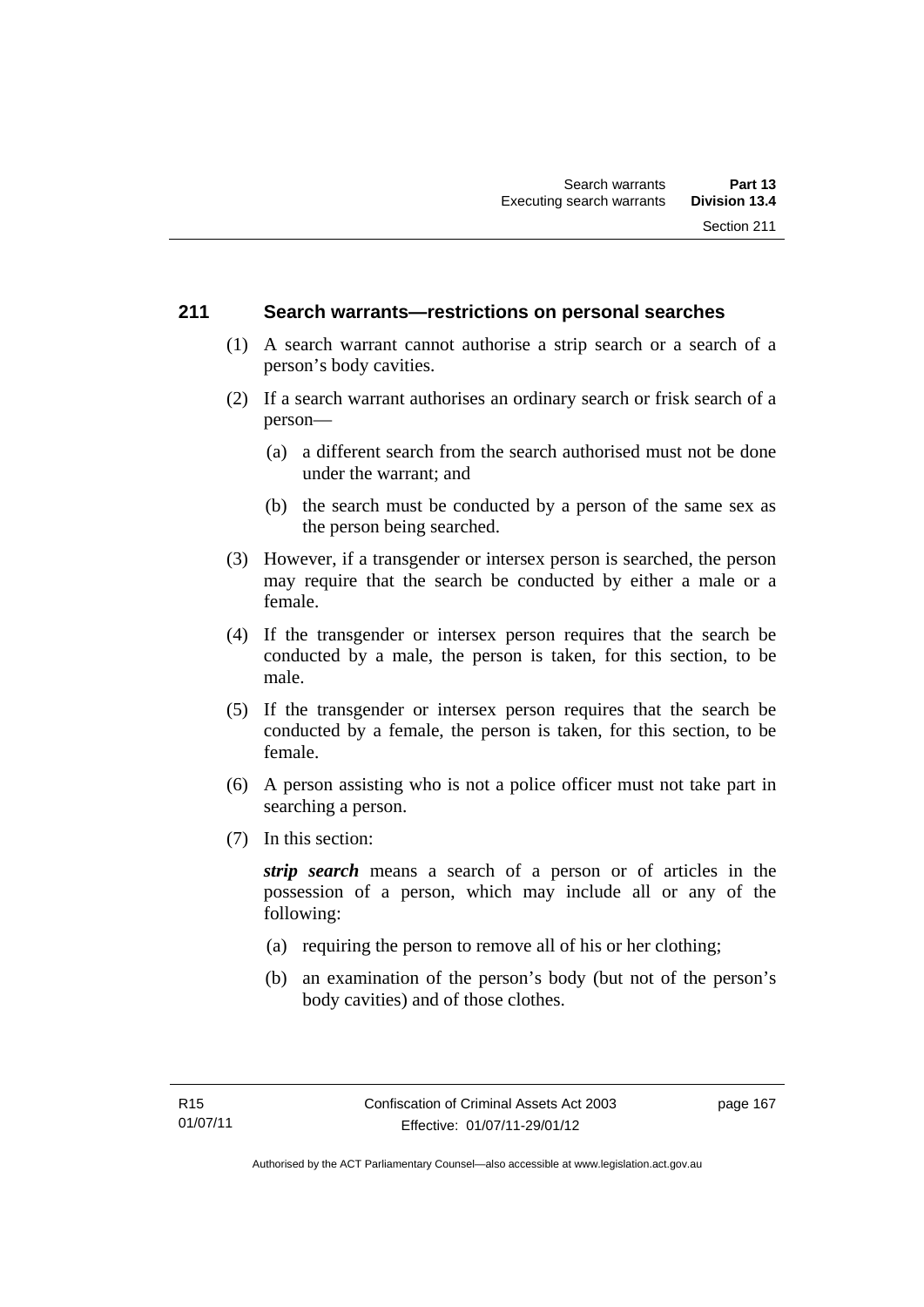## 211 Search warrants—restrictions on personal searches

(1) A search warrant cannot authorise a strip search or a search of a person's body cavities.

(2) If a search warrant authorises an ordinary search or frisk search of a person—

(a) a different search from the search authorised must not be done under the warrant; and

(b) the search must be conducted by a person of the same sex as the person being searched.

(3) However, if a transgender or intersex person is searched, the person may require that the search be conducted by either a male or a female.

(4) If the transgender or intersex person requires that the search be conducted by a male, the person is taken, for this section, to be male.

(5) If the transgender or intersex person requires that the search be conducted by a female, the person is taken, for this section, to be female.

(6) A person assisting who is not a police officer must not take part in searching a person.

(7) In this section:

***strip search*** means a search of a person or of articles in the possession of a person, which may include all or any of the following:

(a) requiring the person to remove all of his or her clothing;

(b) an examination of the person's body (but not of the person's body cavities) and of those clothes.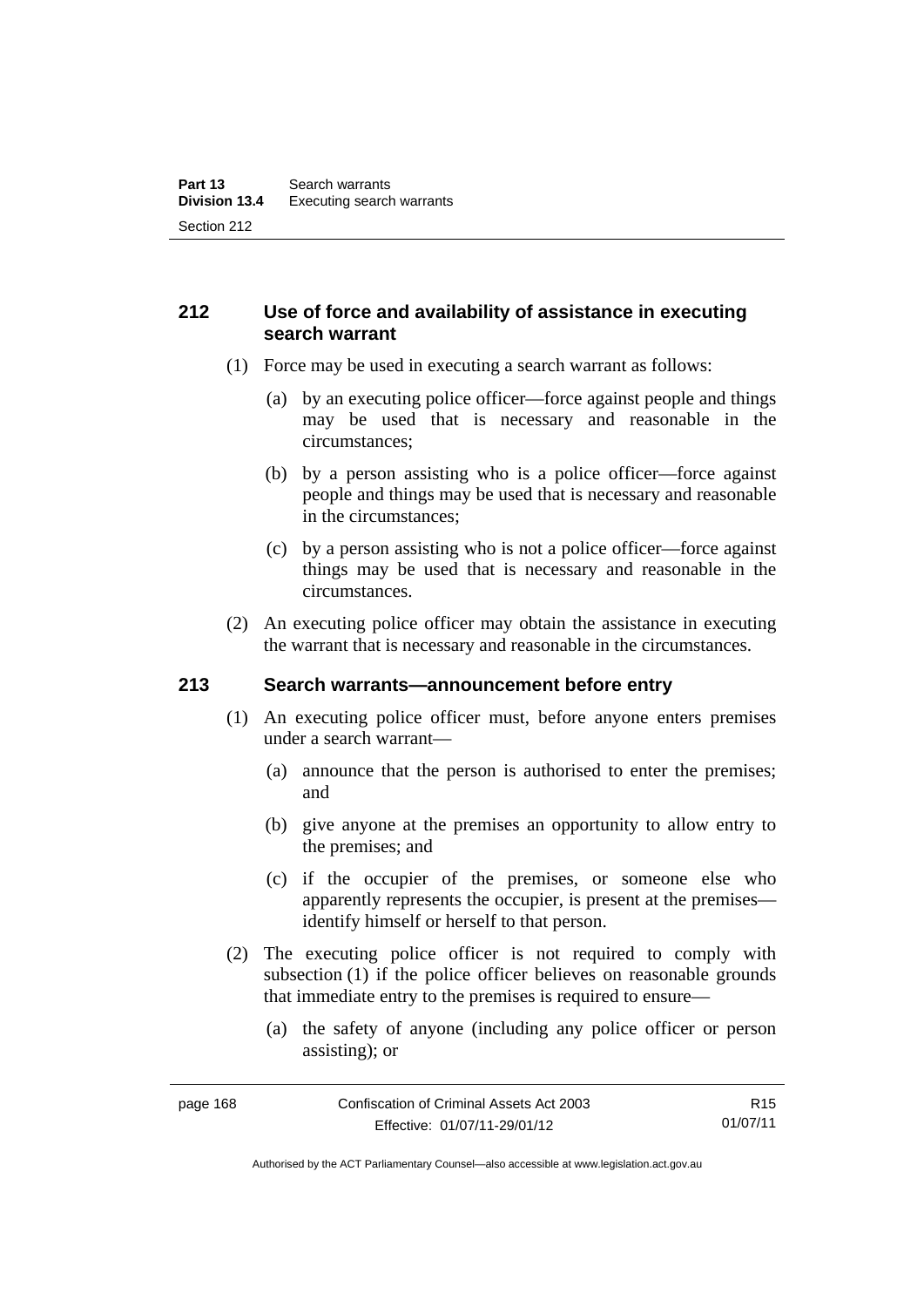## 212 Use of force and availability of assistance in executing search warrant

(1) Force may be used in executing a search warrant as follows:

(a) by an executing police officer—force against people and things may be used that is necessary and reasonable in the circumstances;

(b) by a person assisting who is a police officer—force against people and things may be used that is necessary and reasonable in the circumstances;

(c) by a person assisting who is not a police officer—force against things may be used that is necessary and reasonable in the circumstances.

(2) An executing police officer may obtain the assistance in executing the warrant that is necessary and reasonable in the circumstances.

## 213 Search warrants—announcement before entry

(1) An executing police officer must, before anyone enters premises under a search warrant—

(a) announce that the person is authorised to enter the premises; and

(b) give anyone at the premises an opportunity to allow entry to the premises; and

(c) if the occupier of the premises, or someone else who apparently represents the occupier, is present at the premises—identify himself or herself to that person.

(2) The executing police officer is not required to comply with subsection (1) if the police officer believes on reasonable grounds that immediate entry to the premises is required to ensure—

(a) the safety of anyone (including any police officer or person assisting); or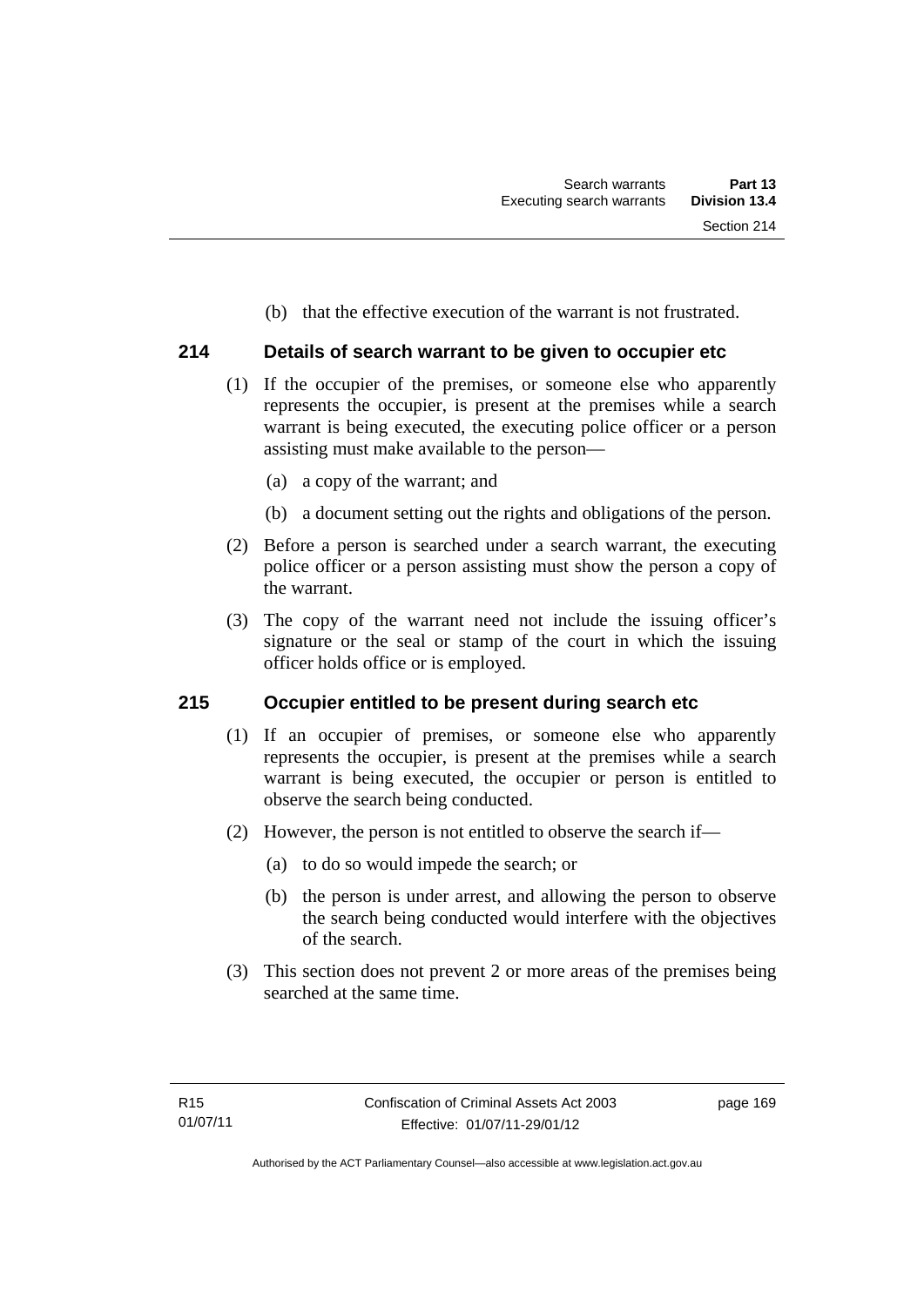(b) that the effective execution of the warrant is not frustrated.

## 214 Details of search warrant to be given to occupier etc

(1) If the occupier of the premises, or someone else who apparently represents the occupier, is present at the premises while a search warrant is being executed, the executing police officer or a person assisting must make available to the person—

(a) a copy of the warrant; and

(b) a document setting out the rights and obligations of the person.

(2) Before a person is searched under a search warrant, the executing police officer or a person assisting must show the person a copy of the warrant.

(3) The copy of the warrant need not include the issuing officer's signature or the seal or stamp of the court in which the issuing officer holds office or is employed.

## 215 Occupier entitled to be present during search etc

(1) If an occupier of premises, or someone else who apparently represents the occupier, is present at the premises while a search warrant is being executed, the occupier or person is entitled to observe the search being conducted.

(2) However, the person is not entitled to observe the search if—

(a) to do so would impede the search; or

(b) the person is under arrest, and allowing the person to observe the search being conducted would interfere with the objectives of the search.

(3) This section does not prevent 2 or more areas of the premises being searched at the same time.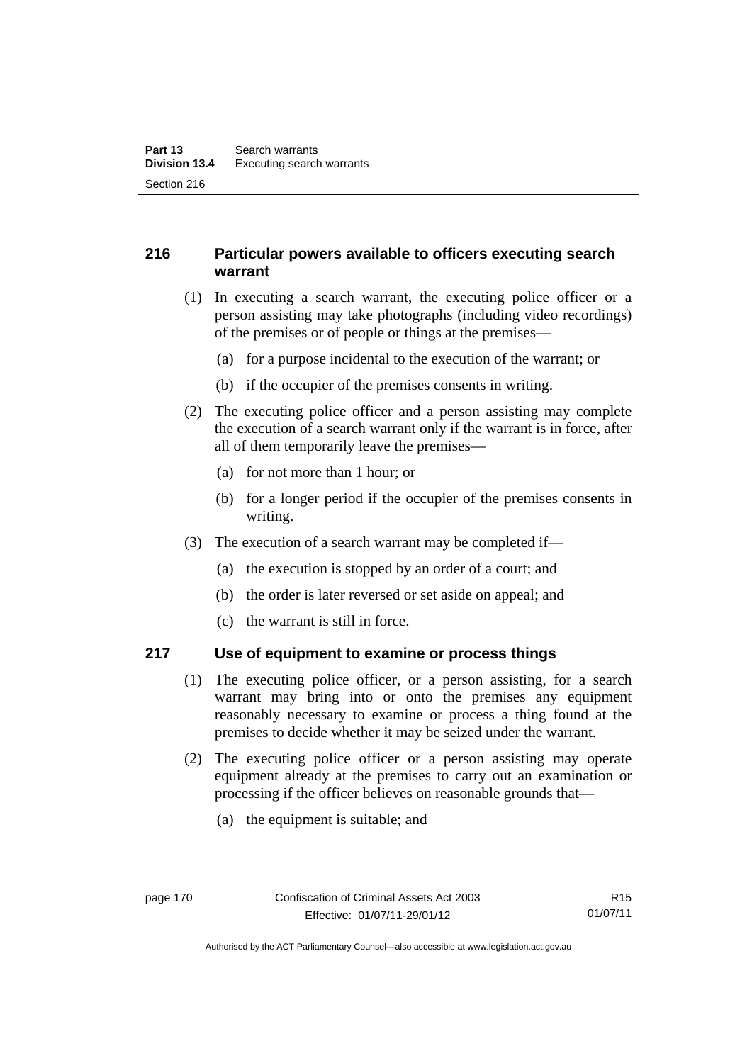### 216 Particular powers available to officers executing search warrant

(1) In executing a search warrant, the executing police officer or a person assisting may take photographs (including video recordings) of the premises or of people or things at the premises—

(a) for a purpose incidental to the execution of the warrant; or

(b) if the occupier of the premises consents in writing.

(2) The executing police officer and a person assisting may complete the execution of a search warrant only if the warrant is in force, after all of them temporarily leave the premises—

(a) for not more than 1 hour; or

(b) for a longer period if the occupier of the premises consents in writing.

(3) The execution of a search warrant may be completed if—

(a) the execution is stopped by an order of a court; and

(b) the order is later reversed or set aside on appeal; and

(c) the warrant is still in force.

### 217 Use of equipment to examine or process things

(1) The executing police officer, or a person assisting, for a search warrant may bring into or onto the premises any equipment reasonably necessary to examine or process a thing found at the premises to decide whether it may be seized under the warrant.

(2) The executing police officer or a person assisting may operate equipment already at the premises to carry out an examination or processing if the officer believes on reasonable grounds that—

(a) the equipment is suitable; and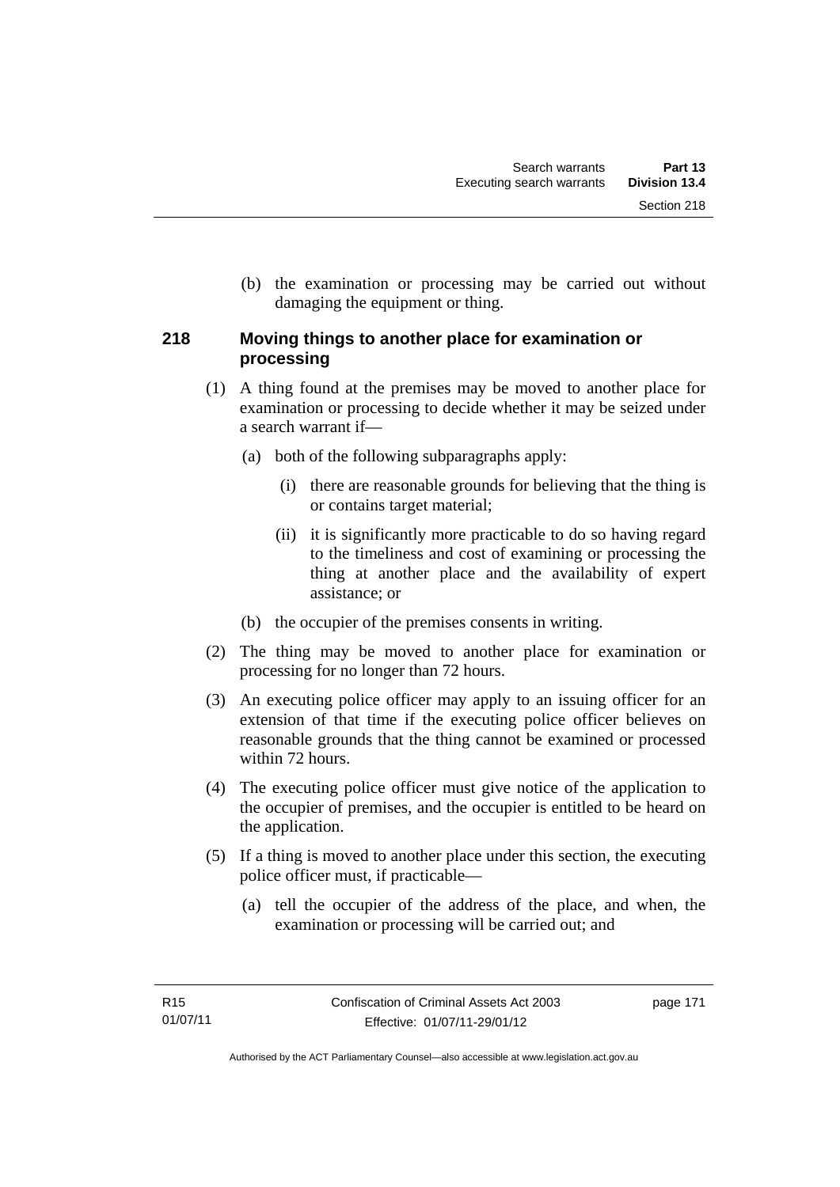(b) the examination or processing may be carried out without damaging the equipment or thing.

### 218 Moving things to another place for examination or processing

(1) A thing found at the premises may be moved to another place for examination or processing to decide whether it may be seized under a search warrant if—

(a) both of the following subparagraphs apply:

(i) there are reasonable grounds for believing that the thing is or contains target material;

(ii) it is significantly more practicable to do so having regard to the timeliness and cost of examining or processing the thing at another place and the availability of expert assistance; or

(b) the occupier of the premises consents in writing.

(2) The thing may be moved to another place for examination or processing for no longer than 72 hours.

(3) An executing police officer may apply to an issuing officer for an extension of that time if the executing police officer believes on reasonable grounds that the thing cannot be examined or processed within 72 hours.

(4) The executing police officer must give notice of the application to the occupier of premises, and the occupier is entitled to be heard on the application.

(5) If a thing is moved to another place under this section, the executing police officer must, if practicable—

(a) tell the occupier of the address of the place, and when, the examination or processing will be carried out; and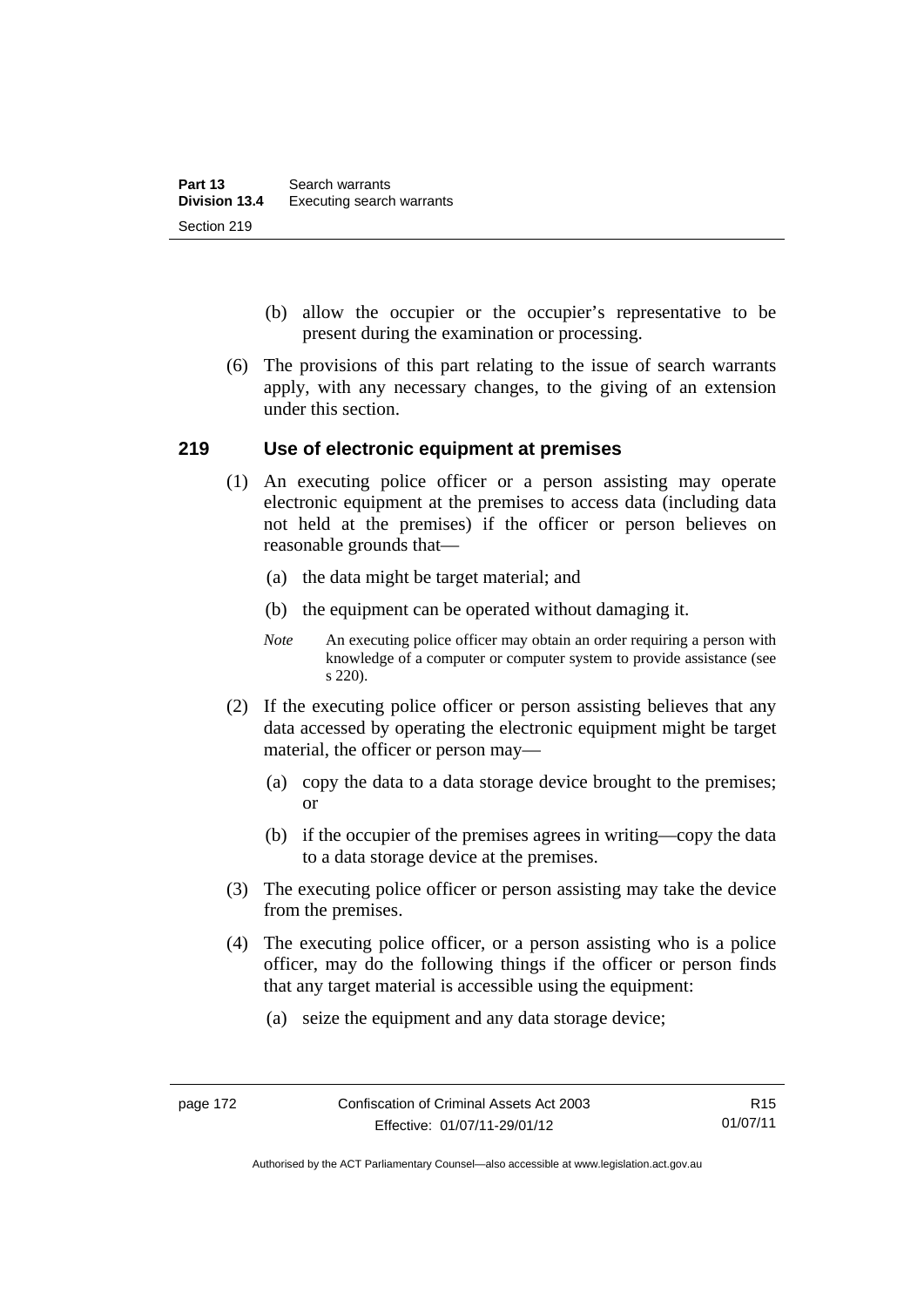(b) allow the occupier or the occupier's representative to be present during the examination or processing.

(6) The provisions of this part relating to the issue of search warrants apply, with any necessary changes, to the giving of an extension under this section.

## 219 Use of electronic equipment at premises

(1) An executing police officer or a person assisting may operate electronic equipment at the premises to access data (including data not held at the premises) if the officer or person believes on reasonable grounds that—

(a) the data might be target material; and

(b) the equipment can be operated without damaging it.

*Note* An executing police officer may obtain an order requiring a person with knowledge of a computer or computer system to provide assistance (see s 220).

(2) If the executing police officer or person assisting believes that any data accessed by operating the electronic equipment might be target material, the officer or person may—

(a) copy the data to a data storage device brought to the premises; or

(b) if the occupier of the premises agrees in writing—copy the data to a data storage device at the premises.

(3) The executing police officer or person assisting may take the device from the premises.

(4) The executing police officer, or a person assisting who is a police officer, may do the following things if the officer or person finds that any target material is accessible using the equipment:

(a) seize the equipment and any data storage device;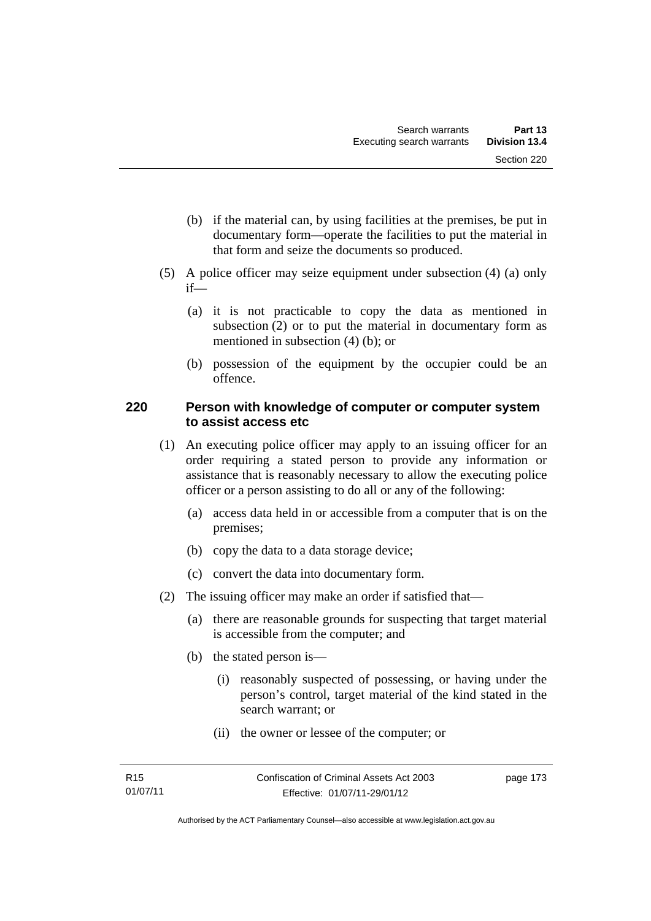(b) if the material can, by using facilities at the premises, be put in documentary form—operate the facilities to put the material in that form and seize the documents so produced.

(5) A police officer may seize equipment under subsection (4) (a) only if—

(a) it is not practicable to copy the data as mentioned in subsection (2) or to put the material in documentary form as mentioned in subsection (4) (b); or

(b) possession of the equipment by the occupier could be an offence.

## 220 Person with knowledge of computer or computer system to assist access etc

(1) An executing police officer may apply to an issuing officer for an order requiring a stated person to provide any information or assistance that is reasonably necessary to allow the executing police officer or a person assisting to do all or any of the following:

(a) access data held in or accessible from a computer that is on the premises;

(b) copy the data to a data storage device;

(c) convert the data into documentary form.

(2) The issuing officer may make an order if satisfied that—

(a) there are reasonable grounds for suspecting that target material is accessible from the computer; and

(b) the stated person is—

(i) reasonably suspected of possessing, or having under the person's control, target material of the kind stated in the search warrant; or

(ii) the owner or lessee of the computer; or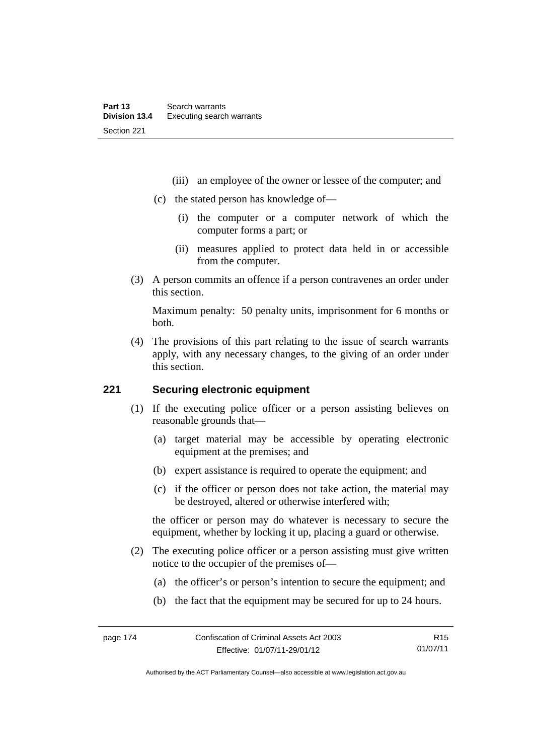(iii) an employee of the owner or lessee of the computer; and

(c) the stated person has knowledge of—

(i) the computer or a computer network of which the computer forms a part; or

(ii) measures applied to protect data held in or accessible from the computer.

(3) A person commits an offence if a person contravenes an order under this section.

Maximum penalty: 50 penalty units, imprisonment for 6 months or both.

(4) The provisions of this part relating to the issue of search warrants apply, with any necessary changes, to the giving of an order under this section.

## 221 Securing electronic equipment

(1) If the executing police officer or a person assisting believes on reasonable grounds that—

(a) target material may be accessible by operating electronic equipment at the premises; and

(b) expert assistance is required to operate the equipment; and

(c) if the officer or person does not take action, the material may be destroyed, altered or otherwise interfered with;

the officer or person may do whatever is necessary to secure the equipment, whether by locking it up, placing a guard or otherwise.

(2) The executing police officer or a person assisting must give written notice to the occupier of the premises of—

(a) the officer's or person's intention to secure the equipment; and

(b) the fact that the equipment may be secured for up to 24 hours.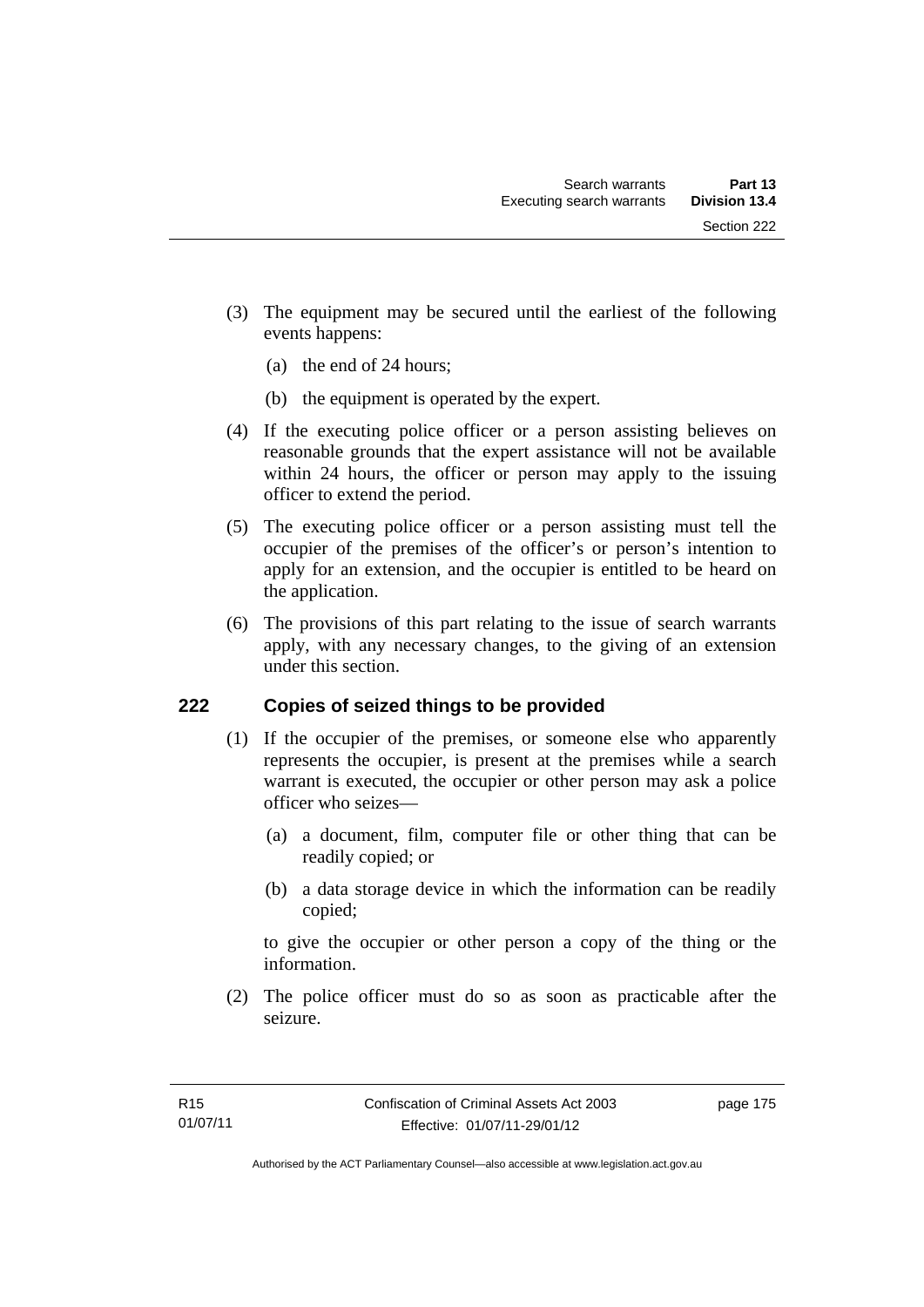(3) The equipment may be secured until the earliest of the following events happens:

(a) the end of 24 hours;

(b) the equipment is operated by the expert.

(4) If the executing police officer or a person assisting believes on reasonable grounds that the expert assistance will not be available within 24 hours, the officer or person may apply to the issuing officer to extend the period.

(5) The executing police officer or a person assisting must tell the occupier of the premises of the officer's or person's intention to apply for an extension, and the occupier is entitled to be heard on the application.

(6) The provisions of this part relating to the issue of search warrants apply, with any necessary changes, to the giving of an extension under this section.

## 222 Copies of seized things to be provided

(1) If the occupier of the premises, or someone else who apparently represents the occupier, is present at the premises while a search warrant is executed, the occupier or other person may ask a police officer who seizes—

(a) a document, film, computer file or other thing that can be readily copied; or

(b) a data storage device in which the information can be readily copied;

to give the occupier or other person a copy of the thing or the information.

(2) The police officer must do so as soon as practicable after the seizure.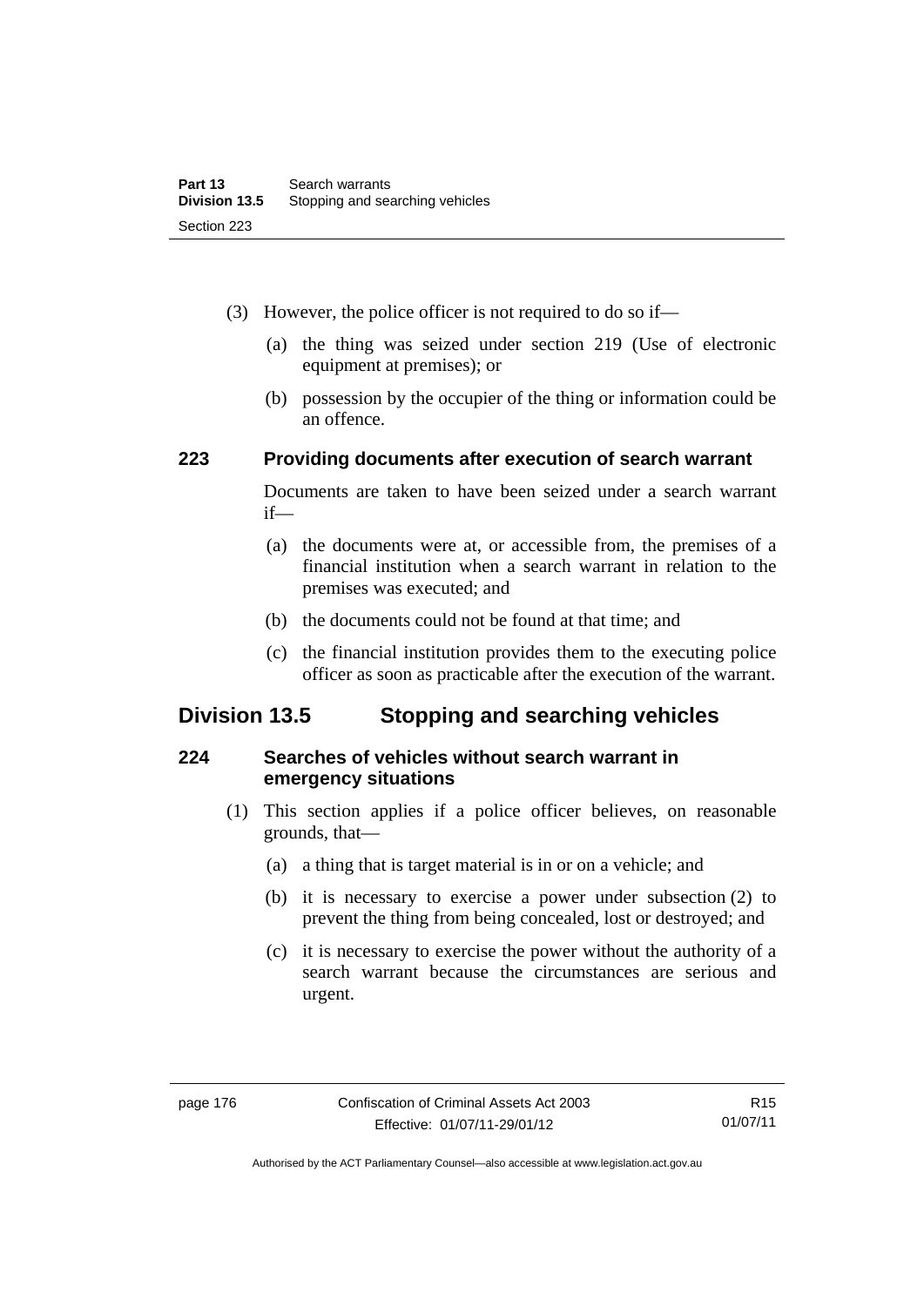(3) However, the police officer is not required to do so if—

(a) the thing was seized under section 219 (Use of electronic equipment at premises); or

(b) possession by the occupier of the thing or information could be an offence.

### 223 Providing documents after execution of search warrant

Documents are taken to have been seized under a search warrant if—

(a) the documents were at, or accessible from, the premises of a financial institution when a search warrant in relation to the premises was executed; and

(b) the documents could not be found at that time; and

(c) the financial institution provides them to the executing police officer as soon as practicable after the execution of the warrant.

## Division 13.5 Stopping and searching vehicles

### 224 Searches of vehicles without search warrant in emergency situations

(1) This section applies if a police officer believes, on reasonable grounds, that—

(a) a thing that is target material is in or on a vehicle; and

(b) it is necessary to exercise a power under subsection (2) to prevent the thing from being concealed, lost or destroyed; and

(c) it is necessary to exercise the power without the authority of a search warrant because the circumstances are serious and urgent.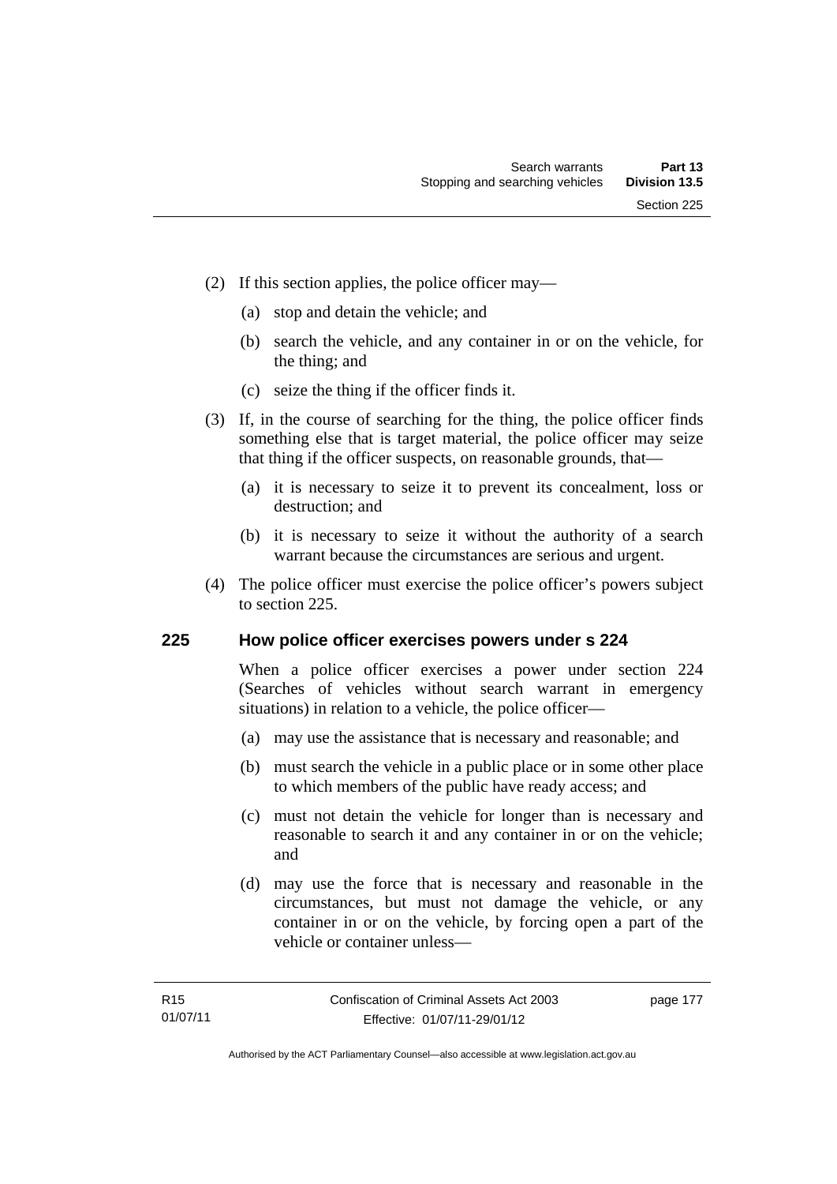(2) If this section applies, the police officer may—

  (a) stop and detain the vehicle; and

  (b) search the vehicle, and any container in or on the vehicle, for the thing; and

  (c) seize the thing if the officer finds it.

(3) If, in the course of searching for the thing, the police officer finds something else that is target material, the police officer may seize that thing if the officer suspects, on reasonable grounds, that—

  (a) it is necessary to seize it to prevent its concealment, loss or destruction; and

  (b) it is necessary to seize it without the authority of a search warrant because the circumstances are serious and urgent.

(4) The police officer must exercise the police officer's powers subject to section 225.

## 225 How police officer exercises powers under s 224

When a police officer exercises a power under section 224 (Searches of vehicles without search warrant in emergency situations) in relation to a vehicle, the police officer—

  (a) may use the assistance that is necessary and reasonable; and

  (b) must search the vehicle in a public place or in some other place to which members of the public have ready access; and

  (c) must not detain the vehicle for longer than is necessary and reasonable to search it and any container in or on the vehicle; and

  (d) may use the force that is necessary and reasonable in the circumstances, but must not damage the vehicle, or any container in or on the vehicle, by forcing open a part of the vehicle or container unless—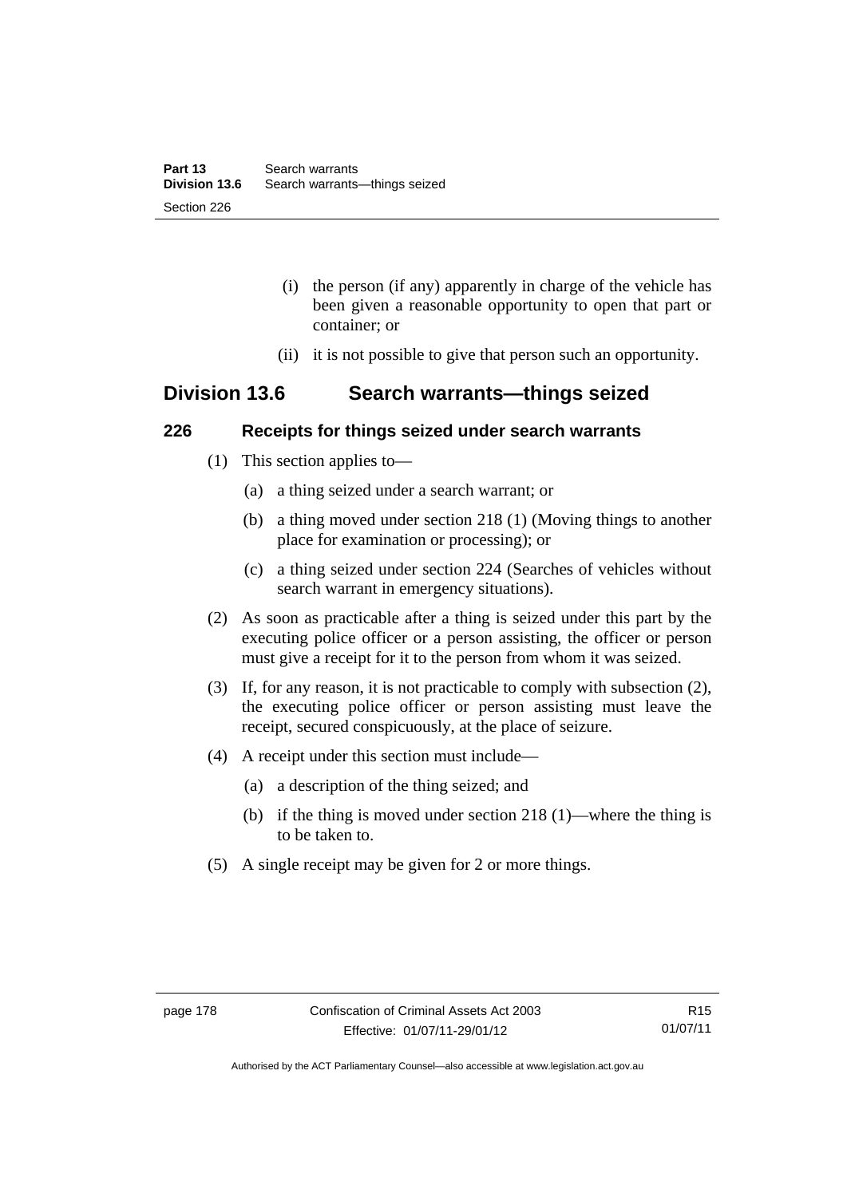(i) the person (if any) apparently in charge of the vehicle has been given a reasonable opportunity to open that part or container; or

(ii) it is not possible to give that person such an opportunity.

## Division 13.6 Search warrants—things seized

### 226 Receipts for things seized under search warrants

(1) This section applies to—

(a) a thing seized under a search warrant; or

(b) a thing moved under section 218 (1) (Moving things to another place for examination or processing); or

(c) a thing seized under section 224 (Searches of vehicles without search warrant in emergency situations).

(2) As soon as practicable after a thing is seized under this part by the executing police officer or a person assisting, the officer or person must give a receipt for it to the person from whom it was seized.

(3) If, for any reason, it is not practicable to comply with subsection (2), the executing police officer or person assisting must leave the receipt, secured conspicuously, at the place of seizure.

(4) A receipt under this section must include—

(a) a description of the thing seized; and

(b) if the thing is moved under section 218 (1)—where the thing is to be taken to.

(5) A single receipt may be given for 2 or more things.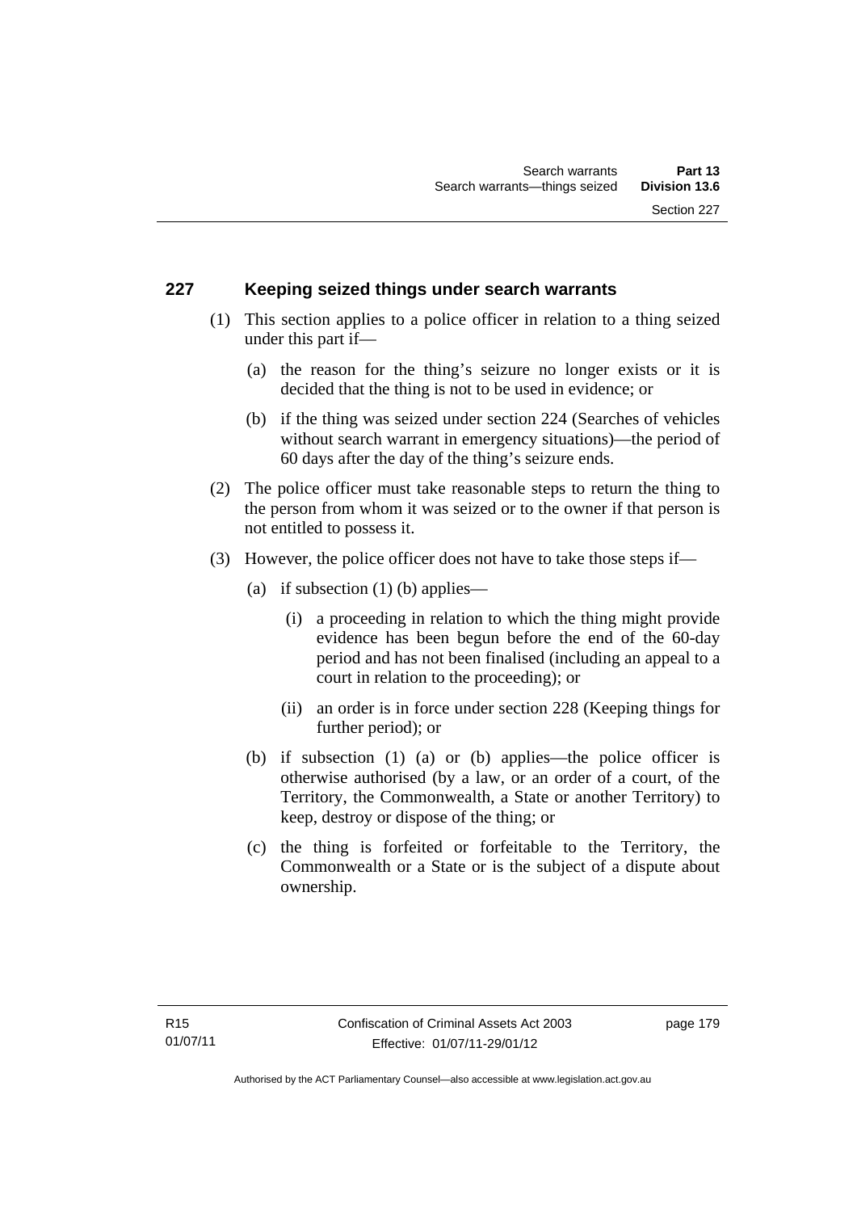## 227 Keeping seized things under search warrants

(1) This section applies to a police officer in relation to a thing seized under this part if—

(a) the reason for the thing's seizure no longer exists or it is decided that the thing is not to be used in evidence; or

(b) if the thing was seized under section 224 (Searches of vehicles without search warrant in emergency situations)—the period of 60 days after the day of the thing's seizure ends.

(2) The police officer must take reasonable steps to return the thing to the person from whom it was seized or to the owner if that person is not entitled to possess it.

(3) However, the police officer does not have to take those steps if—

(a) if subsection (1) (b) applies—

(i) a proceeding in relation to which the thing might provide evidence has been begun before the end of the 60-day period and has not been finalised (including an appeal to a court in relation to the proceeding); or

(ii) an order is in force under section 228 (Keeping things for further period); or

(b) if subsection (1) (a) or (b) applies—the police officer is otherwise authorised (by a law, or an order of a court, of the Territory, the Commonwealth, a State or another Territory) to keep, destroy or dispose of the thing; or

(c) the thing is forfeited or forfeitable to the Territory, the Commonwealth or a State or is the subject of a dispute about ownership.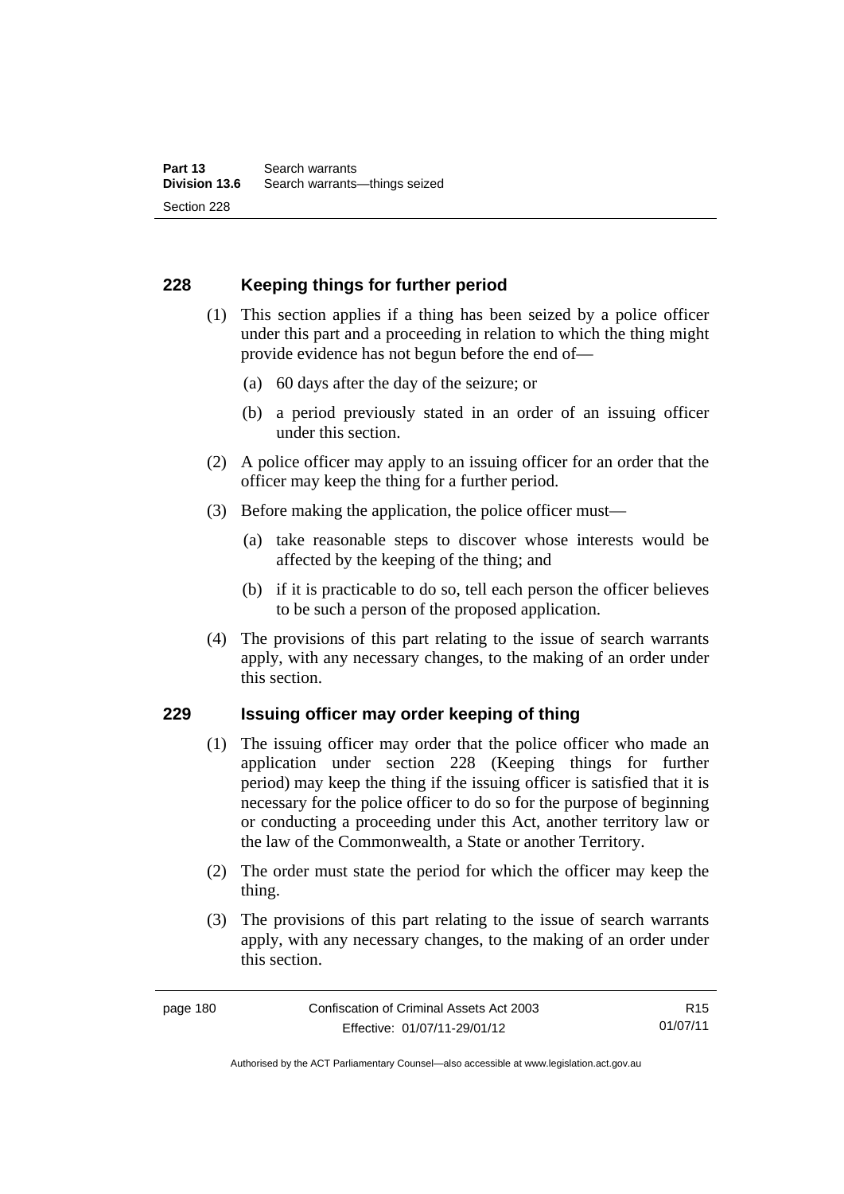## 228 Keeping things for further period

(1) This section applies if a thing has been seized by a police officer under this part and a proceeding in relation to which the thing might provide evidence has not begun before the end of—

(a) 60 days after the day of the seizure; or

(b) a period previously stated in an order of an issuing officer under this section.

(2) A police officer may apply to an issuing officer for an order that the officer may keep the thing for a further period.

(3) Before making the application, the police officer must—

(a) take reasonable steps to discover whose interests would be affected by the keeping of the thing; and

(b) if it is practicable to do so, tell each person the officer believes to be such a person of the proposed application.

(4) The provisions of this part relating to the issue of search warrants apply, with any necessary changes, to the making of an order under this section.

## 229 Issuing officer may order keeping of thing

(1) The issuing officer may order that the police officer who made an application under section 228 (Keeping things for further period) may keep the thing if the issuing officer is satisfied that it is necessary for the police officer to do so for the purpose of beginning or conducting a proceeding under this Act, another territory law or the law of the Commonwealth, a State or another Territory.

(2) The order must state the period for which the officer may keep the thing.

(3) The provisions of this part relating to the issue of search warrants apply, with any necessary changes, to the making of an order under this section.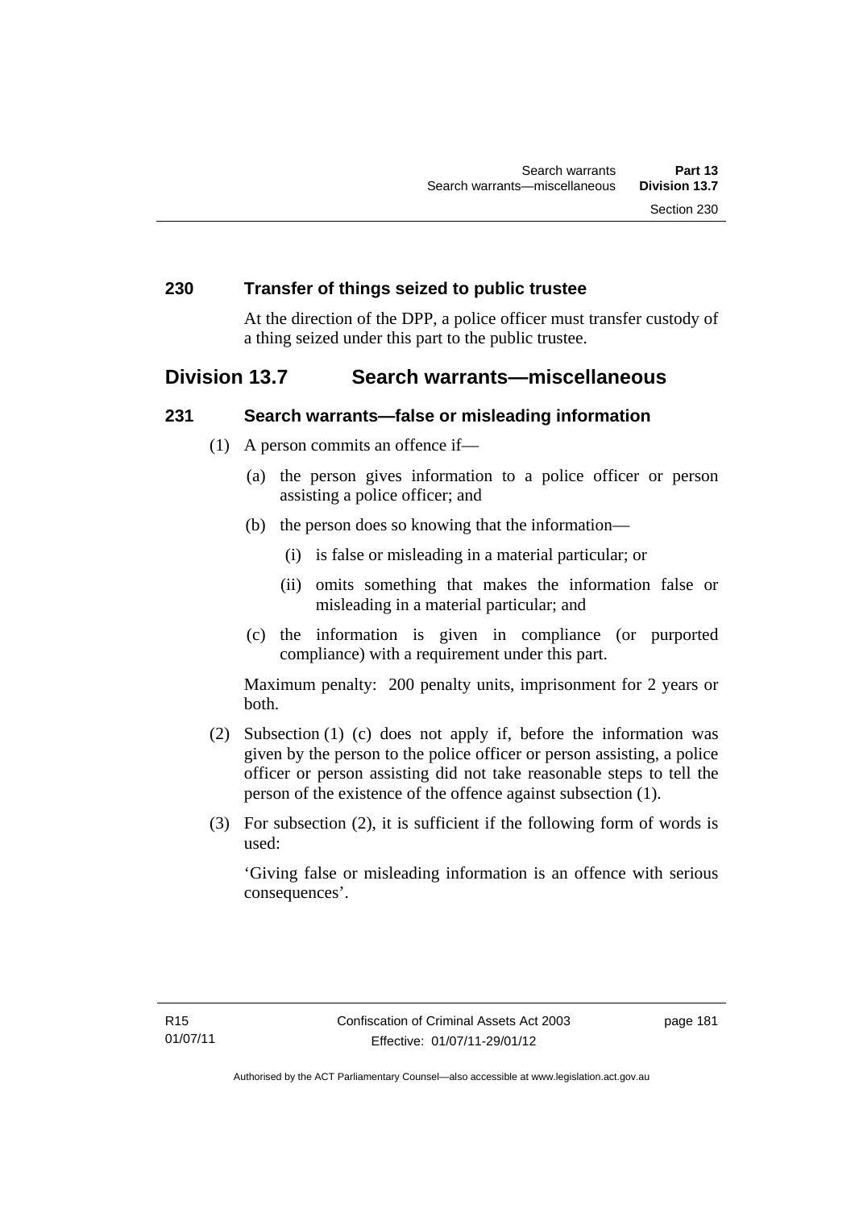### 230 Transfer of things seized to public trustee

At the direction of the DPP, a police officer must transfer custody of a thing seized under this part to the public trustee.

## Division 13.7 Search warrants—miscellaneous

### 231 Search warrants—false or misleading information

(1) A person commits an offence if—

(a) the person gives information to a police officer or person assisting a police officer; and

(b) the person does so knowing that the information—

(i) is false or misleading in a material particular; or

(ii) omits something that makes the information false or misleading in a material particular; and

(c) the information is given in compliance (or purported compliance) with a requirement under this part.

Maximum penalty: 200 penalty units, imprisonment for 2 years or both.

(2) Subsection (1) (c) does not apply if, before the information was given by the person to the police officer or person assisting, a police officer or person assisting did not take reasonable steps to tell the person of the existence of the offence against subsection (1).

(3) For subsection (2), it is sufficient if the following form of words is used:

'Giving false or misleading information is an offence with serious consequences'.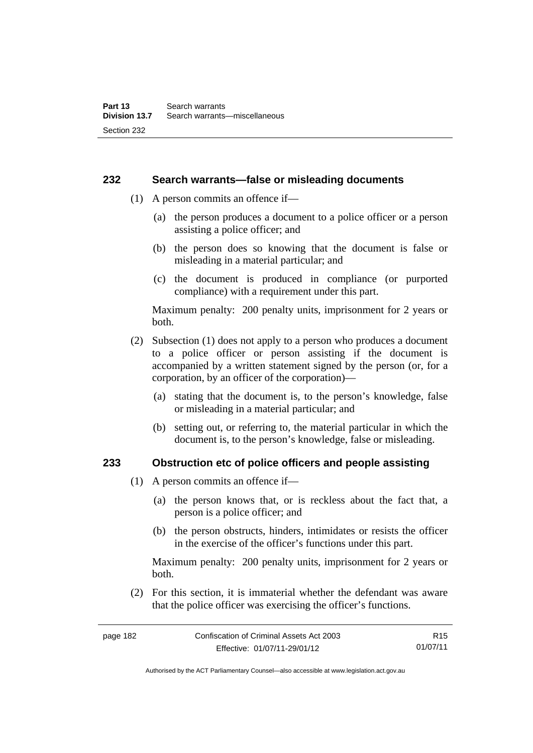### 232 Search warrants—false or misleading documents

(1) A person commits an offence if—

(a) the person produces a document to a police officer or a person assisting a police officer; and

(b) the person does so knowing that the document is false or misleading in a material particular; and

(c) the document is produced in compliance (or purported compliance) with a requirement under this part.

Maximum penalty: 200 penalty units, imprisonment for 2 years or both.

(2) Subsection (1) does not apply to a person who produces a document to a police officer or person assisting if the document is accompanied by a written statement signed by the person (or, for a corporation, by an officer of the corporation)—

(a) stating that the document is, to the person's knowledge, false or misleading in a material particular; and

(b) setting out, or referring to, the material particular in which the document is, to the person's knowledge, false or misleading.

### 233 Obstruction etc of police officers and people assisting

(1) A person commits an offence if—

(a) the person knows that, or is reckless about the fact that, a person is a police officer; and

(b) the person obstructs, hinders, intimidates or resists the officer in the exercise of the officer's functions under this part.

Maximum penalty: 200 penalty units, imprisonment for 2 years or both.

(2) For this section, it is immaterial whether the defendant was aware that the police officer was exercising the officer's functions.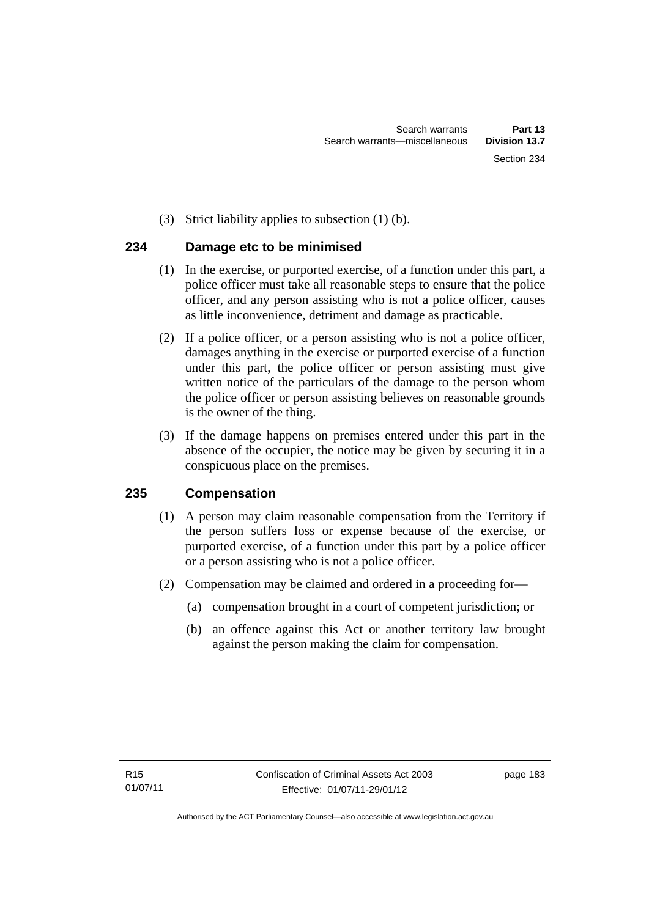(3) Strict liability applies to subsection (1) (b).

## 234 Damage etc to be minimised

(1) In the exercise, or purported exercise, of a function under this part, a police officer must take all reasonable steps to ensure that the police officer, and any person assisting who is not a police officer, causes as little inconvenience, detriment and damage as practicable.

(2) If a police officer, or a person assisting who is not a police officer, damages anything in the exercise or purported exercise of a function under this part, the police officer or person assisting must give written notice of the particulars of the damage to the person whom the police officer or person assisting believes on reasonable grounds is the owner of the thing.

(3) If the damage happens on premises entered under this part in the absence of the occupier, the notice may be given by securing it in a conspicuous place on the premises.

## 235 Compensation

(1) A person may claim reasonable compensation from the Territory if the person suffers loss or expense because of the exercise, or purported exercise, of a function under this part by a police officer or a person assisting who is not a police officer.

(2) Compensation may be claimed and ordered in a proceeding for—

(a) compensation brought in a court of competent jurisdiction; or

(b) an offence against this Act or another territory law brought against the person making the claim for compensation.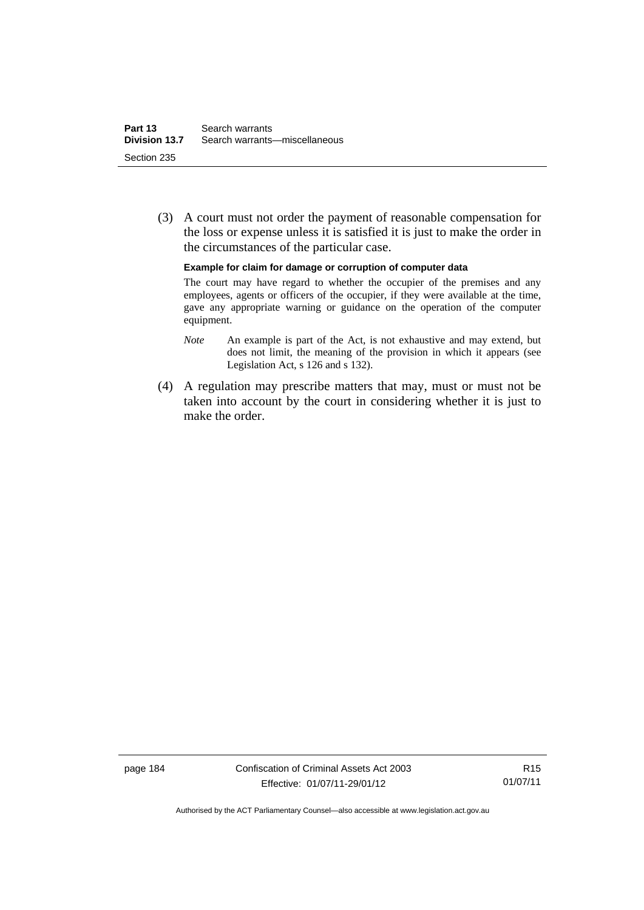(3) A court must not order the payment of reasonable compensation for the loss or expense unless it is satisfied it is just to make the order in the circumstances of the particular case.

**Example for claim for damage or corruption of computer data**

The court may have regard to whether the occupier of the premises and any employees, agents or officers of the occupier, if they were available at the time, gave any appropriate warning or guidance on the operation of the computer equipment.

*Note* An example is part of the Act, is not exhaustive and may extend, but does not limit, the meaning of the provision in which it appears (see Legislation Act, s 126 and s 132).

(4) A regulation may prescribe matters that may, must or must not be taken into account by the court in considering whether it is just to make the order.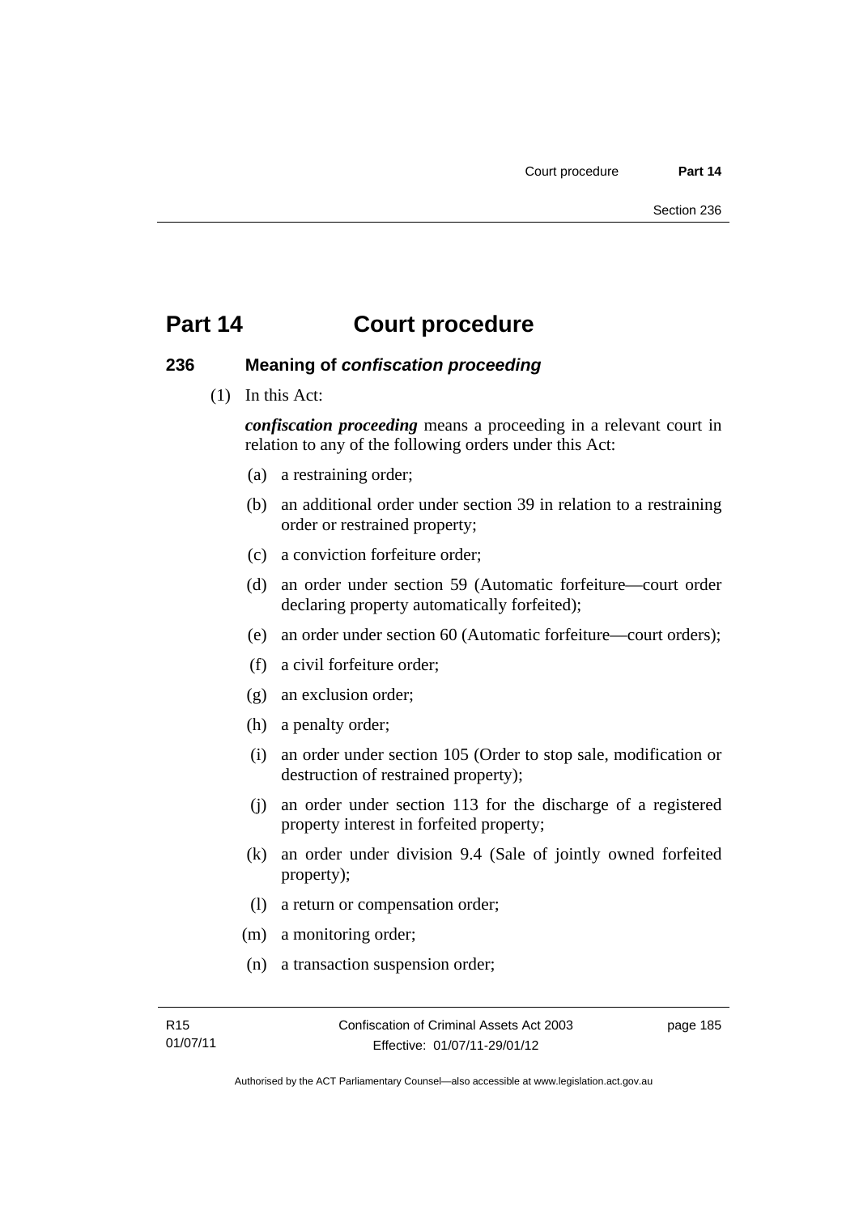# Part 14 Court procedure

## 236 Meaning of *confiscation proceeding*

(1) In this Act:

***confiscation proceeding*** means a proceeding in a relevant court in relation to any of the following orders under this Act:

(a) a restraining order;

(b) an additional order under section 39 in relation to a restraining order or restrained property;

(c) a conviction forfeiture order;

(d) an order under section 59 (Automatic forfeiture—court order declaring property automatically forfeited);

(e) an order under section 60 (Automatic forfeiture—court orders);

(f) a civil forfeiture order;

(g) an exclusion order;

(h) a penalty order;

(i) an order under section 105 (Order to stop sale, modification or destruction of restrained property);

(j) an order under section 113 for the discharge of a registered property interest in forfeited property;

(k) an order under division 9.4 (Sale of jointly owned forfeited property);

(l) a return or compensation order;

(m) a monitoring order;

(n) a transaction suspension order;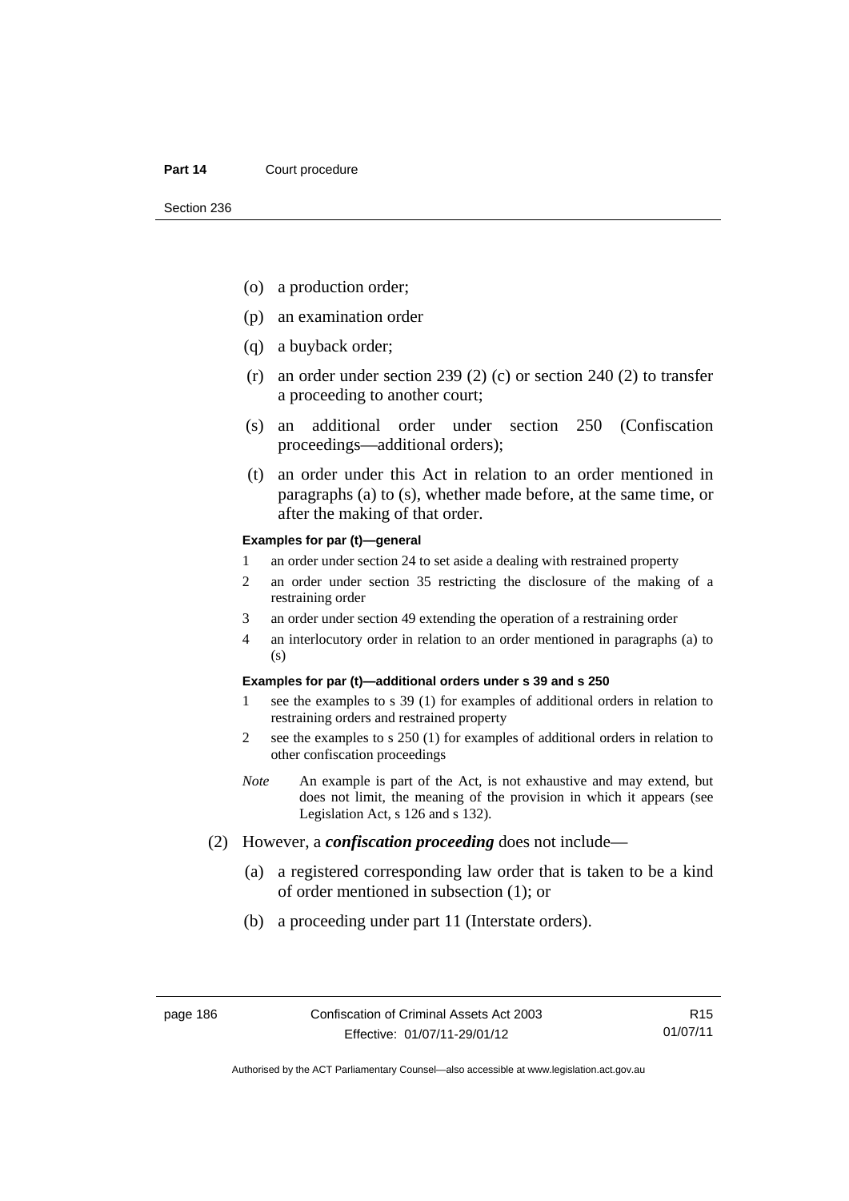(o) a production order;

(p) an examination order

(q) a buyback order;

(r) an order under section 239 (2) (c) or section 240 (2) to transfer a proceeding to another court;

(s) an additional order under section 250 (Confiscation proceedings—additional orders);

(t) an order under this Act in relation to an order mentioned in paragraphs (a) to (s), whether made before, at the same time, or after the making of that order.

**Examples for par (t)—general**

1 an order under section 24 to set aside a dealing with restrained property

2 an order under section 35 restricting the disclosure of the making of a restraining order

3 an order under section 49 extending the operation of a restraining order

4 an interlocutory order in relation to an order mentioned in paragraphs (a) to (s)

**Examples for par (t)—additional orders under s 39 and s 250**

1 see the examples to s 39 (1) for examples of additional orders in relation to restraining orders and restrained property

2 see the examples to s 250 (1) for examples of additional orders in relation to other confiscation proceedings

*Note* An example is part of the Act, is not exhaustive and may extend, but does not limit, the meaning of the provision in which it appears (see Legislation Act, s 126 and s 132).

(2) However, a ***confiscation proceeding*** does not include—

(a) a registered corresponding law order that is taken to be a kind of order mentioned in subsection (1); or

(b) a proceeding under part 11 (Interstate orders).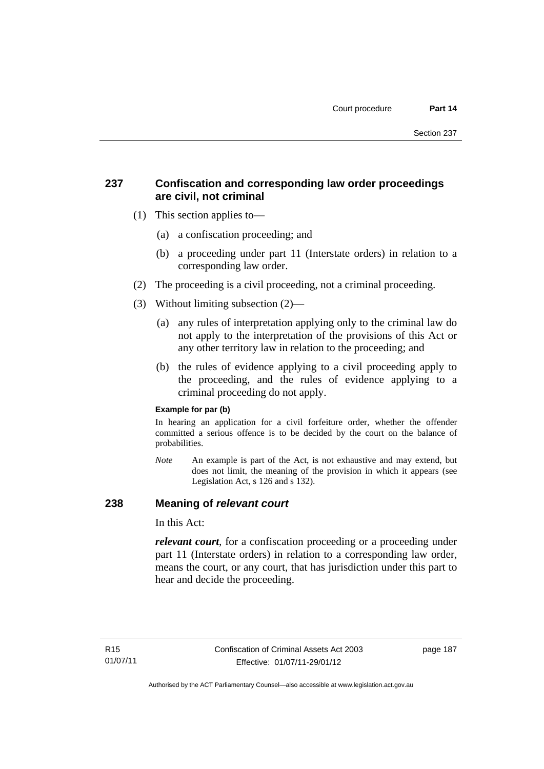## 237 Confiscation and corresponding law order proceedings are civil, not criminal

(1) This section applies to—

(a) a confiscation proceeding; and

(b) a proceeding under part 11 (Interstate orders) in relation to a corresponding law order.

(2) The proceeding is a civil proceeding, not a criminal proceeding.

(3) Without limiting subsection (2)—

(a) any rules of interpretation applying only to the criminal law do not apply to the interpretation of the provisions of this Act or any other territory law in relation to the proceeding; and

(b) the rules of evidence applying to a civil proceeding apply to the proceeding, and the rules of evidence applying to a criminal proceeding do not apply.

**Example for par (b)**

In hearing an application for a civil forfeiture order, whether the offender committed a serious offence is to be decided by the court on the balance of probabilities.

*Note* An example is part of the Act, is not exhaustive and may extend, but does not limit, the meaning of the provision in which it appears (see Legislation Act, s 126 and s 132).

## 238 Meaning of *relevant court*

In this Act:

***relevant court***, for a confiscation proceeding or a proceeding under part 11 (Interstate orders) in relation to a corresponding law order, means the court, or any court, that has jurisdiction under this part to hear and decide the proceeding.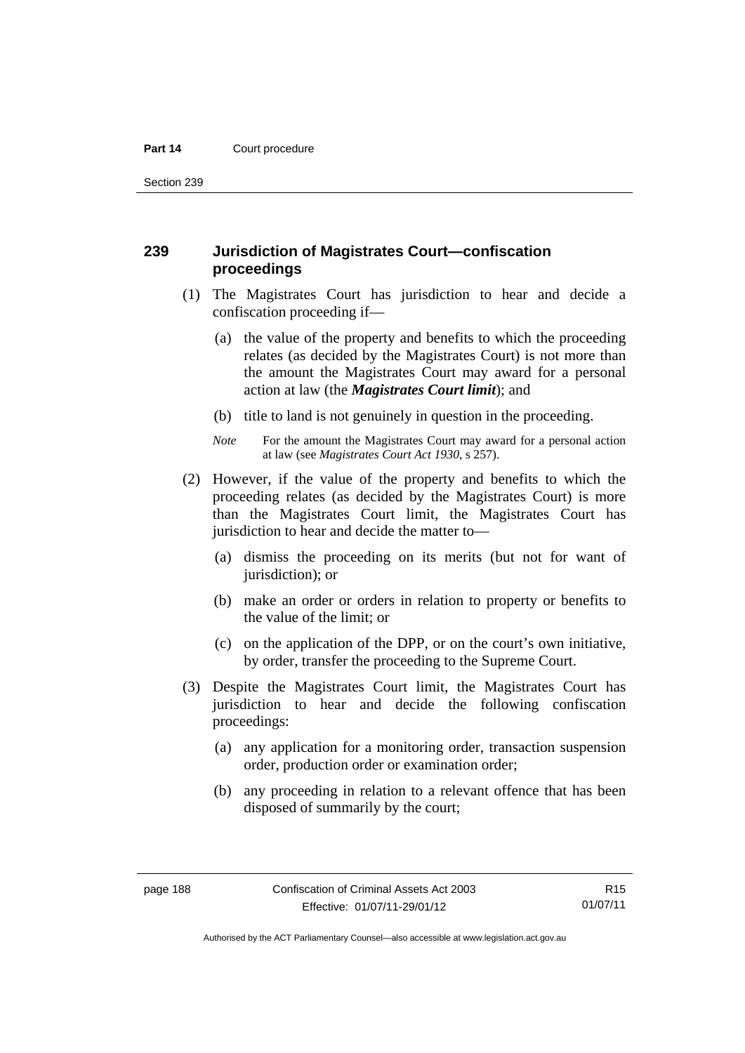## 239 Jurisdiction of Magistrates Court—confiscation proceedings

(1) The Magistrates Court has jurisdiction to hear and decide a confiscation proceeding if—

(a) the value of the property and benefits to which the proceeding relates (as decided by the Magistrates Court) is not more than the amount the Magistrates Court may award for a personal action at law (the ***Magistrates Court limit***); and

(b) title to land is not genuinely in question in the proceeding.

*Note* For the amount the Magistrates Court may award for a personal action at law (see *Magistrates Court Act 1930*, s 257).

(2) However, if the value of the property and benefits to which the proceeding relates (as decided by the Magistrates Court) is more than the Magistrates Court limit, the Magistrates Court has jurisdiction to hear and decide the matter to—

(a) dismiss the proceeding on its merits (but not for want of jurisdiction); or

(b) make an order or orders in relation to property or benefits to the value of the limit; or

(c) on the application of the DPP, or on the court's own initiative, by order, transfer the proceeding to the Supreme Court.

(3) Despite the Magistrates Court limit, the Magistrates Court has jurisdiction to hear and decide the following confiscation proceedings:

(a) any application for a monitoring order, transaction suspension order, production order or examination order;

(b) any proceeding in relation to a relevant offence that has been disposed of summarily by the court;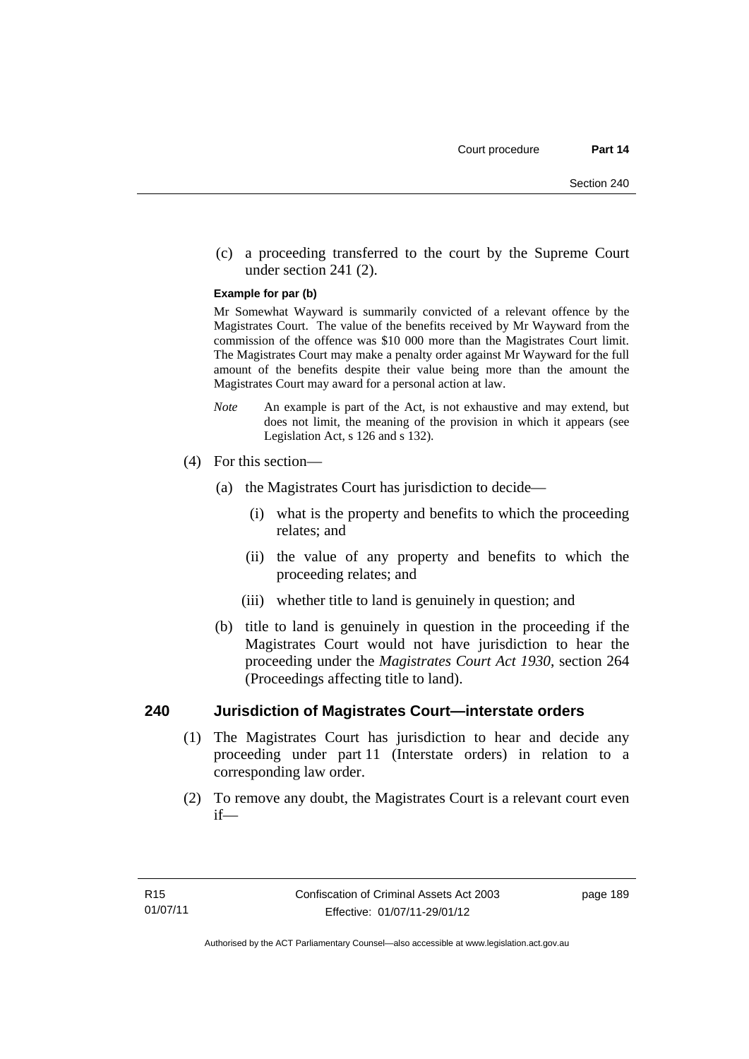(c) a proceeding transferred to the court by the Supreme Court under section 241 (2).

**Example for par (b)**

Mr Somewhat Wayward is summarily convicted of a relevant offence by the Magistrates Court. The value of the benefits received by Mr Wayward from the commission of the offence was $10 000 more than the Magistrates Court limit. The Magistrates Court may make a penalty order against Mr Wayward for the full amount of the benefits despite their value being more than the amount the Magistrates Court may award for a personal action at law.

*Note* An example is part of the Act, is not exhaustive and may extend, but does not limit, the meaning of the provision in which it appears (see Legislation Act, s 126 and s 132).

(4) For this section—

(a) the Magistrates Court has jurisdiction to decide—

(i) what is the property and benefits to which the proceeding relates; and

(ii) the value of any property and benefits to which the proceeding relates; and

(iii) whether title to land is genuinely in question; and

(b) title to land is genuinely in question in the proceeding if the Magistrates Court would not have jurisdiction to hear the proceeding under the *Magistrates Court Act 1930*, section 264 (Proceedings affecting title to land).

## 240 Jurisdiction of Magistrates Court—interstate orders

(1) The Magistrates Court has jurisdiction to hear and decide any proceeding under part 11 (Interstate orders) in relation to a corresponding law order.

(2) To remove any doubt, the Magistrates Court is a relevant court even if—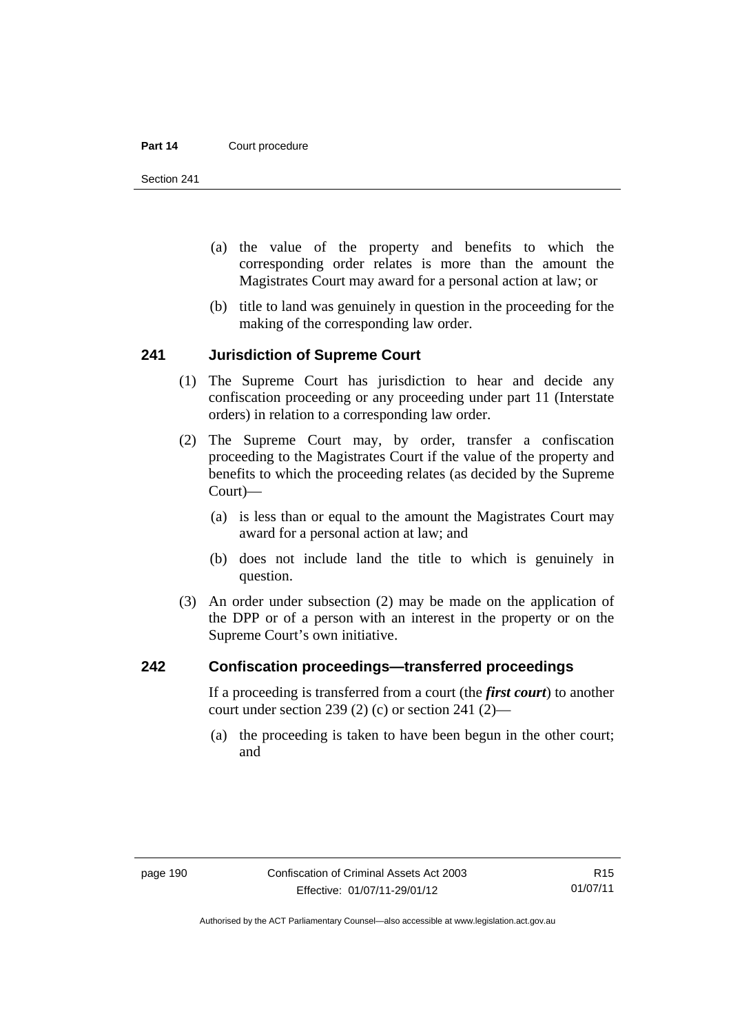(a) the value of the property and benefits to which the corresponding order relates is more than the amount the Magistrates Court may award for a personal action at law; or

(b) title to land was genuinely in question in the proceeding for the making of the corresponding law order.

## 241 Jurisdiction of Supreme Court

(1) The Supreme Court has jurisdiction to hear and decide any confiscation proceeding or any proceeding under part 11 (Interstate orders) in relation to a corresponding law order.

(2) The Supreme Court may, by order, transfer a confiscation proceeding to the Magistrates Court if the value of the property and benefits to which the proceeding relates (as decided by the Supreme Court)—

(a) is less than or equal to the amount the Magistrates Court may award for a personal action at law; and

(b) does not include land the title to which is genuinely in question.

(3) An order under subsection (2) may be made on the application of the DPP or of a person with an interest in the property or on the Supreme Court's own initiative.

## 242 Confiscation proceedings—transferred proceedings

If a proceeding is transferred from a court (the ***first court***) to another court under section 239 (2) (c) or section 241 (2)—

(a) the proceeding is taken to have been begun in the other court; and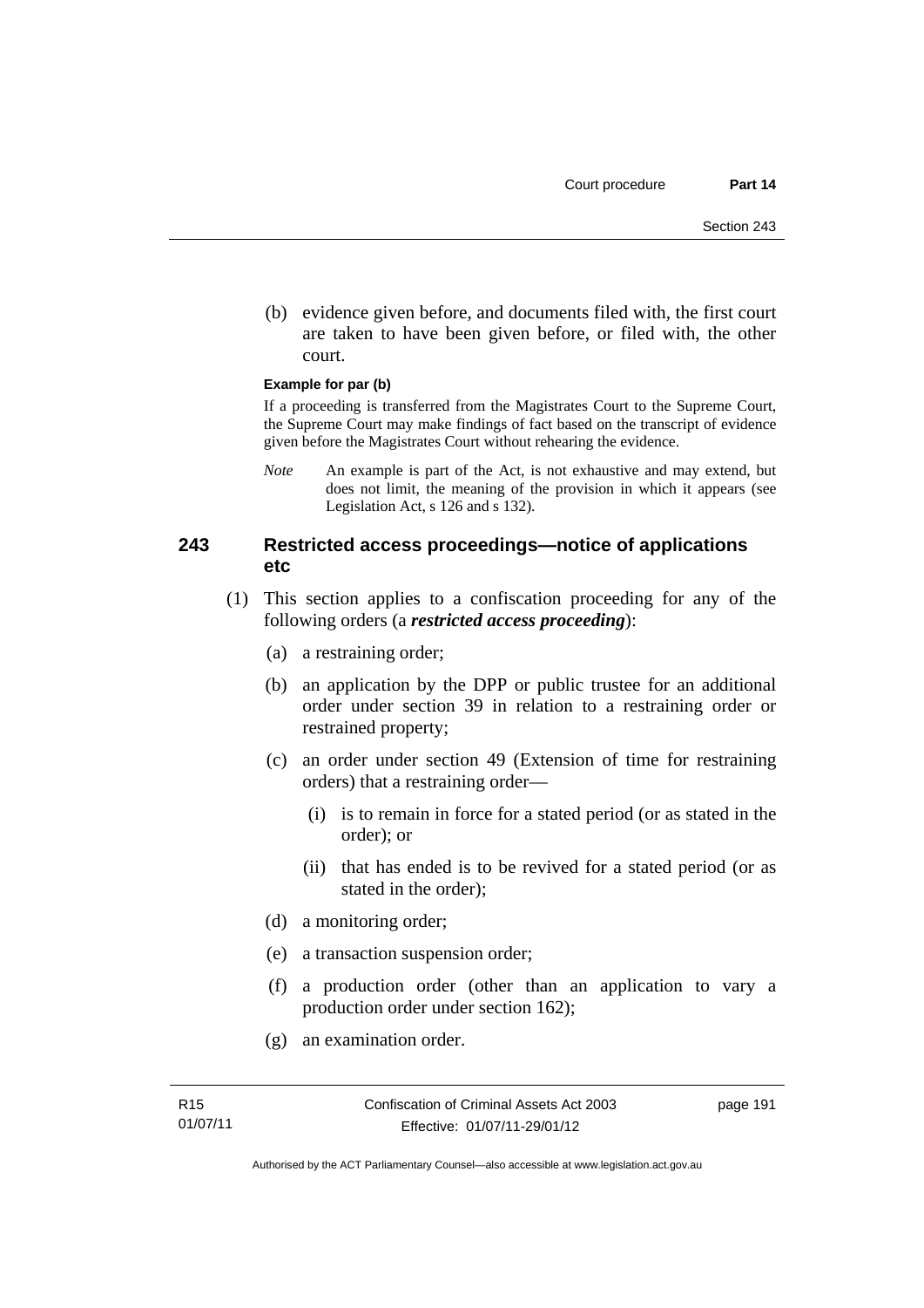(b) evidence given before, and documents filed with, the first court are taken to have been given before, or filed with, the other court.

**Example for par (b)**

If a proceeding is transferred from the Magistrates Court to the Supreme Court, the Supreme Court may make findings of fact based on the transcript of evidence given before the Magistrates Court without rehearing the evidence.

*Note* An example is part of the Act, is not exhaustive and may extend, but does not limit, the meaning of the provision in which it appears (see Legislation Act, s 126 and s 132).

## 243 Restricted access proceedings—notice of applications etc

(1) This section applies to a confiscation proceeding for any of the following orders (a ***restricted access proceeding***):

(a) a restraining order;

(b) an application by the DPP or public trustee for an additional order under section 39 in relation to a restraining order or restrained property;

(c) an order under section 49 (Extension of time for restraining orders) that a restraining order—

(i) is to remain in force for a stated period (or as stated in the order); or

(ii) that has ended is to be revived for a stated period (or as stated in the order);

(d) a monitoring order;

(e) a transaction suspension order;

(f) a production order (other than an application to vary a production order under section 162);

(g) an examination order.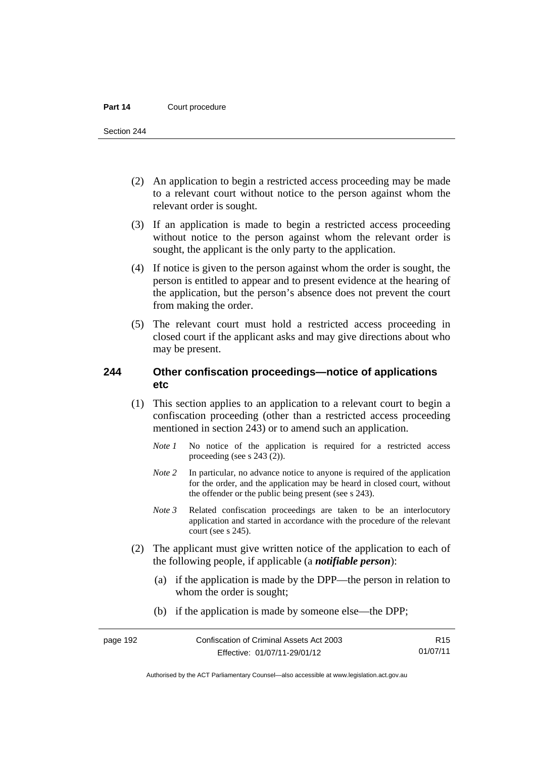(2) An application to begin a restricted access proceeding may be made to a relevant court without notice to the person against whom the relevant order is sought.

(3) If an application is made to begin a restricted access proceeding without notice to the person against whom the relevant order is sought, the applicant is the only party to the application.

(4) If notice is given to the person against whom the order is sought, the person is entitled to appear and to present evidence at the hearing of the application, but the person's absence does not prevent the court from making the order.

(5) The relevant court must hold a restricted access proceeding in closed court if the applicant asks and may give directions about who may be present.

### 244 Other confiscation proceedings—notice of applications etc

(1) This section applies to an application to a relevant court to begin a confiscation proceeding (other than a restricted access proceeding mentioned in section 243) or to amend such an application.

*Note 1* No notice of the application is required for a restricted access proceeding (see s 243 (2)).

*Note 2* In particular, no advance notice to anyone is required of the application for the order, and the application may be heard in closed court, without the offender or the public being present (see s 243).

*Note 3* Related confiscation proceedings are taken to be an interlocutory application and started in accordance with the procedure of the relevant court (see s 245).

(2) The applicant must give written notice of the application to each of the following people, if applicable (a ***notifiable person***):

(a) if the application is made by the DPP—the person in relation to whom the order is sought;

(b) if the application is made by someone else—the DPP;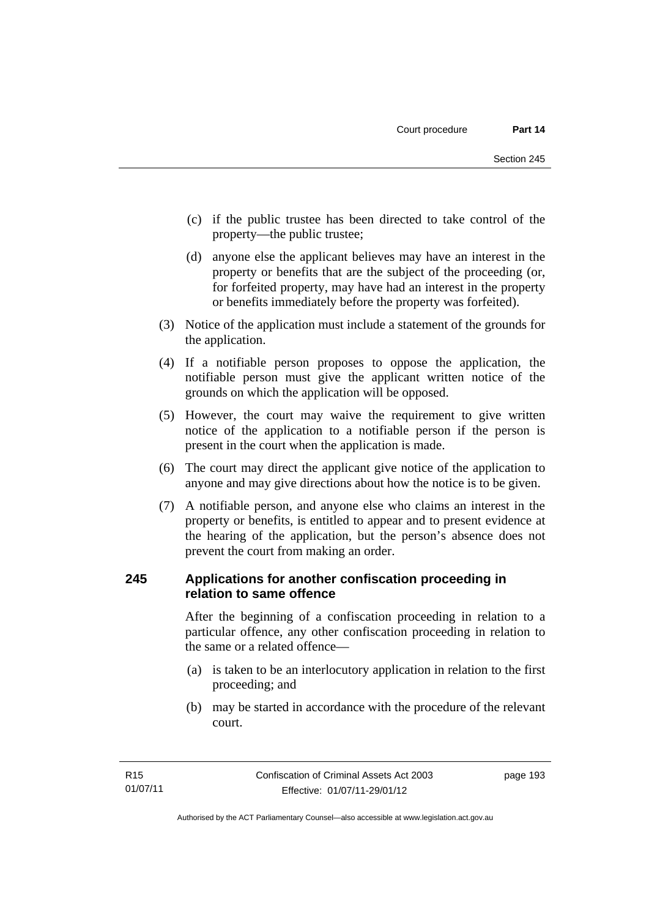(c) if the public trustee has been directed to take control of the property—the public trustee;

(d) anyone else the applicant believes may have an interest in the property or benefits that are the subject of the proceeding (or, for forfeited property, may have had an interest in the property or benefits immediately before the property was forfeited).

(3) Notice of the application must include a statement of the grounds for the application.

(4) If a notifiable person proposes to oppose the application, the notifiable person must give the applicant written notice of the grounds on which the application will be opposed.

(5) However, the court may waive the requirement to give written notice of the application to a notifiable person if the person is present in the court when the application is made.

(6) The court may direct the applicant give notice of the application to anyone and may give directions about how the notice is to be given.

(7) A notifiable person, and anyone else who claims an interest in the property or benefits, is entitled to appear and to present evidence at the hearing of the application, but the person's absence does not prevent the court from making an order.

## 245 Applications for another confiscation proceeding in relation to same offence

After the beginning of a confiscation proceeding in relation to a particular offence, any other confiscation proceeding in relation to the same or a related offence—

(a) is taken to be an interlocutory application in relation to the first proceeding; and

(b) may be started in accordance with the procedure of the relevant court.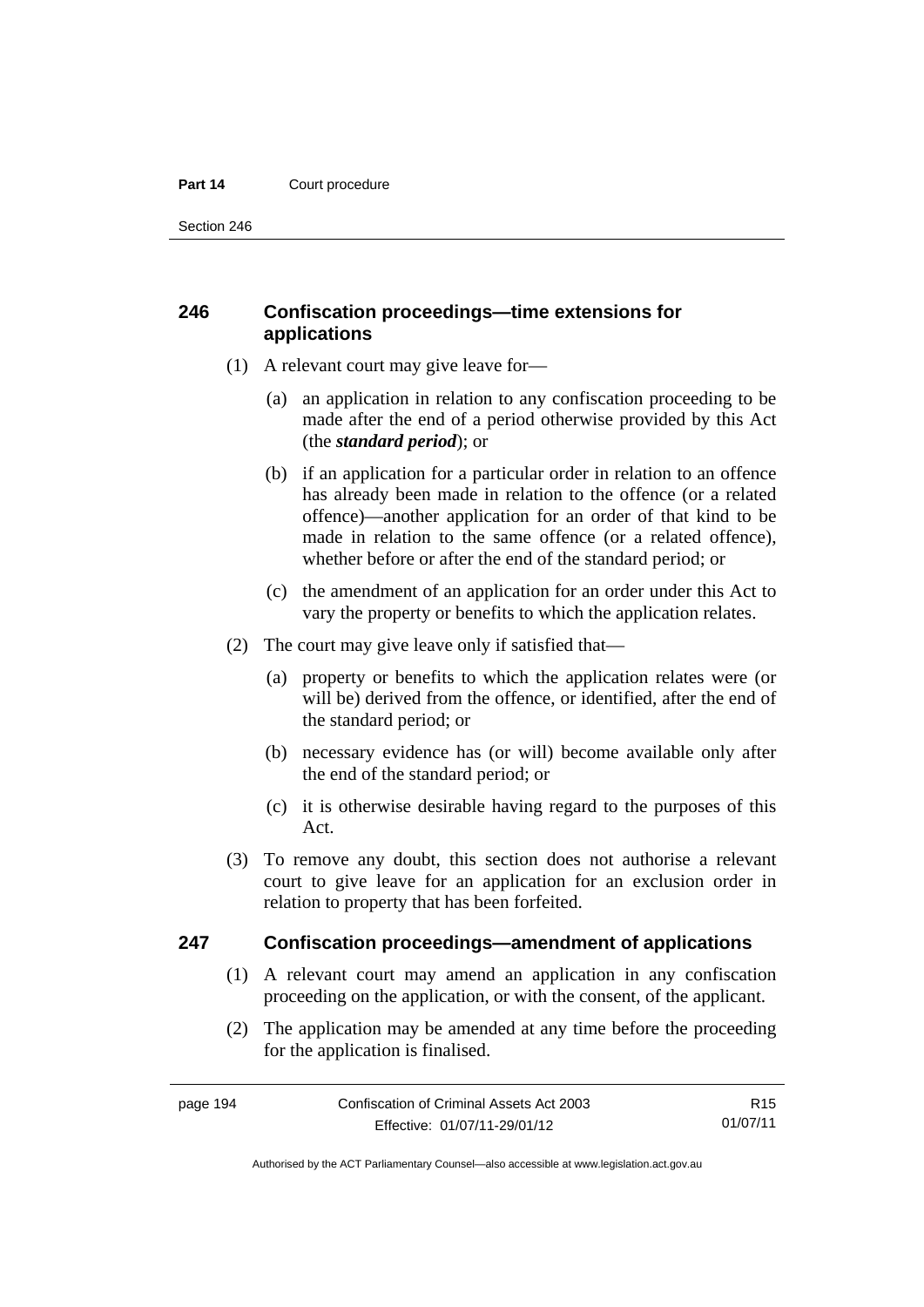## 246 Confiscation proceedings—time extensions for applications

(1) A relevant court may give leave for—

(a) an application in relation to any confiscation proceeding to be made after the end of a period otherwise provided by this Act (the ***standard period***); or

(b) if an application for a particular order in relation to an offence has already been made in relation to the offence (or a related offence)—another application for an order of that kind to be made in relation to the same offence (or a related offence), whether before or after the end of the standard period; or

(c) the amendment of an application for an order under this Act to vary the property or benefits to which the application relates.

(2) The court may give leave only if satisfied that—

(a) property or benefits to which the application relates were (or will be) derived from the offence, or identified, after the end of the standard period; or

(b) necessary evidence has (or will) become available only after the end of the standard period; or

(c) it is otherwise desirable having regard to the purposes of this Act.

(3) To remove any doubt, this section does not authorise a relevant court to give leave for an application for an exclusion order in relation to property that has been forfeited.

## 247 Confiscation proceedings—amendment of applications

(1) A relevant court may amend an application in any confiscation proceeding on the application, or with the consent, of the applicant.

(2) The application may be amended at any time before the proceeding for the application is finalised.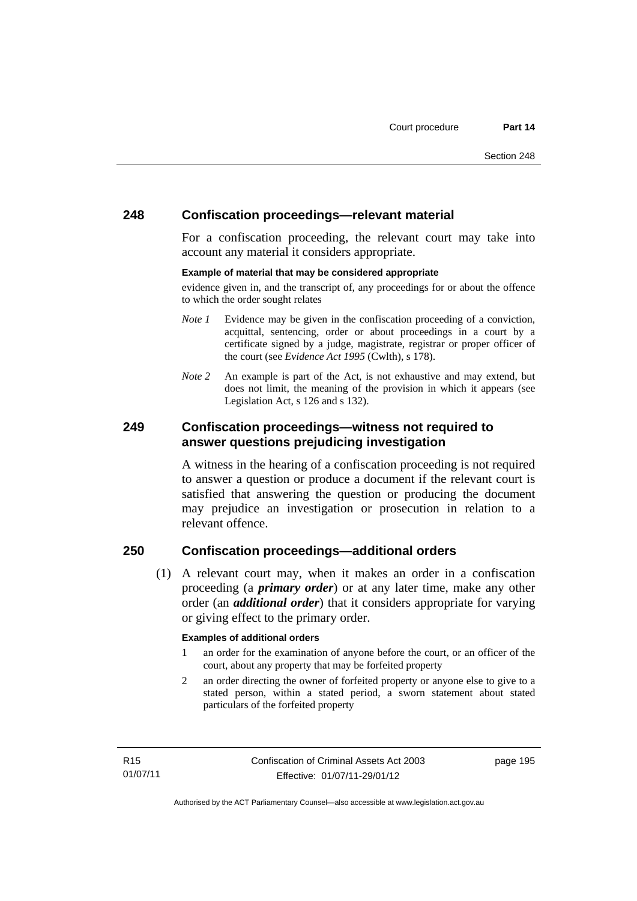## 248 Confiscation proceedings—relevant material

For a confiscation proceeding, the relevant court may take into account any material it considers appropriate.

**Example of material that may be considered appropriate**

evidence given in, and the transcript of, any proceedings for or about the offence to which the order sought relates

*Note 1* Evidence may be given in the confiscation proceeding of a conviction, acquittal, sentencing, order or about proceedings in a court by a certificate signed by a judge, magistrate, registrar or proper officer of the court (see *Evidence Act 1995* (Cwlth), s 178).

*Note 2* An example is part of the Act, is not exhaustive and may extend, but does not limit, the meaning of the provision in which it appears (see Legislation Act, s 126 and s 132).

## 249 Confiscation proceedings—witness not required to answer questions prejudicing investigation

A witness in the hearing of a confiscation proceeding is not required to answer a question or produce a document if the relevant court is satisfied that answering the question or producing the document may prejudice an investigation or prosecution in relation to a relevant offence.

## 250 Confiscation proceedings—additional orders

(1) A relevant court may, when it makes an order in a confiscation proceeding (a ***primary order***) or at any later time, make any other order (an ***additional order***) that it considers appropriate for varying or giving effect to the primary order.

**Examples of additional orders**

1 an order for the examination of anyone before the court, or an officer of the court, about any property that may be forfeited property

2 an order directing the owner of forfeited property or anyone else to give to a stated person, within a stated period, a sworn statement about stated particulars of the forfeited property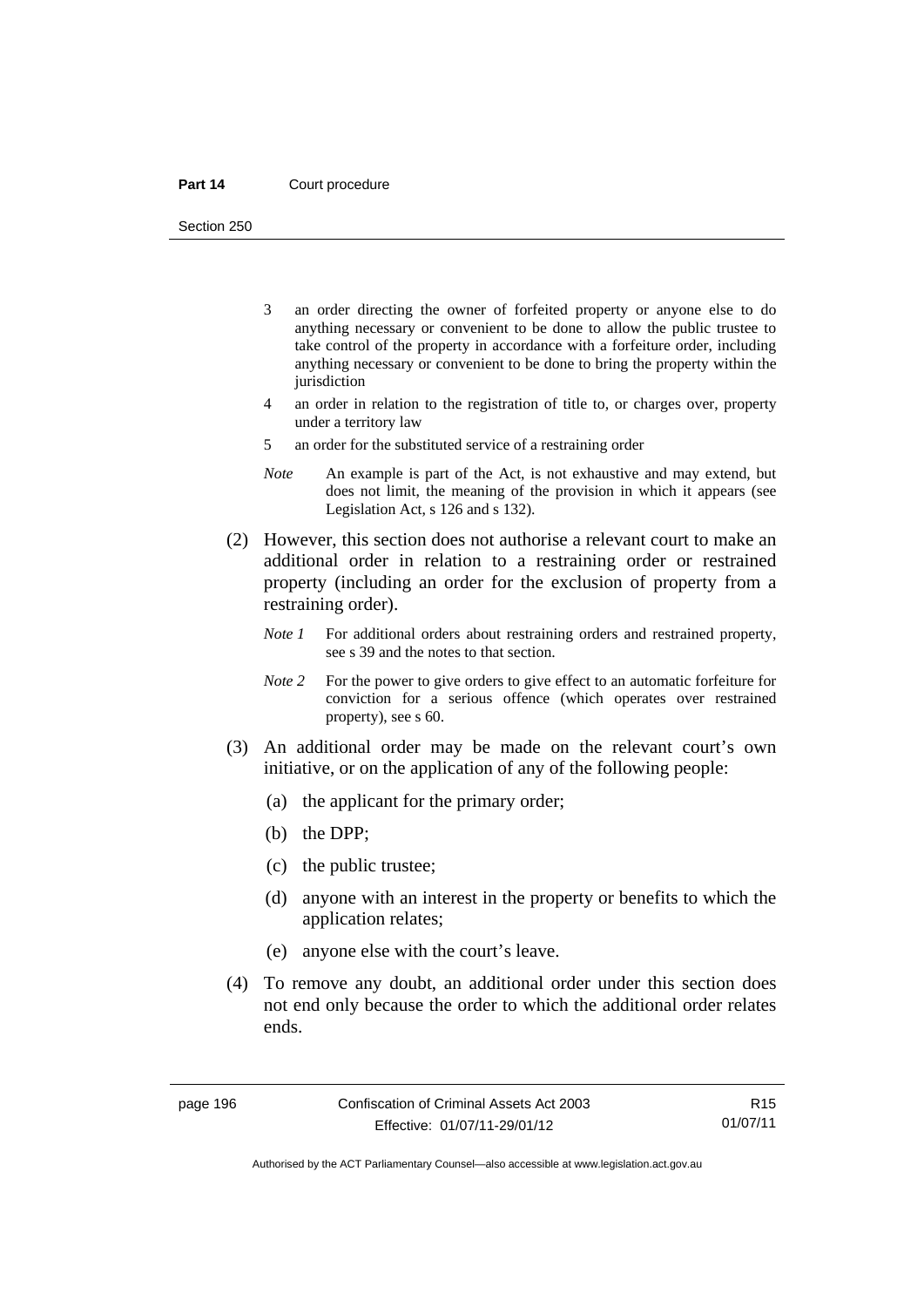3 an order directing the owner of forfeited property or anyone else to do anything necessary or convenient to be done to allow the public trustee to take control of the property in accordance with a forfeiture order, including anything necessary or convenient to be done to bring the property within the jurisdiction

4 an order in relation to the registration of title to, or charges over, property under a territory law

5 an order for the substituted service of a restraining order

*Note* An example is part of the Act, is not exhaustive and may extend, but does not limit, the meaning of the provision in which it appears (see Legislation Act, s 126 and s 132).

(2) However, this section does not authorise a relevant court to make an additional order in relation to a restraining order or restrained property (including an order for the exclusion of property from a restraining order).

*Note 1* For additional orders about restraining orders and restrained property, see s 39 and the notes to that section.

*Note 2* For the power to give orders to give effect to an automatic forfeiture for conviction for a serious offence (which operates over restrained property), see s 60.

(3) An additional order may be made on the relevant court's own initiative, or on the application of any of the following people:

(a) the applicant for the primary order;

(b) the DPP;

(c) the public trustee;

(d) anyone with an interest in the property or benefits to which the application relates;

(e) anyone else with the court's leave.

(4) To remove any doubt, an additional order under this section does not end only because the order to which the additional order relates ends.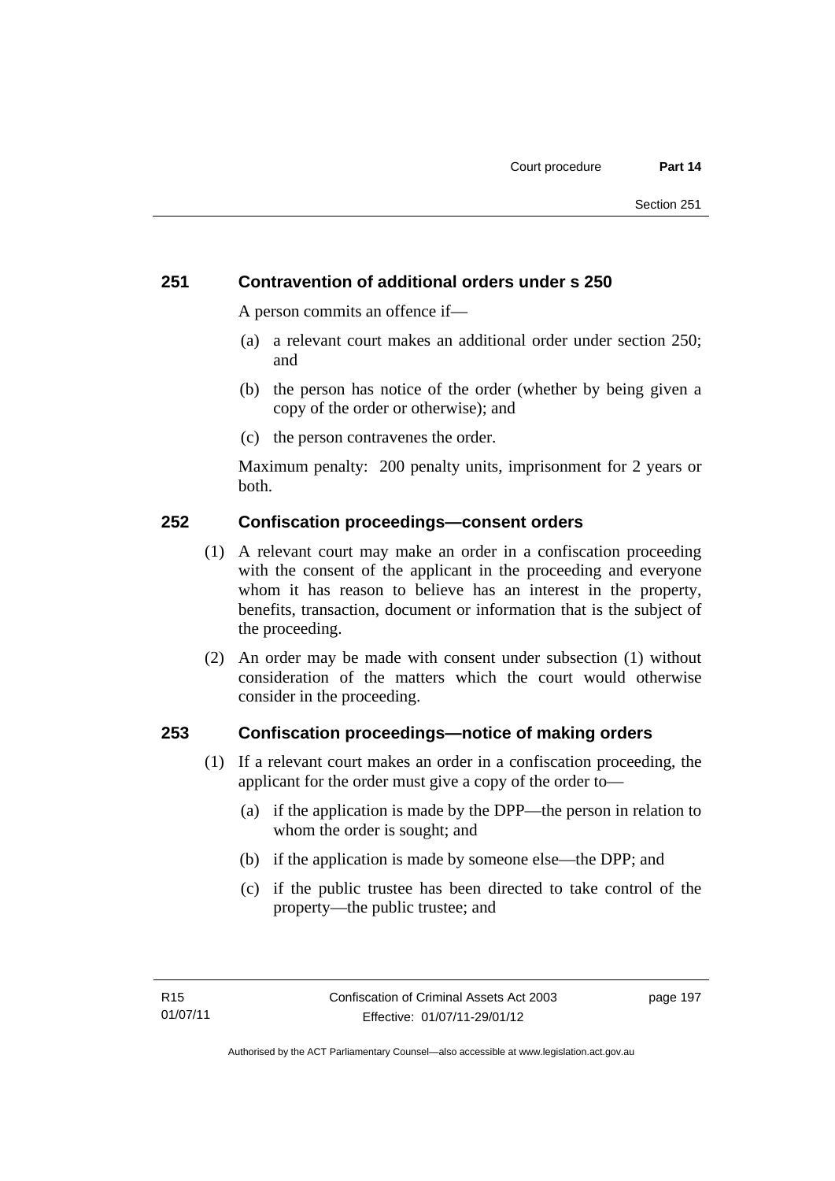### 251 Contravention of additional orders under s 250

A person commits an offence if—

(a) a relevant court makes an additional order under section 250; and

(b) the person has notice of the order (whether by being given a copy of the order or otherwise); and

(c) the person contravenes the order.

Maximum penalty: 200 penalty units, imprisonment for 2 years or both.

### 252 Confiscation proceedings—consent orders

(1) A relevant court may make an order in a confiscation proceeding with the consent of the applicant in the proceeding and everyone whom it has reason to believe has an interest in the property, benefits, transaction, document or information that is the subject of the proceeding.

(2) An order may be made with consent under subsection (1) without consideration of the matters which the court would otherwise consider in the proceeding.

### 253 Confiscation proceedings—notice of making orders

(1) If a relevant court makes an order in a confiscation proceeding, the applicant for the order must give a copy of the order to—

(a) if the application is made by the DPP—the person in relation to whom the order is sought; and

(b) if the application is made by someone else—the DPP; and

(c) if the public trustee has been directed to take control of the property—the public trustee; and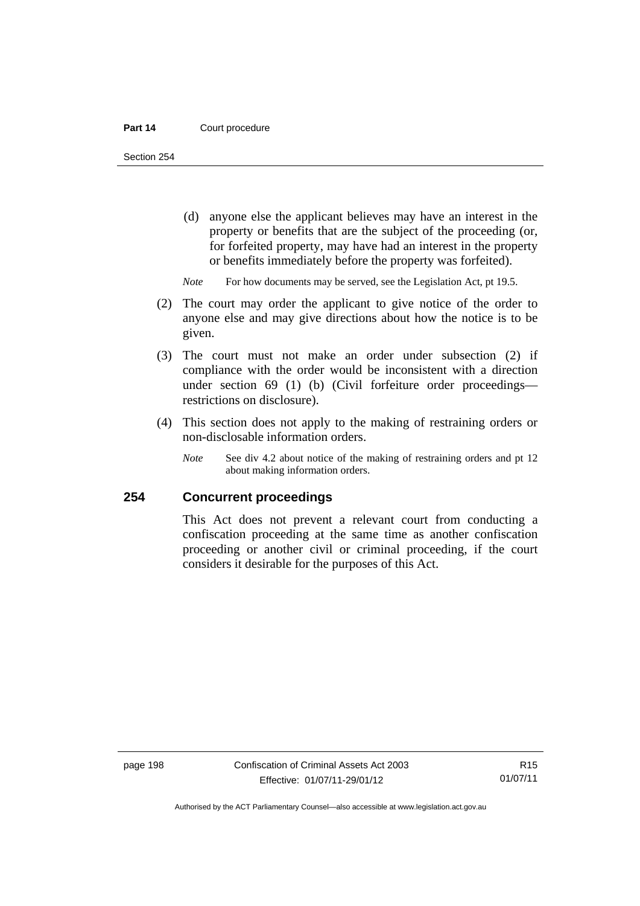(d) anyone else the applicant believes may have an interest in the property or benefits that are the subject of the proceeding (or, for forfeited property, may have had an interest in the property or benefits immediately before the property was forfeited).

*Note* For how documents may be served, see the Legislation Act, pt 19.5.

(2) The court may order the applicant to give notice of the order to anyone else and may give directions about how the notice is to be given.

(3) The court must not make an order under subsection (2) if compliance with the order would be inconsistent with a direction under section 69 (1) (b) (Civil forfeiture order proceedings—restrictions on disclosure).

(4) This section does not apply to the making of restraining orders or non-disclosable information orders.

*Note* See div 4.2 about notice of the making of restraining orders and pt 12 about making information orders.

## 254 Concurrent proceedings

This Act does not prevent a relevant court from conducting a confiscation proceeding at the same time as another confiscation proceeding or another civil or criminal proceeding, if the court considers it desirable for the purposes of this Act.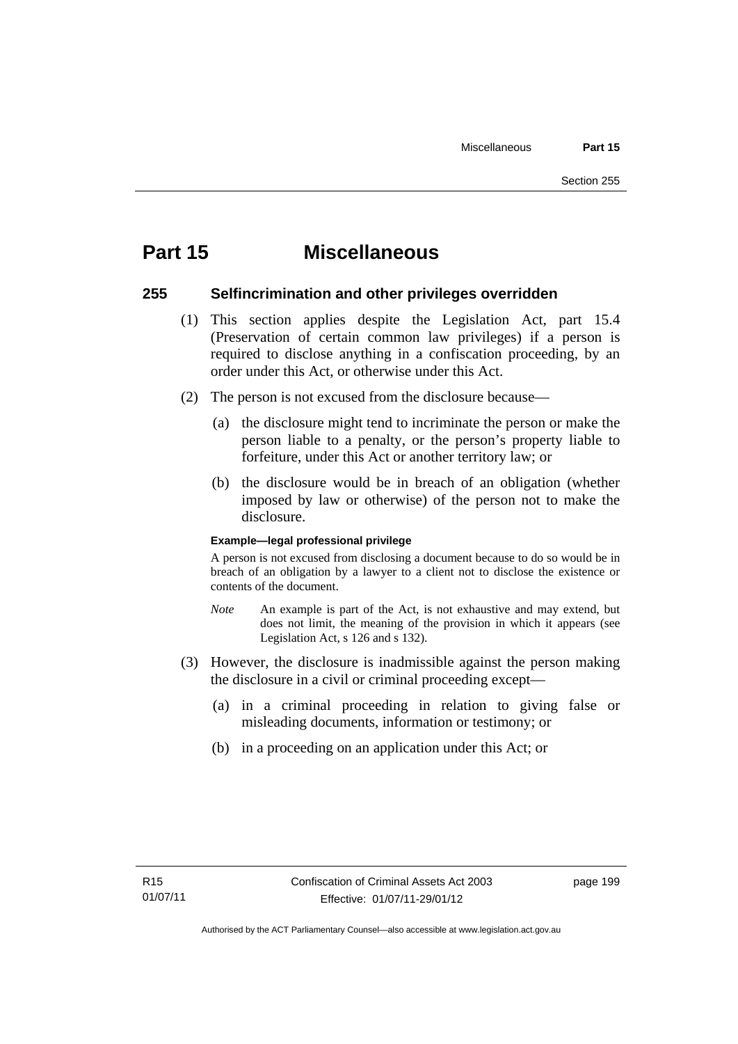# Part 15 Miscellaneous

## 255 Selfincrimination and other privileges overridden

(1) This section applies despite the Legislation Act, part 15.4 (Preservation of certain common law privileges) if a person is required to disclose anything in a confiscation proceeding, by an order under this Act, or otherwise under this Act.

(2) The person is not excused from the disclosure because—

(a) the disclosure might tend to incriminate the person or make the person liable to a penalty, or the person's property liable to forfeiture, under this Act or another territory law; or

(b) the disclosure would be in breach of an obligation (whether imposed by law or otherwise) of the person not to make the disclosure.

**Example—legal professional privilege**

A person is not excused from disclosing a document because to do so would be in breach of an obligation by a lawyer to a client not to disclose the existence or contents of the document.

*Note* An example is part of the Act, is not exhaustive and may extend, but does not limit, the meaning of the provision in which it appears (see Legislation Act, s 126 and s 132).

(3) However, the disclosure is inadmissible against the person making the disclosure in a civil or criminal proceeding except—

(a) in a criminal proceeding in relation to giving false or misleading documents, information or testimony; or

(b) in a proceeding on an application under this Act; or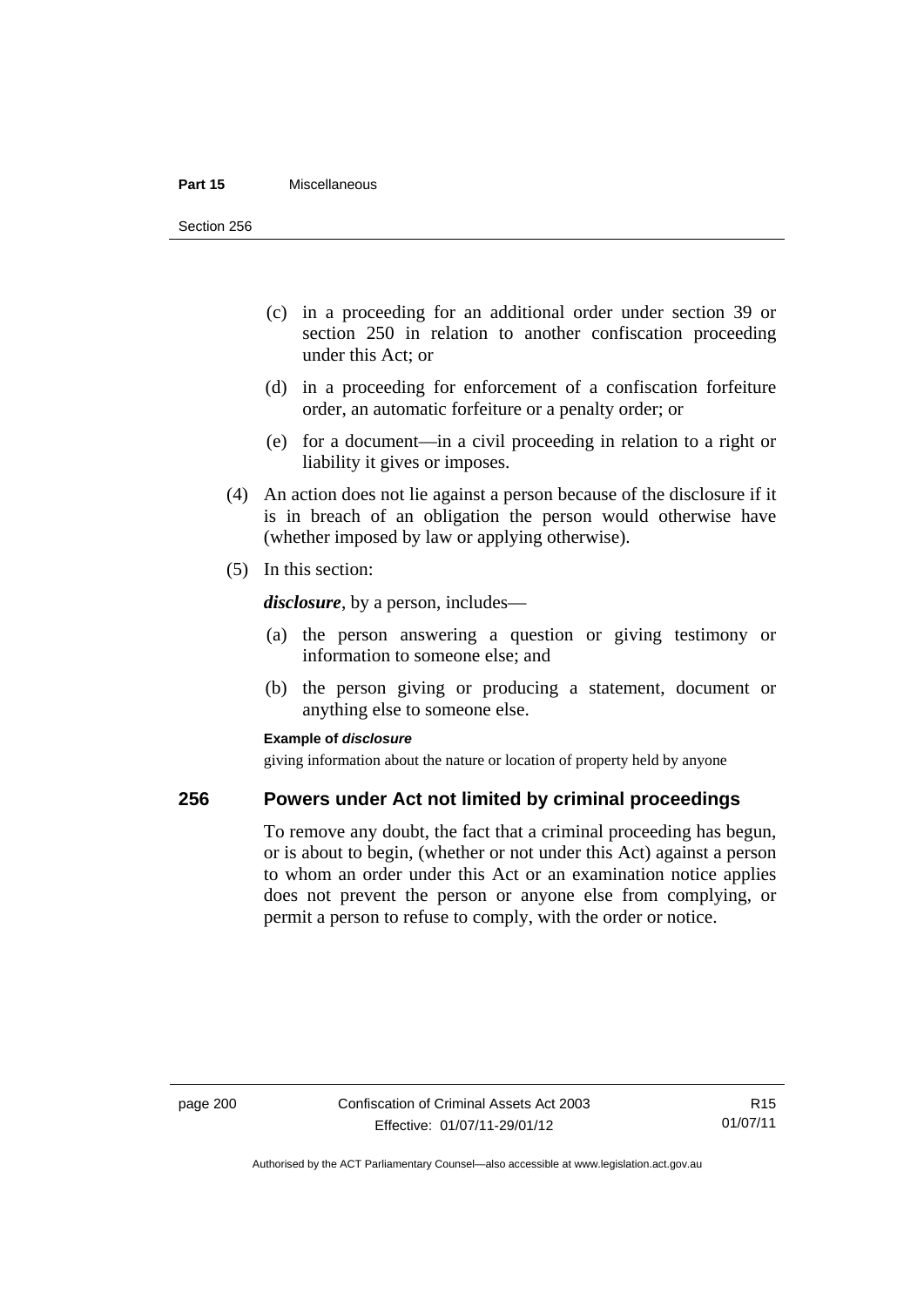(c) in a proceeding for an additional order under section 39 or section 250 in relation to another confiscation proceeding under this Act; or

(d) in a proceeding for enforcement of a confiscation forfeiture order, an automatic forfeiture or a penalty order; or

(e) for a document—in a civil proceeding in relation to a right or liability it gives or imposes.

(4) An action does not lie against a person because of the disclosure if it is in breach of an obligation the person would otherwise have (whether imposed by law or applying otherwise).

(5) In this section:

***disclosure***, by a person, includes—

(a) the person answering a question or giving testimony or information to someone else; and

(b) the person giving or producing a statement, document or anything else to someone else.

**Example of *disclosure***

giving information about the nature or location of property held by anyone

## 256 Powers under Act not limited by criminal proceedings

To remove any doubt, the fact that a criminal proceeding has begun, or is about to begin, (whether or not under this Act) against a person to whom an order under this Act or an examination notice applies does not prevent the person or anyone else from complying, or permit a person to refuse to comply, with the order or notice.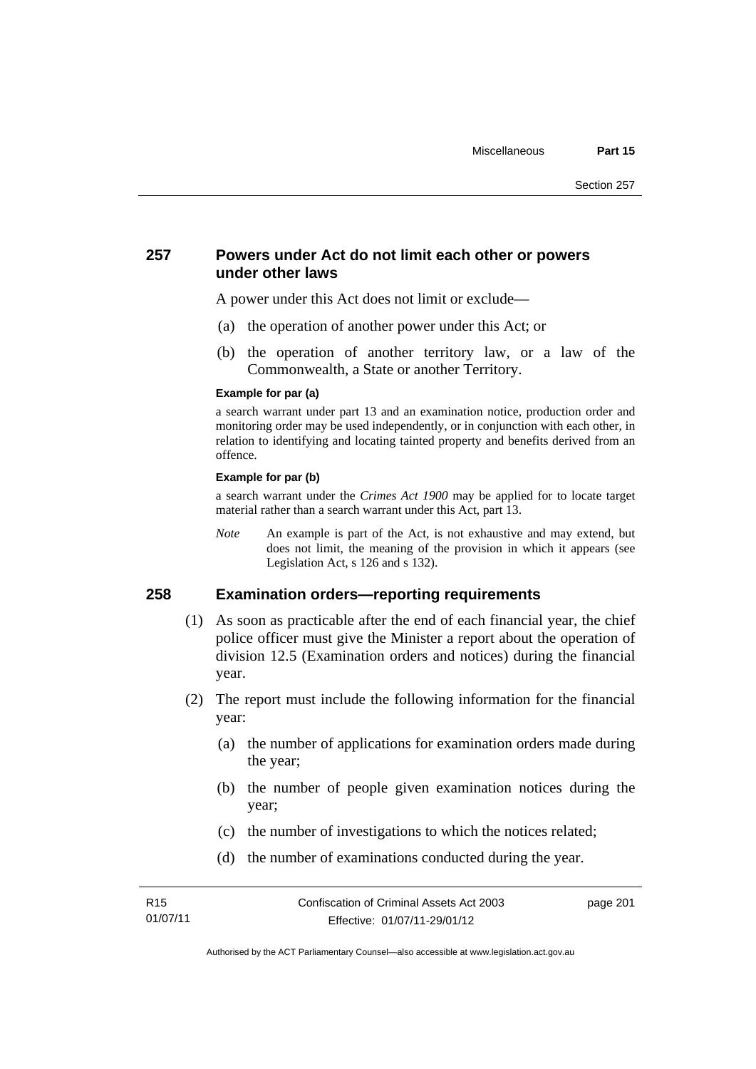## 257 Powers under Act do not limit each other or powers under other laws

A power under this Act does not limit or exclude—

(a) the operation of another power under this Act; or

(b) the operation of another territory law, or a law of the Commonwealth, a State or another Territory.

**Example for par (a)**

a search warrant under part 13 and an examination notice, production order and monitoring order may be used independently, or in conjunction with each other, in relation to identifying and locating tainted property and benefits derived from an offence.

**Example for par (b)**

a search warrant under the *Crimes Act 1900* may be applied for to locate target material rather than a search warrant under this Act, part 13.

*Note* An example is part of the Act, is not exhaustive and may extend, but does not limit, the meaning of the provision in which it appears (see Legislation Act, s 126 and s 132).

## 258 Examination orders—reporting requirements

(1) As soon as practicable after the end of each financial year, the chief police officer must give the Minister a report about the operation of division 12.5 (Examination orders and notices) during the financial year.

(2) The report must include the following information for the financial year:

(a) the number of applications for examination orders made during the year;

(b) the number of people given examination notices during the year;

(c) the number of investigations to which the notices related;

(d) the number of examinations conducted during the year.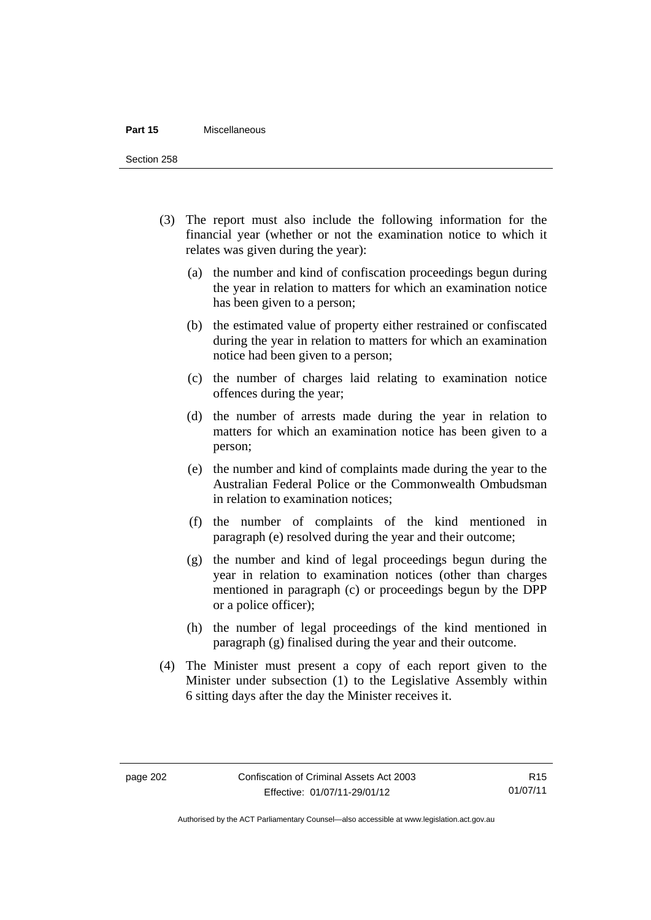(3) The report must also include the following information for the financial year (whether or not the examination notice to which it relates was given during the year):

(a) the number and kind of confiscation proceedings begun during the year in relation to matters for which an examination notice has been given to a person;

(b) the estimated value of property either restrained or confiscated during the year in relation to matters for which an examination notice had been given to a person;

(c) the number of charges laid relating to examination notice offences during the year;

(d) the number of arrests made during the year in relation to matters for which an examination notice has been given to a person;

(e) the number and kind of complaints made during the year to the Australian Federal Police or the Commonwealth Ombudsman in relation to examination notices;

(f) the number of complaints of the kind mentioned in paragraph (e) resolved during the year and their outcome;

(g) the number and kind of legal proceedings begun during the year in relation to examination notices (other than charges mentioned in paragraph (c) or proceedings begun by the DPP or a police officer);

(h) the number of legal proceedings of the kind mentioned in paragraph (g) finalised during the year and their outcome.

(4) The Minister must present a copy of each report given to the Minister under subsection (1) to the Legislative Assembly within 6 sitting days after the day the Minister receives it.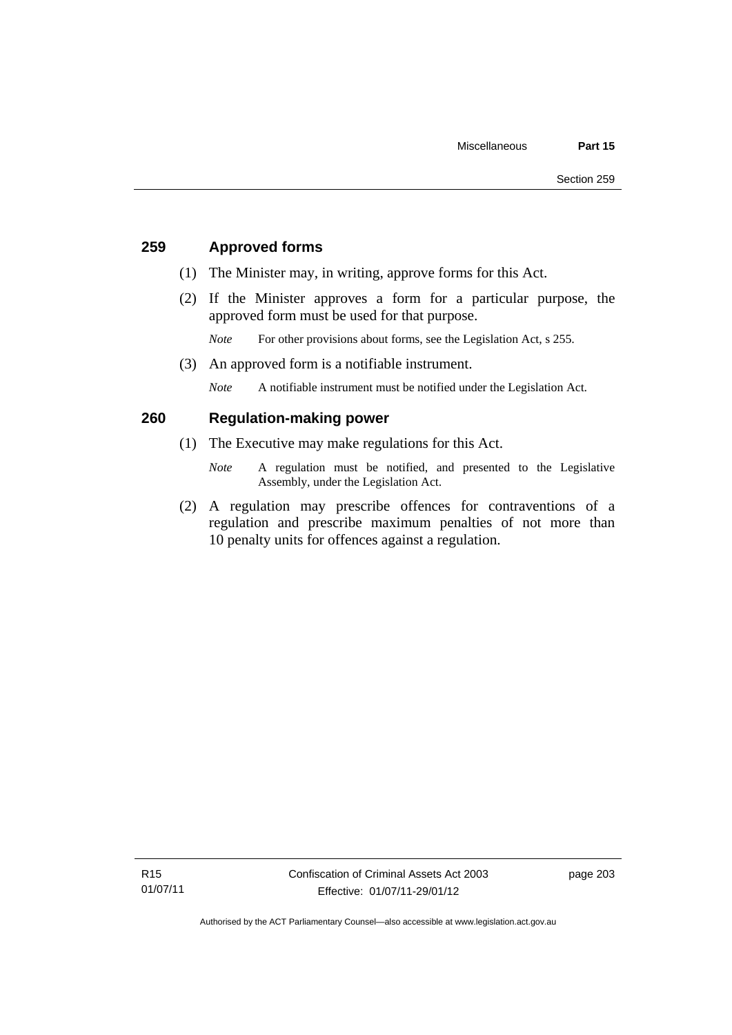## 259 Approved forms

(1) The Minister may, in writing, approve forms for this Act.

(2) If the Minister approves a form for a particular purpose, the approved form must be used for that purpose.

*Note* For other provisions about forms, see the Legislation Act, s 255.

(3) An approved form is a notifiable instrument.

*Note* A notifiable instrument must be notified under the Legislation Act.

## 260 Regulation-making power

(1) The Executive may make regulations for this Act.

*Note* A regulation must be notified, and presented to the Legislative Assembly, under the Legislation Act.

(2) A regulation may prescribe offences for contraventions of a regulation and prescribe maximum penalties of not more than 10 penalty units for offences against a regulation.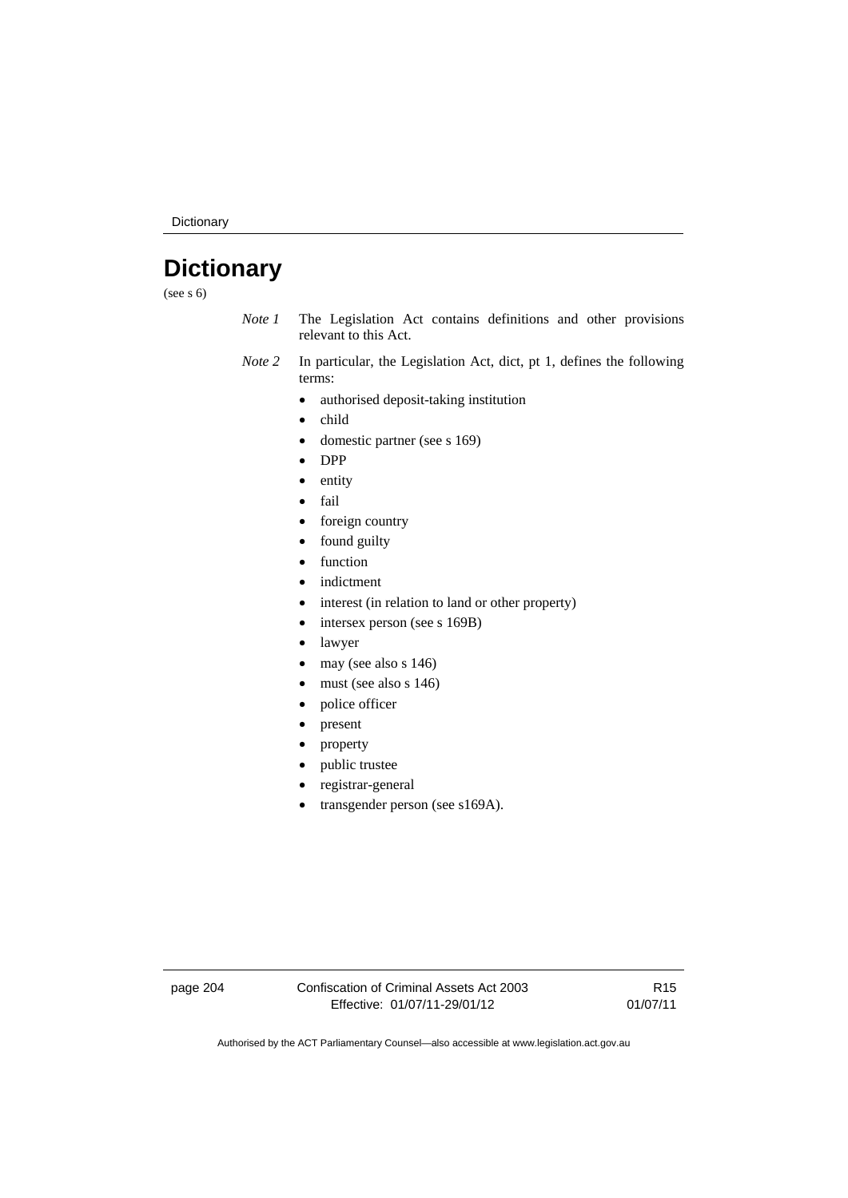# Dictionary

(see s 6)

*Note 1* The Legislation Act contains definitions and other provisions relevant to this Act.

*Note 2* In particular, the Legislation Act, dict, pt 1, defines the following terms:

- authorised deposit-taking institution
- child
- domestic partner (see s 169)
- DPP
- entity
- fail
- foreign country
- found guilty
- function
- indictment
- interest (in relation to land or other property)
- intersex person (see s 169B)
- lawyer
- may (see also s 146)
- must (see also s 146)
- police officer
- present
- property
- public trustee
- registrar-general
- transgender person (see s169A).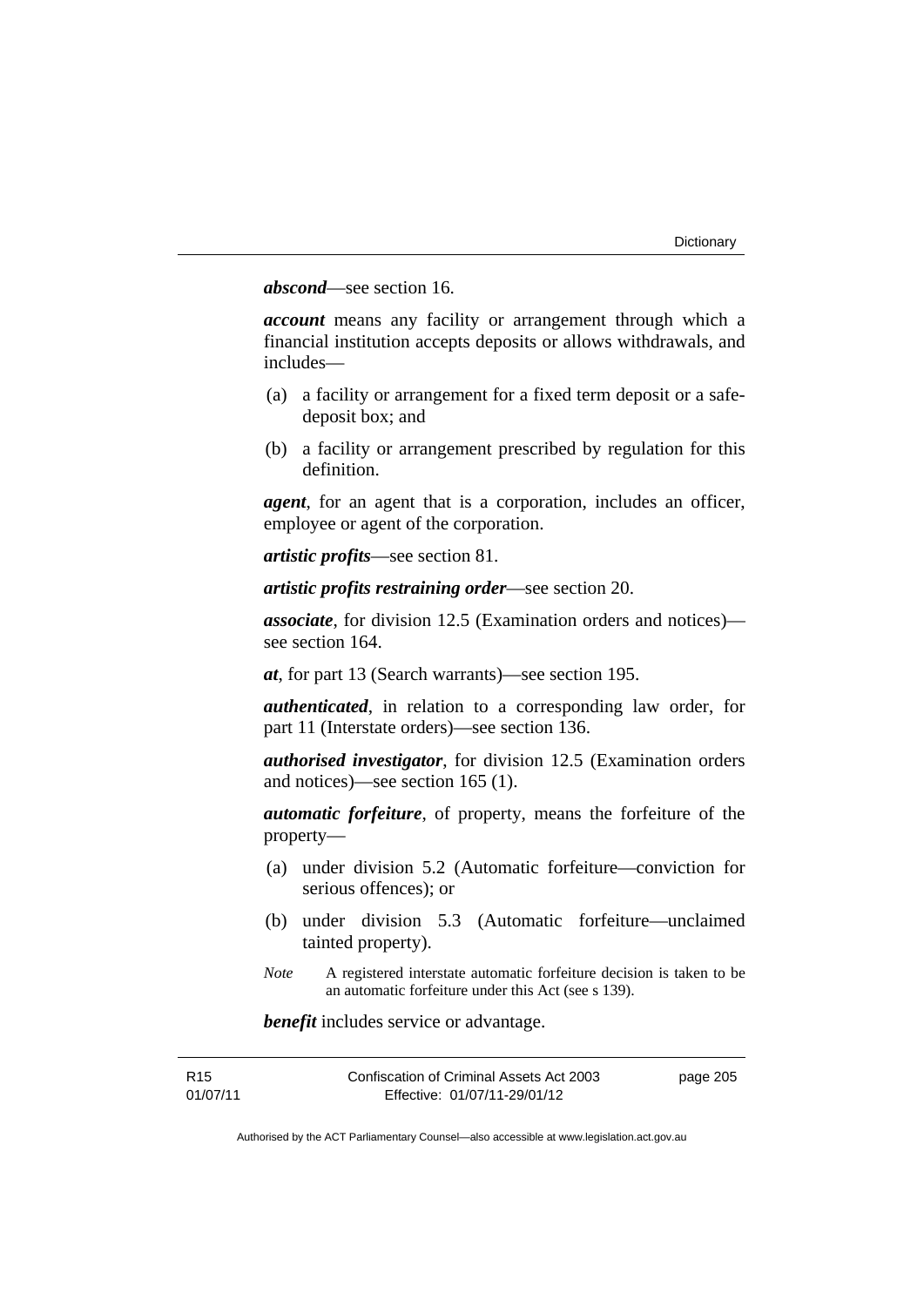***abscond***—see section 16.

***account*** means any facility or arrangement through which a financial institution accepts deposits or allows withdrawals, and includes—

(a) a facility or arrangement for a fixed term deposit or a safe-deposit box; and

(b) a facility or arrangement prescribed by regulation for this definition.

***agent***, for an agent that is a corporation, includes an officer, employee or agent of the corporation.

***artistic profits***—see section 81.

***artistic profits restraining order***—see section 20.

***associate***, for division 12.5 (Examination orders and notices)—see section 164.

***at***, for part 13 (Search warrants)—see section 195.

***authenticated***, in relation to a corresponding law order, for part 11 (Interstate orders)—see section 136.

***authorised investigator***, for division 12.5 (Examination orders and notices)—see section 165 (1).

***automatic forfeiture***, of property, means the forfeiture of the property—

(a) under division 5.2 (Automatic forfeiture—conviction for serious offences); or

(b) under division 5.3 (Automatic forfeiture—unclaimed tainted property).

*Note* A registered interstate automatic forfeiture decision is taken to be an automatic forfeiture under this Act (see s 139).

***benefit*** includes service or advantage.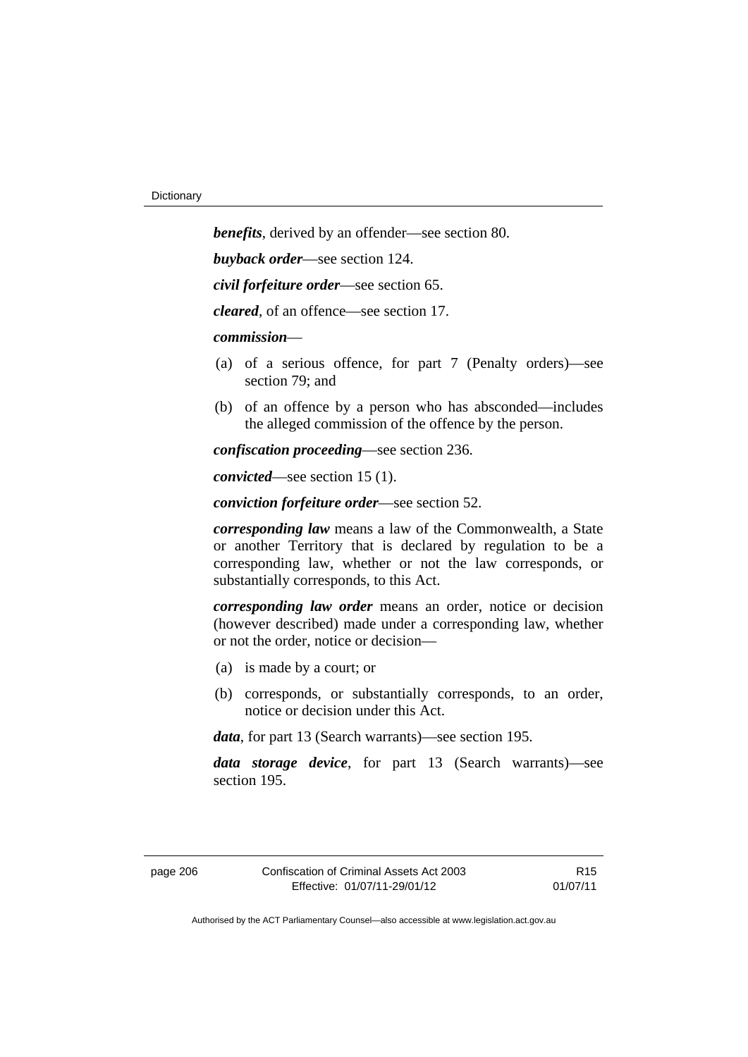***benefits***, derived by an offender—see section 80.

***buyback order***—see section 124.

***civil forfeiture order***—see section 65.

***cleared***, of an offence—see section 17.

***commission***—

(a) of a serious offence, for part 7 (Penalty orders)—see section 79; and

(b) of an offence by a person who has absconded—includes the alleged commission of the offence by the person.

***confiscation proceeding***—see section 236.

***convicted***—see section 15 (1).

***conviction forfeiture order***—see section 52.

***corresponding law*** means a law of the Commonwealth, a State or another Territory that is declared by regulation to be a corresponding law, whether or not the law corresponds, or substantially corresponds, to this Act.

***corresponding law order*** means an order, notice or decision (however described) made under a corresponding law, whether or not the order, notice or decision—

(a) is made by a court; or

(b) corresponds, or substantially corresponds, to an order, notice or decision under this Act.

***data***, for part 13 (Search warrants)—see section 195.

***data storage device***, for part 13 (Search warrants)—see section 195.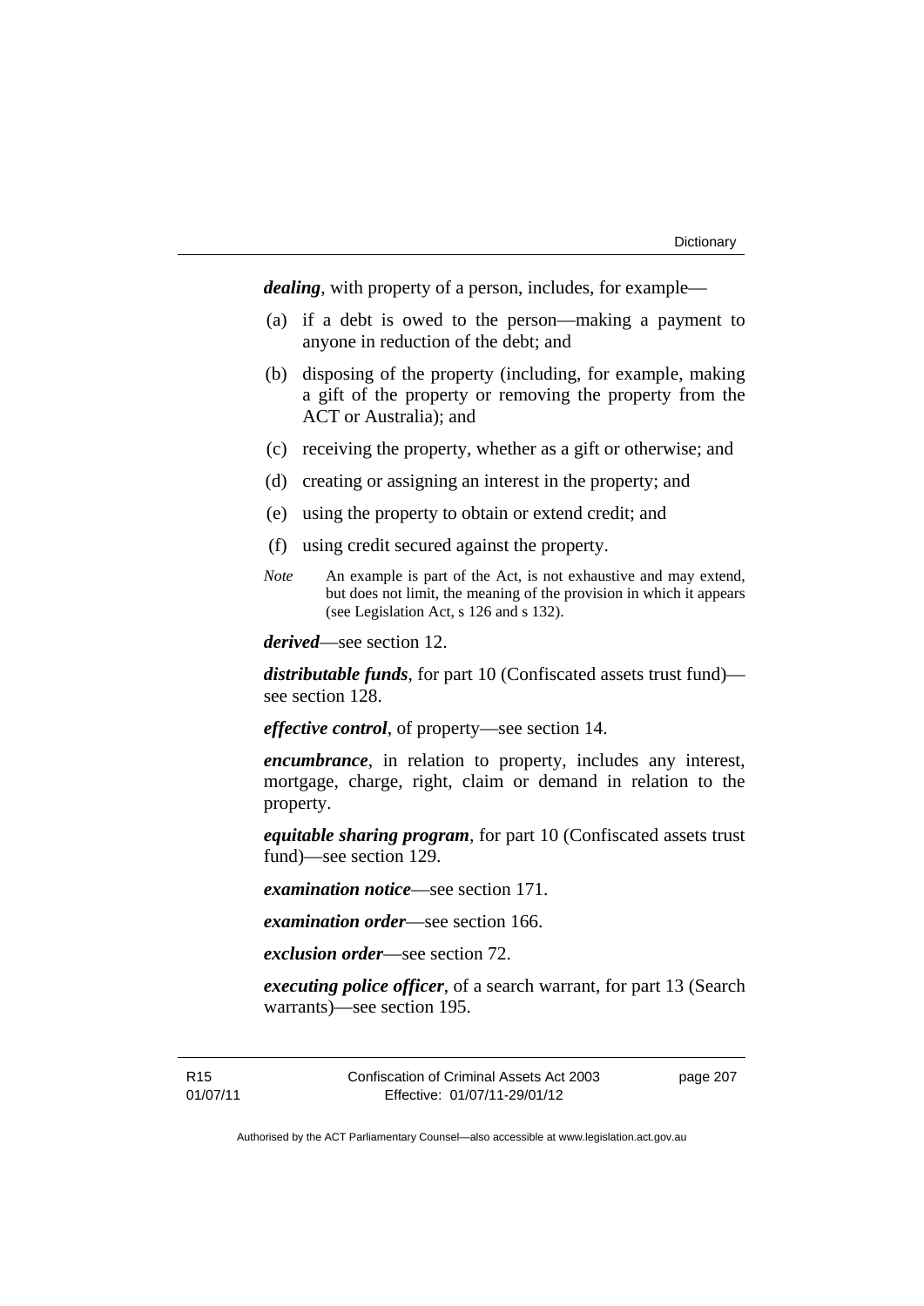***dealing***, with property of a person, includes, for example—

(a) if a debt is owed to the person—making a payment to anyone in reduction of the debt; and

(b) disposing of the property (including, for example, making a gift of the property or removing the property from the ACT or Australia); and

(c) receiving the property, whether as a gift or otherwise; and

(d) creating or assigning an interest in the property; and

(e) using the property to obtain or extend credit; and

(f) using credit secured against the property.

*Note* An example is part of the Act, is not exhaustive and may extend, but does not limit, the meaning of the provision in which it appears (see Legislation Act, s 126 and s 132).

***derived***—see section 12.

***distributable funds***, for part 10 (Confiscated assets trust fund)—see section 128.

***effective control***, of property—see section 14.

***encumbrance***, in relation to property, includes any interest, mortgage, charge, right, claim or demand in relation to the property.

***equitable sharing program***, for part 10 (Confiscated assets trust fund)—see section 129.

***examination notice***—see section 171.

***examination order***—see section 166.

***exclusion order***—see section 72.

***executing police officer***, of a search warrant, for part 13 (Search warrants)—see section 195.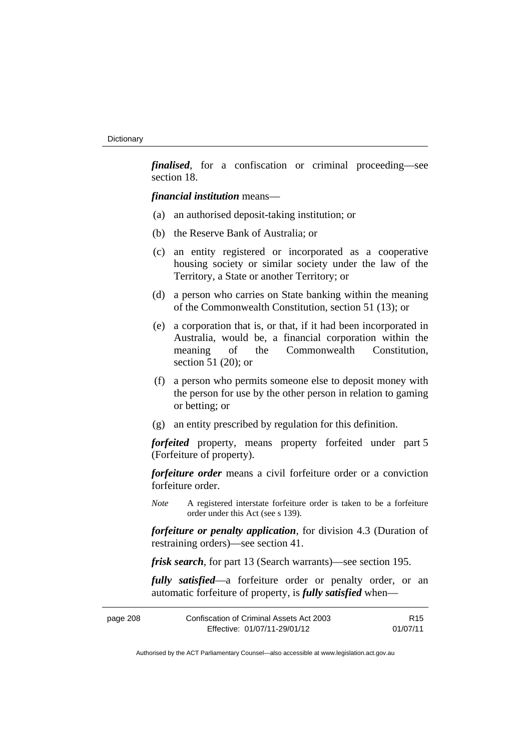***finalised***, for a confiscation or criminal proceeding—see section 18.

***financial institution*** means—

(a) an authorised deposit-taking institution; or

(b) the Reserve Bank of Australia; or

(c) an entity registered or incorporated as a cooperative housing society or similar society under the law of the Territory, a State or another Territory; or

(d) a person who carries on State banking within the meaning of the Commonwealth Constitution, section 51 (13); or

(e) a corporation that is, or that, if it had been incorporated in Australia, would be, a financial corporation within the meaning of the Commonwealth Constitution, section 51 (20); or

(f) a person who permits someone else to deposit money with the person for use by the other person in relation to gaming or betting; or

(g) an entity prescribed by regulation for this definition.

***forfeited*** property, means property forfeited under part 5 (Forfeiture of property).

***forfeiture order*** means a civil forfeiture order or a conviction forfeiture order.

*Note* A registered interstate forfeiture order is taken to be a forfeiture order under this Act (see s 139).

***forfeiture or penalty application***, for division 4.3 (Duration of restraining orders)—see section 41.

***frisk search***, for part 13 (Search warrants)—see section 195.

***fully satisfied***—a forfeiture order or penalty order, or an automatic forfeiture of property, is ***fully satisfied*** when—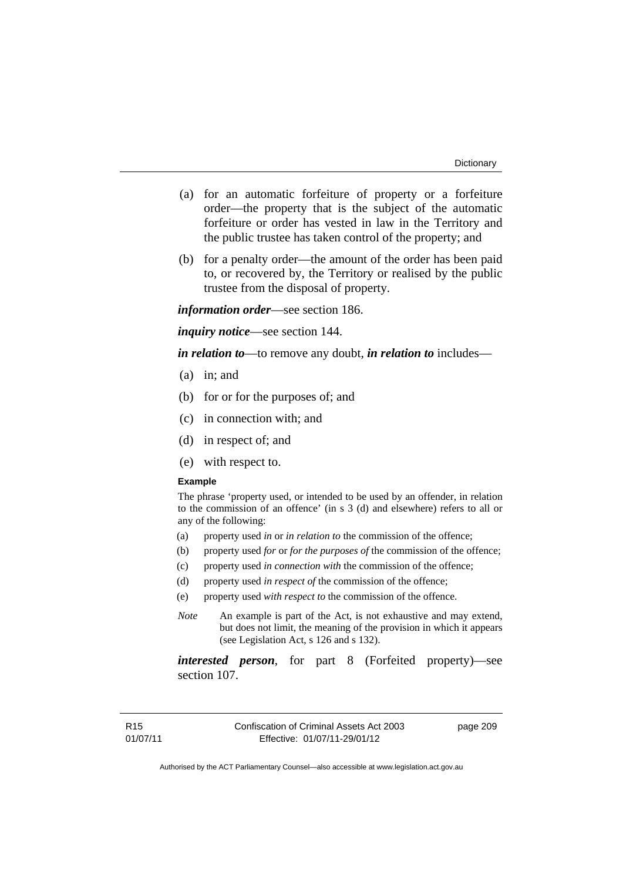(a) for an automatic forfeiture of property or a forfeiture order—the property that is the subject of the automatic forfeiture or order has vested in law in the Territory and the public trustee has taken control of the property; and

(b) for a penalty order—the amount of the order has been paid to, or recovered by, the Territory or realised by the public trustee from the disposal of property.

***information order***—see section 186.

***inquiry notice***—see section 144.

***in relation to***—to remove any doubt, ***in relation to*** includes—

(a) in; and

(b) for or for the purposes of; and

(c) in connection with; and

(d) in respect of; and

(e) with respect to.

**Example**

The phrase 'property used, or intended to be used by an offender, in relation to the commission of an offence' (in s 3 (d) and elsewhere) refers to all or any of the following:

(a) property used *in* or *in relation to* the commission of the offence;

(b) property used *for* or *for the purposes of* the commission of the offence;

(c) property used *in connection with* the commission of the offence;

(d) property used *in respect of* the commission of the offence;

(e) property used *with respect to* the commission of the offence.

*Note* An example is part of the Act, is not exhaustive and may extend, but does not limit, the meaning of the provision in which it appears (see Legislation Act, s 126 and s 132).

***interested person***, for part 8 (Forfeited property)—see section 107.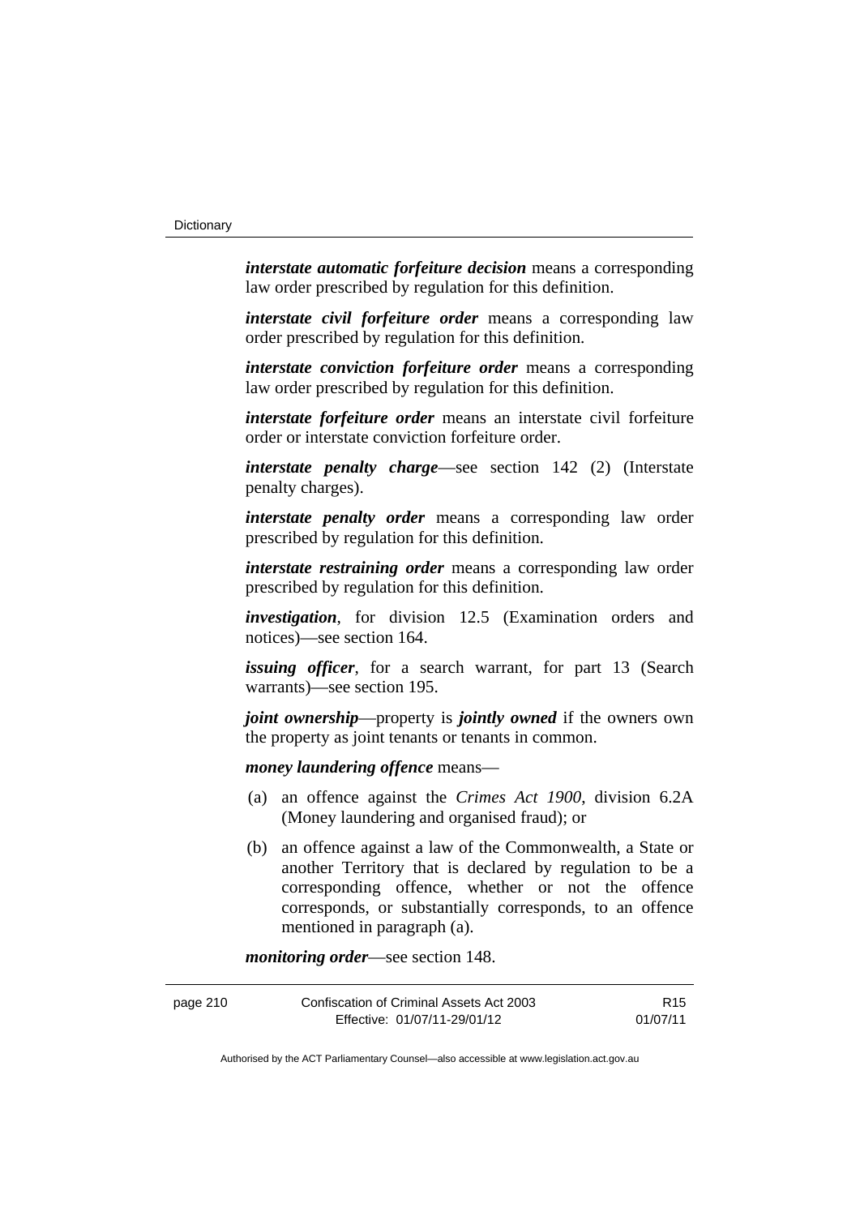***interstate automatic forfeiture decision*** means a corresponding law order prescribed by regulation for this definition.

***interstate civil forfeiture order*** means a corresponding law order prescribed by regulation for this definition.

***interstate conviction forfeiture order*** means a corresponding law order prescribed by regulation for this definition.

***interstate forfeiture order*** means an interstate civil forfeiture order or interstate conviction forfeiture order.

***interstate penalty charge***—see section 142 (2) (Interstate penalty charges).

***interstate penalty order*** means a corresponding law order prescribed by regulation for this definition.

***interstate restraining order*** means a corresponding law order prescribed by regulation for this definition.

***investigation***, for division 12.5 (Examination orders and notices)—see section 164.

***issuing officer***, for a search warrant, for part 13 (Search warrants)—see section 195.

***joint ownership***—property is ***jointly owned*** if the owners own the property as joint tenants or tenants in common.

***money laundering offence*** means—

(a) an offence against the *Crimes Act 1900*, division 6.2A (Money laundering and organised fraud); or

(b) an offence against a law of the Commonwealth, a State or another Territory that is declared by regulation to be a corresponding offence, whether or not the offence corresponds, or substantially corresponds, to an offence mentioned in paragraph (a).

***monitoring order***—see section 148.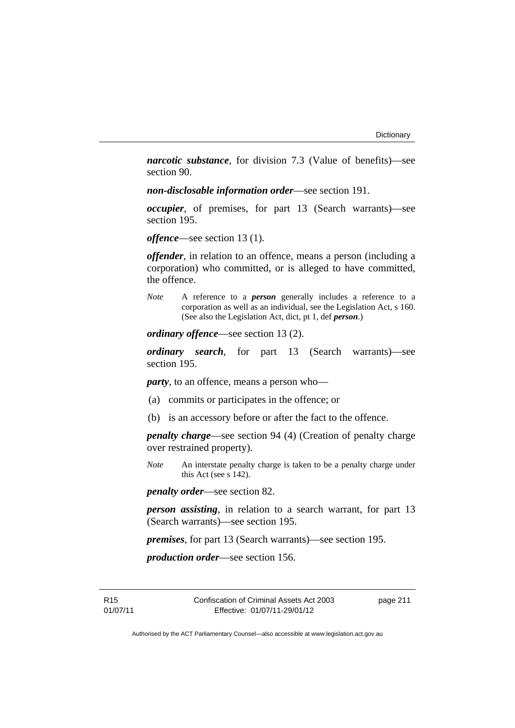***narcotic substance***, for division 7.3 (Value of benefits)—see section 90.

***non-disclosable information order***—see section 191.

***occupier***, of premises, for part 13 (Search warrants)—see section 195.

***offence***—see section 13 (1).

***offender***, in relation to an offence, means a person (including a corporation) who committed, or is alleged to have committed, the offence.

*Note* A reference to a ***person*** generally includes a reference to a corporation as well as an individual, see the Legislation Act, s 160. (See also the Legislation Act, dict, pt 1, def ***person***.)

***ordinary offence***—see section 13 (2).

***ordinary search***, for part 13 (Search warrants)—see section 195.

***party***, to an offence, means a person who—

(a) commits or participates in the offence; or

(b) is an accessory before or after the fact to the offence.

***penalty charge***—see section 94 (4) (Creation of penalty charge over restrained property).

*Note* An interstate penalty charge is taken to be a penalty charge under this Act (see s 142).

***penalty order***—see section 82.

***person assisting***, in relation to a search warrant, for part 13 (Search warrants)—see section 195.

***premises***, for part 13 (Search warrants)—see section 195.

***production order***—see section 156.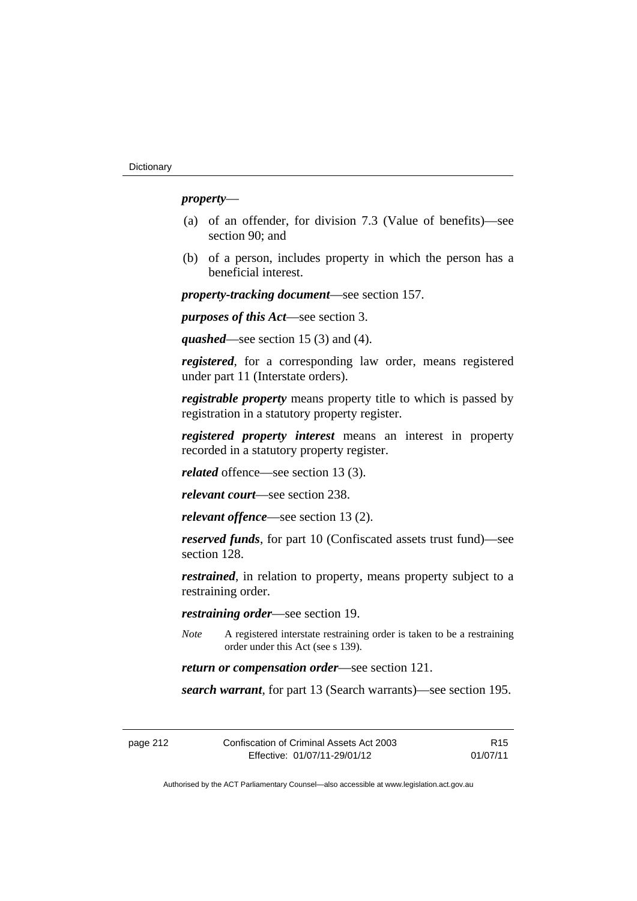***property***—

(a) of an offender, for division 7.3 (Value of benefits)—see section 90; and

(b) of a person, includes property in which the person has a beneficial interest.

***property-tracking document***—see section 157.

***purposes of this Act***—see section 3.

***quashed***—see section 15 (3) and (4).

***registered***, for a corresponding law order, means registered under part 11 (Interstate orders).

***registrable property*** means property title to which is passed by registration in a statutory property register.

***registered property interest*** means an interest in property recorded in a statutory property register.

***related*** offence—see section 13 (3).

***relevant court***—see section 238.

***relevant offence***—see section 13 (2).

***reserved funds***, for part 10 (Confiscated assets trust fund)—see section 128.

***restrained***, in relation to property, means property subject to a restraining order.

***restraining order***—see section 19.

*Note* A registered interstate restraining order is taken to be a restraining order under this Act (see s 139).

***return or compensation order***—see section 121.

***search warrant***, for part 13 (Search warrants)—see section 195.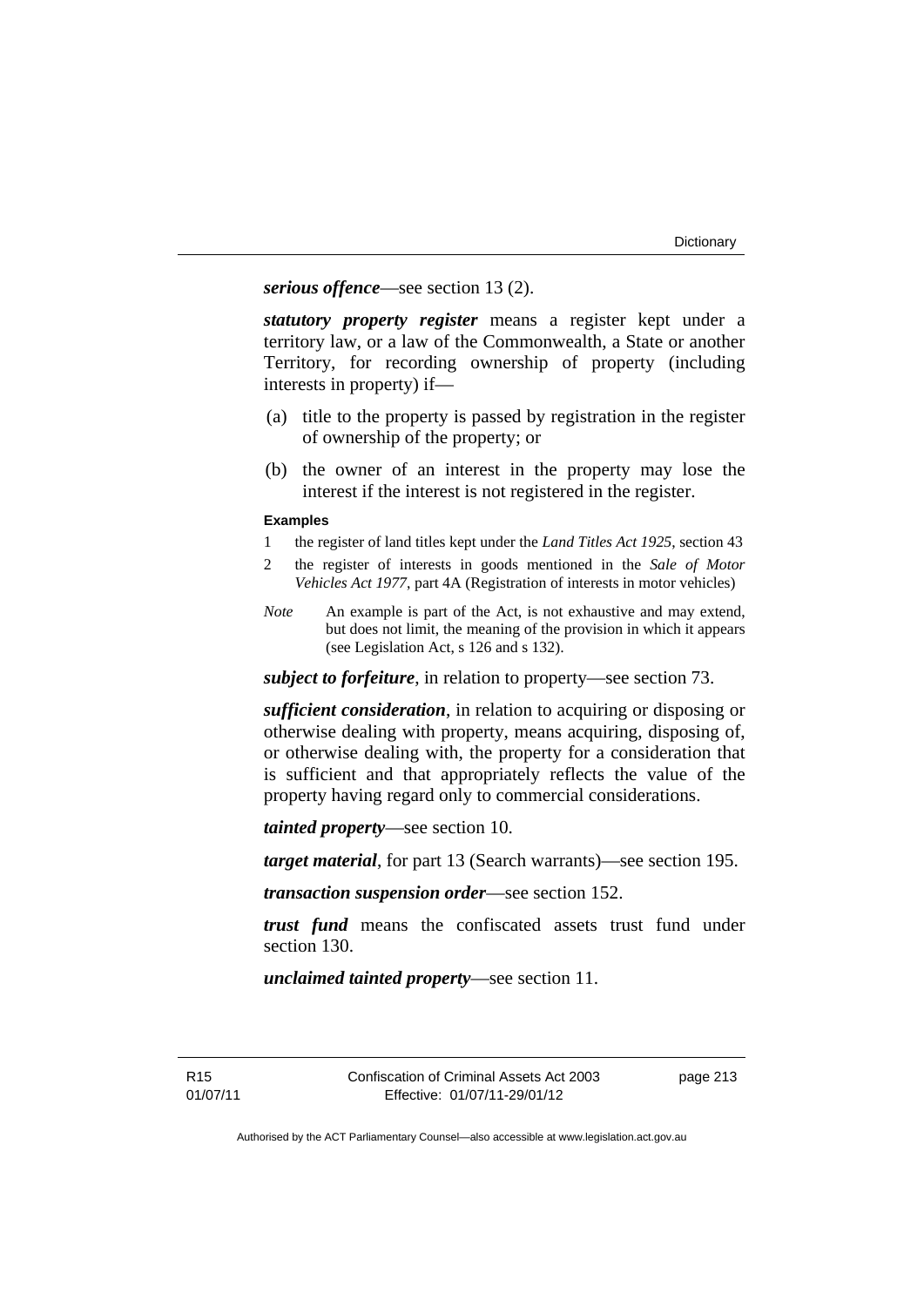***serious offence***—see section 13 (2).

***statutory property register*** means a register kept under a territory law, or a law of the Commonwealth, a State or another Territory, for recording ownership of property (including interests in property) if—

(a) title to the property is passed by registration in the register of ownership of the property; or

(b) the owner of an interest in the property may lose the interest if the interest is not registered in the register.

**Examples**

1 the register of land titles kept under the *Land Titles Act 1925*, section 43

2 the register of interests in goods mentioned in the *Sale of Motor Vehicles Act 1977*, part 4A (Registration of interests in motor vehicles)

*Note* An example is part of the Act, is not exhaustive and may extend, but does not limit, the meaning of the provision in which it appears (see Legislation Act, s 126 and s 132).

***subject to forfeiture***, in relation to property—see section 73.

***sufficient consideration***, in relation to acquiring or disposing or otherwise dealing with property, means acquiring, disposing of, or otherwise dealing with, the property for a consideration that is sufficient and that appropriately reflects the value of the property having regard only to commercial considerations.

***tainted property***—see section 10.

***target material***, for part 13 (Search warrants)—see section 195.

***transaction suspension order***—see section 152.

***trust fund*** means the confiscated assets trust fund under section 130.

***unclaimed tainted property***—see section 11.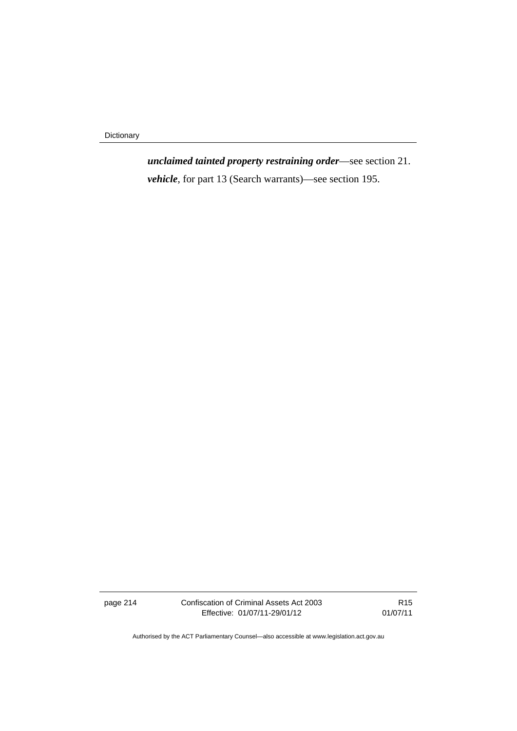***unclaimed tainted property restraining order***—see section 21.

***vehicle***, for part 13 (Search warrants)—see section 195.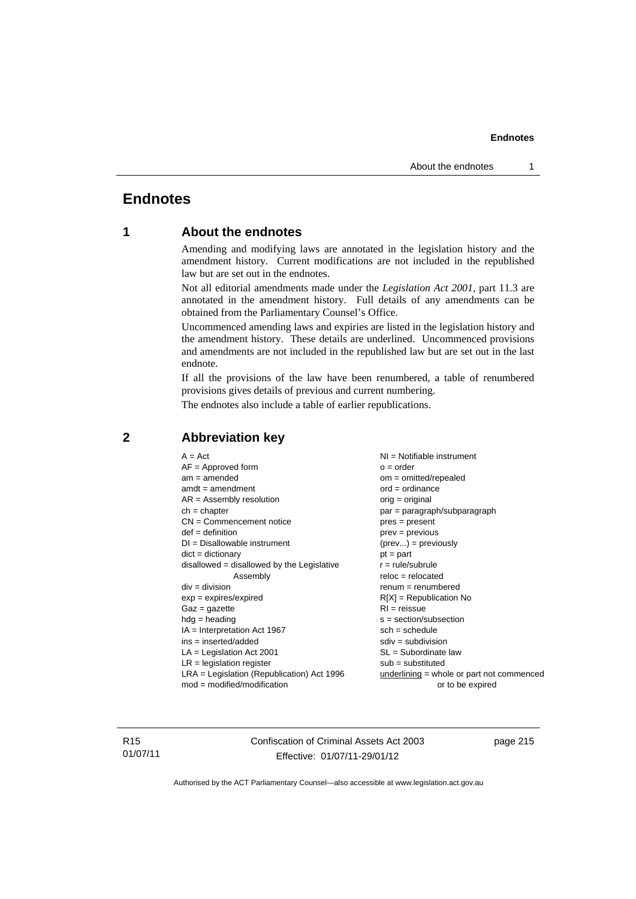# Endnotes

## 1 About the endnotes

Amending and modifying laws are annotated in the legislation history and the amendment history. Current modifications are not included in the republished law but are set out in the endnotes.

Not all editorial amendments made under the *Legislation Act 2001*, part 11.3 are annotated in the amendment history. Full details of any amendments can be obtained from the Parliamentary Counsel's Office.

Uncommenced amending laws and expiries are listed in the legislation history and the amendment history. These details are underlined. Uncommenced provisions and amendments are not included in the republished law but are set out in the last endnote.

If all the provisions of the law have been renumbered, a table of renumbered provisions gives details of previous and current numbering.

The endnotes also include a table of earlier republications.

## 2 Abbreviation key

A = Act
AF = Approved form
am = amended
amdt = amendment
AR = Assembly resolution
ch = chapter
CN = Commencement notice
def = definition
DI = Disallowable instrument
dict = dictionary
disallowed = disallowed by the Legislative Assembly
div = division
exp = expires/expired
Gaz = gazette
hdg = heading
IA = Interpretation Act 1967
ins = inserted/added
LA = Legislation Act 2001
LR = legislation register
LRA = Legislation (Republication) Act 1996
mod = modified/modification
NI = Notifiable instrument
o = order
om = omitted/repealed
ord = ordinance
orig = original
par = paragraph/subparagraph
pres = present
prev = previous
(prev...) = previously
pt = part
r = rule/subrule
reloc = relocated
renum = renumbered
R[X] = Republication No
RI = reissue
s = section/subsection
sch = schedule
sdiv = subdivision
SL = Subordinate law
sub = substituted
underlining = whole or part not commenced or to be expired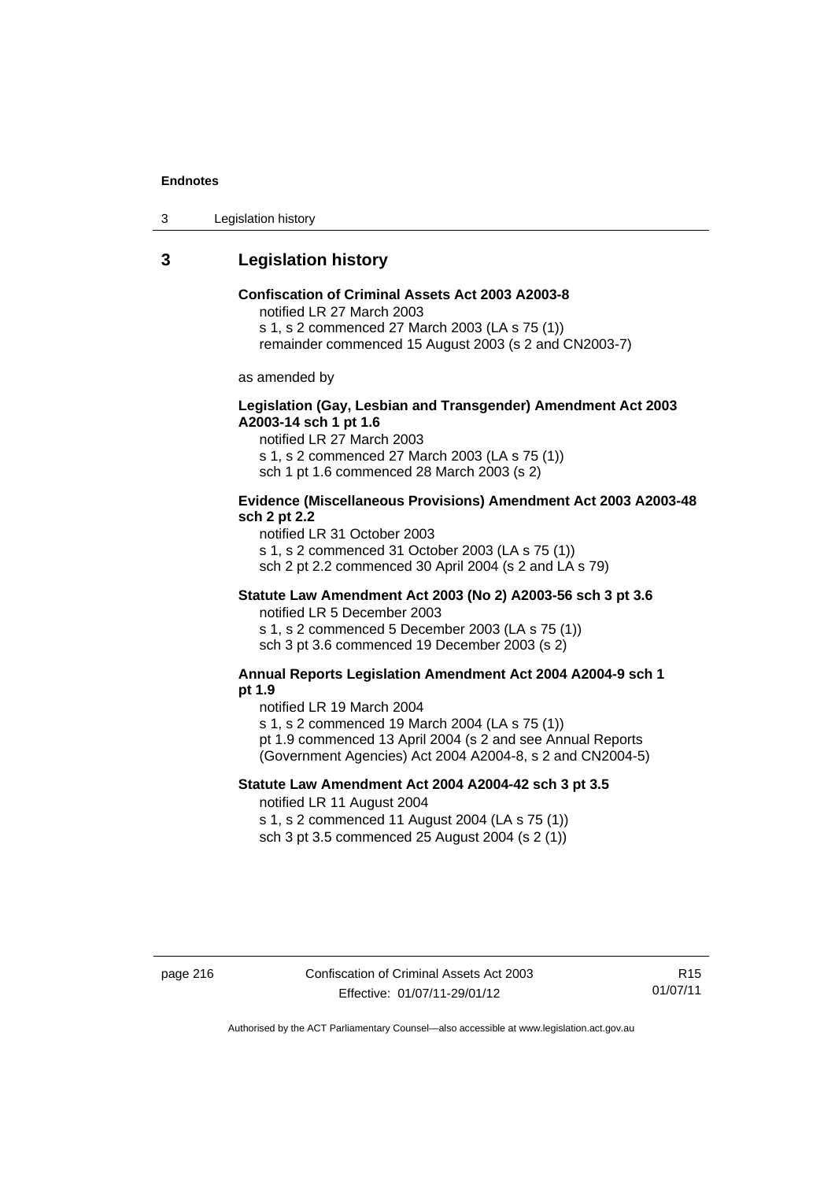## 3 Legislation history

**Confiscation of Criminal Assets Act 2003 A2003-8**

notified LR 27 March 2003
s 1, s 2 commenced 27 March 2003 (LA s 75 (1))
remainder commenced 15 August 2003 (s 2 and CN2003-7)

as amended by

**Legislation (Gay, Lesbian and Transgender) Amendment Act 2003 A2003-14 sch 1 pt 1.6**

notified LR 27 March 2003
s 1, s 2 commenced 27 March 2003 (LA s 75 (1))
sch 1 pt 1.6 commenced 28 March 2003 (s 2)

**Evidence (Miscellaneous Provisions) Amendment Act 2003 A2003-48 sch 2 pt 2.2**

notified LR 31 October 2003
s 1, s 2 commenced 31 October 2003 (LA s 75 (1))
sch 2 pt 2.2 commenced 30 April 2004 (s 2 and LA s 79)

**Statute Law Amendment Act 2003 (No 2) A2003-56 sch 3 pt 3.6**

notified LR 5 December 2003
s 1, s 2 commenced 5 December 2003 (LA s 75 (1))
sch 3 pt 3.6 commenced 19 December 2003 (s 2)

**Annual Reports Legislation Amendment Act 2004 A2004-9 sch 1 pt 1.9**

notified LR 19 March 2004
s 1, s 2 commenced 19 March 2004 (LA s 75 (1))
pt 1.9 commenced 13 April 2004 (s 2 and see Annual Reports (Government Agencies) Act 2004 A2004-8, s 2 and CN2004-5)

**Statute Law Amendment Act 2004 A2004-42 sch 3 pt 3.5**

notified LR 11 August 2004
s 1, s 2 commenced 11 August 2004 (LA s 75 (1))
sch 3 pt 3.5 commenced 25 August 2004 (s 2 (1))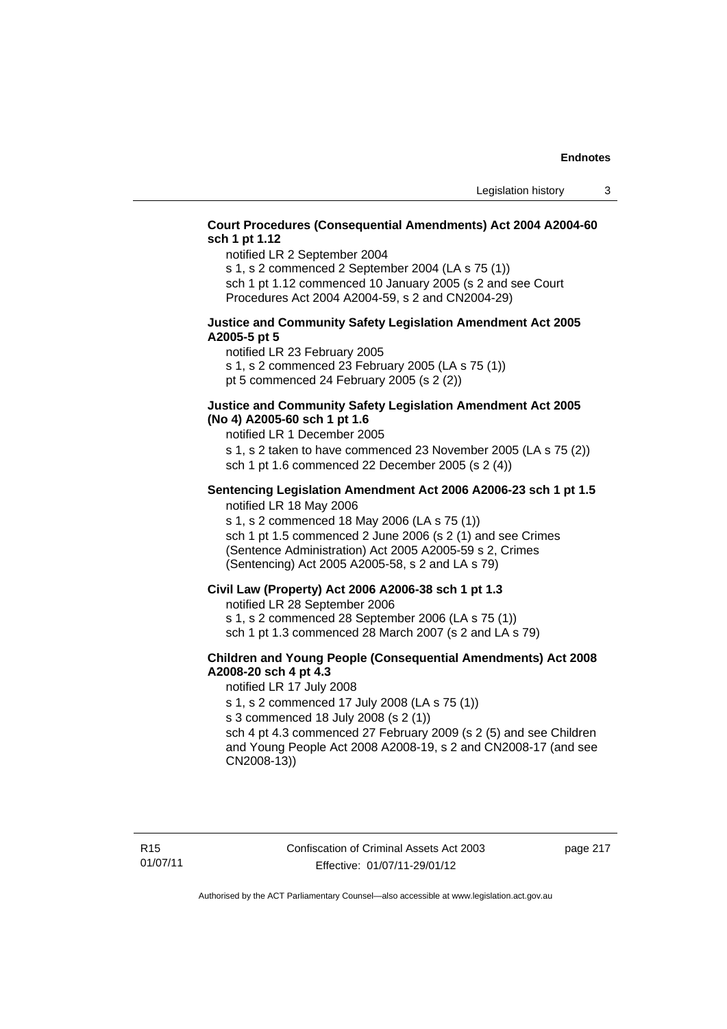**Court Procedures (Consequential Amendments) Act 2004 A2004-60 sch 1 pt 1.12**

notified LR 2 September 2004

s 1, s 2 commenced 2 September 2004 (LA s 75 (1))

sch 1 pt 1.12 commenced 10 January 2005 (s 2 and see Court Procedures Act 2004 A2004-59, s 2 and CN2004-29)

**Justice and Community Safety Legislation Amendment Act 2005 A2005-5 pt 5**

notified LR 23 February 2005

s 1, s 2 commenced 23 February 2005 (LA s 75 (1))

pt 5 commenced 24 February 2005 (s 2 (2))

**Justice and Community Safety Legislation Amendment Act 2005 (No 4) A2005-60 sch 1 pt 1.6**

notified LR 1 December 2005

s 1, s 2 taken to have commenced 23 November 2005 (LA s 75 (2))

sch 1 pt 1.6 commenced 22 December 2005 (s 2 (4))

**Sentencing Legislation Amendment Act 2006 A2006-23 sch 1 pt 1.5**

notified LR 18 May 2006

s 1, s 2 commenced 18 May 2006 (LA s 75 (1))

sch 1 pt 1.5 commenced 2 June 2006 (s 2 (1) and see Crimes (Sentence Administration) Act 2005 A2005-59 s 2, Crimes (Sentencing) Act 2005 A2005-58, s 2 and LA s 79)

**Civil Law (Property) Act 2006 A2006-38 sch 1 pt 1.3**

notified LR 28 September 2006

s 1, s 2 commenced 28 September 2006 (LA s 75 (1))

sch 1 pt 1.3 commenced 28 March 2007 (s 2 and LA s 79)

**Children and Young People (Consequential Amendments) Act 2008 A2008-20 sch 4 pt 4.3**

notified LR 17 July 2008

s 1, s 2 commenced 17 July 2008 (LA s 75 (1))

s 3 commenced 18 July 2008 (s 2 (1))

sch 4 pt 4.3 commenced 27 February 2009 (s 2 (5) and see Children and Young People Act 2008 A2008-19, s 2 and CN2008-17 (and see CN2008-13))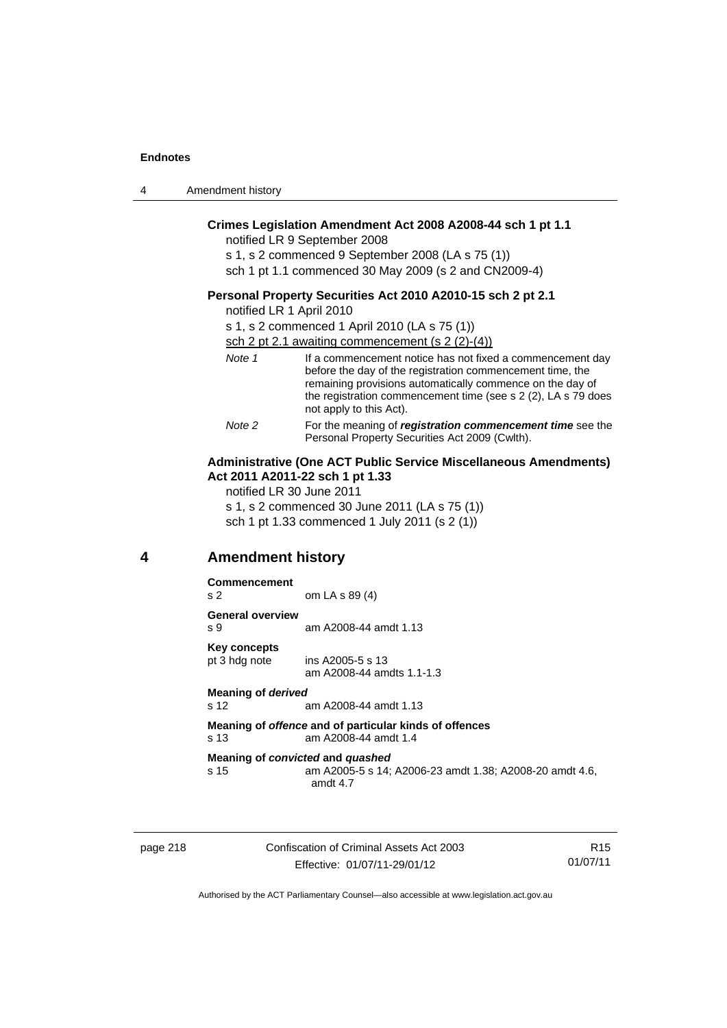**Crimes Legislation Amendment Act 2008 A2008-44 sch 1 pt 1.1**

notified LR 9 September 2008

s 1, s 2 commenced 9 September 2008 (LA s 75 (1))

sch 1 pt 1.1 commenced 30 May 2009 (s 2 and CN2009-4)

**Personal Property Securities Act 2010 A2010-15 sch 2 pt 2.1**

notified LR 1 April 2010

s 1, s 2 commenced 1 April 2010 (LA s 75 (1))

sch 2 pt 2.1 awaiting commencement (s 2 (2)-(4))

*Note 1* If a commencement notice has not fixed a commencement day before the day of the registration commencement time, the remaining provisions automatically commence on the day of the registration commencement time (see s 2 (2), LA s 79 does not apply to this Act).

*Note 2* For the meaning of ***registration commencement time*** see the Personal Property Securities Act 2009 (Cwlth).

**Administrative (One ACT Public Service Miscellaneous Amendments) Act 2011 A2011-22 sch 1 pt 1.33**

notified LR 30 June 2011

s 1, s 2 commenced 30 June 2011 (LA s 75 (1))

sch 1 pt 1.33 commenced 1 July 2011 (s 2 (1))

## 4 Amendment history

**Commencement**

s 2 om LA s 89 (4)

**General overview**

s 9 am A2008-44 amdt 1.13

**Key concepts**

pt 3 hdg note ins A2005-5 s 13
am A2008-44 amdts 1.1-1.3

**Meaning of *derived***

s 12 am A2008-44 amdt 1.13

**Meaning of *offence* and of particular kinds of offences**

s 13 am A2008-44 amdt 1.4

**Meaning of *convicted* and *quashed***

s 15 am A2005-5 s 14; A2006-23 amdt 1.38; A2008-20 amdt 4.6, amdt 4.7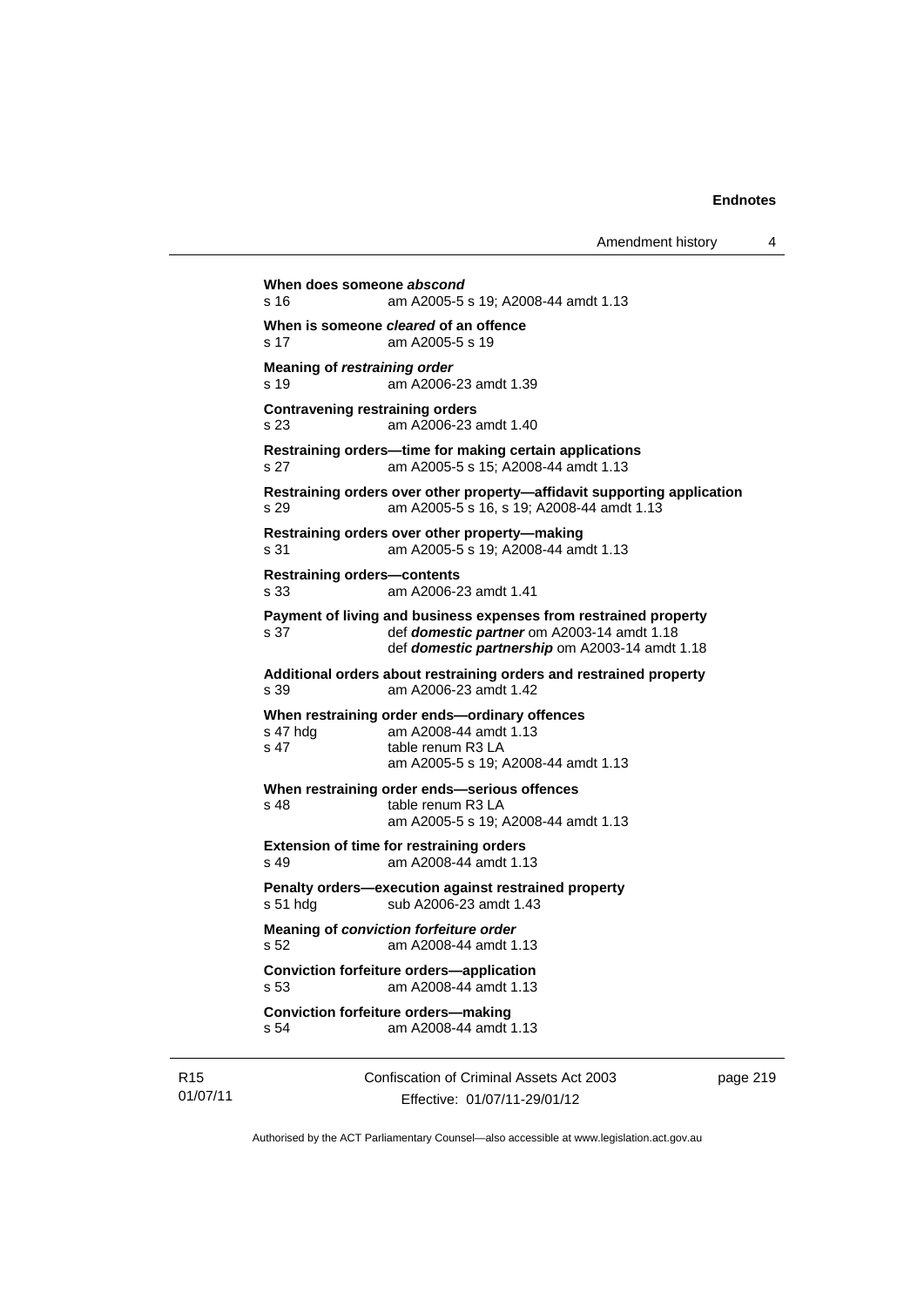**When does someone *abscond***
s 16 am A2005-5 s 19; A2008-44 amdt 1.13

**When is someone *cleared* of an offence**
s 17 am A2005-5 s 19

**Meaning of *restraining order***
s 19 am A2006-23 amdt 1.39

**Contravening restraining orders**
s 23 am A2006-23 amdt 1.40

**Restraining orders—time for making certain applications**
s 27 am A2005-5 s 15; A2008-44 amdt 1.13

**Restraining orders over other property—affidavit supporting application**
s 29 am A2005-5 s 16, s 19; A2008-44 amdt 1.13

**Restraining orders over other property—making**
s 31 am A2005-5 s 19; A2008-44 amdt 1.13

**Restraining orders—contents**
s 33 am A2006-23 amdt 1.41

**Payment of living and business expenses from restrained property**
s 37 def ***domestic partner*** om A2003-14 amdt 1.18
def ***domestic partnership*** om A2003-14 amdt 1.18

**Additional orders about restraining orders and restrained property**
s 39 am A2006-23 amdt 1.42

**When restraining order ends—ordinary offences**
s 47 hdg am A2008-44 amdt 1.13
s 47 table renum R3 LA
am A2005-5 s 19; A2008-44 amdt 1.13

**When restraining order ends—serious offences**
s 48 table renum R3 LA
am A2005-5 s 19; A2008-44 amdt 1.13

**Extension of time for restraining orders**
s 49 am A2008-44 amdt 1.13

**Penalty orders—execution against restrained property**
s 51 hdg sub A2006-23 amdt 1.43

**Meaning of *conviction forfeiture order***
s 52 am A2008-44 amdt 1.13

**Conviction forfeiture orders—application**
s 53 am A2008-44 amdt 1.13

**Conviction forfeiture orders—making**
s 54 am A2008-44 amdt 1.13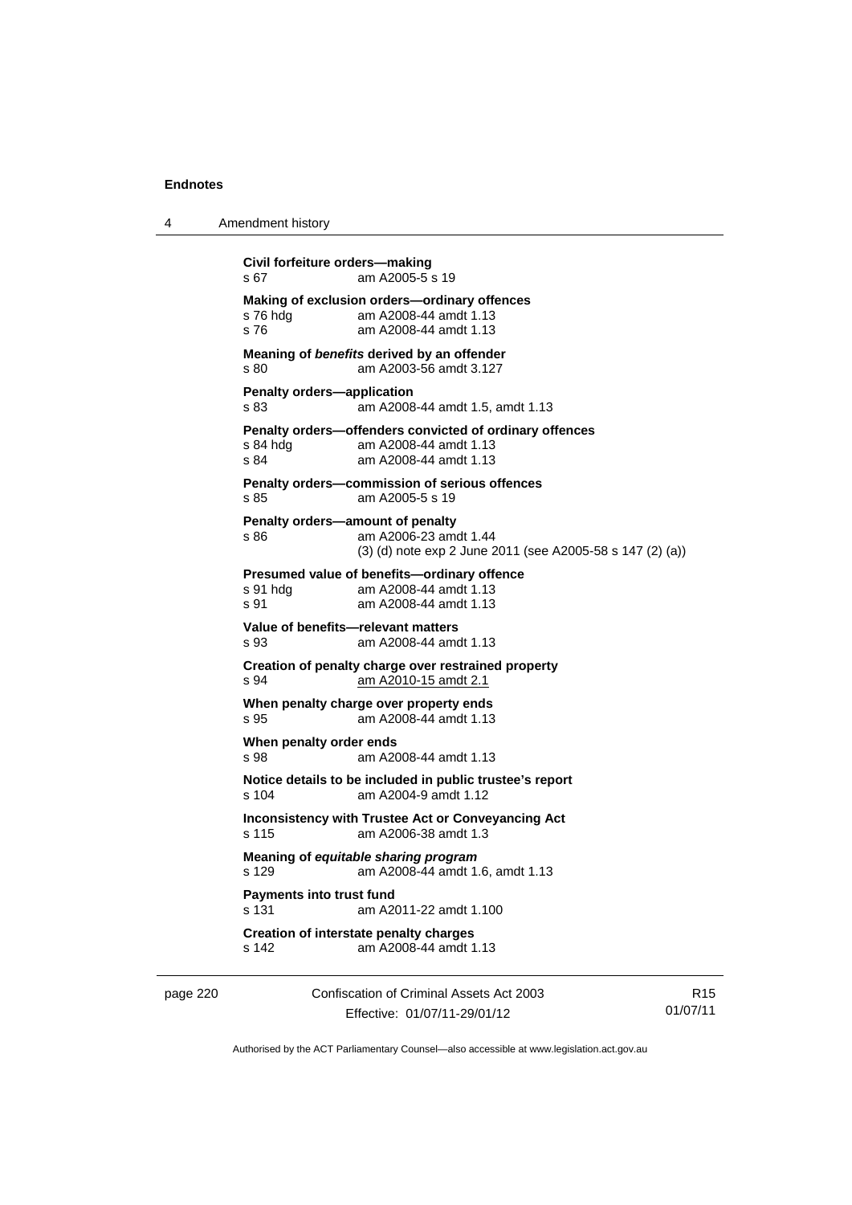**Civil forfeiture orders—making**
s 67 am A2005-5 s 19

**Making of exclusion orders—ordinary offences**
s 76 hdg am A2008-44 amdt 1.13
s 76 am A2008-44 amdt 1.13

**Meaning of *benefits* derived by an offender**
s 80 am A2003-56 amdt 3.127

**Penalty orders—application**
s 83 am A2008-44 amdt 1.5, amdt 1.13

**Penalty orders—offenders convicted of ordinary offences**
s 84 hdg am A2008-44 amdt 1.13
s 84 am A2008-44 amdt 1.13

**Penalty orders—commission of serious offences**
s 85 am A2005-5 s 19

**Penalty orders—amount of penalty**
s 86 am A2006-23 amdt 1.44
(3) (d) note exp 2 June 2011 (see A2005-58 s 147 (2) (a))

**Presumed value of benefits—ordinary offence**
s 91 hdg am A2008-44 amdt 1.13
s 91 am A2008-44 amdt 1.13

**Value of benefits—relevant matters**
s 93 am A2008-44 amdt 1.13

**Creation of penalty charge over restrained property**
s 94 am A2010-15 amdt 2.1

**When penalty charge over property ends**
s 95 am A2008-44 amdt 1.13

**When penalty order ends**
s 98 am A2008-44 amdt 1.13

**Notice details to be included in public trustee's report**
s 104 am A2004-9 amdt 1.12

**Inconsistency with Trustee Act or Conveyancing Act**
s 115 am A2006-38 amdt 1.3

**Meaning of *equitable sharing program***
s 129 am A2008-44 amdt 1.6, amdt 1.13

**Payments into trust fund**
s 131 am A2011-22 amdt 1.100

**Creation of interstate penalty charges**
s 142 am A2008-44 amdt 1.13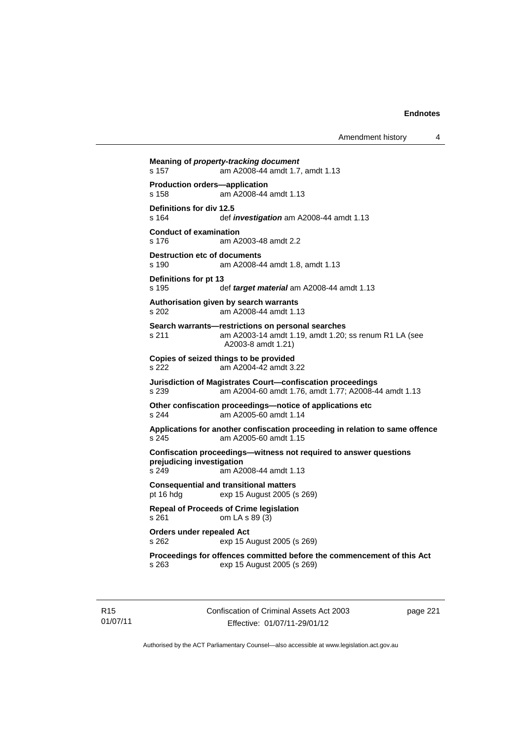**Meaning of *property-tracking document***
s 157 am A2008-44 amdt 1.7, amdt 1.13

**Production orders—application**
s 158 am A2008-44 amdt 1.13

**Definitions for div 12.5**
s 164 def ***investigation*** am A2008-44 amdt 1.13

**Conduct of examination**
s 176 am A2003-48 amdt 2.2

**Destruction etc of documents**
s 190 am A2008-44 amdt 1.8, amdt 1.13

**Definitions for pt 13**
s 195 def ***target material*** am A2008-44 amdt 1.13

**Authorisation given by search warrants**
s 202 am A2008-44 amdt 1.13

**Search warrants—restrictions on personal searches**
s 211 am A2003-14 amdt 1.19, amdt 1.20; ss renum R1 LA (see A2003-8 amdt 1.21)

**Copies of seized things to be provided**
s 222 am A2004-42 amdt 3.22

**Jurisdiction of Magistrates Court—confiscation proceedings**
s 239 am A2004-60 amdt 1.76, amdt 1.77; A2008-44 amdt 1.13

**Other confiscation proceedings—notice of applications etc**
s 244 am A2005-60 amdt 1.14

**Applications for another confiscation proceeding in relation to same offence**
s 245 am A2005-60 amdt 1.15

**Confiscation proceedings—witness not required to answer questions prejudicing investigation**
s 249 am A2008-44 amdt 1.13

**Consequential and transitional matters**
pt 16 hdg exp 15 August 2005 (s 269)

**Repeal of Proceeds of Crime legislation**
s 261 om LA s 89 (3)

**Orders under repealed Act**
s 262 exp 15 August 2005 (s 269)

**Proceedings for offences committed before the commencement of this Act**
s 263 exp 15 August 2005 (s 269)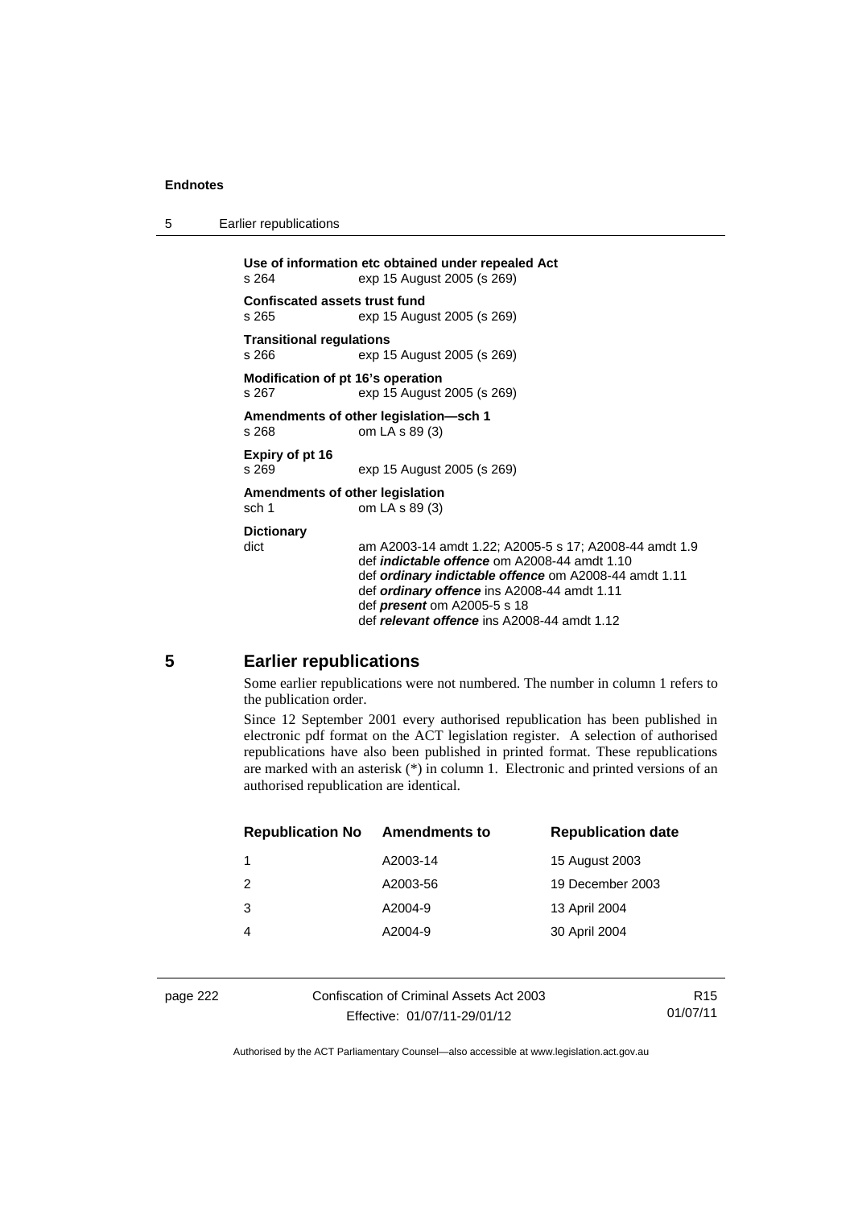**Use of information etc obtained under repealed Act**
s 264 exp 15 August 2005 (s 269)

**Confiscated assets trust fund**
s 265 exp 15 August 2005 (s 269)

**Transitional regulations**
s 266 exp 15 August 2005 (s 269)

**Modification of pt 16's operation**
s 267 exp 15 August 2005 (s 269)

**Amendments of other legislation—sch 1**
s 268 om LA s 89 (3)

**Expiry of pt 16**
s 269 exp 15 August 2005 (s 269)

**Amendments of other legislation**
sch 1 om LA s 89 (3)

**Dictionary**
dict am A2003-14 amdt 1.22; A2005-5 s 17; A2008-44 amdt 1.9
def ***indictable offence*** om A2008-44 amdt 1.10
def ***ordinary indictable offence*** om A2008-44 amdt 1.11
def ***ordinary offence*** ins A2008-44 amdt 1.11
def ***present*** om A2005-5 s 18
def ***relevant offence*** ins A2008-44 amdt 1.12

## 5 Earlier republications

Some earlier republications were not numbered. The number in column 1 refers to the publication order.

Since 12 September 2001 every authorised republication has been published in electronic pdf format on the ACT legislation register. A selection of authorised republications have also been published in printed format. These republications are marked with an asterisk (*) in column 1. Electronic and printed versions of an authorised republication are identical.

| Republication No | Amendments to | Republication date |
|---|---|---|
| 1 | A2003-14 | 15 August 2003 |
| 2 | A2003-56 | 19 December 2003 |
| 3 | A2004-9 | 13 April 2004 |
| 4 | A2004-9 | 30 April 2004 |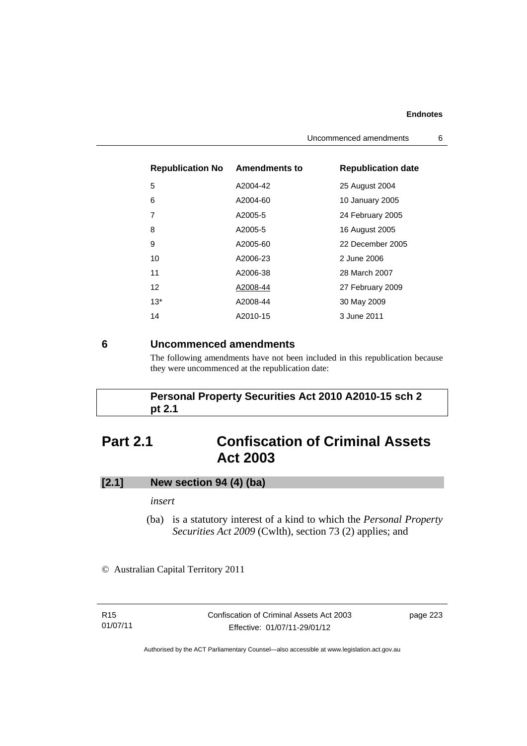| Republication No | Amendments to | Republication date |
|---|---|---|
| 5 | A2004-42 | 25 August 2004 |
| 6 | A2004-60 | 10 January 2005 |
| 7 | A2005-5 | 24 February 2005 |
| 8 | A2005-5 | 16 August 2005 |
| 9 | A2005-60 | 22 December 2005 |
| 10 | A2006-23 | 2 June 2006 |
| 11 | A2006-38 | 28 March 2007 |
| 12 | A2008-44 | 27 February 2009 |
| 13* | A2008-44 | 30 May 2009 |
| 14 | A2010-15 | 3 June 2011 |

## 6 Uncommenced amendments

The following amendments have not been included in this republication because they were uncommenced at the republication date:

**Personal Property Securities Act 2010 A2010-15 sch 2 pt 2.1**

# Part 2.1 Confiscation of Criminal Assets Act 2003

### [2.1] New section 94 (4) (ba)

*insert*

(ba) is a statutory interest of a kind to which the *Personal Property Securities Act 2009* (Cwlth), section 73 (2) applies; and

© Australian Capital Territory 2011